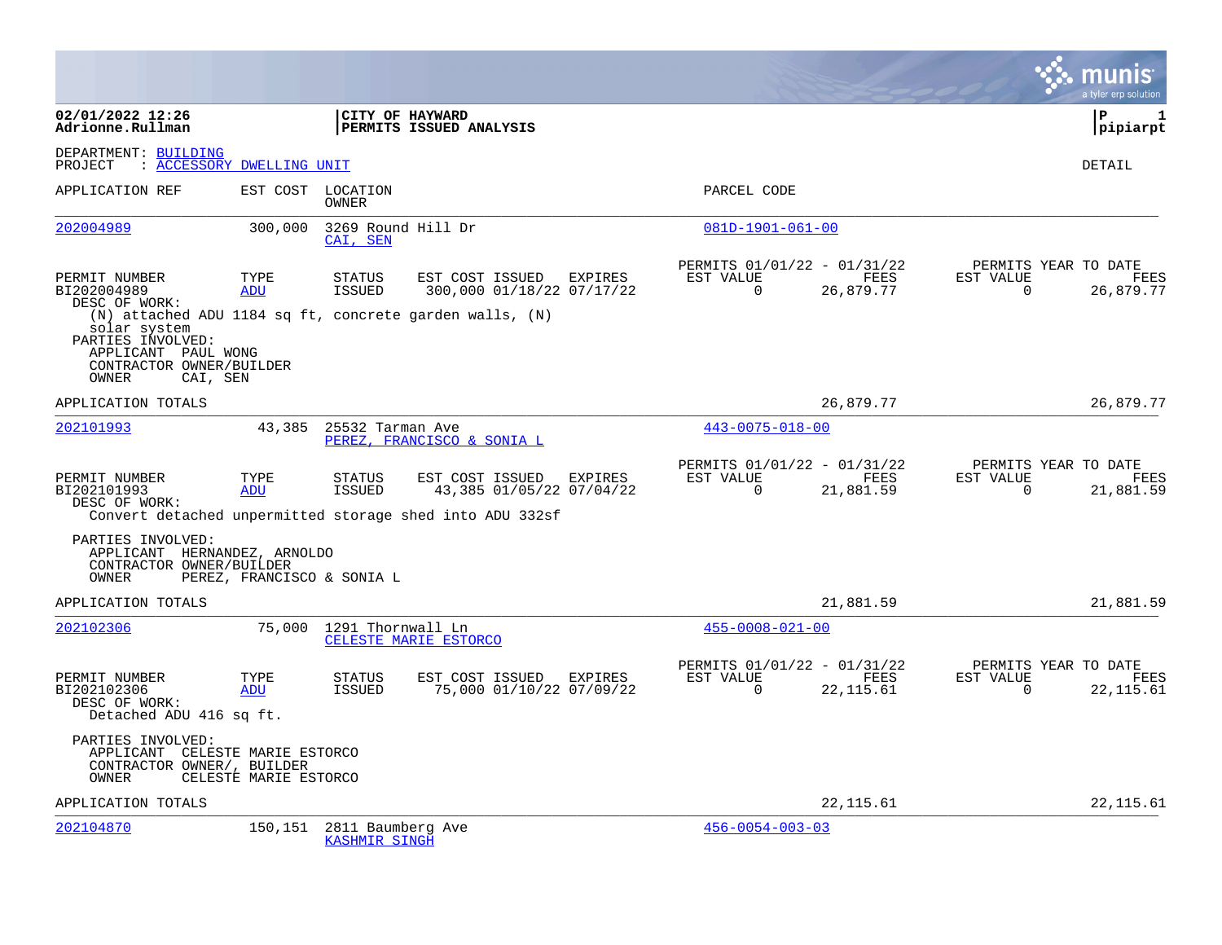**02/01/2022 12:26**
**Adrionne.Rullman**

**CITY OF HAYWARD**
**PERMITS ISSUED ANALYSIS**

**P 1**
**pipiarpt**

DEPARTMENT: BUILDING
PROJECT : ACCESSORY DWELLING UNIT

DETAIL

| APPLICATION REF | EST COST | LOCATION / OWNER | PARCEL CODE |
|---|---|---|---|
| 202004989 | 300,000 | 3269 Round Hill Dr / CAI, SEN | 081D-1901-061-00 |

| PERMIT NUMBER | TYPE | STATUS | EST COST | ISSUED | EXPIRES | PERMITS 01/01/22 - 01/31/22 EST VALUE | FEES | PERMITS YEAR TO DATE EST VALUE | FEES |
|---|---|---|---|---|---|---|---|---|---|
| BI202004989 | ADU | ISSUED | 300,000 | 01/18/22 | 07/17/22 | 0 | 26,879.77 | 0 | 26,879.77 |

DESC OF WORK:
(N) attached ADU 1184 sq ft, concrete garden walls, (N) solar system

PARTIES INVOLVED:
APPLICANT PAUL WONG
CONTRACTOR OWNER/BUILDER
OWNER CAI, SEN

APPLICATION TOTALS 26,879.77 26,879.77

| APPLICATION REF | EST COST | LOCATION / OWNER | PARCEL CODE |
|---|---|---|---|
| 202101993 | 43,385 | 25532 Tarman Ave / PEREZ, FRANCISCO & SONIA L | 443-0075-018-00 |

| PERMIT NUMBER | TYPE | STATUS | EST COST | ISSUED | EXPIRES | PERMITS 01/01/22 - 01/31/22 EST VALUE | FEES | PERMITS YEAR TO DATE EST VALUE | FEES |
|---|---|---|---|---|---|---|---|---|---|
| BI202101993 | ADU | ISSUED | 43,385 | 01/05/22 | 07/04/22 | 0 | 21,881.59 | 0 | 21,881.59 |

DESC OF WORK:
Convert detached unpermitted storage shed into ADU 332sf

PARTIES INVOLVED:
APPLICANT HERNANDEZ, ARNOLDO
CONTRACTOR OWNER/BUILDER
OWNER PEREZ, FRANCISCO & SONIA L

APPLICATION TOTALS 21,881.59 21,881.59

| APPLICATION REF | EST COST | LOCATION / OWNER | PARCEL CODE |
|---|---|---|---|
| 202102306 | 75,000 | 1291 Thornwall Ln / CELESTE MARIE ESTORCO | 455-0008-021-00 |

| PERMIT NUMBER | TYPE | STATUS | EST COST | ISSUED | EXPIRES | PERMITS 01/01/22 - 01/31/22 EST VALUE | FEES | PERMITS YEAR TO DATE EST VALUE | FEES |
|---|---|---|---|---|---|---|---|---|---|
| BI202102306 | ADU | ISSUED | 75,000 | 01/10/22 | 07/09/22 | 0 | 22,115.61 | 0 | 22,115.61 |

DESC OF WORK:
Detached ADU 416 sq ft.

PARTIES INVOLVED:
APPLICANT CELESTE MARIE ESTORCO
CONTRACTOR OWNER/, BUILDER
OWNER CELESTE MARIE ESTORCO

APPLICATION TOTALS 22,115.61 22,115.61

| APPLICATION REF | EST COST | LOCATION / OWNER | PARCEL CODE |
|---|---|---|---|
| 202104870 | 150,151 | 2811 Baumberg Ave / KASHMIR SINGH | 456-0054-003-03 |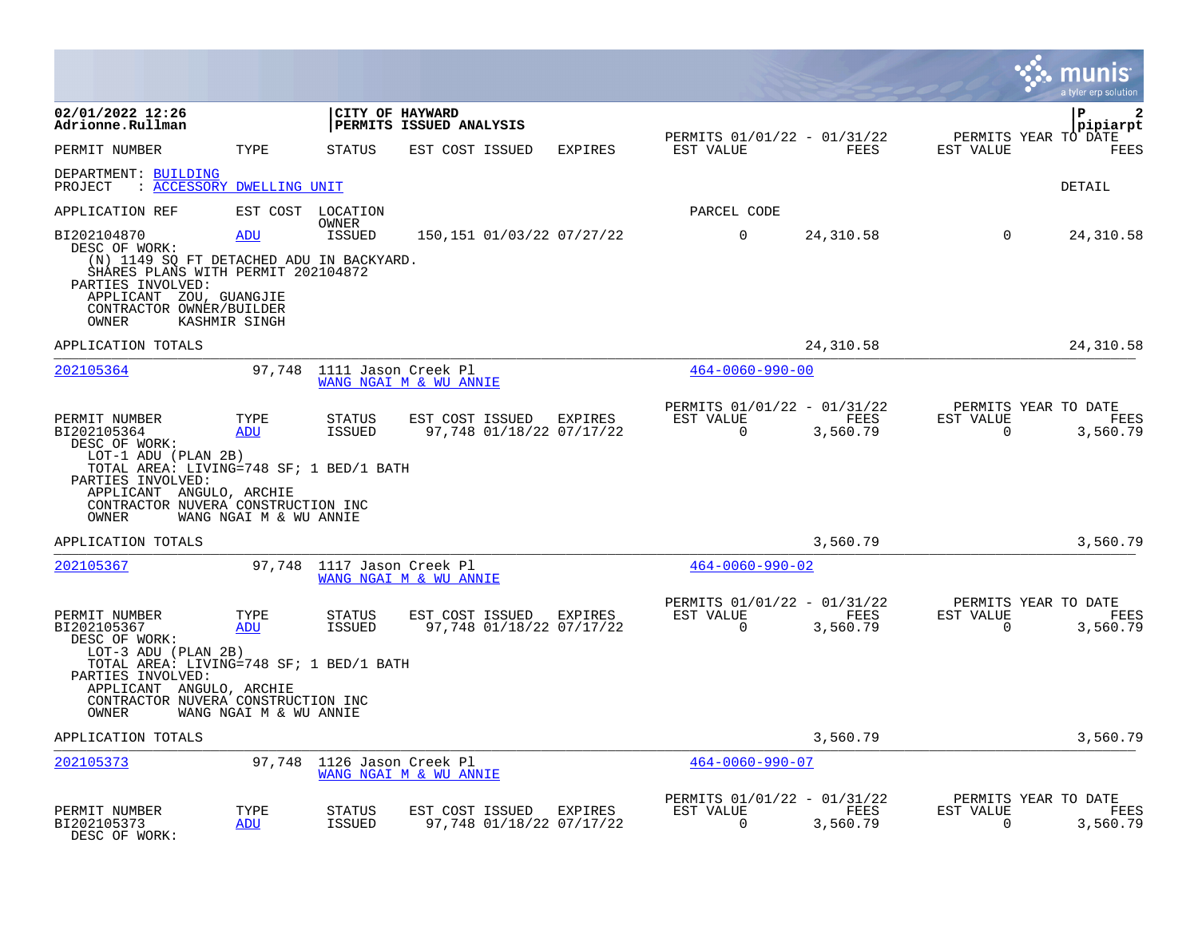**02/01/2022 12:26**
**Adrionne.Rullman**

**CITY OF HAYWARD**
**PERMITS ISSUED ANALYSIS**

**P 2**
**pipiarpt**

| PERMIT NUMBER | TYPE | STATUS | EST COST | ISSUED | EXPIRES | PERMITS 01/01/22 - 01/31/22 EST VALUE | FEES | PERMITS YEAR TO DATE EST VALUE | FEES |
|---|---|---|---|---|---|---|---|---|---|

DEPARTMENT: BUILDING
PROJECT : ACCESSORY DWELLING UNIT

DETAIL

| APPLICATION REF | EST COST | LOCATION / OWNER | | | | PARCEL CODE | | | |
|---|---|---|---|---|---|---|---|---|---|
| BI202104870 | ADU | ISSUED | 150,151 | 01/03/22 | 07/27/22 | 0 | 24,310.58 | 0 | 24,310.58 |

DESC OF WORK:
(N) 1149 SQ FT DETACHED ADU IN BACKYARD.
SHARES PLANS WITH PERMIT 202104872
PARTIES INVOLVED:
APPLICANT ZOU, GUANGJIE
CONTRACTOR OWNER/BUILDER
OWNER KASHMIR SINGH

APPLICATION TOTALS — 24,310.58 — 24,310.58

---

202105364 — 97,748 — 1111 Jason Creek Pl — WANG NGAI M & WU ANNIE — 464-0060-990-00

| PERMIT NUMBER | TYPE | STATUS | EST COST | ISSUED | EXPIRES | PERMITS 01/01/22 - 01/31/22 EST VALUE | FEES | PERMITS YEAR TO DATE EST VALUE | FEES |
|---|---|---|---|---|---|---|---|---|---|
| BI202105364 | ADU | ISSUED | 97,748 | 01/18/22 | 07/17/22 | 0 | 3,560.79 | 0 | 3,560.79 |

DESC OF WORK:
LOT-1 ADU (PLAN 2B)
TOTAL AREA: LIVING=748 SF; 1 BED/1 BATH
PARTIES INVOLVED:
APPLICANT ANGULO, ARCHIE
CONTRACTOR NUVERA CONSTRUCTION INC
OWNER WANG NGAI M & WU ANNIE

APPLICATION TOTALS — 3,560.79 — 3,560.79

---

202105367 — 97,748 — 1117 Jason Creek Pl — WANG NGAI M & WU ANNIE — 464-0060-990-02

| PERMIT NUMBER | TYPE | STATUS | EST COST | ISSUED | EXPIRES | PERMITS 01/01/22 - 01/31/22 EST VALUE | FEES | PERMITS YEAR TO DATE EST VALUE | FEES |
|---|---|---|---|---|---|---|---|---|---|
| BI202105367 | ADU | ISSUED | 97,748 | 01/18/22 | 07/17/22 | 0 | 3,560.79 | 0 | 3,560.79 |

DESC OF WORK:
LOT-3 ADU (PLAN 2B)
TOTAL AREA: LIVING=748 SF; 1 BED/1 BATH
PARTIES INVOLVED:
APPLICANT ANGULO, ARCHIE
CONTRACTOR NUVERA CONSTRUCTION INC
OWNER WANG NGAI M & WU ANNIE

APPLICATION TOTALS — 3,560.79 — 3,560.79

---

202105373 — 97,748 — 1126 Jason Creek Pl — WANG NGAI M & WU ANNIE — 464-0060-990-07

| PERMIT NUMBER | TYPE | STATUS | EST COST | ISSUED | EXPIRES | PERMITS 01/01/22 - 01/31/22 EST VALUE | FEES | PERMITS YEAR TO DATE EST VALUE | FEES |
|---|---|---|---|---|---|---|---|---|---|
| BI202105373 | ADU | ISSUED | 97,748 | 01/18/22 | 07/17/22 | 0 | 3,560.79 | 0 | 3,560.79 |

DESC OF WORK: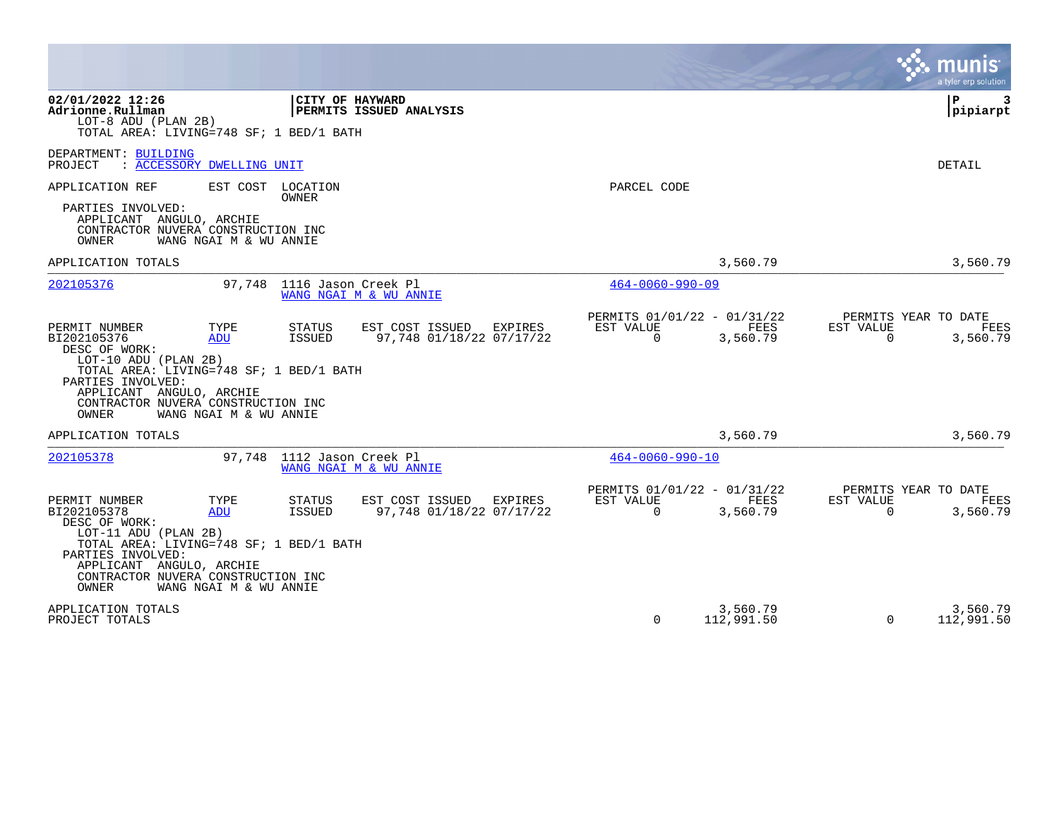02/01/2022 12:26
Adrionne.Rullman

**CITY OF HAYWARD**
**PERMITS ISSUED ANALYSIS**

pipiarpt

LOT-8 ADU (PLAN 2B)
TOTAL AREA: LIVING=748 SF; 1 BED/1 BATH

DEPARTMENT: BUILDING
PROJECT : ACCESSORY DWELLING UNIT

DETAIL

APPLICATION REF | EST COST | LOCATION / OWNER | PARCEL CODE

PARTIES INVOLVED:
APPLICANT ANGULO, ARCHIE
CONTRACTOR NUVERA CONSTRUCTION INC
OWNER WANG NGAI M & WU ANNIE

APPLICATION TOTALS — 3,560.79 — 3,560.79

---

**202105376** — 97,748 — 1116 Jason Creek Pl — WANG NGAI M & WU ANNIE — 464-0060-990-09

| PERMIT NUMBER | TYPE | STATUS | EST COST | ISSUED | EXPIRES | PERMITS 01/01/22 - 01/31/22 EST VALUE | FEES | PERMITS YEAR TO DATE EST VALUE | FEES |
|---|---|---|---|---|---|---|---|---|---|
| BI202105376 | ADU | ISSUED | 97,748 | 01/18/22 | 07/17/22 | 0 | 3,560.79 | 0 | 3,560.79 |

DESC OF WORK:
LOT-10 ADU (PLAN 2B)
TOTAL AREA: LIVING=748 SF; 1 BED/1 BATH
PARTIES INVOLVED:
APPLICANT ANGULO, ARCHIE
CONTRACTOR NUVERA CONSTRUCTION INC
OWNER WANG NGAI M & WU ANNIE

APPLICATION TOTALS — 3,560.79 — 3,560.79

---

**202105378** — 97,748 — 1112 Jason Creek Pl — WANG NGAI M & WU ANNIE — 464-0060-990-10

| PERMIT NUMBER | TYPE | STATUS | EST COST | ISSUED | EXPIRES | PERMITS 01/01/22 - 01/31/22 EST VALUE | FEES | PERMITS YEAR TO DATE EST VALUE | FEES |
|---|---|---|---|---|---|---|---|---|---|
| BI202105378 | ADU | ISSUED | 97,748 | 01/18/22 | 07/17/22 | 0 | 3,560.79 | 0 | 3,560.79 |

DESC OF WORK:
LOT-11 ADU (PLAN 2B)
TOTAL AREA: LIVING=748 SF; 1 BED/1 BATH
PARTIES INVOLVED:
APPLICANT ANGULO, ARCHIE
CONTRACTOR NUVERA CONSTRUCTION INC
OWNER WANG NGAI M & WU ANNIE

| | EST VALUE | FEES | EST VALUE | FEES |
|---|---|---|---|---|
| APPLICATION TOTALS | | 3,560.79 | | 3,560.79 |
| PROJECT TOTALS | 0 | 112,991.50 | 0 | 112,991.50 |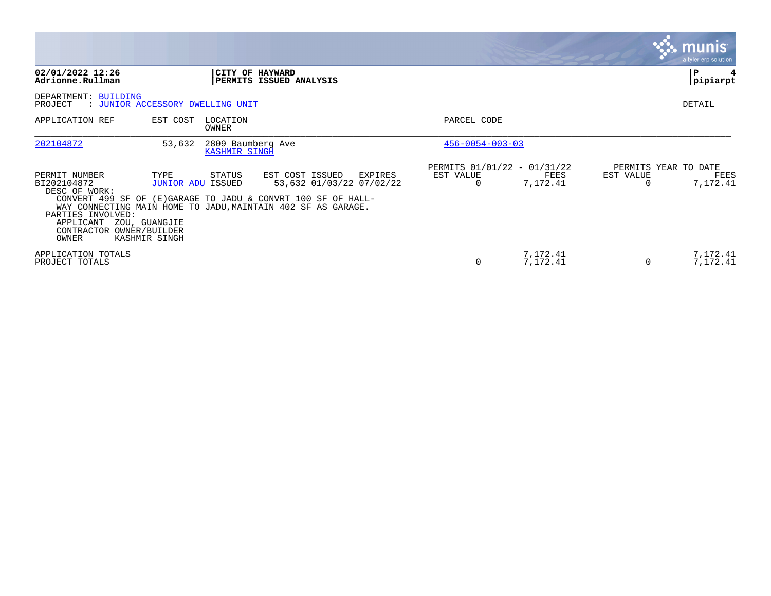**02/01/2022 12:26**
**Adrionne.Rullman**

**CITY OF HAYWARD**
**PERMITS ISSUED ANALYSIS**

**pipiarpt**

DEPARTMENT: BUILDING
PROJECT : JUNIOR ACCESSORY DWELLING UNIT

DETAIL

| APPLICATION REF | EST COST | LOCATION / OWNER | PARCEL CODE |
|---|---|---|---|
| 202104872 | 53,632 | 2809 Baumberg Ave / KASHMIR SINGH | 456-0054-003-03 |

| PERMIT NUMBER | TYPE | STATUS | EST COST | ISSUED | EXPIRES | PERMITS 01/01/22 - 01/31/22 EST VALUE | FEES | PERMITS YEAR TO DATE EST VALUE | FEES |
|---|---|---|---|---|---|---|---|---|---|
| BI202104872 | JUNIOR ADU | ISSUED | 53,632 | 01/03/22 | 07/02/22 | 0 | 7,172.41 | 0 | 7,172.41 |

DESC OF WORK:
CONVERT 499 SF OF (E)GARAGE TO JADU & CONVRT 100 SF OF HALL-
WAY CONNECTING MAIN HOME TO JADU,MAINTAIN 402 SF AS GARAGE.

PARTIES INVOLVED:
APPLICANT ZOU, GUANGJIE
CONTRACTOR OWNER/BUILDER
OWNER KASHMIR SINGH

| | EST VALUE | FEES | EST VALUE | FEES |
|---|---|---|---|---|
| APPLICATION TOTALS | 0 | 7,172.41 | 0 | 7,172.41 |
| PROJECT TOTALS | 0 | 7,172.41 | 0 | 7,172.41 |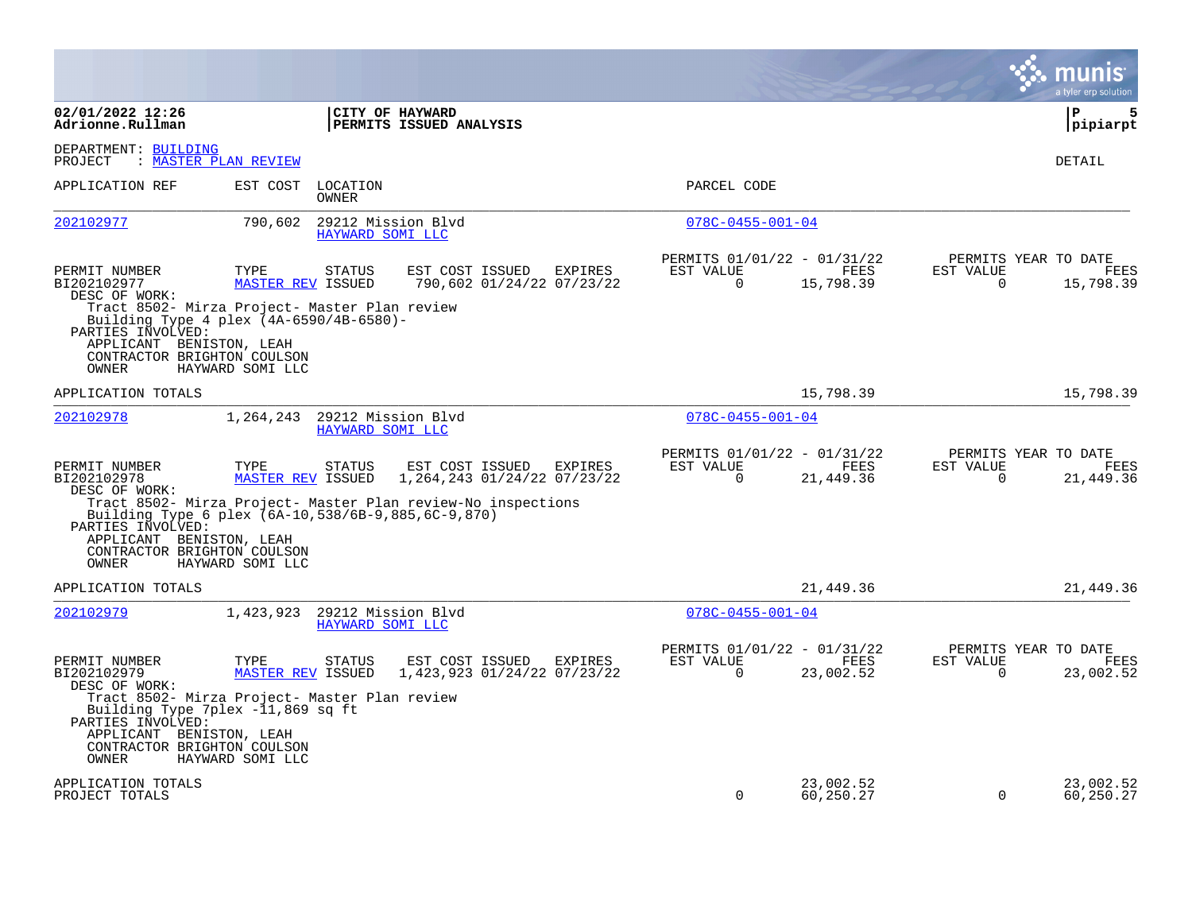**02/01/2022 12:26**
**Adrionne.Rullman**

**CITY OF HAYWARD**
**PERMITS ISSUED ANALYSIS**

**pipiarpt**

DEPARTMENT: BUILDING
PROJECT : MASTER PLAN REVIEW

DETAIL

| APPLICATION REF | EST COST | LOCATION / OWNER | PARCEL CODE |
|---|---|---|---|
| 202102977 | 790,602 | 29212 Mission Blvd / HAYWARD SOMI LLC | 078C-0455-001-04 |

| PERMIT NUMBER | TYPE | STATUS | EST COST | ISSUED | EXPIRES | PERMITS 01/01/22 - 01/31/22 EST VALUE | FEES | PERMITS YEAR TO DATE EST VALUE | FEES |
|---|---|---|---|---|---|---|---|---|---|
| BI202102977 | MASTER REV | ISSUED | 790,602 | 01/24/22 | 07/23/22 | 0 | 15,798.39 | 0 | 15,798.39 |

DESC OF WORK:
Tract 8502- Mirza Project- Master Plan review
Building Type 4 plex (4A-6590/4B-6580)-

PARTIES INVOLVED:
APPLICANT BENISTON, LEAH
CONTRACTOR BRIGHTON COULSON
OWNER HAYWARD SOMI LLC

APPLICATION TOTALS 15,798.39 15,798.39

| APPLICATION REF | EST COST | LOCATION / OWNER | PARCEL CODE |
|---|---|---|---|
| 202102978 | 1,264,243 | 29212 Mission Blvd / HAYWARD SOMI LLC | 078C-0455-001-04 |

| PERMIT NUMBER | TYPE | STATUS | EST COST | ISSUED | EXPIRES | PERMITS 01/01/22 - 01/31/22 EST VALUE | FEES | PERMITS YEAR TO DATE EST VALUE | FEES |
|---|---|---|---|---|---|---|---|---|---|
| BI202102978 | MASTER REV | ISSUED | 1,264,243 | 01/24/22 | 07/23/22 | 0 | 21,449.36 | 0 | 21,449.36 |

DESC OF WORK:
Tract 8502- Mirza Project- Master Plan review-No inspections
Building Type 6 plex (6A-10,538/6B-9,885,6C-9,870)

PARTIES INVOLVED:
APPLICANT BENISTON, LEAH
CONTRACTOR BRIGHTON COULSON
OWNER HAYWARD SOMI LLC

APPLICATION TOTALS 21,449.36 21,449.36

| APPLICATION REF | EST COST | LOCATION / OWNER | PARCEL CODE |
|---|---|---|---|
| 202102979 | 1,423,923 | 29212 Mission Blvd / HAYWARD SOMI LLC | 078C-0455-001-04 |

| PERMIT NUMBER | TYPE | STATUS | EST COST | ISSUED | EXPIRES | PERMITS 01/01/22 - 01/31/22 EST VALUE | FEES | PERMITS YEAR TO DATE EST VALUE | FEES |
|---|---|---|---|---|---|---|---|---|---|
| BI202102979 | MASTER REV | ISSUED | 1,423,923 | 01/24/22 | 07/23/22 | 0 | 23,002.52 | 0 | 23,002.52 |

DESC OF WORK:
Tract 8502- Mirza Project- Master Plan review
Building Type 7plex -11,869 sq ft

PARTIES INVOLVED:
APPLICANT BENISTON, LEAH
CONTRACTOR BRIGHTON COULSON
OWNER HAYWARD SOMI LLC

| | EST VALUE | FEES | EST VALUE | FEES |
|---|---|---|---|---|
| APPLICATION TOTALS | | 23,002.52 | | 23,002.52 |
| PROJECT TOTALS | 0 | 60,250.27 | 0 | 60,250.27 |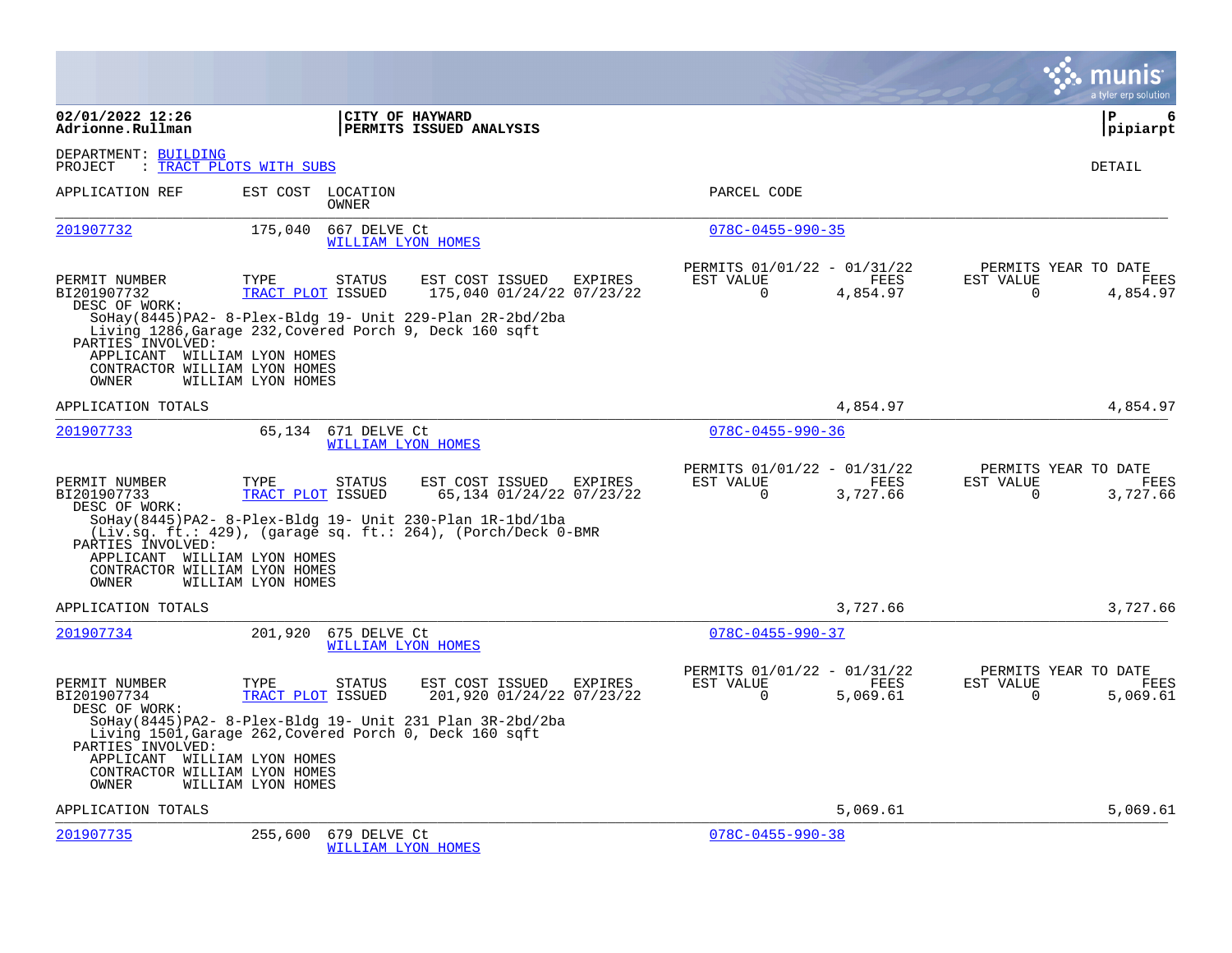**CITY OF HAYWARD**
**PERMITS ISSUED ANALYSIS**

02/01/2022 12:26
Adrionne.Rullman

P 6
pipiarpt

DEPARTMENT: BUILDING
PROJECT : TRACT PLOTS WITH SUBS

DETAIL

| APPLICATION REF | EST COST | LOCATION / OWNER | PARCEL CODE |
|---|---|---|---|
| 201907732 | 175,040 | 667 DELVE Ct / WILLIAM LYON HOMES | 078C-0455-990-35 |

| PERMIT NUMBER | TYPE | STATUS | EST COST | ISSUED | EXPIRES | PERMITS 01/01/22 - 01/31/22 EST VALUE | FEES | PERMITS YEAR TO DATE EST VALUE | FEES |
|---|---|---|---|---|---|---|---|---|---|
| BI201907732 | TRACT PLOT | ISSUED | 175,040 | 01/24/22 | 07/23/22 | 0 | 4,854.97 | 0 | 4,854.97 |

DESC OF WORK:
SoHay(8445)PA2- 8-Plex-Bldg 19- Unit 229-Plan 2R-2bd/2ba
Living 1286,Garage 232,Covered Porch 9, Deck 160 sqft

PARTIES INVOLVED:
APPLICANT WILLIAM LYON HOMES
CONTRACTOR WILLIAM LYON HOMES
OWNER WILLIAM LYON HOMES

APPLICATION TOTALS: 4,854.97 | 4,854.97

| APPLICATION REF | EST COST | LOCATION / OWNER | PARCEL CODE |
|---|---|---|---|
| 201907733 | 65,134 | 671 DELVE Ct / WILLIAM LYON HOMES | 078C-0455-990-36 |

| PERMIT NUMBER | TYPE | STATUS | EST COST | ISSUED | EXPIRES | PERMITS 01/01/22 - 01/31/22 EST VALUE | FEES | PERMITS YEAR TO DATE EST VALUE | FEES |
|---|---|---|---|---|---|---|---|---|---|
| BI201907733 | TRACT PLOT | ISSUED | 65,134 | 01/24/22 | 07/23/22 | 0 | 3,727.66 | 0 | 3,727.66 |

DESC OF WORK:
SoHay(8445)PA2- 8-Plex-Bldg 19- Unit 230-Plan 1R-1bd/1ba
(Liv.sq. ft.: 429), (garage sq. ft.: 264), (Porch/Deck 0-BMR

PARTIES INVOLVED:
APPLICANT WILLIAM LYON HOMES
CONTRACTOR WILLIAM LYON HOMES
OWNER WILLIAM LYON HOMES

APPLICATION TOTALS: 3,727.66 | 3,727.66

| APPLICATION REF | EST COST | LOCATION / OWNER | PARCEL CODE |
|---|---|---|---|
| 201907734 | 201,920 | 675 DELVE Ct / WILLIAM LYON HOMES | 078C-0455-990-37 |

| PERMIT NUMBER | TYPE | STATUS | EST COST | ISSUED | EXPIRES | PERMITS 01/01/22 - 01/31/22 EST VALUE | FEES | PERMITS YEAR TO DATE EST VALUE | FEES |
|---|---|---|---|---|---|---|---|---|---|
| BI201907734 | TRACT PLOT | ISSUED | 201,920 | 01/24/22 | 07/23/22 | 0 | 5,069.61 | 0 | 5,069.61 |

DESC OF WORK:
SoHay(8445)PA2- 8-Plex-Bldg 19- Unit 231 Plan 3R-2bd/2ba
Living 1501,Garage 262,Covered Porch 0, Deck 160 sqft

PARTIES INVOLVED:
APPLICANT WILLIAM LYON HOMES
CONTRACTOR WILLIAM LYON HOMES
OWNER WILLIAM LYON HOMES

APPLICATION TOTALS: 5,069.61 | 5,069.61

| APPLICATION REF | EST COST | LOCATION / OWNER | PARCEL CODE |
|---|---|---|---|
| 201907735 | 255,600 | 679 DELVE Ct / WILLIAM LYON HOMES | 078C-0455-990-38 |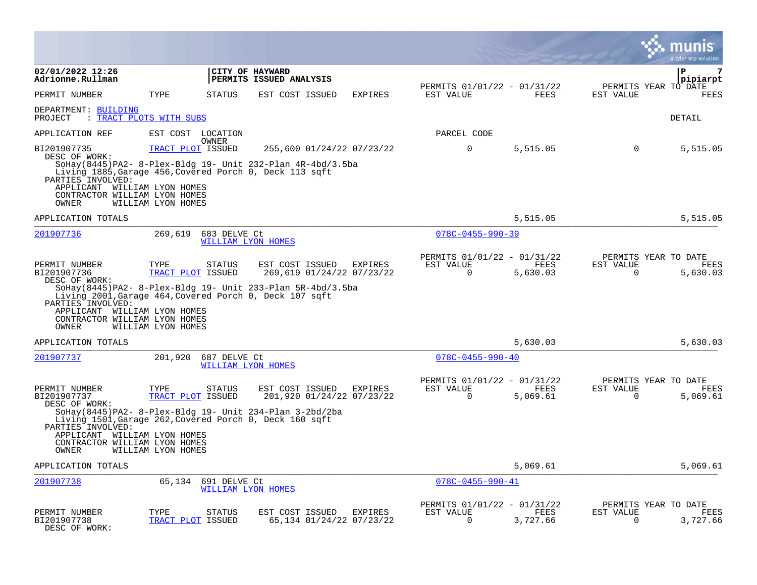**02/01/2022 12:26**
**Adrionne.Rullman**

**CITY OF HAYWARD**
**PERMITS ISSUED ANALYSIS**

**pipiarpt**

| PERMIT NUMBER | TYPE | STATUS | EST COST | ISSUED | EXPIRES | PERMITS 01/01/22 - 01/31/22 EST VALUE | FEES | PERMITS YEAR TO DATE EST VALUE | FEES |
|---|---|---|---|---|---|---|---|---|---|

DEPARTMENT: BUILDING
PROJECT : TRACT PLOTS WITH SUBS

DETAIL

| APPLICATION REF | EST COST | LOCATION / OWNER | | | | PARCEL CODE | | | |
|---|---|---|---|---|---|---|---|---|---|
| BI201907735 | TRACT PLOT | ISSUED | 255,600 | 01/24/22 | 07/23/22 | 0 | 5,515.05 | 0 | 5,515.05 |

DESC OF WORK:
SoHay(8445)PA2- 8-Plex-Bldg 19- Unit 232-Plan 4R-4bd/3.5ba
Living 1885,Garage 456,Covered Porch 0, Deck 113 sqft
PARTIES INVOLVED:
APPLICANT WILLIAM LYON HOMES
CONTRACTOR WILLIAM LYON HOMES
OWNER WILLIAM LYON HOMES

APPLICATION TOTALS — 5,515.05 — 5,515.05

---

201907736 — 269,619 — 683 DELVE Ct — WILLIAM LYON HOMES — 078C-0455-990-39

| PERMIT NUMBER | TYPE | STATUS | EST COST | ISSUED | EXPIRES | PERMITS 01/01/22 - 01/31/22 EST VALUE | FEES | PERMITS YEAR TO DATE EST VALUE | FEES |
|---|---|---|---|---|---|---|---|---|---|
| BI201907736 | TRACT PLOT | ISSUED | 269,619 | 01/24/22 | 07/23/22 | 0 | 5,630.03 | 0 | 5,630.03 |

DESC OF WORK:
SoHay(8445)PA2- 8-Plex-Bldg 19- Unit 233-Plan 5R-4bd/3.5ba
Living 2001,Garage 464,Covered Porch 0, Deck 107 sqft
PARTIES INVOLVED:
APPLICANT WILLIAM LYON HOMES
CONTRACTOR WILLIAM LYON HOMES
OWNER WILLIAM LYON HOMES

APPLICATION TOTALS — 5,630.03 — 5,630.03

---

201907737 — 201,920 — 687 DELVE Ct — WILLIAM LYON HOMES — 078C-0455-990-40

| PERMIT NUMBER | TYPE | STATUS | EST COST | ISSUED | EXPIRES | PERMITS 01/01/22 - 01/31/22 EST VALUE | FEES | PERMITS YEAR TO DATE EST VALUE | FEES |
|---|---|---|---|---|---|---|---|---|---|
| BI201907737 | TRACT PLOT | ISSUED | 201,920 | 01/24/22 | 07/23/22 | 0 | 5,069.61 | 0 | 5,069.61 |

DESC OF WORK:
SoHay(8445)PA2- 8-Plex-Bldg 19- Unit 234-Plan 3-2bd/2ba
Living 1501,Garage 262,Covered Porch 0, Deck 160 sqft
PARTIES INVOLVED:
APPLICANT WILLIAM LYON HOMES
CONTRACTOR WILLIAM LYON HOMES
OWNER WILLIAM LYON HOMES

APPLICATION TOTALS — 5,069.61 — 5,069.61

---

201907738 — 65,134 — 691 DELVE Ct — WILLIAM LYON HOMES — 078C-0455-990-41

| PERMIT NUMBER | TYPE | STATUS | EST COST | ISSUED | EXPIRES | PERMITS 01/01/22 - 01/31/22 EST VALUE | FEES | PERMITS YEAR TO DATE EST VALUE | FEES |
|---|---|---|---|---|---|---|---|---|---|
| BI201907738 | TRACT PLOT | ISSUED | 65,134 | 01/24/22 | 07/23/22 | 0 | 3,727.66 | 0 | 3,727.66 |

DESC OF WORK: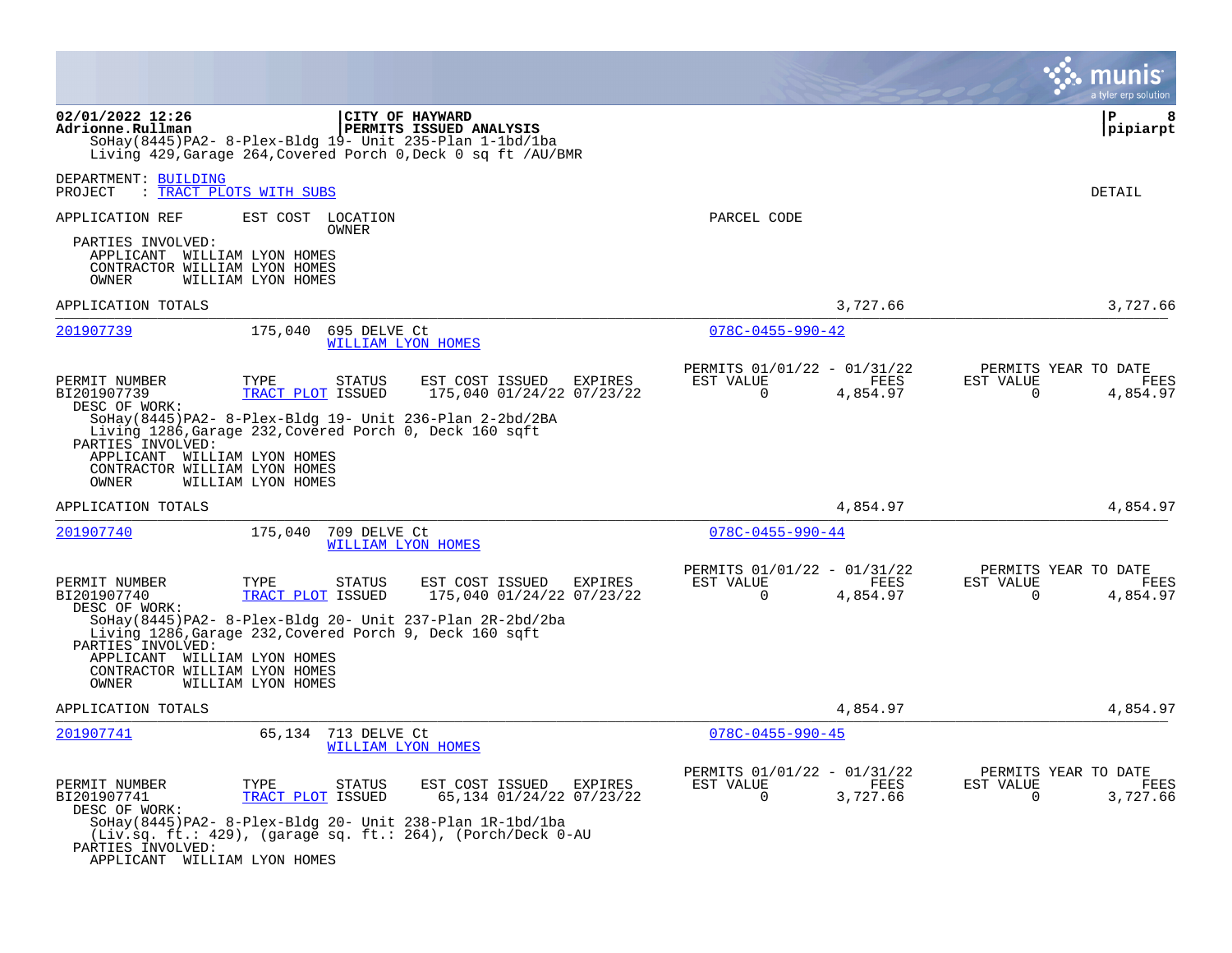**02/01/2022 12:26**
**Adrionne.Rullman**

**CITY OF HAYWARD**
**PERMITS ISSUED ANALYSIS**

SoHay(8445)PA2- 8-Plex-Bldg 19- Unit 235-Plan 1-1bd/1ba
Living 429,Garage 264,Covered Porch 0,Deck 0 sq ft /AU/BMR

DEPARTMENT: BUILDING
PROJECT : TRACT PLOTS WITH SUBS

DETAIL

APPLICATION REF | EST COST | LOCATION / OWNER | PARCEL CODE

PARTIES INVOLVED:
APPLICANT WILLIAM LYON HOMES
CONTRACTOR WILLIAM LYON HOMES
OWNER WILLIAM LYON HOMES

APPLICATION TOTALS 3,727.66 3,727.66

---

**201907739** | 175,040 | 695 DELVE Ct / WILLIAM LYON HOMES | 078C-0455-990-42

| PERMIT NUMBER | TYPE | STATUS | EST COST | ISSUED | EXPIRES | PERMITS 01/01/22 - 01/31/22 EST VALUE | FEES | PERMITS YEAR TO DATE EST VALUE | FEES |
|---|---|---|---|---|---|---|---|---|---|
| BI201907739 | TRACT PLOT | ISSUED | 175,040 | 01/24/22 | 07/23/22 | 0 | 4,854.97 | 0 | 4,854.97 |

DESC OF WORK:
SoHay(8445)PA2- 8-Plex-Bldg 19- Unit 236-Plan 2-2bd/2BA
Living 1286,Garage 232,Covered Porch 0, Deck 160 sqft

PARTIES INVOLVED:
APPLICANT WILLIAM LYON HOMES
CONTRACTOR WILLIAM LYON HOMES
OWNER WILLIAM LYON HOMES

APPLICATION TOTALS 4,854.97 4,854.97

---

**201907740** | 175,040 | 709 DELVE Ct / WILLIAM LYON HOMES | 078C-0455-990-44

| PERMIT NUMBER | TYPE | STATUS | EST COST | ISSUED | EXPIRES | PERMITS 01/01/22 - 01/31/22 EST VALUE | FEES | PERMITS YEAR TO DATE EST VALUE | FEES |
|---|---|---|---|---|---|---|---|---|---|
| BI201907740 | TRACT PLOT | ISSUED | 175,040 | 01/24/22 | 07/23/22 | 0 | 4,854.97 | 0 | 4,854.97 |

DESC OF WORK:
SoHay(8445)PA2- 8-Plex-Bldg 20- Unit 237-Plan 2R-2bd/2ba
Living 1286,Garage 232,Covered Porch 9, Deck 160 sqft

PARTIES INVOLVED:
APPLICANT WILLIAM LYON HOMES
CONTRACTOR WILLIAM LYON HOMES
OWNER WILLIAM LYON HOMES

APPLICATION TOTALS 4,854.97 4,854.97

---

**201907741** | 65,134 | 713 DELVE Ct / WILLIAM LYON HOMES | 078C-0455-990-45

| PERMIT NUMBER | TYPE | STATUS | EST COST | ISSUED | EXPIRES | PERMITS 01/01/22 - 01/31/22 EST VALUE | FEES | PERMITS YEAR TO DATE EST VALUE | FEES |
|---|---|---|---|---|---|---|---|---|---|
| BI201907741 | TRACT PLOT | ISSUED | 65,134 | 01/24/22 | 07/23/22 | 0 | 3,727.66 | 0 | 3,727.66 |

DESC OF WORK:
SoHay(8445)PA2- 8-Plex-Bldg 20- Unit 238-Plan 1R-1bd/1ba
(Liv.sq. ft.: 429), (garage sq. ft.: 264), (Porch/Deck 0-AU

PARTIES INVOLVED:
APPLICANT WILLIAM LYON HOMES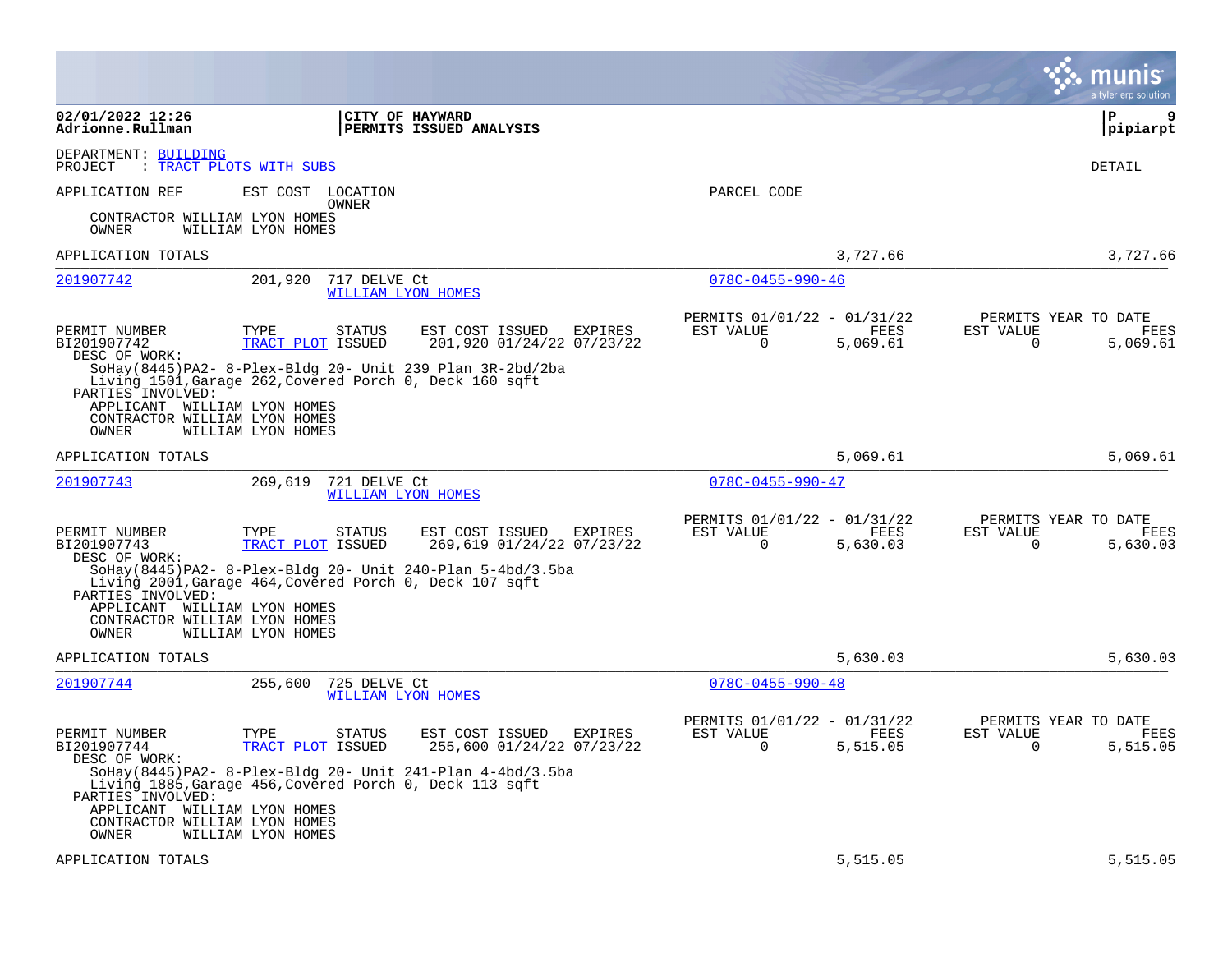**02/01/2022 12:26**
**Adrionne.Rullman**

**CITY OF HAYWARD**
**PERMITS ISSUED ANALYSIS**

**pipiarpt**

DEPARTMENT: BUILDING
PROJECT : TRACT PLOTS WITH SUBS

DETAIL

APPLICATION REF EST COST LOCATION PARCEL CODE
OWNER

CONTRACTOR WILLIAM LYON HOMES
OWNER WILLIAM LYON HOMES

APPLICATION TOTALS 3,727.66 3,727.66

---

**201907742** 201,920 717 DELVE Ct — WILLIAM LYON HOMES — 078C-0455-990-46

| PERMIT NUMBER | TYPE | STATUS | EST COST | ISSUED | EXPIRES | PERMITS 01/01/22 - 01/31/22 EST VALUE | FEES | PERMITS YEAR TO DATE EST VALUE | FEES |
|---|---|---|---|---|---|---|---|---|---|
| BI201907742 | TRACT PLOT | ISSUED | 201,920 | 01/24/22 | 07/23/22 | 0 | 5,069.61 | 0 | 5,069.61 |

DESC OF WORK:
SoHay(8445)PA2- 8-Plex-Bldg 20- Unit 239 Plan 3R-2bd/2ba
Living 1501,Garage 262,Covered Porch 0, Deck 160 sqft

PARTIES INVOLVED:
APPLICANT WILLIAM LYON HOMES
CONTRACTOR WILLIAM LYON HOMES
OWNER WILLIAM LYON HOMES

APPLICATION TOTALS 5,069.61 5,069.61

---

**201907743** 269,619 721 DELVE Ct — WILLIAM LYON HOMES — 078C-0455-990-47

| PERMIT NUMBER | TYPE | STATUS | EST COST | ISSUED | EXPIRES | PERMITS 01/01/22 - 01/31/22 EST VALUE | FEES | PERMITS YEAR TO DATE EST VALUE | FEES |
|---|---|---|---|---|---|---|---|---|---|
| BI201907743 | TRACT PLOT | ISSUED | 269,619 | 01/24/22 | 07/23/22 | 0 | 5,630.03 | 0 | 5,630.03 |

DESC OF WORK:
SoHay(8445)PA2- 8-Plex-Bldg 20- Unit 240-Plan 5-4bd/3.5ba
Living 2001,Garage 464,Covered Porch 0, Deck 107 sqft

PARTIES INVOLVED:
APPLICANT WILLIAM LYON HOMES
CONTRACTOR WILLIAM LYON HOMES
OWNER WILLIAM LYON HOMES

APPLICATION TOTALS 5,630.03 5,630.03

---

**201907744** 255,600 725 DELVE Ct — WILLIAM LYON HOMES — 078C-0455-990-48

| PERMIT NUMBER | TYPE | STATUS | EST COST | ISSUED | EXPIRES | PERMITS 01/01/22 - 01/31/22 EST VALUE | FEES | PERMITS YEAR TO DATE EST VALUE | FEES |
|---|---|---|---|---|---|---|---|---|---|
| BI201907744 | TRACT PLOT | ISSUED | 255,600 | 01/24/22 | 07/23/22 | 0 | 5,515.05 | 0 | 5,515.05 |

DESC OF WORK:
SoHay(8445)PA2- 8-Plex-Bldg 20- Unit 241-Plan 4-4bd/3.5ba
Living 1885,Garage 456,Covered Porch 0, Deck 113 sqft

PARTIES INVOLVED:
APPLICANT WILLIAM LYON HOMES
CONTRACTOR WILLIAM LYON HOMES
OWNER WILLIAM LYON HOMES

APPLICATION TOTALS 5,515.05 5,515.05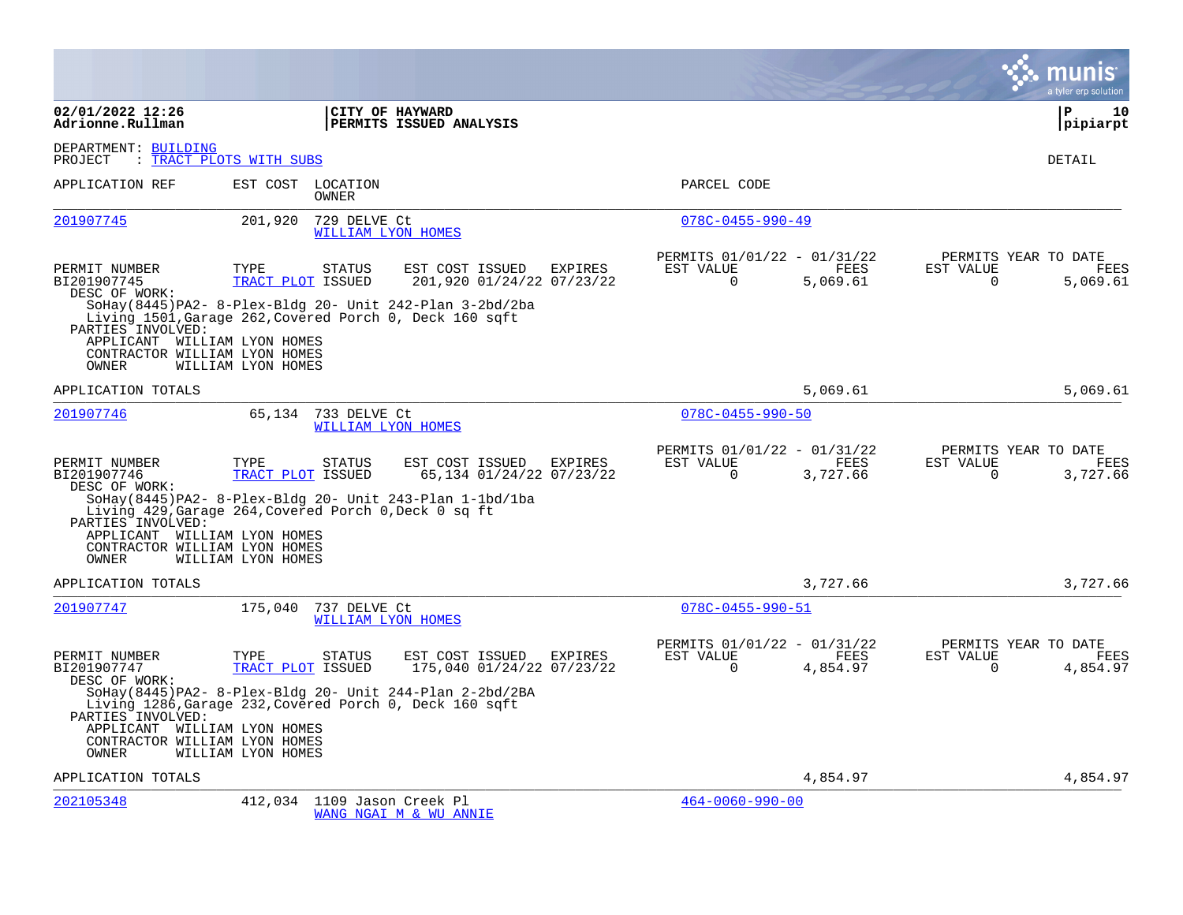02/01/2022 12:26 | CITY OF HAYWARD | P 10
Adrionne.Rullman | PERMITS ISSUED ANALYSIS | pipiarpt

DEPARTMENT: BUILDING
PROJECT : TRACT PLOTS WITH SUBS

DETAIL

| APPLICATION REF | EST COST | LOCATION / OWNER | PARCEL CODE |
|---|---|---|---|
| 201907745 | 201,920 | 729 DELVE Ct / WILLIAM LYON HOMES | 078C-0455-990-49 |

| PERMIT NUMBER | TYPE | STATUS | EST COST | ISSUED | EXPIRES | PERMITS 01/01/22 - 01/31/22 EST VALUE | FEES | PERMITS YEAR TO DATE EST VALUE | FEES |
|---|---|---|---|---|---|---|---|---|---|
| BI201907745 | TRACT PLOT | ISSUED | 201,920 | 01/24/22 | 07/23/22 | 0 | 5,069.61 | 0 | 5,069.61 |

DESC OF WORK:
SoHay(8445)PA2- 8-Plex-Bldg 20- Unit 242-Plan 3-2bd/2ba
Living 1501,Garage 262,Covered Porch 0, Deck 160 sqft

PARTIES INVOLVED:
APPLICANT WILLIAM LYON HOMES
CONTRACTOR WILLIAM LYON HOMES
OWNER WILLIAM LYON HOMES

APPLICATION TOTALS: 5,069.61 | 5,069.61

| APPLICATION REF | EST COST | LOCATION / OWNER | PARCEL CODE |
|---|---|---|---|
| 201907746 | 65,134 | 733 DELVE Ct / WILLIAM LYON HOMES | 078C-0455-990-50 |

| PERMIT NUMBER | TYPE | STATUS | EST COST | ISSUED | EXPIRES | PERMITS 01/01/22 - 01/31/22 EST VALUE | FEES | PERMITS YEAR TO DATE EST VALUE | FEES |
|---|---|---|---|---|---|---|---|---|---|
| BI201907746 | TRACT PLOT | ISSUED | 65,134 | 01/24/22 | 07/23/22 | 0 | 3,727.66 | 0 | 3,727.66 |

DESC OF WORK:
SoHay(8445)PA2- 8-Plex-Bldg 20- Unit 243-Plan 1-1bd/1ba
Living 429,Garage 264,Covered Porch 0,Deck 0 sq ft

PARTIES INVOLVED:
APPLICANT WILLIAM LYON HOMES
CONTRACTOR WILLIAM LYON HOMES
OWNER WILLIAM LYON HOMES

APPLICATION TOTALS: 3,727.66 | 3,727.66

| APPLICATION REF | EST COST | LOCATION / OWNER | PARCEL CODE |
|---|---|---|---|
| 201907747 | 175,040 | 737 DELVE Ct / WILLIAM LYON HOMES | 078C-0455-990-51 |

| PERMIT NUMBER | TYPE | STATUS | EST COST | ISSUED | EXPIRES | PERMITS 01/01/22 - 01/31/22 EST VALUE | FEES | PERMITS YEAR TO DATE EST VALUE | FEES |
|---|---|---|---|---|---|---|---|---|---|
| BI201907747 | TRACT PLOT | ISSUED | 175,040 | 01/24/22 | 07/23/22 | 0 | 4,854.97 | 0 | 4,854.97 |

DESC OF WORK:
SoHay(8445)PA2- 8-Plex-Bldg 20- Unit 244-Plan 2-2bd/2BA
Living 1286,Garage 232,Covered Porch 0, Deck 160 sqft

PARTIES INVOLVED:
APPLICANT WILLIAM LYON HOMES
CONTRACTOR WILLIAM LYON HOMES
OWNER WILLIAM LYON HOMES

APPLICATION TOTALS: 4,854.97 | 4,854.97

| APPLICATION REF | EST COST | LOCATION / OWNER | PARCEL CODE |
|---|---|---|---|
| 202105348 | 412,034 | 1109 Jason Creek Pl / WANG NGAI M & WU ANNIE | 464-0060-990-00 |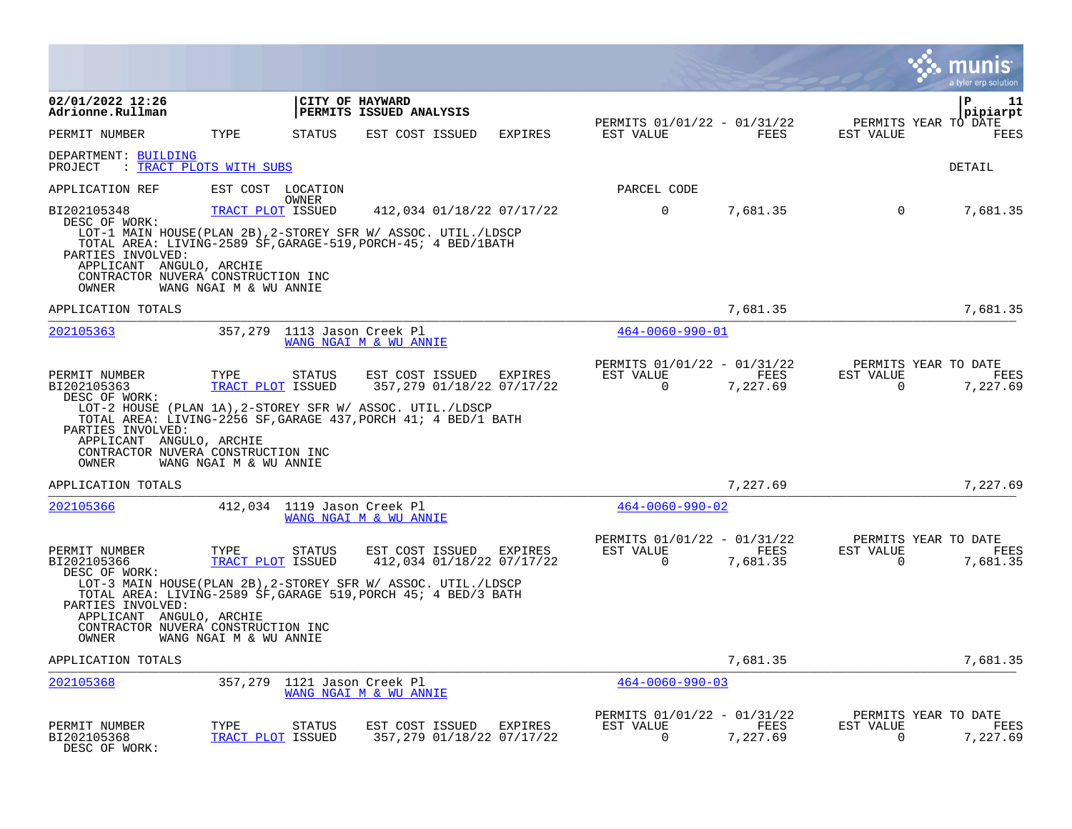**CITY OF HAYWARD**
**PERMITS ISSUED ANALYSIS**

02/01/2022 12:26
Adrionne.Rullman

pipiarpt

| PERMIT NUMBER | TYPE | STATUS | EST COST | ISSUED | EXPIRES | PERMITS 01/01/22 - 01/31/22 EST VALUE | FEES | PERMITS YEAR TO DATE EST VALUE | FEES |
|---|---|---|---|---|---|---|---|---|---|

DEPARTMENT: BUILDING
PROJECT : TRACT PLOTS WITH SUBS

DETAIL

| APPLICATION REF | EST COST | LOCATION / OWNER | PARCEL CODE |
|---|---|---|---|

| PERMIT NUMBER | TYPE | STATUS | EST COST | ISSUED | EXPIRES | EST VALUE | FEES | EST VALUE | FEES |
|---|---|---|---|---|---|---|---|---|---|
| BI202105348 | TRACT PLOT | ISSUED | 412,034 | 01/18/22 | 07/17/22 | 0 | 7,681.35 | 0 | 7,681.35 |

DESC OF WORK:
LOT-1 MAIN HOUSE(PLAN 2B),2-STOREY SFR W/ ASSOC. UTIL./LDSCP
TOTAL AREA: LIVING-2589 SF,GARAGE-519,PORCH-45; 4 BED/1BATH

PARTIES INVOLVED:
APPLICANT ANGULO, ARCHIE
CONTRACTOR NUVERA CONSTRUCTION INC
OWNER WANG NGAI M & WU ANNIE

APPLICATION TOTALS 7,681.35 7,681.35

---

| APPLICATION REF | EST COST | LOCATION / OWNER | PARCEL CODE |
|---|---|---|---|
| 202105363 | 357,279 | 1113 Jason Creek Pl / WANG NGAI M & WU ANNIE | 464-0060-990-01 |

| PERMIT NUMBER | TYPE | STATUS | EST COST | ISSUED | EXPIRES | PERMITS 01/01/22 - 01/31/22 EST VALUE | FEES | PERMITS YEAR TO DATE EST VALUE | FEES |
|---|---|---|---|---|---|---|---|---|---|
| BI202105363 | TRACT PLOT | ISSUED | 357,279 | 01/18/22 | 07/17/22 | 0 | 7,227.69 | 0 | 7,227.69 |

DESC OF WORK:
LOT-2 HOUSE (PLAN 1A),2-STOREY SFR W/ ASSOC. UTIL./LDSCP
TOTAL AREA: LIVING-2256 SF,GARAGE 437,PORCH 41; 4 BED/1 BATH

PARTIES INVOLVED:
APPLICANT ANGULO, ARCHIE
CONTRACTOR NUVERA CONSTRUCTION INC
OWNER WANG NGAI M & WU ANNIE

APPLICATION TOTALS 7,227.69 7,227.69

---

| APPLICATION REF | EST COST | LOCATION / OWNER | PARCEL CODE |
|---|---|---|---|
| 202105366 | 412,034 | 1119 Jason Creek Pl / WANG NGAI M & WU ANNIE | 464-0060-990-02 |

| PERMIT NUMBER | TYPE | STATUS | EST COST | ISSUED | EXPIRES | PERMITS 01/01/22 - 01/31/22 EST VALUE | FEES | PERMITS YEAR TO DATE EST VALUE | FEES |
|---|---|---|---|---|---|---|---|---|---|
| BI202105366 | TRACT PLOT | ISSUED | 412,034 | 01/18/22 | 07/17/22 | 0 | 7,681.35 | 0 | 7,681.35 |

DESC OF WORK:
LOT-3 MAIN HOUSE(PLAN 2B),2-STOREY SFR W/ ASSOC. UTIL./LDSCP
TOTAL AREA: LIVING-2589 SF,GARAGE 519,PORCH 45; 4 BED/3 BATH

PARTIES INVOLVED:
APPLICANT ANGULO, ARCHIE
CONTRACTOR NUVERA CONSTRUCTION INC
OWNER WANG NGAI M & WU ANNIE

APPLICATION TOTALS 7,681.35 7,681.35

---

| APPLICATION REF | EST COST | LOCATION / OWNER | PARCEL CODE |
|---|---|---|---|
| 202105368 | 357,279 | 1121 Jason Creek Pl / WANG NGAI M & WU ANNIE | 464-0060-990-03 |

| PERMIT NUMBER | TYPE | STATUS | EST COST | ISSUED | EXPIRES | PERMITS 01/01/22 - 01/31/22 EST VALUE | FEES | PERMITS YEAR TO DATE EST VALUE | FEES |
|---|---|---|---|---|---|---|---|---|---|
| BI202105368 | TRACT PLOT | ISSUED | 357,279 | 01/18/22 | 07/17/22 | 0 | 7,227.69 | 0 | 7,227.69 |

DESC OF WORK: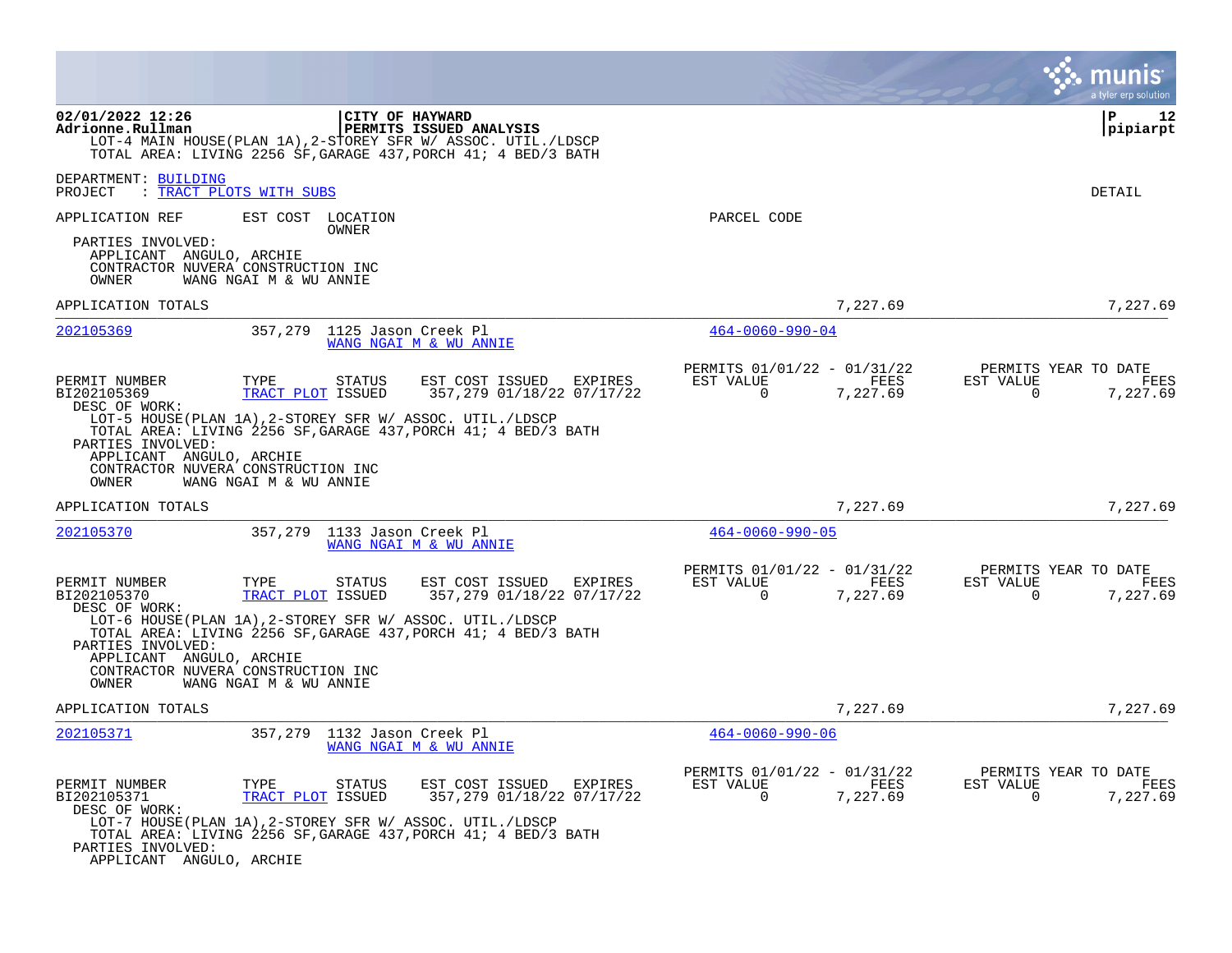LOT-4 MAIN HOUSE(PLAN 1A),2-STOREY SFR W/ ASSOC. UTIL./LDSCP
TOTAL AREA: LIVING 2256 SF,GARAGE 437,PORCH 41; 4 BED/3 BATH

DEPARTMENT: BUILDING
PROJECT : TRACT PLOTS WITH SUBS

DETAIL

APPLICATION REF | EST COST | LOCATION / OWNER | PARCEL CODE

PARTIES INVOLVED:
- APPLICANT ANGULO, ARCHIE
- CONTRACTOR NUVERA CONSTRUCTION INC
- OWNER WANG NGAI M & WU ANNIE

APPLICATION TOTALS — 7,227.69 — 7,227.69

---

**202105369** — 357,279 — 1125 Jason Creek Pl — WANG NGAI M & WU ANNIE — 464-0060-990-04

| PERMIT NUMBER | TYPE | STATUS | EST COST | ISSUED | EXPIRES | PERMITS 01/01/22 - 01/31/22 EST VALUE | FEES | PERMITS YEAR TO DATE EST VALUE | FEES |
|---|---|---|---|---|---|---|---|---|---|
| BI202105369 | TRACT PLOT | ISSUED | 357,279 | 01/18/22 | 07/17/22 | 0 | 7,227.69 | 0 | 7,227.69 |

DESC OF WORK:
LOT-5 HOUSE(PLAN 1A),2-STOREY SFR W/ ASSOC. UTIL./LDSCP
TOTAL AREA: LIVING 2256 SF,GARAGE 437,PORCH 41; 4 BED/3 BATH

PARTIES INVOLVED:
- APPLICANT ANGULO, ARCHIE
- CONTRACTOR NUVERA CONSTRUCTION INC
- OWNER WANG NGAI M & WU ANNIE

APPLICATION TOTALS — 7,227.69 — 7,227.69

---

**202105370** — 357,279 — 1133 Jason Creek Pl — WANG NGAI M & WU ANNIE — 464-0060-990-05

| PERMIT NUMBER | TYPE | STATUS | EST COST | ISSUED | EXPIRES | PERMITS 01/01/22 - 01/31/22 EST VALUE | FEES | PERMITS YEAR TO DATE EST VALUE | FEES |
|---|---|---|---|---|---|---|---|---|---|
| BI202105370 | TRACT PLOT | ISSUED | 357,279 | 01/18/22 | 07/17/22 | 0 | 7,227.69 | 0 | 7,227.69 |

DESC OF WORK:
LOT-6 HOUSE(PLAN 1A),2-STOREY SFR W/ ASSOC. UTIL./LDSCP
TOTAL AREA: LIVING 2256 SF,GARAGE 437,PORCH 41; 4 BED/3 BATH

PARTIES INVOLVED:
- APPLICANT ANGULO, ARCHIE
- CONTRACTOR NUVERA CONSTRUCTION INC
- OWNER WANG NGAI M & WU ANNIE

APPLICATION TOTALS — 7,227.69 — 7,227.69

---

**202105371** — 357,279 — 1132 Jason Creek Pl — WANG NGAI M & WU ANNIE — 464-0060-990-06

| PERMIT NUMBER | TYPE | STATUS | EST COST | ISSUED | EXPIRES | PERMITS 01/01/22 - 01/31/22 EST VALUE | FEES | PERMITS YEAR TO DATE EST VALUE | FEES |
|---|---|---|---|---|---|---|---|---|---|
| BI202105371 | TRACT PLOT | ISSUED | 357,279 | 01/18/22 | 07/17/22 | 0 | 7,227.69 | 0 | 7,227.69 |

DESC OF WORK:
LOT-7 HOUSE(PLAN 1A),2-STOREY SFR W/ ASSOC. UTIL./LDSCP
TOTAL AREA: LIVING 2256 SF,GARAGE 437,PORCH 41; 4 BED/3 BATH

PARTIES INVOLVED:
- APPLICANT ANGULO, ARCHIE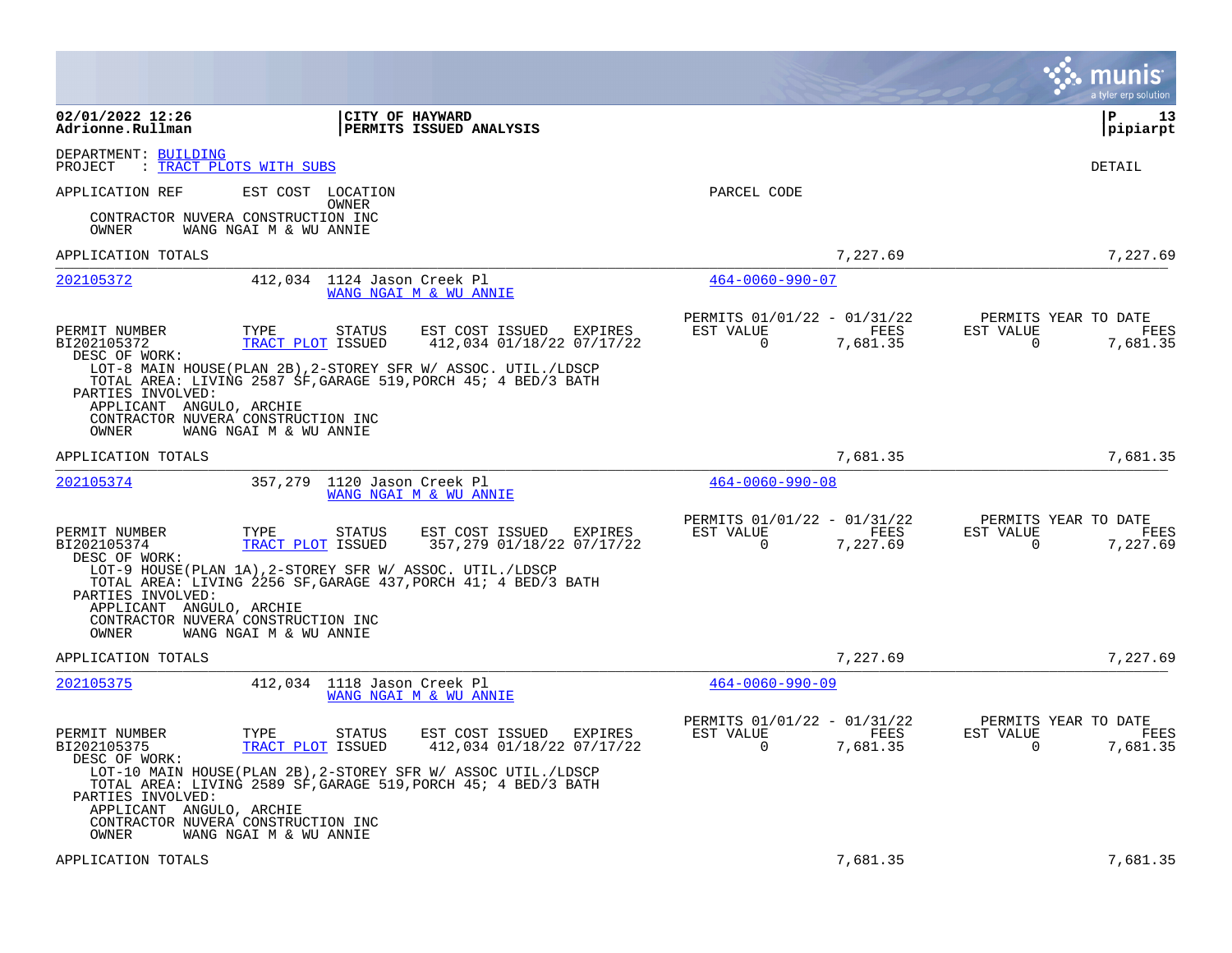**02/01/2022 12:26**
**Adrionne.Rullman**

**CITY OF HAYWARD**
**PERMITS ISSUED ANALYSIS**

**P 13**
**pipiarpt**

DEPARTMENT: BUILDING
PROJECT : TRACT PLOTS WITH SUBS

DETAIL

APPLICATION REF EST COST LOCATION PARCEL CODE
OWNER

CONTRACTOR NUVERA CONSTRUCTION INC
OWNER WANG NGAI M & WU ANNIE

APPLICATION TOTALS 7,227.69 7,227.69

---

**202105372** 412,034 1124 Jason Creek Pl — WANG NGAI M & WU ANNIE — 464-0060-990-07

| PERMIT NUMBER | TYPE | STATUS | EST COST | ISSUED | EXPIRES | PERMITS 01/01/22 - 01/31/22 EST VALUE | FEES | PERMITS YEAR TO DATE EST VALUE | FEES |
|---|---|---|---|---|---|---|---|---|---|
| BI202105372 | TRACT PLOT | ISSUED | 412,034 | 01/18/22 | 07/17/22 | 0 | 7,681.35 | 0 | 7,681.35 |

DESC OF WORK:
LOT-8 MAIN HOUSE(PLAN 2B),2-STOREY SFR W/ ASSOC. UTIL./LDSCP
TOTAL AREA: LIVING 2587 SF,GARAGE 519,PORCH 45; 4 BED/3 BATH

PARTIES INVOLVED:
APPLICANT ANGULO, ARCHIE
CONTRACTOR NUVERA CONSTRUCTION INC
OWNER WANG NGAI M & WU ANNIE

APPLICATION TOTALS 7,681.35 7,681.35

---

**202105374** 357,279 1120 Jason Creek Pl — WANG NGAI M & WU ANNIE — 464-0060-990-08

| PERMIT NUMBER | TYPE | STATUS | EST COST | ISSUED | EXPIRES | PERMITS 01/01/22 - 01/31/22 EST VALUE | FEES | PERMITS YEAR TO DATE EST VALUE | FEES |
|---|---|---|---|---|---|---|---|---|---|
| BI202105374 | TRACT PLOT | ISSUED | 357,279 | 01/18/22 | 07/17/22 | 0 | 7,227.69 | 0 | 7,227.69 |

DESC OF WORK:
LOT-9 HOUSE(PLAN 1A),2-STOREY SFR W/ ASSOC. UTIL./LDSCP
TOTAL AREA: LIVING 2256 SF,GARAGE 437,PORCH 41; 4 BED/3 BATH

PARTIES INVOLVED:
APPLICANT ANGULO, ARCHIE
CONTRACTOR NUVERA CONSTRUCTION INC
OWNER WANG NGAI M & WU ANNIE

APPLICATION TOTALS 7,227.69 7,227.69

---

**202105375** 412,034 1118 Jason Creek Pl — WANG NGAI M & WU ANNIE — 464-0060-990-09

| PERMIT NUMBER | TYPE | STATUS | EST COST | ISSUED | EXPIRES | PERMITS 01/01/22 - 01/31/22 EST VALUE | FEES | PERMITS YEAR TO DATE EST VALUE | FEES |
|---|---|---|---|---|---|---|---|---|---|
| BI202105375 | TRACT PLOT | ISSUED | 412,034 | 01/18/22 | 07/17/22 | 0 | 7,681.35 | 0 | 7,681.35 |

DESC OF WORK:
LOT-10 MAIN HOUSE(PLAN 2B),2-STOREY SFR W/ ASSOC UTIL./LDSCP
TOTAL AREA: LIVING 2589 SF,GARAGE 519,PORCH 45; 4 BED/3 BATH

PARTIES INVOLVED:
APPLICANT ANGULO, ARCHIE
CONTRACTOR NUVERA CONSTRUCTION INC
OWNER WANG NGAI M & WU ANNIE

APPLICATION TOTALS 7,681.35 7,681.35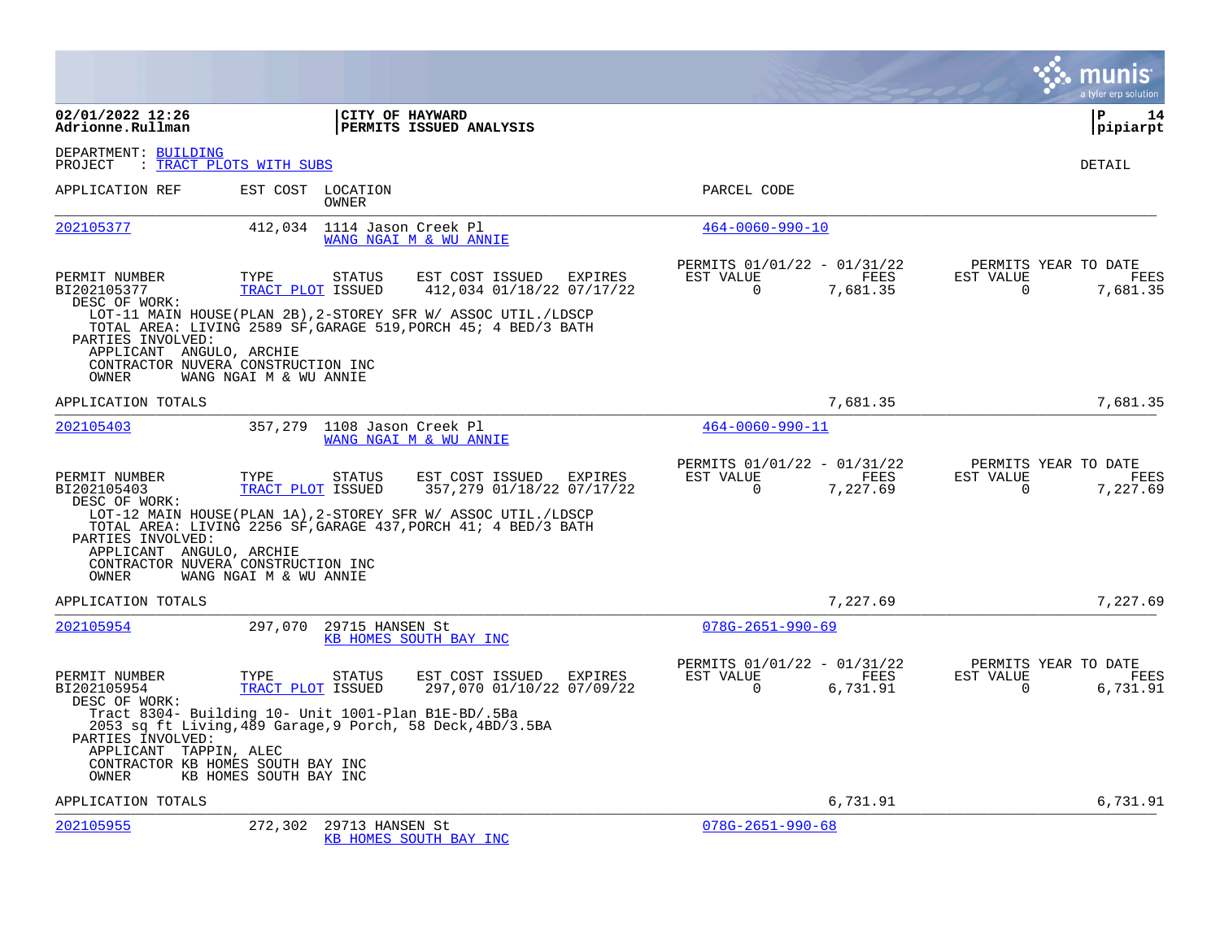**02/01/2022 12:26**
**Adrionne.Rullman**

**CITY OF HAYWARD**
**PERMITS ISSUED ANALYSIS**

**pipiarpt**

DEPARTMENT: BUILDING
PROJECT : TRACT PLOTS WITH SUBS

DETAIL

| APPLICATION REF | EST COST | LOCATION / OWNER | PARCEL CODE |
|---|---|---|---|
| 202105377 | 412,034 | 1114 Jason Creek Pl / WANG NGAI M & WU ANNIE | 464-0060-990-10 |

| PERMIT NUMBER | TYPE | STATUS | EST COST | ISSUED | EXPIRES | PERMITS 01/01/22 - 01/31/22 EST VALUE | FEES | PERMITS YEAR TO DATE EST VALUE | FEES |
|---|---|---|---|---|---|---|---|---|---|
| BI202105377 | TRACT PLOT | ISSUED | 412,034 | 01/18/22 | 07/17/22 | 0 | 7,681.35 | 0 | 7,681.35 |

DESC OF WORK:
LOT-11 MAIN HOUSE(PLAN 2B),2-STOREY SFR W/ ASSOC UTIL./LDSCP
TOTAL AREA: LIVING 2589 SF,GARAGE 519,PORCH 45; 4 BED/3 BATH

PARTIES INVOLVED:
APPLICANT ANGULO, ARCHIE
CONTRACTOR NUVERA CONSTRUCTION INC
OWNER WANG NGAI M & WU ANNIE

APPLICATION TOTALS 7,681.35 7,681.35

| APPLICATION REF | EST COST | LOCATION / OWNER | PARCEL CODE |
|---|---|---|---|
| 202105403 | 357,279 | 1108 Jason Creek Pl / WANG NGAI M & WU ANNIE | 464-0060-990-11 |

| PERMIT NUMBER | TYPE | STATUS | EST COST | ISSUED | EXPIRES | PERMITS 01/01/22 - 01/31/22 EST VALUE | FEES | PERMITS YEAR TO DATE EST VALUE | FEES |
|---|---|---|---|---|---|---|---|---|---|
| BI202105403 | TRACT PLOT | ISSUED | 357,279 | 01/18/22 | 07/17/22 | 0 | 7,227.69 | 0 | 7,227.69 |

DESC OF WORK:
LOT-12 MAIN HOUSE(PLAN 1A),2-STOREY SFR W/ ASSOC UTIL./LDSCP
TOTAL AREA: LIVING 2256 SF,GARAGE 437,PORCH 41; 4 BED/3 BATH

PARTIES INVOLVED:
APPLICANT ANGULO, ARCHIE
CONTRACTOR NUVERA CONSTRUCTION INC
OWNER WANG NGAI M & WU ANNIE

APPLICATION TOTALS 7,227.69 7,227.69

| APPLICATION REF | EST COST | LOCATION / OWNER | PARCEL CODE |
|---|---|---|---|
| 202105954 | 297,070 | 29715 HANSEN St / KB HOMES SOUTH BAY INC | 078G-2651-990-69 |

| PERMIT NUMBER | TYPE | STATUS | EST COST | ISSUED | EXPIRES | PERMITS 01/01/22 - 01/31/22 EST VALUE | FEES | PERMITS YEAR TO DATE EST VALUE | FEES |
|---|---|---|---|---|---|---|---|---|---|
| BI202105954 | TRACT PLOT | ISSUED | 297,070 | 01/10/22 | 07/09/22 | 0 | 6,731.91 | 0 | 6,731.91 |

DESC OF WORK:
Tract 8304- Building 10- Unit 1001-Plan B1E-BD/.5Ba
2053 sq ft Living,489 Garage,9 Porch, 58 Deck,4BD/3.5BA

PARTIES INVOLVED:
APPLICANT TAPPIN, ALEC
CONTRACTOR KB HOMES SOUTH BAY INC
OWNER KB HOMES SOUTH BAY INC

APPLICATION TOTALS 6,731.91 6,731.91

| APPLICATION REF | EST COST | LOCATION / OWNER | PARCEL CODE |
|---|---|---|---|
| 202105955 | 272,302 | 29713 HANSEN St / KB HOMES SOUTH BAY INC | 078G-2651-990-68 |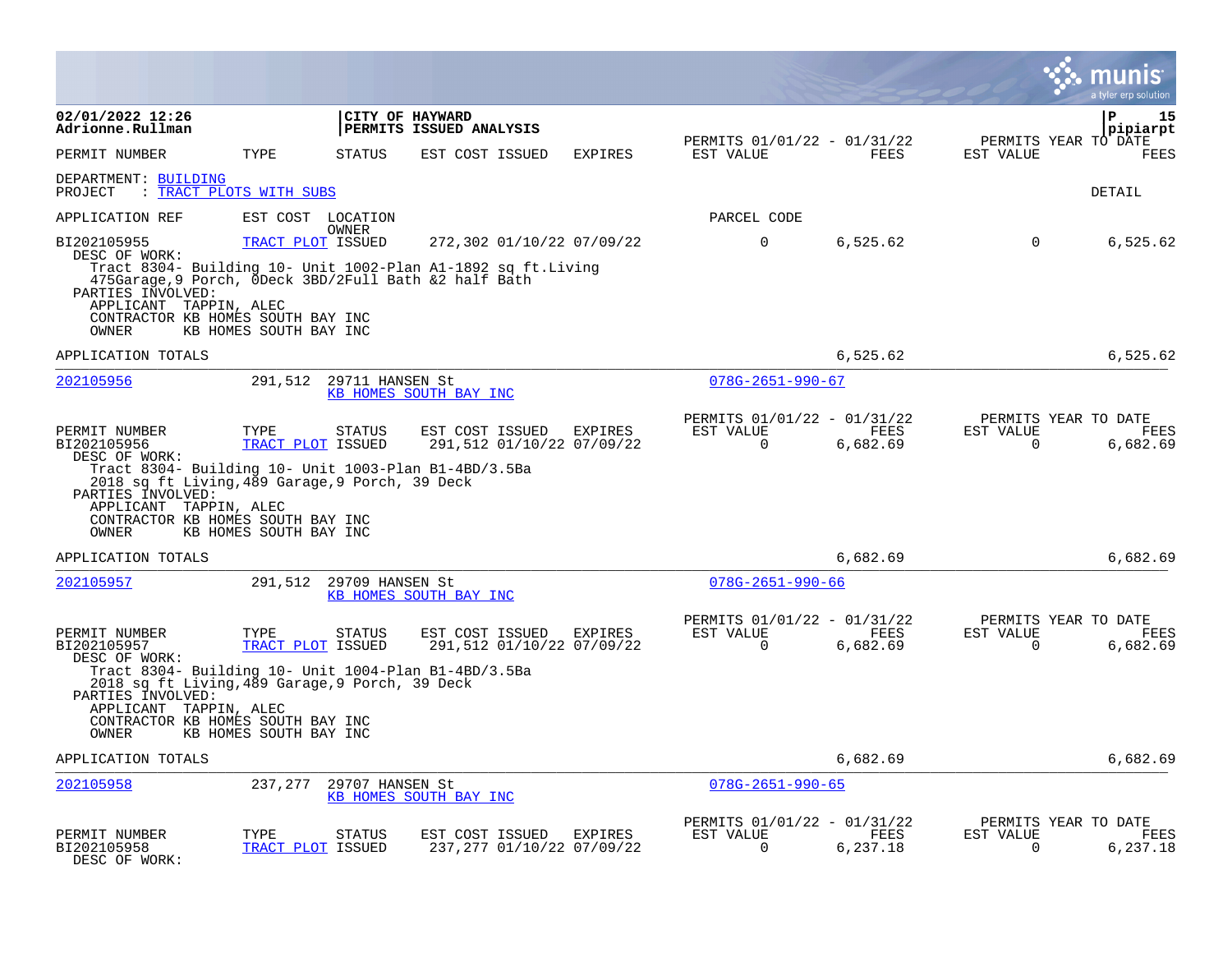**02/01/2022 12:26**
**Adrionne.Rullman**

**CITY OF HAYWARD**
**PERMITS ISSUED ANALYSIS**

**pipiarpt**

| PERMIT NUMBER | TYPE | STATUS | EST COST | ISSUED | EXPIRES | PERMITS 01/01/22 - 01/31/22 EST VALUE | FEES | PERMITS YEAR TO DATE EST VALUE | FEES |
|---|---|---|---|---|---|---|---|---|---|

DEPARTMENT: BUILDING
PROJECT : TRACT PLOTS WITH SUBS

DETAIL

APPLICATION REF — EST COST — LOCATION / OWNER — PARCEL CODE

| PERMIT NUMBER | TYPE | STATUS | EST COST | ISSUED | EXPIRES | EST VALUE | FEES | EST VALUE | FEES |
|---|---|---|---|---|---|---|---|---|---|
| BI202105955 | TRACT PLOT | ISSUED | 272,302 | 01/10/22 | 07/09/22 | 0 | 6,525.62 | 0 | 6,525.62 |

DESC OF WORK:
Tract 8304- Building 10- Unit 1002-Plan A1-1892 sq ft.Living
475Garage,9 Porch, 0Deck 3BD/2Full Bath &2 half Bath
PARTIES INVOLVED:
APPLICANT TAPPIN, ALEC
CONTRACTOR KB HOMES SOUTH BAY INC
OWNER KB HOMES SOUTH BAY INC

APPLICATION TOTALS — 6,525.62 — 6,525.62

---

202105956 — 291,512 — 29711 HANSEN St — KB HOMES SOUTH BAY INC — 078G-2651-990-67

| PERMIT NUMBER | TYPE | STATUS | EST COST | ISSUED | EXPIRES | PERMITS 01/01/22 - 01/31/22 EST VALUE | FEES | PERMITS YEAR TO DATE EST VALUE | FEES |
|---|---|---|---|---|---|---|---|---|---|
| BI202105956 | TRACT PLOT | ISSUED | 291,512 | 01/10/22 | 07/09/22 | 0 | 6,682.69 | 0 | 6,682.69 |

DESC OF WORK:
Tract 8304- Building 10- Unit 1003-Plan B1-4BD/3.5Ba
2018 sq ft Living,489 Garage,9 Porch, 39 Deck
PARTIES INVOLVED:
APPLICANT TAPPIN, ALEC
CONTRACTOR KB HOMES SOUTH BAY INC
OWNER KB HOMES SOUTH BAY INC

APPLICATION TOTALS — 6,682.69 — 6,682.69

---

202105957 — 291,512 — 29709 HANSEN St — KB HOMES SOUTH BAY INC — 078G-2651-990-66

| PERMIT NUMBER | TYPE | STATUS | EST COST | ISSUED | EXPIRES | PERMITS 01/01/22 - 01/31/22 EST VALUE | FEES | PERMITS YEAR TO DATE EST VALUE | FEES |
|---|---|---|---|---|---|---|---|---|---|
| BI202105957 | TRACT PLOT | ISSUED | 291,512 | 01/10/22 | 07/09/22 | 0 | 6,682.69 | 0 | 6,682.69 |

DESC OF WORK:
Tract 8304- Building 10- Unit 1004-Plan B1-4BD/3.5Ba
2018 sq ft Living,489 Garage,9 Porch, 39 Deck
PARTIES INVOLVED:
APPLICANT TAPPIN, ALEC
CONTRACTOR KB HOMES SOUTH BAY INC
OWNER KB HOMES SOUTH BAY INC

APPLICATION TOTALS — 6,682.69 — 6,682.69

---

202105958 — 237,277 — 29707 HANSEN St — KB HOMES SOUTH BAY INC — 078G-2651-990-65

| PERMIT NUMBER | TYPE | STATUS | EST COST | ISSUED | EXPIRES | PERMITS 01/01/22 - 01/31/22 EST VALUE | FEES | PERMITS YEAR TO DATE EST VALUE | FEES |
|---|---|---|---|---|---|---|---|---|---|
| BI202105958 | TRACT PLOT | ISSUED | 237,277 | 01/10/22 | 07/09/22 | 0 | 6,237.18 | 0 | 6,237.18 |

DESC OF WORK: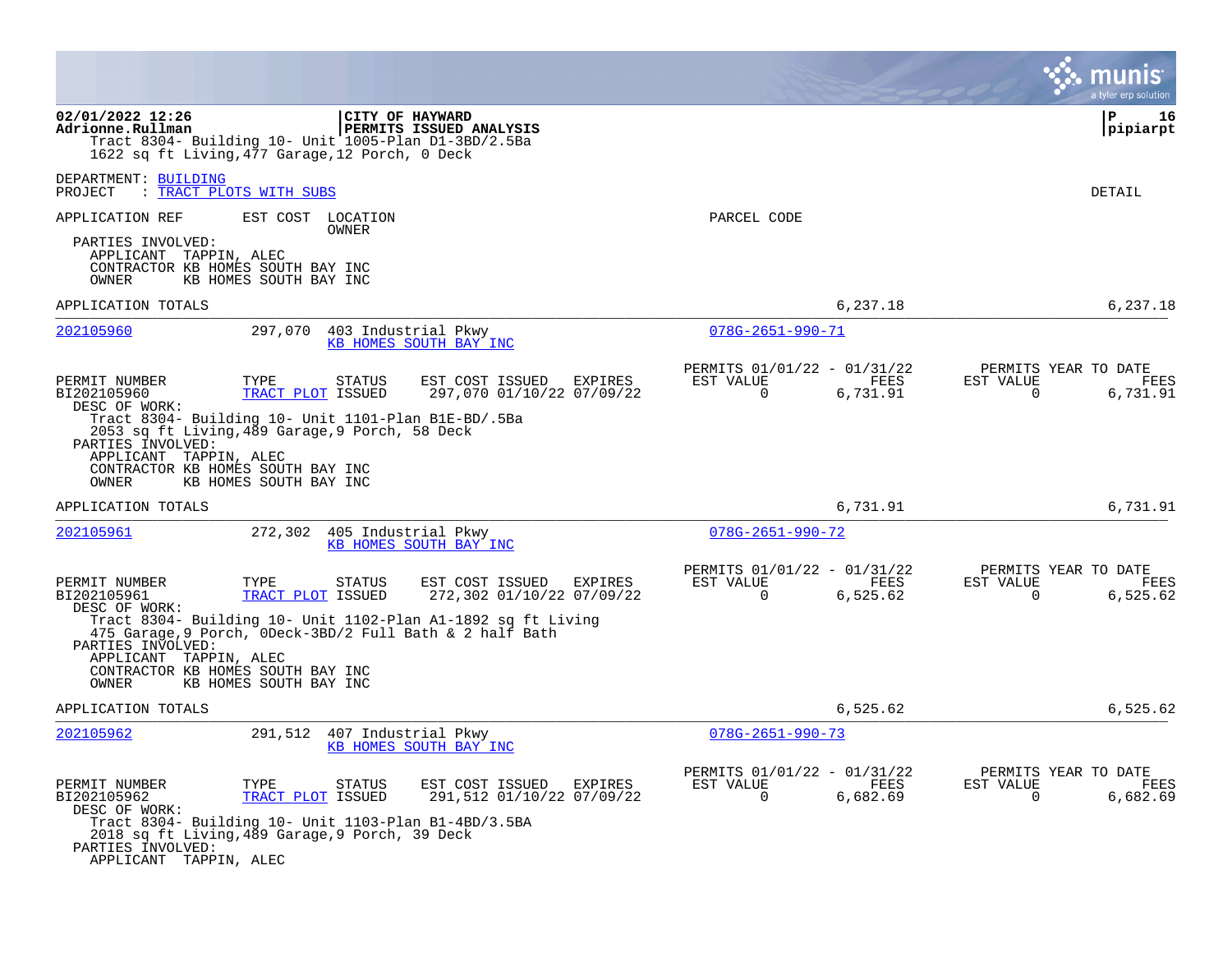02/01/2022 12:26
Adrionne.Rullman

**CITY OF HAYWARD**
**PERMITS ISSUED ANALYSIS**

Tract 8304- Building 10- Unit 1005-Plan D1-3BD/2.5Ba
1622 sq ft Living,477 Garage,12 Porch, 0 Deck

DEPARTMENT: BUILDING
PROJECT : TRACT PLOTS WITH SUBS

DETAIL

APPLICATION REF | EST COST | LOCATION / OWNER | PARCEL CODE

PARTIES INVOLVED:
APPLICANT TAPPIN, ALEC
CONTRACTOR KB HOMES SOUTH BAY INC
OWNER KB HOMES SOUTH BAY INC

APPLICATION TOTALS 6,237.18 6,237.18

---

**202105960** 297,070 403 Industrial Pkwy — KB HOMES SOUTH BAY INC — 078G-2651-990-71

| PERMIT NUMBER | TYPE | STATUS | EST COST | ISSUED | EXPIRES | PERMITS 01/01/22 - 01/31/22 EST VALUE | FEES | PERMITS YEAR TO DATE EST VALUE | FEES |
|---|---|---|---|---|---|---|---|---|---|
| BI202105960 | TRACT PLOT | ISSUED | 297,070 | 01/10/22 | 07/09/22 | 0 | 6,731.91 | 0 | 6,731.91 |

DESC OF WORK:
Tract 8304- Building 10- Unit 1101-Plan B1E-BD/.5Ba
2053 sq ft Living,489 Garage,9 Porch, 58 Deck

PARTIES INVOLVED:
APPLICANT TAPPIN, ALEC
CONTRACTOR KB HOMES SOUTH BAY INC
OWNER KB HOMES SOUTH BAY INC

APPLICATION TOTALS 6,731.91 6,731.91

---

**202105961** 272,302 405 Industrial Pkwy — KB HOMES SOUTH BAY INC — 078G-2651-990-72

| PERMIT NUMBER | TYPE | STATUS | EST COST | ISSUED | EXPIRES | PERMITS 01/01/22 - 01/31/22 EST VALUE | FEES | PERMITS YEAR TO DATE EST VALUE | FEES |
|---|---|---|---|---|---|---|---|---|---|
| BI202105961 | TRACT PLOT | ISSUED | 272,302 | 01/10/22 | 07/09/22 | 0 | 6,525.62 | 0 | 6,525.62 |

DESC OF WORK:
Tract 8304- Building 10- Unit 1102-Plan A1-1892 sq ft Living
475 Garage,9 Porch, 0Deck-3BD/2 Full Bath & 2 half Bath

PARTIES INVOLVED:
APPLICANT TAPPIN, ALEC
CONTRACTOR KB HOMES SOUTH BAY INC
OWNER KB HOMES SOUTH BAY INC

APPLICATION TOTALS 6,525.62 6,525.62

---

**202105962** 291,512 407 Industrial Pkwy — KB HOMES SOUTH BAY INC — 078G-2651-990-73

| PERMIT NUMBER | TYPE | STATUS | EST COST | ISSUED | EXPIRES | PERMITS 01/01/22 - 01/31/22 EST VALUE | FEES | PERMITS YEAR TO DATE EST VALUE | FEES |
|---|---|---|---|---|---|---|---|---|---|
| BI202105962 | TRACT PLOT | ISSUED | 291,512 | 01/10/22 | 07/09/22 | 0 | 6,682.69 | 0 | 6,682.69 |

DESC OF WORK:
Tract 8304- Building 10- Unit 1103-Plan B1-4BD/3.5BA
2018 sq ft Living,489 Garage,9 Porch, 39 Deck

PARTIES INVOLVED:
APPLICANT TAPPIN, ALEC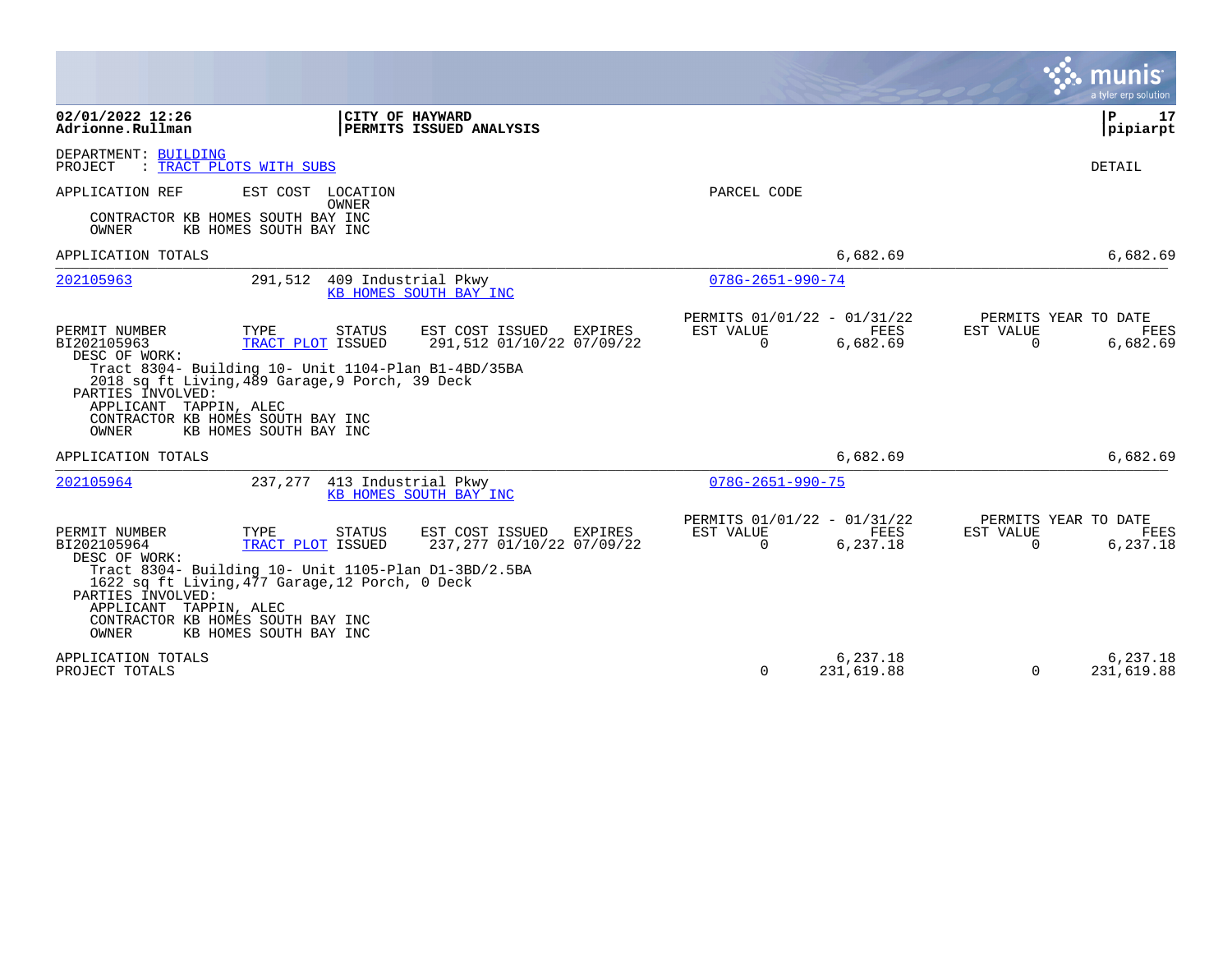**02/01/2022 12:26** | **CITY OF HAYWARD**
**Adrionne.Rullman** | **PERMITS ISSUED ANALYSIS** | **pipiarpt**

DEPARTMENT: BUILDING
PROJECT : TRACT PLOTS WITH SUBS

DETAIL

APPLICATION REF | EST COST | LOCATION / OWNER | PARCEL CODE

CONTRACTOR KB HOMES SOUTH BAY INC
OWNER KB HOMES SOUTH BAY INC

APPLICATION TOTALS 6,682.69 6,682.69

---

**202105963** | 291,512 | 409 Industrial Pkwy / KB HOMES SOUTH BAY INC | 078G-2651-990-74

| PERMIT NUMBER | TYPE | STATUS | EST COST | ISSUED | EXPIRES | PERMITS 01/01/22 - 01/31/22 EST VALUE | FEES | PERMITS YEAR TO DATE EST VALUE | FEES |
|---|---|---|---|---|---|---|---|---|---|
| BI202105963 | TRACT PLOT | ISSUED | 291,512 | 01/10/22 | 07/09/22 | 0 | 6,682.69 | 0 | 6,682.69 |

DESC OF WORK:
Tract 8304- Building 10- Unit 1104-Plan B1-4BD/35BA
2018 sq ft Living,489 Garage,9 Porch, 39 Deck

PARTIES INVOLVED:
APPLICANT TAPPIN, ALEC
CONTRACTOR KB HOMES SOUTH BAY INC
OWNER KB HOMES SOUTH BAY INC

APPLICATION TOTALS 6,682.69 6,682.69

---

**202105964** | 237,277 | 413 Industrial Pkwy / KB HOMES SOUTH BAY INC | 078G-2651-990-75

| PERMIT NUMBER | TYPE | STATUS | EST COST | ISSUED | EXPIRES | PERMITS 01/01/22 - 01/31/22 EST VALUE | FEES | PERMITS YEAR TO DATE EST VALUE | FEES |
|---|---|---|---|---|---|---|---|---|---|
| BI202105964 | TRACT PLOT | ISSUED | 237,277 | 01/10/22 | 07/09/22 | 0 | 6,237.18 | 0 | 6,237.18 |

DESC OF WORK:
Tract 8304- Building 10- Unit 1105-Plan D1-3BD/2.5BA
1622 sq ft Living,477 Garage,12 Porch, 0 Deck

PARTIES INVOLVED:
APPLICANT TAPPIN, ALEC
CONTRACTOR KB HOMES SOUTH BAY INC
OWNER KB HOMES SOUTH BAY INC

| | EST VALUE | FEES | EST VALUE | FEES |
|---|---|---|---|---|
| APPLICATION TOTALS | | 6,237.18 | | 6,237.18 |
| PROJECT TOTALS | 0 | 231,619.88 | 0 | 231,619.88 |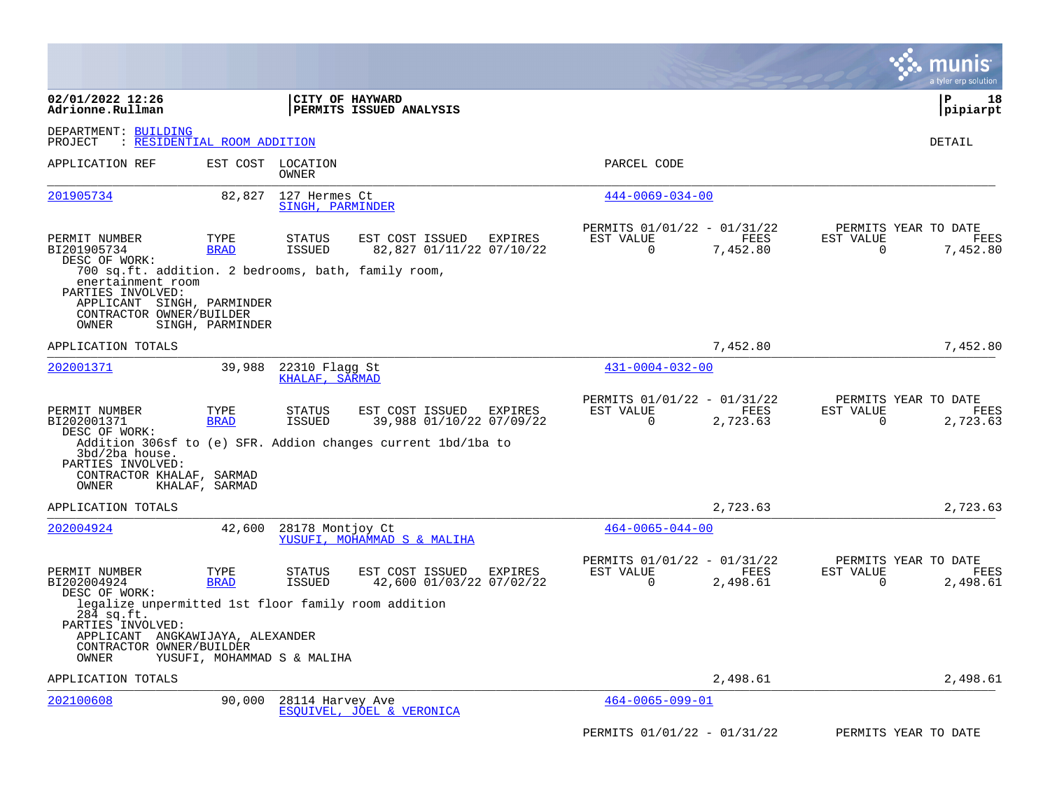**02/01/2022 12:26**
**Adrionne.Rullman**

**CITY OF HAYWARD**
**PERMITS ISSUED ANALYSIS**

**P 18**
**pipiarpt**

DEPARTMENT: BUILDING
PROJECT : RESIDENTIAL ROOM ADDITION

DETAIL

| APPLICATION REF | EST COST | LOCATION / OWNER | PARCEL CODE |
|---|---|---|---|
| 201905734 | 82,827 | 127 Hermes Ct / SINGH, PARMINDER | 444-0069-034-00 |

| PERMIT NUMBER | TYPE | STATUS | EST COST | ISSUED | EXPIRES | PERMITS 01/01/22 - 01/31/22 EST VALUE | FEES | PERMITS YEAR TO DATE EST VALUE | FEES |
|---|---|---|---|---|---|---|---|---|---|
| BI201905734 | BRAD | ISSUED | 82,827 | 01/11/22 | 07/10/22 | 0 | 7,452.80 | 0 | 7,452.80 |

DESC OF WORK:
700 sq.ft. addition. 2 bedrooms, bath, family room, enertainment room

PARTIES INVOLVED:
APPLICANT SINGH, PARMINDER
CONTRACTOR OWNER/BUILDER
OWNER SINGH, PARMINDER

APPLICATION TOTALS 7,452.80 7,452.80

| APPLICATION REF | EST COST | LOCATION / OWNER | PARCEL CODE |
|---|---|---|---|
| 202001371 | 39,988 | 22310 Flagg St / KHALAF, SARMAD | 431-0004-032-00 |

| PERMIT NUMBER | TYPE | STATUS | EST COST | ISSUED | EXPIRES | PERMITS 01/01/22 - 01/31/22 EST VALUE | FEES | PERMITS YEAR TO DATE EST VALUE | FEES |
|---|---|---|---|---|---|---|---|---|---|
| BI202001371 | BRAD | ISSUED | 39,988 | 01/10/22 | 07/09/22 | 0 | 2,723.63 | 0 | 2,723.63 |

DESC OF WORK:
Addition 306sf to (e) SFR. Addion changes current 1bd/1ba to 3bd/2ba house.

PARTIES INVOLVED:
CONTRACTOR KHALAF, SARMAD
OWNER KHALAF, SARMAD

APPLICATION TOTALS 2,723.63 2,723.63

| APPLICATION REF | EST COST | LOCATION / OWNER | PARCEL CODE |
|---|---|---|---|
| 202004924 | 42,600 | 28178 Montjoy Ct / YUSUFI, MOHAMMAD S & MALIHA | 464-0065-044-00 |

| PERMIT NUMBER | TYPE | STATUS | EST COST | ISSUED | EXPIRES | PERMITS 01/01/22 - 01/31/22 EST VALUE | FEES | PERMITS YEAR TO DATE EST VALUE | FEES |
|---|---|---|---|---|---|---|---|---|---|
| BI202004924 | BRAD | ISSUED | 42,600 | 01/03/22 | 07/02/22 | 0 | 2,498.61 | 0 | 2,498.61 |

DESC OF WORK:
legalize unpermitted 1st floor family room addition 284 sq.ft.

PARTIES INVOLVED:
APPLICANT ANGKAWIJAYA, ALEXANDER
CONTRACTOR OWNER/BUILDER
OWNER YUSUFI, MOHAMMAD S & MALIHA

APPLICATION TOTALS 2,498.61 2,498.61

| APPLICATION REF | EST COST | LOCATION / OWNER | PARCEL CODE |
|---|---|---|---|
| 202100608 | 90,000 | 28114 Harvey Ave / ESQUIVEL, JOEL & VERONICA | 464-0065-099-01 |

PERMITS 01/01/22 - 01/31/22 PERMITS YEAR TO DATE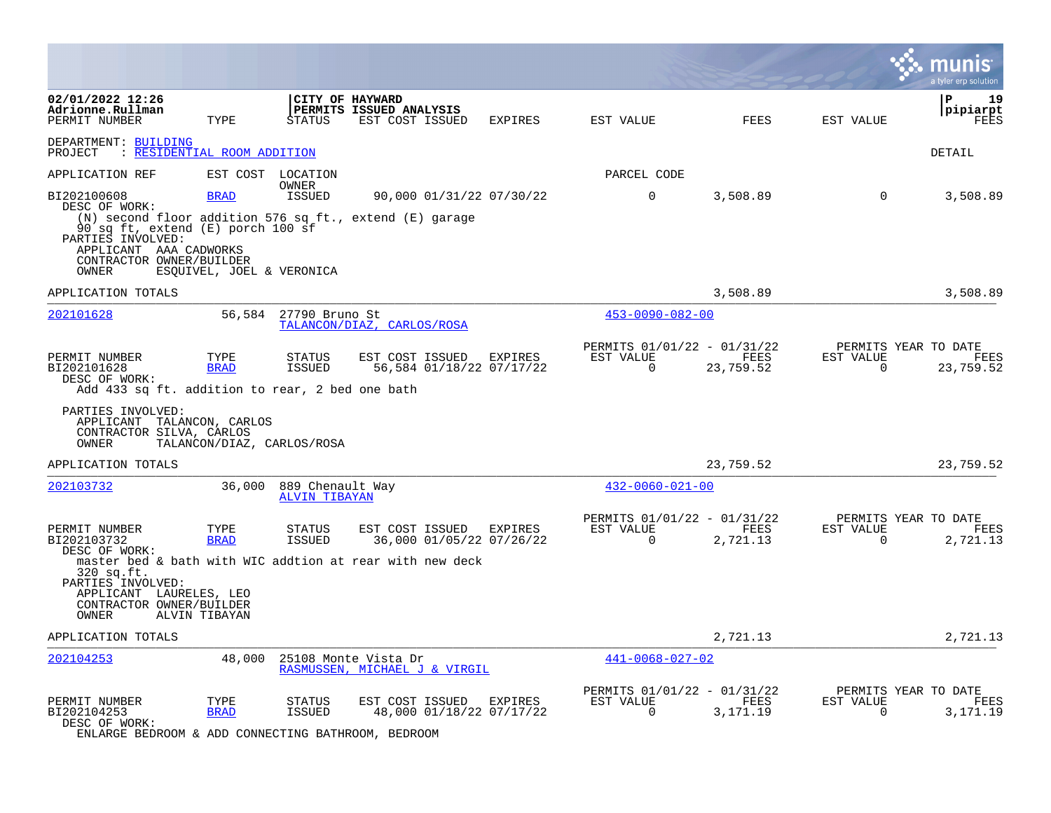DEPARTMENT: BUILDING
PROJECT : RESIDENTIAL ROOM ADDITION

DETAIL

| APPLICATION REF | EST COST | LOCATION / OWNER | | | | PARCEL CODE | | | |
|---|---|---|---|---|---|---|---|---|---|
| **PERMIT NUMBER** | **TYPE** | **STATUS** | **EST COST** | **ISSUED** | **EXPIRES** | **EST VALUE** | **FEES** | **EST VALUE** | **FEES** |
| BI202100608 | BRAD | ISSUED | 90,000 | 01/31/22 | 07/30/22 | 0 | 3,508.89 | 0 | 3,508.89 |

DESC OF WORK:
(N) second floor addition 576 sq ft., extend (E) garage 90 sq ft, extend (E) porch 100 sf

PARTIES INVOLVED:
APPLICANT AAA CADWORKS
CONTRACTOR OWNER/BUILDER
OWNER ESQUIVEL, JOEL & VERONICA

APPLICATION TOTALS — 3,508.89 — 3,508.89

---

**202101628** — 56,584 — 27790 Bruno St — TALANCON/DIAZ, CARLOS/ROSA — 453-0090-082-00

| PERMIT NUMBER | TYPE | STATUS | EST COST | ISSUED | EXPIRES | PERMITS 01/01/22 - 01/31/22 EST VALUE | FEES | PERMITS YEAR TO DATE EST VALUE | FEES |
|---|---|---|---|---|---|---|---|---|---|
| BI202101628 | BRAD | ISSUED | 56,584 | 01/18/22 | 07/17/22 | 0 | 23,759.52 | 0 | 23,759.52 |

DESC OF WORK:
Add 433 sq ft. addition to rear, 2 bed one bath

PARTIES INVOLVED:
APPLICANT TALANCON, CARLOS
CONTRACTOR SILVA, CARLOS
OWNER TALANCON/DIAZ, CARLOS/ROSA

APPLICATION TOTALS — 23,759.52 — 23,759.52

---

**202103732** — 36,000 — 889 Chenault Way — ALVIN TIBAYAN — 432-0060-021-00

| PERMIT NUMBER | TYPE | STATUS | EST COST | ISSUED | EXPIRES | PERMITS 01/01/22 - 01/31/22 EST VALUE | FEES | PERMITS YEAR TO DATE EST VALUE | FEES |
|---|---|---|---|---|---|---|---|---|---|
| BI202103732 | BRAD | ISSUED | 36,000 | 01/05/22 | 07/26/22 | 0 | 2,721.13 | 0 | 2,721.13 |

DESC OF WORK:
master bed & bath with WIC addtion at rear with new deck 320 sq.ft.

PARTIES INVOLVED:
APPLICANT LAURELES, LEO
CONTRACTOR OWNER/BUILDER
OWNER ALVIN TIBAYAN

APPLICATION TOTALS — 2,721.13 — 2,721.13

---

**202104253** — 48,000 — 25108 Monte Vista Dr — RASMUSSEN, MICHAEL J & VIRGIL — 441-0068-027-02

| PERMIT NUMBER | TYPE | STATUS | EST COST | ISSUED | EXPIRES | PERMITS 01/01/22 - 01/31/22 EST VALUE | FEES | PERMITS YEAR TO DATE EST VALUE | FEES |
|---|---|---|---|---|---|---|---|---|---|
| BI202104253 | BRAD | ISSUED | 48,000 | 01/18/22 | 07/17/22 | 0 | 3,171.19 | 0 | 3,171.19 |

DESC OF WORK:
ENLARGE BEDROOM & ADD CONNECTING BATHROOM, BEDROOM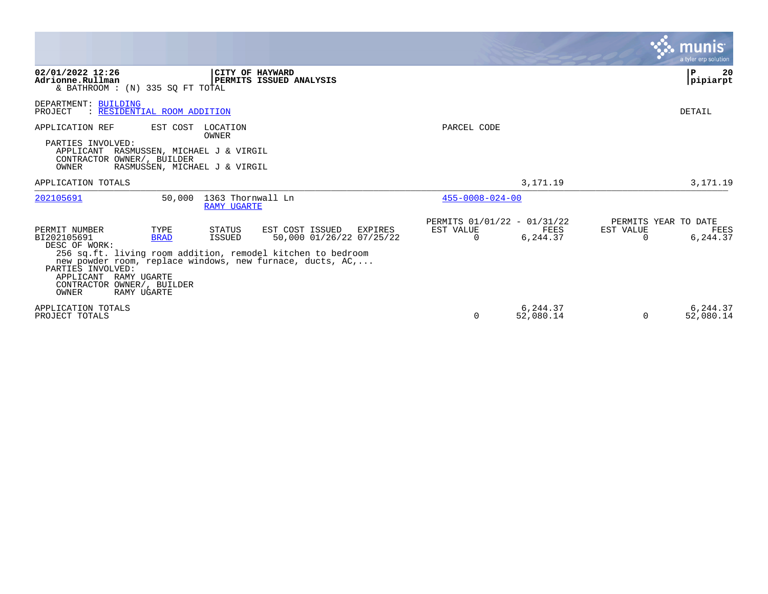**02/01/2022 12:26**
**Adrionne.Rullman**
& BATHROOM : (N) 335 SQ FT TOTAL

**CITY OF HAYWARD**
**PERMITS ISSUED ANALYSIS**

**P 20**
**pipiarpt**

DEPARTMENT: BUILDING
PROJECT : RESIDENTIAL ROOM ADDITION

DETAIL

| APPLICATION REF | EST COST | LOCATION / OWNER | PARCEL CODE | | |
|---|---|---|---|---|---|

PARTIES INVOLVED:
- APPLICANT RASMUSSEN, MICHAEL J & VIRGIL
- CONTRACTOR OWNER/, BUILDER
- OWNER RASMUSSEN, MICHAEL J & VIRGIL

| | | | |
|---|---|---|---|
| APPLICATION TOTALS | | 3,171.19 | 3,171.19 |

| APPLICATION REF | EST COST | LOCATION / OWNER | PARCEL CODE |
|---|---|---|---|
| 202105691 | 50,000 | 1363 Thornwall Ln / RAMY UGARTE | 455-0008-024-00 |

| PERMIT NUMBER | TYPE | STATUS | EST COST | ISSUED | EXPIRES | PERMITS 01/01/22 - 01/31/22 EST VALUE | FEES | PERMITS YEAR TO DATE EST VALUE | FEES |
|---|---|---|---|---|---|---|---|---|---|
| BI202105691 | BRAD | ISSUED | 50,000 | 01/26/22 | 07/25/22 | 0 | 6,244.37 | 0 | 6,244.37 |

DESC OF WORK:
256 sq.ft. living room addition, remodel kitchen to bedroom new powder room, replace windows, new furnace, ducts, AC,...

PARTIES INVOLVED:
- APPLICANT RAMY UGARTE
- CONTRACTOR OWNER/, BUILDER
- OWNER RAMY UGARTE

| | EST VALUE | FEES | EST VALUE | FEES |
|---|---|---|---|---|
| APPLICATION TOTALS | | 6,244.37 | | 6,244.37 |
| PROJECT TOTALS | 0 | 52,080.14 | 0 | 52,080.14 |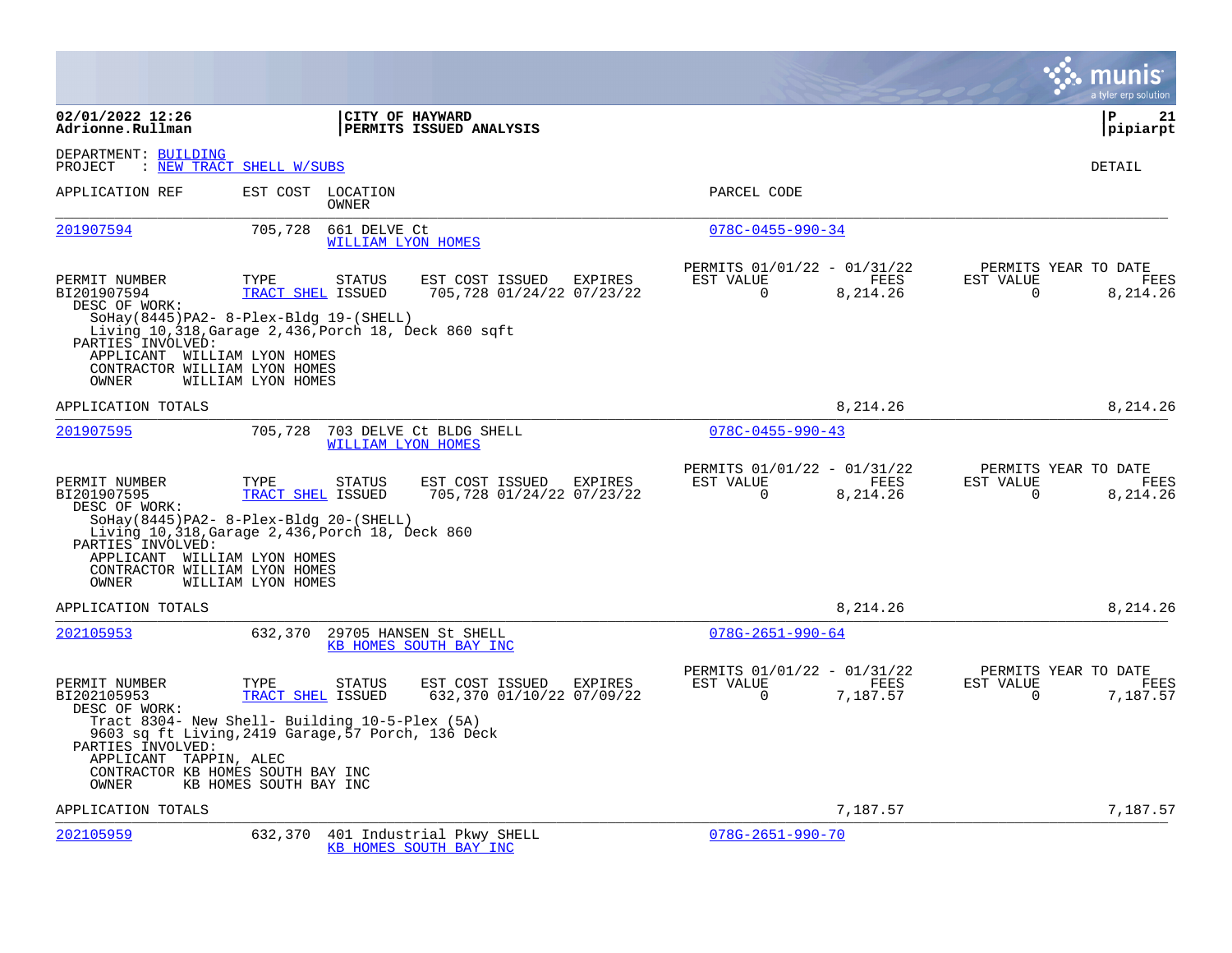**02/01/2022 12:26**
**Adrionne.Rullman**

**CITY OF HAYWARD**
**PERMITS ISSUED ANALYSIS**

**pipiarpt**

DEPARTMENT: BUILDING
PROJECT : NEW TRACT SHELL W/SUBS

DETAIL

| APPLICATION REF | EST COST | LOCATION / OWNER | PARCEL CODE |
|---|---|---|---|
| 201907594 | 705,728 | 661 DELVE Ct / WILLIAM LYON HOMES | 078C-0455-990-34 |

| PERMIT NUMBER | TYPE | STATUS | EST COST | ISSUED | EXPIRES | PERMITS 01/01/22 - 01/31/22 EST VALUE | FEES | PERMITS YEAR TO DATE EST VALUE | FEES |
|---|---|---|---|---|---|---|---|---|---|
| BI201907594 | TRACT SHEL | ISSUED | 705,728 | 01/24/22 | 07/23/22 | 0 | 8,214.26 | 0 | 8,214.26 |

DESC OF WORK:
SoHay(8445)PA2- 8-Plex-Bldg 19-(SHELL)
Living 10,318,Garage 2,436,Porch 18, Deck 860 sqft

PARTIES INVOLVED:
APPLICANT WILLIAM LYON HOMES
CONTRACTOR WILLIAM LYON HOMES
OWNER WILLIAM LYON HOMES

APPLICATION TOTALS: 8,214.26 | 8,214.26

| APPLICATION REF | EST COST | LOCATION / OWNER | PARCEL CODE |
|---|---|---|---|
| 201907595 | 705,728 | 703 DELVE Ct BLDG SHELL / WILLIAM LYON HOMES | 078C-0455-990-43 |

| PERMIT NUMBER | TYPE | STATUS | EST COST | ISSUED | EXPIRES | PERMITS 01/01/22 - 01/31/22 EST VALUE | FEES | PERMITS YEAR TO DATE EST VALUE | FEES |
|---|---|---|---|---|---|---|---|---|---|
| BI201907595 | TRACT SHEL | ISSUED | 705,728 | 01/24/22 | 07/23/22 | 0 | 8,214.26 | 0 | 8,214.26 |

DESC OF WORK:
SoHay(8445)PA2- 8-Plex-Bldg 20-(SHELL)
Living 10,318,Garage 2,436,Porch 18, Deck 860

PARTIES INVOLVED:
APPLICANT WILLIAM LYON HOMES
CONTRACTOR WILLIAM LYON HOMES
OWNER WILLIAM LYON HOMES

APPLICATION TOTALS: 8,214.26 | 8,214.26

| APPLICATION REF | EST COST | LOCATION / OWNER | PARCEL CODE |
|---|---|---|---|
| 202105953 | 632,370 | 29705 HANSEN St SHELL / KB HOMES SOUTH BAY INC | 078G-2651-990-64 |

| PERMIT NUMBER | TYPE | STATUS | EST COST | ISSUED | EXPIRES | PERMITS 01/01/22 - 01/31/22 EST VALUE | FEES | PERMITS YEAR TO DATE EST VALUE | FEES |
|---|---|---|---|---|---|---|---|---|---|
| BI202105953 | TRACT SHEL | ISSUED | 632,370 | 01/10/22 | 07/09/22 | 0 | 7,187.57 | 0 | 7,187.57 |

DESC OF WORK:
Tract 8304- New Shell- Building 10-5-Plex (5A)
9603 sq ft Living,2419 Garage,57 Porch, 136 Deck

PARTIES INVOLVED:
APPLICANT TAPPIN, ALEC
CONTRACTOR KB HOMES SOUTH BAY INC
OWNER KB HOMES SOUTH BAY INC

APPLICATION TOTALS: 7,187.57 | 7,187.57

| APPLICATION REF | EST COST | LOCATION / OWNER | PARCEL CODE |
|---|---|---|---|
| 202105959 | 632,370 | 401 Industrial Pkwy SHELL / KB HOMES SOUTH BAY INC | 078G-2651-990-70 |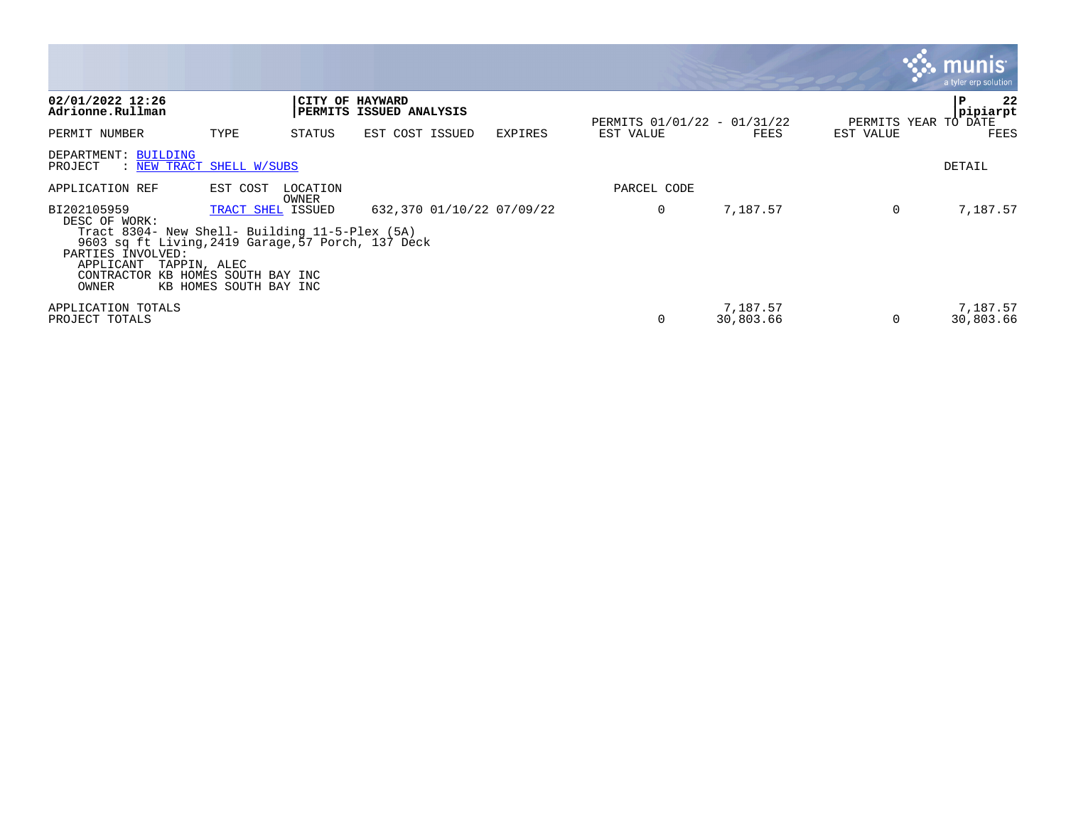**02/01/2022 12:26**
**Adrionne.Rullman**

**CITY OF HAYWARD**
**PERMITS ISSUED ANALYSIS**

**P 22**
**pipiarpt**

| PERMIT NUMBER | TYPE | STATUS | EST COST | ISSUED | EXPIRES | PERMITS 01/01/22 - 01/31/22 EST VALUE | FEES | PERMITS YEAR TO DATE EST VALUE | FEES |
|---|---|---|---|---|---|---|---|---|---|

DEPARTMENT: BUILDING
PROJECT : NEW TRACT SHELL W/SUBS

DETAIL

| APPLICATION REF | EST COST | LOCATION / OWNER | | | | PARCEL CODE | | | |
|---|---|---|---|---|---|---|---|---|---|
| BI202105959 | TRACT SHEL | ISSUED | 632,370 | 01/10/22 | 07/09/22 | 0 | 7,187.57 | 0 | 7,187.57 |

DESC OF WORK:
Tract 8304- New Shell- Building 11-5-Plex (5A)
9603 sq ft Living,2419 Garage,57 Porch, 137 Deck

PARTIES INVOLVED:
APPLICANT TAPPIN, ALEC
CONTRACTOR KB HOMES SOUTH BAY INC
OWNER KB HOMES SOUTH BAY INC

| | | | |
|---|---|---|---|
| APPLICATION TOTALS | | 7,187.57 | | 7,187.57 |
| PROJECT TOTALS | 0 | 30,803.66 | 0 | 30,803.66 |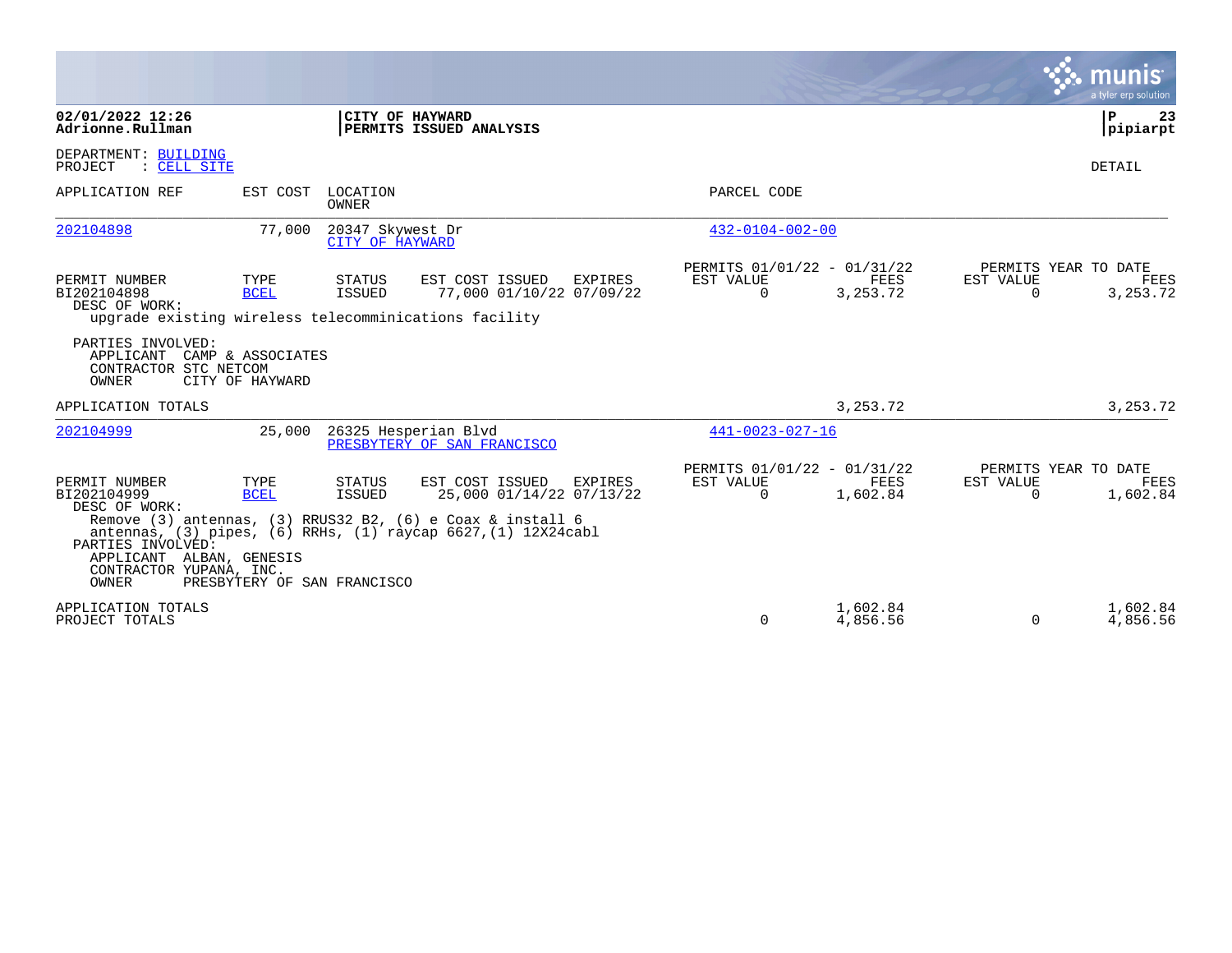**02/01/2022 12:26**
**Adrionne.Rullman**

**CITY OF HAYWARD**
**PERMITS ISSUED ANALYSIS**

**P 23**
**pipiarpt**

DEPARTMENT: BUILDING
PROJECT : CELL SITE

DETAIL

| APPLICATION REF | EST COST | LOCATION / OWNER | PARCEL CODE |
|---|---|---|---|
| 202104898 | 77,000 | 20347 Skywest Dr / CITY OF HAYWARD | 432-0104-002-00 |

| PERMIT NUMBER | TYPE | STATUS | EST COST | ISSUED | EXPIRES | PERMITS 01/01/22 - 01/31/22 EST VALUE | FEES | PERMITS YEAR TO DATE EST VALUE | FEES |
|---|---|---|---|---|---|---|---|---|---|
| BI202104898 | BCEL | ISSUED | 77,000 | 01/10/22 | 07/09/22 | 0 | 3,253.72 | 0 | 3,253.72 |

DESC OF WORK:
upgrade existing wireless telecomminications facility

PARTIES INVOLVED:
APPLICANT CAMP & ASSOCIATES
CONTRACTOR STC NETCOM
OWNER CITY OF HAYWARD

APPLICATION TOTALS — 3,253.72 — 3,253.72

| APPLICATION REF | EST COST | LOCATION / OWNER | PARCEL CODE |
|---|---|---|---|
| 202104999 | 25,000 | 26325 Hesperian Blvd / PRESBYTERY OF SAN FRANCISCO | 441-0023-027-16 |

| PERMIT NUMBER | TYPE | STATUS | EST COST | ISSUED | EXPIRES | PERMITS 01/01/22 - 01/31/22 EST VALUE | FEES | PERMITS YEAR TO DATE EST VALUE | FEES |
|---|---|---|---|---|---|---|---|---|---|
| BI202104999 | BCEL | ISSUED | 25,000 | 01/14/22 | 07/13/22 | 0 | 1,602.84 | 0 | 1,602.84 |

DESC OF WORK:
Remove (3) antennas, (3) RRUS32 B2, (6) e Coax & install 6 antennas, (3) pipes, (6) RRHs, (1) raycap 6627,(1) 12X24cabl

PARTIES INVOLVED:
APPLICANT ALBAN, GENESIS
CONTRACTOR YUPANA, INC.
OWNER PRESBYTERY OF SAN FRANCISCO

| | EST VALUE | FEES | EST VALUE | FEES |
|---|---|---|---|---|
| APPLICATION TOTALS | | 1,602.84 | | 1,602.84 |
| PROJECT TOTALS | 0 | 4,856.56 | 0 | 4,856.56 |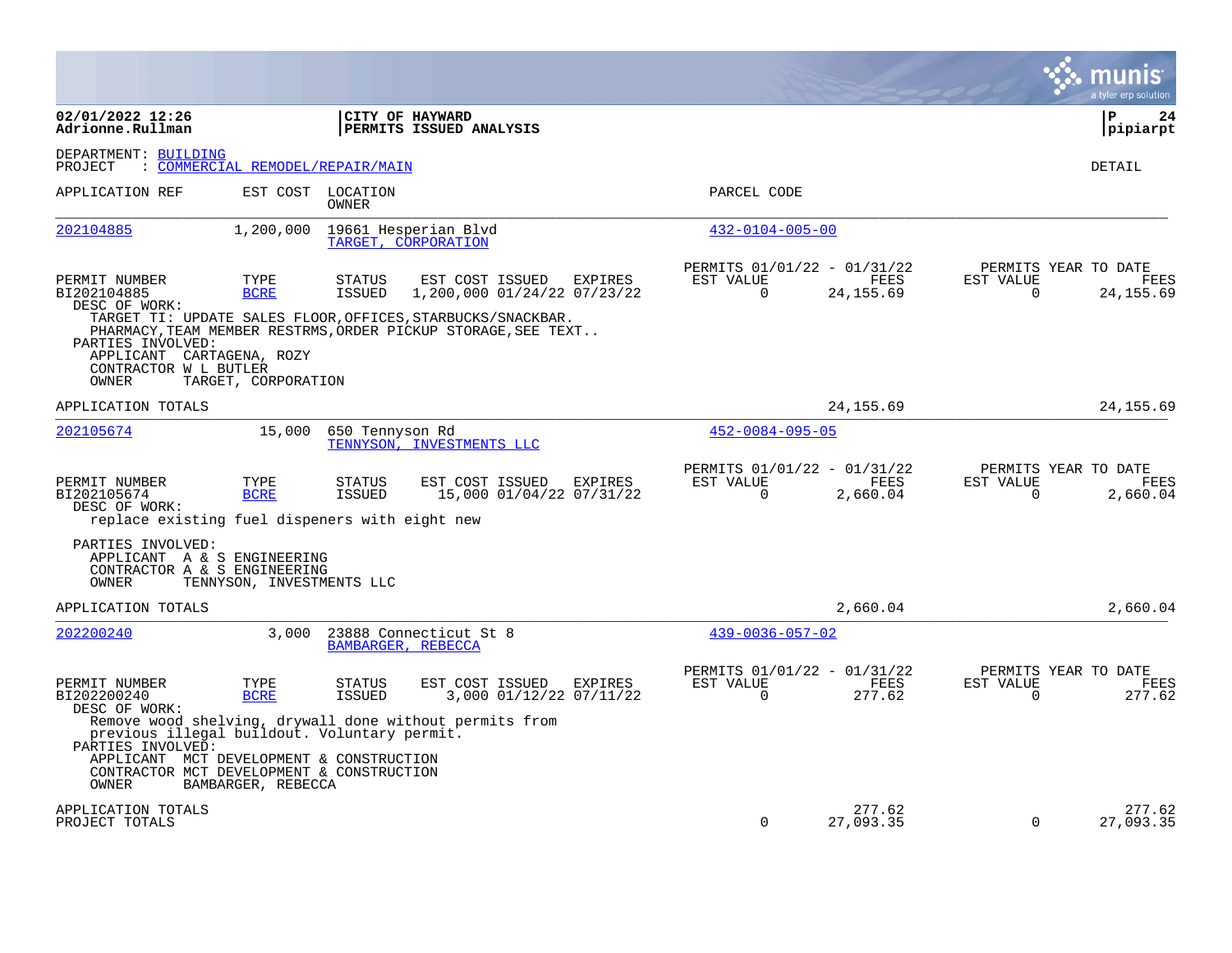**02/01/2022 12:26**
**Adrionne.Rullman**

**CITY OF HAYWARD**
**PERMITS ISSUED ANALYSIS**

**P 24**
**pipiarpt**

DEPARTMENT: BUILDING
PROJECT : COMMERCIAL REMODEL/REPAIR/MAIN

DETAIL

| APPLICATION REF | EST COST | LOCATION / OWNER | PARCEL CODE |
|---|---|---|---|
| 202104885 | 1,200,000 | 19661 Hesperian Blvd / TARGET, CORPORATION | 432-0104-005-00 |

| PERMIT NUMBER | TYPE | STATUS | EST COST | ISSUED | EXPIRES | PERMITS 01/01/22 - 01/31/22 EST VALUE | FEES | PERMITS YEAR TO DATE EST VALUE | FEES |
|---|---|---|---|---|---|---|---|---|---|
| BI202104885 | BCRE | ISSUED | 1,200,000 | 01/24/22 | 07/23/22 | 0 | 24,155.69 | 0 | 24,155.69 |

DESC OF WORK:
TARGET TI: UPDATE SALES FLOOR,OFFICES,STARBUCKS/SNACKBAR.
PHARMACY,TEAM MEMBER RESTRMS,ORDER PICKUP STORAGE,SEE TEXT..

PARTIES INVOLVED:
APPLICANT CARTAGENA, ROZY
CONTRACTOR W L BUTLER
OWNER TARGET, CORPORATION

APPLICATION TOTALS: 24,155.69 | 24,155.69

| APPLICATION REF | EST COST | LOCATION / OWNER | PARCEL CODE |
|---|---|---|---|
| 202105674 | 15,000 | 650 Tennyson Rd / TENNYSON, INVESTMENTS LLC | 452-0084-095-05 |

| PERMIT NUMBER | TYPE | STATUS | EST COST | ISSUED | EXPIRES | PERMITS 01/01/22 - 01/31/22 EST VALUE | FEES | PERMITS YEAR TO DATE EST VALUE | FEES |
|---|---|---|---|---|---|---|---|---|---|
| BI202105674 | BCRE | ISSUED | 15,000 | 01/04/22 | 07/31/22 | 0 | 2,660.04 | 0 | 2,660.04 |

DESC OF WORK:
replace existing fuel dispeners with eight new

PARTIES INVOLVED:
APPLICANT A & S ENGINEERING
CONTRACTOR A & S ENGINEERING
OWNER TENNYSON, INVESTMENTS LLC

APPLICATION TOTALS: 2,660.04 | 2,660.04

| APPLICATION REF | EST COST | LOCATION / OWNER | PARCEL CODE |
|---|---|---|---|
| 202200240 | 3,000 | 23888 Connecticut St 8 / BAMBARGER, REBECCA | 439-0036-057-02 |

| PERMIT NUMBER | TYPE | STATUS | EST COST | ISSUED | EXPIRES | PERMITS 01/01/22 - 01/31/22 EST VALUE | FEES | PERMITS YEAR TO DATE EST VALUE | FEES |
|---|---|---|---|---|---|---|---|---|---|
| BI202200240 | BCRE | ISSUED | 3,000 | 01/12/22 | 07/11/22 | 0 | 277.62 | 0 | 277.62 |

DESC OF WORK:
Remove wood shelving, drywall done without permits from previous illegal buildout. Voluntary permit.

PARTIES INVOLVED:
APPLICANT MCT DEVELOPMENT & CONSTRUCTION
CONTRACTOR MCT DEVELOPMENT & CONSTRUCTION
OWNER BAMBARGER, REBECCA

| | EST VALUE | FEES | YTD EST VALUE | YTD FEES |
|---|---|---|---|---|
| APPLICATION TOTALS | | 277.62 | | 277.62 |
| PROJECT TOTALS | 0 | 27,093.35 | 0 | 27,093.35 |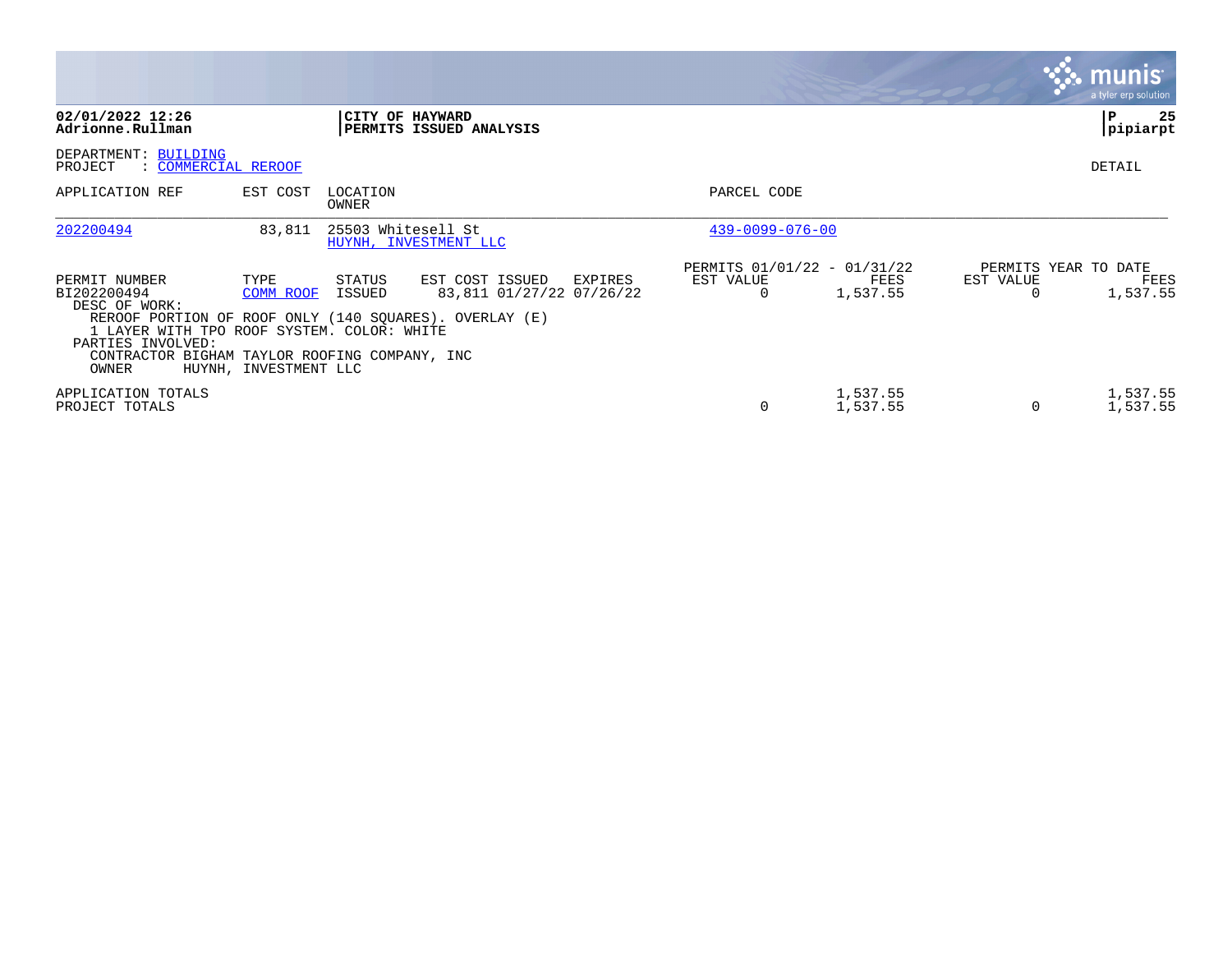02/01/2022 12:26
Adrionne.Rullman

**CITY OF HAYWARD**
**PERMITS ISSUED ANALYSIS**

P 25
pipiarpt

DEPARTMENT: BUILDING
PROJECT : COMMERCIAL REROOF

DETAIL

| APPLICATION REF | EST COST | LOCATION / OWNER | PARCEL CODE |
|---|---|---|---|
| 202200494 | 83,811 | 25503 Whitesell St / HUYNH, INVESTMENT LLC | 439-0099-076-00 |

| PERMIT NUMBER | TYPE | STATUS | EST COST | ISSUED | EXPIRES | PERMITS 01/01/22 - 01/31/22 EST VALUE | FEES | PERMITS YEAR TO DATE EST VALUE | FEES |
|---|---|---|---|---|---|---|---|---|---|
| BI202200494 | COMM ROOF | ISSUED | 83,811 | 01/27/22 | 07/26/22 | 0 | 1,537.55 | 0 | 1,537.55 |

DESC OF WORK:
REROOF PORTION OF ROOF ONLY (140 SQUARES). OVERLAY (E) 1 LAYER WITH TPO ROOF SYSTEM. COLOR: WHITE

PARTIES INVOLVED:
CONTRACTOR BIGHAM TAYLOR ROOFING COMPANY, INC
OWNER HUYNH, INVESTMENT LLC

| | EST VALUE | FEES | EST VALUE | FEES |
|---|---|---|---|---|
| APPLICATION TOTALS | | 1,537.55 | | 1,537.55 |
| PROJECT TOTALS | 0 | 1,537.55 | 0 | 1,537.55 |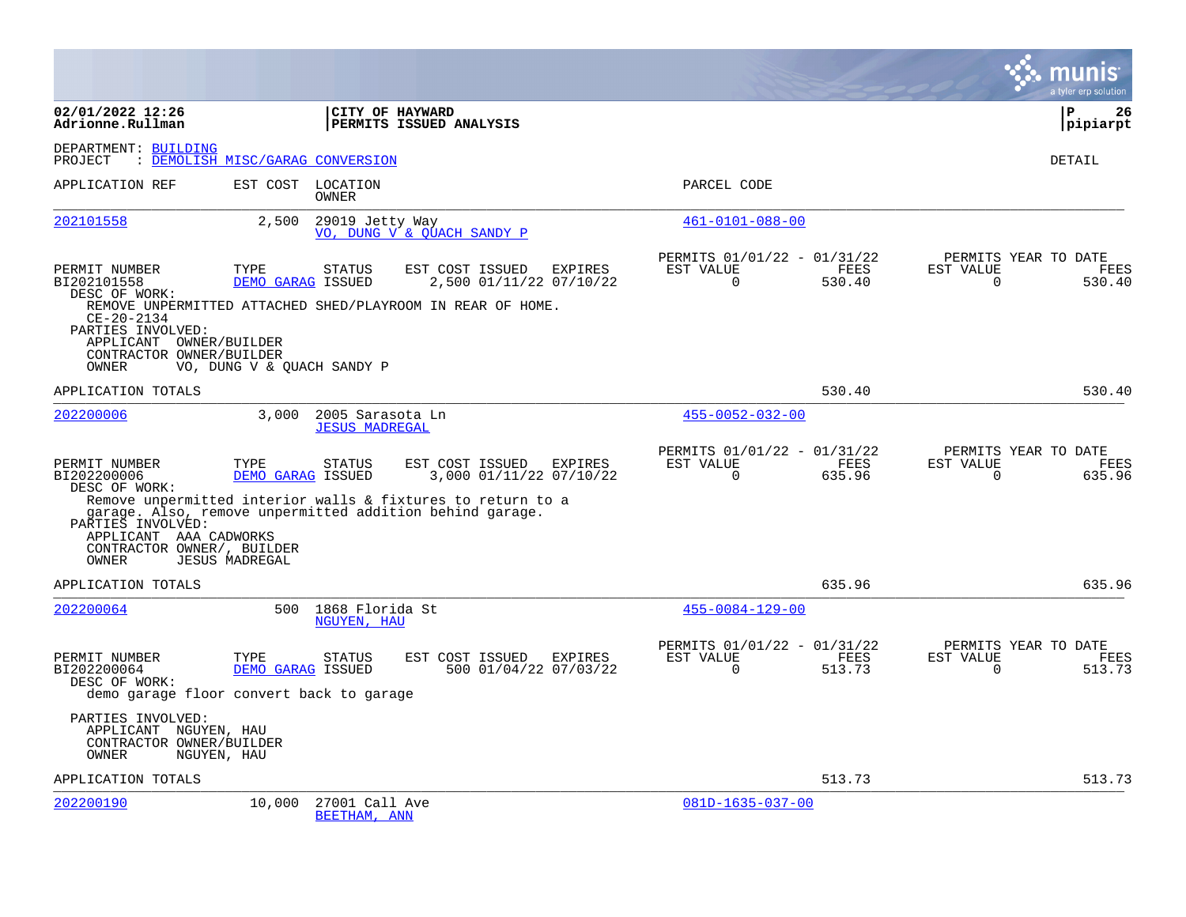02/01/2022 12:26
Adrionne.Rullman

**CITY OF HAYWARD**
**PERMITS ISSUED ANALYSIS**

pipiarpt

DEPARTMENT: BUILDING
PROJECT : DEMOLISH MISC/GARAG CONVERSION

DETAIL

| APPLICATION REF | EST COST | LOCATION / OWNER | PARCEL CODE |
|---|---|---|---|
| 202101558 | 2,500 | 29019 Jetty Way / VO, DUNG V & QUACH SANDY P | 461-0101-088-00 |

| PERMIT NUMBER | TYPE | STATUS | EST COST | ISSUED | EXPIRES | PERMITS 01/01/22 - 01/31/22 EST VALUE | FEES | PERMITS YEAR TO DATE EST VALUE | FEES |
|---|---|---|---|---|---|---|---|---|---|
| BI202101558 | DEMO GARAG | ISSUED | 2,500 | 01/11/22 | 07/10/22 | 0 | 530.40 | 0 | 530.40 |

DESC OF WORK:
REMOVE UNPERMITTED ATTACHED SHED/PLAYROOM IN REAR OF HOME.
CE-20-2134

PARTIES INVOLVED:
APPLICANT OWNER/BUILDER
CONTRACTOR OWNER/BUILDER
OWNER VO, DUNG V & QUACH SANDY P

APPLICATION TOTALS: 530.40 | 530.40

| APPLICATION REF | EST COST | LOCATION / OWNER | PARCEL CODE |
|---|---|---|---|
| 202200006 | 3,000 | 2005 Sarasota Ln / JESUS MADREGAL | 455-0052-032-00 |

| PERMIT NUMBER | TYPE | STATUS | EST COST | ISSUED | EXPIRES | PERMITS 01/01/22 - 01/31/22 EST VALUE | FEES | PERMITS YEAR TO DATE EST VALUE | FEES |
|---|---|---|---|---|---|---|---|---|---|
| BI202200006 | DEMO GARAG | ISSUED | 3,000 | 01/11/22 | 07/10/22 | 0 | 635.96 | 0 | 635.96 |

DESC OF WORK:
Remove unpermitted interior walls & fixtures to return to a garage. Also, remove unpermitted addition behind garage.

PARTIES INVOLVED:
APPLICANT AAA CADWORKS
CONTRACTOR OWNER/, BUILDER
OWNER JESUS MADREGAL

APPLICATION TOTALS: 635.96 | 635.96

| APPLICATION REF | EST COST | LOCATION / OWNER | PARCEL CODE |
|---|---|---|---|
| 202200064 | 500 | 1868 Florida St / NGUYEN, HAU | 455-0084-129-00 |

| PERMIT NUMBER | TYPE | STATUS | EST COST | ISSUED | EXPIRES | PERMITS 01/01/22 - 01/31/22 EST VALUE | FEES | PERMITS YEAR TO DATE EST VALUE | FEES |
|---|---|---|---|---|---|---|---|---|---|
| BI202200064 | DEMO GARAG | ISSUED | 500 | 01/04/22 | 07/03/22 | 0 | 513.73 | 0 | 513.73 |

DESC OF WORK:
demo garage floor convert back to garage

PARTIES INVOLVED:
APPLICANT NGUYEN, HAU
CONTRACTOR OWNER/BUILDER
OWNER NGUYEN, HAU

APPLICATION TOTALS: 513.73 | 513.73

| APPLICATION REF | EST COST | LOCATION / OWNER | PARCEL CODE |
|---|---|---|---|
| 202200190 | 10,000 | 27001 Call Ave / BEETHAM, ANN | 081D-1635-037-00 |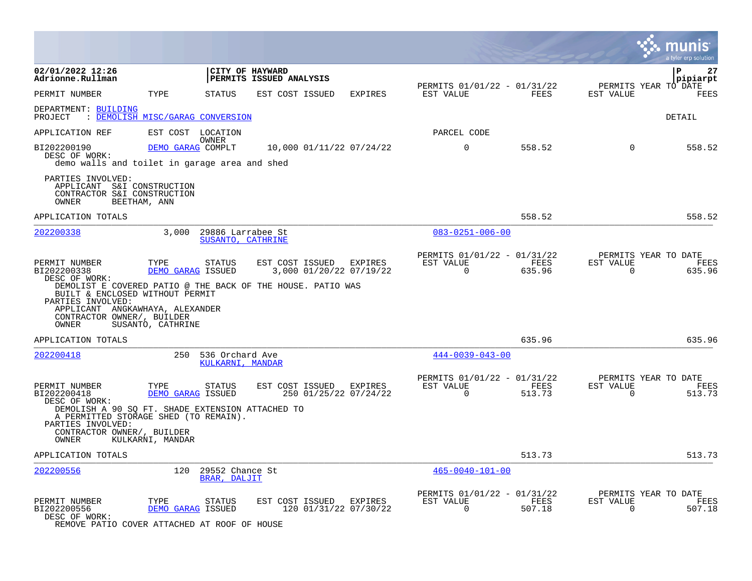**02/01/2022 12:26**
**Adrionne.Rullman**

**CITY OF HAYWARD**
**PERMITS ISSUED ANALYSIS**

DEPARTMENT: BUILDING
PROJECT : DEMOLISH MISC/GARAG CONVERSION

DETAIL

| PERMIT NUMBER | TYPE | STATUS | EST COST | ISSUED | EXPIRES | PERMITS 01/01/22 - 01/31/22 EST VALUE | FEES | PERMITS YEAR TO DATE EST VALUE | FEES |
|---|---|---|---|---|---|---|---|---|---|
| BI202200190 | DEMO GARAG | COMPLT | 10,000 | 01/11/22 | 07/24/22 | 0 | 558.52 | 0 | 558.52 |

DESC OF WORK:
demo walls and toilet in garage area and shed

PARTIES INVOLVED:
APPLICANT S&I CONSTRUCTION
CONTRACTOR S&I CONSTRUCTION
OWNER BEETHAM, ANN

APPLICATION TOTALS — 558.52 — 558.52

---

| APPLICATION REF | EST COST | LOCATION / OWNER | PARCEL CODE |
|---|---|---|---|
| 202200338 | 3,000 | 29886 Larrabee St / SUSANTO, CATHRINE | 083-0251-006-00 |

| PERMIT NUMBER | TYPE | STATUS | EST COST | ISSUED | EXPIRES | PERMITS 01/01/22 - 01/31/22 EST VALUE | FEES | PERMITS YEAR TO DATE EST VALUE | FEES |
|---|---|---|---|---|---|---|---|---|---|
| BI202200338 | DEMO GARAG | ISSUED | 3,000 | 01/20/22 | 07/19/22 | 0 | 635.96 | 0 | 635.96 |

DESC OF WORK:
DEMOLIST E COVERED PATIO @ THE BACK OF THE HOUSE. PATIO WAS BUILT & ENCLOSED WITHOUT PERMIT

PARTIES INVOLVED:
APPLICANT ANGKAWHAYA, ALEXANDER
CONTRACTOR OWNER/, BUILDER
OWNER SUSANTO, CATHRINE

APPLICATION TOTALS — 635.96 — 635.96

---

| APPLICATION REF | EST COST | LOCATION / OWNER | PARCEL CODE |
|---|---|---|---|
| 202200418 | 250 | 536 Orchard Ave / KULKARNI, MANDAR | 444-0039-043-00 |

| PERMIT NUMBER | TYPE | STATUS | EST COST | ISSUED | EXPIRES | PERMITS 01/01/22 - 01/31/22 EST VALUE | FEES | PERMITS YEAR TO DATE EST VALUE | FEES |
|---|---|---|---|---|---|---|---|---|---|
| BI202200418 | DEMO GARAG | ISSUED | 250 | 01/25/22 | 07/24/22 | 0 | 513.73 | 0 | 513.73 |

DESC OF WORK:
DEMOLISH A 90 SQ FT. SHADE EXTENSION ATTACHED TO A PERMITTED STORAGE SHED (TO REMAIN).

PARTIES INVOLVED:
CONTRACTOR OWNER/, BUILDER
OWNER KULKARNI, MANDAR

APPLICATION TOTALS — 513.73 — 513.73

---

| APPLICATION REF | EST COST | LOCATION / OWNER | PARCEL CODE |
|---|---|---|---|
| 202200556 | 120 | 29552 Chance St / BRAR, DALJIT | 465-0040-101-00 |

| PERMIT NUMBER | TYPE | STATUS | EST COST | ISSUED | EXPIRES | PERMITS 01/01/22 - 01/31/22 EST VALUE | FEES | PERMITS YEAR TO DATE EST VALUE | FEES |
|---|---|---|---|---|---|---|---|---|---|
| BI202200556 | DEMO GARAG | ISSUED | 120 | 01/31/22 | 07/30/22 | 0 | 507.18 | 0 | 507.18 |

DESC OF WORK:
REMOVE PATIO COVER ATTACHED AT ROOF OF HOUSE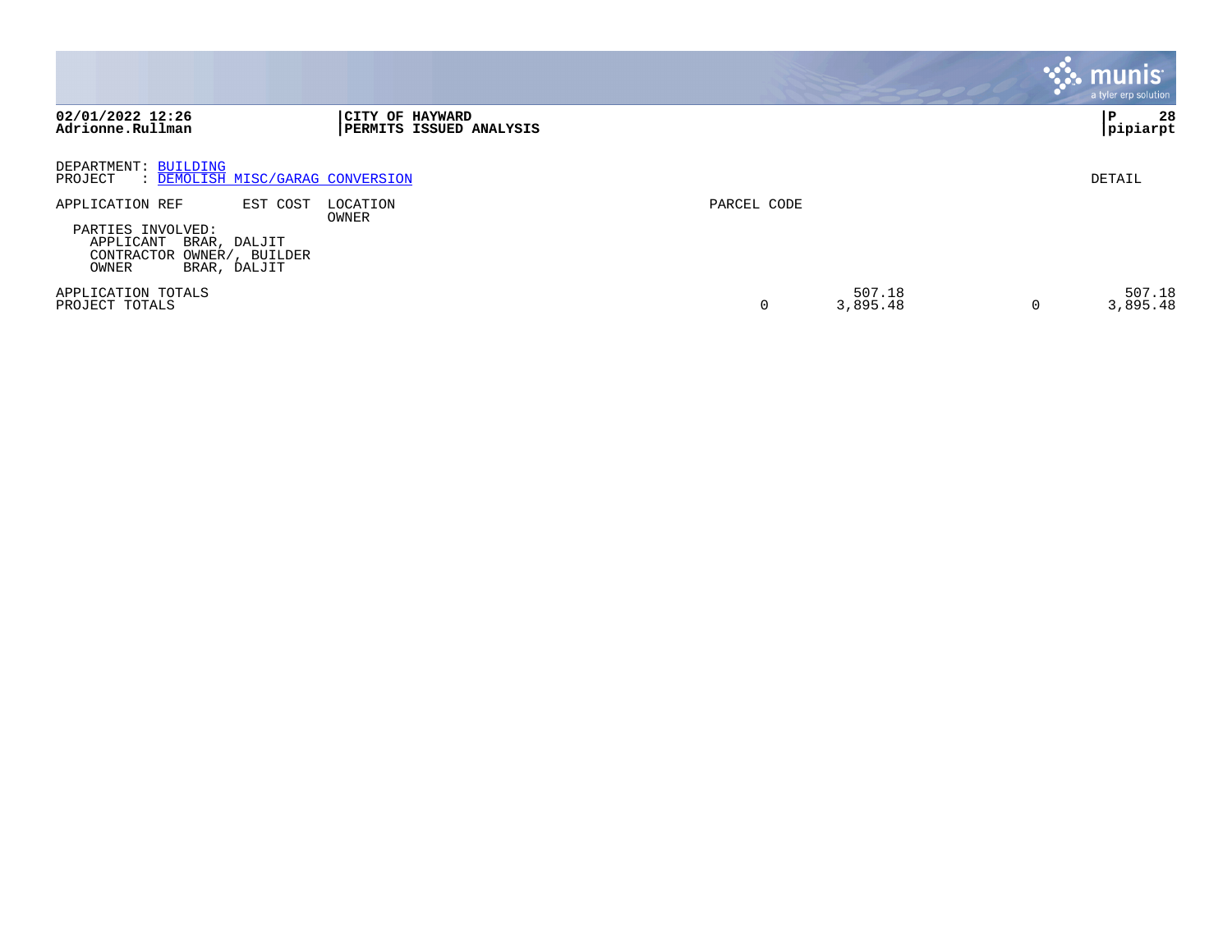**02/01/2022 12:26**
**Adrionne.Rullman**

**CITY OF HAYWARD**
**PERMITS ISSUED ANALYSIS**

**P 28**
**pipiarpt**

DEPARTMENT: BUILDING
PROJECT : DEMOLISH MISC/GARAG CONVERSION

DETAIL

| APPLICATION REF | EST COST | LOCATION / OWNER | PARCEL CODE | | | |
|---|---|---|---|---|---|---|

PARTIES INVOLVED:
- APPLICANT BRAR, DALJIT
- CONTRACTOR OWNER/, BUILDER
- OWNER BRAR, DALJIT

| | | | | |
|---|---|---|---|---|
| APPLICATION TOTALS | | 507.18 | | 507.18 |
| PROJECT TOTALS | 0 | 3,895.48 | 0 | 3,895.48 |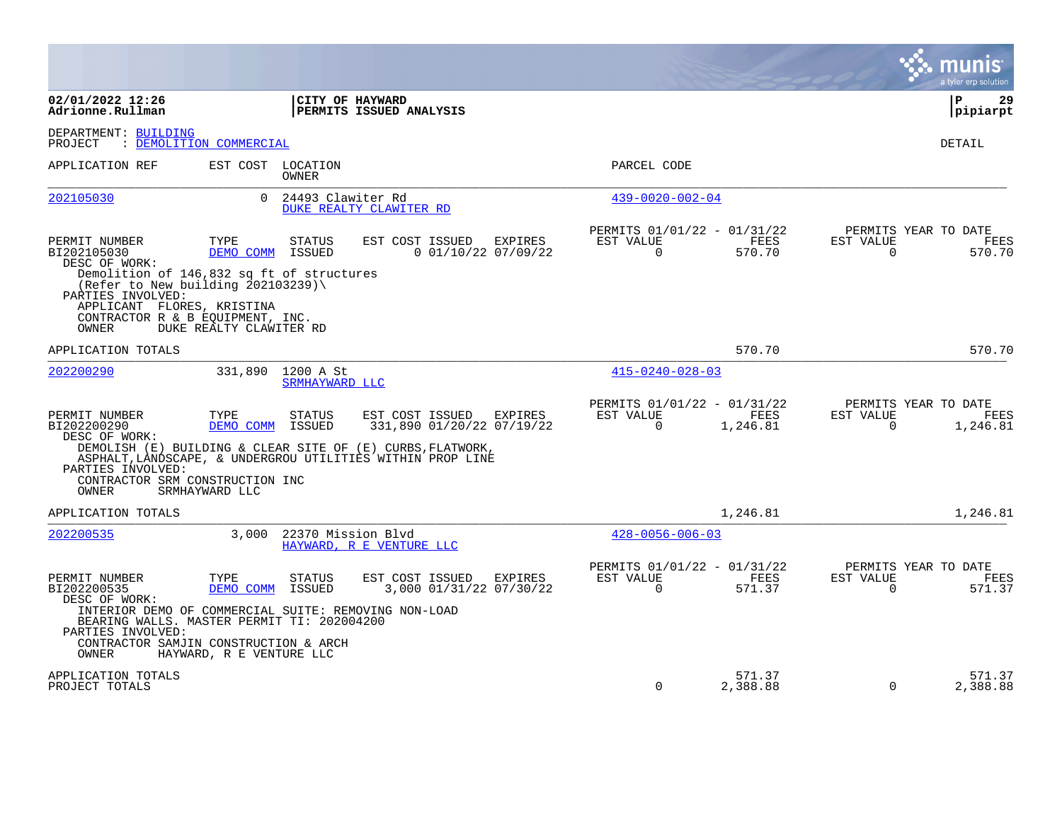**02/01/2022 12:26**
**Adrionne.Rullman**

**CITY OF HAYWARD**
**PERMITS ISSUED ANALYSIS**

**P 29**
**pipiarpt**

DEPARTMENT: BUILDING
PROJECT : DEMOLITION COMMERCIAL

DETAIL

| APPLICATION REF | EST COST | LOCATION / OWNER | PARCEL CODE |
|---|---|---|---|
| 202105030 | 0 | 24493 Clawiter Rd / DUKE REALTY CLAWITER RD | 439-0020-002-04 |

| PERMIT NUMBER | TYPE | STATUS | EST COST | ISSUED | EXPIRES | PERMITS 01/01/22 - 01/31/22 EST VALUE | FEES | PERMITS YEAR TO DATE EST VALUE | FEES |
|---|---|---|---|---|---|---|---|---|---|
| BI202105030 | DEMO COMM | ISSUED | 0 | 01/10/22 | 07/09/22 | 0 | 570.70 | 0 | 570.70 |

DESC OF WORK:
Demolition of 146,832 sq ft of structures
(Refer to New building 202103239)\

PARTIES INVOLVED:
APPLICANT FLORES, KRISTINA
CONTRACTOR R & B EQUIPMENT, INC.
OWNER DUKE REALTY CLAWITER RD

APPLICATION TOTALS: 570.70 | 570.70

| APPLICATION REF | EST COST | LOCATION / OWNER | PARCEL CODE |
|---|---|---|---|
| 202200290 | 331,890 | 1200 A St / SRMHAYWARD LLC | 415-0240-028-03 |

| PERMIT NUMBER | TYPE | STATUS | EST COST | ISSUED | EXPIRES | PERMITS 01/01/22 - 01/31/22 EST VALUE | FEES | PERMITS YEAR TO DATE EST VALUE | FEES |
|---|---|---|---|---|---|---|---|---|---|
| BI202200290 | DEMO COMM | ISSUED | 331,890 | 01/20/22 | 07/19/22 | 0 | 1,246.81 | 0 | 1,246.81 |

DESC OF WORK:
DEMOLISH (E) BUILDING & CLEAR SITE OF (E) CURBS,FLATWORK,
ASPHALT,LANDSCAPE, & UNDERGROU UTILITIES WITHIN PROP LINE

PARTIES INVOLVED:
CONTRACTOR SRM CONSTRUCTION INC
OWNER SRMHAYWARD LLC

APPLICATION TOTALS: 1,246.81 | 1,246.81

| APPLICATION REF | EST COST | LOCATION / OWNER | PARCEL CODE |
|---|---|---|---|
| 202200535 | 3,000 | 22370 Mission Blvd / HAYWARD, R E VENTURE LLC | 428-0056-006-03 |

| PERMIT NUMBER | TYPE | STATUS | EST COST | ISSUED | EXPIRES | PERMITS 01/01/22 - 01/31/22 EST VALUE | FEES | PERMITS YEAR TO DATE EST VALUE | FEES |
|---|---|---|---|---|---|---|---|---|---|
| BI202200535 | DEMO COMM | ISSUED | 3,000 | 01/31/22 | 07/30/22 | 0 | 571.37 | 0 | 571.37 |

DESC OF WORK:
INTERIOR DEMO OF COMMERCIAL SUITE: REMOVING NON-LOAD
BEARING WALLS. MASTER PERMIT TI: 202004200

PARTIES INVOLVED:
CONTRACTOR SAMJIN CONSTRUCTION & ARCH
OWNER HAYWARD, R E VENTURE LLC

| | EST VALUE | FEES | YTD EST VALUE | YTD FEES |
|---|---|---|---|---|
| APPLICATION TOTALS | | 571.37 | | 571.37 |
| PROJECT TOTALS | 0 | 2,388.88 | 0 | 2,388.88 |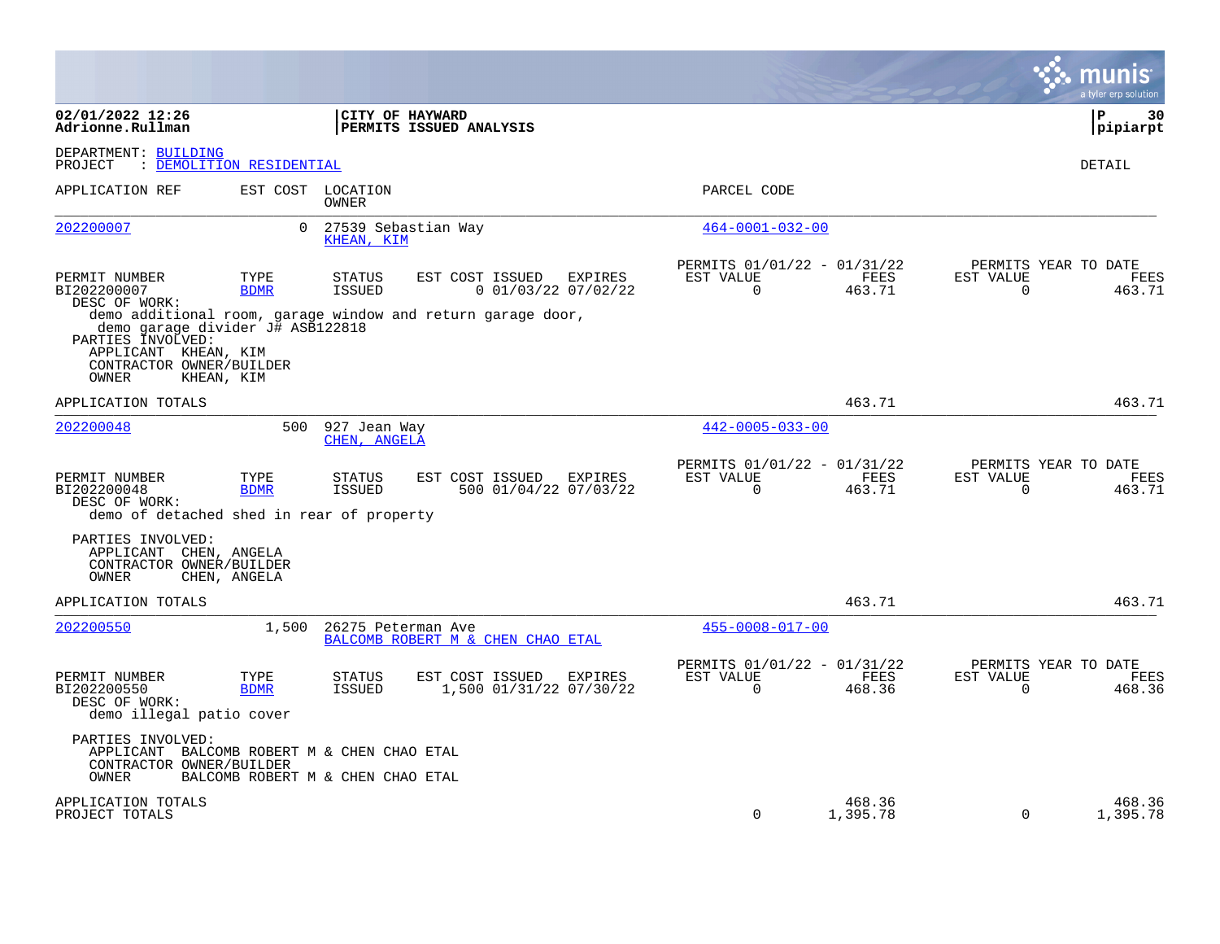02/01/2022 12:26
Adrionne.Rullman

**CITY OF HAYWARD**
**PERMITS ISSUED ANALYSIS**

P 30
pipiarpt

DEPARTMENT: BUILDING
PROJECT : DEMOLITION RESIDENTIAL

DETAIL

| APPLICATION REF | EST COST | LOCATION / OWNER | PARCEL CODE |
|---|---|---|---|
| 202200007 | 0 | 27539 Sebastian Way / KHEAN, KIM | 464-0001-032-00 |

| PERMIT NUMBER | TYPE | STATUS | EST COST | ISSUED | EXPIRES | PERMITS 01/01/22 - 01/31/22 EST VALUE | FEES | PERMITS YEAR TO DATE EST VALUE | FEES |
|---|---|---|---|---|---|---|---|---|---|
| BI202200007 | BDMR | ISSUED | 0 | 01/03/22 | 07/02/22 | 0 | 463.71 | 0 | 463.71 |

DESC OF WORK:
demo additional room, garage window and return garage door, demo garage divider J# ASB122818

PARTIES INVOLVED:
APPLICANT KHEAN, KIM
CONTRACTOR OWNER/BUILDER
OWNER KHEAN, KIM

APPLICATION TOTALS 463.71 463.71

| APPLICATION REF | EST COST | LOCATION / OWNER | PARCEL CODE |
|---|---|---|---|
| 202200048 | 500 | 927 Jean Way / CHEN, ANGELA | 442-0005-033-00 |

| PERMIT NUMBER | TYPE | STATUS | EST COST | ISSUED | EXPIRES | PERMITS 01/01/22 - 01/31/22 EST VALUE | FEES | PERMITS YEAR TO DATE EST VALUE | FEES |
|---|---|---|---|---|---|---|---|---|---|
| BI202200048 | BDMR | ISSUED | 500 | 01/04/22 | 07/03/22 | 0 | 463.71 | 0 | 463.71 |

DESC OF WORK:
demo of detached shed in rear of property

PARTIES INVOLVED:
APPLICANT CHEN, ANGELA
CONTRACTOR OWNER/BUILDER
OWNER CHEN, ANGELA

APPLICATION TOTALS 463.71 463.71

| APPLICATION REF | EST COST | LOCATION / OWNER | PARCEL CODE |
|---|---|---|---|
| 202200550 | 1,500 | 26275 Peterman Ave / BALCOMB ROBERT M & CHEN CHAO ETAL | 455-0008-017-00 |

| PERMIT NUMBER | TYPE | STATUS | EST COST | ISSUED | EXPIRES | PERMITS 01/01/22 - 01/31/22 EST VALUE | FEES | PERMITS YEAR TO DATE EST VALUE | FEES |
|---|---|---|---|---|---|---|---|---|---|
| BI202200550 | BDMR | ISSUED | 1,500 | 01/31/22 | 07/30/22 | 0 | 468.36 | 0 | 468.36 |

DESC OF WORK:
demo illegal patio cover

PARTIES INVOLVED:
APPLICANT BALCOMB ROBERT M & CHEN CHAO ETAL
CONTRACTOR OWNER/BUILDER
OWNER BALCOMB ROBERT M & CHEN CHAO ETAL

| | EST VALUE | FEES | EST VALUE | FEES |
|---|---|---|---|---|
| APPLICATION TOTALS | | 468.36 | | 468.36 |
| PROJECT TOTALS | 0 | 1,395.78 | 0 | 1,395.78 |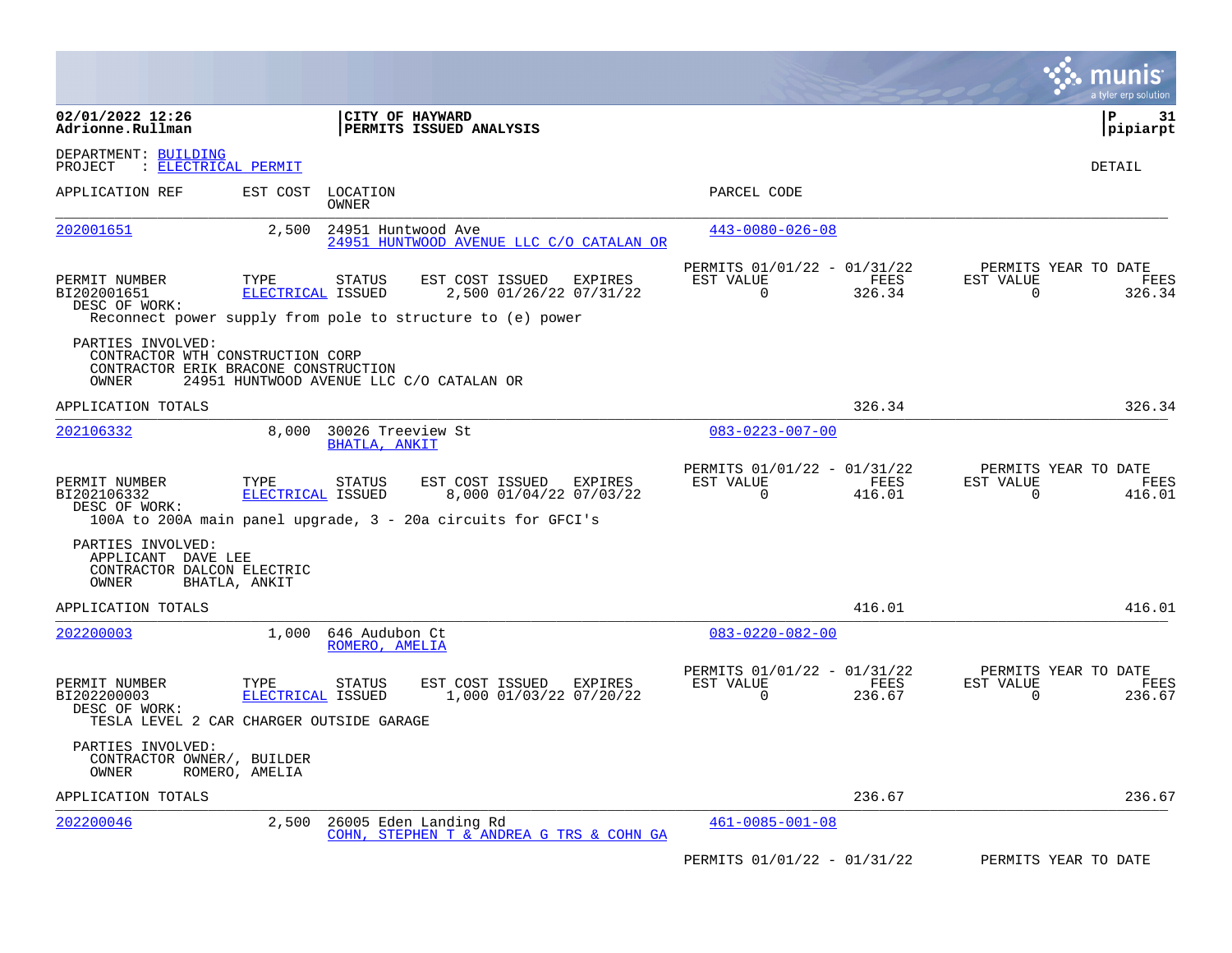**02/01/2022 12:26**
**Adrionne.Rullman**

**CITY OF HAYWARD**
**PERMITS ISSUED ANALYSIS**

**P 31**
**pipiarpt**

DEPARTMENT: BUILDING
PROJECT : ELECTRICAL PERMIT

DETAIL

| APPLICATION REF | EST COST | LOCATION / OWNER | PARCEL CODE |
|---|---|---|---|
| 202001651 | 2,500 | 24951 Huntwood Ave / 24951 HUNTWOOD AVENUE LLC C/O CATALAN OR | 443-0080-026-08 |

| PERMIT NUMBER | TYPE | STATUS | EST COST | ISSUED | EXPIRES | PERMITS 01/01/22 - 01/31/22 EST VALUE | FEES | PERMITS YEAR TO DATE EST VALUE | FEES |
|---|---|---|---|---|---|---|---|---|---|
| BI202001651 | ELECTRICAL | ISSUED | 2,500 | 01/26/22 | 07/31/22 | 0 | 326.34 | 0 | 326.34 |

DESC OF WORK:
Reconnect power supply from pole to structure to (e) power

PARTIES INVOLVED:
CONTRACTOR WTH CONSTRUCTION CORP
CONTRACTOR ERIK BRACONE CONSTRUCTION
OWNER 24951 HUNTWOOD AVENUE LLC C/O CATALAN OR

APPLICATION TOTALS: 326.34 | 326.34

| APPLICATION REF | EST COST | LOCATION / OWNER | PARCEL CODE |
|---|---|---|---|
| 202106332 | 8,000 | 30026 Treeview St / BHATLA, ANKIT | 083-0223-007-00 |

| PERMIT NUMBER | TYPE | STATUS | EST COST | ISSUED | EXPIRES | PERMITS 01/01/22 - 01/31/22 EST VALUE | FEES | PERMITS YEAR TO DATE EST VALUE | FEES |
|---|---|---|---|---|---|---|---|---|---|
| BI202106332 | ELECTRICAL | ISSUED | 8,000 | 01/04/22 | 07/03/22 | 0 | 416.01 | 0 | 416.01 |

DESC OF WORK:
100A to 200A main panel upgrade, 3 - 20a circuits for GFCI's

PARTIES INVOLVED:
APPLICANT DAVE LEE
CONTRACTOR DALCON ELECTRIC
OWNER BHATLA, ANKIT

APPLICATION TOTALS: 416.01 | 416.01

| APPLICATION REF | EST COST | LOCATION / OWNER | PARCEL CODE |
|---|---|---|---|
| 202200003 | 1,000 | 646 Audubon Ct / ROMERO, AMELIA | 083-0220-082-00 |

| PERMIT NUMBER | TYPE | STATUS | EST COST | ISSUED | EXPIRES | PERMITS 01/01/22 - 01/31/22 EST VALUE | FEES | PERMITS YEAR TO DATE EST VALUE | FEES |
|---|---|---|---|---|---|---|---|---|---|
| BI202200003 | ELECTRICAL | ISSUED | 1,000 | 01/03/22 | 07/20/22 | 0 | 236.67 | 0 | 236.67 |

DESC OF WORK:
TESLA LEVEL 2 CAR CHARGER OUTSIDE GARAGE

PARTIES INVOLVED:
CONTRACTOR OWNER/, BUILDER
OWNER ROMERO, AMELIA

APPLICATION TOTALS: 236.67 | 236.67

| APPLICATION REF | EST COST | LOCATION / OWNER | PARCEL CODE |
|---|---|---|---|
| 202200046 | 2,500 | 26005 Eden Landing Rd / COHN, STEPHEN T & ANDREA G TRS & COHN GA | 461-0085-001-08 |

PERMITS 01/01/22 - 01/31/22 | PERMITS YEAR TO DATE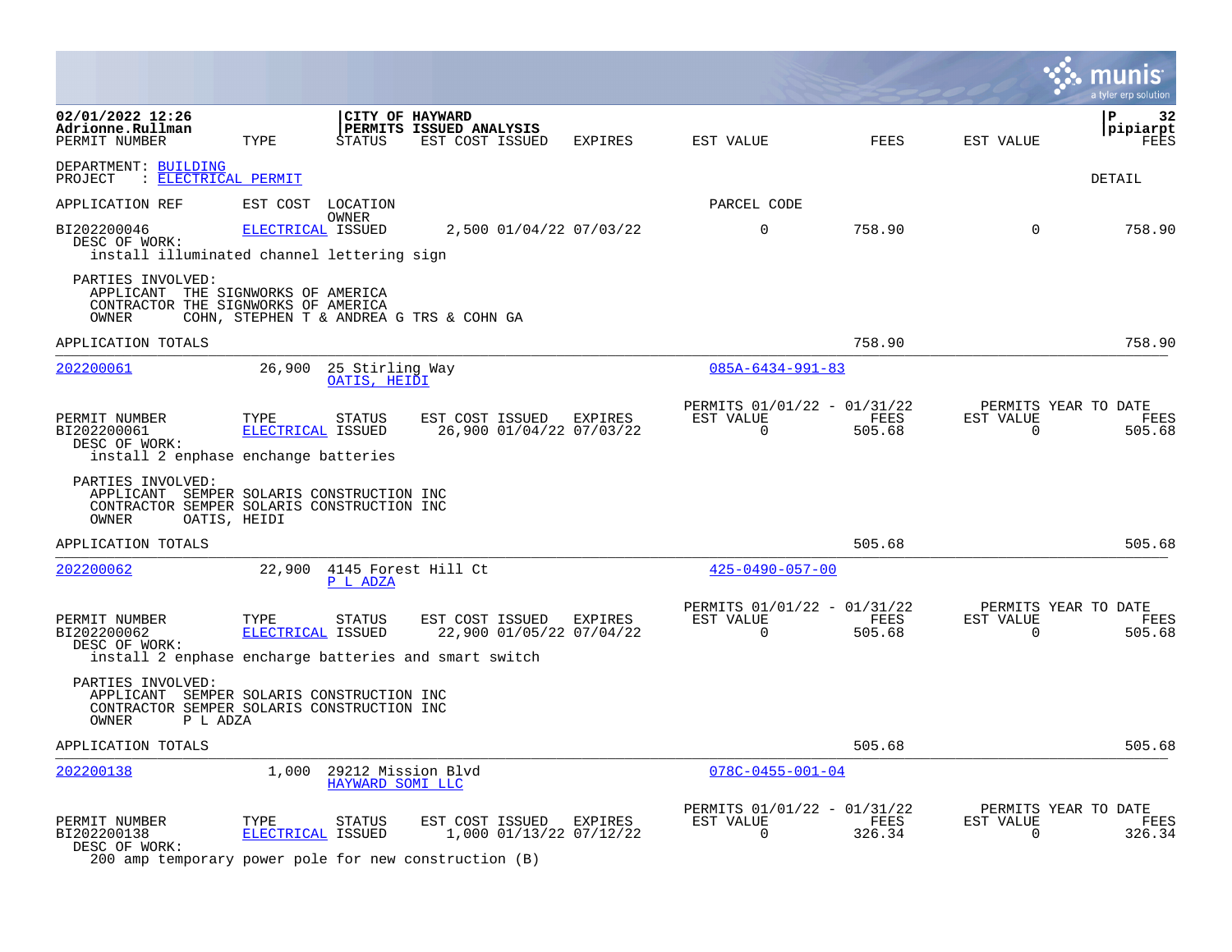**CITY OF HAYWARD**
**PERMITS ISSUED ANALYSIS**

02/01/2022 12:26
Adrionne.Rullman

DEPARTMENT: BUILDING
PROJECT : ELECTRICAL PERMIT

DETAIL

| PERMIT NUMBER | TYPE | STATUS | EST COST | ISSUED | EXPIRES | EST VALUE | FEES | EST VALUE | FEES |
|---|---|---|---|---|---|---|---|---|---|
| BI202200046 | ELECTRICAL | ISSUED | 2,500 | 01/04/22 | 07/03/22 | 0 | 758.90 | 0 | 758.90 |

DESC OF WORK:
install illuminated channel lettering sign

PARTIES INVOLVED:
APPLICANT THE SIGNWORKS OF AMERICA
CONTRACTOR THE SIGNWORKS OF AMERICA
OWNER COHN, STEPHEN T & ANDREA G TRS & COHN GA

APPLICATION TOTALS 758.90 758.90

---

| APPLICATION REF | EST COST | LOCATION / OWNER | PARCEL CODE |
|---|---|---|---|
| 202200061 | 26,900 | 25 Stirling Way / OATIS, HEIDI | 085A-6434-991-83 |

| PERMIT NUMBER | TYPE | STATUS | EST COST | ISSUED | EXPIRES | PERMITS 01/01/22 - 01/31/22 EST VALUE | FEES | PERMITS YEAR TO DATE EST VALUE | FEES |
|---|---|---|---|---|---|---|---|---|---|
| BI202200061 | ELECTRICAL | ISSUED | 26,900 | 01/04/22 | 07/03/22 | 0 | 505.68 | 0 | 505.68 |

DESC OF WORK:
install 2 enphase enchange batteries

PARTIES INVOLVED:
APPLICANT SEMPER SOLARIS CONSTRUCTION INC
CONTRACTOR SEMPER SOLARIS CONSTRUCTION INC
OWNER OATIS, HEIDI

APPLICATION TOTALS 505.68 505.68

---

| APPLICATION REF | EST COST | LOCATION / OWNER | PARCEL CODE |
|---|---|---|---|
| 202200062 | 22,900 | 4145 Forest Hill Ct / P L ADZA | 425-0490-057-00 |

| PERMIT NUMBER | TYPE | STATUS | EST COST | ISSUED | EXPIRES | PERMITS 01/01/22 - 01/31/22 EST VALUE | FEES | PERMITS YEAR TO DATE EST VALUE | FEES |
|---|---|---|---|---|---|---|---|---|---|
| BI202200062 | ELECTRICAL | ISSUED | 22,900 | 01/05/22 | 07/04/22 | 0 | 505.68 | 0 | 505.68 |

DESC OF WORK:
install 2 enphase encharge batteries and smart switch

PARTIES INVOLVED:
APPLICANT SEMPER SOLARIS CONSTRUCTION INC
CONTRACTOR SEMPER SOLARIS CONSTRUCTION INC
OWNER P L ADZA

APPLICATION TOTALS 505.68 505.68

---

| APPLICATION REF | EST COST | LOCATION / OWNER | PARCEL CODE |
|---|---|---|---|
| 202200138 | 1,000 | 29212 Mission Blvd / HAYWARD SOMI LLC | 078C-0455-001-04 |

| PERMIT NUMBER | TYPE | STATUS | EST COST | ISSUED | EXPIRES | PERMITS 01/01/22 - 01/31/22 EST VALUE | FEES | PERMITS YEAR TO DATE EST VALUE | FEES |
|---|---|---|---|---|---|---|---|---|---|
| BI202200138 | ELECTRICAL | ISSUED | 1,000 | 01/13/22 | 07/12/22 | 0 | 326.34 | 0 | 326.34 |

DESC OF WORK:
200 amp temporary power pole for new construction (B)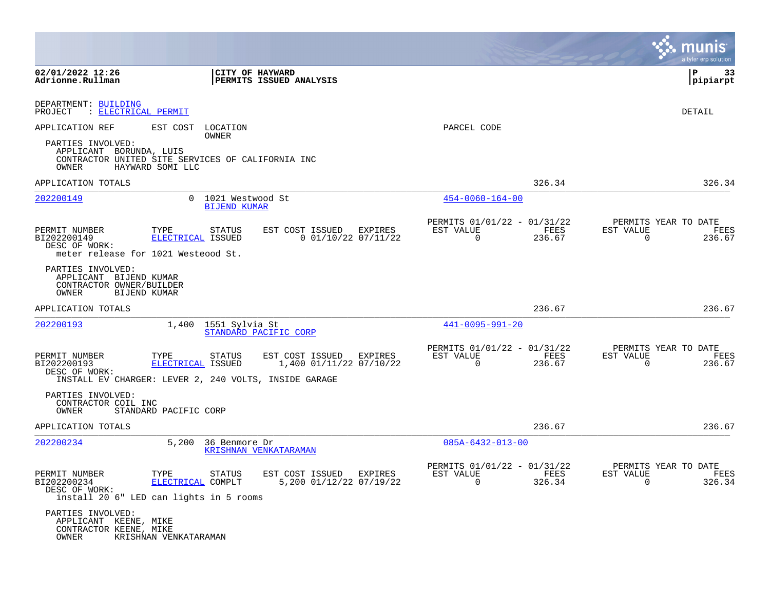02/01/2022 12:26 | CITY OF HAYWARD | P 33
Adrionne.Rullman | PERMITS ISSUED ANALYSIS | pipiarpt

DEPARTMENT: BUILDING
PROJECT : ELECTRICAL PERMIT

DETAIL

APPLICATION REF | EST COST | LOCATION / OWNER | PARCEL CODE

PARTIES INVOLVED:
APPLICANT BORUNDA, LUIS
CONTRACTOR UNITED SITE SERVICES OF CALIFORNIA INC
OWNER HAYWARD SOMI LLC

APPLICATION TOTALS 326.34 326.34

---

**202200149** | 0 | 1021 Westwood St | 454-0060-164-00
BIJEND KUMAR

| PERMIT NUMBER | TYPE | STATUS | EST COST | ISSUED | EXPIRES | PERMITS 01/01/22 - 01/31/22 EST VALUE | FEES | PERMITS YEAR TO DATE EST VALUE | FEES |
|---|---|---|---|---|---|---|---|---|---|
| BI202200149 | ELECTRICAL | ISSUED | 0 | 01/10/22 | 07/11/22 | 0 | 236.67 | 0 | 236.67 |

DESC OF WORK:
meter release for 1021 Westeood St.

PARTIES INVOLVED:
APPLICANT BIJEND KUMAR
CONTRACTOR OWNER/BUILDER
OWNER BIJEND KUMAR

APPLICATION TOTALS 236.67 236.67

---

**202200193** | 1,400 | 1551 Sylvia St | 441-0095-991-20
STANDARD PACIFIC CORP

| PERMIT NUMBER | TYPE | STATUS | EST COST | ISSUED | EXPIRES | PERMITS 01/01/22 - 01/31/22 EST VALUE | FEES | PERMITS YEAR TO DATE EST VALUE | FEES |
|---|---|---|---|---|---|---|---|---|---|
| BI202200193 | ELECTRICAL | ISSUED | 1,400 | 01/11/22 | 07/10/22 | 0 | 236.67 | 0 | 236.67 |

DESC OF WORK:
INSTALL EV CHARGER: LEVER 2, 240 VOLTS, INSIDE GARAGE

PARTIES INVOLVED:
CONTRACTOR COIL INC
OWNER STANDARD PACIFIC CORP

APPLICATION TOTALS 236.67 236.67

---

**202200234** | 5,200 | 36 Benmore Dr | 085A-6432-013-00
KRISHNAN VENKATARAMAN

| PERMIT NUMBER | TYPE | STATUS | EST COST | ISSUED | EXPIRES | PERMITS 01/01/22 - 01/31/22 EST VALUE | FEES | PERMITS YEAR TO DATE EST VALUE | FEES |
|---|---|---|---|---|---|---|---|---|---|
| BI202200234 | ELECTRICAL | COMPLT | 5,200 | 01/12/22 | 07/19/22 | 0 | 326.34 | 0 | 326.34 |

DESC OF WORK:
install 20 6" LED can lights in 5 rooms

PARTIES INVOLVED:
APPLICANT KEENE, MIKE
CONTRACTOR KEENE, MIKE
OWNER KRISHNAN VENKATARAMAN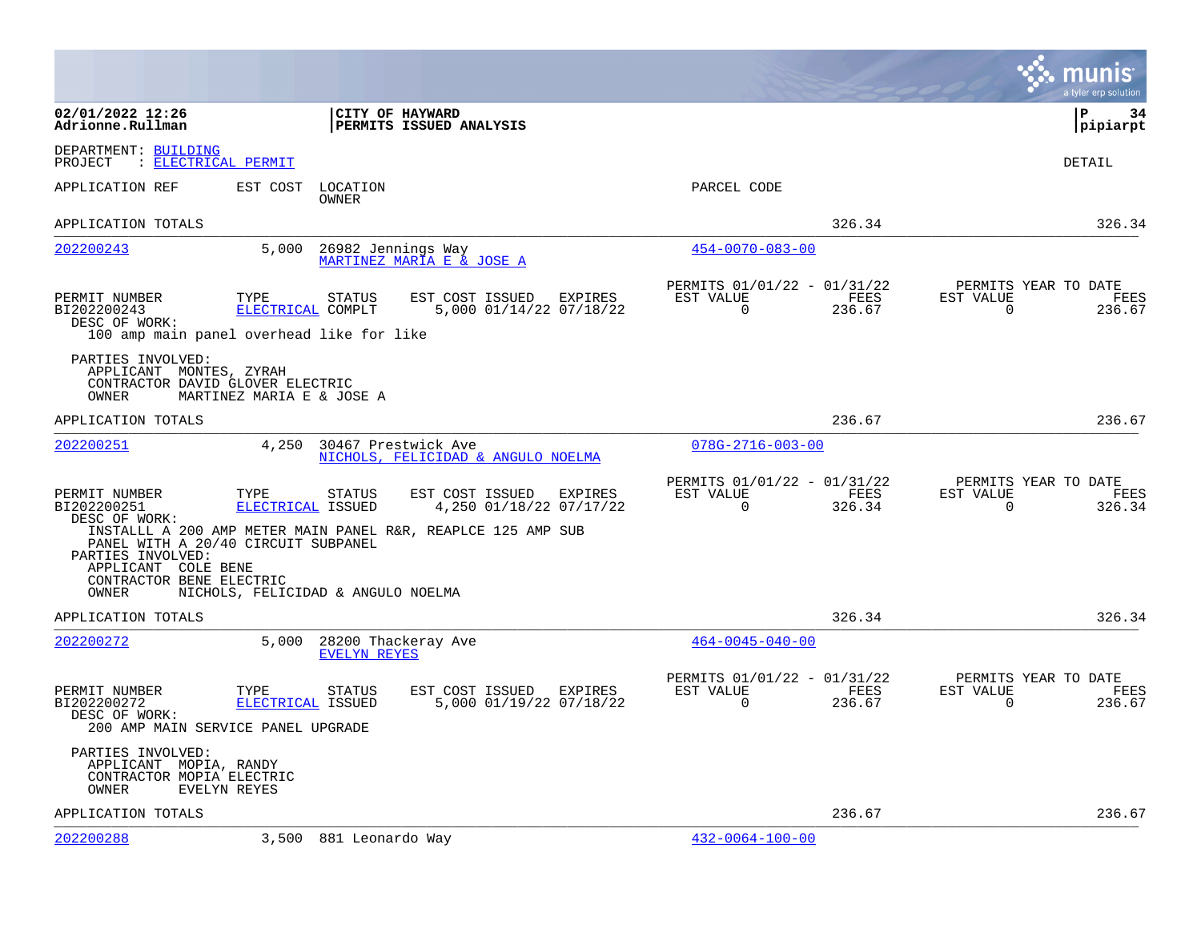**CITY OF HAYWARD**
**PERMITS ISSUED ANALYSIS**

02/01/2022 12:26
Adrionne.Rullman

pipiarpt

DEPARTMENT: BUILDING
PROJECT : ELECTRICAL PERMIT

DETAIL

| APPLICATION REF | EST COST | LOCATION / OWNER | PARCEL CODE | | |
|---|---|---|---|---|---|
| APPLICATION TOTALS | | | | 326.34 | 326.34 |

---

**202200243** — 5,000 — 26982 Jennings Way — MARTINEZ MARIA E & JOSE A — Parcel: 454-0070-083-00

| PERMIT NUMBER | TYPE | STATUS | EST COST | ISSUED | EXPIRES | PERMITS 01/01/22 - 01/31/22 EST VALUE | FEES | PERMITS YEAR TO DATE EST VALUE | FEES |
|---|---|---|---|---|---|---|---|---|---|
| BI202200243 | ELECTRICAL | COMPLT | 5,000 | 01/14/22 | 07/18/22 | 0 | 236.67 | 0 | 236.67 |

DESC OF WORK:
100 amp main panel overhead like for like

PARTIES INVOLVED:
APPLICANT MONTES, ZYRAH
CONTRACTOR DAVID GLOVER ELECTRIC
OWNER MARTINEZ MARIA E & JOSE A

APPLICATION TOTALS — 236.67 — 236.67

---

**202200251** — 4,250 — 30467 Prestwick Ave — NICHOLS, FELICIDAD & ANGULO NOELMA — Parcel: 078G-2716-003-00

| PERMIT NUMBER | TYPE | STATUS | EST COST | ISSUED | EXPIRES | PERMITS 01/01/22 - 01/31/22 EST VALUE | FEES | PERMITS YEAR TO DATE EST VALUE | FEES |
|---|---|---|---|---|---|---|---|---|---|
| BI202200251 | ELECTRICAL | ISSUED | 4,250 | 01/18/22 | 07/17/22 | 0 | 326.34 | 0 | 326.34 |

DESC OF WORK:
INSTALLL A 200 AMP METER MAIN PANEL R&R, REAPLCE 125 AMP SUB PANEL WITH A 20/40 CIRCUIT SUBPANEL

PARTIES INVOLVED:
APPLICANT COLE BENE
CONTRACTOR BENE ELECTRIC
OWNER NICHOLS, FELICIDAD & ANGULO NOELMA

APPLICATION TOTALS — 326.34 — 326.34

---

**202200272** — 5,000 — 28200 Thackeray Ave — EVELYN REYES — Parcel: 464-0045-040-00

| PERMIT NUMBER | TYPE | STATUS | EST COST | ISSUED | EXPIRES | PERMITS 01/01/22 - 01/31/22 EST VALUE | FEES | PERMITS YEAR TO DATE EST VALUE | FEES |
|---|---|---|---|---|---|---|---|---|---|
| BI202200272 | ELECTRICAL | ISSUED | 5,000 | 01/19/22 | 07/18/22 | 0 | 236.67 | 0 | 236.67 |

DESC OF WORK:
200 AMP MAIN SERVICE PANEL UPGRADE

PARTIES INVOLVED:
APPLICANT MOPIA, RANDY
CONTRACTOR MOPIA ELECTRIC
OWNER EVELYN REYES

APPLICATION TOTALS — 236.67 — 236.67

---

**202200288** — 3,500 — 881 Leonardo Way — Parcel: 432-0064-100-00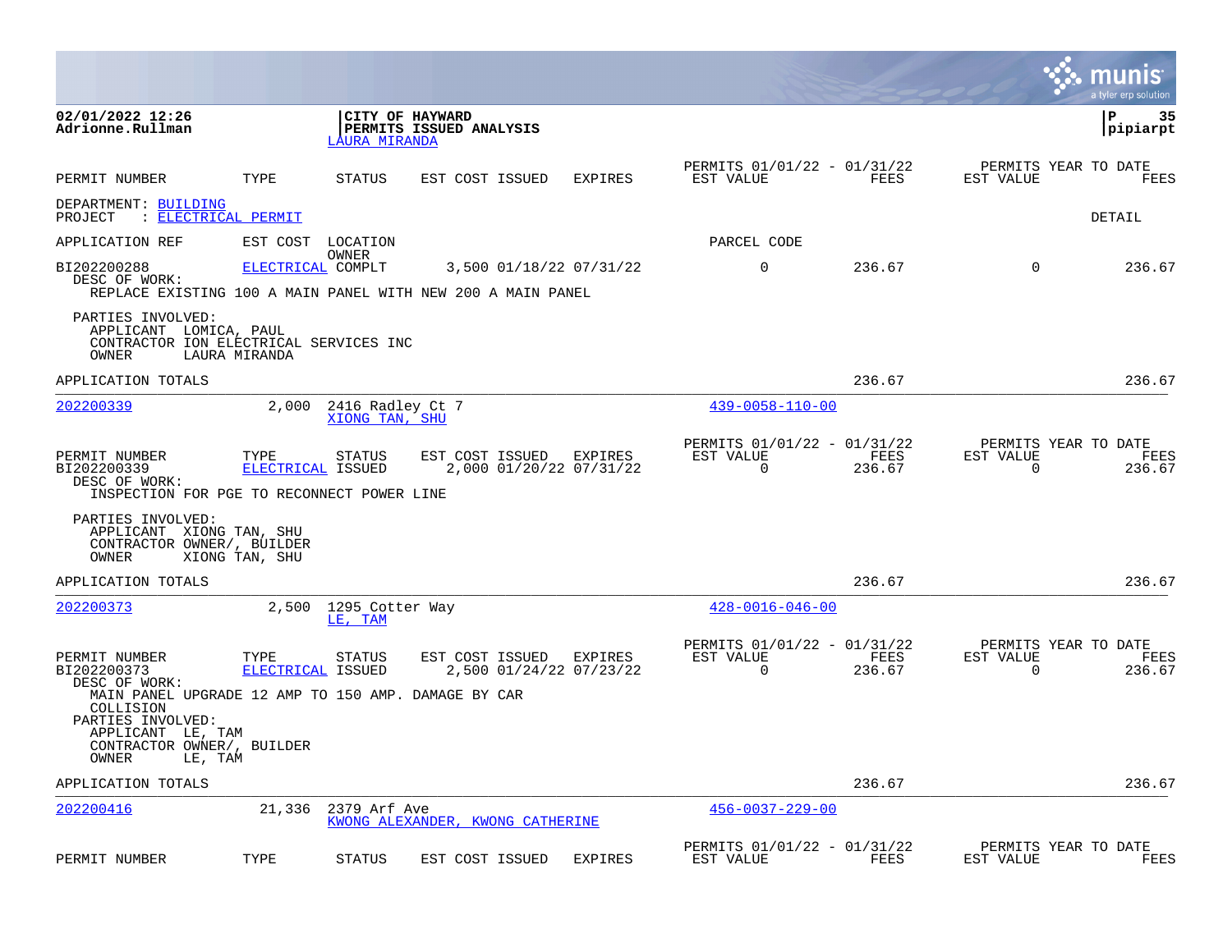**02/01/2022 12:26**
**Adrionne.Rullman**

**CITY OF HAYWARD**
**PERMITS ISSUED ANALYSIS**
LAURA MIRANDA

**P 35**
**pipiarpt**

| PERMIT NUMBER | TYPE | STATUS | EST COST | ISSUED | EXPIRES | PERMITS 01/01/22 - 01/31/22 EST VALUE | FEES | PERMITS YEAR TO DATE EST VALUE | FEES |
|---|---|---|---|---|---|---|---|---|---|

DEPARTMENT: BUILDING
PROJECT : ELECTRICAL PERMIT

DETAIL

| APPLICATION REF | EST COST | LOCATION / OWNER | PARCEL CODE |
|---|---|---|---|

| PERMIT NUMBER | TYPE | STATUS | EST COST | ISSUED | EXPIRES | EST VALUE | FEES | EST VALUE | FEES |
|---|---|---|---|---|---|---|---|---|---|
| BI202200288 | ELECTRICAL | COMPLT | 3,500 | 01/18/22 | 07/31/22 | 0 | 236.67 | 0 | 236.67 |

DESC OF WORK:
REPLACE EXISTING 100 A MAIN PANEL WITH NEW 200 A MAIN PANEL

PARTIES INVOLVED:
APPLICANT LOMICA, PAUL
CONTRACTOR ION ELECTRICAL SERVICES INC
OWNER LAURA MIRANDA

APPLICATION TOTALS — 236.67 — 236.67

---

| APPLICATION REF | EST COST | LOCATION / OWNER | PARCEL CODE |
|---|---|---|---|
| 202200339 | 2,000 | 2416 Radley Ct 7 / XIONG TAN, SHU | 439-0058-110-00 |

| PERMIT NUMBER | TYPE | STATUS | EST COST | ISSUED | EXPIRES | PERMITS 01/01/22 - 01/31/22 EST VALUE | FEES | PERMITS YEAR TO DATE EST VALUE | FEES |
|---|---|---|---|---|---|---|---|---|---|
| BI202200339 | ELECTRICAL | ISSUED | 2,000 | 01/20/22 | 07/31/22 | 0 | 236.67 | 0 | 236.67 |

DESC OF WORK:
INSPECTION FOR PGE TO RECONNECT POWER LINE

PARTIES INVOLVED:
APPLICANT XIONG TAN, SHU
CONTRACTOR OWNER/, BUILDER
OWNER XIONG TAN, SHU

APPLICATION TOTALS — 236.67 — 236.67

---

| APPLICATION REF | EST COST | LOCATION / OWNER | PARCEL CODE |
|---|---|---|---|
| 202200373 | 2,500 | 1295 Cotter Way / LE, TAM | 428-0016-046-00 |

| PERMIT NUMBER | TYPE | STATUS | EST COST | ISSUED | EXPIRES | PERMITS 01/01/22 - 01/31/22 EST VALUE | FEES | PERMITS YEAR TO DATE EST VALUE | FEES |
|---|---|---|---|---|---|---|---|---|---|
| BI202200373 | ELECTRICAL | ISSUED | 2,500 | 01/24/22 | 07/23/22 | 0 | 236.67 | 0 | 236.67 |

DESC OF WORK:
MAIN PANEL UPGRADE 12 AMP TO 150 AMP. DAMAGE BY CAR COLLISION

PARTIES INVOLVED:
APPLICANT LE, TAM
CONTRACTOR OWNER/, BUILDER
OWNER LE, TAM

APPLICATION TOTALS — 236.67 — 236.67

---

| APPLICATION REF | EST COST | LOCATION / OWNER | PARCEL CODE |
|---|---|---|---|
| 202200416 | 21,336 | 2379 Arf Ave / KWONG ALEXANDER, KWONG CATHERINE | 456-0037-229-00 |

| PERMIT NUMBER | TYPE | STATUS | EST COST | ISSUED | EXPIRES | PERMITS 01/01/22 - 01/31/22 EST VALUE | FEES | PERMITS YEAR TO DATE EST VALUE | FEES |
|---|---|---|---|---|---|---|---|---|---|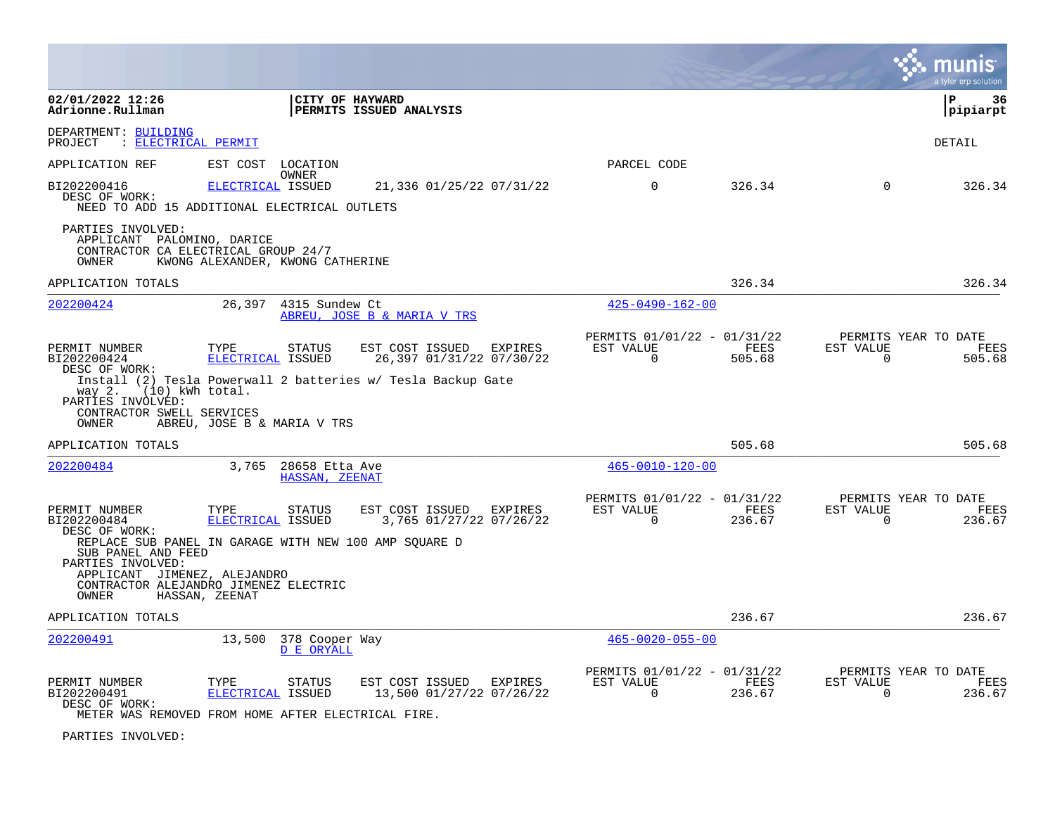**CITY OF HAYWARD**
**PERMITS ISSUED ANALYSIS**

02/01/2022 12:26
Adrionne.Rullman

pipiarpt

DEPARTMENT: BUILDING
PROJECT : ELECTRICAL PERMIT

DETAIL

APPLICATION REF | EST COST | LOCATION / OWNER | PARCEL CODE

BI202200416 | ELECTRICAL | ISSUED | 21,336 01/25/22 07/31/22 | 0 | 326.34 | 0 | 326.34

DESC OF WORK:
NEED TO ADD 15 ADDITIONAL ELECTRICAL OUTLETS

PARTIES INVOLVED:
APPLICANT PALOMINO, DARICE
CONTRACTOR CA ELECTRICAL GROUP 24/7
OWNER KWONG ALEXANDER, KWONG CATHERINE

APPLICATION TOTALS 326.34 326.34

---

**202200424** 26,397 4315 Sundew Ct — ABREU, JOSE B & MARIA V TRS — 425-0490-162-00

| PERMIT NUMBER | TYPE | STATUS | EST COST | ISSUED | EXPIRES | PERMITS 01/01/22 - 01/31/22 EST VALUE | FEES | PERMITS YEAR TO DATE EST VALUE | FEES |
|---|---|---|---|---|---|---|---|---|---|
| BI202200424 | ELECTRICAL | ISSUED | 26,397 | 01/31/22 | 07/30/22 | 0 | 505.68 | 0 | 505.68 |

DESC OF WORK:
Install (2) Tesla Powerwall 2 batteries w/ Tesla Backup Gate way 2. (10) kWh total.

PARTIES INVOLVED:
CONTRACTOR SWELL SERVICES
OWNER ABREU, JOSE B & MARIA V TRS

APPLICATION TOTALS 505.68 505.68

---

**202200484** 3,765 28658 Etta Ave — HASSAN, ZEENAT — 465-0010-120-00

| PERMIT NUMBER | TYPE | STATUS | EST COST | ISSUED | EXPIRES | PERMITS 01/01/22 - 01/31/22 EST VALUE | FEES | PERMITS YEAR TO DATE EST VALUE | FEES |
|---|---|---|---|---|---|---|---|---|---|
| BI202200484 | ELECTRICAL | ISSUED | 3,765 | 01/27/22 | 07/26/22 | 0 | 236.67 | 0 | 236.67 |

DESC OF WORK:
REPLACE SUB PANEL IN GARAGE WITH NEW 100 AMP SQUARE D SUB PANEL AND FEED

PARTIES INVOLVED:
APPLICANT JIMENEZ, ALEJANDRO
CONTRACTOR ALEJANDRO JIMENEZ ELECTRIC
OWNER HASSAN, ZEENAT

APPLICATION TOTALS 236.67 236.67

---

**202200491** 13,500 378 Cooper Way — D E ORYALL — 465-0020-055-00

| PERMIT NUMBER | TYPE | STATUS | EST COST | ISSUED | EXPIRES | PERMITS 01/01/22 - 01/31/22 EST VALUE | FEES | PERMITS YEAR TO DATE EST VALUE | FEES |
|---|---|---|---|---|---|---|---|---|---|
| BI202200491 | ELECTRICAL | ISSUED | 13,500 | 01/27/22 | 07/26/22 | 0 | 236.67 | 0 | 236.67 |

DESC OF WORK:
METER WAS REMOVED FROM HOME AFTER ELECTRICAL FIRE.

PARTIES INVOLVED: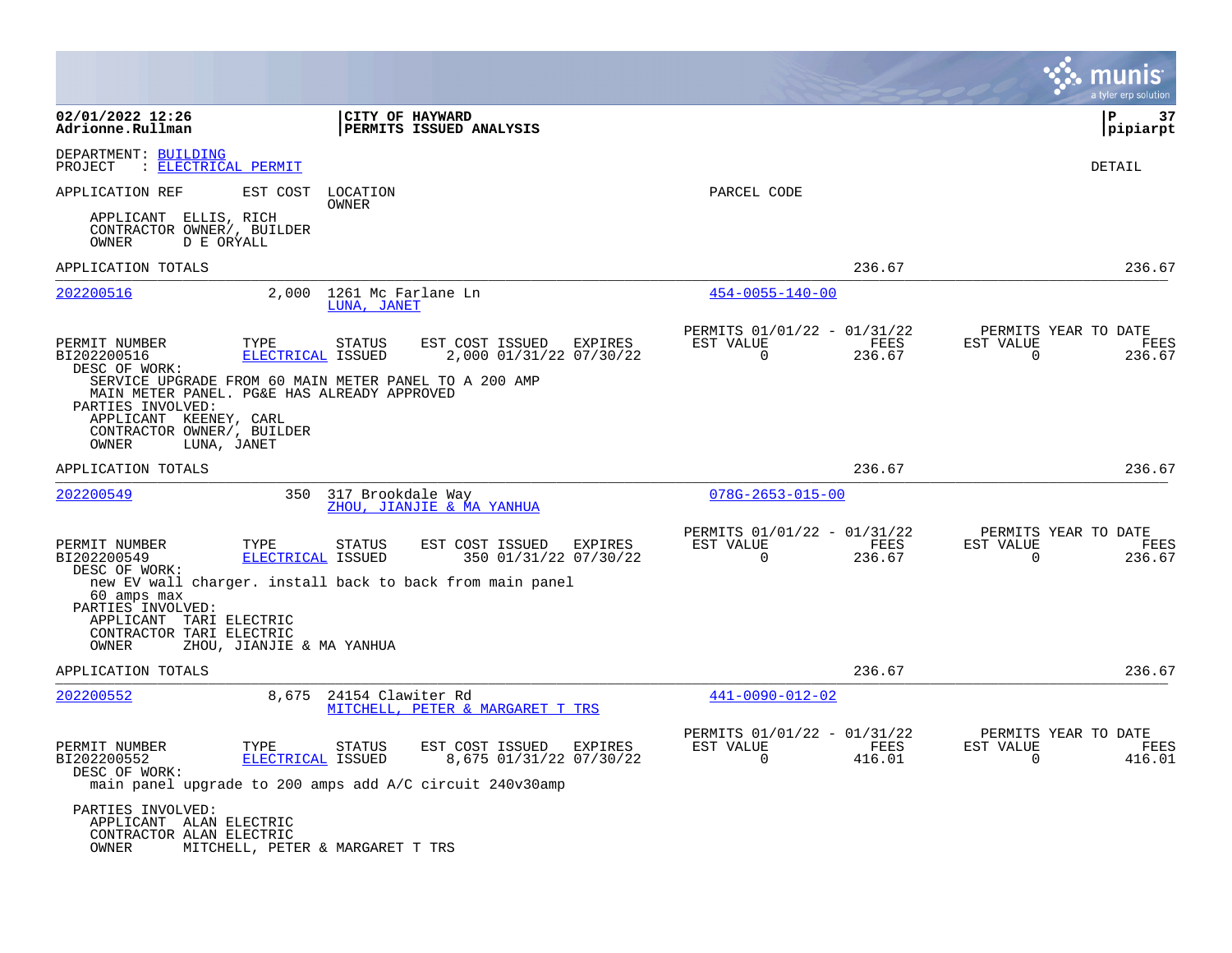**02/01/2022 12:26**
**Adrionne.Rullman**

**CITY OF HAYWARD**
**PERMITS ISSUED ANALYSIS**

**P 37**
**pipiarpt**

DEPARTMENT: BUILDING
PROJECT : ELECTRICAL PERMIT

DETAIL

APPLICATION REF | EST COST | LOCATION / OWNER | PARCEL CODE

APPLICANT ELLIS, RICH
CONTRACTOR OWNER/, BUILDER
OWNER D E ORYALL

APPLICATION TOTALS 236.67 236.67

---

**202200516** 2,000 1261 Mc Farlane Ln — LUNA, JANET — 454-0055-140-00

| PERMIT NUMBER | TYPE | STATUS | EST COST | ISSUED | EXPIRES | PERMITS 01/01/22 - 01/31/22 EST VALUE | FEES | PERMITS YEAR TO DATE EST VALUE | FEES |
|---|---|---|---|---|---|---|---|---|---|
| BI202200516 | ELECTRICAL | ISSUED | 2,000 | 01/31/22 | 07/30/22 | 0 | 236.67 | 0 | 236.67 |

DESC OF WORK:
SERVICE UPGRADE FROM 60 MAIN METER PANEL TO A 200 AMP MAIN METER PANEL. PG&E HAS ALREADY APPROVED

PARTIES INVOLVED:
APPLICANT KEENEY, CARL
CONTRACTOR OWNER/, BUILDER
OWNER LUNA, JANET

APPLICATION TOTALS 236.67 236.67

---

**202200549** 350 317 Brookdale Way — ZHOU, JIANJIE & MA YANHUA — 078G-2653-015-00

| PERMIT NUMBER | TYPE | STATUS | EST COST | ISSUED | EXPIRES | PERMITS 01/01/22 - 01/31/22 EST VALUE | FEES | PERMITS YEAR TO DATE EST VALUE | FEES |
|---|---|---|---|---|---|---|---|---|---|
| BI202200549 | ELECTRICAL | ISSUED | 350 | 01/31/22 | 07/30/22 | 0 | 236.67 | 0 | 236.67 |

DESC OF WORK:
new EV wall charger. install back to back from main panel 60 amps max

PARTIES INVOLVED:
APPLICANT TARI ELECTRIC
CONTRACTOR TARI ELECTRIC
OWNER ZHOU, JIANJIE & MA YANHUA

APPLICATION TOTALS 236.67 236.67

---

**202200552** 8,675 24154 Clawiter Rd — MITCHELL, PETER & MARGARET T TRS — 441-0090-012-02

| PERMIT NUMBER | TYPE | STATUS | EST COST | ISSUED | EXPIRES | PERMITS 01/01/22 - 01/31/22 EST VALUE | FEES | PERMITS YEAR TO DATE EST VALUE | FEES |
|---|---|---|---|---|---|---|---|---|---|
| BI202200552 | ELECTRICAL | ISSUED | 8,675 | 01/31/22 | 07/30/22 | 0 | 416.01 | 0 | 416.01 |

DESC OF WORK:
main panel upgrade to 200 amps add A/C circuit 240v30amp

PARTIES INVOLVED:
APPLICANT ALAN ELECTRIC
CONTRACTOR ALAN ELECTRIC
OWNER MITCHELL, PETER & MARGARET T TRS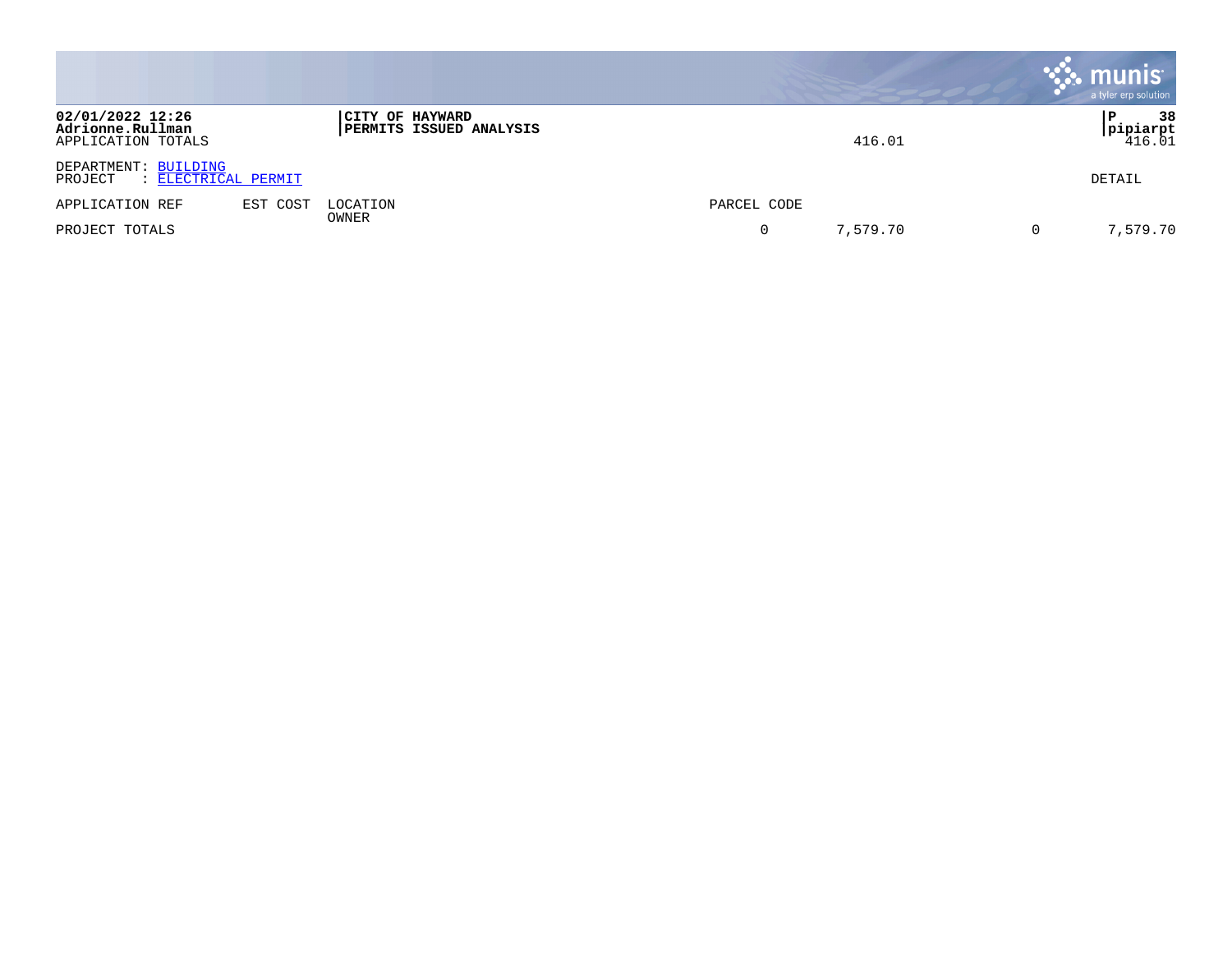**02/01/2022 12:26**
**Adrionne.Rullman**
APPLICATION TOTALS

**CITY OF HAYWARD**
**PERMITS ISSUED ANALYSIS**

416.01

**P 38**
**pipiarpt**
416.01

DEPARTMENT: BUILDING
PROJECT : ELECTRICAL PERMIT

DETAIL

| APPLICATION REF | EST COST | LOCATION OWNER | PARCEL CODE | | | |
|---|---|---|---|---|---|---|
| PROJECT TOTALS | | | 0 | 7,579.70 | 0 | 7,579.70 |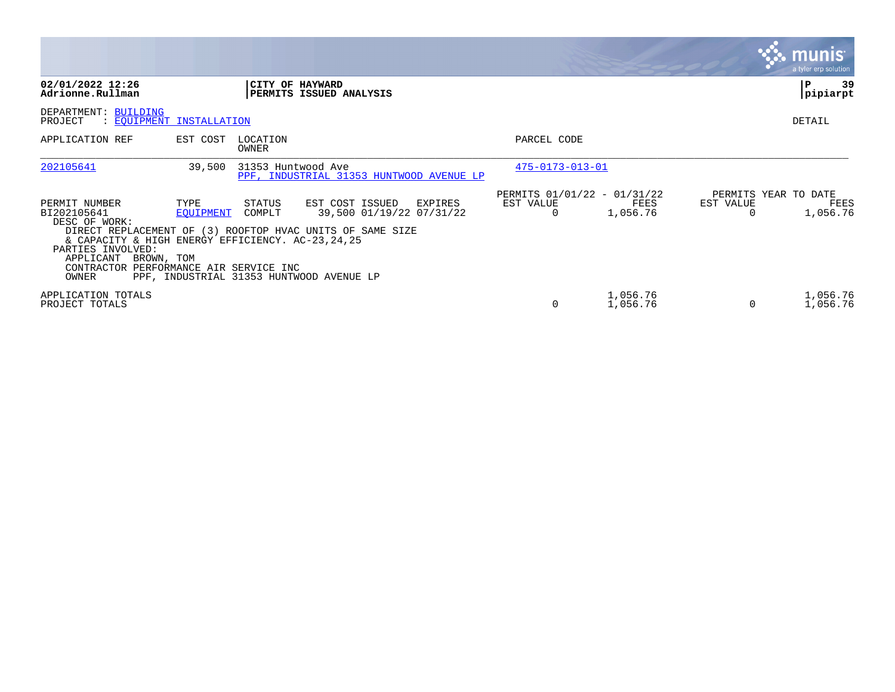02/01/2022 12:26
Adrionne.Rullman

**CITY OF HAYWARD**
**PERMITS ISSUED ANALYSIS**

pipiarpt

DEPARTMENT: BUILDING
PROJECT : EQUIPMENT INSTALLATION

DETAIL

| APPLICATION REF | EST COST | LOCATION / OWNER | PARCEL CODE |
|---|---|---|---|
| 202105641 | 39,500 | 31353 Huntwood Ave / PPF, INDUSTRIAL 31353 HUNTWOOD AVENUE LP | 475-0173-013-01 |

| PERMIT NUMBER | TYPE | STATUS | EST COST | ISSUED | EXPIRES | PERMITS 01/01/22 - 01/31/22 EST VALUE | FEES | PERMITS YEAR TO DATE EST VALUE | FEES |
|---|---|---|---|---|---|---|---|---|---|
| BI202105641 | EQUIPMENT | COMPLT | 39,500 | 01/19/22 | 07/31/22 | 0 | 1,056.76 | 0 | 1,056.76 |

DESC OF WORK:
DIRECT REPLACEMENT OF (3) ROOFTOP HVAC UNITS OF SAME SIZE & CAPACITY & HIGH ENERGY EFFICIENCY. AC-23,24,25

PARTIES INVOLVED:
APPLICANT BROWN, TOM
CONTRACTOR PERFORMANCE AIR SERVICE INC
OWNER PPF, INDUSTRIAL 31353 HUNTWOOD AVENUE LP

| | EST VALUE | FEES | EST VALUE | FEES |
|---|---|---|---|---|
| APPLICATION TOTALS | 0 | 1,056.76 | 0 | 1,056.76 |
| PROJECT TOTALS | 0 | 1,056.76 | 0 | 1,056.76 |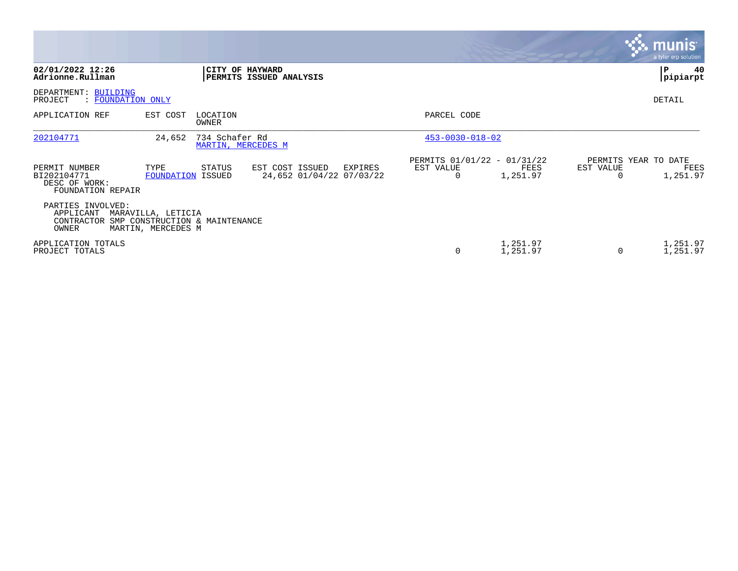**02/01/2022 12:26**
**Adrionne.Rullman**

**CITY OF HAYWARD**
**PERMITS ISSUED ANALYSIS**

**P 40**
**pipiarpt**

DEPARTMENT: BUILDING
PROJECT : FOUNDATION ONLY

DETAIL

| APPLICATION REF | EST COST | LOCATION / OWNER | PARCEL CODE |
|---|---|---|---|
| 202104771 | 24,652 | 734 Schafer Rd / MARTIN, MERCEDES M | 453-0030-018-02 |

| PERMIT NUMBER | TYPE | STATUS | EST COST | ISSUED | EXPIRES | PERMITS 01/01/22 - 01/31/22 EST VALUE | PERMITS 01/01/22 - 01/31/22 FEES | PERMITS YEAR TO DATE EST VALUE | PERMITS YEAR TO DATE FEES |
|---|---|---|---|---|---|---|---|---|---|
| BI202104771 | FOUNDATION | ISSUED | 24,652 | 01/04/22 | 07/03/22 | 0 | 1,251.97 | 0 | 1,251.97 |

DESC OF WORK:
FOUNDATION REPAIR

PARTIES INVOLVED:
APPLICANT MARAVILLA, LETICIA
CONTRACTOR SMP CONSTRUCTION & MAINTENANCE
OWNER MARTIN, MERCEDES M

| | EST VALUE | FEES | YTD EST VALUE | YTD FEES |
|---|---|---|---|---|
| APPLICATION TOTALS | | 1,251.97 | | 1,251.97 |
| PROJECT TOTALS | 0 | 1,251.97 | 0 | 1,251.97 |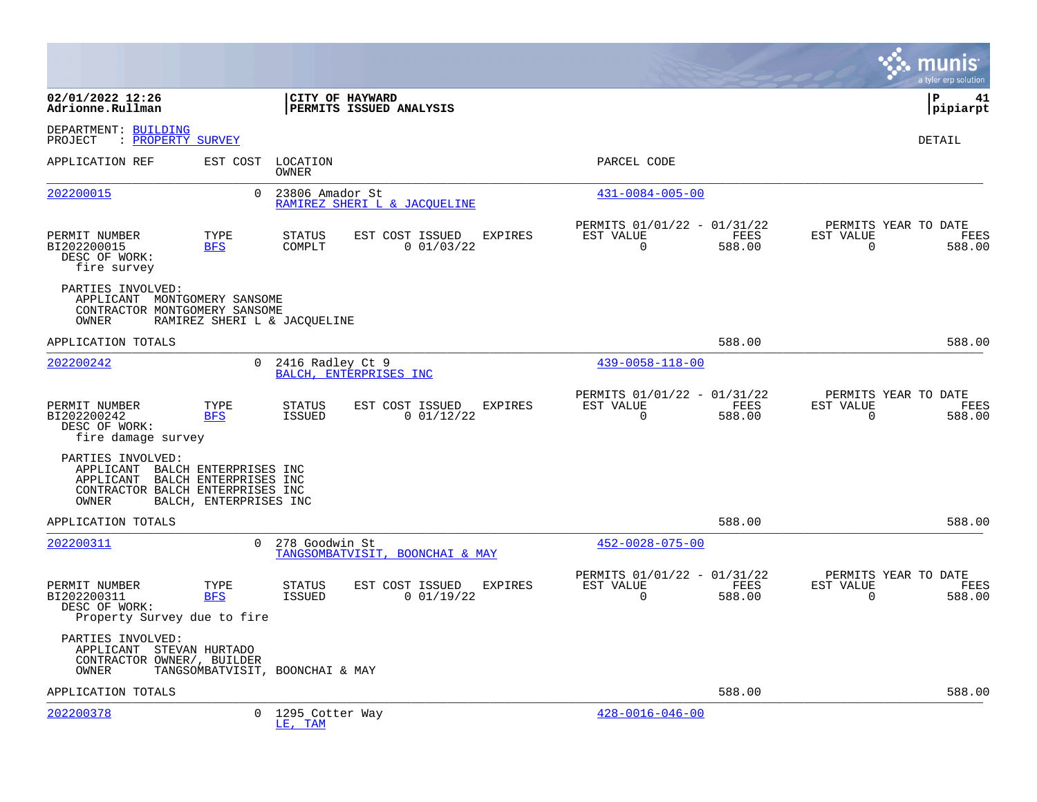**02/01/2022 12:26**
**Adrionne.Rullman**

**CITY OF HAYWARD**
**PERMITS ISSUED ANALYSIS**

**P 41**
**pipiarpt**

DEPARTMENT: BUILDING
PROJECT : PROPERTY SURVEY

DETAIL

| APPLICATION REF | EST COST | LOCATION / OWNER | PARCEL CODE |
|---|---|---|---|
| 202200015 | 0 | 23806 Amador St / RAMIREZ SHERI L & JACQUELINE | 431-0084-005-00 |

| PERMIT NUMBER | TYPE | STATUS | EST COST | ISSUED | EXPIRES | PERMITS 01/01/22 - 01/31/22 EST VALUE | FEES | PERMITS YEAR TO DATE EST VALUE | FEES |
|---|---|---|---|---|---|---|---|---|---|
| BI202200015 | BFS | COMPLT | 0 | 01/03/22 | | 0 | 588.00 | 0 | 588.00 |

DESC OF WORK:
fire survey

PARTIES INVOLVED:
APPLICANT MONTGOMERY SANSOME
CONTRACTOR MONTGOMERY SANSOME
OWNER RAMIREZ SHERI L & JACQUELINE

APPLICATION TOTALS 588.00 588.00

| APPLICATION REF | EST COST | LOCATION / OWNER | PARCEL CODE |
|---|---|---|---|
| 202200242 | 0 | 2416 Radley Ct 9 / BALCH, ENTERPRISES INC | 439-0058-118-00 |

| PERMIT NUMBER | TYPE | STATUS | EST COST | ISSUED | EXPIRES | PERMITS 01/01/22 - 01/31/22 EST VALUE | FEES | PERMITS YEAR TO DATE EST VALUE | FEES |
|---|---|---|---|---|---|---|---|---|---|
| BI202200242 | BFS | ISSUED | 0 | 01/12/22 | | 0 | 588.00 | 0 | 588.00 |

DESC OF WORK:
fire damage survey

PARTIES INVOLVED:
APPLICANT BALCH ENTERPRISES INC
APPLICANT BALCH ENTERPRISES INC
CONTRACTOR BALCH ENTERPRISES INC
OWNER BALCH, ENTERPRISES INC

APPLICATION TOTALS 588.00 588.00

| APPLICATION REF | EST COST | LOCATION / OWNER | PARCEL CODE |
|---|---|---|---|
| 202200311 | 0 | 278 Goodwin St / TANGSOMBATVISIT, BOONCHAI & MAY | 452-0028-075-00 |

| PERMIT NUMBER | TYPE | STATUS | EST COST | ISSUED | EXPIRES | PERMITS 01/01/22 - 01/31/22 EST VALUE | FEES | PERMITS YEAR TO DATE EST VALUE | FEES |
|---|---|---|---|---|---|---|---|---|---|
| BI202200311 | BFS | ISSUED | 0 | 01/19/22 | | 0 | 588.00 | 0 | 588.00 |

DESC OF WORK:
Property Survey due to fire

PARTIES INVOLVED:
APPLICANT STEVAN HURTADO
CONTRACTOR OWNER/, BUILDER
OWNER TANGSOMBATVISIT, BOONCHAI & MAY

APPLICATION TOTALS 588.00 588.00

| APPLICATION REF | EST COST | LOCATION / OWNER | PARCEL CODE |
|---|---|---|---|
| 202200378 | 0 | 1295 Cotter Way / LE, TAM | 428-0016-046-00 |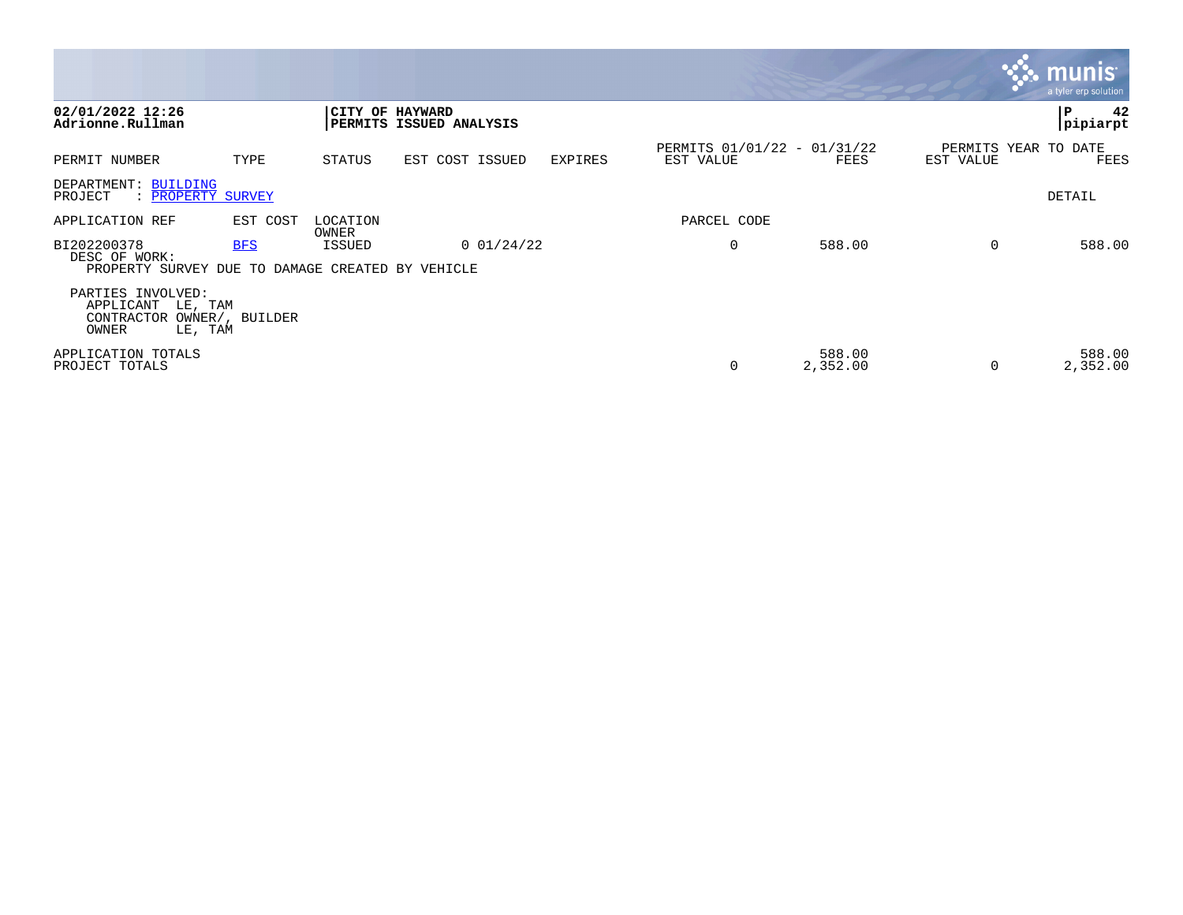**02/01/2022 12:26**
**Adrionne.Rullman**

**CITY OF HAYWARD**
**PERMITS ISSUED ANALYSIS**

**P 42**
**pipiarpt**

| PERMIT NUMBER | TYPE | STATUS | EST COST ISSUED | EXPIRES | PERMITS 01/01/22 - 01/31/22 EST VALUE | FEES | PERMITS YEAR TO DATE EST VALUE | FEES |
|---|---|---|---|---|---|---|---|---|

DEPARTMENT: BUILDING
PROJECT : PROPERTY SURVEY

DETAIL

| APPLICATION REF | EST COST | LOCATION OWNER | | | PARCEL CODE | | | |
|---|---|---|---|---|---|---|---|---|
| BI202200378 | BFS | ISSUED | 0 01/24/22 | | 0 | 588.00 | 0 | 588.00 |

DESC OF WORK:
PROPERTY SURVEY DUE TO DAMAGE CREATED BY VEHICLE

PARTIES INVOLVED:
APPLICANT LE, TAM
CONTRACTOR OWNER/, BUILDER
OWNER LE, TAM

| | EST VALUE | FEES | EST VALUE | FEES |
|---|---|---|---|---|
| APPLICATION TOTALS | | 588.00 | | 588.00 |
| PROJECT TOTALS | 0 | 2,352.00 | 0 | 2,352.00 |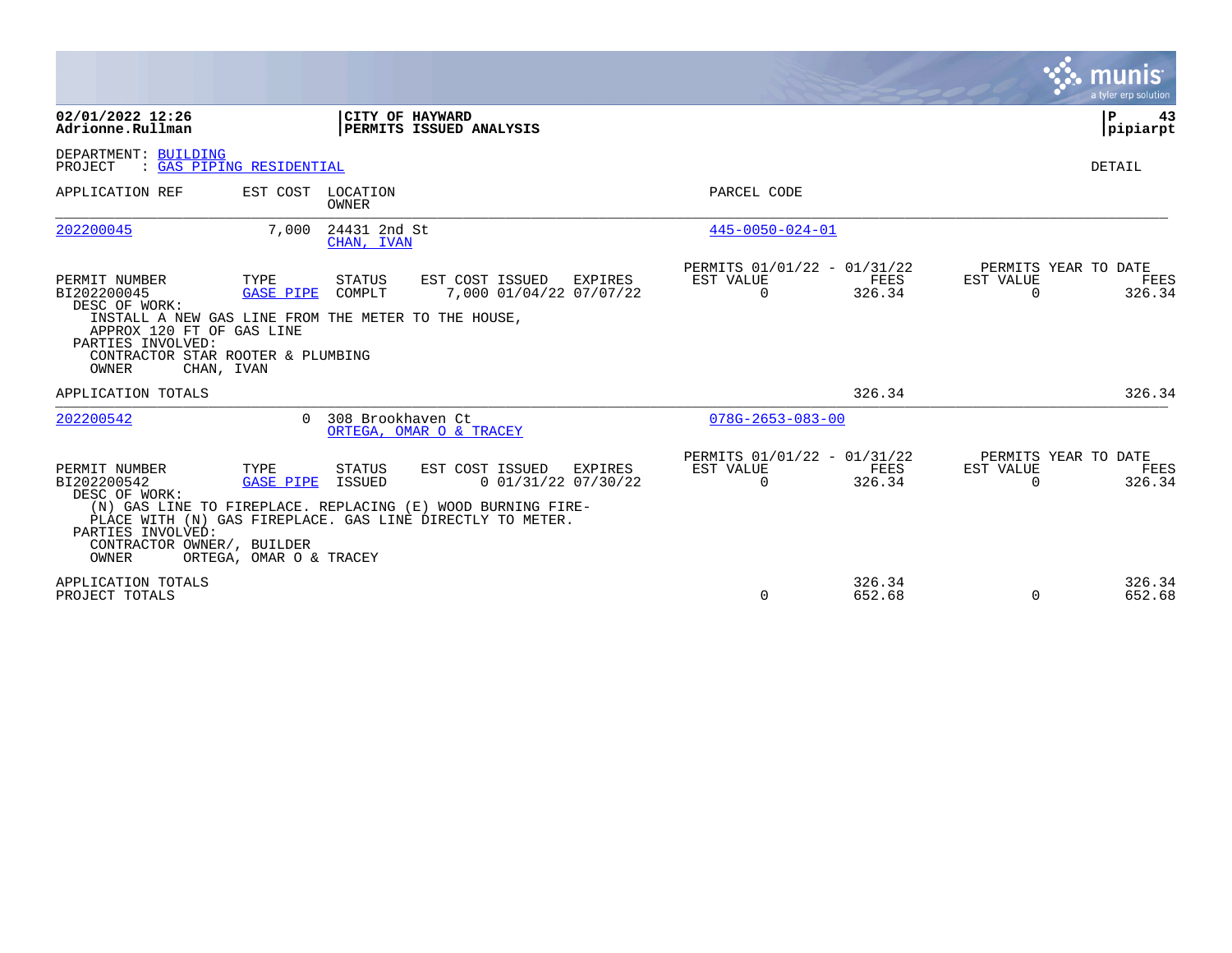**02/01/2022 12:26**
**Adrionne.Rullman**

**CITY OF HAYWARD**
**PERMITS ISSUED ANALYSIS**

**P 43**
**pipiarpt**

DEPARTMENT: BUILDING
PROJECT : GAS PIPING RESIDENTIAL

DETAIL

| APPLICATION REF | EST COST | LOCATION / OWNER | PARCEL CODE |
|---|---|---|---|
| 202200045 | 7,000 | 24431 2nd St / CHAN, IVAN | 445-0050-024-01 |

| PERMIT NUMBER | TYPE | STATUS | EST COST | ISSUED | EXPIRES | PERMITS 01/01/22 - 01/31/22 EST VALUE | FEES | PERMITS YEAR TO DATE EST VALUE | FEES |
|---|---|---|---|---|---|---|---|---|---|
| BI202200045 | GASE PIPE | COMPLT | 7,000 | 01/04/22 | 07/07/22 | 0 | 326.34 | 0 | 326.34 |

DESC OF WORK:
INSTALL A NEW GAS LINE FROM THE METER TO THE HOUSE, APPROX 120 FT OF GAS LINE

PARTIES INVOLVED:
CONTRACTOR STAR ROOTER & PLUMBING
OWNER CHAN, IVAN

APPLICATION TOTALS: 326.34 | 326.34

| APPLICATION REF | EST COST | LOCATION / OWNER | PARCEL CODE |
|---|---|---|---|
| 202200542 | 0 | 308 Brookhaven Ct / ORTEGA, OMAR O & TRACEY | 078G-2653-083-00 |

| PERMIT NUMBER | TYPE | STATUS | EST COST | ISSUED | EXPIRES | PERMITS 01/01/22 - 01/31/22 EST VALUE | FEES | PERMITS YEAR TO DATE EST VALUE | FEES |
|---|---|---|---|---|---|---|---|---|---|
| BI202200542 | GASE PIPE | ISSUED | 0 | 01/31/22 | 07/30/22 | 0 | 326.34 | 0 | 326.34 |

DESC OF WORK:
(N) GAS LINE TO FIREPLACE. REPLACING (E) WOOD BURNING FIRE-PLACE WITH (N) GAS FIREPLACE. GAS LINE DIRECTLY TO METER.

PARTIES INVOLVED:
CONTRACTOR OWNER/, BUILDER
OWNER ORTEGA, OMAR O & TRACEY

| | EST VALUE | FEES | EST VALUE | FEES |
|---|---|---|---|---|
| APPLICATION TOTALS | | 326.34 | | 326.34 |
| PROJECT TOTALS | 0 | 652.68 | 0 | 652.68 |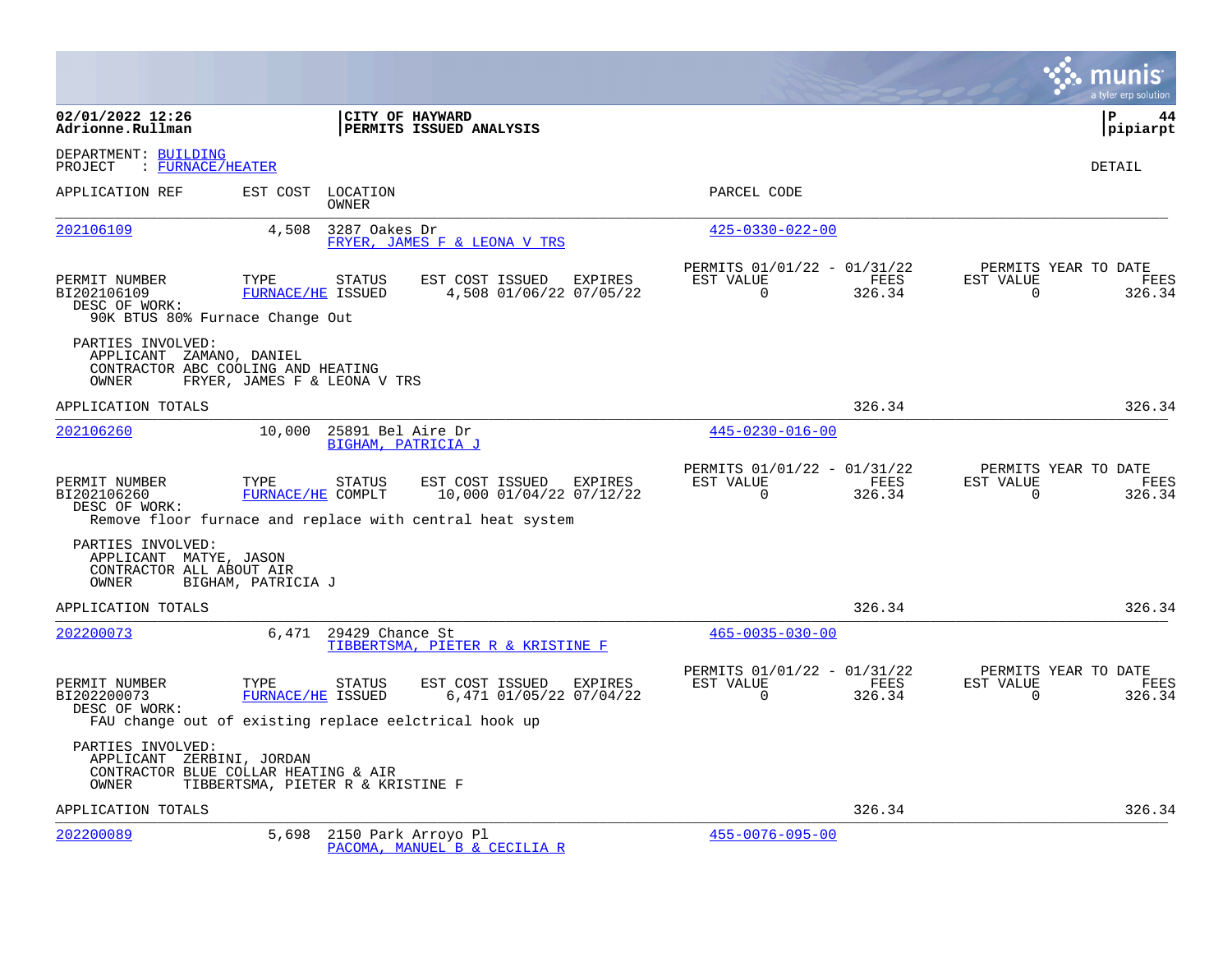**02/01/2022 12:26**
**Adrionne.Rullman**

**CITY OF HAYWARD**
**PERMITS ISSUED ANALYSIS**

**P 44**
**pipiarpt**

DEPARTMENT: BUILDING
PROJECT : FURNACE/HEATER

DETAIL

| APPLICATION REF | EST COST | LOCATION / OWNER | PARCEL CODE |
|---|---|---|---|
| 202106109 | 4,508 | 3287 Oakes Dr / FRYER, JAMES F & LEONA V TRS | 425-0330-022-00 |

| PERMIT NUMBER | TYPE | STATUS | EST COST | ISSUED | EXPIRES | PERMITS 01/01/22 - 01/31/22 EST VALUE | FEES | PERMITS YEAR TO DATE EST VALUE | FEES |
|---|---|---|---|---|---|---|---|---|---|
| BI202106109 | FURNACE/HE | ISSUED | 4,508 | 01/06/22 | 07/05/22 | 0 | 326.34 | 0 | 326.34 |

DESC OF WORK:
90K BTUS 80% Furnace Change Out

PARTIES INVOLVED:
APPLICANT ZAMANO, DANIEL
CONTRACTOR ABC COOLING AND HEATING
OWNER FRYER, JAMES F & LEONA V TRS

APPLICATION TOTALS 326.34 326.34

| APPLICATION REF | EST COST | LOCATION / OWNER | PARCEL CODE |
|---|---|---|---|
| 202106260 | 10,000 | 25891 Bel Aire Dr / BIGHAM, PATRICIA J | 445-0230-016-00 |

| PERMIT NUMBER | TYPE | STATUS | EST COST | ISSUED | EXPIRES | PERMITS 01/01/22 - 01/31/22 EST VALUE | FEES | PERMITS YEAR TO DATE EST VALUE | FEES |
|---|---|---|---|---|---|---|---|---|---|
| BI202106260 | FURNACE/HE | COMPLT | 10,000 | 01/04/22 | 07/12/22 | 0 | 326.34 | 0 | 326.34 |

DESC OF WORK:
Remove floor furnace and replace with central heat system

PARTIES INVOLVED:
APPLICANT MATYE, JASON
CONTRACTOR ALL ABOUT AIR
OWNER BIGHAM, PATRICIA J

APPLICATION TOTALS 326.34 326.34

| APPLICATION REF | EST COST | LOCATION / OWNER | PARCEL CODE |
|---|---|---|---|
| 202200073 | 6,471 | 29429 Chance St / TIBBERTSMA, PIETER R & KRISTINE F | 465-0035-030-00 |

| PERMIT NUMBER | TYPE | STATUS | EST COST | ISSUED | EXPIRES | PERMITS 01/01/22 - 01/31/22 EST VALUE | FEES | PERMITS YEAR TO DATE EST VALUE | FEES |
|---|---|---|---|---|---|---|---|---|---|
| BI202200073 | FURNACE/HE | ISSUED | 6,471 | 01/05/22 | 07/04/22 | 0 | 326.34 | 0 | 326.34 |

DESC OF WORK:
FAU change out of existing replace eelctrical hook up

PARTIES INVOLVED:
APPLICANT ZERBINI, JORDAN
CONTRACTOR BLUE COLLAR HEATING & AIR
OWNER TIBBERTSMA, PIETER R & KRISTINE F

APPLICATION TOTALS 326.34 326.34

| APPLICATION REF | EST COST | LOCATION / OWNER | PARCEL CODE |
|---|---|---|---|
| 202200089 | 5,698 | 2150 Park Arroyo Pl / PACOMA, MANUEL B & CECILIA R | 455-0076-095-00 |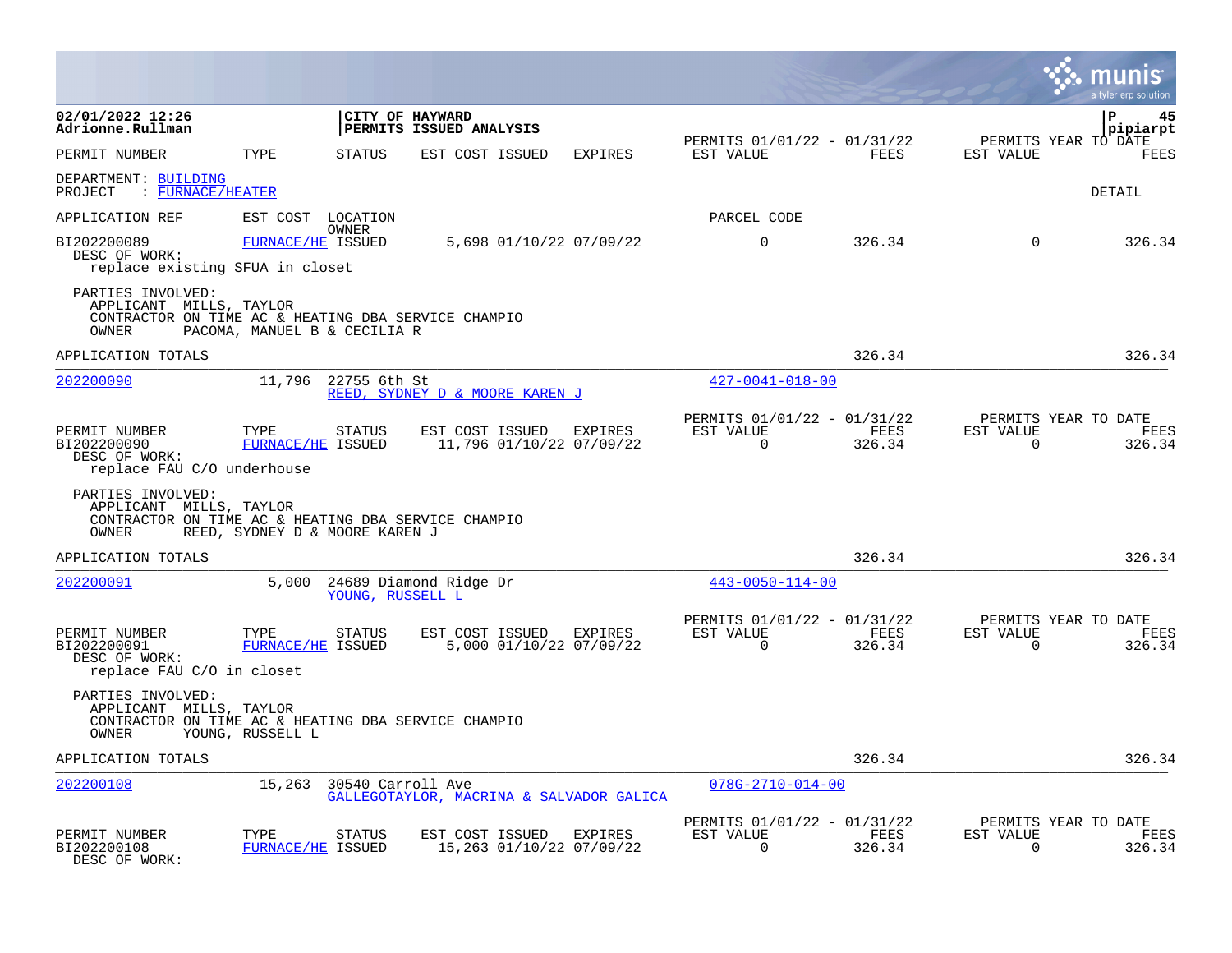**CITY OF HAYWARD**
**PERMITS ISSUED ANALYSIS**

02/01/2022 12:26
Adrionne.Rullman

pipiarpt

| PERMIT NUMBER | TYPE | STATUS | EST COST | ISSUED | EXPIRES | PERMITS 01/01/22 - 01/31/22 EST VALUE | FEES | PERMITS YEAR TO DATE EST VALUE | FEES |
|---|---|---|---|---|---|---|---|---|---|

DEPARTMENT: BUILDING
PROJECT : FURNACE/HEATER

DETAIL

| APPLICATION REF | EST COST | LOCATION / OWNER | PARCEL CODE |
|---|---|---|---|

| PERMIT NUMBER | TYPE | STATUS | EST COST | ISSUED | EXPIRES | EST VALUE | FEES | EST VALUE | FEES |
|---|---|---|---|---|---|---|---|---|---|
| BI202200089 | FURNACE/HE | ISSUED | 5,698 | 01/10/22 | 07/09/22 | 0 | 326.34 | 0 | 326.34 |

DESC OF WORK:
replace existing SFUA in closet

PARTIES INVOLVED:
APPLICANT MILLS, TAYLOR
CONTRACTOR ON TIME AC & HEATING DBA SERVICE CHAMPIO
OWNER PACOMA, MANUEL B & CECILIA R

APPLICATION TOTALS — 326.34 — 326.34

---

| APPLICATION REF | EST COST | LOCATION / OWNER | PARCEL CODE |
|---|---|---|---|
| 202200090 | 11,796 | 22755 6th St / REED, SYDNEY D & MOORE KAREN J | 427-0041-018-00 |

| PERMIT NUMBER | TYPE | STATUS | EST COST | ISSUED | EXPIRES | PERMITS 01/01/22 - 01/31/22 EST VALUE | FEES | PERMITS YEAR TO DATE EST VALUE | FEES |
|---|---|---|---|---|---|---|---|---|---|
| BI202200090 | FURNACE/HE | ISSUED | 11,796 | 01/10/22 | 07/09/22 | 0 | 326.34 | 0 | 326.34 |

DESC OF WORK:
replace FAU C/O underhouse

PARTIES INVOLVED:
APPLICANT MILLS, TAYLOR
CONTRACTOR ON TIME AC & HEATING DBA SERVICE CHAMPIO
OWNER REED, SYDNEY D & MOORE KAREN J

APPLICATION TOTALS — 326.34 — 326.34

---

| APPLICATION REF | EST COST | LOCATION / OWNER | PARCEL CODE |
|---|---|---|---|
| 202200091 | 5,000 | 24689 Diamond Ridge Dr / YOUNG, RUSSELL L | 443-0050-114-00 |

| PERMIT NUMBER | TYPE | STATUS | EST COST | ISSUED | EXPIRES | PERMITS 01/01/22 - 01/31/22 EST VALUE | FEES | PERMITS YEAR TO DATE EST VALUE | FEES |
|---|---|---|---|---|---|---|---|---|---|
| BI202200091 | FURNACE/HE | ISSUED | 5,000 | 01/10/22 | 07/09/22 | 0 | 326.34 | 0 | 326.34 |

DESC OF WORK:
replace FAU C/O in closet

PARTIES INVOLVED:
APPLICANT MILLS, TAYLOR
CONTRACTOR ON TIME AC & HEATING DBA SERVICE CHAMPIO
OWNER YOUNG, RUSSELL L

APPLICATION TOTALS — 326.34 — 326.34

---

| APPLICATION REF | EST COST | LOCATION / OWNER | PARCEL CODE |
|---|---|---|---|
| 202200108 | 15,263 | 30540 Carroll Ave / GALLEGOTAYLOR, MACRINA & SALVADOR GALICA | 078G-2710-014-00 |

| PERMIT NUMBER | TYPE | STATUS | EST COST | ISSUED | EXPIRES | PERMITS 01/01/22 - 01/31/22 EST VALUE | FEES | PERMITS YEAR TO DATE EST VALUE | FEES |
|---|---|---|---|---|---|---|---|---|---|
| BI202200108 | FURNACE/HE | ISSUED | 15,263 | 01/10/22 | 07/09/22 | 0 | 326.34 | 0 | 326.34 |

DESC OF WORK: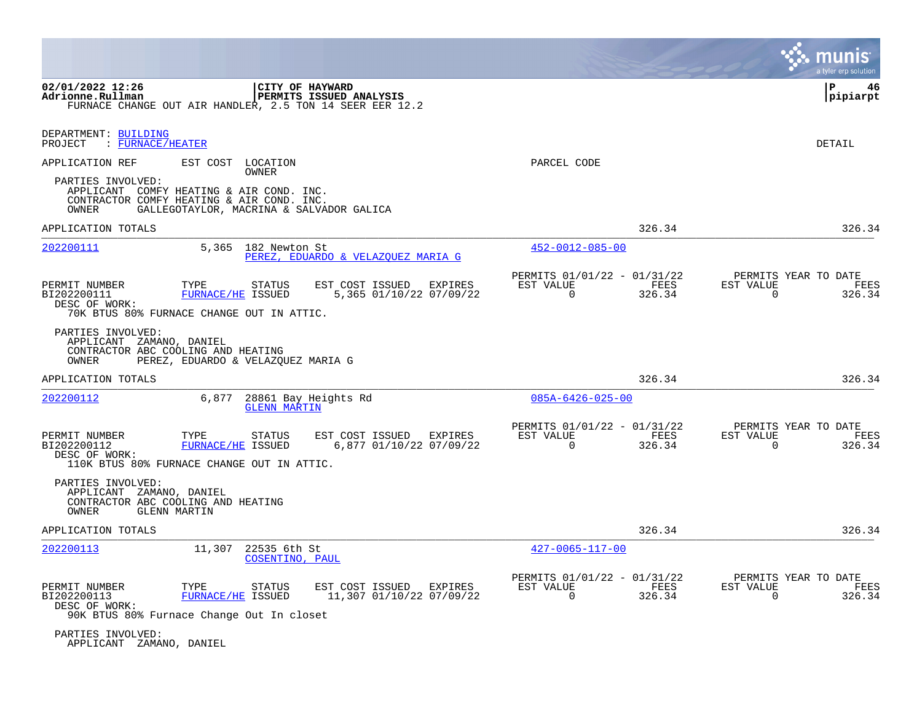FURNACE CHANGE OUT AIR HANDLER, 2.5 TON 14 SEER EER 12.2

DEPARTMENT: BUILDING
PROJECT : FURNACE/HEATER

DETAIL

| APPLICATION REF | EST COST | LOCATION / OWNER | PARCEL CODE |
|---|---|---|---|

PARTIES INVOLVED:
- APPLICANT COMFY HEATING & AIR COND. INC.
- CONTRACTOR COMFY HEATING & AIR COND. INC.
- OWNER GALLEGOTAYLOR, MACRINA & SALVADOR GALICA

APPLICATION TOTALS — 326.34 — 326.34

---

**202200111** — 5,365 — 182 Newton St — PEREZ, EDUARDO & VELAZQUEZ MARIA G — 452-0012-085-00

| PERMIT NUMBER | TYPE | STATUS | EST COST | ISSUED | EXPIRES | PERMITS 01/01/22 - 01/31/22 EST VALUE | FEES | PERMITS YEAR TO DATE EST VALUE | FEES |
|---|---|---|---|---|---|---|---|---|---|
| BI202200111 | FURNACE/HE | ISSUED | 5,365 | 01/10/22 | 07/09/22 | 0 | 326.34 | 0 | 326.34 |

DESC OF WORK:
70K BTUS 80% FURNACE CHANGE OUT IN ATTIC.

PARTIES INVOLVED:
- APPLICANT ZAMANO, DANIEL
- CONTRACTOR ABC COOLING AND HEATING
- OWNER PEREZ, EDUARDO & VELAZQUEZ MARIA G

APPLICATION TOTALS — 326.34 — 326.34

---

**202200112** — 6,877 — 28861 Bay Heights Rd — GLENN MARTIN — 085A-6426-025-00

| PERMIT NUMBER | TYPE | STATUS | EST COST | ISSUED | EXPIRES | PERMITS 01/01/22 - 01/31/22 EST VALUE | FEES | PERMITS YEAR TO DATE EST VALUE | FEES |
|---|---|---|---|---|---|---|---|---|---|
| BI202200112 | FURNACE/HE | ISSUED | 6,877 | 01/10/22 | 07/09/22 | 0 | 326.34 | 0 | 326.34 |

DESC OF WORK:
110K BTUS 80% FURNACE CHANGE OUT IN ATTIC.

PARTIES INVOLVED:
- APPLICANT ZAMANO, DANIEL
- CONTRACTOR ABC COOLING AND HEATING
- OWNER GLENN MARTIN

APPLICATION TOTALS — 326.34 — 326.34

---

**202200113** — 11,307 — 22535 6th St — COSENTINO, PAUL — 427-0065-117-00

| PERMIT NUMBER | TYPE | STATUS | EST COST | ISSUED | EXPIRES | PERMITS 01/01/22 - 01/31/22 EST VALUE | FEES | PERMITS YEAR TO DATE EST VALUE | FEES |
|---|---|---|---|---|---|---|---|---|---|
| BI202200113 | FURNACE/HE | ISSUED | 11,307 | 01/10/22 | 07/09/22 | 0 | 326.34 | 0 | 326.34 |

DESC OF WORK:
90K BTUS 80% Furnace Change Out In closet

PARTIES INVOLVED:
- APPLICANT ZAMANO, DANIEL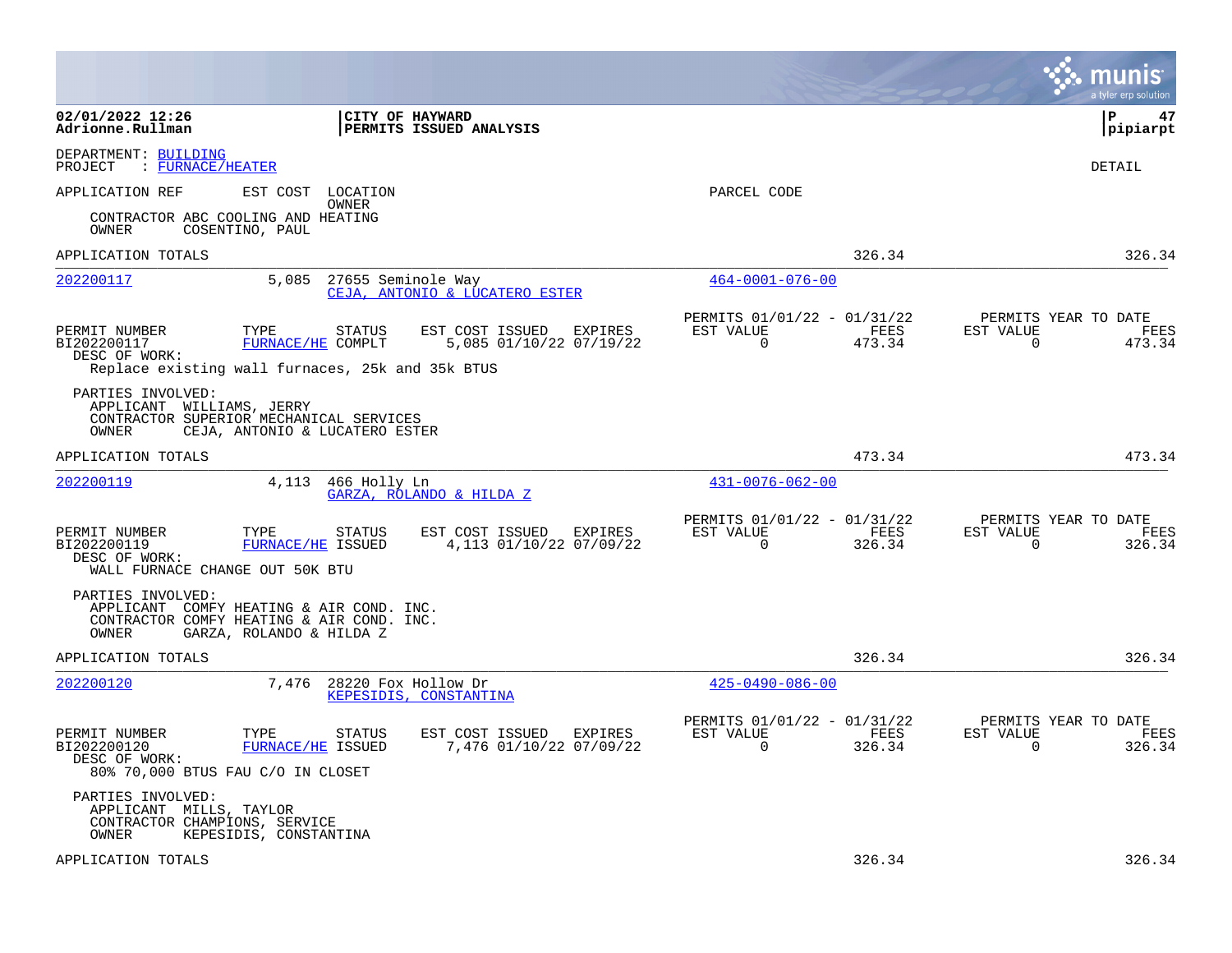**CITY OF HAYWARD**
**PERMITS ISSUED ANALYSIS**

DEPARTMENT: BUILDING
PROJECT : FURNACE/HEATER

DETAIL

APPLICATION REF    EST COST    LOCATION
OWNER
PARCEL CODE

CONTRACTOR ABC COOLING AND HEATING
OWNER COSENTINO, PAUL

APPLICATION TOTALS    326.34    326.34

---

**202200117**    5,085    27655 Seminole Way    464-0001-076-00
CEJA, ANTONIO & LUCATERO ESTER

| PERMIT NUMBER | TYPE | STATUS | EST COST | ISSUED | EXPIRES | PERMITS 01/01/22 - 01/31/22 EST VALUE | FEES | PERMITS YEAR TO DATE EST VALUE | FEES |
|---|---|---|---|---|---|---|---|---|---|
| BI202200117 | FURNACE/HE | COMPLT | 5,085 | 01/10/22 | 07/19/22 | 0 | 473.34 | 0 | 473.34 |

DESC OF WORK:
Replace existing wall furnaces, 25k and 35k BTUS

PARTIES INVOLVED:
APPLICANT WILLIAMS, JERRY
CONTRACTOR SUPERIOR MECHANICAL SERVICES
OWNER CEJA, ANTONIO & LUCATERO ESTER

APPLICATION TOTALS    473.34    473.34

---

**202200119**    4,113    466 Holly Ln    431-0076-062-00
GARZA, ROLANDO & HILDA Z

| PERMIT NUMBER | TYPE | STATUS | EST COST | ISSUED | EXPIRES | PERMITS 01/01/22 - 01/31/22 EST VALUE | FEES | PERMITS YEAR TO DATE EST VALUE | FEES |
|---|---|---|---|---|---|---|---|---|---|
| BI202200119 | FURNACE/HE | ISSUED | 4,113 | 01/10/22 | 07/09/22 | 0 | 326.34 | 0 | 326.34 |

DESC OF WORK:
WALL FURNACE CHANGE OUT 50K BTU

PARTIES INVOLVED:
APPLICANT COMFY HEATING & AIR COND. INC.
CONTRACTOR COMFY HEATING & AIR COND. INC.
OWNER GARZA, ROLANDO & HILDA Z

APPLICATION TOTALS    326.34    326.34

---

**202200120**    7,476    28220 Fox Hollow Dr    425-0490-086-00
KEPESIDIS, CONSTANTINA

| PERMIT NUMBER | TYPE | STATUS | EST COST | ISSUED | EXPIRES | PERMITS 01/01/22 - 01/31/22 EST VALUE | FEES | PERMITS YEAR TO DATE EST VALUE | FEES |
|---|---|---|---|---|---|---|---|---|---|
| BI202200120 | FURNACE/HE | ISSUED | 7,476 | 01/10/22 | 07/09/22 | 0 | 326.34 | 0 | 326.34 |

DESC OF WORK:
80% 70,000 BTUS FAU C/O IN CLOSET

PARTIES INVOLVED:
APPLICANT MILLS, TAYLOR
CONTRACTOR CHAMPIONS, SERVICE
OWNER KEPESIDIS, CONSTANTINA

APPLICATION TOTALS    326.34    326.34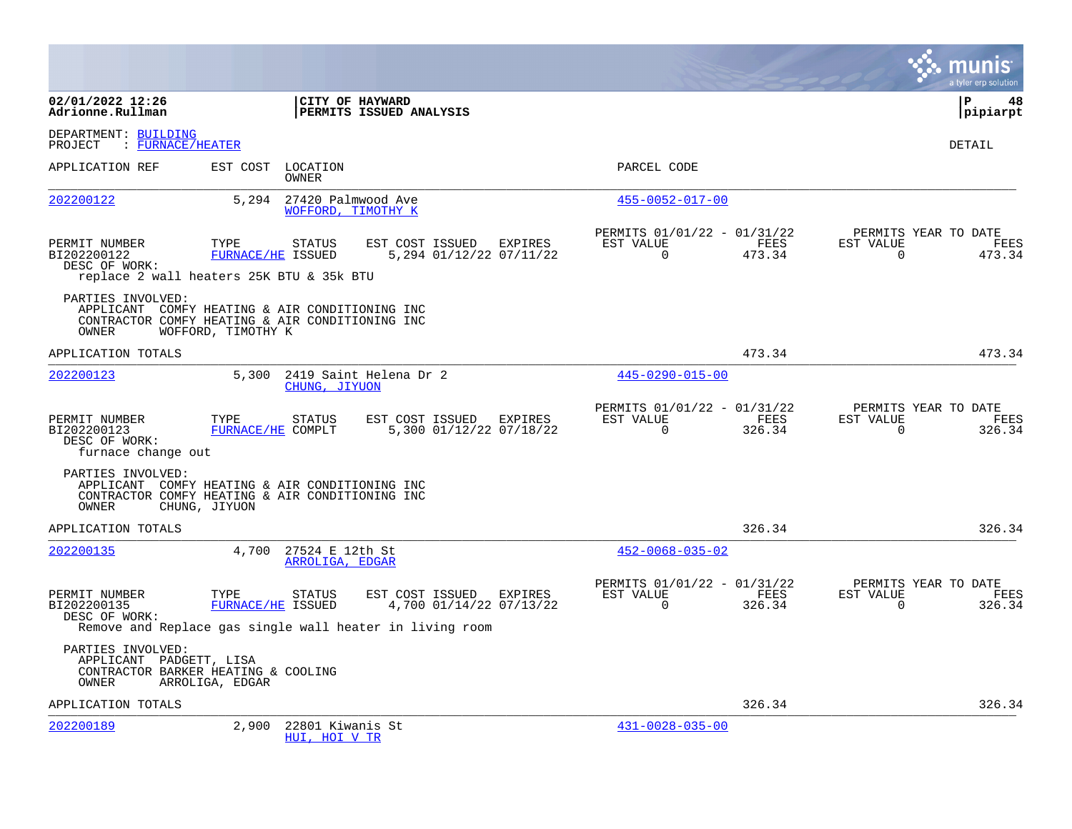**02/01/2022 12:26**
**Adrionne.Rullman**

**CITY OF HAYWARD**
**PERMITS ISSUED ANALYSIS**

**P 48**
**pipiarpt**

DEPARTMENT: BUILDING
PROJECT : FURNACE/HEATER

DETAIL

| APPLICATION REF | EST COST | LOCATION / OWNER | PARCEL CODE |
|---|---|---|---|
| 202200122 | 5,294 | 27420 Palmwood Ave / WOFFORD, TIMOTHY K | 455-0052-017-00 |

| PERMIT NUMBER | TYPE | STATUS | EST COST | ISSUED | EXPIRES | PERMITS 01/01/22 - 01/31/22 EST VALUE | FEES | PERMITS YEAR TO DATE EST VALUE | FEES |
|---|---|---|---|---|---|---|---|---|---|
| BI202200122 | FURNACE/HE | ISSUED | 5,294 | 01/12/22 | 07/11/22 | 0 | 473.34 | 0 | 473.34 |

DESC OF WORK:
replace 2 wall heaters 25K BTU & 35k BTU

PARTIES INVOLVED:
APPLICANT COMFY HEATING & AIR CONDITIONING INC
CONTRACTOR COMFY HEATING & AIR CONDITIONING INC
OWNER WOFFORD, TIMOTHY K

APPLICATION TOTALS: 473.34 | 473.34

| APPLICATION REF | EST COST | LOCATION / OWNER | PARCEL CODE |
|---|---|---|---|
| 202200123 | 5,300 | 2419 Saint Helena Dr 2 / CHUNG, JIYUON | 445-0290-015-00 |

| PERMIT NUMBER | TYPE | STATUS | EST COST | ISSUED | EXPIRES | PERMITS 01/01/22 - 01/31/22 EST VALUE | FEES | PERMITS YEAR TO DATE EST VALUE | FEES |
|---|---|---|---|---|---|---|---|---|---|
| BI202200123 | FURNACE/HE | COMPLT | 5,300 | 01/12/22 | 07/18/22 | 0 | 326.34 | 0 | 326.34 |

DESC OF WORK:
furnace change out

PARTIES INVOLVED:
APPLICANT COMFY HEATING & AIR CONDITIONING INC
CONTRACTOR COMFY HEATING & AIR CONDITIONING INC
OWNER CHUNG, JIYUON

APPLICATION TOTALS: 326.34 | 326.34

| APPLICATION REF | EST COST | LOCATION / OWNER | PARCEL CODE |
|---|---|---|---|
| 202200135 | 4,700 | 27524 E 12th St / ARROLIGA, EDGAR | 452-0068-035-02 |

| PERMIT NUMBER | TYPE | STATUS | EST COST | ISSUED | EXPIRES | PERMITS 01/01/22 - 01/31/22 EST VALUE | FEES | PERMITS YEAR TO DATE EST VALUE | FEES |
|---|---|---|---|---|---|---|---|---|---|
| BI202200135 | FURNACE/HE | ISSUED | 4,700 | 01/14/22 | 07/13/22 | 0 | 326.34 | 0 | 326.34 |

DESC OF WORK:
Remove and Replace gas single wall heater in living room

PARTIES INVOLVED:
APPLICANT PADGETT, LISA
CONTRACTOR BARKER HEATING & COOLING
OWNER ARROLIGA, EDGAR

APPLICATION TOTALS: 326.34 | 326.34

| APPLICATION REF | EST COST | LOCATION / OWNER | PARCEL CODE |
|---|---|---|---|
| 202200189 | 2,900 | 22801 Kiwanis St / HUI, HOI V TR | 431-0028-035-00 |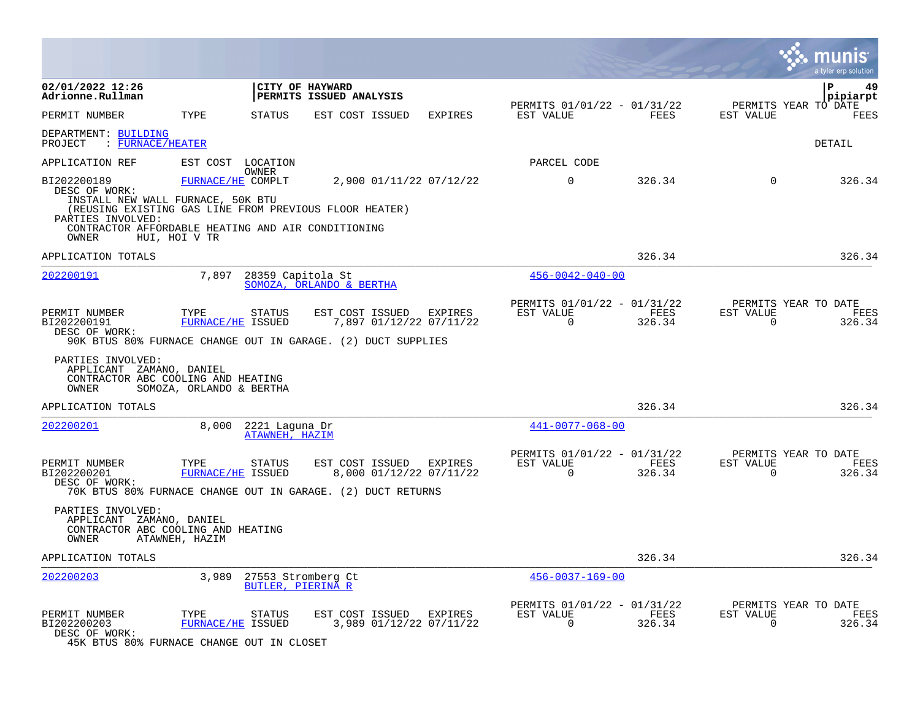02/01/2022 12:26
Adrionne.Rullman

CITY OF HAYWARD
PERMITS ISSUED ANALYSIS

pipiarpt

| PERMIT NUMBER | TYPE | STATUS | EST COST | ISSUED | EXPIRES | PERMITS 01/01/22 - 01/31/22 EST VALUE | FEES | PERMITS YEAR TO DATE EST VALUE | FEES |
|---|---|---|---|---|---|---|---|---|---|

DEPARTMENT: BUILDING
PROJECT : FURNACE/HEATER

DETAIL

APPLICATION REF | EST COST | LOCATION / OWNER | PARCEL CODE

| PERMIT NUMBER | TYPE | STATUS | EST COST | ISSUED | EXPIRES | EST VALUE | FEES | EST VALUE | FEES |
|---|---|---|---|---|---|---|---|---|---|
| BI202200189 | FURNACE/HE | COMPLT | 2,900 | 01/11/22 | 07/12/22 | 0 | 326.34 | 0 | 326.34 |

DESC OF WORK:
INSTALL NEW WALL FURNACE, 50K BTU
(REUSING EXISTING GAS LINE FROM PREVIOUS FLOOR HEATER)

PARTIES INVOLVED:
CONTRACTOR AFFORDABLE HEATING AND AIR CONDITIONING
OWNER HUI, HOI V TR

APPLICATION TOTALS 326.34 326.34

---

202200191 | 7,897 | 28359 Capitola St | SOMOZA, ORLANDO & BERTHA | 456-0042-040-00

| PERMIT NUMBER | TYPE | STATUS | EST COST | ISSUED | EXPIRES | PERMITS 01/01/22 - 01/31/22 EST VALUE | FEES | PERMITS YEAR TO DATE EST VALUE | FEES |
|---|---|---|---|---|---|---|---|---|---|
| BI202200191 | FURNACE/HE | ISSUED | 7,897 | 01/12/22 | 07/11/22 | 0 | 326.34 | 0 | 326.34 |

DESC OF WORK:
90K BTUS 80% FURNACE CHANGE OUT IN GARAGE. (2) DUCT SUPPLIES

PARTIES INVOLVED:
APPLICANT ZAMANO, DANIEL
CONTRACTOR ABC COOLING AND HEATING
OWNER SOMOZA, ORLANDO & BERTHA

APPLICATION TOTALS 326.34 326.34

---

202200201 | 8,000 | 2221 Laguna Dr | ATAWNEH, HAZIM | 441-0077-068-00

| PERMIT NUMBER | TYPE | STATUS | EST COST | ISSUED | EXPIRES | PERMITS 01/01/22 - 01/31/22 EST VALUE | FEES | PERMITS YEAR TO DATE EST VALUE | FEES |
|---|---|---|---|---|---|---|---|---|---|
| BI202200201 | FURNACE/HE | ISSUED | 8,000 | 01/12/22 | 07/11/22 | 0 | 326.34 | 0 | 326.34 |

DESC OF WORK:
70K BTUS 80% FURNACE CHANGE OUT IN GARAGE. (2) DUCT RETURNS

PARTIES INVOLVED:
APPLICANT ZAMANO, DANIEL
CONTRACTOR ABC COOLING AND HEATING
OWNER ATAWNEH, HAZIM

APPLICATION TOTALS 326.34 326.34

---

202200203 | 3,989 | 27553 Stromberg Ct | BUTLER, PIERINA R | 456-0037-169-00

| PERMIT NUMBER | TYPE | STATUS | EST COST | ISSUED | EXPIRES | PERMITS 01/01/22 - 01/31/22 EST VALUE | FEES | PERMITS YEAR TO DATE EST VALUE | FEES |
|---|---|---|---|---|---|---|---|---|---|
| BI202200203 | FURNACE/HE | ISSUED | 3,989 | 01/12/22 | 07/11/22 | 0 | 326.34 | 0 | 326.34 |

DESC OF WORK:
45K BTUS 80% FURNACE CHANGE OUT IN CLOSET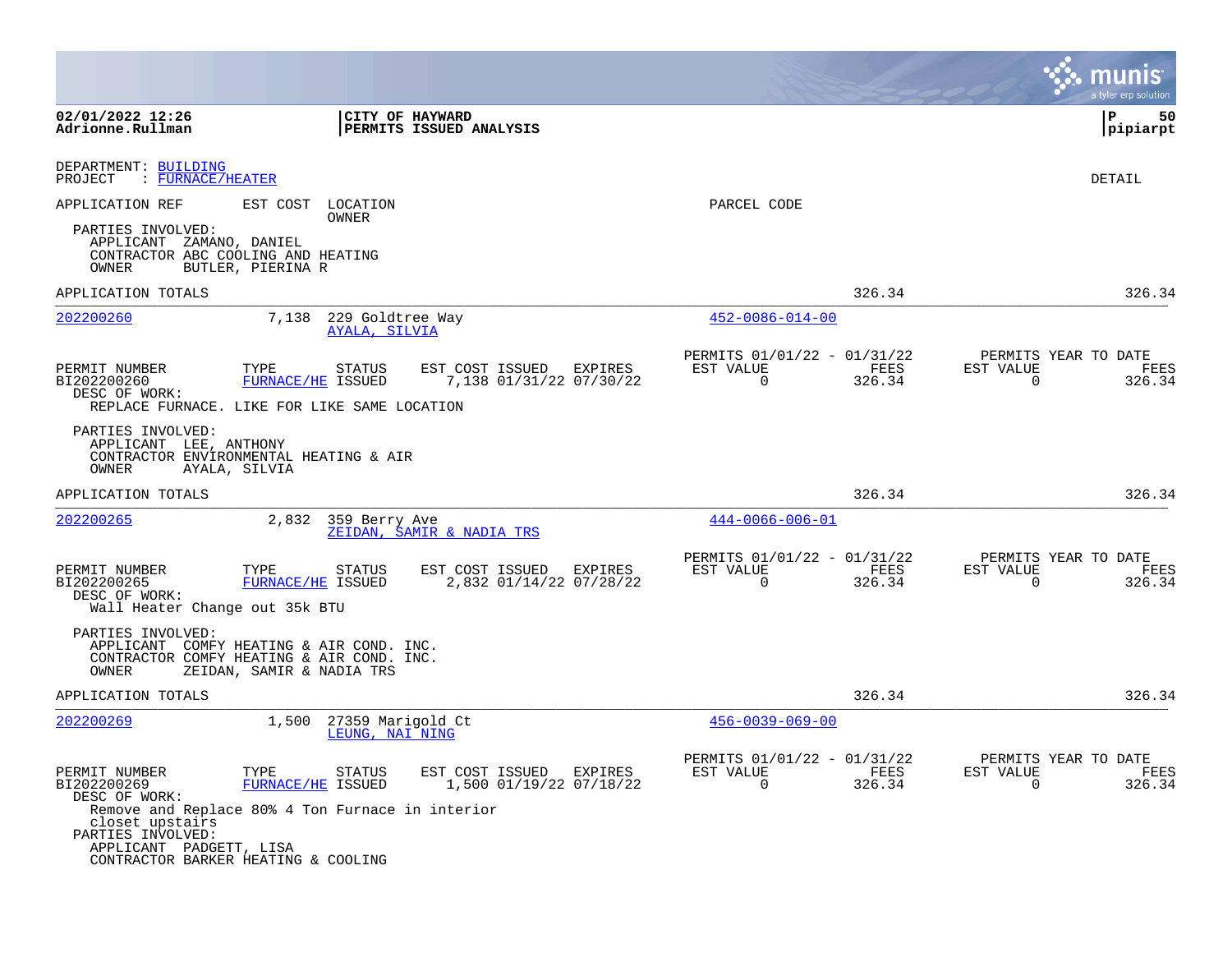02/01/2022 12:26
Adrionne.Rullman

**CITY OF HAYWARD**
**PERMITS ISSUED ANALYSIS**

pipiarpt

DEPARTMENT: BUILDING
PROJECT : FURNACE/HEATER

DETAIL

APPLICATION REF | EST COST | LOCATION / OWNER | PARCEL CODE

PARTIES INVOLVED:
- APPLICANT ZAMANO, DANIEL
- CONTRACTOR ABC COOLING AND HEATING
- OWNER BUTLER, PIERINA R

APPLICATION TOTALS 326.34 326.34

---

**202200260** 7,138 229 Goldtree Way
AYALA, SILVIA
452-0086-014-00

| PERMIT NUMBER | TYPE | STATUS | EST COST | ISSUED | EXPIRES | PERMITS 01/01/22 - 01/31/22 EST VALUE | FEES | PERMITS YEAR TO DATE EST VALUE | FEES |
|---|---|---|---|---|---|---|---|---|---|
| BI202200260 | FURNACE/HE | ISSUED | 7,138 | 01/31/22 | 07/30/22 | 0 | 326.34 | 0 | 326.34 |

DESC OF WORK:
REPLACE FURNACE. LIKE FOR LIKE SAME LOCATION

PARTIES INVOLVED:
- APPLICANT LEE, ANTHONY
- CONTRACTOR ENVIRONMENTAL HEATING & AIR
- OWNER AYALA, SILVIA

APPLICATION TOTALS 326.34 326.34

---

**202200265** 2,832 359 Berry Ave
ZEIDAN, SAMIR & NADIA TRS
444-0066-006-01

| PERMIT NUMBER | TYPE | STATUS | EST COST | ISSUED | EXPIRES | PERMITS 01/01/22 - 01/31/22 EST VALUE | FEES | PERMITS YEAR TO DATE EST VALUE | FEES |
|---|---|---|---|---|---|---|---|---|---|
| BI202200265 | FURNACE/HE | ISSUED | 2,832 | 01/14/22 | 07/28/22 | 0 | 326.34 | 0 | 326.34 |

DESC OF WORK:
Wall Heater Change out 35k BTU

PARTIES INVOLVED:
- APPLICANT COMFY HEATING & AIR COND. INC.
- CONTRACTOR COMFY HEATING & AIR COND. INC.
- OWNER ZEIDAN, SAMIR & NADIA TRS

APPLICATION TOTALS 326.34 326.34

---

**202200269** 1,500 27359 Marigold Ct
LEUNG, NAI NING
456-0039-069-00

| PERMIT NUMBER | TYPE | STATUS | EST COST | ISSUED | EXPIRES | PERMITS 01/01/22 - 01/31/22 EST VALUE | FEES | PERMITS YEAR TO DATE EST VALUE | FEES |
|---|---|---|---|---|---|---|---|---|---|
| BI202200269 | FURNACE/HE | ISSUED | 1,500 | 01/19/22 | 07/18/22 | 0 | 326.34 | 0 | 326.34 |

DESC OF WORK:
Remove and Replace 80% 4 Ton Furnace in interior closet upstairs

PARTIES INVOLVED:
- APPLICANT PADGETT, LISA
- CONTRACTOR BARKER HEATING & COOLING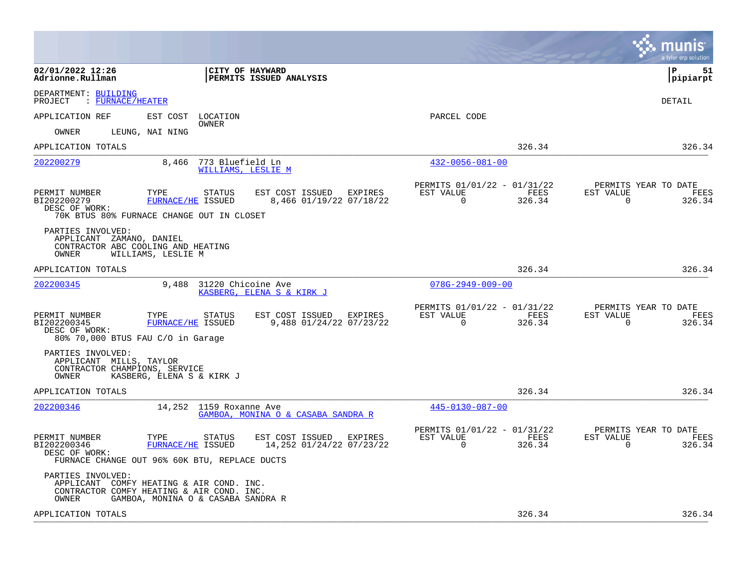**02/01/2022 12:26**
**Adrionne.Rullman**

**CITY OF HAYWARD**
**PERMITS ISSUED ANALYSIS**

**P 51**
**pipiarpt**

DEPARTMENT: BUILDING
PROJECT : FURNACE/HEATER

DETAIL

APPLICATION REF | EST COST | LOCATION / OWNER | PARCEL CODE

OWNER LEUNG, NAI NING

APPLICATION TOTALS 326.34 326.34

---

**202200279** 8,466 773 Bluefield Ln — WILLIAMS, LESLIE M — 432-0056-081-00

| PERMIT NUMBER | TYPE | STATUS | EST COST | ISSUED | EXPIRES | PERMITS 01/01/22 - 01/31/22 EST VALUE | FEES | PERMITS YEAR TO DATE EST VALUE | FEES |
|---|---|---|---|---|---|---|---|---|---|
| BI202200279 | FURNACE/HE | ISSUED | 8,466 | 01/19/22 | 07/18/22 | 0 | 326.34 | 0 | 326.34 |

DESC OF WORK:
70K BTUS 80% FURNACE CHANGE OUT IN CLOSET

PARTIES INVOLVED:
APPLICANT ZAMANO, DANIEL
CONTRACTOR ABC COOLING AND HEATING
OWNER WILLIAMS, LESLIE M

APPLICATION TOTALS 326.34 326.34

---

**202200345** 9,488 31220 Chicoine Ave — KASBERG, ELENA S & KIRK J — 078G-2949-009-00

| PERMIT NUMBER | TYPE | STATUS | EST COST | ISSUED | EXPIRES | PERMITS 01/01/22 - 01/31/22 EST VALUE | FEES | PERMITS YEAR TO DATE EST VALUE | FEES |
|---|---|---|---|---|---|---|---|---|---|
| BI202200345 | FURNACE/HE | ISSUED | 9,488 | 01/24/22 | 07/23/22 | 0 | 326.34 | 0 | 326.34 |

DESC OF WORK:
80% 70,000 BTUS FAU C/O in Garage

PARTIES INVOLVED:
APPLICANT MILLS, TAYLOR
CONTRACTOR CHAMPIONS, SERVICE
OWNER KASBERG, ELENA S & KIRK J

APPLICATION TOTALS 326.34 326.34

---

**202200346** 14,252 1159 Roxanne Ave — GAMBOA, MONINA O & CASABA SANDRA R — 445-0130-087-00

| PERMIT NUMBER | TYPE | STATUS | EST COST | ISSUED | EXPIRES | PERMITS 01/01/22 - 01/31/22 EST VALUE | FEES | PERMITS YEAR TO DATE EST VALUE | FEES |
|---|---|---|---|---|---|---|---|---|---|
| BI202200346 | FURNACE/HE | ISSUED | 14,252 | 01/24/22 | 07/23/22 | 0 | 326.34 | 0 | 326.34 |

DESC OF WORK:
FURNACE CHANGE OUT 96% 60K BTU, REPLACE DUCTS

PARTIES INVOLVED:
APPLICANT COMFY HEATING & AIR COND. INC.
CONTRACTOR COMFY HEATING & AIR COND. INC.
OWNER GAMBOA, MONINA O & CASABA SANDRA R

APPLICATION TOTALS 326.34 326.34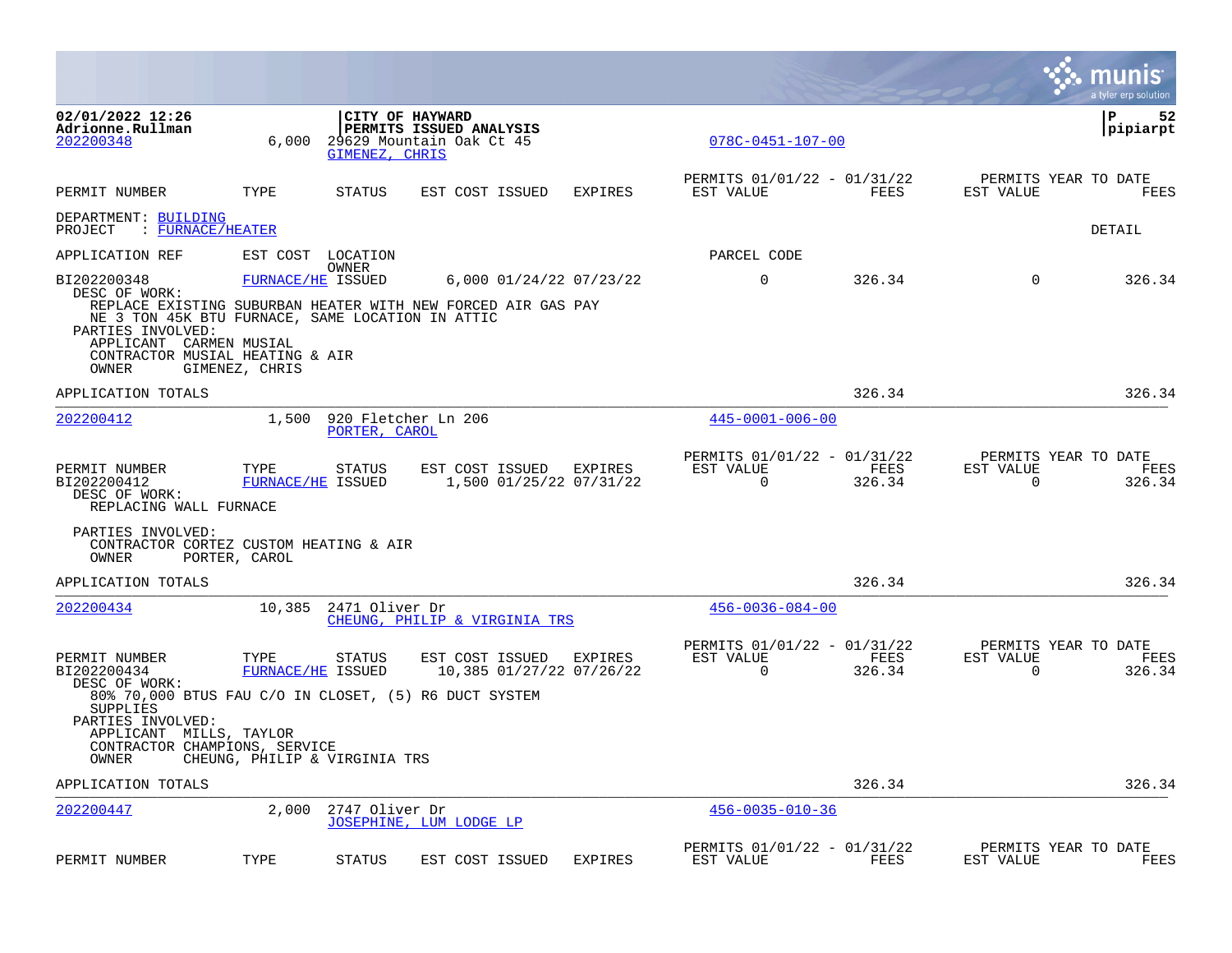02/01/2022 12:26
Adrionne.Rullman

**CITY OF HAYWARD**
**PERMITS ISSUED ANALYSIS**

P 52
pipiarpt

202200348 | 6,000 | 29629 Mountain Oak Ct 45 | GIMENEZ, CHRIS | 078C-0451-107-00

| PERMIT NUMBER | TYPE | STATUS | EST COST | ISSUED | EXPIRES | PERMITS 01/01/22 - 01/31/22 EST VALUE | FEES | PERMITS YEAR TO DATE EST VALUE | FEES |
|---|---|---|---|---|---|---|---|---|---|

DEPARTMENT: BUILDING
PROJECT : FURNACE/HEATER

DETAIL

| APPLICATION REF | EST COST | LOCATION / OWNER | | | | PARCEL CODE | | | |
|---|---|---|---|---|---|---|---|---|---|
| BI202200348 | FURNACE/HE | ISSUED | 6,000 | 01/24/22 | 07/23/22 | 0 | 326.34 | 0 | 326.34 |

DESC OF WORK:
REPLACE EXISTING SUBURBAN HEATER WITH NEW FORCED AIR GAS PAY NE 3 TON 45K BTU FURNACE, SAME LOCATION IN ATTIC

PARTIES INVOLVED:
APPLICANT CARMEN MUSIAL
CONTRACTOR MUSIAL HEATING & AIR
OWNER GIMENEZ, CHRIS

APPLICATION TOTALS — 326.34 — 326.34

---

202200412 | 1,500 | 920 Fletcher Ln 206 | PORTER, CAROL | 445-0001-006-00

| PERMIT NUMBER | TYPE | STATUS | EST COST | ISSUED | EXPIRES | PERMITS 01/01/22 - 01/31/22 EST VALUE | FEES | PERMITS YEAR TO DATE EST VALUE | FEES |
|---|---|---|---|---|---|---|---|---|---|
| BI202200412 | FURNACE/HE | ISSUED | 1,500 | 01/25/22 | 07/31/22 | 0 | 326.34 | 0 | 326.34 |

DESC OF WORK:
REPLACING WALL FURNACE

PARTIES INVOLVED:
CONTRACTOR CORTEZ CUSTOM HEATING & AIR
OWNER PORTER, CAROL

APPLICATION TOTALS — 326.34 — 326.34

---

202200434 | 10,385 | 2471 Oliver Dr | CHEUNG, PHILIP & VIRGINIA TRS | 456-0036-084-00

| PERMIT NUMBER | TYPE | STATUS | EST COST | ISSUED | EXPIRES | PERMITS 01/01/22 - 01/31/22 EST VALUE | FEES | PERMITS YEAR TO DATE EST VALUE | FEES |
|---|---|---|---|---|---|---|---|---|---|
| BI202200434 | FURNACE/HE | ISSUED | 10,385 | 01/27/22 | 07/26/22 | 0 | 326.34 | 0 | 326.34 |

DESC OF WORK:
80% 70,000 BTUS FAU C/O IN CLOSET, (5) R6 DUCT SYSTEM SUPPLIES

PARTIES INVOLVED:
APPLICANT MILLS, TAYLOR
CONTRACTOR CHAMPIONS, SERVICE
OWNER CHEUNG, PHILIP & VIRGINIA TRS

APPLICATION TOTALS — 326.34 — 326.34

---

202200447 | 2,000 | 2747 Oliver Dr | JOSEPHINE, LUM LODGE LP | 456-0035-010-36

| PERMIT NUMBER | TYPE | STATUS | EST COST | ISSUED | EXPIRES | PERMITS 01/01/22 - 01/31/22 EST VALUE | FEES | PERMITS YEAR TO DATE EST VALUE | FEES |
|---|---|---|---|---|---|---|---|---|---|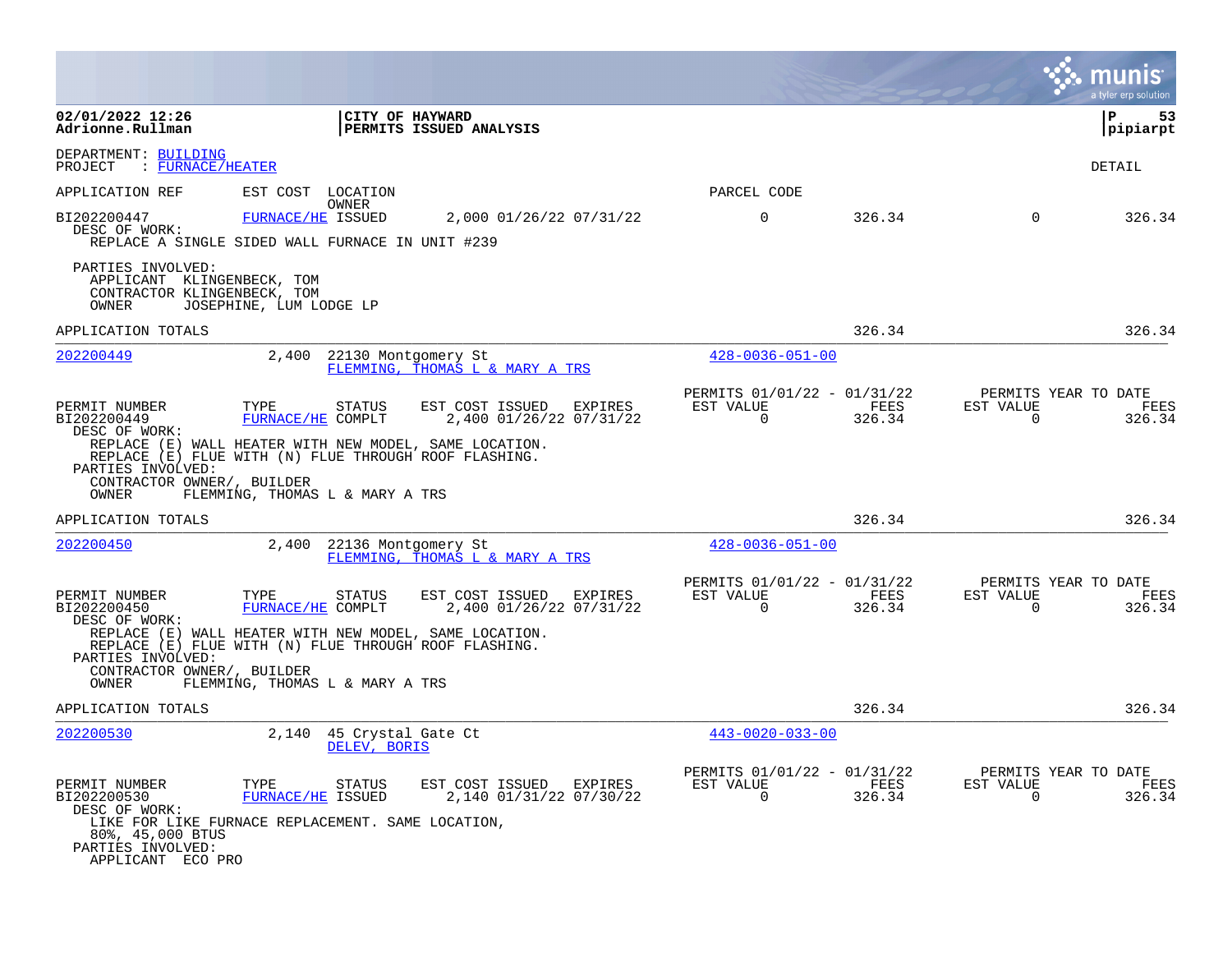**02/01/2022 12:26** | **CITY OF HAYWARD** | **P 53**
**Adrionne.Rullman** | **PERMITS ISSUED ANALYSIS** | **pipiarpt**

DEPARTMENT: BUILDING
PROJECT : FURNACE/HEATER

DETAIL

APPLICATION REF    EST COST    LOCATION / OWNER    PARCEL CODE

BI202200447    FURNACE/HE    ISSUED    2,000 01/26/22 07/31/22    0    326.34    0    326.34

DESC OF WORK:
REPLACE A SINGLE SIDED WALL FURNACE IN UNIT #239

PARTIES INVOLVED:
APPLICANT KLINGENBECK, TOM
CONTRACTOR KLINGENBECK, TOM
OWNER JOSEPHINE, LUM LODGE LP

APPLICATION TOTALS    326.34    326.34

---

202200449    2,400    22130 Montgomery St    428-0036-051-00
FLEMMING, THOMAS L & MARY A TRS

| PERMIT NUMBER | TYPE | STATUS | EST COST | ISSUED | EXPIRES | PERMITS 01/01/22 - 01/31/22 EST VALUE | FEES | PERMITS YEAR TO DATE EST VALUE | FEES |
|---|---|---|---|---|---|---|---|---|---|
| BI202200449 | FURNACE/HE | COMPLT | 2,400 | 01/26/22 | 07/31/22 | 0 | 326.34 | 0 | 326.34 |

DESC OF WORK:
REPLACE (E) WALL HEATER WITH NEW MODEL, SAME LOCATION.
REPLACE (E) FLUE WITH (N) FLUE THROUGH ROOF FLASHING.
PARTIES INVOLVED:
CONTRACTOR OWNER/, BUILDER
OWNER FLEMMING, THOMAS L & MARY A TRS

APPLICATION TOTALS    326.34    326.34

---

202200450    2,400    22136 Montgomery St    428-0036-051-00
FLEMMING, THOMAS L & MARY A TRS

| PERMIT NUMBER | TYPE | STATUS | EST COST | ISSUED | EXPIRES | PERMITS 01/01/22 - 01/31/22 EST VALUE | FEES | PERMITS YEAR TO DATE EST VALUE | FEES |
|---|---|---|---|---|---|---|---|---|---|
| BI202200450 | FURNACE/HE | COMPLT | 2,400 | 01/26/22 | 07/31/22 | 0 | 326.34 | 0 | 326.34 |

DESC OF WORK:
REPLACE (E) WALL HEATER WITH NEW MODEL, SAME LOCATION.
REPLACE (E) FLUE WITH (N) FLUE THROUGH ROOF FLASHING.
PARTIES INVOLVED:
CONTRACTOR OWNER/, BUILDER
OWNER FLEMMING, THOMAS L & MARY A TRS

APPLICATION TOTALS    326.34    326.34

---

202200530    2,140    45 Crystal Gate Ct    443-0020-033-00
DELEV, BORIS

| PERMIT NUMBER | TYPE | STATUS | EST COST | ISSUED | EXPIRES | PERMITS 01/01/22 - 01/31/22 EST VALUE | FEES | PERMITS YEAR TO DATE EST VALUE | FEES |
|---|---|---|---|---|---|---|---|---|---|
| BI202200530 | FURNACE/HE | ISSUED | 2,140 | 01/31/22 | 07/30/22 | 0 | 326.34 | 0 | 326.34 |

DESC OF WORK:
LIKE FOR LIKE FURNACE REPLACEMENT. SAME LOCATION,
80%, 45,000 BTUS
PARTIES INVOLVED:
APPLICANT ECO PRO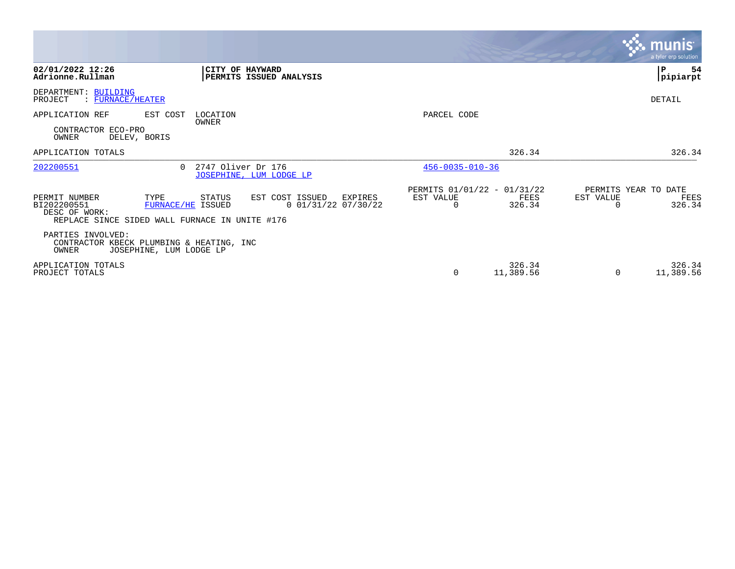02/01/2022 12:26 — CITY OF HAYWARD — PERMITS ISSUED ANALYSIS
Adrionne.Rullman — pipiarpt

DEPARTMENT: BUILDING
PROJECT : FURNACE/HEATER

DETAIL

| APPLICATION REF | EST COST | LOCATION / OWNER | PARCEL CODE | | |
|---|---|---|---|---|---|
| CONTRACTOR ECO-PRO | | | | | |
| OWNER DELEV, BORIS | | | | | |
| APPLICATION TOTALS | | | | 326.34 | 326.34 |
| 202200551 | 0 | 2747 Oliver Dr 176 / JOSEPHINE, LUM LODGE LP | 456-0035-010-36 | | |

| PERMIT NUMBER | TYPE | STATUS | EST COST | ISSUED | EXPIRES | PERMITS 01/01/22 - 01/31/22 EST VALUE | FEES | PERMITS YEAR TO DATE EST VALUE | FEES |
|---|---|---|---|---|---|---|---|---|---|
| BI202200551 | FURNACE/HE | ISSUED | 0 | 01/31/22 | 07/30/22 | 0 | 326.34 | 0 | 326.34 |

DESC OF WORK:
REPLACE SINCE SIDED WALL FURNACE IN UNITE #176

PARTIES INVOLVED:
CONTRACTOR KBECK PLUMBING & HEATING, INC
OWNER JOSEPHINE, LUM LODGE LP

| | EST VALUE | FEES | EST VALUE | FEES |
|---|---|---|---|---|
| APPLICATION TOTALS | | 326.34 | | 326.34 |
| PROJECT TOTALS | 0 | 11,389.56 | 0 | 11,389.56 |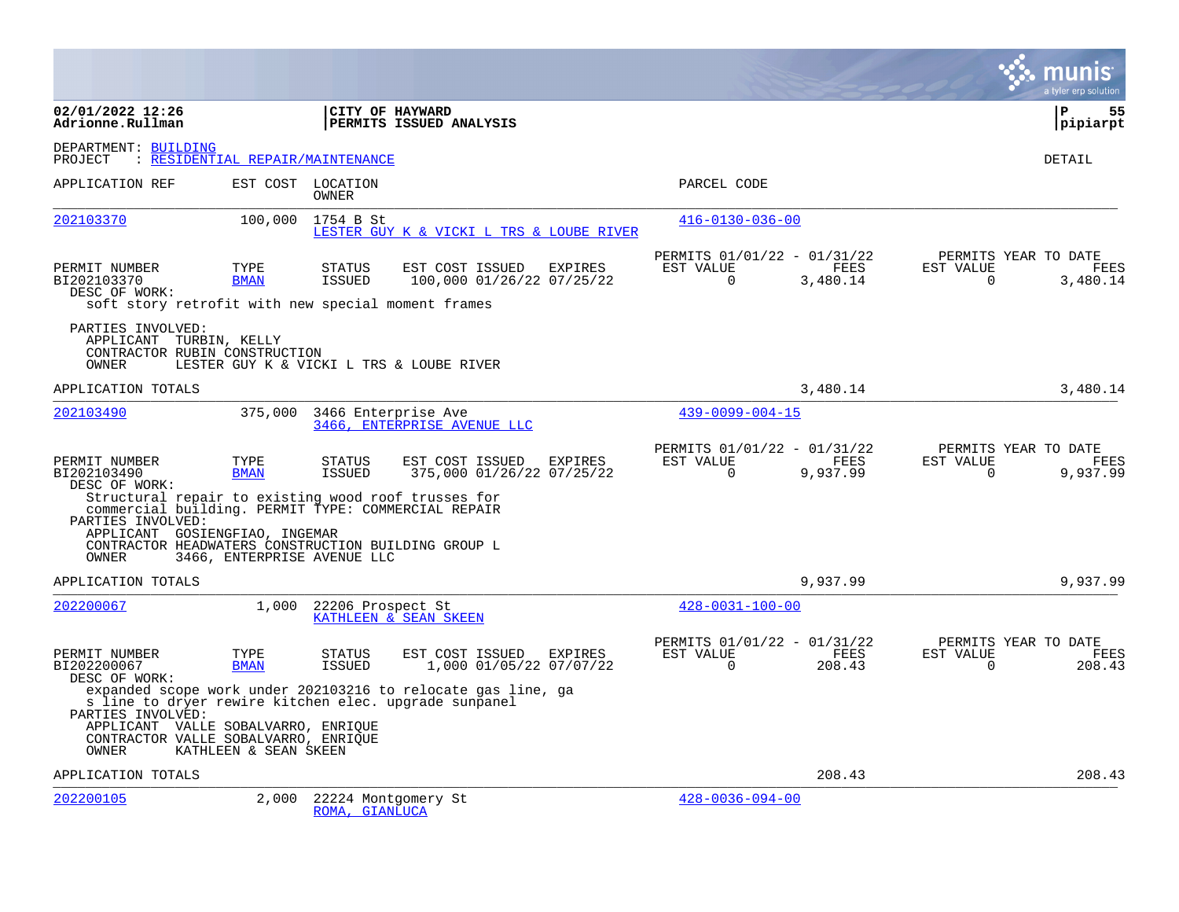**02/01/2022 12:26**
**Adrionne.Rullman**

**CITY OF HAYWARD**
**PERMITS ISSUED ANALYSIS**

**P 55**
**pipiarpt**

DEPARTMENT: BUILDING
PROJECT : RESIDENTIAL REPAIR/MAINTENANCE

DETAIL

| APPLICATION REF | EST COST | LOCATION / OWNER | PARCEL CODE |
|---|---|---|---|
| 202103370 | 100,000 | 1754 B St / LESTER GUY K & VICKI L TRS & LOUBE RIVER | 416-0130-036-00 |

| PERMIT NUMBER | TYPE | STATUS | EST COST | ISSUED | EXPIRES | PERMITS 01/01/22 - 01/31/22 EST VALUE | FEES | PERMITS YEAR TO DATE EST VALUE | FEES |
|---|---|---|---|---|---|---|---|---|---|
| BI202103370 | BMAN | ISSUED | 100,000 | 01/26/22 | 07/25/22 | 0 | 3,480.14 | 0 | 3,480.14 |

DESC OF WORK:
soft story retrofit with new special moment frames

PARTIES INVOLVED:
APPLICANT TURBIN, KELLY
CONTRACTOR RUBIN CONSTRUCTION
OWNER LESTER GUY K & VICKI L TRS & LOUBE RIVER

APPLICATION TOTALS 3,480.14 3,480.14

| APPLICATION REF | EST COST | LOCATION / OWNER | PARCEL CODE |
|---|---|---|---|
| 202103490 | 375,000 | 3466 Enterprise Ave / 3466, ENTERPRISE AVENUE LLC | 439-0099-004-15 |

| PERMIT NUMBER | TYPE | STATUS | EST COST | ISSUED | EXPIRES | PERMITS 01/01/22 - 01/31/22 EST VALUE | FEES | PERMITS YEAR TO DATE EST VALUE | FEES |
|---|---|---|---|---|---|---|---|---|---|
| BI202103490 | BMAN | ISSUED | 375,000 | 01/26/22 | 07/25/22 | 0 | 9,937.99 | 0 | 9,937.99 |

DESC OF WORK:
Structural repair to existing wood roof trusses for commercial building. PERMIT TYPE: COMMERCIAL REPAIR

PARTIES INVOLVED:
APPLICANT GOSIENGFIAO, INGEMAR
CONTRACTOR HEADWATERS CONSTRUCTION BUILDING GROUP L
OWNER 3466, ENTERPRISE AVENUE LLC

APPLICATION TOTALS 9,937.99 9,937.99

| APPLICATION REF | EST COST | LOCATION / OWNER | PARCEL CODE |
|---|---|---|---|
| 202200067 | 1,000 | 22206 Prospect St / KATHLEEN & SEAN SKEEN | 428-0031-100-00 |

| PERMIT NUMBER | TYPE | STATUS | EST COST | ISSUED | EXPIRES | PERMITS 01/01/22 - 01/31/22 EST VALUE | FEES | PERMITS YEAR TO DATE EST VALUE | FEES |
|---|---|---|---|---|---|---|---|---|---|
| BI202200067 | BMAN | ISSUED | 1,000 | 01/05/22 | 07/07/22 | 0 | 208.43 | 0 | 208.43 |

DESC OF WORK:
expanded scope work under 202103216 to relocate gas line, gas line to dryer rewire kitchen elec. upgrade sunpanel

PARTIES INVOLVED:
APPLICANT VALLE SOBALVARRO, ENRIQUE
CONTRACTOR VALLE SOBALVARRO, ENRIQUE
OWNER KATHLEEN & SEAN SKEEN

APPLICATION TOTALS 208.43 208.43

| APPLICATION REF | EST COST | LOCATION / OWNER | PARCEL CODE |
|---|---|---|---|
| 202200105 | 2,000 | 22224 Montgomery St / ROMA, GIANLUCA | 428-0036-094-00 |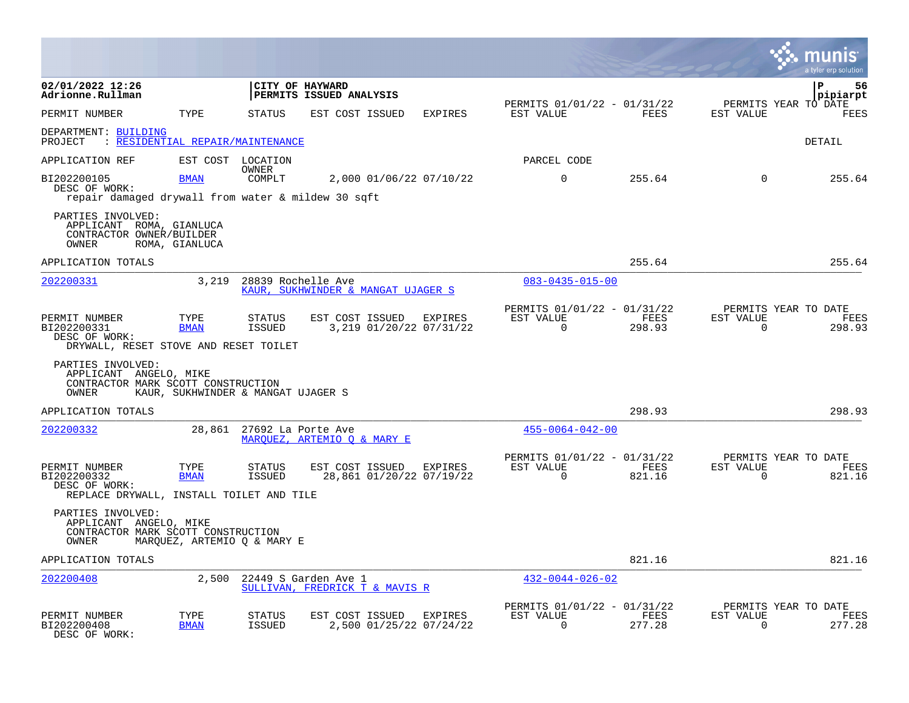**02/01/2022 12:26**
**Adrionne.Rullman**

**CITY OF HAYWARD**
**PERMITS ISSUED ANALYSIS**

| PERMIT NUMBER | TYPE | STATUS | EST COST | ISSUED | EXPIRES | PERMITS 01/01/22 - 01/31/22 EST VALUE | FEES | PERMITS YEAR TO DATE EST VALUE | FEES |
|---|---|---|---|---|---|---|---|---|---|

DEPARTMENT: BUILDING
PROJECT : RESIDENTIAL REPAIR/MAINTENANCE

DETAIL

| APPLICATION REF | EST COST | LOCATION OWNER | | | | PARCEL CODE | | | |
|---|---|---|---|---|---|---|---|---|---|
| BI202200105 | BMAN | COMPLT | 2,000 | 01/06/22 | 07/10/22 | 0 | 255.64 | 0 | 255.64 |

DESC OF WORK:
repair damaged drywall from water & mildew 30 sqft

PARTIES INVOLVED:
APPLICANT ROMA, GIANLUCA
CONTRACTOR OWNER/BUILDER
OWNER ROMA, GIANLUCA

APPLICATION TOTALS 255.64 255.64

---

202200331 | 3,219 | 28839 Rochelle Ave | KAUR, SUKHWINDER & MANGAT UJAGER S | 083-0435-015-00

| PERMIT NUMBER | TYPE | STATUS | EST COST | ISSUED | EXPIRES | PERMITS 01/01/22 - 01/31/22 EST VALUE | FEES | PERMITS YEAR TO DATE EST VALUE | FEES |
|---|---|---|---|---|---|---|---|---|---|
| BI202200331 | BMAN | ISSUED | 3,219 | 01/20/22 | 07/31/22 | 0 | 298.93 | 0 | 298.93 |

DESC OF WORK:
DRYWALL, RESET STOVE AND RESET TOILET

PARTIES INVOLVED:
APPLICANT ANGELO, MIKE
CONTRACTOR MARK SCOTT CONSTRUCTION
OWNER KAUR, SUKHWINDER & MANGAT UJAGER S

APPLICATION TOTALS 298.93 298.93

---

202200332 | 28,861 | 27692 La Porte Ave | MARQUEZ, ARTEMIO Q & MARY E | 455-0064-042-00

| PERMIT NUMBER | TYPE | STATUS | EST COST | ISSUED | EXPIRES | PERMITS 01/01/22 - 01/31/22 EST VALUE | FEES | PERMITS YEAR TO DATE EST VALUE | FEES |
|---|---|---|---|---|---|---|---|---|---|
| BI202200332 | BMAN | ISSUED | 28,861 | 01/20/22 | 07/19/22 | 0 | 821.16 | 0 | 821.16 |

DESC OF WORK:
REPLACE DRYWALL, INSTALL TOILET AND TILE

PARTIES INVOLVED:
APPLICANT ANGELO, MIKE
CONTRACTOR MARK SCOTT CONSTRUCTION
OWNER MARQUEZ, ARTEMIO Q & MARY E

APPLICATION TOTALS 821.16 821.16

---

202200408 | 2,500 | 22449 S Garden Ave 1 | SULLIVAN, FREDRICK T & MAVIS R | 432-0044-026-02

| PERMIT NUMBER | TYPE | STATUS | EST COST | ISSUED | EXPIRES | PERMITS 01/01/22 - 01/31/22 EST VALUE | FEES | PERMITS YEAR TO DATE EST VALUE | FEES |
|---|---|---|---|---|---|---|---|---|---|
| BI202200408 | BMAN | ISSUED | 2,500 | 01/25/22 | 07/24/22 | 0 | 277.28 | 0 | 277.28 |

DESC OF WORK: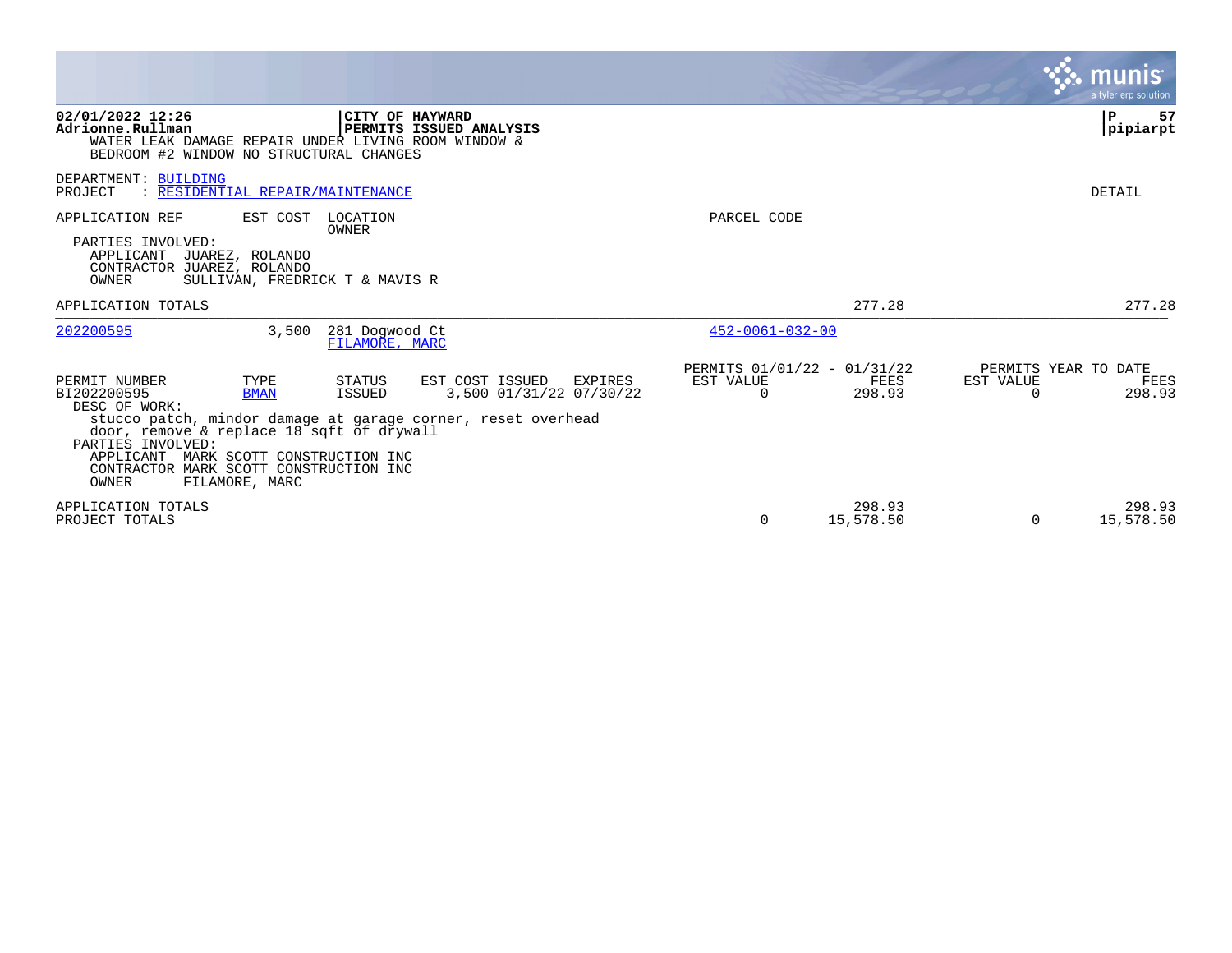**02/01/2022 12:26**
**Adrionne.Rullman**

**CITY OF HAYWARD**
**PERMITS ISSUED ANALYSIS**

WATER LEAK DAMAGE REPAIR UNDER LIVING ROOM WINDOW &
BEDROOM #2 WINDOW NO STRUCTURAL CHANGES

DEPARTMENT: BUILDING
PROJECT : RESIDENTIAL REPAIR/MAINTENANCE

DETAIL

APPLICATION REF | EST COST | LOCATION / OWNER | PARCEL CODE

PARTIES INVOLVED:
- APPLICANT JUAREZ, ROLANDO
- CONTRACTOR JUAREZ, ROLANDO
- OWNER SULLIVAN, FREDRICK T & MAVIS R

APPLICATION TOTALS 277.28 277.28

| APPLICATION REF | EST COST | LOCATION / OWNER | PARCEL CODE |
|---|---|---|---|
| 202200595 | 3,500 | 281 Dogwood Ct / FILAMORE, MARC | 452-0061-032-00 |

| PERMIT NUMBER | TYPE | STATUS | EST COST | ISSUED | EXPIRES | PERMITS 01/01/22 - 01/31/22 EST VALUE | FEES | PERMITS YEAR TO DATE EST VALUE | FEES |
|---|---|---|---|---|---|---|---|---|---|
| BI202200595 | BMAN | ISSUED | 3,500 | 01/31/22 | 07/30/22 | 0 | 298.93 | 0 | 298.93 |

DESC OF WORK:
stucco patch, mindor damage at garage corner, reset overhead door, remove & replace 18 sqft of drywall

PARTIES INVOLVED:
- APPLICANT MARK SCOTT CONSTRUCTION INC
- CONTRACTOR MARK SCOTT CONSTRUCTION INC
- OWNER FILAMORE, MARC

| | EST VALUE | FEES | EST VALUE | FEES |
|---|---|---|---|---|
| APPLICATION TOTALS | | 298.93 | | 298.93 |
| PROJECT TOTALS | 0 | 15,578.50 | 0 | 15,578.50 |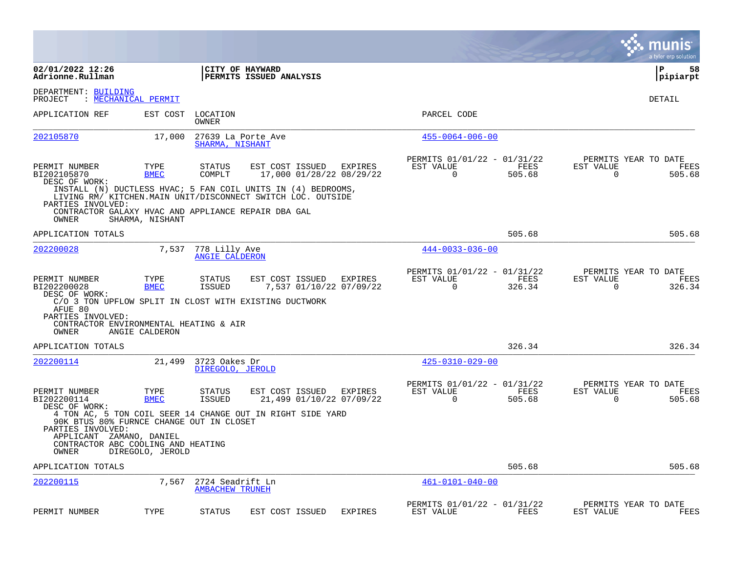**02/01/2022 12:26**
**Adrionne.Rullman**

**CITY OF HAYWARD**
**PERMITS ISSUED ANALYSIS**

**P 58**
**pipiarpt**

DEPARTMENT: BUILDING
PROJECT : MECHANICAL PERMIT

DETAIL

| APPLICATION REF | EST COST | LOCATION / OWNER | PARCEL CODE |
|---|---|---|---|
| 202105870 | 17,000 | 27639 La Porte Ave / SHARMA, NISHANT | 455-0064-006-00 |

| PERMIT NUMBER | TYPE | STATUS | EST COST | ISSUED | EXPIRES | PERMITS 01/01/22 - 01/31/22 EST VALUE | FEES | PERMITS YEAR TO DATE EST VALUE | FEES |
|---|---|---|---|---|---|---|---|---|---|
| BI202105870 | BMEC | COMPLT | 17,000 | 01/28/22 | 08/29/22 | 0 | 505.68 | 0 | 505.68 |

DESC OF WORK:
INSTALL (N) DUCTLESS HVAC; 5 FAN COIL UNITS IN (4) BEDROOMS, LIVING RM/ KITCHEN.MAIN UNIT/DISCONNECT SWITCH LOC. OUTSIDE

PARTIES INVOLVED:
CONTRACTOR GALAXY HVAC AND APPLIANCE REPAIR DBA GAL
OWNER SHARMA, NISHANT

APPLICATION TOTALS: 505.68 | 505.68

| APPLICATION REF | EST COST | LOCATION / OWNER | PARCEL CODE |
|---|---|---|---|
| 202200028 | 7,537 | 778 Lilly Ave / ANGIE CALDERON | 444-0033-036-00 |

| PERMIT NUMBER | TYPE | STATUS | EST COST | ISSUED | EXPIRES | PERMITS 01/01/22 - 01/31/22 EST VALUE | FEES | PERMITS YEAR TO DATE EST VALUE | FEES |
|---|---|---|---|---|---|---|---|---|---|
| BI202200028 | BMEC | ISSUED | 7,537 | 01/10/22 | 07/09/22 | 0 | 326.34 | 0 | 326.34 |

DESC OF WORK:
C/O 3 TON UPFLOW SPLIT IN CLOST WITH EXISTING DUCTWORK AFUE 80

PARTIES INVOLVED:
CONTRACTOR ENVIRONMENTAL HEATING & AIR
OWNER ANGIE CALDERON

APPLICATION TOTALS: 326.34 | 326.34

| APPLICATION REF | EST COST | LOCATION / OWNER | PARCEL CODE |
|---|---|---|---|
| 202200114 | 21,499 | 3723 Oakes Dr / DIREGOLO, JEROLD | 425-0310-029-00 |

| PERMIT NUMBER | TYPE | STATUS | EST COST | ISSUED | EXPIRES | PERMITS 01/01/22 - 01/31/22 EST VALUE | FEES | PERMITS YEAR TO DATE EST VALUE | FEES |
|---|---|---|---|---|---|---|---|---|---|
| BI202200114 | BMEC | ISSUED | 21,499 | 01/10/22 | 07/09/22 | 0 | 505.68 | 0 | 505.68 |

DESC OF WORK:
4 TON AC, 5 TON COIL SEER 14 CHANGE OUT IN RIGHT SIDE YARD 90K BTUS 80% FURNCE CHANGE OUT IN CLOSET

PARTIES INVOLVED:
APPLICANT ZAMANO, DANIEL
CONTRACTOR ABC COOLING AND HEATING
OWNER DIREGOLO, JEROLD

APPLICATION TOTALS: 505.68 | 505.68

| APPLICATION REF | EST COST | LOCATION / OWNER | PARCEL CODE |
|---|---|---|---|
| 202200115 | 7,567 | 2724 Seadrift Ln / AMBACHEW TRUNEH | 461-0101-040-00 |

| PERMIT NUMBER | TYPE | STATUS | EST COST | ISSUED | EXPIRES | PERMITS 01/01/22 - 01/31/22 EST VALUE | FEES | PERMITS YEAR TO DATE EST VALUE | FEES |
|---|---|---|---|---|---|---|---|---|---|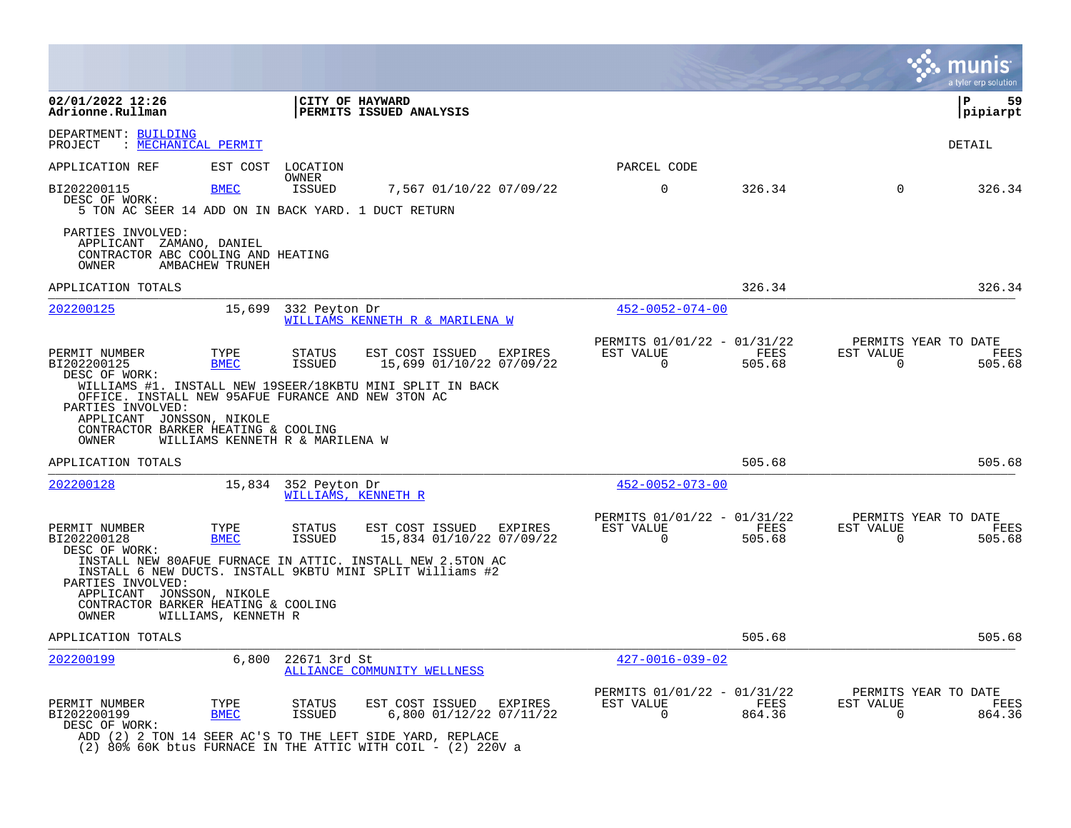**02/01/2022 12:26** | **CITY OF HAYWARD** | **P 59**
**Adrionne.Rullman** | **PERMITS ISSUED ANALYSIS** | **pipiarpt**

DEPARTMENT: BUILDING
PROJECT : MECHANICAL PERMIT

DETAIL

| APPLICATION REF | EST COST | LOCATION / OWNER | | | PARCEL CODE | | | |
|---|---|---|---|---|---|---|---|---|
| BI202200115 | BMEC | ISSUED | 7,567 01/10/22 07/09/22 | | 0 | 326.34 | 0 | 326.34 |

DESC OF WORK:
5 TON AC SEER 14 ADD ON IN BACK YARD. 1 DUCT RETURN

PARTIES INVOLVED:
APPLICANT ZAMANO, DANIEL
CONTRACTOR ABC COOLING AND HEATING
OWNER AMBACHEW TRUNEH

APPLICATION TOTALS 326.34 326.34

---

**202200125** 15,699 332 Peyton Dr — WILLIAMS KENNETH R & MARILENA W — 452-0052-074-00

| PERMIT NUMBER | TYPE | STATUS | EST COST ISSUED | EXPIRES | PERMITS 01/01/22 - 01/31/22 EST VALUE | FEES | PERMITS YEAR TO DATE EST VALUE | FEES |
|---|---|---|---|---|---|---|---|---|
| BI202200125 | BMEC | ISSUED | 15,699 01/10/22 | 07/09/22 | 0 | 505.68 | 0 | 505.68 |

DESC OF WORK:
WILLIAMS #1. INSTALL NEW 19SEER/18KBTU MINI SPLIT IN BACK OFFICE. INSTALL NEW 95AFUE FURANCE AND NEW 3TON AC

PARTIES INVOLVED:
APPLICANT JONSSON, NIKOLE
CONTRACTOR BARKER HEATING & COOLING
OWNER WILLIAMS KENNETH R & MARILENA W

APPLICATION TOTALS 505.68 505.68

---

**202200128** 15,834 352 Peyton Dr — WILLIAMS, KENNETH R — 452-0052-073-00

| PERMIT NUMBER | TYPE | STATUS | EST COST ISSUED | EXPIRES | PERMITS 01/01/22 - 01/31/22 EST VALUE | FEES | PERMITS YEAR TO DATE EST VALUE | FEES |
|---|---|---|---|---|---|---|---|---|
| BI202200128 | BMEC | ISSUED | 15,834 01/10/22 | 07/09/22 | 0 | 505.68 | 0 | 505.68 |

DESC OF WORK:
INSTALL NEW 80AFUE FURNACE IN ATTIC. INSTALL NEW 2.5TON AC INSTALL 6 NEW DUCTS. INSTALL 9KBTU MINI SPLIT Williams #2

PARTIES INVOLVED:
APPLICANT JONSSON, NIKOLE
CONTRACTOR BARKER HEATING & COOLING
OWNER WILLIAMS, KENNETH R

APPLICATION TOTALS 505.68 505.68

---

**202200199** 6,800 22671 3rd St — ALLIANCE COMMUNITY WELLNESS — 427-0016-039-02

| PERMIT NUMBER | TYPE | STATUS | EST COST ISSUED | EXPIRES | PERMITS 01/01/22 - 01/31/22 EST VALUE | FEES | PERMITS YEAR TO DATE EST VALUE | FEES |
|---|---|---|---|---|---|---|---|---|
| BI202200199 | BMEC | ISSUED | 6,800 01/12/22 | 07/11/22 | 0 | 864.36 | 0 | 864.36 |

DESC OF WORK:
ADD (2) 2 TON 14 SEER AC'S TO THE LEFT SIDE YARD, REPLACE (2) 80% 60K btus FURNACE IN THE ATTIC WITH COIL - (2) 220V a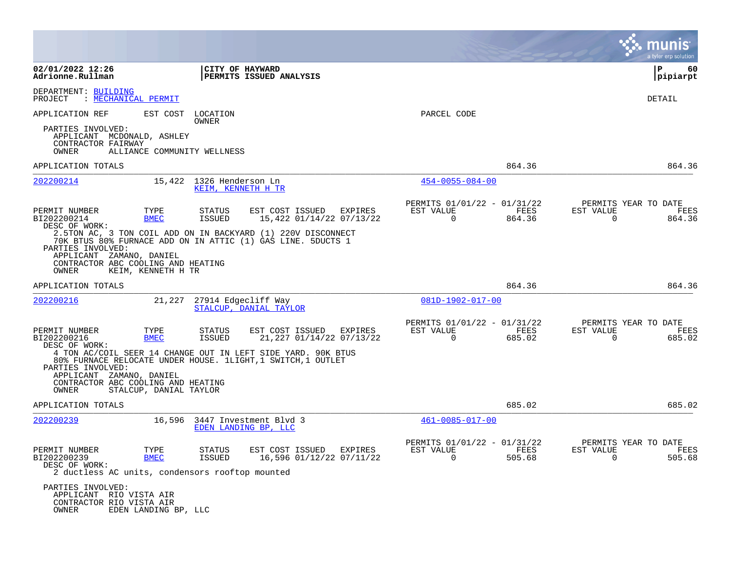DEPARTMENT: BUILDING
PROJECT : MECHANICAL PERMIT

DETAIL

| APPLICATION REF | EST COST | LOCATION / OWNER | PARCEL CODE |
|---|---|---|---|

PARTIES INVOLVED:
APPLICANT MCDONALD, ASHLEY
CONTRACTOR FAIRWAY
OWNER ALLIANCE COMMUNITY WELLNESS

APPLICATION TOTALS 864.36 864.36

---

**202200214** 15,422 1326 Henderson Ln
KEIM, KENNETH H TR
454-0055-084-00

| PERMIT NUMBER | TYPE | STATUS | EST COST | ISSUED | EXPIRES | PERMITS 01/01/22 - 01/31/22 EST VALUE | FEES | PERMITS YEAR TO DATE EST VALUE | FEES |
|---|---|---|---|---|---|---|---|---|---|
| BI202200214 | BMEC | ISSUED | 15,422 | 01/14/22 | 07/13/22 | 0 | 864.36 | 0 | 864.36 |

DESC OF WORK:
2.5TON AC, 3 TON COIL ADD ON IN BACKYARD (1) 220V DISCONNECT
70K BTUS 80% FURNACE ADD ON IN ATTIC (1) GAS LINE. 5DUCTS 1

PARTIES INVOLVED:
APPLICANT ZAMANO, DANIEL
CONTRACTOR ABC COOLING AND HEATING
OWNER KEIM, KENNETH H TR

APPLICATION TOTALS 864.36 864.36

---

**202200216** 21,227 27914 Edgecliff Way
STALCUP, DANIAL TAYLOR
081D-1902-017-00

| PERMIT NUMBER | TYPE | STATUS | EST COST | ISSUED | EXPIRES | PERMITS 01/01/22 - 01/31/22 EST VALUE | FEES | PERMITS YEAR TO DATE EST VALUE | FEES |
|---|---|---|---|---|---|---|---|---|---|
| BI202200216 | BMEC | ISSUED | 21,227 | 01/14/22 | 07/13/22 | 0 | 685.02 | 0 | 685.02 |

DESC OF WORK:
4 TON AC/COIL SEER 14 CHANGE OUT IN LEFT SIDE YARD. 90K BTUS
80% FURNACE RELOCATE UNDER HOUSE. 1LIGHT,1 SWITCH,1 OUTLET

PARTIES INVOLVED:
APPLICANT ZAMANO, DANIEL
CONTRACTOR ABC COOLING AND HEATING
OWNER STALCUP, DANIAL TAYLOR

APPLICATION TOTALS 685.02 685.02

---

**202200239** 16,596 3447 Investment Blvd 3
EDEN LANDING BP, LLC
461-0085-017-00

| PERMIT NUMBER | TYPE | STATUS | EST COST | ISSUED | EXPIRES | PERMITS 01/01/22 - 01/31/22 EST VALUE | FEES | PERMITS YEAR TO DATE EST VALUE | FEES |
|---|---|---|---|---|---|---|---|---|---|
| BI202200239 | BMEC | ISSUED | 16,596 | 01/12/22 | 07/11/22 | 0 | 505.68 | 0 | 505.68 |

DESC OF WORK:
2 ductless AC units, condensors rooftop mounted

PARTIES INVOLVED:
APPLICANT RIO VISTA AIR
CONTRACTOR RIO VISTA AIR
OWNER EDEN LANDING BP, LLC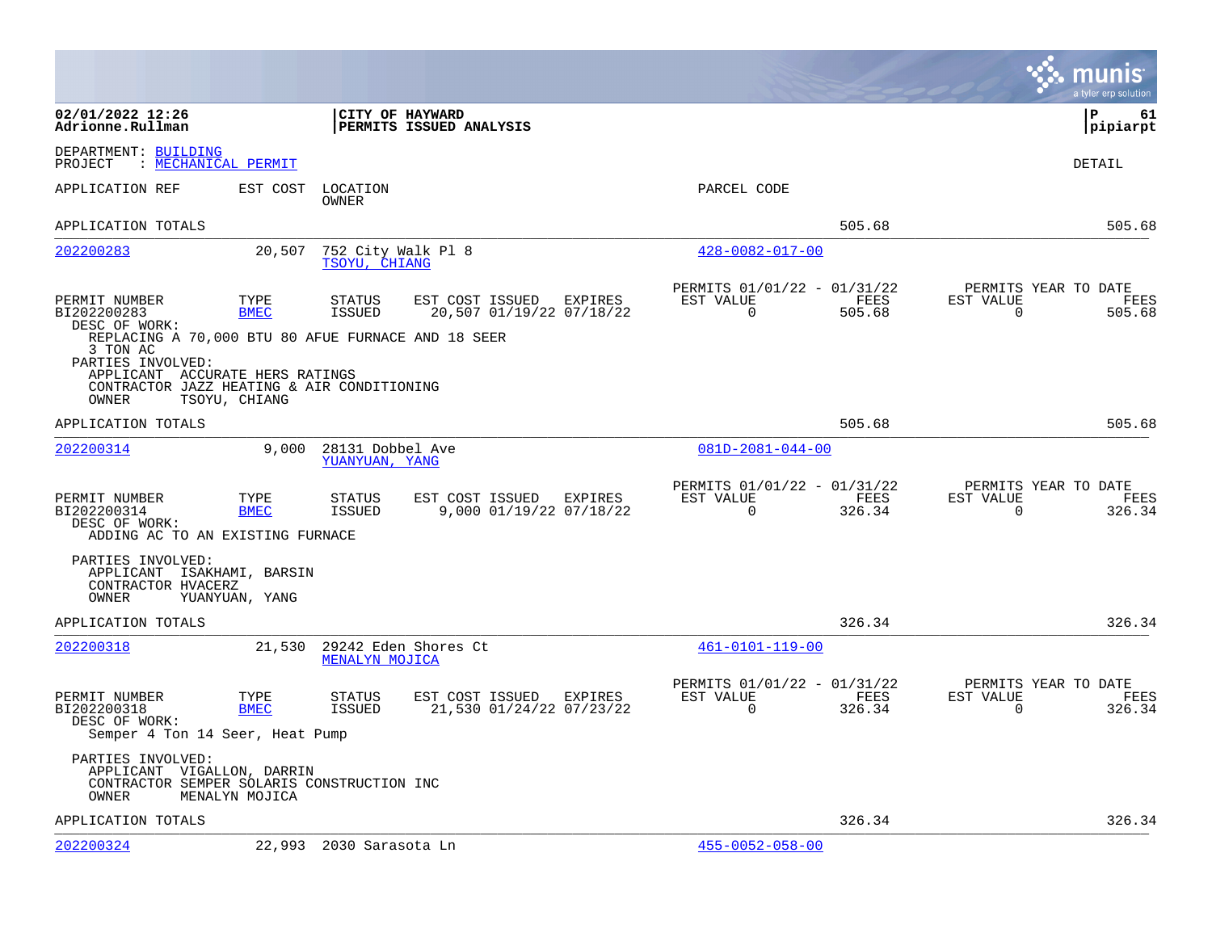**02/01/2022 12:26**
**Adrionne.Rullman**

**CITY OF HAYWARD**
**PERMITS ISSUED ANALYSIS**

**P 61**
**pipiarpt**

DEPARTMENT: BUILDING
PROJECT : MECHANICAL PERMIT

DETAIL

| APPLICATION REF | EST COST | LOCATION / OWNER | PARCEL CODE |
|---|---|---|---|

APPLICATION TOTALS 505.68 505.68

---

**202200283** — 20,507 — 752 City Walk Pl 8 — TSOYU, CHIANG — 428-0082-017-00

| PERMIT NUMBER | TYPE | STATUS | EST COST | ISSUED | EXPIRES | PERMITS 01/01/22 - 01/31/22 EST VALUE | FEES | PERMITS YEAR TO DATE EST VALUE | FEES |
|---|---|---|---|---|---|---|---|---|---|
| BI202200283 | BMEC | ISSUED | 20,507 | 01/19/22 | 07/18/22 | 0 | 505.68 | 0 | 505.68 |

DESC OF WORK:
REPLACING A 70,000 BTU 80 AFUE FURNACE AND 18 SEER 3 TON AC

PARTIES INVOLVED:
APPLICANT ACCURATE HERS RATINGS
CONTRACTOR JAZZ HEATING & AIR CONDITIONING
OWNER TSOYU, CHIANG

APPLICATION TOTALS 505.68 505.68

---

**202200314** — 9,000 — 28131 Dobbel Ave — YUANYUAN, YANG — 081D-2081-044-00

| PERMIT NUMBER | TYPE | STATUS | EST COST | ISSUED | EXPIRES | PERMITS 01/01/22 - 01/31/22 EST VALUE | FEES | PERMITS YEAR TO DATE EST VALUE | FEES |
|---|---|---|---|---|---|---|---|---|---|
| BI202200314 | BMEC | ISSUED | 9,000 | 01/19/22 | 07/18/22 | 0 | 326.34 | 0 | 326.34 |

DESC OF WORK:
ADDING AC TO AN EXISTING FURNACE

PARTIES INVOLVED:
APPLICANT ISAKHAMI, BARSIN
CONTRACTOR HVACERZ
OWNER YUANYUAN, YANG

APPLICATION TOTALS 326.34 326.34

---

**202200318** — 21,530 — 29242 Eden Shores Ct — MENALYN MOJICA — 461-0101-119-00

| PERMIT NUMBER | TYPE | STATUS | EST COST | ISSUED | EXPIRES | PERMITS 01/01/22 - 01/31/22 EST VALUE | FEES | PERMITS YEAR TO DATE EST VALUE | FEES |
|---|---|---|---|---|---|---|---|---|---|
| BI202200318 | BMEC | ISSUED | 21,530 | 01/24/22 | 07/23/22 | 0 | 326.34 | 0 | 326.34 |

DESC OF WORK:
Semper 4 Ton 14 Seer, Heat Pump

PARTIES INVOLVED:
APPLICANT VIGALLON, DARRIN
CONTRACTOR SEMPER SOLARIS CONSTRUCTION INC
OWNER MENALYN MOJICA

APPLICATION TOTALS 326.34 326.34

---

**202200324** — 22,993 — 2030 Sarasota Ln — 455-0052-058-00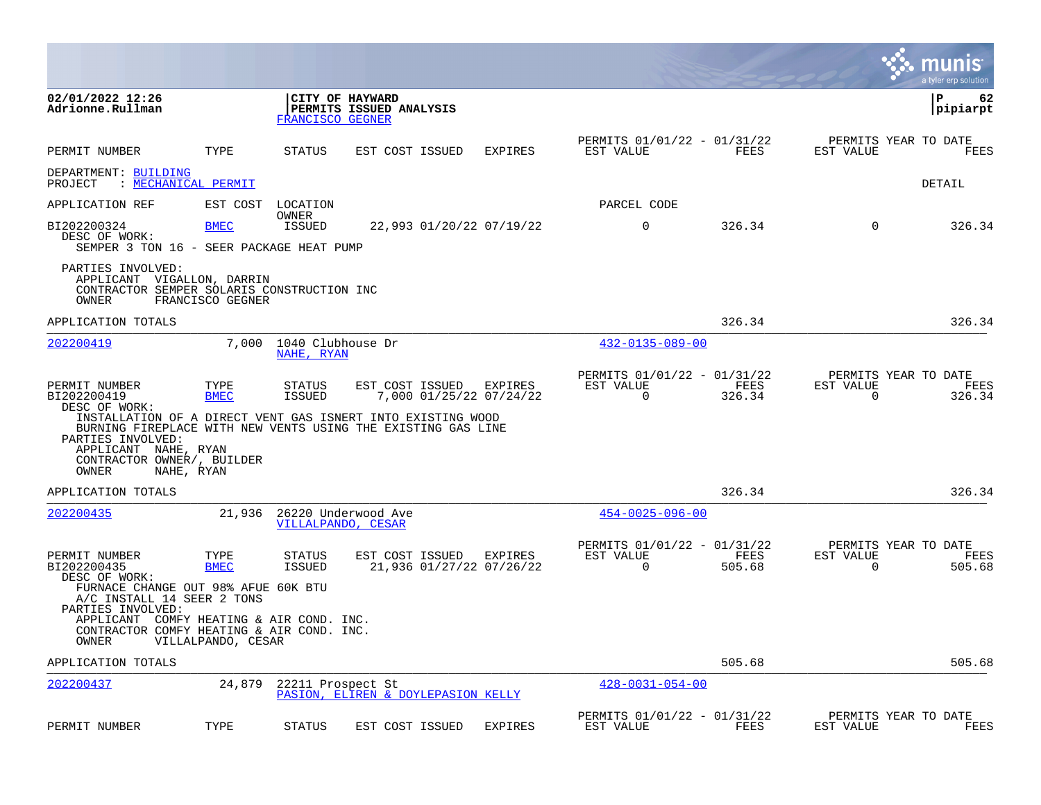**02/01/2022 12:26**
**Adrionne.Rullman**

**CITY OF HAYWARD**
**PERMITS ISSUED ANALYSIS**
FRANCISCO GEGNER

**P 62**
**pipiarpt**

| PERMIT NUMBER | TYPE | STATUS | EST COST ISSUED | EXPIRES | PERMITS 01/01/22 - 01/31/22 EST VALUE | FEES | PERMITS YEAR TO DATE EST VALUE | FEES |
|---|---|---|---|---|---|---|---|---|

DEPARTMENT: BUILDING
PROJECT : MECHANICAL PERMIT

DETAIL

APPLICATION REF EST COST LOCATION OWNER PARCEL CODE

| PERMIT NUMBER | TYPE | STATUS | EST COST | ISSUED | EXPIRES | EST VALUE | FEES | EST VALUE | FEES |
|---|---|---|---|---|---|---|---|---|---|
| BI202200324 | BMEC | ISSUED | 22,993 | 01/20/22 | 07/19/22 | 0 | 326.34 | 0 | 326.34 |

DESC OF WORK:
SEMPER 3 TON 16 - SEER PACKAGE HEAT PUMP

PARTIES INVOLVED:
APPLICANT VIGALLON, DARRIN
CONTRACTOR SEMPER SOLARIS CONSTRUCTION INC
OWNER FRANCISCO GEGNER

APPLICATION TOTALS 326.34 326.34

---

202200419 7,000 1040 Clubhouse Dr NAHE, RYAN 432-0135-089-00

| PERMIT NUMBER | TYPE | STATUS | EST COST | ISSUED | EXPIRES | EST VALUE | FEES | EST VALUE | FEES |
|---|---|---|---|---|---|---|---|---|---|
| BI202200419 | BMEC | ISSUED | 7,000 | 01/25/22 | 07/24/22 | 0 | 326.34 | 0 | 326.34 |

DESC OF WORK:
INSTALLATION OF A DIRECT VENT GAS ISNERT INTO EXISTING WOOD BURNING FIREPLACE WITH NEW VENTS USING THE EXISTING GAS LINE

PARTIES INVOLVED:
APPLICANT NAHE, RYAN
CONTRACTOR OWNER/, BUILDER
OWNER NAHE, RYAN

APPLICATION TOTALS 326.34 326.34

---

202200435 21,936 26220 Underwood Ave VILLALPANDO, CESAR 454-0025-096-00

| PERMIT NUMBER | TYPE | STATUS | EST COST | ISSUED | EXPIRES | EST VALUE | FEES | EST VALUE | FEES |
|---|---|---|---|---|---|---|---|---|---|
| BI202200435 | BMEC | ISSUED | 21,936 | 01/27/22 | 07/26/22 | 0 | 505.68 | 0 | 505.68 |

DESC OF WORK:
FURNACE CHANGE OUT 98% AFUE 60K BTU
A/C INSTALL 14 SEER 2 TONS

PARTIES INVOLVED:
APPLICANT COMFY HEATING & AIR COND. INC.
CONTRACTOR COMFY HEATING & AIR COND. INC.
OWNER VILLALPANDO, CESAR

APPLICATION TOTALS 505.68 505.68

---

202200437 24,879 22211 Prospect St PASION, ELIREN & DOYLEPASION KELLY 428-0031-054-00

| PERMIT NUMBER | TYPE | STATUS | EST COST ISSUED | EXPIRES | PERMITS 01/01/22 - 01/31/22 EST VALUE | FEES | PERMITS YEAR TO DATE EST VALUE | FEES |
|---|---|---|---|---|---|---|---|---|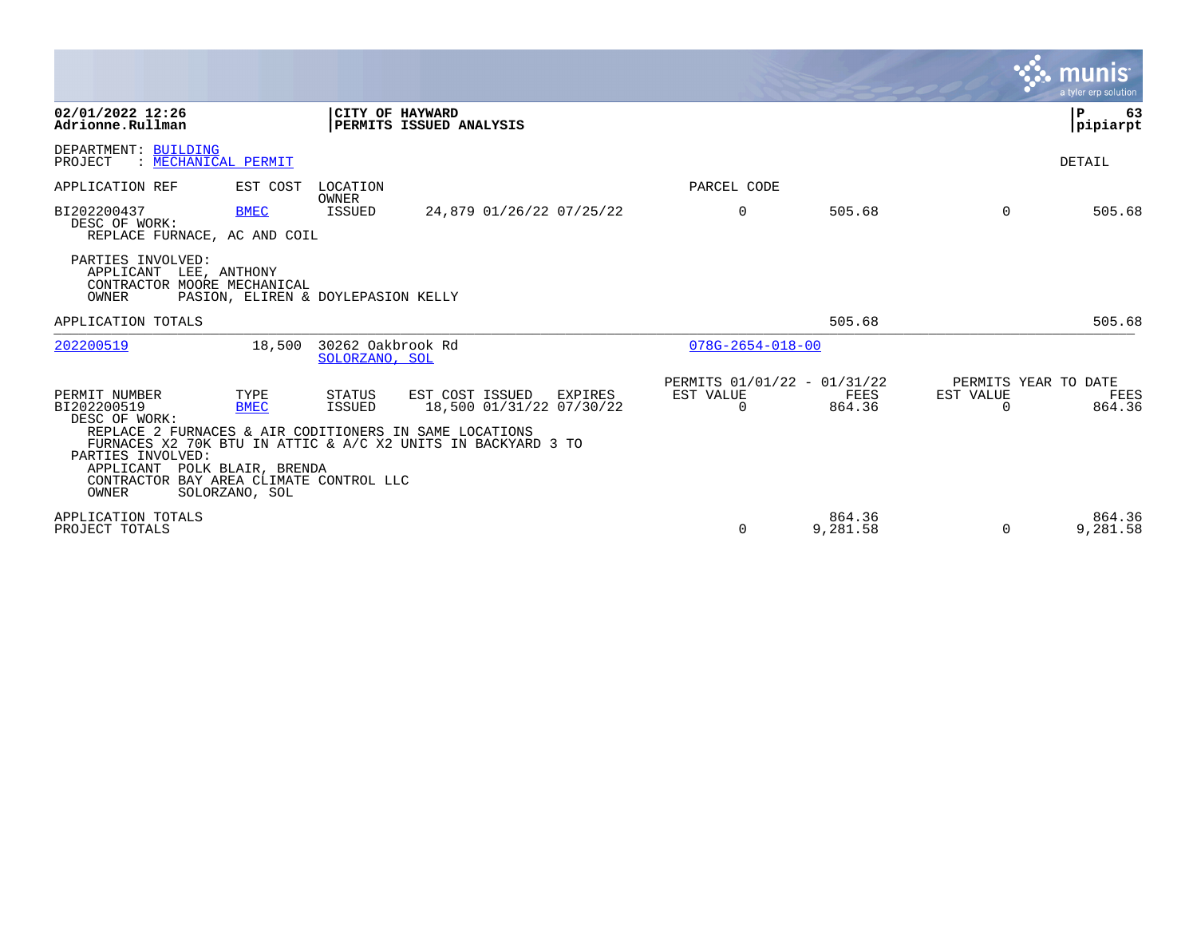**02/01/2022 12:26**
**Adrionne.Rullman**

**CITY OF HAYWARD**
**PERMITS ISSUED ANALYSIS**

DEPARTMENT: BUILDING
PROJECT : MECHANICAL PERMIT

DETAIL

| APPLICATION REF | EST COST | LOCATION / OWNER | | | PARCEL CODE | | | |
|---|---|---|---|---|---|---|---|---|
| BI202200437 | BMEC | ISSUED | 24,879 01/26/22 07/25/22 | | 0 | 505.68 | 0 | 505.68 |

DESC OF WORK:
REPLACE FURNACE, AC AND COIL

PARTIES INVOLVED:
APPLICANT LEE, ANTHONY
CONTRACTOR MOORE MECHANICAL
OWNER PASION, ELIREN & DOYLEPASION KELLY

| APPLICATION TOTALS | | | 505.68 | | 505.68 |
|---|---|---|---|---|---|

| APPLICATION REF | EST COST | LOCATION / OWNER | PARCEL CODE |
|---|---|---|---|
| 202200519 | 18,500 | 30262 Oakbrook Rd / SOLORZANO, SOL | 078G-2654-018-00 |

| PERMIT NUMBER | TYPE | STATUS | EST COST | ISSUED | EXPIRES | PERMITS 01/01/22 - 01/31/22 EST VALUE | FEES | PERMITS YEAR TO DATE EST VALUE | FEES |
|---|---|---|---|---|---|---|---|---|---|
| BI202200519 | BMEC | ISSUED | 18,500 | 01/31/22 | 07/30/22 | 0 | 864.36 | 0 | 864.36 |

DESC OF WORK:
REPLACE 2 FURNACES & AIR CODITIONERS IN SAME LOCATIONS
FURNACES X2 70K BTU IN ATTIC & A/C X2 UNITS IN BACKYARD 3 TO

PARTIES INVOLVED:
APPLICANT POLK BLAIR, BRENDA
CONTRACTOR BAY AREA CLIMATE CONTROL LLC
OWNER SOLORZANO, SOL

| | EST VALUE | FEES | EST VALUE | FEES |
|---|---|---|---|---|
| APPLICATION TOTALS | | 864.36 | | 864.36 |
| PROJECT TOTALS | 0 | 9,281.58 | 0 | 9,281.58 |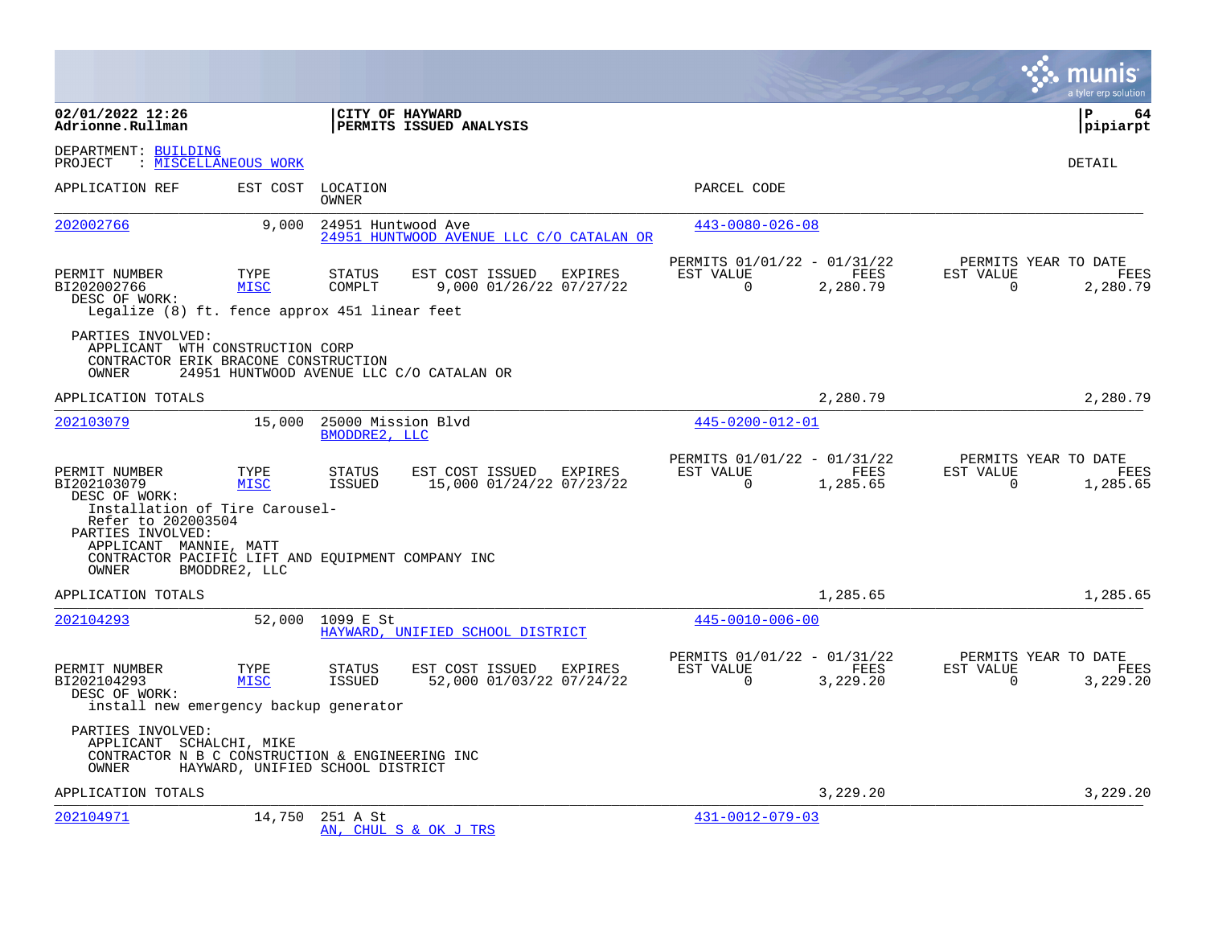02/01/2022 12:26
Adrionne.Rullman

**CITY OF HAYWARD**
**PERMITS ISSUED ANALYSIS**

pipiarpt

DEPARTMENT: BUILDING
PROJECT : MISCELLANEOUS WORK

DETAIL

| APPLICATION REF | EST COST | LOCATION / OWNER | PARCEL CODE |
|---|---|---|---|
| 202002766 | 9,000 | 24951 Huntwood Ave / 24951 HUNTWOOD AVENUE LLC C/O CATALAN OR | 443-0080-026-08 |

| PERMIT NUMBER | TYPE | STATUS | EST COST | ISSUED | EXPIRES | PERMITS 01/01/22 - 01/31/22 EST VALUE | FEES | PERMITS YEAR TO DATE EST VALUE | FEES |
|---|---|---|---|---|---|---|---|---|---|
| BI202002766 | MISC | COMPLT | 9,000 | 01/26/22 | 07/27/22 | 0 | 2,280.79 | 0 | 2,280.79 |

DESC OF WORK:
Legalize (8) ft. fence approx 451 linear feet

PARTIES INVOLVED:
APPLICANT WTH CONSTRUCTION CORP
CONTRACTOR ERIK BRACONE CONSTRUCTION
OWNER 24951 HUNTWOOD AVENUE LLC C/O CATALAN OR

APPLICATION TOTALS 2,280.79 2,280.79

| APPLICATION REF | EST COST | LOCATION / OWNER | PARCEL CODE |
|---|---|---|---|
| 202103079 | 15,000 | 25000 Mission Blvd / BMODDRE2, LLC | 445-0200-012-01 |

| PERMIT NUMBER | TYPE | STATUS | EST COST | ISSUED | EXPIRES | PERMITS 01/01/22 - 01/31/22 EST VALUE | FEES | PERMITS YEAR TO DATE EST VALUE | FEES |
|---|---|---|---|---|---|---|---|---|---|
| BI202103079 | MISC | ISSUED | 15,000 | 01/24/22 | 07/23/22 | 0 | 1,285.65 | 0 | 1,285.65 |

DESC OF WORK:
Installation of Tire Carousel-
Refer to 202003504

PARTIES INVOLVED:
APPLICANT MANNIE, MATT
CONTRACTOR PACIFIC LIFT AND EQUIPMENT COMPANY INC
OWNER BMODDRE2, LLC

APPLICATION TOTALS 1,285.65 1,285.65

| APPLICATION REF | EST COST | LOCATION / OWNER | PARCEL CODE |
|---|---|---|---|
| 202104293 | 52,000 | 1099 E St / HAYWARD, UNIFIED SCHOOL DISTRICT | 445-0010-006-00 |

| PERMIT NUMBER | TYPE | STATUS | EST COST | ISSUED | EXPIRES | PERMITS 01/01/22 - 01/31/22 EST VALUE | FEES | PERMITS YEAR TO DATE EST VALUE | FEES |
|---|---|---|---|---|---|---|---|---|---|
| BI202104293 | MISC | ISSUED | 52,000 | 01/03/22 | 07/24/22 | 0 | 3,229.20 | 0 | 3,229.20 |

DESC OF WORK:
install new emergency backup generator

PARTIES INVOLVED:
APPLICANT SCHALCHI, MIKE
CONTRACTOR N B C CONSTRUCTION & ENGINEERING INC
OWNER HAYWARD, UNIFIED SCHOOL DISTRICT

APPLICATION TOTALS 3,229.20 3,229.20

| APPLICATION REF | EST COST | LOCATION / OWNER | PARCEL CODE |
|---|---|---|---|
| 202104971 | 14,750 | 251 A St / AN, CHUL S & OK J TRS | 431-0012-079-03 |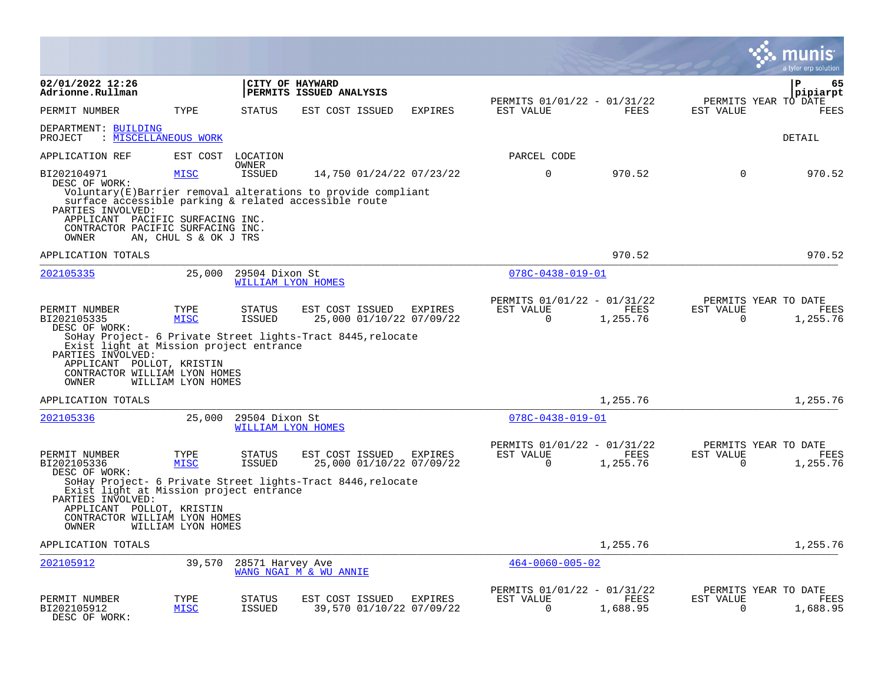**02/01/2022 12:26**
**Adrionne.Rullman**

**CITY OF HAYWARD**
**PERMITS ISSUED ANALYSIS**

**pipiarpt**

| PERMIT NUMBER | TYPE | STATUS | EST COST | ISSUED | EXPIRES | PERMITS 01/01/22 - 01/31/22 EST VALUE | FEES | PERMITS YEAR TO DATE EST VALUE | FEES |
|---|---|---|---|---|---|---|---|---|---|

DEPARTMENT: BUILDING
PROJECT : MISCELLANEOUS WORK

DETAIL

APPLICATION REF | EST COST | LOCATION OWNER | PARCEL CODE

| PERMIT NUMBER | TYPE | STATUS | EST COST | ISSUED | EXPIRES | EST VALUE | FEES | EST VALUE | FEES |
|---|---|---|---|---|---|---|---|---|---|
| BI202104971 | MISC | ISSUED | 14,750 | 01/24/22 | 07/23/22 | 0 | 970.52 | 0 | 970.52 |

DESC OF WORK:
Voluntary(E)Barrier removal alterations to provide compliant surface accessible parking & related accessible route
PARTIES INVOLVED:
APPLICANT PACIFIC SURFACING INC.
CONTRACTOR PACIFIC SURFACING INC.
OWNER AN, CHUL S & OK J TRS

APPLICATION TOTALS 970.52 970.52

---

202105335 | 25,000 | 29504 Dixon St | WILLIAM LYON HOMES | 078C-0438-019-01

| PERMIT NUMBER | TYPE | STATUS | EST COST | ISSUED | EXPIRES | PERMITS 01/01/22 - 01/31/22 EST VALUE | FEES | PERMITS YEAR TO DATE EST VALUE | FEES |
|---|---|---|---|---|---|---|---|---|---|
| BI202105335 | MISC | ISSUED | 25,000 | 01/10/22 | 07/09/22 | 0 | 1,255.76 | 0 | 1,255.76 |

DESC OF WORK:
SoHay Project- 6 Private Street lights-Tract 8445,relocate Exist light at Mission project entrance
PARTIES INVOLVED:
APPLICANT POLLOT, KRISTIN
CONTRACTOR WILLIAM LYON HOMES
OWNER WILLIAM LYON HOMES

APPLICATION TOTALS 1,255.76 1,255.76

---

202105336 | 25,000 | 29504 Dixon St | WILLIAM LYON HOMES | 078C-0438-019-01

| PERMIT NUMBER | TYPE | STATUS | EST COST | ISSUED | EXPIRES | PERMITS 01/01/22 - 01/31/22 EST VALUE | FEES | PERMITS YEAR TO DATE EST VALUE | FEES |
|---|---|---|---|---|---|---|---|---|---|
| BI202105336 | MISC | ISSUED | 25,000 | 01/10/22 | 07/09/22 | 0 | 1,255.76 | 0 | 1,255.76 |

DESC OF WORK:
SoHay Project- 6 Private Street lights-Tract 8446,relocate Exist light at Mission project entrance
PARTIES INVOLVED:
APPLICANT POLLOT, KRISTIN
CONTRACTOR WILLIAM LYON HOMES
OWNER WILLIAM LYON HOMES

APPLICATION TOTALS 1,255.76 1,255.76

---

202105912 | 39,570 | 28571 Harvey Ave | WANG NGAI M & WU ANNIE | 464-0060-005-02

| PERMIT NUMBER | TYPE | STATUS | EST COST | ISSUED | EXPIRES | PERMITS 01/01/22 - 01/31/22 EST VALUE | FEES | PERMITS YEAR TO DATE EST VALUE | FEES |
|---|---|---|---|---|---|---|---|---|---|
| BI202105912 | MISC | ISSUED | 39,570 | 01/10/22 | 07/09/22 | 0 | 1,688.95 | 0 | 1,688.95 |

DESC OF WORK: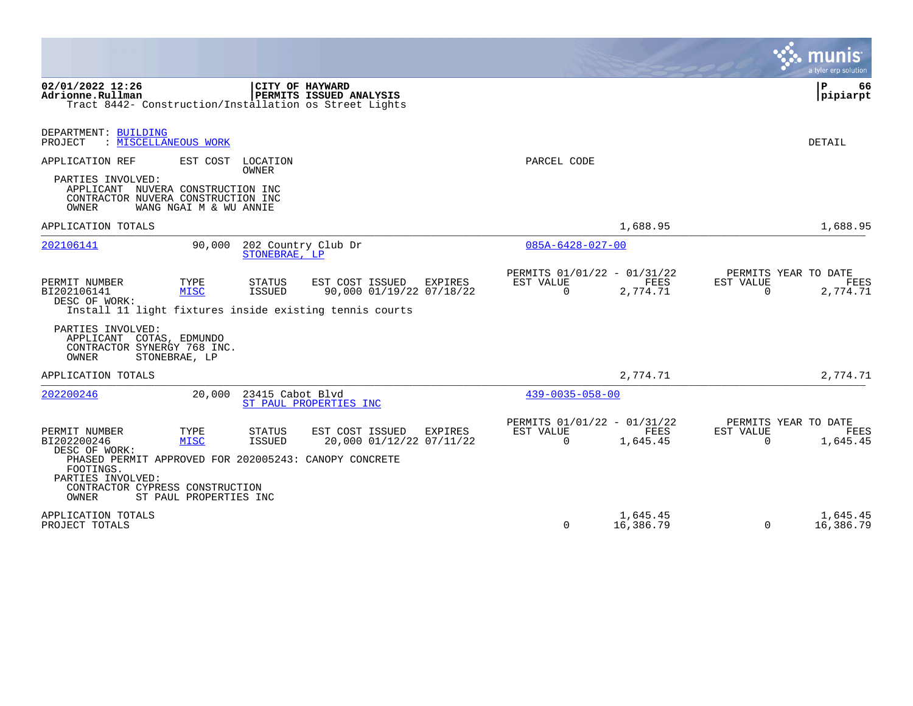02/01/2022 12:26
Adrionne.Rullman

**CITY OF HAYWARD**
**PERMITS ISSUED ANALYSIS**
Tract 8442- Construction/Installation os Street Lights

P 66
pipiarpt

DEPARTMENT: BUILDING
PROJECT : MISCELLANEOUS WORK

DETAIL

APPLICATION REF | EST COST | LOCATION / OWNER | PARCEL CODE

PARTIES INVOLVED:
APPLICANT NUVERA CONSTRUCTION INC
CONTRACTOR NUVERA CONSTRUCTION INC
OWNER WANG NGAI M & WU ANNIE

APPLICATION TOTALS 1,688.95 1,688.95

---

**202106141** | 90,000 | 202 Country Club Dr / STONEBRAE, LP | 085A-6428-027-00

| PERMIT NUMBER | TYPE | STATUS | EST COST | ISSUED | EXPIRES | PERMITS 01/01/22 - 01/31/22 EST VALUE | FEES | PERMITS YEAR TO DATE EST VALUE | FEES |
|---|---|---|---|---|---|---|---|---|---|
| BI202106141 | MISC | ISSUED | 90,000 | 01/19/22 | 07/18/22 | 0 | 2,774.71 | 0 | 2,774.71 |

DESC OF WORK:
Install 11 light fixtures inside existing tennis courts

PARTIES INVOLVED:
APPLICANT COTAS, EDMUNDO
CONTRACTOR SYNERGY 768 INC.
OWNER STONEBRAE, LP

APPLICATION TOTALS 2,774.71 2,774.71

---

**202200246** | 20,000 | 23415 Cabot Blvd / ST PAUL PROPERTIES INC | 439-0035-058-00

| PERMIT NUMBER | TYPE | STATUS | EST COST | ISSUED | EXPIRES | PERMITS 01/01/22 - 01/31/22 EST VALUE | FEES | PERMITS YEAR TO DATE EST VALUE | FEES |
|---|---|---|---|---|---|---|---|---|---|
| BI202200246 | MISC | ISSUED | 20,000 | 01/12/22 | 07/11/22 | 0 | 1,645.45 | 0 | 1,645.45 |

DESC OF WORK:
PHASED PERMIT APPROVED FOR 202005243: CANOPY CONCRETE FOOTINGS.

PARTIES INVOLVED:
CONTRACTOR CYPRESS CONSTRUCTION
OWNER ST PAUL PROPERTIES INC

| | EST VALUE | FEES | YTD EST VALUE | YTD FEES |
|---|---|---|---|---|
| APPLICATION TOTALS | | 1,645.45 | | 1,645.45 |
| PROJECT TOTALS | 0 | 16,386.79 | 0 | 16,386.79 |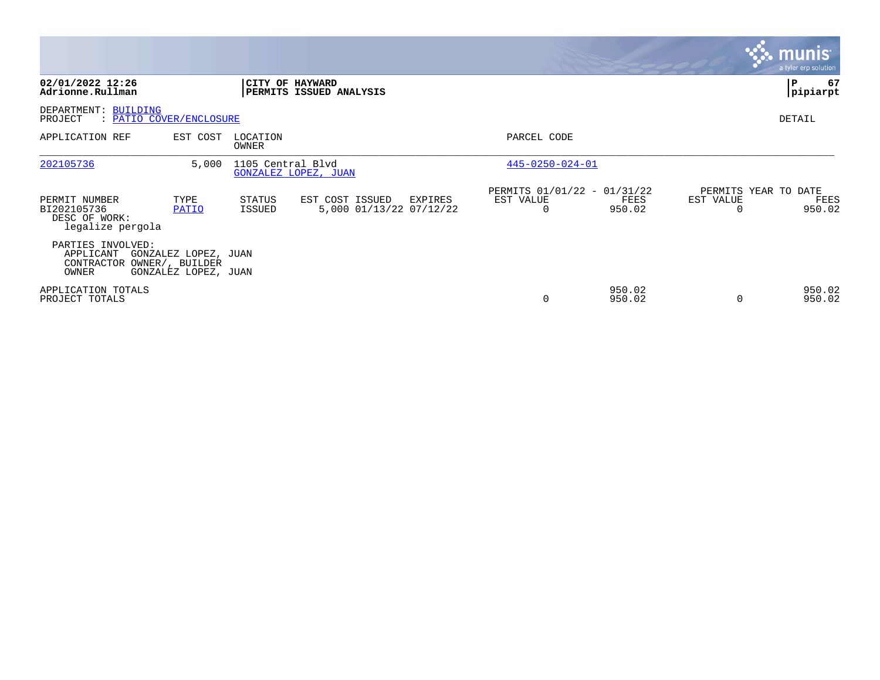**02/01/2022 12:26**
**Adrionne.Rullman**

**CITY OF HAYWARD**
**PERMITS ISSUED ANALYSIS**

**P 67**
**pipiarpt**

DEPARTMENT: BUILDING
PROJECT : PATIO COVER/ENCLOSURE

DETAIL

| APPLICATION REF | EST COST | LOCATION / OWNER | PARCEL CODE |
|---|---|---|---|
| 202105736 | 5,000 | 1105 Central Blvd / GONZALEZ LOPEZ, JUAN | 445-0250-024-01 |

| PERMIT NUMBER | TYPE | STATUS | EST COST | ISSUED | EXPIRES | PERMITS 01/01/22 - 01/31/22 EST VALUE | FEES | PERMITS YEAR TO DATE EST VALUE | FEES |
|---|---|---|---|---|---|---|---|---|---|
| BI202105736 | PATIO | ISSUED | 5,000 | 01/13/22 | 07/12/22 | 0 | 950.02 | 0 | 950.02 |

DESC OF WORK:
legalize pergola

PARTIES INVOLVED:
APPLICANT GONZALEZ LOPEZ, JUAN
CONTRACTOR OWNER/, BUILDER
OWNER GONZALEZ LOPEZ, JUAN

| | EST VALUE | FEES | EST VALUE | FEES |
|---|---|---|---|---|
| APPLICATION TOTALS | | 950.02 | | 950.02 |
| PROJECT TOTALS | 0 | 950.02 | 0 | 950.02 |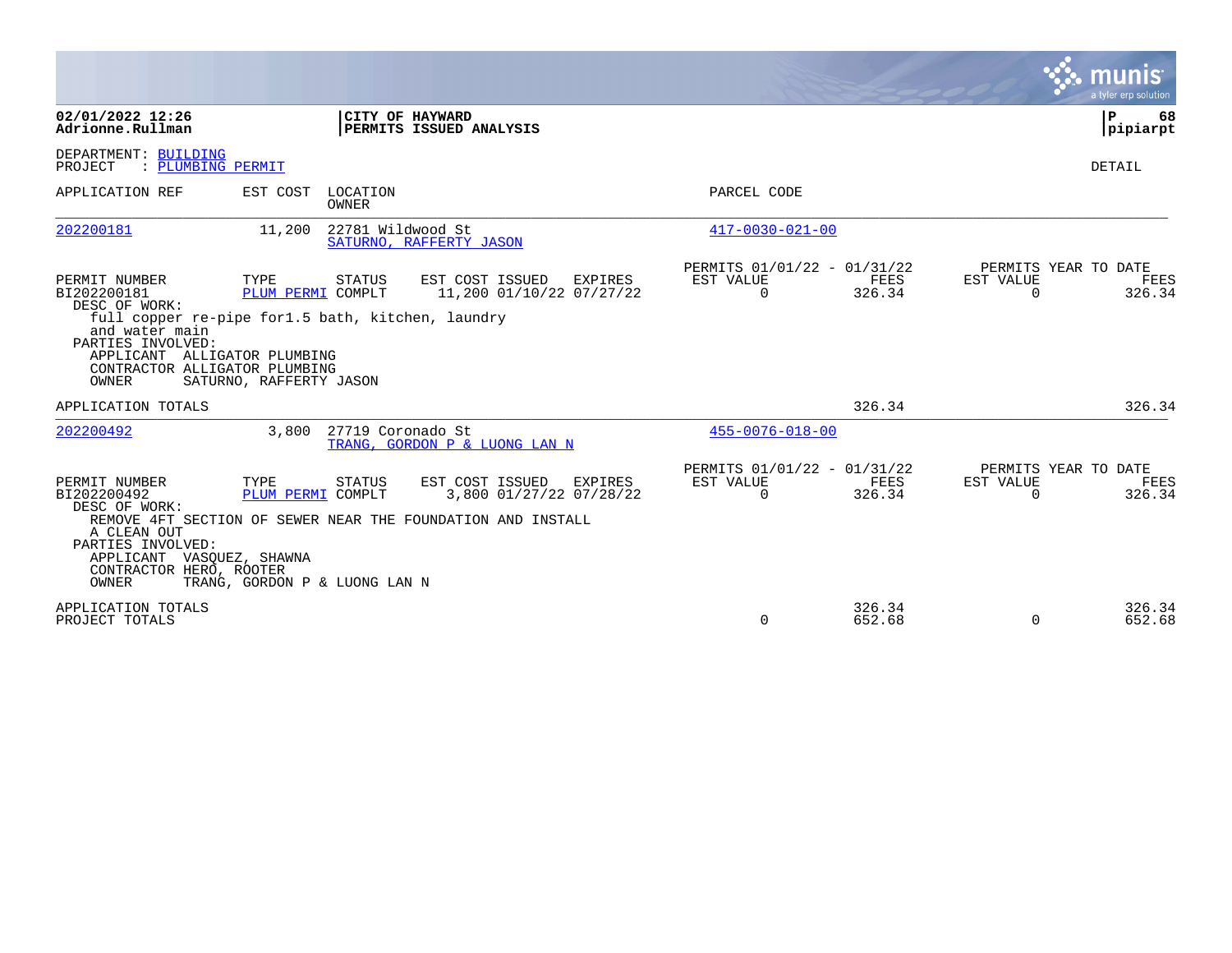**02/01/2022 12:26**
**Adrionne.Rullman**

**CITY OF HAYWARD**
**PERMITS ISSUED ANALYSIS**

**P 68**
**pipiarpt**

DEPARTMENT: BUILDING
PROJECT : PLUMBING PERMIT

DETAIL

| APPLICATION REF | EST COST | LOCATION / OWNER | PARCEL CODE |
|---|---|---|---|
| 202200181 | 11,200 | 22781 Wildwood St / SATURNO, RAFFERTY JASON | 417-0030-021-00 |

| PERMIT NUMBER | TYPE | STATUS | EST COST | ISSUED | EXPIRES | PERMITS 01/01/22 - 01/31/22 EST VALUE | FEES | PERMITS YEAR TO DATE EST VALUE | FEES |
|---|---|---|---|---|---|---|---|---|---|
| BI202200181 | PLUM PERMI | COMPLT | 11,200 | 01/10/22 | 07/27/22 | 0 | 326.34 | 0 | 326.34 |

DESC OF WORK:
full copper re-pipe for1.5 bath, kitchen, laundry and water main

PARTIES INVOLVED:
- APPLICANT ALLIGATOR PLUMBING
- CONTRACTOR ALLIGATOR PLUMBING
- OWNER SATURNO, RAFFERTY JASON

APPLICATION TOTALS — FEES 326.34 — YEAR TO DATE FEES 326.34

| APPLICATION REF | EST COST | LOCATION / OWNER | PARCEL CODE |
|---|---|---|---|
| 202200492 | 3,800 | 27719 Coronado St / TRANG, GORDON P & LUONG LAN N | 455-0076-018-00 |

| PERMIT NUMBER | TYPE | STATUS | EST COST | ISSUED | EXPIRES | PERMITS 01/01/22 - 01/31/22 EST VALUE | FEES | PERMITS YEAR TO DATE EST VALUE | FEES |
|---|---|---|---|---|---|---|---|---|---|
| BI202200492 | PLUM PERMI | COMPLT | 3,800 | 01/27/22 | 07/28/22 | 0 | 326.34 | 0 | 326.34 |

DESC OF WORK:
REMOVE 4FT SECTION OF SEWER NEAR THE FOUNDATION AND INSTALL A CLEAN OUT

PARTIES INVOLVED:
- APPLICANT VASQUEZ, SHAWNA
- CONTRACTOR HERO, ROOTER
- OWNER TRANG, GORDON P & LUONG LAN N

| | EST VALUE | FEES | YTD EST VALUE | YTD FEES |
|---|---|---|---|---|
| APPLICATION TOTALS | | 326.34 | | 326.34 |
| PROJECT TOTALS | 0 | 652.68 | 0 | 652.68 |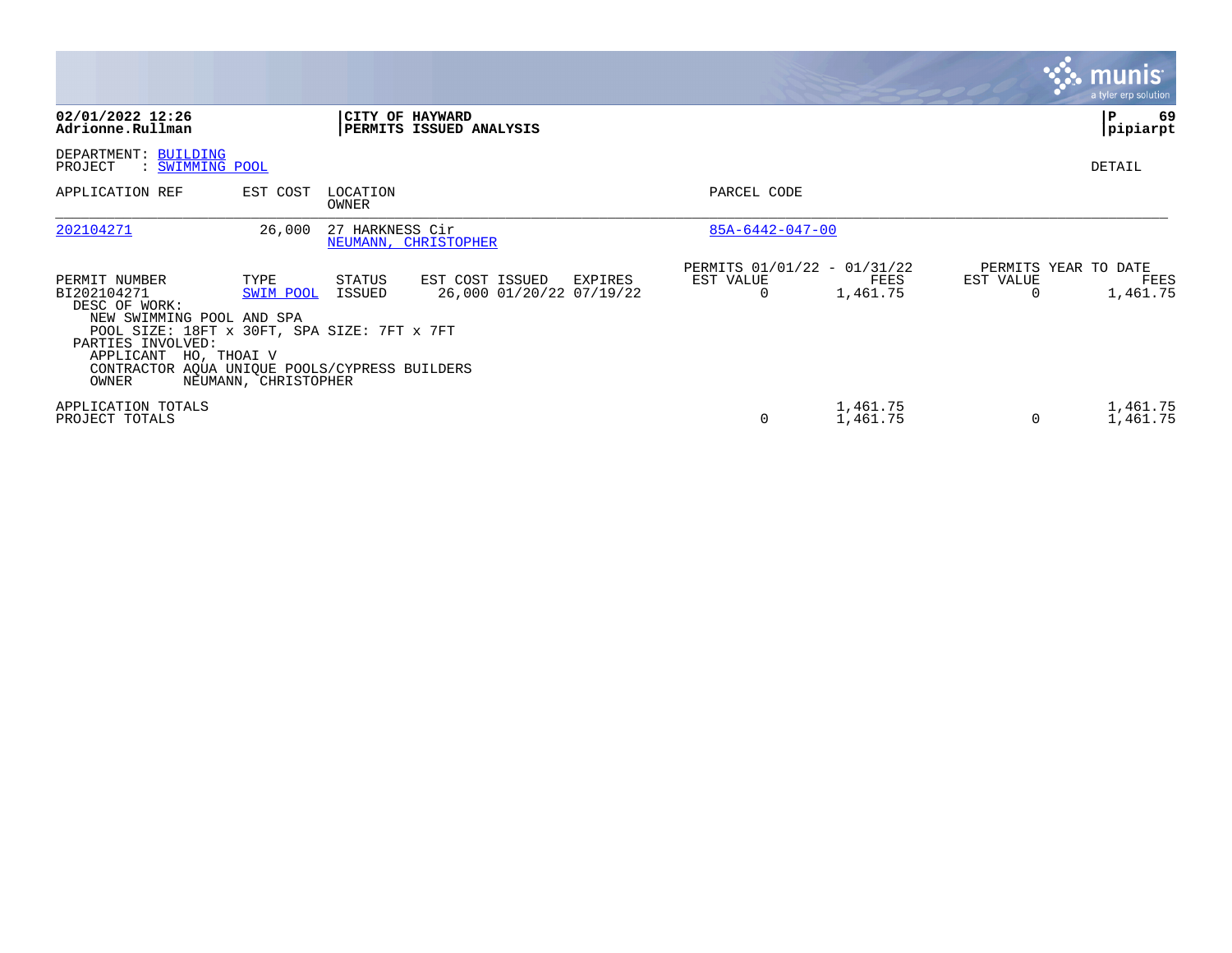**02/01/2022 12:26**
**Adrionne.Rullman**

**CITY OF HAYWARD**
**PERMITS ISSUED ANALYSIS**

**P 69**
**pipiarpt**

DEPARTMENT: BUILDING
PROJECT : SWIMMING POOL

DETAIL

| APPLICATION REF | EST COST | LOCATION / OWNER | PARCEL CODE |
|---|---|---|---|
| 202104271 | 26,000 | 27 HARKNESS Cir / NEUMANN, CHRISTOPHER | 85A-6442-047-00 |

| PERMIT NUMBER | TYPE | STATUS | EST COST | ISSUED | EXPIRES | PERMITS 01/01/22 - 01/31/22 EST VALUE | PERMITS 01/01/22 - 01/31/22 FEES | PERMITS YEAR TO DATE EST VALUE | PERMITS YEAR TO DATE FEES |
|---|---|---|---|---|---|---|---|---|---|
| BI202104271 | SWIM POOL | ISSUED | 26,000 | 01/20/22 | 07/19/22 | 0 | 1,461.75 | 0 | 1,461.75 |

DESC OF WORK:
NEW SWIMMING POOL AND SPA
POOL SIZE: 18FT x 30FT, SPA SIZE: 7FT x 7FT
PARTIES INVOLVED:
APPLICANT HO, THOAI V
CONTRACTOR AQUA UNIQUE POOLS/CYPRESS BUILDERS
OWNER NEUMANN, CHRISTOPHER

| | EST VALUE | FEES | EST VALUE | FEES |
|---|---|---|---|---|
| APPLICATION TOTALS | | 1,461.75 | | 1,461.75 |
| PROJECT TOTALS | 0 | 1,461.75 | 0 | 1,461.75 |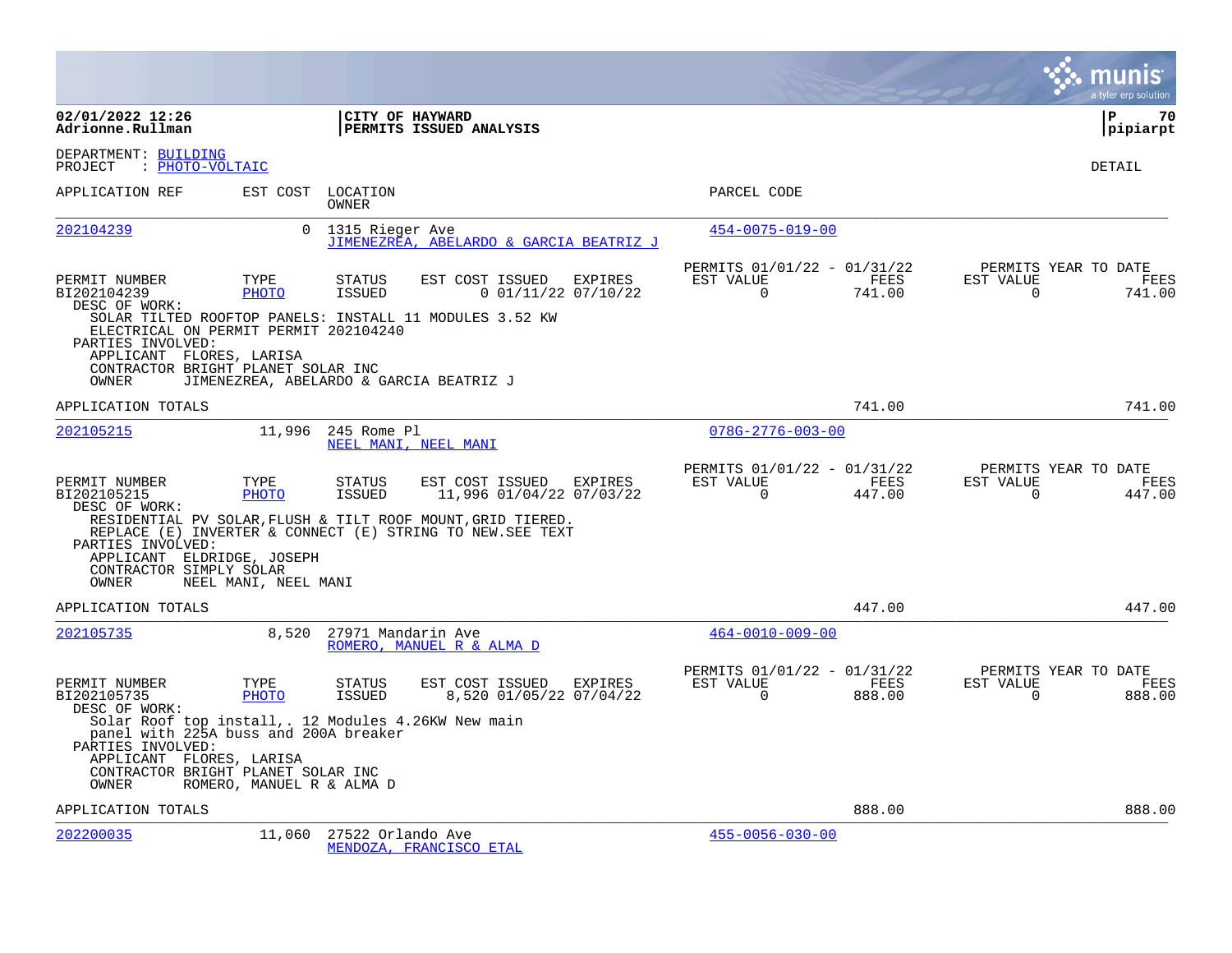02/01/2022 12:26 | CITY OF HAYWARD | P 70
Adrionne.Rullman | PERMITS ISSUED ANALYSIS | pipiarpt

DEPARTMENT: BUILDING
PROJECT : PHOTO-VOLTAIC

DETAIL

| APPLICATION REF | EST COST | LOCATION / OWNER | PARCEL CODE |
|---|---|---|---|
| 202104239 | 0 | 1315 Rieger Ave / JIMENEZREA, ABELARDO & GARCIA BEATRIZ J | 454-0075-019-00 |

| PERMIT NUMBER | TYPE | STATUS | EST COST | ISSUED | EXPIRES | PERMITS 01/01/22 - 01/31/22 EST VALUE | FEES | PERMITS YEAR TO DATE EST VALUE | FEES |
|---|---|---|---|---|---|---|---|---|---|
| BI202104239 | PHOTO | ISSUED | 0 | 01/11/22 | 07/10/22 | 0 | 741.00 | 0 | 741.00 |

DESC OF WORK:
SOLAR TILTED ROOFTOP PANELS: INSTALL 11 MODULES 3.52 KW
ELECTRICAL ON PERMIT PERMIT 202104240

PARTIES INVOLVED:
APPLICANT FLORES, LARISA
CONTRACTOR BRIGHT PLANET SOLAR INC
OWNER JIMENEZREA, ABELARDO & GARCIA BEATRIZ J

APPLICATION TOTALS: 741.00 | 741.00

| APPLICATION REF | EST COST | LOCATION / OWNER | PARCEL CODE |
|---|---|---|---|
| 202105215 | 11,996 | 245 Rome Pl / NEEL MANI, NEEL MANI | 078G-2776-003-00 |

| PERMIT NUMBER | TYPE | STATUS | EST COST | ISSUED | EXPIRES | PERMITS 01/01/22 - 01/31/22 EST VALUE | FEES | PERMITS YEAR TO DATE EST VALUE | FEES |
|---|---|---|---|---|---|---|---|---|---|
| BI202105215 | PHOTO | ISSUED | 11,996 | 01/04/22 | 07/03/22 | 0 | 447.00 | 0 | 447.00 |

DESC OF WORK:
RESIDENTIAL PV SOLAR,FLUSH & TILT ROOF MOUNT,GRID TIERED.
REPLACE (E) INVERTER & CONNECT (E) STRING TO NEW.SEE TEXT

PARTIES INVOLVED:
APPLICANT ELDRIDGE, JOSEPH
CONTRACTOR SIMPLY SOLAR
OWNER NEEL MANI, NEEL MANI

APPLICATION TOTALS: 447.00 | 447.00

| APPLICATION REF | EST COST | LOCATION / OWNER | PARCEL CODE |
|---|---|---|---|
| 202105735 | 8,520 | 27971 Mandarin Ave / ROMERO, MANUEL R & ALMA D | 464-0010-009-00 |

| PERMIT NUMBER | TYPE | STATUS | EST COST | ISSUED | EXPIRES | PERMITS 01/01/22 - 01/31/22 EST VALUE | FEES | PERMITS YEAR TO DATE EST VALUE | FEES |
|---|---|---|---|---|---|---|---|---|---|
| BI202105735 | PHOTO | ISSUED | 8,520 | 01/05/22 | 07/04/22 | 0 | 888.00 | 0 | 888.00 |

DESC OF WORK:
Solar Roof top install,. 12 Modules 4.26KW New main
panel with 225A buss and 200A breaker

PARTIES INVOLVED:
APPLICANT FLORES, LARISA
CONTRACTOR BRIGHT PLANET SOLAR INC
OWNER ROMERO, MANUEL R & ALMA D

APPLICATION TOTALS: 888.00 | 888.00

| APPLICATION REF | EST COST | LOCATION / OWNER | PARCEL CODE |
|---|---|---|---|
| 202200035 | 11,060 | 27522 Orlando Ave / MENDOZA, FRANCISCO ETAL | 455-0056-030-00 |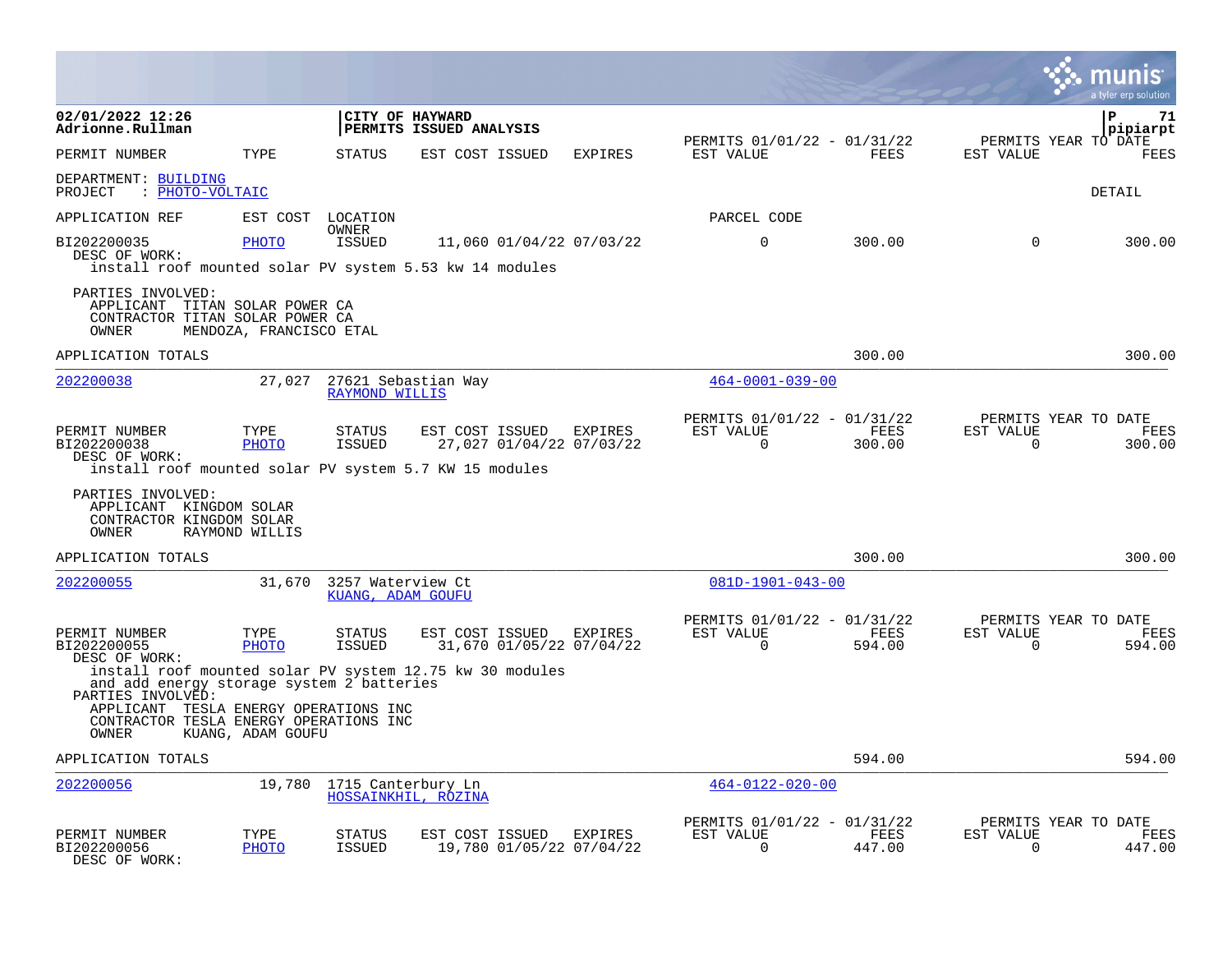**02/01/2022 12:26**
**Adrionne.Rullman**

**CITY OF HAYWARD**
**PERMITS ISSUED ANALYSIS**

**pipiarpt**

| PERMIT NUMBER | TYPE | STATUS | EST COST | ISSUED | EXPIRES | PERMITS 01/01/22 - 01/31/22 EST VALUE | FEES | PERMITS YEAR TO DATE EST VALUE | FEES |
|---|---|---|---|---|---|---|---|---|---|

DEPARTMENT: BUILDING
PROJECT : PHOTO-VOLTAIC

DETAIL

| APPLICATION REF | EST COST | LOCATION OWNER | | | | PARCEL CODE | | | |
|---|---|---|---|---|---|---|---|---|---|
| BI202200035 | PHOTO | ISSUED | 11,060 | 01/04/22 | 07/03/22 | 0 | 300.00 | 0 | 300.00 |

DESC OF WORK:
install roof mounted solar PV system 5.53 kw 14 modules

PARTIES INVOLVED:
APPLICANT TITAN SOLAR POWER CA
CONTRACTOR TITAN SOLAR POWER CA
OWNER MENDOZA, FRANCISCO ETAL

APPLICATION TOTALS — 300.00 — 300.00

---

202200038 — 27,027 — 27621 Sebastian Way — RAYMOND WILLIS — 464-0001-039-00

| PERMIT NUMBER | TYPE | STATUS | EST COST | ISSUED | EXPIRES | PERMITS 01/01/22 - 01/31/22 EST VALUE | FEES | PERMITS YEAR TO DATE EST VALUE | FEES |
|---|---|---|---|---|---|---|---|---|---|
| BI202200038 | PHOTO | ISSUED | 27,027 | 01/04/22 | 07/03/22 | 0 | 300.00 | 0 | 300.00 |

DESC OF WORK:
install roof mounted solar PV system 5.7 KW 15 modules

PARTIES INVOLVED:
APPLICANT KINGDOM SOLAR
CONTRACTOR KINGDOM SOLAR
OWNER RAYMOND WILLIS

APPLICATION TOTALS — 300.00 — 300.00

---

202200055 — 31,670 — 3257 Waterview Ct — KUANG, ADAM GOUFU — 081D-1901-043-00

| PERMIT NUMBER | TYPE | STATUS | EST COST | ISSUED | EXPIRES | PERMITS 01/01/22 - 01/31/22 EST VALUE | FEES | PERMITS YEAR TO DATE EST VALUE | FEES |
|---|---|---|---|---|---|---|---|---|---|
| BI202200055 | PHOTO | ISSUED | 31,670 | 01/05/22 | 07/04/22 | 0 | 594.00 | 0 | 594.00 |

DESC OF WORK:
install roof mounted solar PV system 12.75 kw 30 modules
and add energy storage system 2 batteries

PARTIES INVOLVED:
APPLICANT TESLA ENERGY OPERATIONS INC
CONTRACTOR TESLA ENERGY OPERATIONS INC
OWNER KUANG, ADAM GOUFU

APPLICATION TOTALS — 594.00 — 594.00

---

202200056 — 19,780 — 1715 Canterbury Ln — HOSSAINKHIL, ROZINA — 464-0122-020-00

| PERMIT NUMBER | TYPE | STATUS | EST COST | ISSUED | EXPIRES | PERMITS 01/01/22 - 01/31/22 EST VALUE | FEES | PERMITS YEAR TO DATE EST VALUE | FEES |
|---|---|---|---|---|---|---|---|---|---|
| BI202200056 | PHOTO | ISSUED | 19,780 | 01/05/22 | 07/04/22 | 0 | 447.00 | 0 | 447.00 |

DESC OF WORK: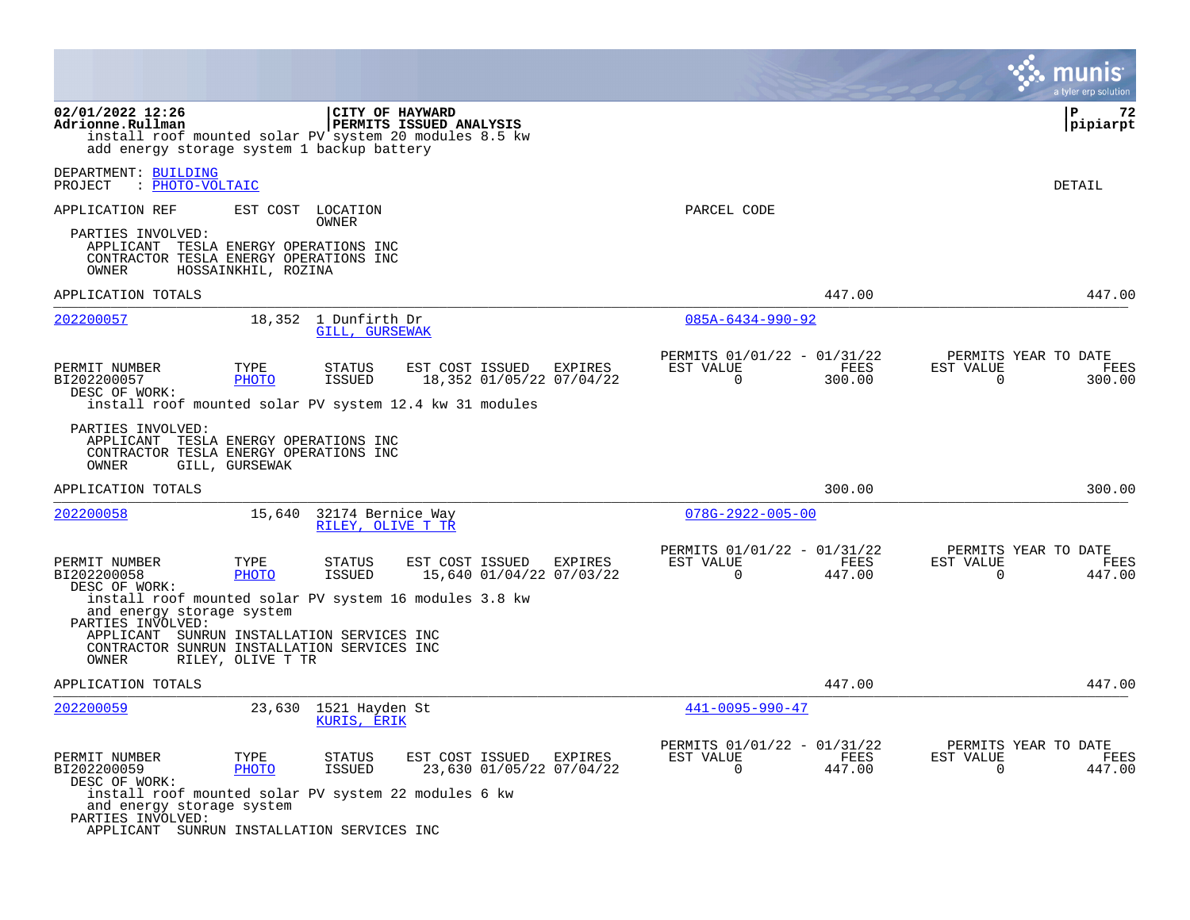02/01/2022 12:26
Adrionne.Rullman

CITY OF HAYWARD
PERMITS ISSUED ANALYSIS

P 72
pipiarpt

install roof mounted solar PV system 20 modules 8.5 kw
add energy storage system 1 backup battery

DEPARTMENT: BUILDING
PROJECT : PHOTO-VOLTAIC

DETAIL

APPLICATION REF | EST COST | LOCATION / OWNER | PARCEL CODE

PARTIES INVOLVED:
APPLICANT TESLA ENERGY OPERATIONS INC
CONTRACTOR TESLA ENERGY OPERATIONS INC
OWNER HOSSAINKHIL, ROZINA

APPLICATION TOTALS 447.00 447.00

---

**202200057** | 18,352 | 1 Dunfirth Dr / GILL, GURSEWAK | 085A-6434-990-92

| PERMIT NUMBER | TYPE | STATUS | EST COST | ISSUED | EXPIRES | PERMITS 01/01/22 - 01/31/22 EST VALUE | FEES | PERMITS YEAR TO DATE EST VALUE | FEES |
|---|---|---|---|---|---|---|---|---|---|
| BI202200057 | PHOTO | ISSUED | 18,352 | 01/05/22 | 07/04/22 | 0 | 300.00 | 0 | 300.00 |

DESC OF WORK:
install roof mounted solar PV system 12.4 kw 31 modules

PARTIES INVOLVED:
APPLICANT TESLA ENERGY OPERATIONS INC
CONTRACTOR TESLA ENERGY OPERATIONS INC
OWNER GILL, GURSEWAK

APPLICATION TOTALS 300.00 300.00

---

**202200058** | 15,640 | 32174 Bernice Way / RILEY, OLIVE T TR | 078G-2922-005-00

| PERMIT NUMBER | TYPE | STATUS | EST COST | ISSUED | EXPIRES | PERMITS 01/01/22 - 01/31/22 EST VALUE | FEES | PERMITS YEAR TO DATE EST VALUE | FEES |
|---|---|---|---|---|---|---|---|---|---|
| BI202200058 | PHOTO | ISSUED | 15,640 | 01/04/22 | 07/03/22 | 0 | 447.00 | 0 | 447.00 |

DESC OF WORK:
install roof mounted solar PV system 16 modules 3.8 kw
and energy storage system

PARTIES INVOLVED:
APPLICANT SUNRUN INSTALLATION SERVICES INC
CONTRACTOR SUNRUN INSTALLATION SERVICES INC
OWNER RILEY, OLIVE T TR

APPLICATION TOTALS 447.00 447.00

---

**202200059** | 23,630 | 1521 Hayden St / KURIS, ERIK | 441-0095-990-47

| PERMIT NUMBER | TYPE | STATUS | EST COST | ISSUED | EXPIRES | PERMITS 01/01/22 - 01/31/22 EST VALUE | FEES | PERMITS YEAR TO DATE EST VALUE | FEES |
|---|---|---|---|---|---|---|---|---|---|
| BI202200059 | PHOTO | ISSUED | 23,630 | 01/05/22 | 07/04/22 | 0 | 447.00 | 0 | 447.00 |

DESC OF WORK:
install roof mounted solar PV system 22 modules 6 kw
and energy storage system

PARTIES INVOLVED:
APPLICANT SUNRUN INSTALLATION SERVICES INC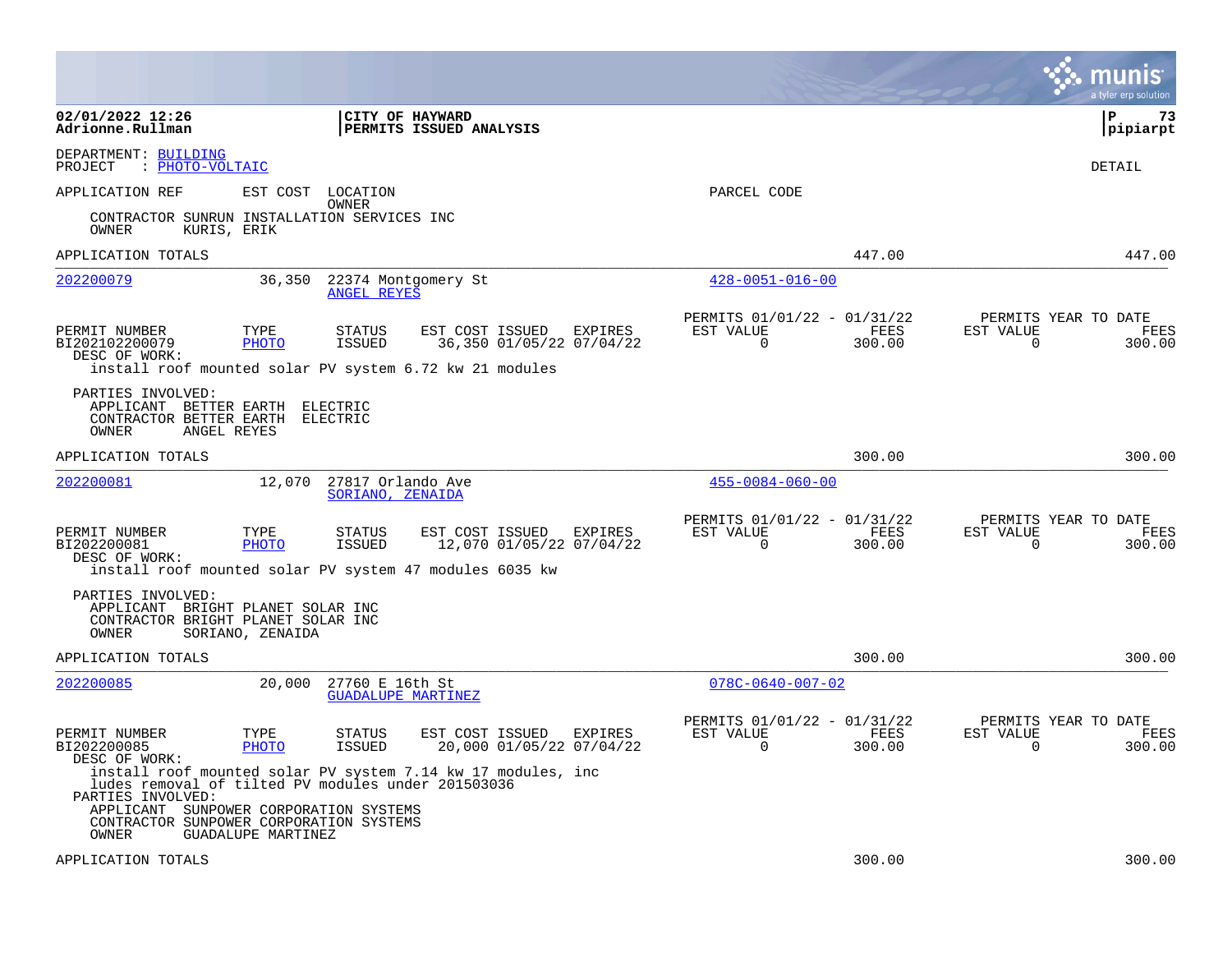**02/01/2022 12:26**
**Adrionne.Rullman**

**CITY OF HAYWARD**
**PERMITS ISSUED ANALYSIS**

**pipiarpt**

DEPARTMENT: BUILDING
PROJECT : PHOTO-VOLTAIC

DETAIL

APPLICATION REF | EST COST | LOCATION / OWNER | PARCEL CODE

CONTRACTOR SUNRUN INSTALLATION SERVICES INC
OWNER KURIS, ERIK

APPLICATION TOTALS 447.00 447.00

---

**202200079** | 36,350 | 22374 Montgomery St / ANGEL REYES | 428-0051-016-00

| PERMIT NUMBER | TYPE | STATUS | EST COST | ISSUED | EXPIRES | PERMITS 01/01/22 - 01/31/22 EST VALUE | FEES | PERMITS YEAR TO DATE EST VALUE | FEES |
|---|---|---|---|---|---|---|---|---|---|
| BI202102200079 | PHOTO | ISSUED | 36,350 | 01/05/22 | 07/04/22 | 0 | 300.00 | 0 | 300.00 |

DESC OF WORK:
install roof mounted solar PV system 6.72 kw 21 modules

PARTIES INVOLVED:
APPLICANT BETTER EARTH ELECTRIC
CONTRACTOR BETTER EARTH ELECTRIC
OWNER ANGEL REYES

APPLICATION TOTALS 300.00 300.00

---

**202200081** | 12,070 | 27817 Orlando Ave / SORIANO, ZENAIDA | 455-0084-060-00

| PERMIT NUMBER | TYPE | STATUS | EST COST | ISSUED | EXPIRES | PERMITS 01/01/22 - 01/31/22 EST VALUE | FEES | PERMITS YEAR TO DATE EST VALUE | FEES |
|---|---|---|---|---|---|---|---|---|---|
| BI202200081 | PHOTO | ISSUED | 12,070 | 01/05/22 | 07/04/22 | 0 | 300.00 | 0 | 300.00 |

DESC OF WORK:
install roof mounted solar PV system 47 modules 6035 kw

PARTIES INVOLVED:
APPLICANT BRIGHT PLANET SOLAR INC
CONTRACTOR BRIGHT PLANET SOLAR INC
OWNER SORIANO, ZENAIDA

APPLICATION TOTALS 300.00 300.00

---

**202200085** | 20,000 | 27760 E 16th St / GUADALUPE MARTINEZ | 078C-0640-007-02

| PERMIT NUMBER | TYPE | STATUS | EST COST | ISSUED | EXPIRES | PERMITS 01/01/22 - 01/31/22 EST VALUE | FEES | PERMITS YEAR TO DATE EST VALUE | FEES |
|---|---|---|---|---|---|---|---|---|---|
| BI202200085 | PHOTO | ISSUED | 20,000 | 01/05/22 | 07/04/22 | 0 | 300.00 | 0 | 300.00 |

DESC OF WORK:
install roof mounted solar PV system 7.14 kw 17 modules, inc
ludes removal of tilted PV modules under 201503036

PARTIES INVOLVED:
APPLICANT SUNPOWER CORPORATION SYSTEMS
CONTRACTOR SUNPOWER CORPORATION SYSTEMS
OWNER GUADALUPE MARTINEZ

APPLICATION TOTALS 300.00 300.00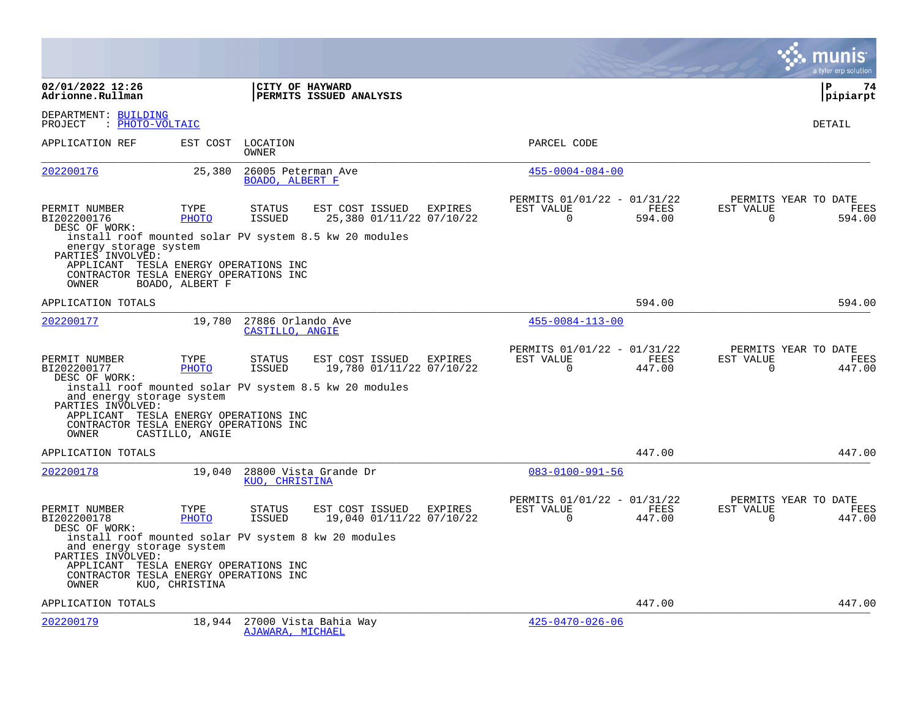**02/01/2022 12:26**
**Adrionne.Rullman**

**CITY OF HAYWARD**
**PERMITS ISSUED ANALYSIS**

DEPARTMENT: BUILDING
PROJECT : PHOTO-VOLTAIC

DETAIL

| APPLICATION REF | EST COST | LOCATION / OWNER | PARCEL CODE |
|---|---|---|---|
| 202200176 | 25,380 | 26005 Peterman Ave / BOADO, ALBERT F | 455-0004-084-00 |

| PERMIT NUMBER | TYPE | STATUS | EST COST | ISSUED | EXPIRES | PERMITS 01/01/22 - 01/31/22 EST VALUE | FEES | PERMITS YEAR TO DATE EST VALUE | FEES |
|---|---|---|---|---|---|---|---|---|---|
| BI202200176 | PHOTO | ISSUED | 25,380 | 01/11/22 | 07/10/22 | 0 | 594.00 | 0 | 594.00 |

DESC OF WORK:
install roof mounted solar PV system 8.5 kw 20 modules energy storage system

PARTIES INVOLVED:
APPLICANT TESLA ENERGY OPERATIONS INC
CONTRACTOR TESLA ENERGY OPERATIONS INC
OWNER BOADO, ALBERT F

APPLICATION TOTALS 594.00 594.00

| APPLICATION REF | EST COST | LOCATION / OWNER | PARCEL CODE |
|---|---|---|---|
| 202200177 | 19,780 | 27886 Orlando Ave / CASTILLO, ANGIE | 455-0084-113-00 |

| PERMIT NUMBER | TYPE | STATUS | EST COST | ISSUED | EXPIRES | PERMITS 01/01/22 - 01/31/22 EST VALUE | FEES | PERMITS YEAR TO DATE EST VALUE | FEES |
|---|---|---|---|---|---|---|---|---|---|
| BI202200177 | PHOTO | ISSUED | 19,780 | 01/11/22 | 07/10/22 | 0 | 447.00 | 0 | 447.00 |

DESC OF WORK:
install roof mounted solar PV system 8.5 kw 20 modules and energy storage system

PARTIES INVOLVED:
APPLICANT TESLA ENERGY OPERATIONS INC
CONTRACTOR TESLA ENERGY OPERATIONS INC
OWNER CASTILLO, ANGIE

APPLICATION TOTALS 447.00 447.00

| APPLICATION REF | EST COST | LOCATION / OWNER | PARCEL CODE |
|---|---|---|---|
| 202200178 | 19,040 | 28800 Vista Grande Dr / KUO, CHRISTINA | 083-0100-991-56 |

| PERMIT NUMBER | TYPE | STATUS | EST COST | ISSUED | EXPIRES | PERMITS 01/01/22 - 01/31/22 EST VALUE | FEES | PERMITS YEAR TO DATE EST VALUE | FEES |
|---|---|---|---|---|---|---|---|---|---|
| BI202200178 | PHOTO | ISSUED | 19,040 | 01/11/22 | 07/10/22 | 0 | 447.00 | 0 | 447.00 |

DESC OF WORK:
install roof mounted solar PV system 8 kw 20 modules and energy storage system

PARTIES INVOLVED:
APPLICANT TESLA ENERGY OPERATIONS INC
CONTRACTOR TESLA ENERGY OPERATIONS INC
OWNER KUO, CHRISTINA

APPLICATION TOTALS 447.00 447.00

| APPLICATION REF | EST COST | LOCATION / OWNER | PARCEL CODE |
|---|---|---|---|
| 202200179 | 18,944 | 27000 Vista Bahia Way / AJAWARA, MICHAEL | 425-0470-026-06 |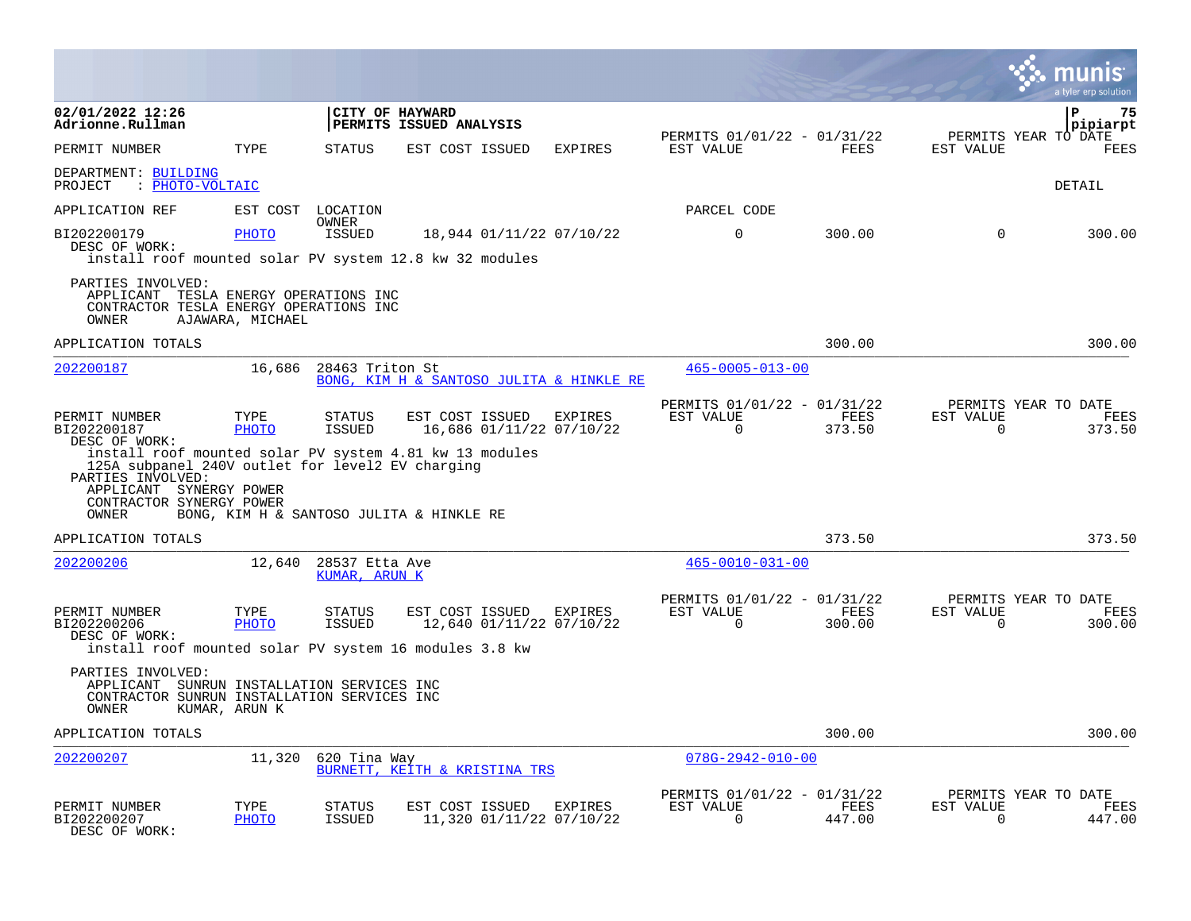02/01/2022 12:26
Adrionne.Rullman

CITY OF HAYWARD
PERMITS ISSUED ANALYSIS

pipiarpt

| PERMIT NUMBER | TYPE | STATUS | EST COST | ISSUED | EXPIRES | PERMITS 01/01/22 - 01/31/22 EST VALUE | FEES | PERMITS YEAR TO DATE EST VALUE | FEES |
|---|---|---|---|---|---|---|---|---|---|

DEPARTMENT: BUILDING
PROJECT : PHOTO-VOLTAIC

DETAIL

APPLICATION REF | EST COST | LOCATION / OWNER | PARCEL CODE

| PERMIT NUMBER | TYPE | STATUS | EST COST | ISSUED | EXPIRES | EST VALUE | FEES | EST VALUE | FEES |
|---|---|---|---|---|---|---|---|---|---|
| BI202200179 | PHOTO | ISSUED | 18,944 | 01/11/22 | 07/10/22 | 0 | 300.00 | 0 | 300.00 |

DESC OF WORK:
install roof mounted solar PV system 12.8 kw 32 modules

PARTIES INVOLVED:
APPLICANT TESLA ENERGY OPERATIONS INC
CONTRACTOR TESLA ENERGY OPERATIONS INC
OWNER AJAWARA, MICHAEL

APPLICATION TOTALS 300.00 300.00

---

202200187 | 16,686 | 28463 Triton St | 465-0005-013-00
BONG, KIM H & SANTOSO JULITA & HINKLE RE

| PERMIT NUMBER | TYPE | STATUS | EST COST | ISSUED | EXPIRES | PERMITS 01/01/22 - 01/31/22 EST VALUE | FEES | PERMITS YEAR TO DATE EST VALUE | FEES |
|---|---|---|---|---|---|---|---|---|---|
| BI202200187 | PHOTO | ISSUED | 16,686 | 01/11/22 | 07/10/22 | 0 | 373.50 | 0 | 373.50 |

DESC OF WORK:
install roof mounted solar PV system 4.81 kw 13 modules
125A subpanel 240V outlet for level2 EV charging

PARTIES INVOLVED:
APPLICANT SYNERGY POWER
CONTRACTOR SYNERGY POWER
OWNER BONG, KIM H & SANTOSO JULITA & HINKLE RE

APPLICATION TOTALS 373.50 373.50

---

202200206 | 12,640 | 28537 Etta Ave | 465-0010-031-00
KUMAR, ARUN K

| PERMIT NUMBER | TYPE | STATUS | EST COST | ISSUED | EXPIRES | PERMITS 01/01/22 - 01/31/22 EST VALUE | FEES | PERMITS YEAR TO DATE EST VALUE | FEES |
|---|---|---|---|---|---|---|---|---|---|
| BI202200206 | PHOTO | ISSUED | 12,640 | 01/11/22 | 07/10/22 | 0 | 300.00 | 0 | 300.00 |

DESC OF WORK:
install roof mounted solar PV system 16 modules 3.8 kw

PARTIES INVOLVED:
APPLICANT SUNRUN INSTALLATION SERVICES INC
CONTRACTOR SUNRUN INSTALLATION SERVICES INC
OWNER KUMAR, ARUN K

APPLICATION TOTALS 300.00 300.00

---

202200207 | 11,320 | 620 Tina Way | 078G-2942-010-00
BURNETT, KEITH & KRISTINA TRS

| PERMIT NUMBER | TYPE | STATUS | EST COST | ISSUED | EXPIRES | PERMITS 01/01/22 - 01/31/22 EST VALUE | FEES | PERMITS YEAR TO DATE EST VALUE | FEES |
|---|---|---|---|---|---|---|---|---|---|
| BI202200207 | PHOTO | ISSUED | 11,320 | 01/11/22 | 07/10/22 | 0 | 447.00 | 0 | 447.00 |

DESC OF WORK: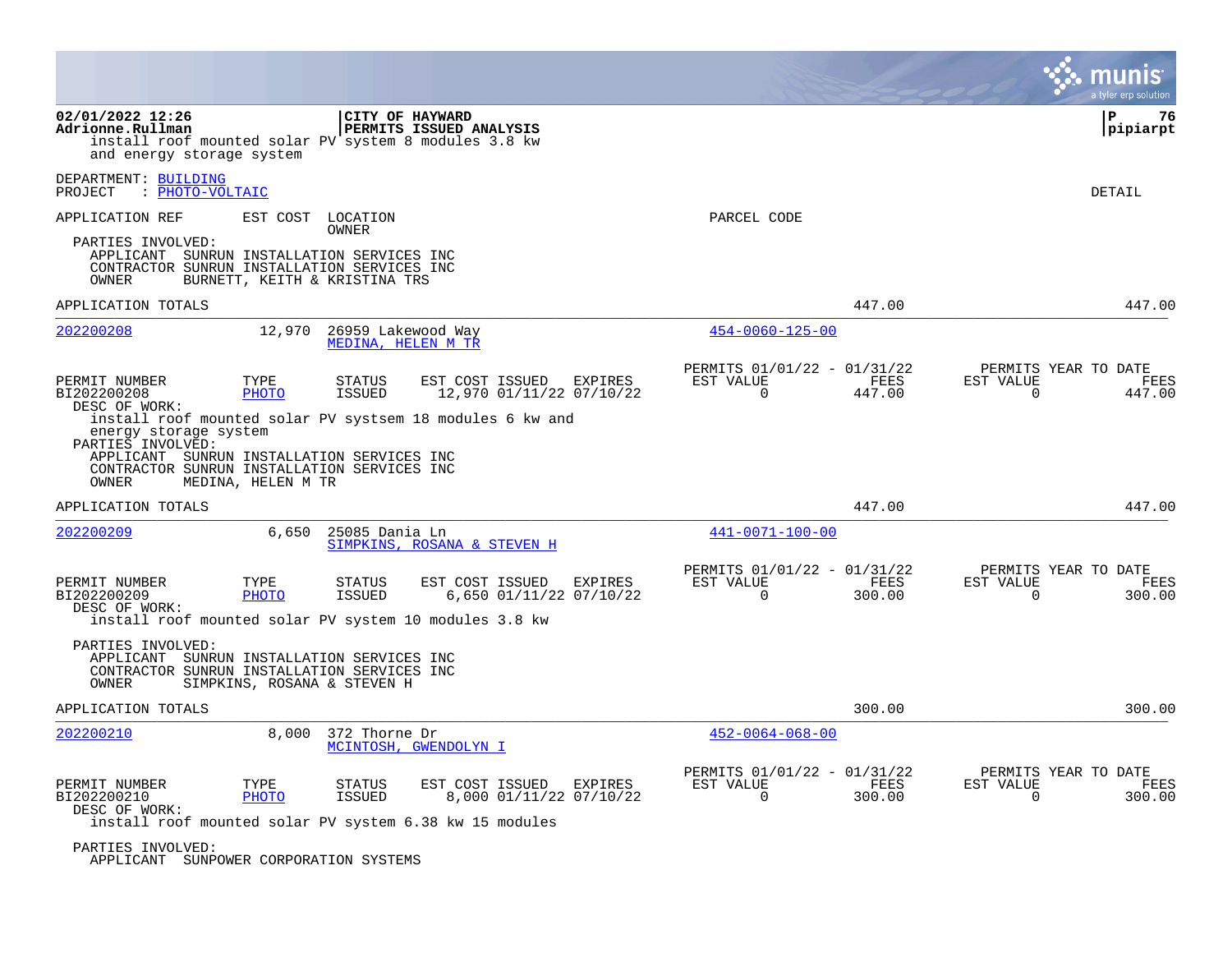**02/01/2022 12:26** | **CITY OF HAYWARD**
**Adrionne.Rullman** | **PERMITS ISSUED ANALYSIS** | **pipiarpt**

install roof mounted solar PV system 8 modules 3.8 kw
and energy storage system

DEPARTMENT: BUILDING
PROJECT : PHOTO-VOLTAIC

DETAIL

APPLICATION REF | EST COST | LOCATION / OWNER | PARCEL CODE

PARTIES INVOLVED:
- APPLICANT SUNRUN INSTALLATION SERVICES INC
- CONTRACTOR SUNRUN INSTALLATION SERVICES INC
- OWNER BURNETT, KEITH & KRISTINA TRS

APPLICATION TOTALS — 447.00 — 447.00

---

**202200208** | 12,970 | 26959 Lakewood Way / MEDINA, HELEN M TR | 454-0060-125-00

| PERMIT NUMBER | TYPE | STATUS | EST COST | ISSUED | EXPIRES | PERMITS 01/01/22 - 01/31/22 EST VALUE | FEES | PERMITS YEAR TO DATE EST VALUE | FEES |
|---|---|---|---|---|---|---|---|---|---|
| BI202200208 | PHOTO | ISSUED | 12,970 | 01/11/22 | 07/10/22 | 0 | 447.00 | 0 | 447.00 |

DESC OF WORK:
install roof mounted solar PV systsem 18 modules 6 kw and energy storage system

PARTIES INVOLVED:
- APPLICANT SUNRUN INSTALLATION SERVICES INC
- CONTRACTOR SUNRUN INSTALLATION SERVICES INC
- OWNER MEDINA, HELEN M TR

APPLICATION TOTALS — 447.00 — 447.00

---

**202200209** | 6,650 | 25085 Dania Ln / SIMPKINS, ROSANA & STEVEN H | 441-0071-100-00

| PERMIT NUMBER | TYPE | STATUS | EST COST | ISSUED | EXPIRES | PERMITS 01/01/22 - 01/31/22 EST VALUE | FEES | PERMITS YEAR TO DATE EST VALUE | FEES |
|---|---|---|---|---|---|---|---|---|---|
| BI202200209 | PHOTO | ISSUED | 6,650 | 01/11/22 | 07/10/22 | 0 | 300.00 | 0 | 300.00 |

DESC OF WORK:
install roof mounted solar PV system 10 modules 3.8 kw

PARTIES INVOLVED:
- APPLICANT SUNRUN INSTALLATION SERVICES INC
- CONTRACTOR SUNRUN INSTALLATION SERVICES INC
- OWNER SIMPKINS, ROSANA & STEVEN H

APPLICATION TOTALS — 300.00 — 300.00

---

**202200210** | 8,000 | 372 Thorne Dr / MCINTOSH, GWENDOLYN I | 452-0064-068-00

| PERMIT NUMBER | TYPE | STATUS | EST COST | ISSUED | EXPIRES | PERMITS 01/01/22 - 01/31/22 EST VALUE | FEES | PERMITS YEAR TO DATE EST VALUE | FEES |
|---|---|---|---|---|---|---|---|---|---|
| BI202200210 | PHOTO | ISSUED | 8,000 | 01/11/22 | 07/10/22 | 0 | 300.00 | 0 | 300.00 |

DESC OF WORK:
install roof mounted solar PV system 6.38 kw 15 modules

PARTIES INVOLVED:
- APPLICANT SUNPOWER CORPORATION SYSTEMS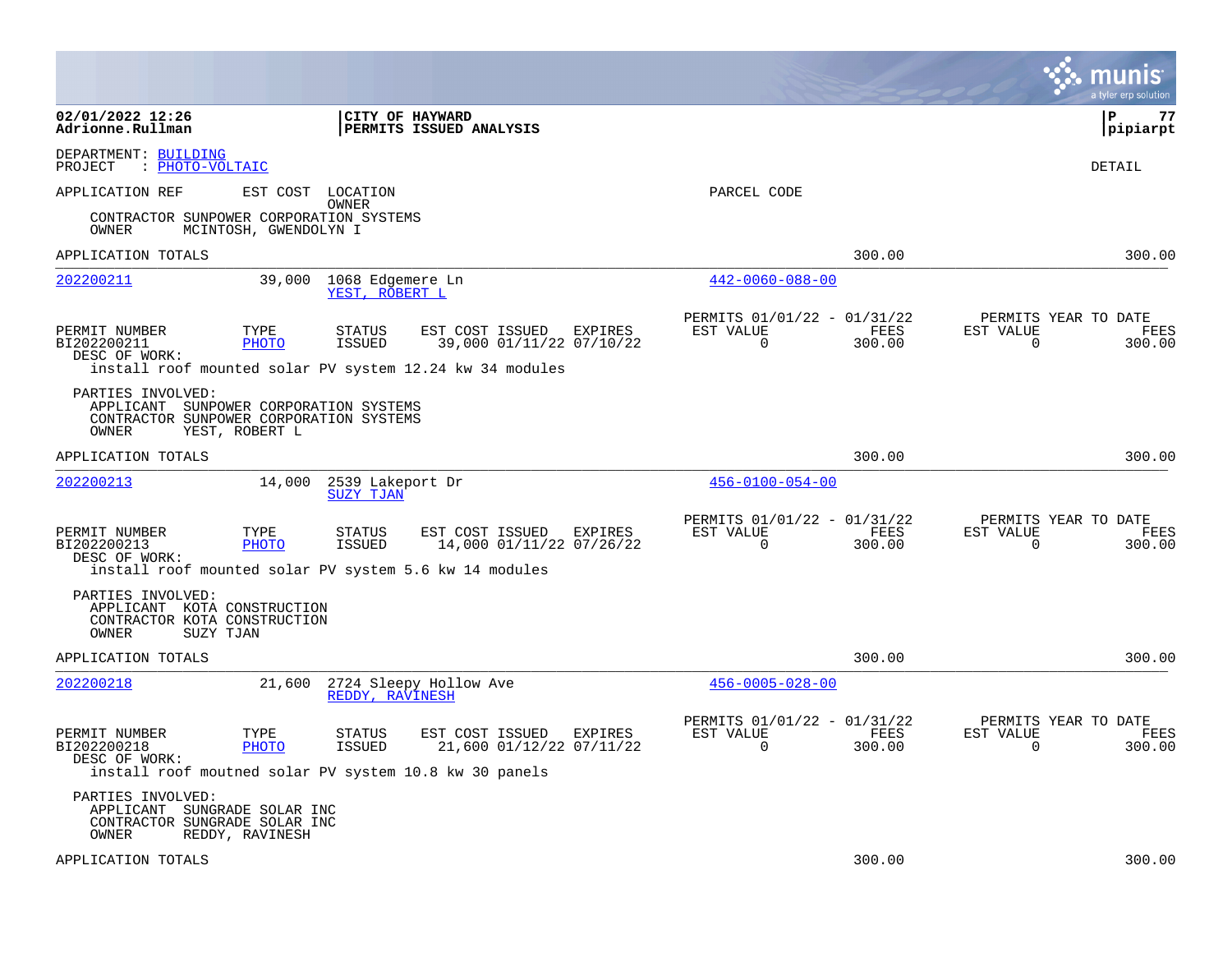02/01/2022 12:26
Adrionne.Rullman

CITY OF HAYWARD
PERMITS ISSUED ANALYSIS

P 77
pipiarpt

DEPARTMENT: BUILDING
PROJECT : PHOTO-VOLTAIC

DETAIL

APPLICATION REF    EST COST    LOCATION
OWNER
PARCEL CODE

CONTRACTOR SUNPOWER CORPORATION SYSTEMS
OWNER MCINTOSH, GWENDOLYN I

APPLICATION TOTALS 300.00 300.00

---

**202200211** 39,000 1068 Edgemere Ln
YEST, ROBERT L
442-0060-088-00

| PERMIT NUMBER | TYPE | STATUS | EST COST | ISSUED | EXPIRES | PERMITS 01/01/22 - 01/31/22 EST VALUE | FEES | PERMITS YEAR TO DATE EST VALUE | FEES |
|---|---|---|---|---|---|---|---|---|---|
| BI202200211 | PHOTO | ISSUED | 39,000 | 01/11/22 | 07/10/22 | 0 | 300.00 | 0 | 300.00 |

DESC OF WORK:
install roof mounted solar PV system 12.24 kw 34 modules

PARTIES INVOLVED:
APPLICANT SUNPOWER CORPORATION SYSTEMS
CONTRACTOR SUNPOWER CORPORATION SYSTEMS
OWNER YEST, ROBERT L

APPLICATION TOTALS 300.00 300.00

---

**202200213** 14,000 2539 Lakeport Dr
SUZY TJAN
456-0100-054-00

| PERMIT NUMBER | TYPE | STATUS | EST COST | ISSUED | EXPIRES | PERMITS 01/01/22 - 01/31/22 EST VALUE | FEES | PERMITS YEAR TO DATE EST VALUE | FEES |
|---|---|---|---|---|---|---|---|---|---|
| BI202200213 | PHOTO | ISSUED | 14,000 | 01/11/22 | 07/26/22 | 0 | 300.00 | 0 | 300.00 |

DESC OF WORK:
install roof mounted solar PV system 5.6 kw 14 modules

PARTIES INVOLVED:
APPLICANT KOTA CONSTRUCTION
CONTRACTOR KOTA CONSTRUCTION
OWNER SUZY TJAN

APPLICATION TOTALS 300.00 300.00

---

**202200218** 21,600 2724 Sleepy Hollow Ave
REDDY, RAVINESH
456-0005-028-00

| PERMIT NUMBER | TYPE | STATUS | EST COST | ISSUED | EXPIRES | PERMITS 01/01/22 - 01/31/22 EST VALUE | FEES | PERMITS YEAR TO DATE EST VALUE | FEES |
|---|---|---|---|---|---|---|---|---|---|
| BI202200218 | PHOTO | ISSUED | 21,600 | 01/12/22 | 07/11/22 | 0 | 300.00 | 0 | 300.00 |

DESC OF WORK:
install roof moutned solar PV system 10.8 kw 30 panels

PARTIES INVOLVED:
APPLICANT SUNGRADE SOLAR INC
CONTRACTOR SUNGRADE SOLAR INC
OWNER REDDY, RAVINESH

APPLICATION TOTALS 300.00 300.00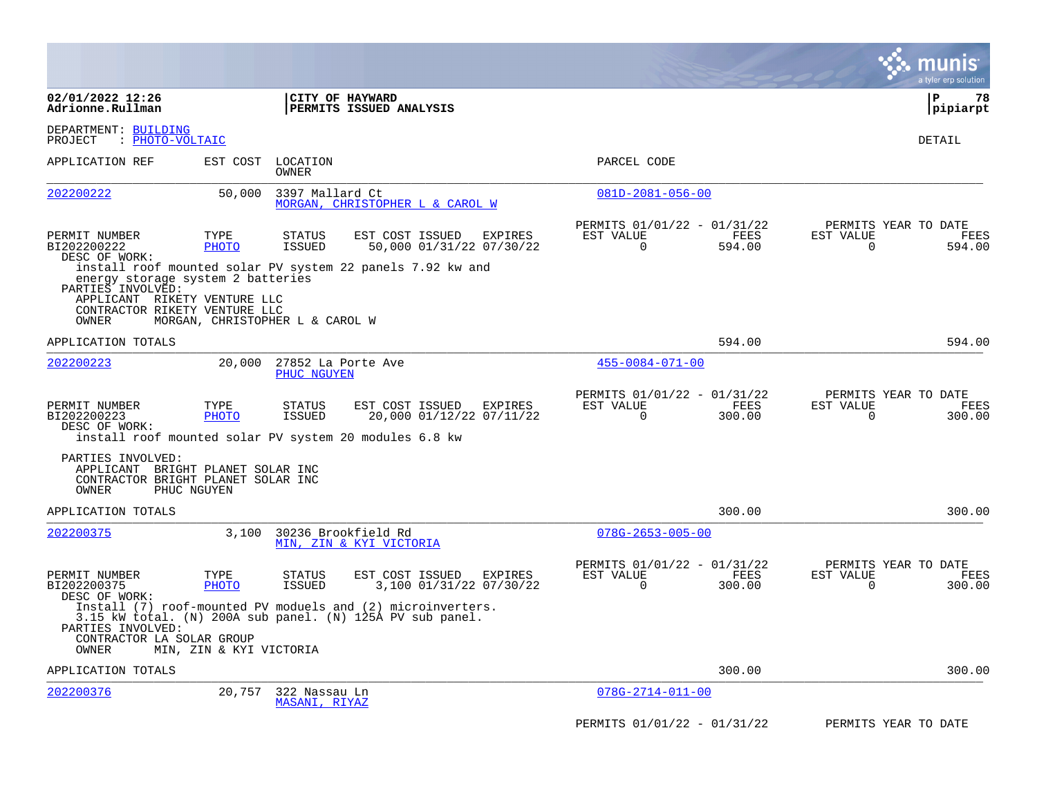**CITY OF HAYWARD**
**PERMITS ISSUED ANALYSIS**

02/01/2022 12:26
Adrionne.Rullman

P 78
pipiarpt

DEPARTMENT: BUILDING
PROJECT : PHOTO-VOLTAIC

DETAIL

| APPLICATION REF | EST COST | LOCATION / OWNER | PARCEL CODE |
|---|---|---|---|
| 202200222 | 50,000 | 3397 Mallard Ct / MORGAN, CHRISTOPHER L & CAROL W | 081D-2081-056-00 |

| PERMIT NUMBER | TYPE | STATUS | EST COST | ISSUED | EXPIRES | PERMITS 01/01/22 - 01/31/22 EST VALUE | FEES | PERMITS YEAR TO DATE EST VALUE | FEES |
|---|---|---|---|---|---|---|---|---|---|
| BI202200222 | PHOTO | ISSUED | 50,000 | 01/31/22 | 07/30/22 | 0 | 594.00 | 0 | 594.00 |

DESC OF WORK:
install roof mounted solar PV system 22 panels 7.92 kw and energy storage system 2 batteries

PARTIES INVOLVED:
APPLICANT RIKETY VENTURE LLC
CONTRACTOR RIKETY VENTURE LLC
OWNER MORGAN, CHRISTOPHER L & CAROL W

APPLICATION TOTALS 594.00 594.00

| APPLICATION REF | EST COST | LOCATION / OWNER | PARCEL CODE |
|---|---|---|---|
| 202200223 | 20,000 | 27852 La Porte Ave / PHUC NGUYEN | 455-0084-071-00 |

| PERMIT NUMBER | TYPE | STATUS | EST COST | ISSUED | EXPIRES | PERMITS 01/01/22 - 01/31/22 EST VALUE | FEES | PERMITS YEAR TO DATE EST VALUE | FEES |
|---|---|---|---|---|---|---|---|---|---|
| BI202200223 | PHOTO | ISSUED | 20,000 | 01/12/22 | 07/11/22 | 0 | 300.00 | 0 | 300.00 |

DESC OF WORK:
install roof mounted solar PV system 20 modules 6.8 kw

PARTIES INVOLVED:
APPLICANT BRIGHT PLANET SOLAR INC
CONTRACTOR BRIGHT PLANET SOLAR INC
OWNER PHUC NGUYEN

APPLICATION TOTALS 300.00 300.00

| APPLICATION REF | EST COST | LOCATION / OWNER | PARCEL CODE |
|---|---|---|---|
| 202200375 | 3,100 | 30236 Brookfield Rd / MIN, ZIN & KYI VICTORIA | 078G-2653-005-00 |

| PERMIT NUMBER | TYPE | STATUS | EST COST | ISSUED | EXPIRES | PERMITS 01/01/22 - 01/31/22 EST VALUE | FEES | PERMITS YEAR TO DATE EST VALUE | FEES |
|---|---|---|---|---|---|---|---|---|---|
| BI202200375 | PHOTO | ISSUED | 3,100 | 01/31/22 | 07/30/22 | 0 | 300.00 | 0 | 300.00 |

DESC OF WORK:
Install (7) roof-mounted PV moduels and (2) microinverters. 3.15 kW total. (N) 200A sub panel. (N) 125A PV sub panel.

PARTIES INVOLVED:
CONTRACTOR LA SOLAR GROUP
OWNER MIN, ZIN & KYI VICTORIA

APPLICATION TOTALS 300.00 300.00

| APPLICATION REF | EST COST | LOCATION / OWNER | PARCEL CODE |
|---|---|---|---|
| 202200376 | 20,757 | 322 Nassau Ln / MASANI, RIYAZ | 078G-2714-011-00 |

PERMITS 01/01/22 - 01/31/22 PERMITS YEAR TO DATE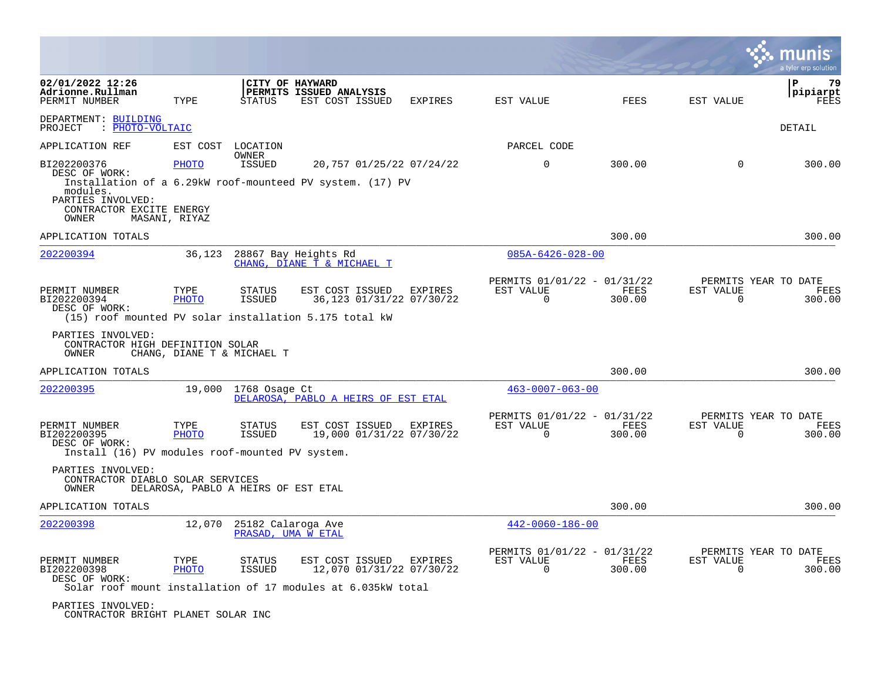**02/01/2022 12:26**
**Adrionne.Rullman**

**CITY OF HAYWARD**
**PERMITS ISSUED ANALYSIS**

pipiarpt

| PERMIT NUMBER | TYPE | STATUS | EST COST | ISSUED | EXPIRES | EST VALUE | FEES | EST VALUE | FEES |
|---|---|---|---|---|---|---|---|---|---|

DEPARTMENT: BUILDING
PROJECT : PHOTO-VOLTAIC

DETAIL

| APPLICATION REF | EST COST | LOCATION / OWNER | | | | PARCEL CODE | | | |
|---|---|---|---|---|---|---|---|---|---|
| BI202200376 | PHOTO | ISSUED | 20,757 | 01/25/22 | 07/24/22 | 0 | 300.00 | 0 | 300.00 |

DESC OF WORK:
Installation of a 6.29kW roof-mounteed PV system. (17) PV modules.
PARTIES INVOLVED:
CONTRACTOR EXCITE ENERGY
OWNER MASANI, RIYAZ

APPLICATION TOTALS 300.00 300.00

---

| 202200394 | 36,123 | 28867 Bay Heights Rd / CHANG, DIANE T & MICHAEL T | 085A-6426-028-00 |
|---|---|---|---|

| | | | | | | PERMITS 01/01/22 - 01/31/22 | | PERMITS YEAR TO DATE | |
|---|---|---|---|---|---|---|---|---|---|
| PERMIT NUMBER | TYPE | STATUS | EST COST | ISSUED | EXPIRES | EST VALUE | FEES | EST VALUE | FEES |
| BI202200394 | PHOTO | ISSUED | 36,123 | 01/31/22 | 07/30/22 | 0 | 300.00 | 0 | 300.00 |

DESC OF WORK:
(15) roof mounted PV solar installation 5.175 total kW

PARTIES INVOLVED:
CONTRACTOR HIGH DEFINITION SOLAR
OWNER CHANG, DIANE T & MICHAEL T

APPLICATION TOTALS 300.00 300.00

---

| 202200395 | 19,000 | 1768 Osage Ct / DELAROSA, PABLO A HEIRS OF EST ETAL | 463-0007-063-00 |
|---|---|---|---|

| | | | | | | PERMITS 01/01/22 - 01/31/22 | | PERMITS YEAR TO DATE | |
|---|---|---|---|---|---|---|---|---|---|
| PERMIT NUMBER | TYPE | STATUS | EST COST | ISSUED | EXPIRES | EST VALUE | FEES | EST VALUE | FEES |
| BI202200395 | PHOTO | ISSUED | 19,000 | 01/31/22 | 07/30/22 | 0 | 300.00 | 0 | 300.00 |

DESC OF WORK:
Install (16) PV modules roof-mounted PV system.

PARTIES INVOLVED:
CONTRACTOR DIABLO SOLAR SERVICES
OWNER DELAROSA, PABLO A HEIRS OF EST ETAL

APPLICATION TOTALS 300.00 300.00

---

| 202200398 | 12,070 | 25182 Calaroga Ave / PRASAD, UMA W ETAL | 442-0060-186-00 |
|---|---|---|---|

| | | | | | | PERMITS 01/01/22 - 01/31/22 | | PERMITS YEAR TO DATE | |
|---|---|---|---|---|---|---|---|---|---|
| PERMIT NUMBER | TYPE | STATUS | EST COST | ISSUED | EXPIRES | EST VALUE | FEES | EST VALUE | FEES |
| BI202200398 | PHOTO | ISSUED | 12,070 | 01/31/22 | 07/30/22 | 0 | 300.00 | 0 | 300.00 |

DESC OF WORK:
Solar roof mount installation of 17 modules at 6.035kW total

PARTIES INVOLVED:
CONTRACTOR BRIGHT PLANET SOLAR INC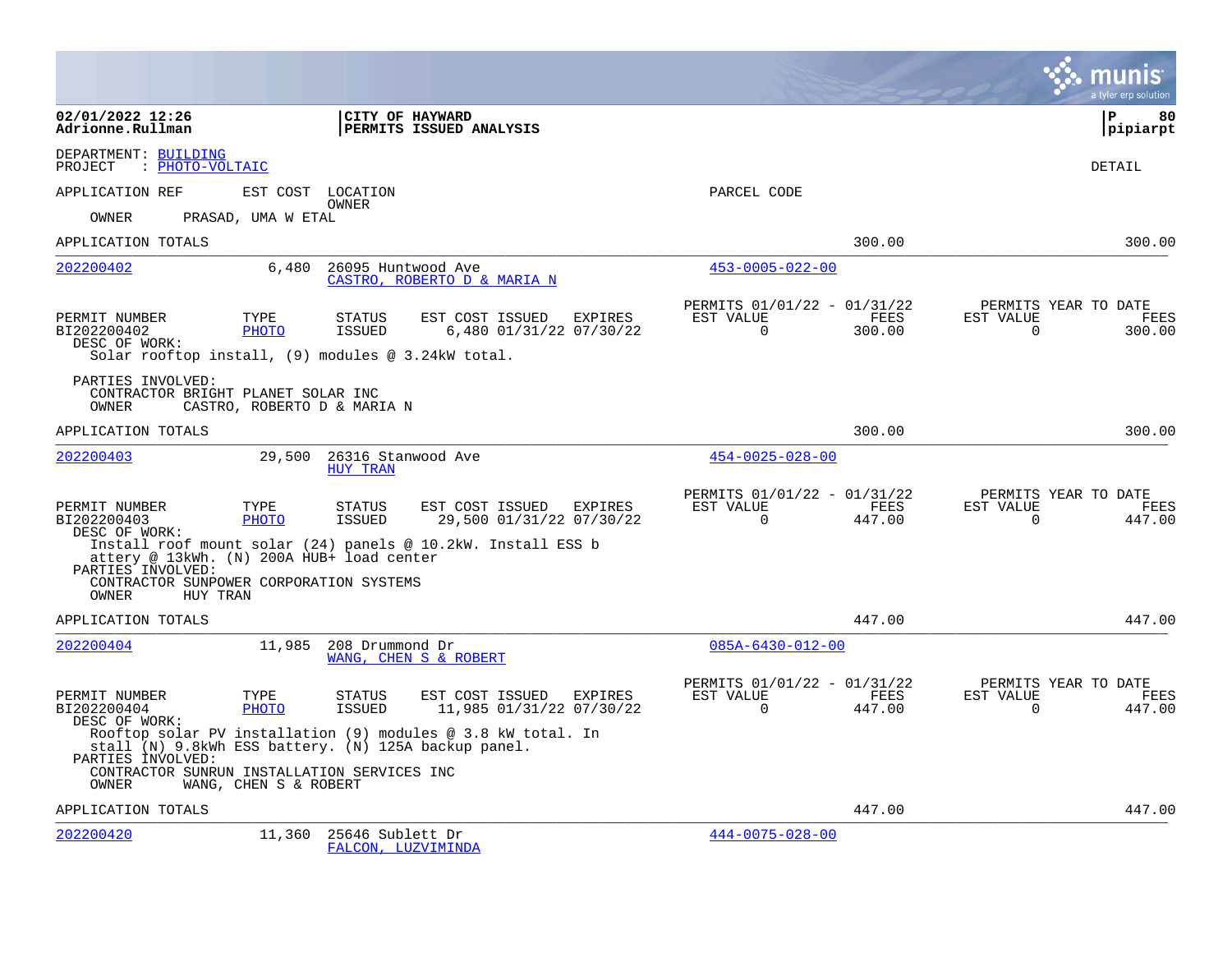02/01/2022 12:26
Adrionne.Rullman

CITY OF HAYWARD
PERMITS ISSUED ANALYSIS

pipiarpt

DEPARTMENT: BUILDING
PROJECT : PHOTO-VOLTAIC

DETAIL

APPLICATION REF | EST COST | LOCATION / OWNER | PARCEL CODE

OWNER PRASAD, UMA W ETAL

APPLICATION TOTALS 300.00 300.00

---

**202200402** | 6,480 | 26095 Huntwood Ave | 453-0005-022-00
CASTRO, ROBERTO D & MARIA N

| PERMIT NUMBER | TYPE | STATUS | EST COST | ISSUED | EXPIRES | PERMITS 01/01/22 - 01/31/22 EST VALUE | FEES | PERMITS YEAR TO DATE EST VALUE | FEES |
|---|---|---|---|---|---|---|---|---|---|
| BI202200402 | PHOTO | ISSUED | 6,480 | 01/31/22 | 07/30/22 | 0 | 300.00 | 0 | 300.00 |

DESC OF WORK:
Solar rooftop install, (9) modules @ 3.24kW total.

PARTIES INVOLVED:
CONTRACTOR BRIGHT PLANET SOLAR INC
OWNER CASTRO, ROBERTO D & MARIA N

APPLICATION TOTALS 300.00 300.00

---

**202200403** | 29,500 | 26316 Stanwood Ave | 454-0025-028-00
HUY TRAN

| PERMIT NUMBER | TYPE | STATUS | EST COST | ISSUED | EXPIRES | PERMITS 01/01/22 - 01/31/22 EST VALUE | FEES | PERMITS YEAR TO DATE EST VALUE | FEES |
|---|---|---|---|---|---|---|---|---|---|
| BI202200403 | PHOTO | ISSUED | 29,500 | 01/31/22 | 07/30/22 | 0 | 447.00 | 0 | 447.00 |

DESC OF WORK:
Install roof mount solar (24) panels @ 10.2kW. Install ESS b attery @ 13kWh. (N) 200A HUB+ load center

PARTIES INVOLVED:
CONTRACTOR SUNPOWER CORPORATION SYSTEMS
OWNER HUY TRAN

APPLICATION TOTALS 447.00 447.00

---

**202200404** | 11,985 | 208 Drummond Dr | 085A-6430-012-00
WANG, CHEN S & ROBERT

| PERMIT NUMBER | TYPE | STATUS | EST COST | ISSUED | EXPIRES | PERMITS 01/01/22 - 01/31/22 EST VALUE | FEES | PERMITS YEAR TO DATE EST VALUE | FEES |
|---|---|---|---|---|---|---|---|---|---|
| BI202200404 | PHOTO | ISSUED | 11,985 | 01/31/22 | 07/30/22 | 0 | 447.00 | 0 | 447.00 |

DESC OF WORK:
Rooftop solar PV installation (9) modules @ 3.8 kW total. In stall (N) 9.8kWh ESS battery. (N) 125A backup panel.

PARTIES INVOLVED:
CONTRACTOR SUNRUN INSTALLATION SERVICES INC
OWNER WANG, CHEN S & ROBERT

APPLICATION TOTALS 447.00 447.00

---

**202200420** | 11,360 | 25646 Sublett Dr | 444-0075-028-00
FALCON, LUZVIMINDA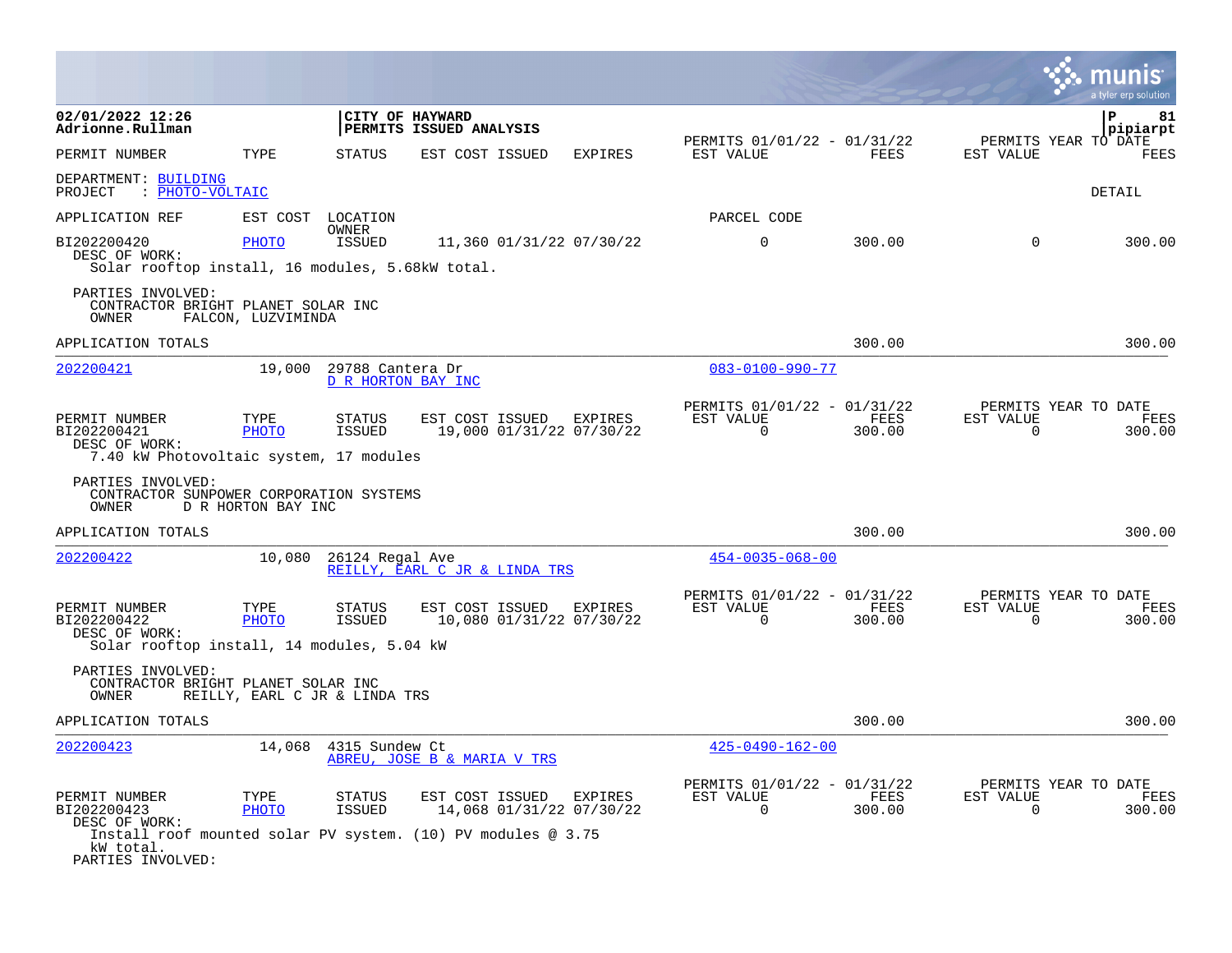02/01/2022 12:26
Adrionne.Rullman

CITY OF HAYWARD
PERMITS ISSUED ANALYSIS

pipiarpt

| PERMIT NUMBER | TYPE | STATUS | EST COST | ISSUED | EXPIRES | PERMITS 01/01/22 - 01/31/22 EST VALUE | FEES | PERMITS YEAR TO DATE EST VALUE | FEES |
|---|---|---|---|---|---|---|---|---|---|

DEPARTMENT: BUILDING
PROJECT : PHOTO-VOLTAIC

DETAIL

| APPLICATION REF | EST COST | LOCATION / OWNER | PARCEL CODE |
|---|---|---|---|

| PERMIT NUMBER | TYPE | STATUS | EST COST | ISSUED | EXPIRES | EST VALUE | FEES | EST VALUE | FEES |
|---|---|---|---|---|---|---|---|---|---|
| BI202200420 | PHOTO | ISSUED | 11,360 | 01/31/22 | 07/30/22 | 0 | 300.00 | 0 | 300.00 |

DESC OF WORK:
Solar rooftop install, 16 modules, 5.68kW total.

PARTIES INVOLVED:
CONTRACTOR BRIGHT PLANET SOLAR INC
OWNER FALCON, LUZVIMINDA

APPLICATION TOTALS 300.00 300.00

| APPLICATION REF | EST COST | LOCATION / OWNER | PARCEL CODE |
|---|---|---|---|
| 202200421 | 19,000 | 29788 Cantera Dr / D R HORTON BAY INC | 083-0100-990-77 |

| PERMIT NUMBER | TYPE | STATUS | EST COST | ISSUED | EXPIRES | EST VALUE | FEES | EST VALUE | FEES |
|---|---|---|---|---|---|---|---|---|---|
| BI202200421 | PHOTO | ISSUED | 19,000 | 01/31/22 | 07/30/22 | 0 | 300.00 | 0 | 300.00 |

DESC OF WORK:
7.40 kW Photovoltaic system, 17 modules

PARTIES INVOLVED:
CONTRACTOR SUNPOWER CORPORATION SYSTEMS
OWNER D R HORTON BAY INC

APPLICATION TOTALS 300.00 300.00

| APPLICATION REF | EST COST | LOCATION / OWNER | PARCEL CODE |
|---|---|---|---|
| 202200422 | 10,080 | 26124 Regal Ave / REILLY, EARL C JR & LINDA TRS | 454-0035-068-00 |

| PERMIT NUMBER | TYPE | STATUS | EST COST | ISSUED | EXPIRES | EST VALUE | FEES | EST VALUE | FEES |
|---|---|---|---|---|---|---|---|---|---|
| BI202200422 | PHOTO | ISSUED | 10,080 | 01/31/22 | 07/30/22 | 0 | 300.00 | 0 | 300.00 |

DESC OF WORK:
Solar rooftop install, 14 modules, 5.04 kW

PARTIES INVOLVED:
CONTRACTOR BRIGHT PLANET SOLAR INC
OWNER REILLY, EARL C JR & LINDA TRS

APPLICATION TOTALS 300.00 300.00

| APPLICATION REF | EST COST | LOCATION / OWNER | PARCEL CODE |
|---|---|---|---|
| 202200423 | 14,068 | 4315 Sundew Ct / ABREU, JOSE B & MARIA V TRS | 425-0490-162-00 |

| PERMIT NUMBER | TYPE | STATUS | EST COST | ISSUED | EXPIRES | EST VALUE | FEES | EST VALUE | FEES |
|---|---|---|---|---|---|---|---|---|---|
| BI202200423 | PHOTO | ISSUED | 14,068 | 01/31/22 | 07/30/22 | 0 | 300.00 | 0 | 300.00 |

DESC OF WORK:
Install roof mounted solar PV system. (10) PV modules @ 3.75 kW total.

PARTIES INVOLVED: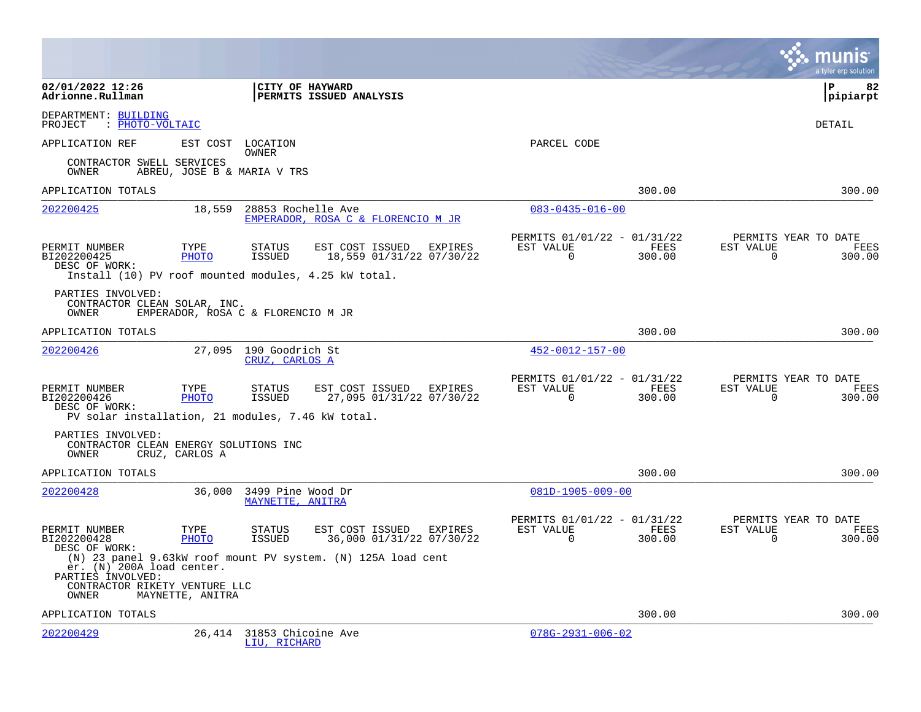02/01/2022 12:26
Adrionne.Rullman

**CITY OF HAYWARD**
**PERMITS ISSUED ANALYSIS**

P 82
pipiarpt

DEPARTMENT: BUILDING
PROJECT : PHOTO-VOLTAIC

DETAIL

APPLICATION REF | EST COST | LOCATION / OWNER | PARCEL CODE

CONTRACTOR SWELL SERVICES
OWNER ABREU, JOSE B & MARIA V TRS

APPLICATION TOTALS 300.00 300.00

---

**202200425** 18,559 28853 Rochelle Ave
EMPERADOR, ROSA C & FLORENCIO M JR
083-0435-016-00

| PERMIT NUMBER | TYPE | STATUS | EST COST | ISSUED | EXPIRES | PERMITS 01/01/22 - 01/31/22 EST VALUE | FEES | PERMITS YEAR TO DATE EST VALUE | FEES |
|---|---|---|---|---|---|---|---|---|---|
| BI202200425 | PHOTO | ISSUED | 18,559 | 01/31/22 | 07/30/22 | 0 | 300.00 | 0 | 300.00 |

DESC OF WORK:
Install (10) PV roof mounted modules, 4.25 kW total.

PARTIES INVOLVED:
CONTRACTOR CLEAN SOLAR, INC.
OWNER EMPERADOR, ROSA C & FLORENCIO M JR

APPLICATION TOTALS 300.00 300.00

---

**202200426** 27,095 190 Goodrich St
CRUZ, CARLOS A
452-0012-157-00

| PERMIT NUMBER | TYPE | STATUS | EST COST | ISSUED | EXPIRES | PERMITS 01/01/22 - 01/31/22 EST VALUE | FEES | PERMITS YEAR TO DATE EST VALUE | FEES |
|---|---|---|---|---|---|---|---|---|---|
| BI202200426 | PHOTO | ISSUED | 27,095 | 01/31/22 | 07/30/22 | 0 | 300.00 | 0 | 300.00 |

DESC OF WORK:
PV solar installation, 21 modules, 7.46 kW total.

PARTIES INVOLVED:
CONTRACTOR CLEAN ENERGY SOLUTIONS INC
OWNER CRUZ, CARLOS A

APPLICATION TOTALS 300.00 300.00

---

**202200428** 36,000 3499 Pine Wood Dr
MAYNETTE, ANITRA
081D-1905-009-00

| PERMIT NUMBER | TYPE | STATUS | EST COST | ISSUED | EXPIRES | PERMITS 01/01/22 - 01/31/22 EST VALUE | FEES | PERMITS YEAR TO DATE EST VALUE | FEES |
|---|---|---|---|---|---|---|---|---|---|
| BI202200428 | PHOTO | ISSUED | 36,000 | 01/31/22 | 07/30/22 | 0 | 300.00 | 0 | 300.00 |

DESC OF WORK:
(N) 23 panel 9.63kW roof mount PV system. (N) 125A load cent
er. (N) 200A load center.

PARTIES INVOLVED:
CONTRACTOR RIKETY VENTURE LLC
OWNER MAYNETTE, ANITRA

APPLICATION TOTALS 300.00 300.00

---

**202200429** 26,414 31853 Chicoine Ave
LIU, RICHARD
078G-2931-006-02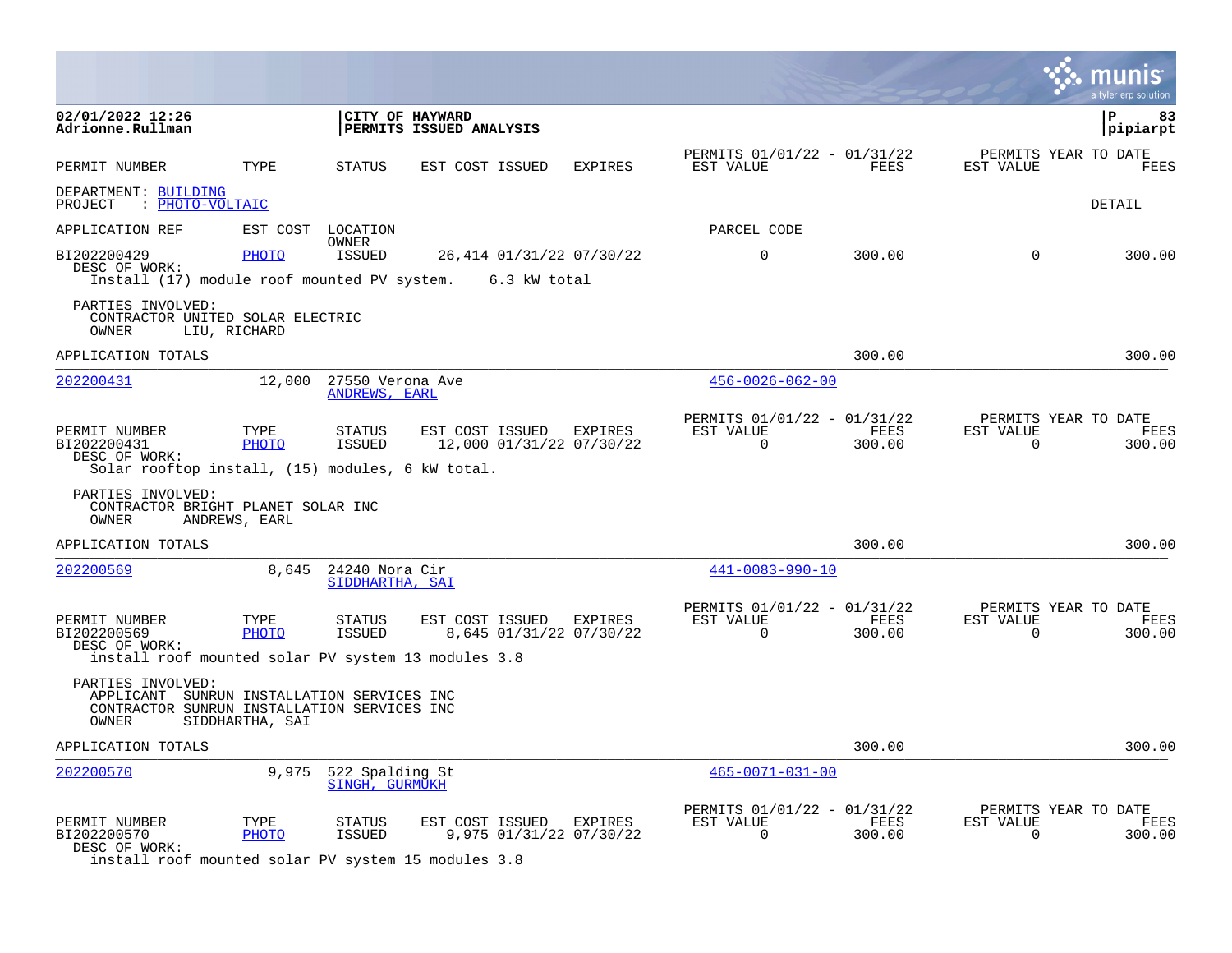**02/01/2022 12:26**
**Adrionne.Rullman**

**CITY OF HAYWARD**
**PERMITS ISSUED ANALYSIS**

**P 83**
**pipiarpt**

| PERMIT NUMBER | TYPE | STATUS | EST COST | ISSUED | EXPIRES | PERMITS 01/01/22 - 01/31/22 EST VALUE | FEES | PERMITS YEAR TO DATE EST VALUE | FEES |
|---|---|---|---|---|---|---|---|---|---|

DEPARTMENT: BUILDING
PROJECT : PHOTO-VOLTAIC

DETAIL

APPLICATION REF | EST COST | LOCATION / OWNER | PARCEL CODE

| PERMIT NUMBER | TYPE | STATUS | EST COST | ISSUED | EXPIRES | EST VALUE | FEES | EST VALUE | FEES |
|---|---|---|---|---|---|---|---|---|---|
| BI202200429 | PHOTO | ISSUED | 26,414 | 01/31/22 | 07/30/22 | 0 | 300.00 | 0 | 300.00 |

DESC OF WORK:
Install (17) module roof mounted PV system. 6.3 kW total

PARTIES INVOLVED:
CONTRACTOR UNITED SOLAR ELECTRIC
OWNER LIU, RICHARD

APPLICATION TOTALS 300.00 300.00

---

202200431 | 12,000 | 27550 Verona Ave | 456-0026-062-00
ANDREWS, EARL

| PERMIT NUMBER | TYPE | STATUS | EST COST | ISSUED | EXPIRES | PERMITS 01/01/22 - 01/31/22 EST VALUE | FEES | PERMITS YEAR TO DATE EST VALUE | FEES |
|---|---|---|---|---|---|---|---|---|---|
| BI202200431 | PHOTO | ISSUED | 12,000 | 01/31/22 | 07/30/22 | 0 | 300.00 | 0 | 300.00 |

DESC OF WORK:
Solar rooftop install, (15) modules, 6 kW total.

PARTIES INVOLVED:
CONTRACTOR BRIGHT PLANET SOLAR INC
OWNER ANDREWS, EARL

APPLICATION TOTALS 300.00 300.00

---

202200569 | 8,645 | 24240 Nora Cir | 441-0083-990-10
SIDDHARTHA, SAI

| PERMIT NUMBER | TYPE | STATUS | EST COST | ISSUED | EXPIRES | PERMITS 01/01/22 - 01/31/22 EST VALUE | FEES | PERMITS YEAR TO DATE EST VALUE | FEES |
|---|---|---|---|---|---|---|---|---|---|
| BI202200569 | PHOTO | ISSUED | 8,645 | 01/31/22 | 07/30/22 | 0 | 300.00 | 0 | 300.00 |

DESC OF WORK:
install roof mounted solar PV system 13 modules 3.8

PARTIES INVOLVED:
APPLICANT SUNRUN INSTALLATION SERVICES INC
CONTRACTOR SUNRUN INSTALLATION SERVICES INC
OWNER SIDDHARTHA, SAI

APPLICATION TOTALS 300.00 300.00

---

202200570 | 9,975 | 522 Spalding St | 465-0071-031-00
SINGH, GURMUKH

| PERMIT NUMBER | TYPE | STATUS | EST COST | ISSUED | EXPIRES | PERMITS 01/01/22 - 01/31/22 EST VALUE | FEES | PERMITS YEAR TO DATE EST VALUE | FEES |
|---|---|---|---|---|---|---|---|---|---|
| BI202200570 | PHOTO | ISSUED | 9,975 | 01/31/22 | 07/30/22 | 0 | 300.00 | 0 | 300.00 |

DESC OF WORK:
install roof mounted solar PV system 15 modules 3.8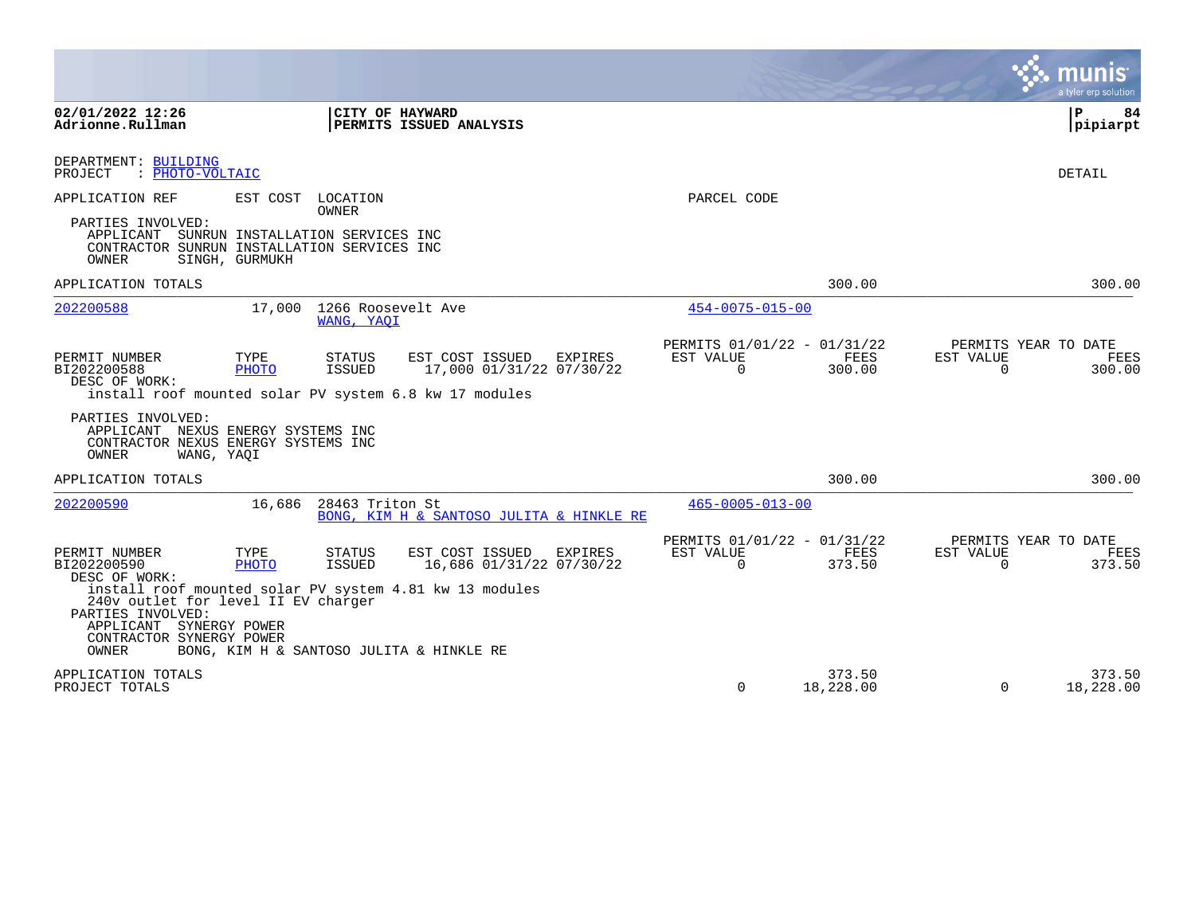**02/01/2022 12:26**
**Adrionne.Rullman**

**CITY OF HAYWARD**
**PERMITS ISSUED ANALYSIS**

**P 84**
**pipiarpt**

DEPARTMENT: BUILDING
PROJECT : PHOTO-VOLTAIC

DETAIL

APPLICATION REF | EST COST | LOCATION / OWNER | PARCEL CODE

PARTIES INVOLVED:
- APPLICANT SUNRUN INSTALLATION SERVICES INC
- CONTRACTOR SUNRUN INSTALLATION SERVICES INC
- OWNER SINGH, GURMUKH

APPLICATION TOTALS — 300.00 — 300.00

---

**202200588** — 17,000 — 1266 Roosevelt Ave — WANG, YAQI — 454-0075-015-00

| PERMIT NUMBER | TYPE | STATUS | EST COST | ISSUED | EXPIRES | PERMITS 01/01/22 - 01/31/22 EST VALUE | FEES | PERMITS YEAR TO DATE EST VALUE | FEES |
|---|---|---|---|---|---|---|---|---|---|
| BI202200588 | PHOTO | ISSUED | 17,000 | 01/31/22 | 07/30/22 | 0 | 300.00 | 0 | 300.00 |

DESC OF WORK:
install roof mounted solar PV system 6.8 kw 17 modules

PARTIES INVOLVED:
- APPLICANT NEXUS ENERGY SYSTEMS INC
- CONTRACTOR NEXUS ENERGY SYSTEMS INC
- OWNER WANG, YAQI

APPLICATION TOTALS — 300.00 — 300.00

---

**202200590** — 16,686 — 28463 Triton St — BONG, KIM H & SANTOSO JULITA & HINKLE RE — 465-0005-013-00

| PERMIT NUMBER | TYPE | STATUS | EST COST | ISSUED | EXPIRES | PERMITS 01/01/22 - 01/31/22 EST VALUE | FEES | PERMITS YEAR TO DATE EST VALUE | FEES |
|---|---|---|---|---|---|---|---|---|---|
| BI202200590 | PHOTO | ISSUED | 16,686 | 01/31/22 | 07/30/22 | 0 | 373.50 | 0 | 373.50 |

DESC OF WORK:
install roof mounted solar PV system 4.81 kw 13 modules
240v outlet for level II EV charger

PARTIES INVOLVED:
- APPLICANT SYNERGY POWER
- CONTRACTOR SYNERGY POWER
- OWNER BONG, KIM H & SANTOSO JULITA & HINKLE RE

| | EST VALUE | FEES | YTD EST VALUE | YTD FEES |
|---|---|---|---|---|
| APPLICATION TOTALS | | 373.50 | | 373.50 |
| PROJECT TOTALS | 0 | 18,228.00 | 0 | 18,228.00 |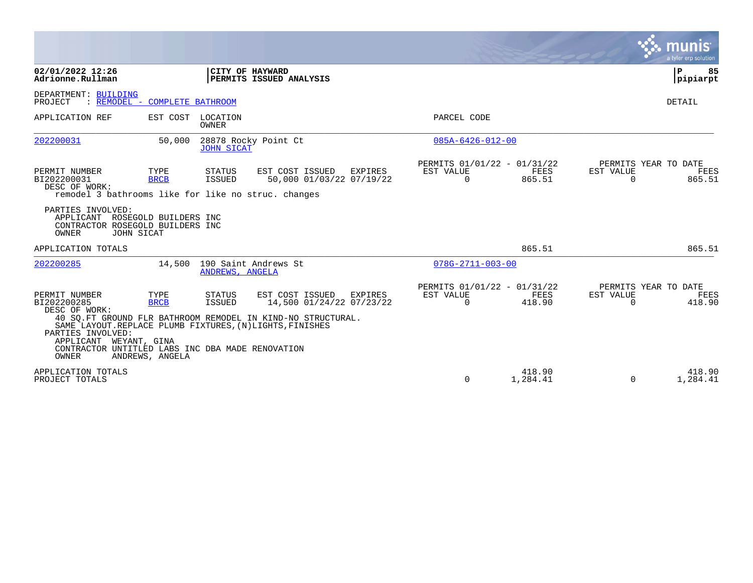**02/01/2022 12:26**
**Adrionne.Rullman**

**CITY OF HAYWARD**
**PERMITS ISSUED ANALYSIS**

**P 85**
**pipiarpt**

DEPARTMENT: BUILDING
PROJECT : REMODEL - COMPLETE BATHROOM

DETAIL

| APPLICATION REF | EST COST | LOCATION / OWNER | PARCEL CODE |
|---|---|---|---|
| 202200031 | 50,000 | 28878 Rocky Point Ct / JOHN SICAT | 085A-6426-012-00 |

| PERMIT NUMBER | TYPE | STATUS | EST COST | ISSUED | EXPIRES | PERMITS 01/01/22 - 01/31/22 EST VALUE | FEES | PERMITS YEAR TO DATE EST VALUE | FEES |
|---|---|---|---|---|---|---|---|---|---|
| BI202200031 | BRCB | ISSUED | 50,000 | 01/03/22 | 07/19/22 | 0 | 865.51 | 0 | 865.51 |

DESC OF WORK:
remodel 3 bathrooms like for like no struc. changes

PARTIES INVOLVED:
APPLICANT ROSEGOLD BUILDERS INC
CONTRACTOR ROSEGOLD BUILDERS INC
OWNER JOHN SICAT

APPLICATION TOTALS 865.51 865.51

| APPLICATION REF | EST COST | LOCATION / OWNER | PARCEL CODE |
|---|---|---|---|
| 202200285 | 14,500 | 190 Saint Andrews St / ANDREWS, ANGELA | 078G-2711-003-00 |

| PERMIT NUMBER | TYPE | STATUS | EST COST | ISSUED | EXPIRES | PERMITS 01/01/22 - 01/31/22 EST VALUE | FEES | PERMITS YEAR TO DATE EST VALUE | FEES |
|---|---|---|---|---|---|---|---|---|---|
| BI202200285 | BRCB | ISSUED | 14,500 | 01/24/22 | 07/23/22 | 0 | 418.90 | 0 | 418.90 |

DESC OF WORK:
40 SQ.FT GROUND FLR BATHROOM REMODEL IN KIND-NO STRUCTURAL.
SAME LAYOUT.REPLACE PLUMB FIXTURES,(N)LIGHTS,FINISHES

PARTIES INVOLVED:
APPLICANT WEYANT, GINA
CONTRACTOR UNTITLED LABS INC DBA MADE RENOVATION
OWNER ANDREWS, ANGELA

| | EST VALUE | FEES | EST VALUE | FEES |
|---|---|---|---|---|
| APPLICATION TOTALS | | 418.90 | | 418.90 |
| PROJECT TOTALS | 0 | 1,284.41 | 0 | 1,284.41 |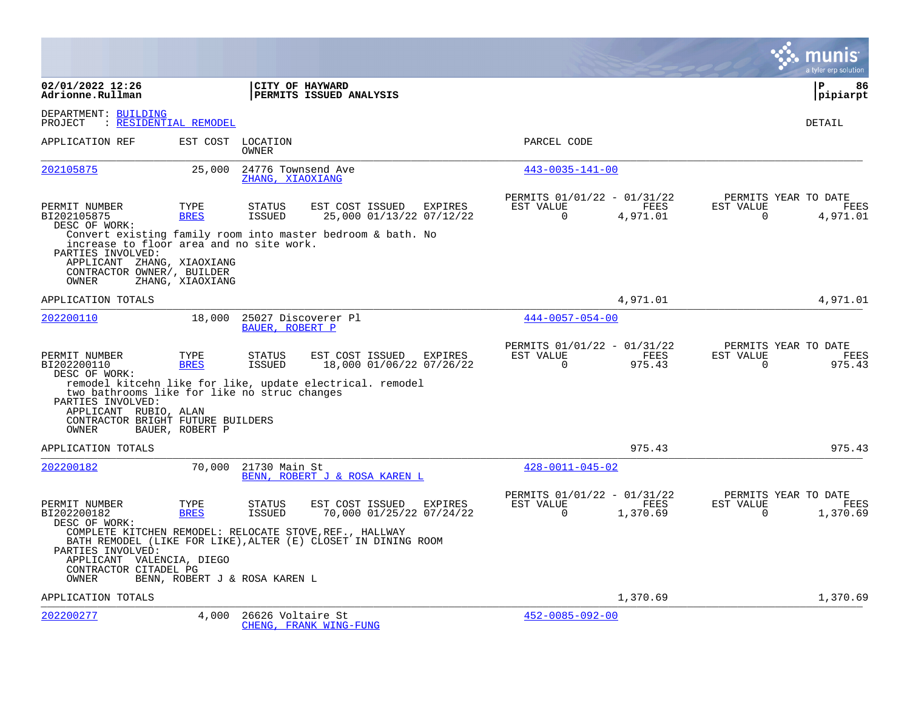**02/01/2022 12:26**
**Adrionne.Rullman**

**CITY OF HAYWARD**
**PERMITS ISSUED ANALYSIS**

**pipiarpt**

DEPARTMENT: BUILDING
PROJECT : RESIDENTIAL REMODEL

DETAIL

| APPLICATION REF | EST COST | LOCATION / OWNER | PARCEL CODE |
|---|---|---|---|
| 202105875 | 25,000 | 24776 Townsend Ave / ZHANG, XIAOXIANG | 443-0035-141-00 |

| PERMIT NUMBER | TYPE | STATUS | EST COST | ISSUED | EXPIRES | PERMITS 01/01/22 - 01/31/22 EST VALUE | FEES | PERMITS YEAR TO DATE EST VALUE | FEES |
|---|---|---|---|---|---|---|---|---|---|
| BI202105875 | BRES | ISSUED | 25,000 | 01/13/22 | 07/12/22 | 0 | 4,971.01 | 0 | 4,971.01 |

DESC OF WORK:
Convert existing family room into master bedroom & bath. No increase to floor area and no site work.

PARTIES INVOLVED:
APPLICANT ZHANG, XIAOXIANG
CONTRACTOR OWNER/, BUILDER
OWNER ZHANG, XIAOXIANG

APPLICATION TOTALS 4,971.01 4,971.01

| APPLICATION REF | EST COST | LOCATION / OWNER | PARCEL CODE |
|---|---|---|---|
| 202200110 | 18,000 | 25027 Discoverer Pl / BAUER, ROBERT P | 444-0057-054-00 |

| PERMIT NUMBER | TYPE | STATUS | EST COST | ISSUED | EXPIRES | PERMITS 01/01/22 - 01/31/22 EST VALUE | FEES | PERMITS YEAR TO DATE EST VALUE | FEES |
|---|---|---|---|---|---|---|---|---|---|
| BI202200110 | BRES | ISSUED | 18,000 | 01/06/22 | 07/26/22 | 0 | 975.43 | 0 | 975.43 |

DESC OF WORK:
remodel kitcehn like for like, update electrical. remodel two bathrooms like for like no struc changes

PARTIES INVOLVED:
APPLICANT RUBIO, ALAN
CONTRACTOR BRIGHT FUTURE BUILDERS
OWNER BAUER, ROBERT P

APPLICATION TOTALS 975.43 975.43

| APPLICATION REF | EST COST | LOCATION / OWNER | PARCEL CODE |
|---|---|---|---|
| 202200182 | 70,000 | 21730 Main St / BENN, ROBERT J & ROSA KAREN L | 428-0011-045-02 |

| PERMIT NUMBER | TYPE | STATUS | EST COST | ISSUED | EXPIRES | PERMITS 01/01/22 - 01/31/22 EST VALUE | FEES | PERMITS YEAR TO DATE EST VALUE | FEES |
|---|---|---|---|---|---|---|---|---|---|
| BI202200182 | BRES | ISSUED | 70,000 | 01/25/22 | 07/24/22 | 0 | 1,370.69 | 0 | 1,370.69 |

DESC OF WORK:
COMPLETE KITCHEN REMODEL: RELOCATE STOVE,REF., HALLWAY BATH REMODEL (LIKE FOR LIKE),ALTER (E) CLOSET IN DINING ROOM

PARTIES INVOLVED:
APPLICANT VALENCIA, DIEGO
CONTRACTOR CITADEL PG
OWNER BENN, ROBERT J & ROSA KAREN L

APPLICATION TOTALS 1,370.69 1,370.69

| APPLICATION REF | EST COST | LOCATION / OWNER | PARCEL CODE |
|---|---|---|---|
| 202200277 | 4,000 | 26626 Voltaire St / CHENG, FRANK WING-FUNG | 452-0085-092-00 |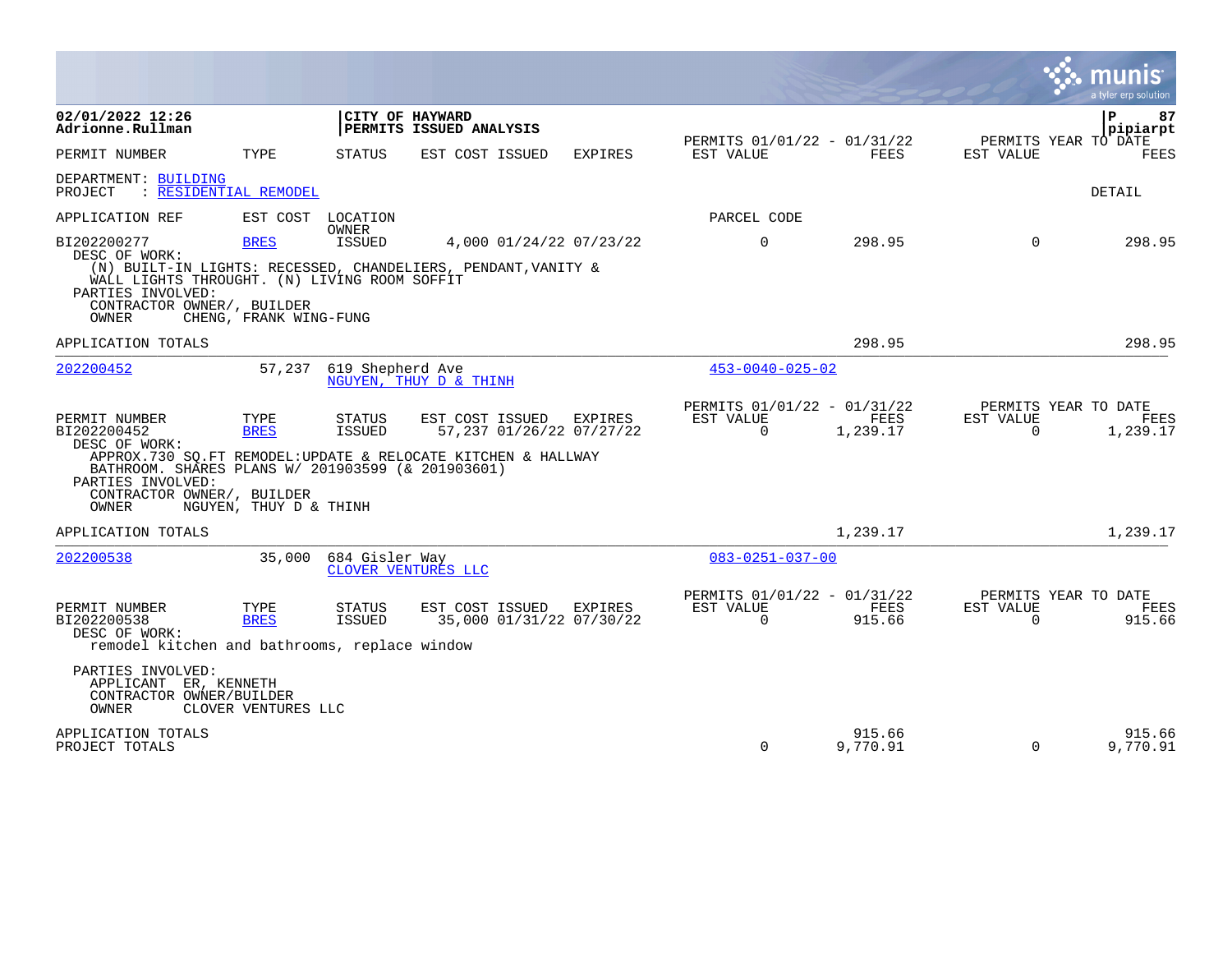**02/01/2022 12:26**
**Adrionne.Rullman**

**CITY OF HAYWARD**
**PERMITS ISSUED ANALYSIS**

**pipiarpt**

| PERMIT NUMBER | TYPE | STATUS | EST COST ISSUED | EXPIRES | PERMITS 01/01/22 - 01/31/22 EST VALUE | FEES | PERMITS YEAR TO DATE EST VALUE | FEES |
|---|---|---|---|---|---|---|---|---|

DEPARTMENT: BUILDING
PROJECT : RESIDENTIAL REMODEL

DETAIL

APPLICATION REF | EST COST | LOCATION / OWNER | PARCEL CODE

| PERMIT NUMBER | TYPE | STATUS | EST COST | ISSUED | EXPIRES | EST VALUE | FEES | YTD EST VALUE | YTD FEES |
|---|---|---|---|---|---|---|---|---|---|
| BI202200277 | BRES | ISSUED | 4,000 | 01/24/22 | 07/23/22 | 0 | 298.95 | 0 | 298.95 |

DESC OF WORK:
(N) BUILT-IN LIGHTS: RECESSED, CHANDELIERS, PENDANT,VANITY & WALL LIGHTS THROUGHT. (N) LIVING ROOM SOFFIT
PARTIES INVOLVED:
CONTRACTOR OWNER/, BUILDER
OWNER CHENG, FRANK WING-FUNG

APPLICATION TOTALS — 298.95 — 298.95

---

**202200452** — 57,237 — 619 Shepherd Ave — NGUYEN, THUY D & THINH — 453-0040-025-02

| PERMIT NUMBER | TYPE | STATUS | EST COST | ISSUED | EXPIRES | EST VALUE | FEES | YTD EST VALUE | YTD FEES |
|---|---|---|---|---|---|---|---|---|---|
| BI202200452 | BRES | ISSUED | 57,237 | 01/26/22 | 07/27/22 | 0 | 1,239.17 | 0 | 1,239.17 |

DESC OF WORK:
APPROX.730 SQ.FT REMODEL:UPDATE & RELOCATE KITCHEN & HALLWAY BATHROOM. SHARES PLANS W/ 201903599 (& 201903601)
PARTIES INVOLVED:
CONTRACTOR OWNER/, BUILDER
OWNER NGUYEN, THUY D & THINH

APPLICATION TOTALS — 1,239.17 — 1,239.17

---

**202200538** — 35,000 — 684 Gisler Way — CLOVER VENTURES LLC — 083-0251-037-00

| PERMIT NUMBER | TYPE | STATUS | EST COST | ISSUED | EXPIRES | EST VALUE | FEES | YTD EST VALUE | YTD FEES |
|---|---|---|---|---|---|---|---|---|---|
| BI202200538 | BRES | ISSUED | 35,000 | 01/31/22 | 07/30/22 | 0 | 915.66 | 0 | 915.66 |

DESC OF WORK:
remodel kitchen and bathrooms, replace window

PARTIES INVOLVED:
APPLICANT ER, KENNETH
CONTRACTOR OWNER/BUILDER
OWNER CLOVER VENTURES LLC

| | EST VALUE | FEES | YTD EST VALUE | YTD FEES |
|---|---|---|---|---|
| APPLICATION TOTALS | | 915.66 | | 915.66 |
| PROJECT TOTALS | 0 | 9,770.91 | 0 | 9,770.91 |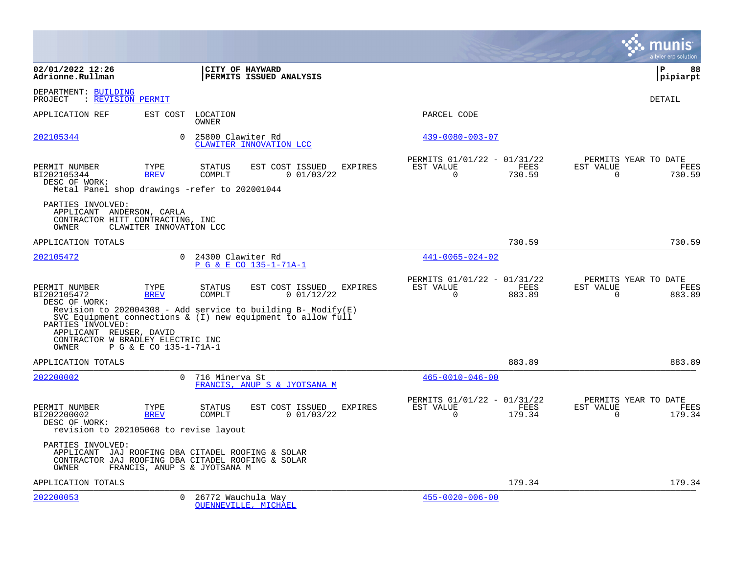**02/01/2022 12:26**
**Adrionne.Rullman**

**CITY OF HAYWARD**
**PERMITS ISSUED ANALYSIS**

**P 88**
**pipiarpt**

DEPARTMENT: BUILDING
PROJECT : REVISION PERMIT

DETAIL

| APPLICATION REF | EST COST | LOCATION / OWNER | PARCEL CODE |
|---|---|---|---|
| 202105344 | 0 | 25800 Clawiter Rd / CLAWITER INNOVATION LCC | 439-0080-003-07 |

| PERMIT NUMBER | TYPE | STATUS | EST COST | ISSUED | EXPIRES | PERMITS 01/01/22 - 01/31/22 EST VALUE | FEES | PERMITS YEAR TO DATE EST VALUE | FEES |
|---|---|---|---|---|---|---|---|---|---|
| BI202105344 | BREV | COMPL | 0 | 01/03/22 | | 0 | 730.59 | 0 | 730.59 |

DESC OF WORK:
Metal Panel shop drawings -refer to 202001044

PARTIES INVOLVED:
APPLICANT ANDERSON, CARLA
CONTRACTOR HITT CONTRACTING, INC
OWNER CLAWITER INNOVATION LCC

APPLICATION TOTALS 730.59 730.59

| APPLICATION REF | EST COST | LOCATION / OWNER | PARCEL CODE |
|---|---|---|---|
| 202105472 | 0 | 24300 Clawiter Rd / P G & E CO 135-1-71A-1 | 441-0065-024-02 |

| PERMIT NUMBER | TYPE | STATUS | EST COST | ISSUED | EXPIRES | PERMITS 01/01/22 - 01/31/22 EST VALUE | FEES | PERMITS YEAR TO DATE EST VALUE | FEES |
|---|---|---|---|---|---|---|---|---|---|
| BI202105472 | BREV | COMPL | 0 | 01/12/22 | | 0 | 883.89 | 0 | 883.89 |

DESC OF WORK:
Revision to 202004308 - Add service to building B- Modify(E) SVC Equipment connections & (I) new equipment to allow full

PARTIES INVOLVED:
APPLICANT REUSER, DAVID
CONTRACTOR W BRADLEY ELECTRIC INC
OWNER P G & E CO 135-1-71A-1

APPLICATION TOTALS 883.89 883.89

| APPLICATION REF | EST COST | LOCATION / OWNER | PARCEL CODE |
|---|---|---|---|
| 202200002 | 0 | 716 Minerva St / FRANCIS, ANUP S & JYOTSANA M | 465-0010-046-00 |

| PERMIT NUMBER | TYPE | STATUS | EST COST | ISSUED | EXPIRES | PERMITS 01/01/22 - 01/31/22 EST VALUE | FEES | PERMITS YEAR TO DATE EST VALUE | FEES |
|---|---|---|---|---|---|---|---|---|---|
| BI202200002 | BREV | COMPL | 0 | 01/03/22 | | 0 | 179.34 | 0 | 179.34 |

DESC OF WORK:
revision to 202105068 to revise layout

PARTIES INVOLVED:
APPLICANT JAJ ROOFING DBA CITADEL ROOFING & SOLAR
CONTRACTOR JAJ ROOFING DBA CITADEL ROOFING & SOLAR
OWNER FRANCIS, ANUP S & JYOTSANA M

APPLICATION TOTALS 179.34 179.34

| APPLICATION REF | EST COST | LOCATION / OWNER | PARCEL CODE |
|---|---|---|---|
| 202200053 | 0 | 26772 Wauchula Way / QUENNEVILLE, MICHAEL | 455-0020-006-00 |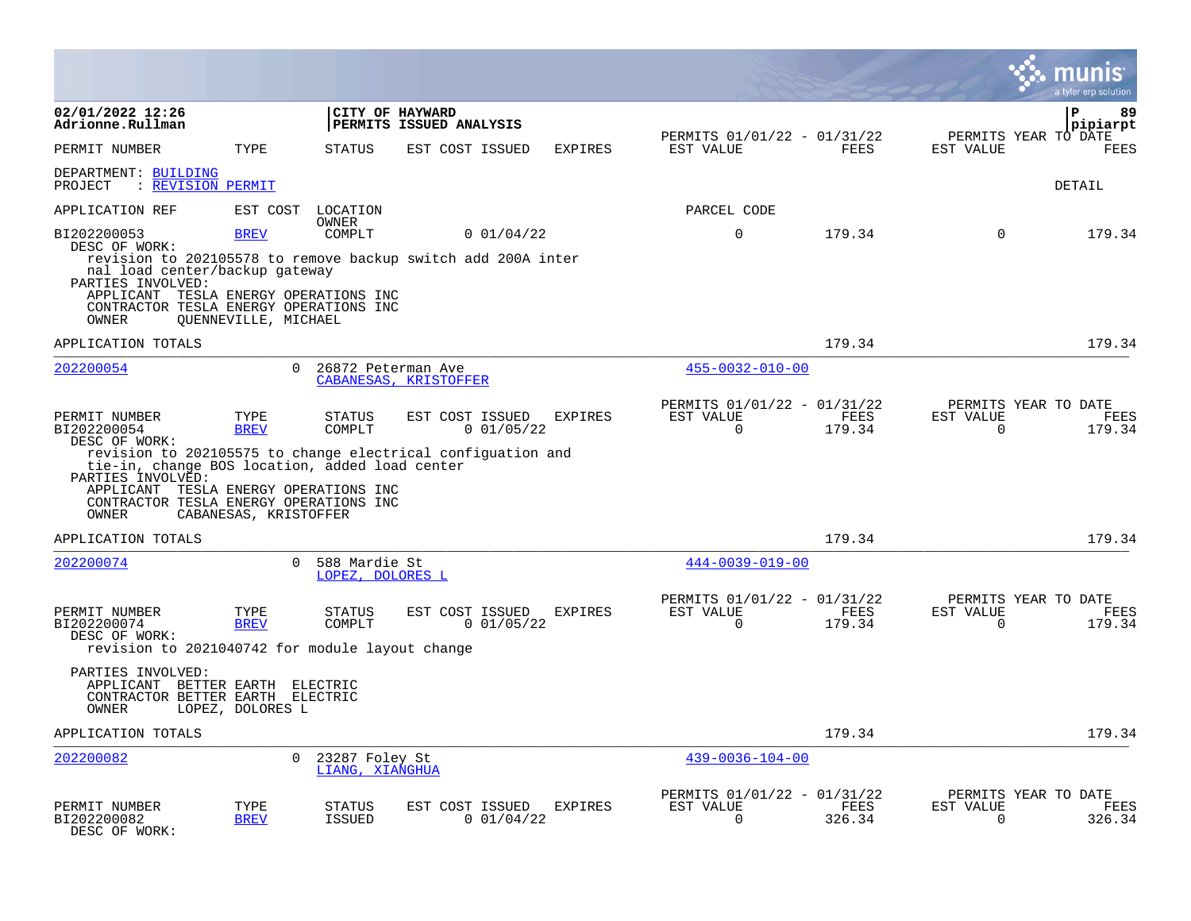**CITY OF HAYWARD**
**PERMITS ISSUED ANALYSIS**

02/01/2022 12:26
Adrionne.Rullman

pipiarpt

| PERMIT NUMBER | TYPE | STATUS | EST COST | ISSUED | EXPIRES | PERMITS 01/01/22 - 01/31/22 EST VALUE | FEES | PERMITS YEAR TO DATE EST VALUE | FEES |
|---|---|---|---|---|---|---|---|---|---|

DEPARTMENT: BUILDING
PROJECT : REVISION PERMIT

DETAIL

| APPLICATION REF | EST COST | LOCATION OWNER | | | | PARCEL CODE | | | |
|---|---|---|---|---|---|---|---|---|---|
| BI202200053 | BREV | COMPLT | 0 | 01/04/22 | | 0 | 179.34 | 0 | 179.34 |

DESC OF WORK:
revision to 202105578 to remove backup switch add 200A inter nal load center/backup gateway

PARTIES INVOLVED:
APPLICANT TESLA ENERGY OPERATIONS INC
CONTRACTOR TESLA ENERGY OPERATIONS INC
OWNER QUENNEVILLE, MICHAEL

APPLICATION TOTALS: 179.34 | 179.34

---

202200054 | 0 | 26872 Peterman Ave | CABANESAS, KRISTOFFER | 455-0032-010-00

| PERMIT NUMBER | TYPE | STATUS | EST COST | ISSUED | EXPIRES | PERMITS 01/01/22 - 01/31/22 EST VALUE | FEES | PERMITS YEAR TO DATE EST VALUE | FEES |
|---|---|---|---|---|---|---|---|---|---|
| BI202200054 | BREV | COMPLT | 0 | 01/05/22 | | 0 | 179.34 | 0 | 179.34 |

DESC OF WORK:
revision to 202105575 to change electrical configuation and tie-in, change BOS location, added load center

PARTIES INVOLVED:
APPLICANT TESLA ENERGY OPERATIONS INC
CONTRACTOR TESLA ENERGY OPERATIONS INC
OWNER CABANESAS, KRISTOFFER

APPLICATION TOTALS: 179.34 | 179.34

---

202200074 | 0 | 588 Mardie St | LOPEZ, DOLORES L | 444-0039-019-00

| PERMIT NUMBER | TYPE | STATUS | EST COST | ISSUED | EXPIRES | PERMITS 01/01/22 - 01/31/22 EST VALUE | FEES | PERMITS YEAR TO DATE EST VALUE | FEES |
|---|---|---|---|---|---|---|---|---|---|
| BI202200074 | BREV | COMPLT | 0 | 01/05/22 | | 0 | 179.34 | 0 | 179.34 |

DESC OF WORK:
revision to 2021040742 for module layout change

PARTIES INVOLVED:
APPLICANT BETTER EARTH ELECTRIC
CONTRACTOR BETTER EARTH ELECTRIC
OWNER LOPEZ, DOLORES L

APPLICATION TOTALS: 179.34 | 179.34

---

202200082 | 0 | 23287 Foley St | LIANG, XIANGHUA | 439-0036-104-00

| PERMIT NUMBER | TYPE | STATUS | EST COST | ISSUED | EXPIRES | PERMITS 01/01/22 - 01/31/22 EST VALUE | FEES | PERMITS YEAR TO DATE EST VALUE | FEES |
|---|---|---|---|---|---|---|---|---|---|
| BI202200082 | BREV | ISSUED | 0 | 01/04/22 | | 0 | 326.34 | 0 | 326.34 |

DESC OF WORK: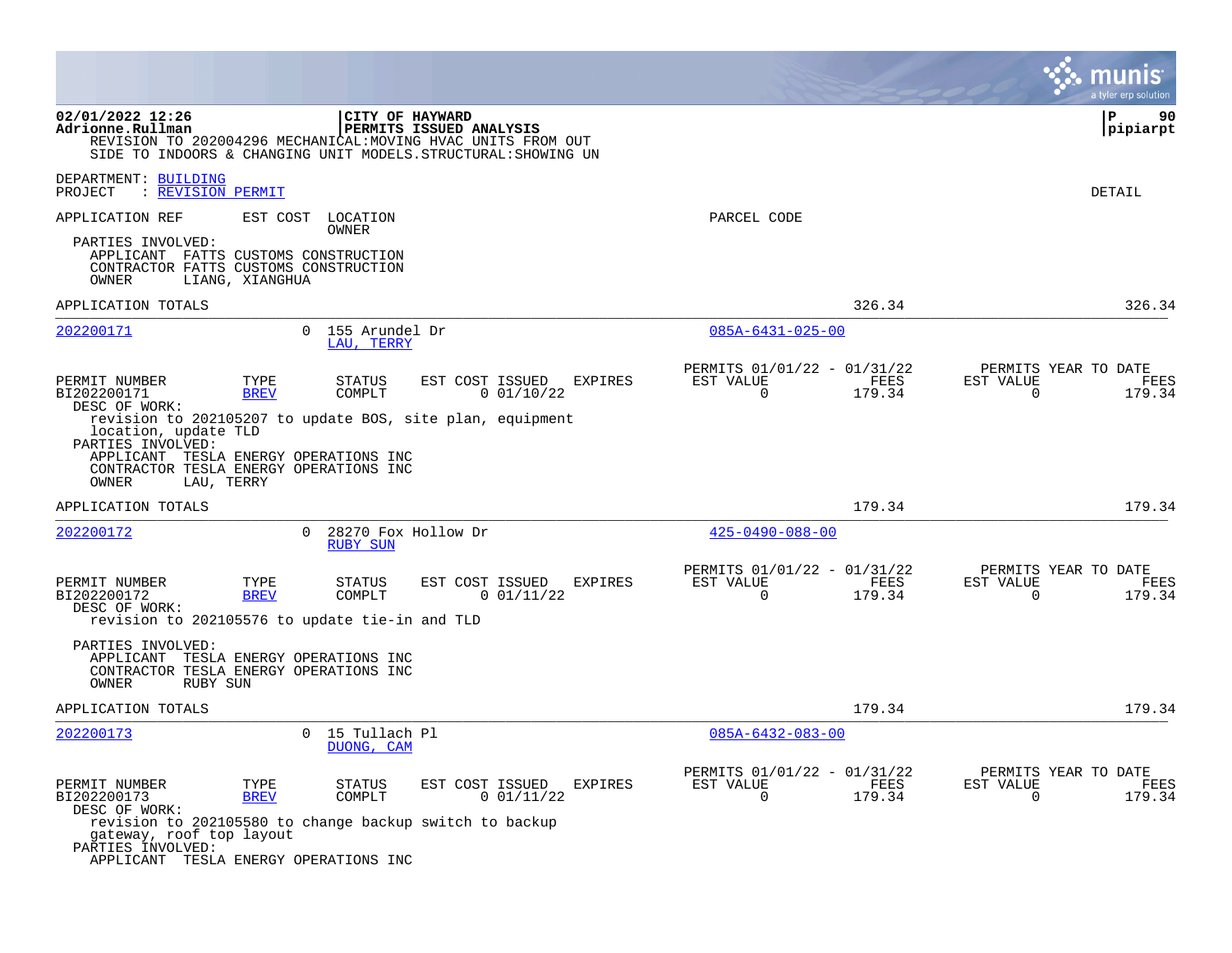REVISION TO 202004296 MECHANICAL:MOVING HVAC UNITS FROM OUT SIDE TO INDOORS & CHANGING UNIT MODELS.STRUCTURAL:SHOWING UN

DEPARTMENT: BUILDING
PROJECT : REVISION PERMIT

DETAIL

APPLICATION REF | EST COST | LOCATION / OWNER | PARCEL CODE

PARTIES INVOLVED:
- APPLICANT FATTS CUSTOMS CONSTRUCTION
- CONTRACTOR FATTS CUSTOMS CONSTRUCTION
- OWNER LIANG, XIANGHUA

APPLICATION TOTALS: 326.34 | 326.34

---

**202200171** | 0 | 155 Arundel Dr / LAU, TERRY | 085A-6431-025-00

| PERMIT NUMBER | TYPE | STATUS | EST COST | ISSUED | EXPIRES | PERMITS 01/01/22 - 01/31/22 EST VALUE | FEES | PERMITS YEAR TO DATE EST VALUE | FEES |
|---|---|---|---|---|---|---|---|---|---|
| BI202200171 | BREV | COMPLT | 0 | 01/10/22 | | 0 | 179.34 | 0 | 179.34 |

DESC OF WORK:
revision to 202105207 to update BOS, site plan, equipment location, update TLD

PARTIES INVOLVED:
- APPLICANT TESLA ENERGY OPERATIONS INC
- CONTRACTOR TESLA ENERGY OPERATIONS INC
- OWNER LAU, TERRY

APPLICATION TOTALS: 179.34 | 179.34

---

**202200172** | 0 | 28270 Fox Hollow Dr / RUBY SUN | 425-0490-088-00

| PERMIT NUMBER | TYPE | STATUS | EST COST | ISSUED | EXPIRES | PERMITS 01/01/22 - 01/31/22 EST VALUE | FEES | PERMITS YEAR TO DATE EST VALUE | FEES |
|---|---|---|---|---|---|---|---|---|---|
| BI202200172 | BREV | COMPLT | 0 | 01/11/22 | | 0 | 179.34 | 0 | 179.34 |

DESC OF WORK:
revision to 202105576 to update tie-in and TLD

PARTIES INVOLVED:
- APPLICANT TESLA ENERGY OPERATIONS INC
- CONTRACTOR TESLA ENERGY OPERATIONS INC
- OWNER RUBY SUN

APPLICATION TOTALS: 179.34 | 179.34

---

**202200173** | 0 | 15 Tullach Pl / DUONG, CAM | 085A-6432-083-00

| PERMIT NUMBER | TYPE | STATUS | EST COST | ISSUED | EXPIRES | PERMITS 01/01/22 - 01/31/22 EST VALUE | FEES | PERMITS YEAR TO DATE EST VALUE | FEES |
|---|---|---|---|---|---|---|---|---|---|
| BI202200173 | BREV | COMPLT | 0 | 01/11/22 | | 0 | 179.34 | 0 | 179.34 |

DESC OF WORK:
revision to 202105580 to change backup switch to backup gateway, roof top layout

PARTIES INVOLVED:
- APPLICANT TESLA ENERGY OPERATIONS INC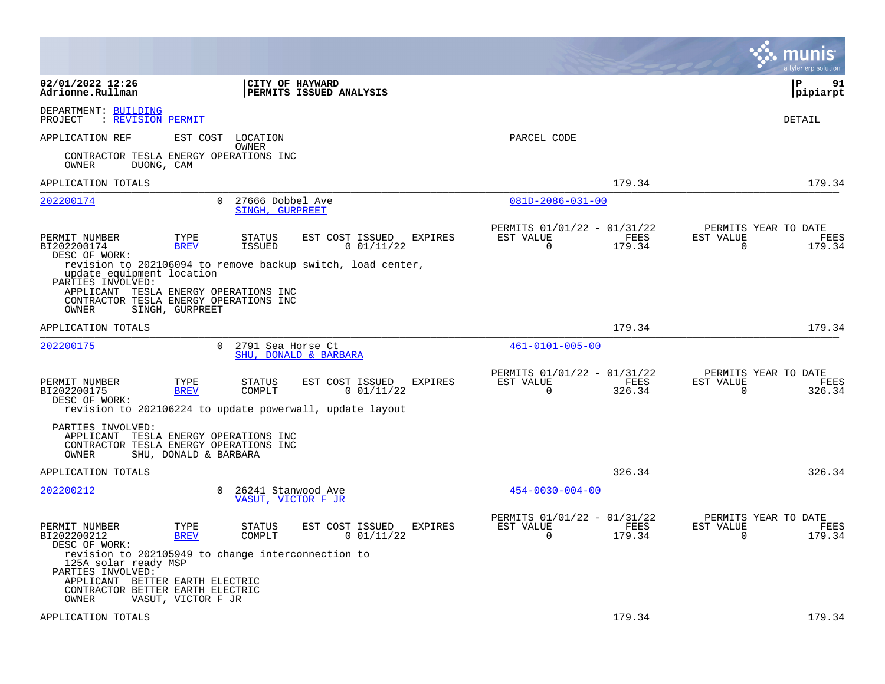02/01/2022 12:26
Adrionne.Rullman

**CITY OF HAYWARD**
**PERMITS ISSUED ANALYSIS**

pipiarpt

DEPARTMENT: BUILDING
PROJECT : REVISION PERMIT

DETAIL

APPLICATION REF | EST COST | LOCATION / OWNER | PARCEL CODE

CONTRACTOR TESLA ENERGY OPERATIONS INC
OWNER DUONG, CAM

APPLICATION TOTALS 179.34 179.34

---

**202200174** 0 27666 Dobbel Ave — SINGH, GURPREET — 081D-2086-031-00

| PERMIT NUMBER | TYPE | STATUS | EST COST | ISSUED | EXPIRES | PERMITS 01/01/22 - 01/31/22 EST VALUE | FEES | PERMITS YEAR TO DATE EST VALUE | FEES |
|---|---|---|---|---|---|---|---|---|---|
| BI202200174 | BREV | ISSUED | 0 | 01/11/22 | | 0 | 179.34 | 0 | 179.34 |

DESC OF WORK:
revision to 202106094 to remove backup switch, load center, update equipment location

PARTIES INVOLVED:
APPLICANT TESLA ENERGY OPERATIONS INC
CONTRACTOR TESLA ENERGY OPERATIONS INC
OWNER SINGH, GURPREET

APPLICATION TOTALS 179.34 179.34

---

**202200175** 0 2791 Sea Horse Ct — SHU, DONALD & BARBARA — 461-0101-005-00

| PERMIT NUMBER | TYPE | STATUS | EST COST | ISSUED | EXPIRES | PERMITS 01/01/22 - 01/31/22 EST VALUE | FEES | PERMITS YEAR TO DATE EST VALUE | FEES |
|---|---|---|---|---|---|---|---|---|---|
| BI202200175 | BREV | COMPLT | 0 | 01/11/22 | | 0 | 326.34 | 0 | 326.34 |

DESC OF WORK:
revision to 202106224 to update powerwall, update layout

PARTIES INVOLVED:
APPLICANT TESLA ENERGY OPERATIONS INC
CONTRACTOR TESLA ENERGY OPERATIONS INC
OWNER SHU, DONALD & BARBARA

APPLICATION TOTALS 326.34 326.34

---

**202200212** 0 26241 Stanwood Ave — VASUT, VICTOR F JR — 454-0030-004-00

| PERMIT NUMBER | TYPE | STATUS | EST COST | ISSUED | EXPIRES | PERMITS 01/01/22 - 01/31/22 EST VALUE | FEES | PERMITS YEAR TO DATE EST VALUE | FEES |
|---|---|---|---|---|---|---|---|---|---|
| BI202200212 | BREV | COMPLT | 0 | 01/11/22 | | 0 | 179.34 | 0 | 179.34 |

DESC OF WORK:
revision to 202105949 to change interconnection to 125A solar ready MSP

PARTIES INVOLVED:
APPLICANT BETTER EARTH ELECTRIC
CONTRACTOR BETTER EARTH ELECTRIC
OWNER VASUT, VICTOR F JR

APPLICATION TOTALS 179.34 179.34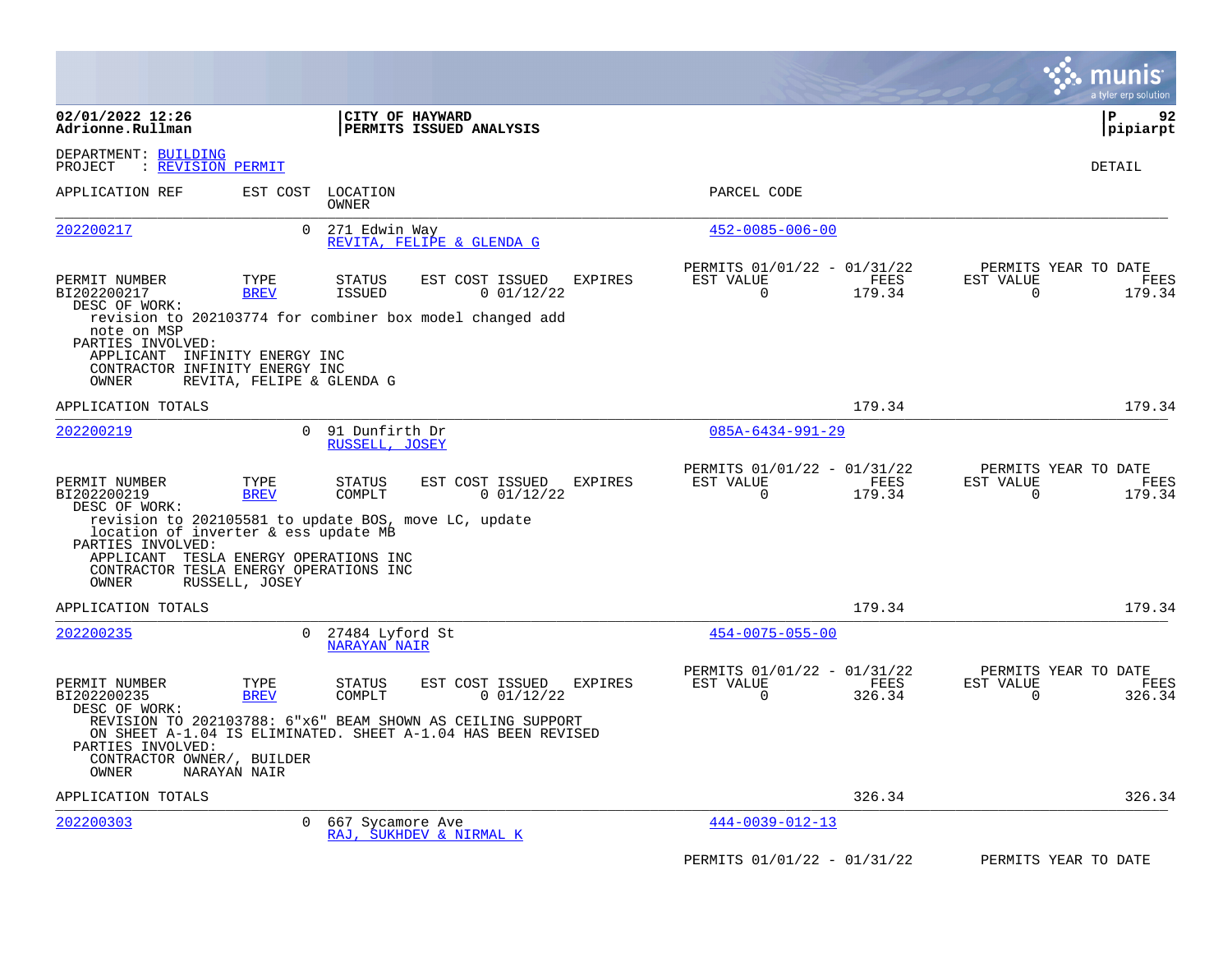02/01/2022 12:26
Adrionne.Rullman

**CITY OF HAYWARD**
**PERMITS ISSUED ANALYSIS**

P 92
pipiarpt

DEPARTMENT: BUILDING
PROJECT : REVISION PERMIT

DETAIL

| APPLICATION REF | EST COST | LOCATION / OWNER | PARCEL CODE |
|---|---|---|---|
| 202200217 | 0 | 271 Edwin Way / REVITA, FELIPE & GLENDA G | 452-0085-006-00 |

| PERMIT NUMBER | TYPE | STATUS | EST COST | ISSUED | EXPIRES | PERMITS 01/01/22 - 01/31/22 EST VALUE | FEES | PERMITS YEAR TO DATE EST VALUE | FEES |
|---|---|---|---|---|---|---|---|---|---|
| BI202200217 | BREV | ISSUED | 0 | 01/12/22 | | 0 | 179.34 | 0 | 179.34 |

DESC OF WORK:
revision to 202103774 for combiner box model changed add note on MSP

PARTIES INVOLVED:
APPLICANT INFINITY ENERGY INC
CONTRACTOR INFINITY ENERGY INC
OWNER REVITA, FELIPE & GLENDA G

APPLICATION TOTALS 179.34 179.34

| APPLICATION REF | EST COST | LOCATION / OWNER | PARCEL CODE |
|---|---|---|---|
| 202200219 | 0 | 91 Dunfirth Dr / RUSSELL, JOSEY | 085A-6434-991-29 |

| PERMIT NUMBER | TYPE | STATUS | EST COST | ISSUED | EXPIRES | PERMITS 01/01/22 - 01/31/22 EST VALUE | FEES | PERMITS YEAR TO DATE EST VALUE | FEES |
|---|---|---|---|---|---|---|---|---|---|
| BI202200219 | BREV | COMPLT | 0 | 01/12/22 | | 0 | 179.34 | 0 | 179.34 |

DESC OF WORK:
revision to 202105581 to update BOS, move LC, update location of inverter & ess update MB

PARTIES INVOLVED:
APPLICANT TESLA ENERGY OPERATIONS INC
CONTRACTOR TESLA ENERGY OPERATIONS INC
OWNER RUSSELL, JOSEY

APPLICATION TOTALS 179.34 179.34

| APPLICATION REF | EST COST | LOCATION / OWNER | PARCEL CODE |
|---|---|---|---|
| 202200235 | 0 | 27484 Lyford St / NARAYAN NAIR | 454-0075-055-00 |

| PERMIT NUMBER | TYPE | STATUS | EST COST | ISSUED | EXPIRES | PERMITS 01/01/22 - 01/31/22 EST VALUE | FEES | PERMITS YEAR TO DATE EST VALUE | FEES |
|---|---|---|---|---|---|---|---|---|---|
| BI202200235 | BREV | COMPLT | 0 | 01/12/22 | | 0 | 326.34 | 0 | 326.34 |

DESC OF WORK:
REVISION TO 202103788: 6"x6" BEAM SHOWN AS CEILING SUPPORT ON SHEET A-1.04 IS ELIMINATED. SHEET A-1.04 HAS BEEN REVISED

PARTIES INVOLVED:
CONTRACTOR OWNER/, BUILDER
OWNER NARAYAN NAIR

APPLICATION TOTALS 326.34 326.34

| APPLICATION REF | EST COST | LOCATION / OWNER | PARCEL CODE |
|---|---|---|---|
| 202200303 | 0 | 667 Sycamore Ave / RAJ, SUKHDEV & NIRMAL K | 444-0039-012-13 |

PERMITS 01/01/22 - 01/31/22 PERMITS YEAR TO DATE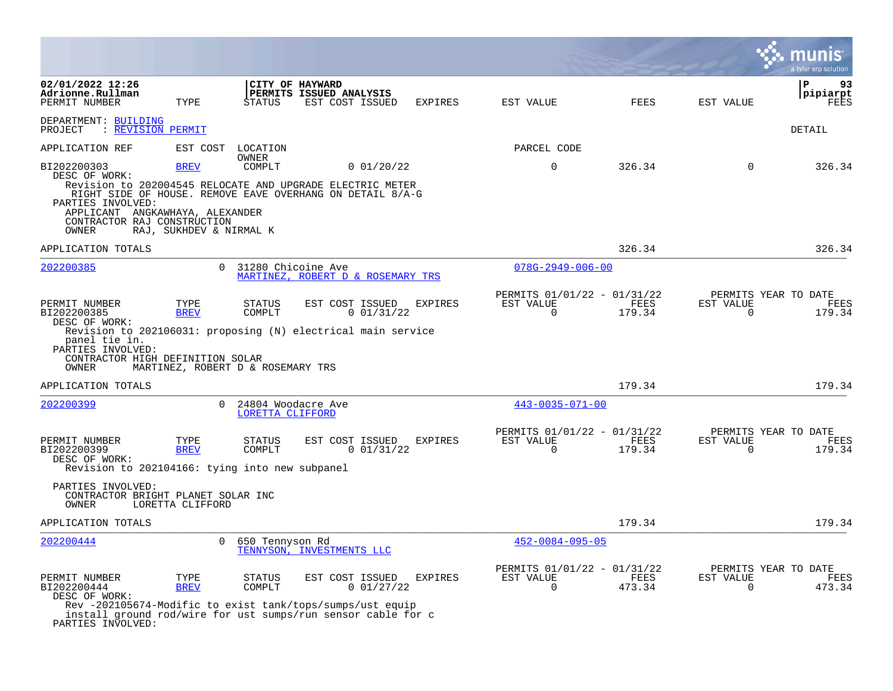**CITY OF HAYWARD**
**PERMITS ISSUED ANALYSIS**

DEPARTMENT: BUILDING
PROJECT : REVISION PERMIT

DETAIL

| APPLICATION REF | EST COST | LOCATION / OWNER | | | PARCEL CODE | | | |
|---|---|---|---|---|---|---|---|---|
| **PERMIT NUMBER** | **TYPE** | **STATUS** | **EST COST ISSUED** | **EXPIRES** | **EST VALUE** | **FEES** | **EST VALUE** | **FEES** |
| BI202200303 | BREV | COMPLT | 0 01/20/22 | | 0 | 326.34 | 0 | 326.34 |

DESC OF WORK:
Revision to 202004545 RELOCATE AND UPGRADE ELECTRIC METER RIGHT SIDE OF HOUSE. REMOVE EAVE OVERHANG ON DETAIL 8/A-G

PARTIES INVOLVED:
APPLICANT ANGKAWHAYA, ALEXANDER
CONTRACTOR RAJ CONSTRUCTION
OWNER RAJ, SUKHDEV & NIRMAL K

APPLICATION TOTALS: 326.34 | 326.34

---

**202200385** — 0 — 31280 Chicoine Ave — MARTINEZ, ROBERT D & ROSEMARY TRS — 078G-2949-006-00

| PERMIT NUMBER | TYPE | STATUS | EST COST | ISSUED | EXPIRES | PERMITS 01/01/22 - 01/31/22 EST VALUE | FEES | PERMITS YEAR TO DATE EST VALUE | FEES |
|---|---|---|---|---|---|---|---|---|---|
| BI202200385 | BREV | COMPLT | 0 | 01/31/22 | | 0 | 179.34 | 0 | 179.34 |

DESC OF WORK:
Revision to 202106031: proposing (N) electrical main service panel tie in.

PARTIES INVOLVED:
CONTRACTOR HIGH DEFINITION SOLAR
OWNER MARTINEZ, ROBERT D & ROSEMARY TRS

APPLICATION TOTALS: 179.34 | 179.34

---

**202200399** — 0 — 24804 Woodacre Ave — LORETTA CLIFFORD — 443-0035-071-00

| PERMIT NUMBER | TYPE | STATUS | EST COST | ISSUED | EXPIRES | PERMITS 01/01/22 - 01/31/22 EST VALUE | FEES | PERMITS YEAR TO DATE EST VALUE | FEES |
|---|---|---|---|---|---|---|---|---|---|
| BI202200399 | BREV | COMPLT | 0 | 01/31/22 | | 0 | 179.34 | 0 | 179.34 |

DESC OF WORK:
Revision to 202104166: tying into new subpanel

PARTIES INVOLVED:
CONTRACTOR BRIGHT PLANET SOLAR INC
OWNER LORETTA CLIFFORD

APPLICATION TOTALS: 179.34 | 179.34

---

**202200444** — 0 — 650 Tennyson Rd — TENNYSON, INVESTMENTS LLC — 452-0084-095-05

| PERMIT NUMBER | TYPE | STATUS | EST COST | ISSUED | EXPIRES | PERMITS 01/01/22 - 01/31/22 EST VALUE | FEES | PERMITS YEAR TO DATE EST VALUE | FEES |
|---|---|---|---|---|---|---|---|---|---|
| BI202200444 | BREV | COMPLT | 0 | 01/27/22 | | 0 | 473.34 | 0 | 473.34 |

DESC OF WORK:
Rev -202105674-Modific to exist tank/tops/sumps/ust equip install ground rod/wire for ust sumps/run sensor cable for c

PARTIES INVOLVED: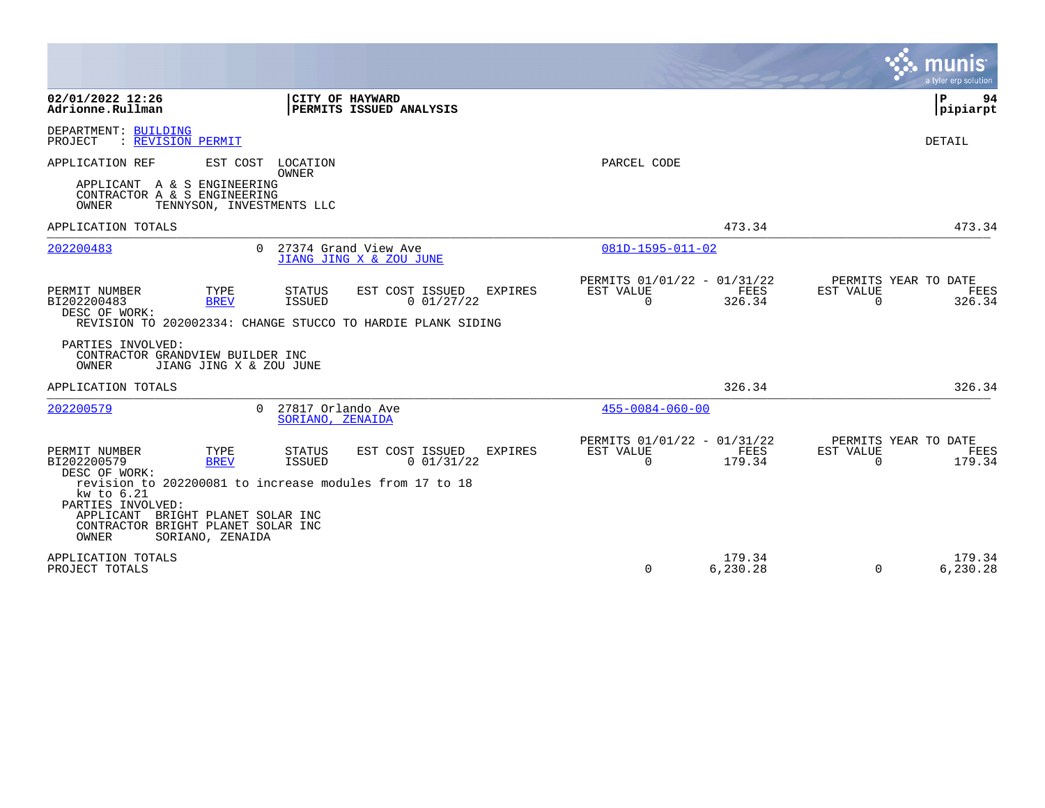DEPARTMENT: BUILDING
PROJECT : REVISION PERMIT

DETAIL

APPLICATION REF | EST COST | LOCATION / OWNER | PARCEL CODE

APPLICANT A & S ENGINEERING
CONTRACTOR A & S ENGINEERING
OWNER TENNYSON, INVESTMENTS LLC

APPLICATION TOTALS 473.34 473.34

---

**202200483** | 0 | 27374 Grand View Ave | 081D-1595-011-02
JIANG JING X & ZOU JUNE

| PERMIT NUMBER | TYPE | STATUS | EST COST | ISSUED | EXPIRES | PERMITS 01/01/22 - 01/31/22 EST VALUE | FEES | PERMITS YEAR TO DATE EST VALUE | FEES |
|---|---|---|---|---|---|---|---|---|---|
| BI202200483 | BREV | ISSUED | 0 | 01/27/22 | | 0 | 326.34 | 0 | 326.34 |

DESC OF WORK:
REVISION TO 202002334: CHANGE STUCCO TO HARDIE PLANK SIDING

PARTIES INVOLVED:
CONTRACTOR GRANDVIEW BUILDER INC
OWNER JIANG JING X & ZOU JUNE

APPLICATION TOTALS 326.34 326.34

---

**202200579** | 0 | 27817 Orlando Ave | 455-0084-060-00
SORIANO, ZENAIDA

| PERMIT NUMBER | TYPE | STATUS | EST COST | ISSUED | EXPIRES | PERMITS 01/01/22 - 01/31/22 EST VALUE | FEES | PERMITS YEAR TO DATE EST VALUE | FEES |
|---|---|---|---|---|---|---|---|---|---|
| BI202200579 | BREV | ISSUED | 0 | 01/31/22 | | 0 | 179.34 | 0 | 179.34 |

DESC OF WORK:
revision to 202200081 to increase modules from 17 to 18
kw to 6.21

PARTIES INVOLVED:
APPLICANT BRIGHT PLANET SOLAR INC
CONTRACTOR BRIGHT PLANET SOLAR INC
OWNER SORIANO, ZENAIDA

| | EST VALUE | FEES | EST VALUE | FEES |
|---|---|---|---|---|
| APPLICATION TOTALS | | 179.34 | | 179.34 |
| PROJECT TOTALS | 0 | 6,230.28 | 0 | 6,230.28 |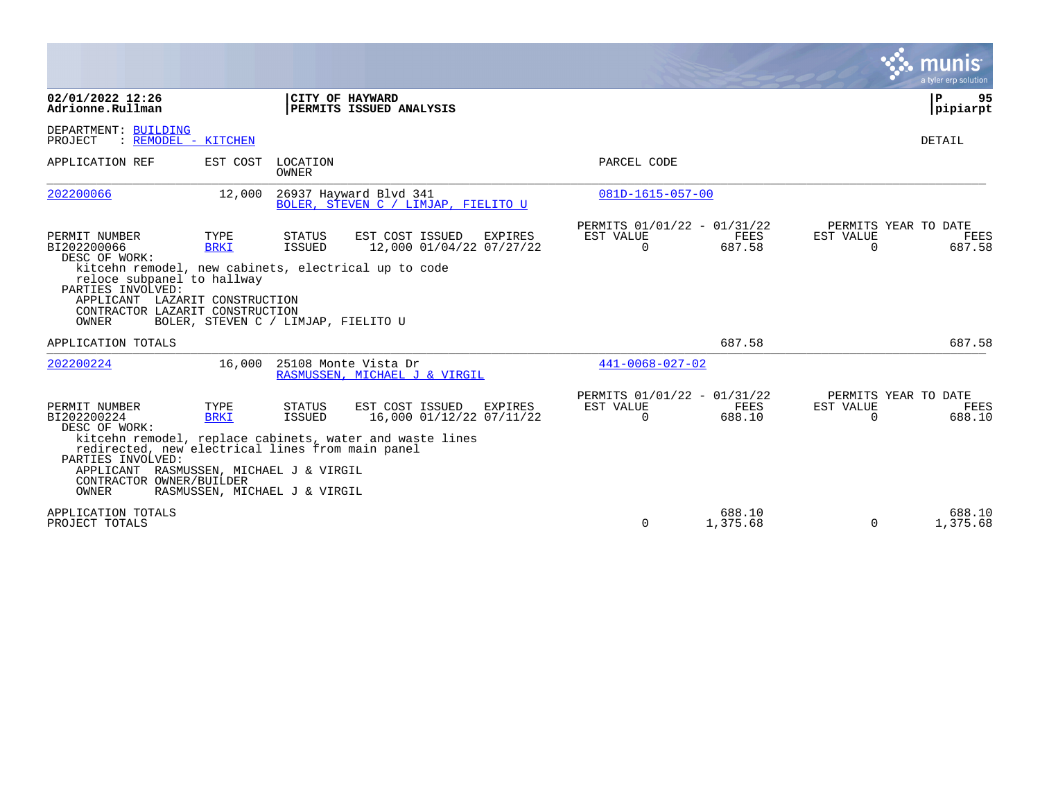**02/01/2022 12:26**
**Adrionne.Rullman**

**CITY OF HAYWARD**
**PERMITS ISSUED ANALYSIS**

**P 95**
**pipiarpt**

DEPARTMENT: BUILDING
PROJECT : REMODEL - KITCHEN

DETAIL

| APPLICATION REF | EST COST | LOCATION / OWNER | PARCEL CODE |
|---|---|---|---|
| 202200066 | 12,000 | 26937 Hayward Blvd 341 / BOLER, STEVEN C / LIMJAP, FIELITO U | 081D-1615-057-00 |

| PERMIT NUMBER | TYPE | STATUS | EST COST | ISSUED | EXPIRES | PERMITS 01/01/22 - 01/31/22 EST VALUE | FEES | PERMITS YEAR TO DATE EST VALUE | FEES |
|---|---|---|---|---|---|---|---|---|---|
| BI202200066 | BRKI | ISSUED | 12,000 | 01/04/22 | 07/27/22 | 0 | 687.58 | 0 | 687.58 |

DESC OF WORK:
kitcehn remodel, new cabinets, electrical up to code
reloce subpanel to hallway

PARTIES INVOLVED:
APPLICANT LAZARIT CONSTRUCTION
CONTRACTOR LAZARIT CONSTRUCTION
OWNER BOLER, STEVEN C / LIMJAP, FIELITO U

APPLICATION TOTALS 687.58 687.58

| APPLICATION REF | EST COST | LOCATION / OWNER | PARCEL CODE |
|---|---|---|---|
| 202200224 | 16,000 | 25108 Monte Vista Dr / RASMUSSEN, MICHAEL J & VIRGIL | 441-0068-027-02 |

| PERMIT NUMBER | TYPE | STATUS | EST COST | ISSUED | EXPIRES | PERMITS 01/01/22 - 01/31/22 EST VALUE | FEES | PERMITS YEAR TO DATE EST VALUE | FEES |
|---|---|---|---|---|---|---|---|---|---|
| BI202200224 | BRKI | ISSUED | 16,000 | 01/12/22 | 07/11/22 | 0 | 688.10 | 0 | 688.10 |

DESC OF WORK:
kitcehn remodel, replace cabinets, water and waste lines
redirected, new electrical lines from main panel

PARTIES INVOLVED:
APPLICANT RASMUSSEN, MICHAEL J & VIRGIL
CONTRACTOR OWNER/BUILDER
OWNER RASMUSSEN, MICHAEL J & VIRGIL

| | EST VALUE | FEES | EST VALUE | FEES |
|---|---|---|---|---|
| APPLICATION TOTALS | | 688.10 | | 688.10 |
| PROJECT TOTALS | 0 | 1,375.68 | 0 | 1,375.68 |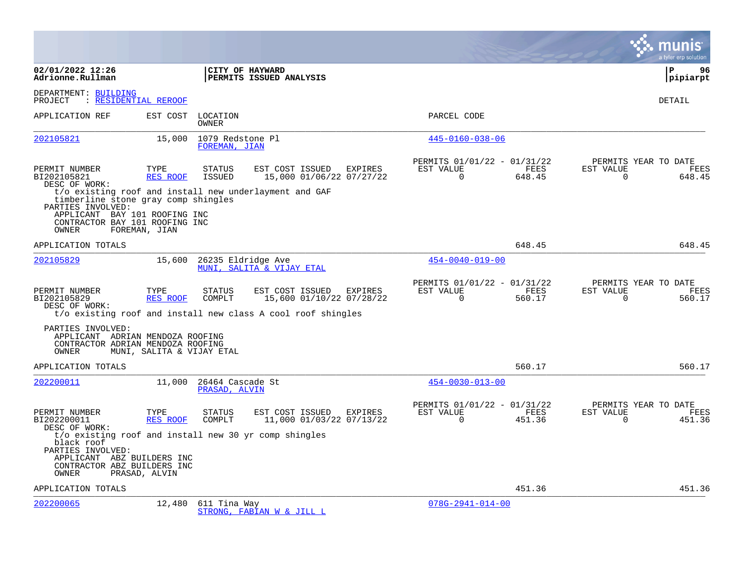**02/01/2022 12:26**
**Adrionne.Rullman**

**CITY OF HAYWARD**
**PERMITS ISSUED ANALYSIS**

**pipiarpt**

DEPARTMENT: BUILDING
PROJECT : RESIDENTIAL REROOF

DETAIL

| APPLICATION REF | EST COST | LOCATION / OWNER | PARCEL CODE |
|---|---|---|---|
| 202105821 | 15,000 | 1079 Redstone Pl / FOREMAN, JIAN | 445-0160-038-06 |

| PERMIT NUMBER | TYPE | STATUS | EST COST | ISSUED | EXPIRES | PERMITS 01/01/22 - 01/31/22 EST VALUE | FEES | PERMITS YEAR TO DATE EST VALUE | FEES |
|---|---|---|---|---|---|---|---|---|---|
| BI202105821 | RES ROOF | ISSUED | 15,000 | 01/06/22 | 07/27/22 | 0 | 648.45 | 0 | 648.45 |

DESC OF WORK:
t/o existing roof and install new underlayment and GAF timberline stone gray comp shingles

PARTIES INVOLVED:
APPLICANT BAY 101 ROOFING INC
CONTRACTOR BAY 101 ROOFING INC
OWNER FOREMAN, JIAN

APPLICATION TOTALS 648.45 648.45

| APPLICATION REF | EST COST | LOCATION / OWNER | PARCEL CODE |
|---|---|---|---|
| 202105829 | 15,600 | 26235 Eldridge Ave / MUNI, SALITA & VIJAY ETAL | 454-0040-019-00 |

| PERMIT NUMBER | TYPE | STATUS | EST COST | ISSUED | EXPIRES | PERMITS 01/01/22 - 01/31/22 EST VALUE | FEES | PERMITS YEAR TO DATE EST VALUE | FEES |
|---|---|---|---|---|---|---|---|---|---|
| BI202105829 | RES ROOF | COMPLT | 15,600 | 01/10/22 | 07/28/22 | 0 | 560.17 | 0 | 560.17 |

DESC OF WORK:
t/o existing roof and install new class A cool roof shingles

PARTIES INVOLVED:
APPLICANT ADRIAN MENDOZA ROOFING
CONTRACTOR ADRIAN MENDOZA ROOFING
OWNER MUNI, SALITA & VIJAY ETAL

APPLICATION TOTALS 560.17 560.17

| APPLICATION REF | EST COST | LOCATION / OWNER | PARCEL CODE |
|---|---|---|---|
| 202200011 | 11,000 | 26464 Cascade St / PRASAD, ALVIN | 454-0030-013-00 |

| PERMIT NUMBER | TYPE | STATUS | EST COST | ISSUED | EXPIRES | PERMITS 01/01/22 - 01/31/22 EST VALUE | FEES | PERMITS YEAR TO DATE EST VALUE | FEES |
|---|---|---|---|---|---|---|---|---|---|
| BI202200011 | RES ROOF | COMPLT | 11,000 | 01/03/22 | 07/13/22 | 0 | 451.36 | 0 | 451.36 |

DESC OF WORK:
t/o existing roof and install new 30 yr comp shingles black roof

PARTIES INVOLVED:
APPLICANT ABZ BUILDERS INC
CONTRACTOR ABZ BUILDERS INC
OWNER PRASAD, ALVIN

APPLICATION TOTALS 451.36 451.36

| APPLICATION REF | EST COST | LOCATION / OWNER | PARCEL CODE |
|---|---|---|---|
| 202200065 | 12,480 | 611 Tina Way / STRONG, FABIAN W & JILL L | 078G-2941-014-00 |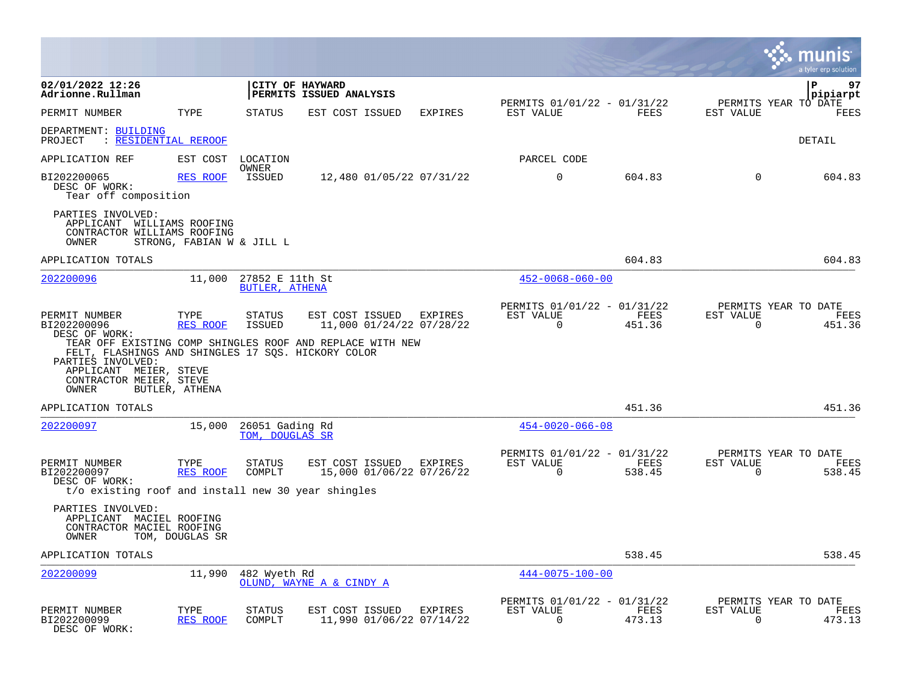**02/01/2022 12:26**
**Adrionne.Rullman**

**CITY OF HAYWARD**
**PERMITS ISSUED ANALYSIS**

pipiarpt

| PERMIT NUMBER | TYPE | STATUS | EST COST | ISSUED | EXPIRES | PERMITS 01/01/22 - 01/31/22 EST VALUE | FEES | PERMITS YEAR TO DATE EST VALUE | FEES |
|---|---|---|---|---|---|---|---|---|---|

DEPARTMENT: BUILDING
PROJECT : RESIDENTIAL REROOF

DETAIL

APPLICATION REF | EST COST | LOCATION / OWNER | PARCEL CODE

| PERMIT NUMBER | TYPE | STATUS | EST COST | ISSUED | EXPIRES | EST VALUE | FEES | EST VALUE | FEES |
|---|---|---|---|---|---|---|---|---|---|
| BI202200065 | RES ROOF | ISSUED | 12,480 | 01/05/22 | 07/31/22 | 0 | 604.83 | 0 | 604.83 |

DESC OF WORK:
Tear off composition

PARTIES INVOLVED:
APPLICANT WILLIAMS ROOFING
CONTRACTOR WILLIAMS ROOFING
OWNER STRONG, FABIAN W & JILL L

APPLICATION TOTALS: 604.83 | 604.83

---

202200096 | 11,000 | 27852 E 11th St / BUTLER, ATHENA | 452-0068-060-00

| PERMIT NUMBER | TYPE | STATUS | EST COST | ISSUED | EXPIRES | EST VALUE | FEES | EST VALUE | FEES |
|---|---|---|---|---|---|---|---|---|---|
| BI202200096 | RES ROOF | ISSUED | 11,000 | 01/24/22 | 07/28/22 | 0 | 451.36 | 0 | 451.36 |

DESC OF WORK:
TEAR OFF EXISTING COMP SHINGLES ROOF AND REPLACE WITH NEW FELT, FLASHINGS AND SHINGLES 17 SQS. HICKORY COLOR

PARTIES INVOLVED:
APPLICANT MEIER, STEVE
CONTRACTOR MEIER, STEVE
OWNER BUTLER, ATHENA

APPLICATION TOTALS: 451.36 | 451.36

---

202200097 | 15,000 | 26051 Gading Rd / TOM, DOUGLAS SR | 454-0020-066-08

| PERMIT NUMBER | TYPE | STATUS | EST COST | ISSUED | EXPIRES | EST VALUE | FEES | EST VALUE | FEES |
|---|---|---|---|---|---|---|---|---|---|
| BI202200097 | RES ROOF | COMPLT | 15,000 | 01/06/22 | 07/26/22 | 0 | 538.45 | 0 | 538.45 |

DESC OF WORK:
t/o existing roof and install new 30 year shingles

PARTIES INVOLVED:
APPLICANT MACIEL ROOFING
CONTRACTOR MACIEL ROOFING
OWNER TOM, DOUGLAS SR

APPLICATION TOTALS: 538.45 | 538.45

---

202200099 | 11,990 | 482 Wyeth Rd / OLUND, WAYNE A & CINDY A | 444-0075-100-00

| PERMIT NUMBER | TYPE | STATUS | EST COST | ISSUED | EXPIRES | EST VALUE | FEES | EST VALUE | FEES |
|---|---|---|---|---|---|---|---|---|---|
| BI202200099 | RES ROOF | COMPLT | 11,990 | 01/06/22 | 07/14/22 | 0 | 473.13 | 0 | 473.13 |

DESC OF WORK: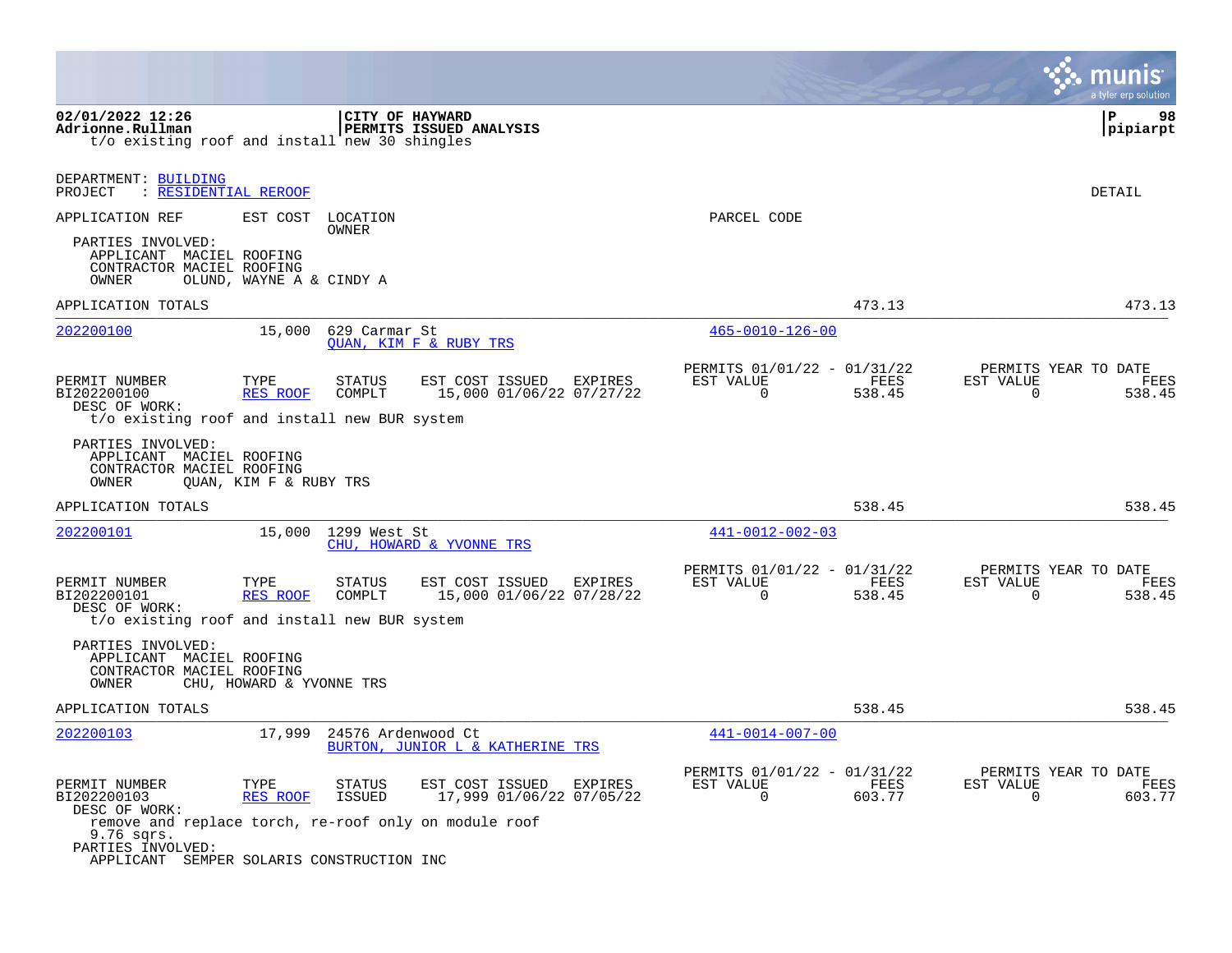t/o existing roof and install new 30 shingles

DEPARTMENT: BUILDING
PROJECT : RESIDENTIAL REROOF

DETAIL

| APPLICATION REF | EST COST | LOCATION / OWNER | PARCEL CODE |
|---|---|---|---|

PARTIES INVOLVED:
APPLICANT MACIEL ROOFING
CONTRACTOR MACIEL ROOFING
OWNER OLUND, WAYNE A & CINDY A

APPLICATION TOTALS 473.13 473.13

---

**202200100** 15,000 629 Carmar St — QUAN, KIM F & RUBY TRS — 465-0010-126-00

| PERMIT NUMBER | TYPE | STATUS | EST COST | ISSUED | EXPIRES | PERMITS 01/01/22 - 01/31/22 EST VALUE | FEES | PERMITS YEAR TO DATE EST VALUE | FEES |
|---|---|---|---|---|---|---|---|---|---|
| BI202200100 | RES ROOF | COMPLT | 15,000 | 01/06/22 | 07/27/22 | 0 | 538.45 | 0 | 538.45 |

DESC OF WORK:
t/o existing roof and install new BUR system

PARTIES INVOLVED:
APPLICANT MACIEL ROOFING
CONTRACTOR MACIEL ROOFING
OWNER QUAN, KIM F & RUBY TRS

APPLICATION TOTALS 538.45 538.45

---

**202200101** 15,000 1299 West St — CHU, HOWARD & YVONNE TRS — 441-0012-002-03

| PERMIT NUMBER | TYPE | STATUS | EST COST | ISSUED | EXPIRES | PERMITS 01/01/22 - 01/31/22 EST VALUE | FEES | PERMITS YEAR TO DATE EST VALUE | FEES |
|---|---|---|---|---|---|---|---|---|---|
| BI202200101 | RES ROOF | COMPLT | 15,000 | 01/06/22 | 07/28/22 | 0 | 538.45 | 0 | 538.45 |

DESC OF WORK:
t/o existing roof and install new BUR system

PARTIES INVOLVED:
APPLICANT MACIEL ROOFING
CONTRACTOR MACIEL ROOFING
OWNER CHU, HOWARD & YVONNE TRS

APPLICATION TOTALS 538.45 538.45

---

**202200103** 17,999 24576 Ardenwood Ct — BURTON, JUNIOR L & KATHERINE TRS — 441-0014-007-00

| PERMIT NUMBER | TYPE | STATUS | EST COST | ISSUED | EXPIRES | PERMITS 01/01/22 - 01/31/22 EST VALUE | FEES | PERMITS YEAR TO DATE EST VALUE | FEES |
|---|---|---|---|---|---|---|---|---|---|
| BI202200103 | RES ROOF | ISSUED | 17,999 | 01/06/22 | 07/05/22 | 0 | 603.77 | 0 | 603.77 |

DESC OF WORK:
remove and replace torch, re-roof only on module roof
9.76 sqrs.

PARTIES INVOLVED:
APPLICANT SEMPER SOLARIS CONSTRUCTION INC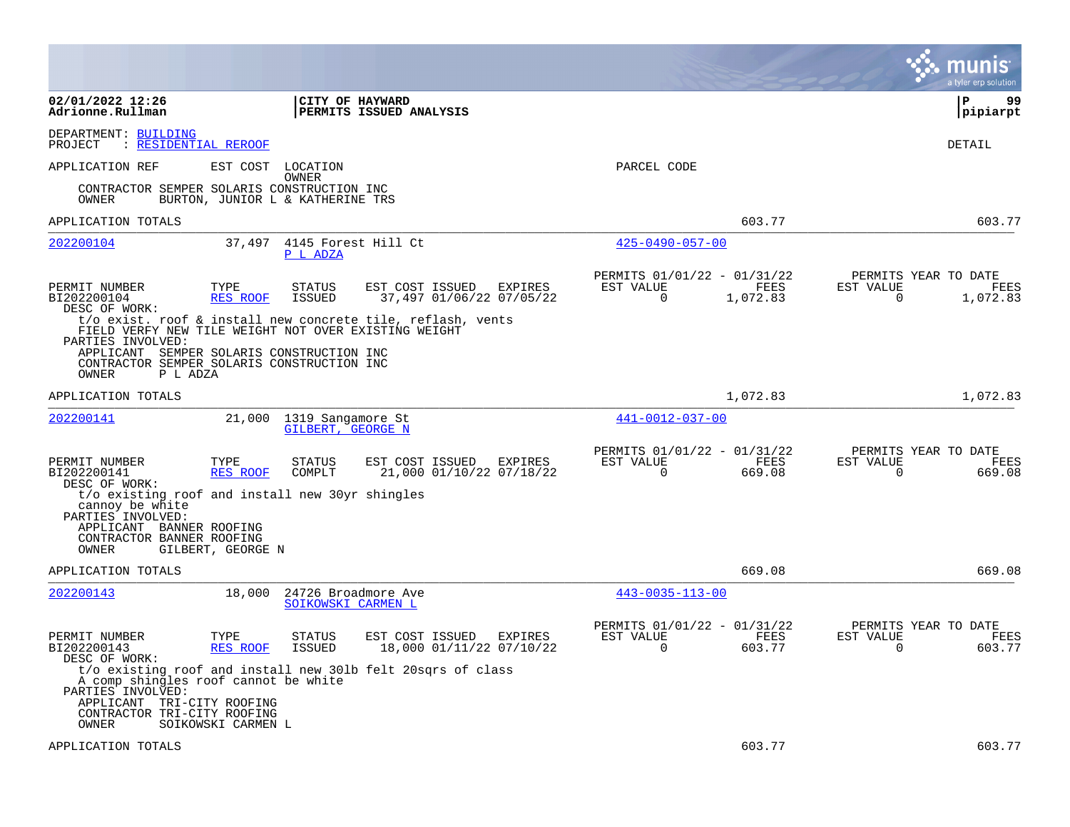**CITY OF HAYWARD**
**PERMITS ISSUED ANALYSIS**

02/01/2022 12:26
Adrionne.Rullman

P 99
pipiarpt

DEPARTMENT: BUILDING
PROJECT : RESIDENTIAL REROOF

DETAIL

APPLICATION REF | EST COST | LOCATION / OWNER | PARCEL CODE

CONTRACTOR SEMPER SOLARIS CONSTRUCTION INC
OWNER BURTON, JUNIOR L & KATHERINE TRS

APPLICATION TOTALS 603.77 603.77

---

**202200104** | 37,497 | 4145 Forest Hill Ct / P L ADZA | 425-0490-057-00

| PERMIT NUMBER | TYPE | STATUS | EST COST | ISSUED | EXPIRES | PERMITS 01/01/22 - 01/31/22 EST VALUE | FEES | PERMITS YEAR TO DATE EST VALUE | FEES |
|---|---|---|---|---|---|---|---|---|---|
| BI202200104 | RES ROOF | ISSUED | 37,497 | 01/06/22 | 07/05/22 | 0 | 1,072.83 | 0 | 1,072.83 |

DESC OF WORK:
t/o exist. roof & install new concrete tile, reflash, vents
FIELD VERFY NEW TILE WEIGHT NOT OVER EXISTING WEIGHT

PARTIES INVOLVED:
APPLICANT SEMPER SOLARIS CONSTRUCTION INC
CONTRACTOR SEMPER SOLARIS CONSTRUCTION INC
OWNER P L ADZA

APPLICATION TOTALS 1,072.83 1,072.83

---

**202200141** | 21,000 | 1319 Sangamore St / GILBERT, GEORGE N | 441-0012-037-00

| PERMIT NUMBER | TYPE | STATUS | EST COST | ISSUED | EXPIRES | PERMITS 01/01/22 - 01/31/22 EST VALUE | FEES | PERMITS YEAR TO DATE EST VALUE | FEES |
|---|---|---|---|---|---|---|---|---|---|
| BI202200141 | RES ROOF | COMPLT | 21,000 | 01/10/22 | 07/18/22 | 0 | 669.08 | 0 | 669.08 |

DESC OF WORK:
t/o existing roof and install new 30yr shingles
cannoy be white

PARTIES INVOLVED:
APPLICANT BANNER ROOFING
CONTRACTOR BANNER ROOFING
OWNER GILBERT, GEORGE N

APPLICATION TOTALS 669.08 669.08

---

**202200143** | 18,000 | 24726 Broadmore Ave / SOIKOWSKI CARMEN L | 443-0035-113-00

| PERMIT NUMBER | TYPE | STATUS | EST COST | ISSUED | EXPIRES | PERMITS 01/01/22 - 01/31/22 EST VALUE | FEES | PERMITS YEAR TO DATE EST VALUE | FEES |
|---|---|---|---|---|---|---|---|---|---|
| BI202200143 | RES ROOF | ISSUED | 18,000 | 01/11/22 | 07/10/22 | 0 | 603.77 | 0 | 603.77 |

DESC OF WORK:
t/o existing roof and install new 30lb felt 20sqrs of class
A comp shingles roof cannot be white

PARTIES INVOLVED:
APPLICANT TRI-CITY ROOFING
CONTRACTOR TRI-CITY ROOFING
OWNER SOIKOWSKI CARMEN L

APPLICATION TOTALS 603.77 603.77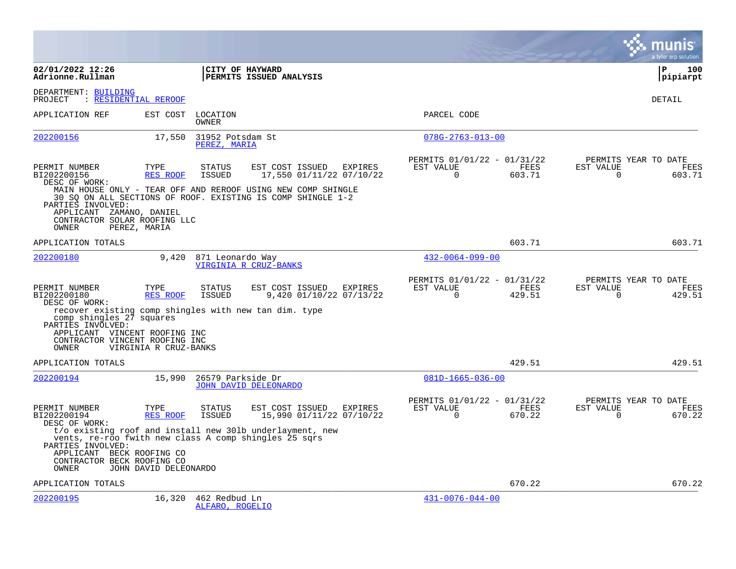**02/01/2022 12:26**
**Adrionne.Rullman**

**CITY OF HAYWARD**
**PERMITS ISSUED ANALYSIS**

DEPARTMENT: BUILDING
PROJECT : RESIDENTIAL REROOF

DETAIL

| APPLICATION REF | EST COST | LOCATION / OWNER | PARCEL CODE |
|---|---|---|---|
| 202200156 | 17,550 | 31952 Potsdam St / PEREZ, MARIA | 078G-2763-013-00 |

| PERMIT NUMBER | TYPE | STATUS | EST COST | ISSUED | EXPIRES | PERMITS 01/01/22 - 01/31/22 EST VALUE | FEES | PERMITS YEAR TO DATE EST VALUE | FEES |
|---|---|---|---|---|---|---|---|---|---|
| BI202200156 | RES ROOF | ISSUED | 17,550 | 01/11/22 | 07/10/22 | 0 | 603.71 | 0 | 603.71 |

DESC OF WORK:
MAIN HOUSE ONLY - TEAR OFF AND REROOF USING NEW COMP SHINGLE 30 SQ ON ALL SECTIONS OF ROOF. EXISTING IS COMP SHINGLE 1-2

PARTIES INVOLVED:
APPLICANT ZAMANO, DANIEL
CONTRACTOR SOLAR ROOFING LLC
OWNER PEREZ, MARIA

APPLICATION TOTALS 603.71 603.71

| APPLICATION REF | EST COST | LOCATION / OWNER | PARCEL CODE |
|---|---|---|---|
| 202200180 | 9,420 | 871 Leonardo Way / VIRGINIA R CRUZ-BANKS | 432-0064-099-00 |

| PERMIT NUMBER | TYPE | STATUS | EST COST | ISSUED | EXPIRES | PERMITS 01/01/22 - 01/31/22 EST VALUE | FEES | PERMITS YEAR TO DATE EST VALUE | FEES |
|---|---|---|---|---|---|---|---|---|---|
| BI202200180 | RES ROOF | ISSUED | 9,420 | 01/10/22 | 07/13/22 | 0 | 429.51 | 0 | 429.51 |

DESC OF WORK:
recover existing comp shingles with new tan dim. type comp shingles 27 squares

PARTIES INVOLVED:
APPLICANT VINCENT ROOFING INC
CONTRACTOR VINCENT ROOFING INC
OWNER VIRGINIA R CRUZ-BANKS

APPLICATION TOTALS 429.51 429.51

| APPLICATION REF | EST COST | LOCATION / OWNER | PARCEL CODE |
|---|---|---|---|
| 202200194 | 15,990 | 26579 Parkside Dr / JOHN DAVID DELEONARDO | 081D-1665-036-00 |

| PERMIT NUMBER | TYPE | STATUS | EST COST | ISSUED | EXPIRES | PERMITS 01/01/22 - 01/31/22 EST VALUE | FEES | PERMITS YEAR TO DATE EST VALUE | FEES |
|---|---|---|---|---|---|---|---|---|---|
| BI202200194 | RES ROOF | ISSUED | 15,990 | 01/11/22 | 07/10/22 | 0 | 670.22 | 0 | 670.22 |

DESC OF WORK:
t/o existing roof and install new 30lb underlayment, new vents, re-roo fwith new class A comp shingles 25 sqrs

PARTIES INVOLVED:
APPLICANT BECK ROOFING CO
CONTRACTOR BECK ROOFING CO
OWNER JOHN DAVID DELEONARDO

APPLICATION TOTALS 670.22 670.22

| APPLICATION REF | EST COST | LOCATION / OWNER | PARCEL CODE |
|---|---|---|---|
| 202200195 | 16,320 | 462 Redbud Ln / ALFARO, ROGELIO | 431-0076-044-00 |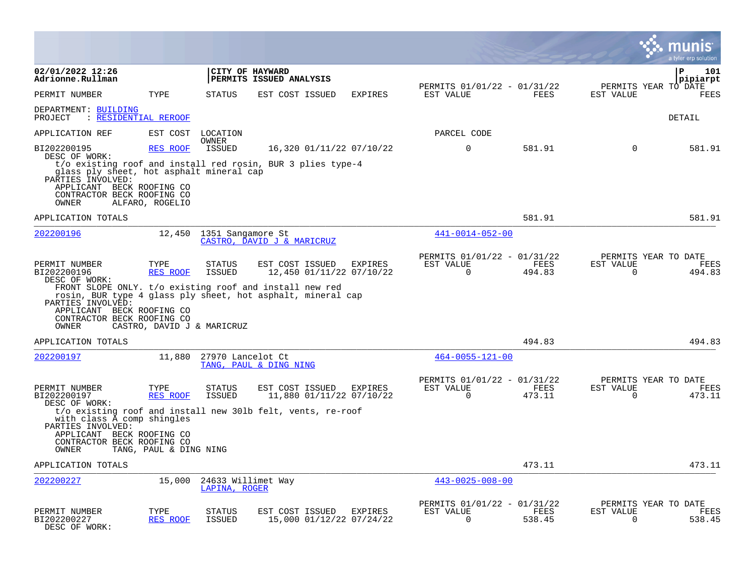**CITY OF HAYWARD**
**PERMITS ISSUED ANALYSIS**

02/01/2022 12:26
Adrionne.Rullman

P 101
pipiarpt

| PERMIT NUMBER | TYPE | STATUS | EST COST | ISSUED | EXPIRES | PERMITS 01/01/22 - 01/31/22 EST VALUE | FEES | PERMITS YEAR TO DATE EST VALUE | FEES |
|---|---|---|---|---|---|---|---|---|---|

DEPARTMENT: BUILDING
PROJECT : RESIDENTIAL REROOF

DETAIL

APPLICATION REF | EST COST | LOCATION / OWNER | PARCEL CODE

| PERMIT NUMBER | TYPE | STATUS | EST COST | ISSUED | EXPIRES | EST VALUE | FEES | EST VALUE | FEES |
|---|---|---|---|---|---|---|---|---|---|
| BI202200195 | RES ROOF | ISSUED | 16,320 | 01/11/22 | 07/10/22 | 0 | 581.91 | 0 | 581.91 |

DESC OF WORK:
t/o existing roof and install red rosin, BUR 3 plies type-4 glass ply sheet, hot asphalt mineral cap
PARTIES INVOLVED:
APPLICANT BECK ROOFING CO
CONTRACTOR BECK ROOFING CO
OWNER ALFARO, ROGELIO

APPLICATION TOTALS: 581.91 | 581.91

---

202200196 | 12,450 | 1351 Sangamore St | CASTRO, DAVID J & MARICRUZ | 441-0014-052-00

| PERMIT NUMBER | TYPE | STATUS | EST COST | ISSUED | EXPIRES | PERMITS 01/01/22 - 01/31/22 EST VALUE | FEES | PERMITS YEAR TO DATE EST VALUE | FEES |
|---|---|---|---|---|---|---|---|---|---|
| BI202200196 | RES ROOF | ISSUED | 12,450 | 01/11/22 | 07/10/22 | 0 | 494.83 | 0 | 494.83 |

DESC OF WORK:
FRONT SLOPE ONLY. t/o existing roof and install new red rosin, BUR type 4 glass ply sheet, hot asphalt, mineral cap
PARTIES INVOLVED:
APPLICANT BECK ROOFING CO
CONTRACTOR BECK ROOFING CO
OWNER CASTRO, DAVID J & MARICRUZ

APPLICATION TOTALS: 494.83 | 494.83

---

202200197 | 11,880 | 27970 Lancelot Ct | TANG, PAUL & DING NING | 464-0055-121-00

| PERMIT NUMBER | TYPE | STATUS | EST COST | ISSUED | EXPIRES | PERMITS 01/01/22 - 01/31/22 EST VALUE | FEES | PERMITS YEAR TO DATE EST VALUE | FEES |
|---|---|---|---|---|---|---|---|---|---|
| BI202200197 | RES ROOF | ISSUED | 11,880 | 01/11/22 | 07/10/22 | 0 | 473.11 | 0 | 473.11 |

DESC OF WORK:
t/o existing roof and install new 30lb felt, vents, re-roof with class A comp shingles
PARTIES INVOLVED:
APPLICANT BECK ROOFING CO
CONTRACTOR BECK ROOFING CO
OWNER TANG, PAUL & DING NING

APPLICATION TOTALS: 473.11 | 473.11

---

202200227 | 15,000 | 24633 Willimet Way | LAPINA, ROGER | 443-0025-008-00

| PERMIT NUMBER | TYPE | STATUS | EST COST | ISSUED | EXPIRES | PERMITS 01/01/22 - 01/31/22 EST VALUE | FEES | PERMITS YEAR TO DATE EST VALUE | FEES |
|---|---|---|---|---|---|---|---|---|---|
| BI202200227 | RES ROOF | ISSUED | 15,000 | 01/12/22 | 07/24/22 | 0 | 538.45 | 0 | 538.45 |

DESC OF WORK: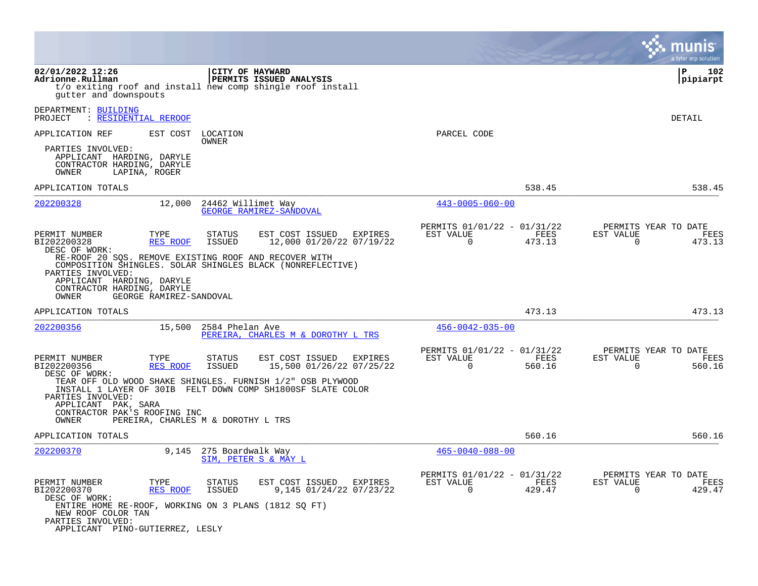t/o exiting roof and install new comp shingle roof install gutter and downspouts

DEPARTMENT: BUILDING
PROJECT : RESIDENTIAL REROOF

DETAIL

| APPLICATION REF | EST COST | LOCATION / OWNER | PARCEL CODE |
|---|---|---|---|

PARTIES INVOLVED:
APPLICANT HARDING, DARYLE
CONTRACTOR HARDING, DARYLE
OWNER LAPINA, ROGER

APPLICATION TOTALS 538.45 538.45

---

| APPLICATION REF | EST COST | LOCATION / OWNER | PARCEL CODE |
|---|---|---|---|
| 202200328 | 12,000 | 24462 Willimet Way / GEORGE RAMIREZ-SANDOVAL | 443-0005-060-00 |

| PERMIT NUMBER | TYPE | STATUS | EST COST | ISSUED | EXPIRES | PERMITS 01/01/22 - 01/31/22 EST VALUE | FEES | PERMITS YEAR TO DATE EST VALUE | FEES |
|---|---|---|---|---|---|---|---|---|---|
| BI202200328 | RES ROOF | ISSUED | 12,000 | 01/20/22 | 07/19/22 | 0 | 473.13 | 0 | 473.13 |

DESC OF WORK:
RE-ROOF 20 SQS. REMOVE EXISTING ROOF AND RECOVER WITH COMPOSITION SHINGLES. SOLAR SHINGLES BLACK (NONREFLECTIVE)

PARTIES INVOLVED:
APPLICANT HARDING, DARYLE
CONTRACTOR HARDING, DARYLE
OWNER GEORGE RAMIREZ-SANDOVAL

APPLICATION TOTALS 473.13 473.13

---

| APPLICATION REF | EST COST | LOCATION / OWNER | PARCEL CODE |
|---|---|---|---|
| 202200356 | 15,500 | 2584 Phelan Ave / PEREIRA, CHARLES M & DOROTHY L TRS | 456-0042-035-00 |

| PERMIT NUMBER | TYPE | STATUS | EST COST | ISSUED | EXPIRES | PERMITS 01/01/22 - 01/31/22 EST VALUE | FEES | PERMITS YEAR TO DATE EST VALUE | FEES |
|---|---|---|---|---|---|---|---|---|---|
| BI202200356 | RES ROOF | ISSUED | 15,500 | 01/26/22 | 07/25/22 | 0 | 560.16 | 0 | 560.16 |

DESC OF WORK:
TEAR OFF OLD WOOD SHAKE SHINGLES. FURNISH 1/2" OSB PLYWOOD INSTALL 1 LAYER OF 30IB FELT DOWN COMP SH1800SF SLATE COLOR

PARTIES INVOLVED:
APPLICANT PAK, SARA
CONTRACTOR PAK'S ROOFING INC
OWNER PEREIRA, CHARLES M & DOROTHY L TRS

APPLICATION TOTALS 560.16 560.16

---

| APPLICATION REF | EST COST | LOCATION / OWNER | PARCEL CODE |
|---|---|---|---|
| 202200370 | 9,145 | 275 Boardwalk Way / SIM, PETER S & MAY L | 465-0040-088-00 |

| PERMIT NUMBER | TYPE | STATUS | EST COST | ISSUED | EXPIRES | PERMITS 01/01/22 - 01/31/22 EST VALUE | FEES | PERMITS YEAR TO DATE EST VALUE | FEES |
|---|---|---|---|---|---|---|---|---|---|
| BI202200370 | RES ROOF | ISSUED | 9,145 | 01/24/22 | 07/23/22 | 0 | 429.47 | 0 | 429.47 |

DESC OF WORK:
ENTIRE HOME RE-ROOF, WORKING ON 3 PLANS (1812 SQ FT)
NEW ROOF COLOR TAN

PARTIES INVOLVED:
APPLICANT PINO-GUTIERREZ, LESLY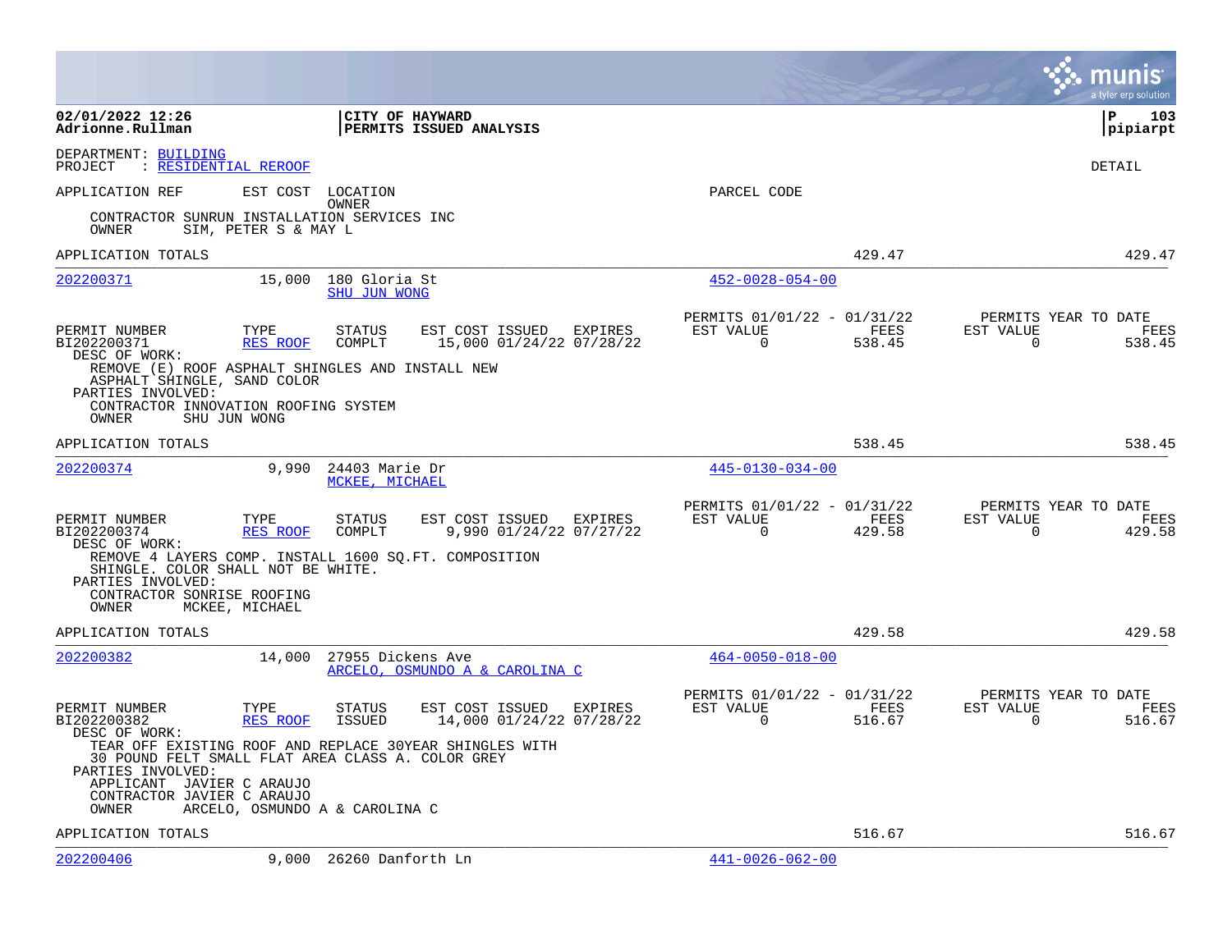02/01/2022 12:26 | CITY OF HAYWARD | P 103
Adrionne.Rullman | PERMITS ISSUED ANALYSIS | pipiarpt

DEPARTMENT: BUILDING
PROJECT : RESIDENTIAL REROOF

DETAIL

APPLICATION REF EST COST LOCATION PARCEL CODE
OWNER

CONTRACTOR SUNRUN INSTALLATION SERVICES INC
OWNER SIM, PETER S & MAY L

APPLICATION TOTALS 429.47 429.47

---

**202200371** | 15,000 | 180 Gloria St | 452-0028-054-00
SHU JUN WONG

| PERMIT NUMBER | TYPE | STATUS | EST COST | ISSUED | EXPIRES | PERMITS 01/01/22 - 01/31/22 EST VALUE | FEES | PERMITS YEAR TO DATE EST VALUE | FEES |
|---|---|---|---|---|---|---|---|---|---|
| BI202200371 | RES ROOF | COMPLT | 15,000 | 01/24/22 | 07/28/22 | 0 | 538.45 | 0 | 538.45 |

DESC OF WORK:
REMOVE (E) ROOF ASPHALT SHINGLES AND INSTALL NEW ASPHALT SHINGLE, SAND COLOR
PARTIES INVOLVED:
CONTRACTOR INNOVATION ROOFING SYSTEM
OWNER SHU JUN WONG

APPLICATION TOTALS 538.45 538.45

---

**202200374** | 9,990 | 24403 Marie Dr | 445-0130-034-00
MCKEE, MICHAEL

| PERMIT NUMBER | TYPE | STATUS | EST COST | ISSUED | EXPIRES | PERMITS 01/01/22 - 01/31/22 EST VALUE | FEES | PERMITS YEAR TO DATE EST VALUE | FEES |
|---|---|---|---|---|---|---|---|---|---|
| BI202200374 | RES ROOF | COMPLT | 9,990 | 01/24/22 | 07/27/22 | 0 | 429.58 | 0 | 429.58 |

DESC OF WORK:
REMOVE 4 LAYERS COMP. INSTALL 1600 SQ.FT. COMPOSITION SHINGLE. COLOR SHALL NOT BE WHITE.
PARTIES INVOLVED:
CONTRACTOR SONRISE ROOFING
OWNER MCKEE, MICHAEL

APPLICATION TOTALS 429.58 429.58

---

**202200382** | 14,000 | 27955 Dickens Ave | 464-0050-018-00
ARCELO, OSMUNDO A & CAROLINA C

| PERMIT NUMBER | TYPE | STATUS | EST COST | ISSUED | EXPIRES | PERMITS 01/01/22 - 01/31/22 EST VALUE | FEES | PERMITS YEAR TO DATE EST VALUE | FEES |
|---|---|---|---|---|---|---|---|---|---|
| BI202200382 | RES ROOF | ISSUED | 14,000 | 01/24/22 | 07/28/22 | 0 | 516.67 | 0 | 516.67 |

DESC OF WORK:
TEAR OFF EXISTING ROOF AND REPLACE 30YEAR SHINGLES WITH 30 POUND FELT SMALL FLAT AREA CLASS A. COLOR GREY
PARTIES INVOLVED:
APPLICANT JAVIER C ARAUJO
CONTRACTOR JAVIER C ARAUJO
OWNER ARCELO, OSMUNDO A & CAROLINA C

APPLICATION TOTALS 516.67 516.67

---

**202200406** | 9,000 | 26260 Danforth Ln | 441-0026-062-00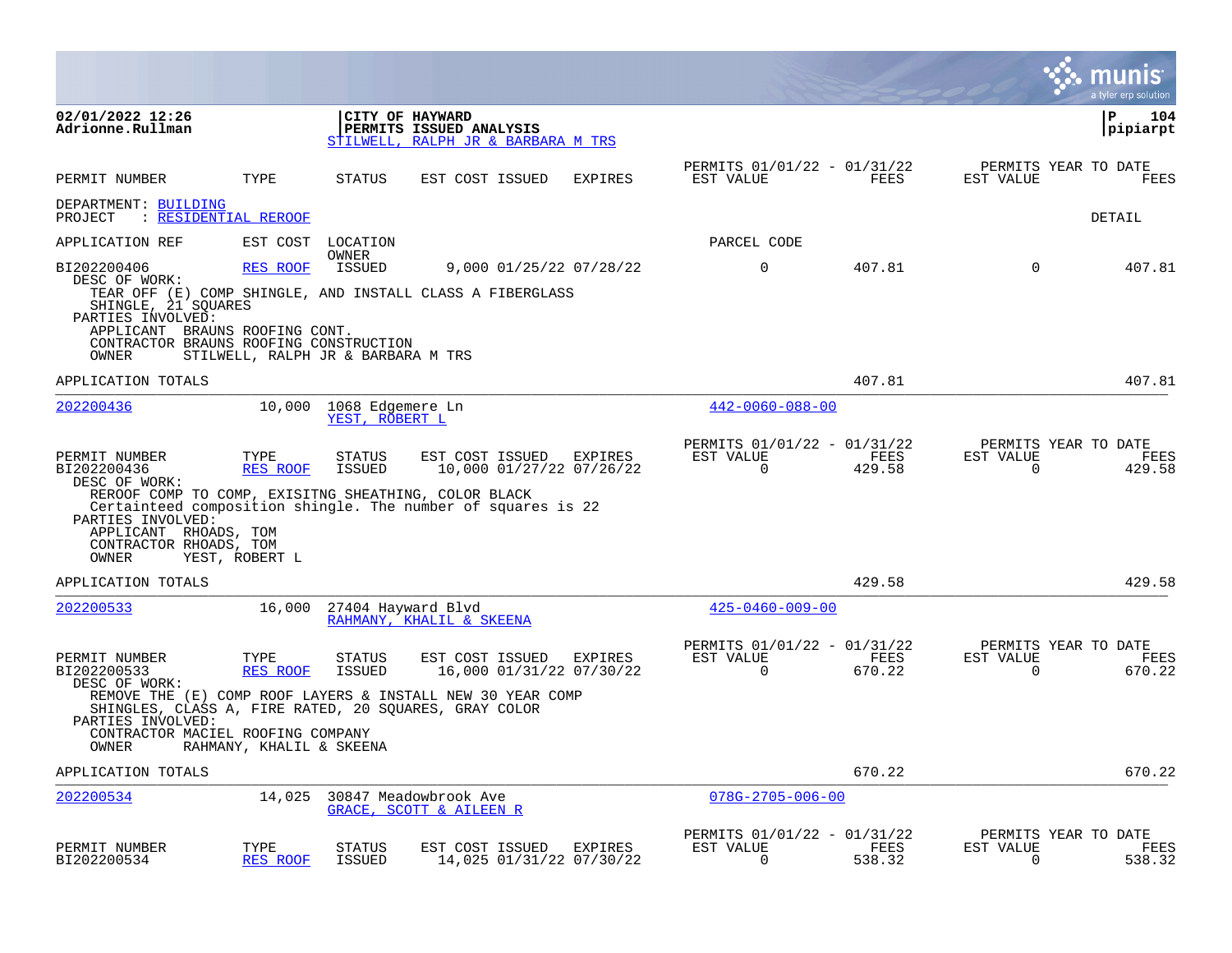**CITY OF HAYWARD**
**PERMITS ISSUED ANALYSIS**
STILWELL, RALPH JR & BARBARA M TRS

02/01/2022 12:26
Adrionne.Rullman

| PERMIT NUMBER | TYPE | STATUS | EST COST | ISSUED | EXPIRES | PERMITS 01/01/22 - 01/31/22 EST VALUE | FEES | PERMITS YEAR TO DATE EST VALUE | FEES |
|---|---|---|---|---|---|---|---|---|---|

DEPARTMENT: BUILDING
PROJECT : RESIDENTIAL REROOF

DETAIL

APPLICATION REF | EST COST | LOCATION / OWNER | PARCEL CODE

| PERMIT NUMBER | TYPE | STATUS | EST COST | ISSUED | EXPIRES | EST VALUE (01/01/22 - 01/31/22) | FEES | EST VALUE (YTD) | FEES (YTD) |
|---|---|---|---|---|---|---|---|---|---|
| BI202200406 | RES ROOF | ISSUED | 9,000 | 01/25/22 | 07/28/22 | 0 | 407.81 | 0 | 407.81 |

DESC OF WORK:
TEAR OFF (E) COMP SHINGLE, AND INSTALL CLASS A FIBERGLASS SHINGLE, 21 SQUARES
PARTIES INVOLVED:
APPLICANT BRAUNS ROOFING CONT.
CONTRACTOR BRAUNS ROOFING CONSTRUCTION
OWNER STILWELL, RALPH JR & BARBARA M TRS

APPLICATION TOTALS: 407.81 | 407.81

---

**202200436** | 10,000 | 1068 Edgemere Ln | YEST, ROBERT L | 442-0060-088-00

| PERMIT NUMBER | TYPE | STATUS | EST COST | ISSUED | EXPIRES | EST VALUE (01/01/22 - 01/31/22) | FEES | EST VALUE (YTD) | FEES (YTD) |
|---|---|---|---|---|---|---|---|---|---|
| BI202200436 | RES ROOF | ISSUED | 10,000 | 01/27/22 | 07/26/22 | 0 | 429.58 | 0 | 429.58 |

DESC OF WORK:
REROOF COMP TO COMP, EXISITNG SHEATHING, COLOR BLACK
Certainteed composition shingle. The number of squares is 22
PARTIES INVOLVED:
APPLICANT RHOADS, TOM
CONTRACTOR RHOADS, TOM
OWNER YEST, ROBERT L

APPLICATION TOTALS: 429.58 | 429.58

---

**202200533** | 16,000 | 27404 Hayward Blvd | RAHMANY, KHALIL & SKEENA | 425-0460-009-00

| PERMIT NUMBER | TYPE | STATUS | EST COST | ISSUED | EXPIRES | EST VALUE (01/01/22 - 01/31/22) | FEES | EST VALUE (YTD) | FEES (YTD) |
|---|---|---|---|---|---|---|---|---|---|
| BI202200533 | RES ROOF | ISSUED | 16,000 | 01/31/22 | 07/30/22 | 0 | 670.22 | 0 | 670.22 |

DESC OF WORK:
REMOVE THE (E) COMP ROOF LAYERS & INSTALL NEW 30 YEAR COMP SHINGLES, CLASS A, FIRE RATED, 20 SQUARES, GRAY COLOR
PARTIES INVOLVED:
CONTRACTOR MACIEL ROOFING COMPANY
OWNER RAHMANY, KHALIL & SKEENA

APPLICATION TOTALS: 670.22 | 670.22

---

**202200534** | 14,025 | 30847 Meadowbrook Ave | GRACE, SCOTT & AILEEN R | 078G-2705-006-00

| PERMIT NUMBER | TYPE | STATUS | EST COST | ISSUED | EXPIRES | EST VALUE (01/01/22 - 01/31/22) | FEES | EST VALUE (YTD) | FEES (YTD) |
|---|---|---|---|---|---|---|---|---|---|
| BI202200534 | RES ROOF | ISSUED | 14,025 | 01/31/22 | 07/30/22 | 0 | 538.32 | 0 | 538.32 |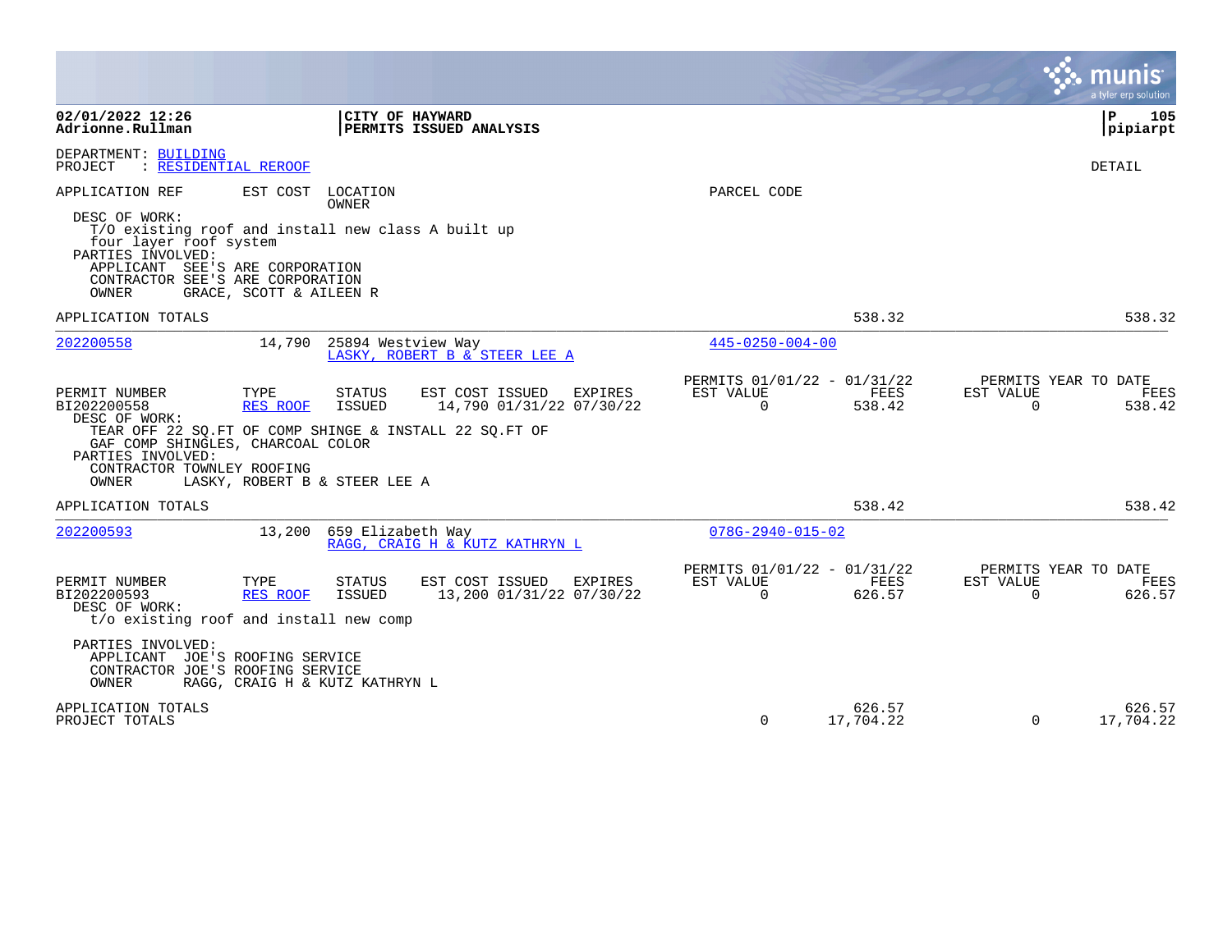**02/01/2022 12:26**
**Adrionne.Rullman**

**CITY OF HAYWARD**
**PERMITS ISSUED ANALYSIS**

**P 105**
**pipiarpt**

DEPARTMENT: BUILDING
PROJECT : RESIDENTIAL REROOF

DETAIL

APPLICATION REF | EST COST | LOCATION / OWNER | PARCEL CODE

DESC OF WORK:
T/O existing roof and install new class A built up four layer roof system
PARTIES INVOLVED:
APPLICANT SEE'S ARE CORPORATION
CONTRACTOR SEE'S ARE CORPORATION
OWNER GRACE, SCOTT & AILEEN R

APPLICATION TOTALS 538.32 538.32

---

**202200558** 14,790 25894 Westview Way
LASKY, ROBERT B & STEER LEE A
445-0250-004-00

| PERMIT NUMBER | TYPE | STATUS | EST COST | ISSUED | EXPIRES | PERMITS 01/01/22 - 01/31/22 EST VALUE | FEES | PERMITS YEAR TO DATE EST VALUE | FEES |
|---|---|---|---|---|---|---|---|---|---|
| BI202200558 | RES ROOF | ISSUED | 14,790 | 01/31/22 | 07/30/22 | 0 | 538.42 | 0 | 538.42 |

DESC OF WORK:
TEAR OFF 22 SQ.FT OF COMP SHINGE & INSTALL 22 SQ.FT OF GAF COMP SHINGLES, CHARCOAL COLOR
PARTIES INVOLVED:
CONTRACTOR TOWNLEY ROOFING
OWNER LASKY, ROBERT B & STEER LEE A

APPLICATION TOTALS 538.42 538.42

---

**202200593** 13,200 659 Elizabeth Way
RAGG, CRAIG H & KUTZ KATHRYN L
078G-2940-015-02

| PERMIT NUMBER | TYPE | STATUS | EST COST | ISSUED | EXPIRES | PERMITS 01/01/22 - 01/31/22 EST VALUE | FEES | PERMITS YEAR TO DATE EST VALUE | FEES |
|---|---|---|---|---|---|---|---|---|---|
| BI202200593 | RES ROOF | ISSUED | 13,200 | 01/31/22 | 07/30/22 | 0 | 626.57 | 0 | 626.57 |

DESC OF WORK:
t/o existing roof and install new comp

PARTIES INVOLVED:
APPLICANT JOE'S ROOFING SERVICE
CONTRACTOR JOE'S ROOFING SERVICE
OWNER RAGG, CRAIG H & KUTZ KATHRYN L

| | EST VALUE | FEES | EST VALUE | FEES |
|---|---|---|---|---|
| APPLICATION TOTALS | | 626.57 | | 626.57 |
| PROJECT TOTALS | 0 | 17,704.22 | 0 | 17,704.22 |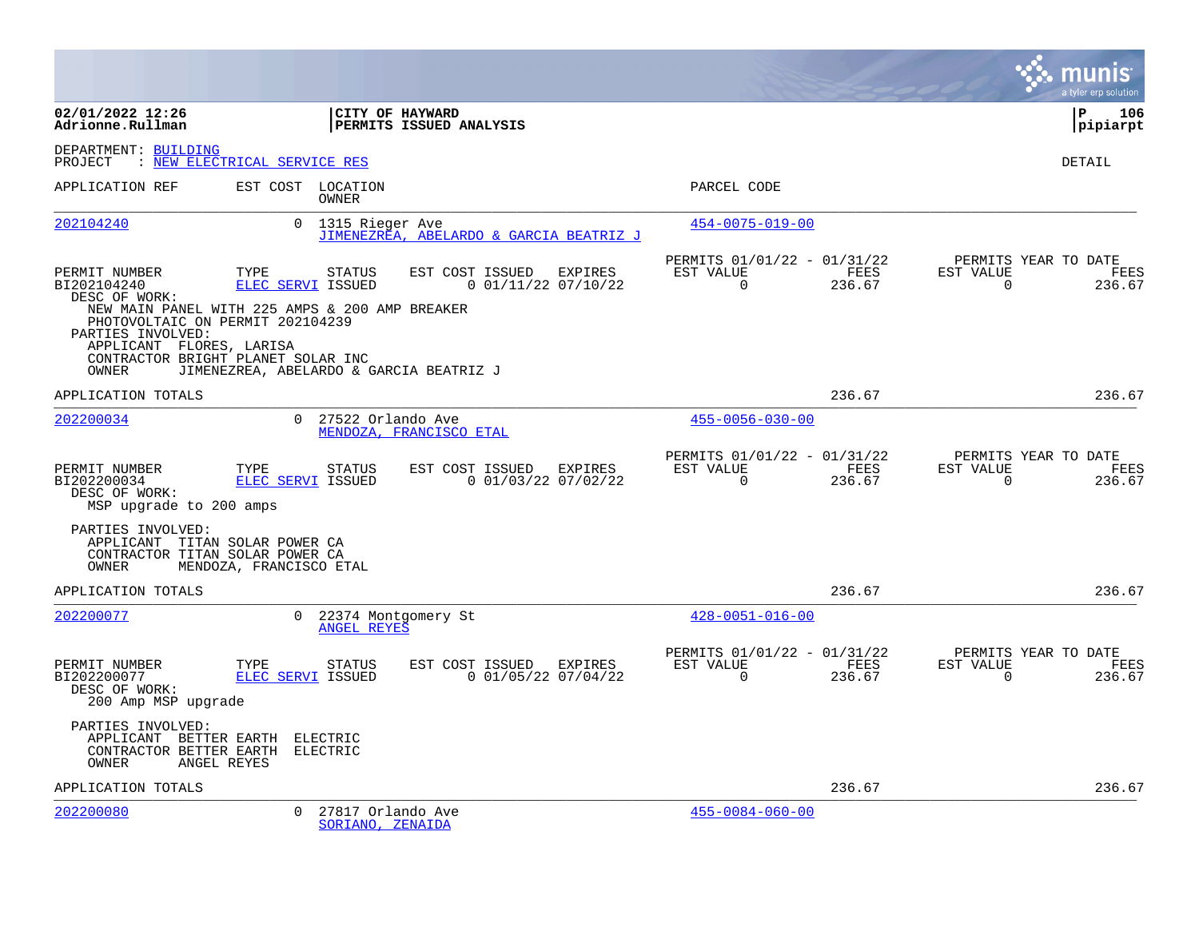**02/01/2022 12:26**
**Adrionne.Rullman**

**CITY OF HAYWARD**
**PERMITS ISSUED ANALYSIS**

**P 106**
**pipiarpt**

DEPARTMENT: BUILDING
PROJECT : NEW ELECTRICAL SERVICE RES

DETAIL

| APPLICATION REF | EST COST | LOCATION / OWNER | PARCEL CODE |
|---|---|---|---|
| 202104240 | 0 | 1315 Rieger Ave / JIMENEZREA, ABELARDO & GARCIA BEATRIZ J | 454-0075-019-00 |

| PERMIT NUMBER | TYPE | STATUS | EST COST | ISSUED | EXPIRES | PERMITS 01/01/22 - 01/31/22 EST VALUE | FEES | PERMITS YEAR TO DATE EST VALUE | FEES |
|---|---|---|---|---|---|---|---|---|---|
| BI202104240 | ELEC SERVI | ISSUED | 0 | 01/11/22 | 07/10/22 | 0 | 236.67 | 0 | 236.67 |

DESC OF WORK:
NEW MAIN PANEL WITH 225 AMPS & 200 AMP BREAKER
PHOTOVOLTAIC ON PERMIT 202104239

PARTIES INVOLVED:
APPLICANT FLORES, LARISA
CONTRACTOR BRIGHT PLANET SOLAR INC
OWNER JIMENEZREA, ABELARDO & GARCIA BEATRIZ J

APPLICATION TOTALS — 236.67 — 236.67

| APPLICATION REF | EST COST | LOCATION / OWNER | PARCEL CODE |
|---|---|---|---|
| 202200034 | 0 | 27522 Orlando Ave / MENDOZA, FRANCISCO ETAL | 455-0056-030-00 |

| PERMIT NUMBER | TYPE | STATUS | EST COST | ISSUED | EXPIRES | PERMITS 01/01/22 - 01/31/22 EST VALUE | FEES | PERMITS YEAR TO DATE EST VALUE | FEES |
|---|---|---|---|---|---|---|---|---|---|
| BI202200034 | ELEC SERVI | ISSUED | 0 | 01/03/22 | 07/02/22 | 0 | 236.67 | 0 | 236.67 |

DESC OF WORK:
MSP upgrade to 200 amps

PARTIES INVOLVED:
APPLICANT TITAN SOLAR POWER CA
CONTRACTOR TITAN SOLAR POWER CA
OWNER MENDOZA, FRANCISCO ETAL

APPLICATION TOTALS — 236.67 — 236.67

| APPLICATION REF | EST COST | LOCATION / OWNER | PARCEL CODE |
|---|---|---|---|
| 202200077 | 0 | 22374 Montgomery St / ANGEL REYES | 428-0051-016-00 |

| PERMIT NUMBER | TYPE | STATUS | EST COST | ISSUED | EXPIRES | PERMITS 01/01/22 - 01/31/22 EST VALUE | FEES | PERMITS YEAR TO DATE EST VALUE | FEES |
|---|---|---|---|---|---|---|---|---|---|
| BI202200077 | ELEC SERVI | ISSUED | 0 | 01/05/22 | 07/04/22 | 0 | 236.67 | 0 | 236.67 |

DESC OF WORK:
200 Amp MSP upgrade

PARTIES INVOLVED:
APPLICANT BETTER EARTH ELECTRIC
CONTRACTOR BETTER EARTH ELECTRIC
OWNER ANGEL REYES

APPLICATION TOTALS — 236.67 — 236.67

| APPLICATION REF | EST COST | LOCATION / OWNER | PARCEL CODE |
|---|---|---|---|
| 202200080 | 0 | 27817 Orlando Ave / SORIANO, ZENAIDA | 455-0084-060-00 |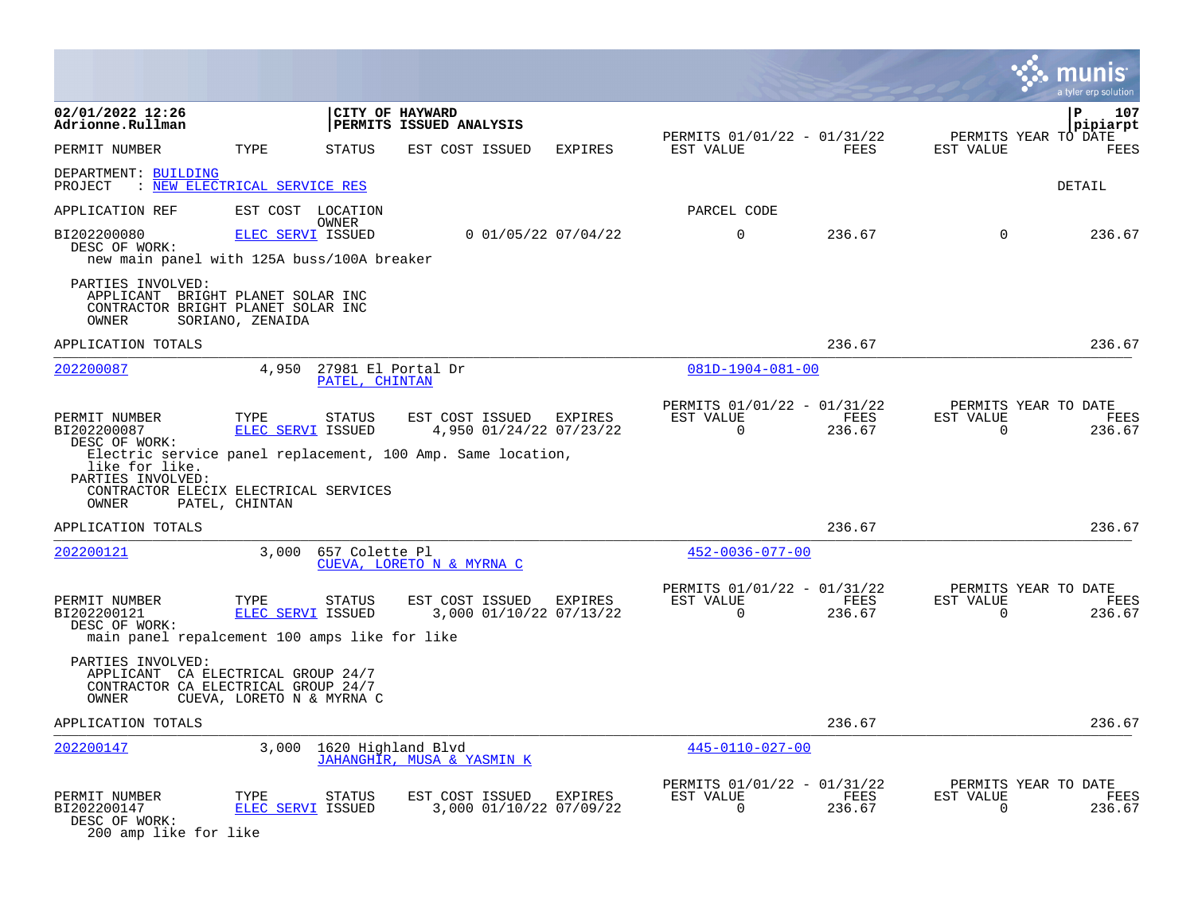02/01/2022 12:26
Adrionne.Rullman

CITY OF HAYWARD
PERMITS ISSUED ANALYSIS

P 107
pipiarpt

| PERMIT NUMBER | TYPE | STATUS | EST COST | ISSUED | EXPIRES | PERMITS 01/01/22 - 01/31/22 EST VALUE | FEES | PERMITS YEAR TO DATE EST VALUE | FEES |
|---|---|---|---|---|---|---|---|---|---|

DEPARTMENT: BUILDING
PROJECT : NEW ELECTRICAL SERVICE RES

DETAIL

| APPLICATION REF | EST COST | LOCATION OWNER | PARCEL CODE |
|---|---|---|---|

| PERMIT NUMBER | TYPE | STATUS | EST COST | ISSUED | EXPIRES | EST VALUE | FEES | EST VALUE | FEES |
|---|---|---|---|---|---|---|---|---|---|
| BI202200080 | ELEC SERVI | ISSUED | 0 | 01/05/22 | 07/04/22 | 0 | 236.67 | 0 | 236.67 |

DESC OF WORK:
new main panel with 125A buss/100A breaker

PARTIES INVOLVED:
APPLICANT BRIGHT PLANET SOLAR INC
CONTRACTOR BRIGHT PLANET SOLAR INC
OWNER SORIANO, ZENAIDA

APPLICATION TOTALS 236.67 236.67

---

202200087 4,950 27981 El Portal Dr
PATEL, CHINTAN
081D-1904-081-00

| PERMIT NUMBER | TYPE | STATUS | EST COST | ISSUED | EXPIRES | PERMITS 01/01/22 - 01/31/22 EST VALUE | FEES | PERMITS YEAR TO DATE EST VALUE | FEES |
|---|---|---|---|---|---|---|---|---|---|
| BI202200087 | ELEC SERVI | ISSUED | 4,950 | 01/24/22 | 07/23/22 | 0 | 236.67 | 0 | 236.67 |

DESC OF WORK:
Electric service panel replacement, 100 Amp. Same location, like for like.

PARTIES INVOLVED:
CONTRACTOR ELECIX ELECTRICAL SERVICES
OWNER PATEL, CHINTAN

APPLICATION TOTALS 236.67 236.67

---

202200121 3,000 657 Colette Pl
CUEVA, LORETO N & MYRNA C
452-0036-077-00

| PERMIT NUMBER | TYPE | STATUS | EST COST | ISSUED | EXPIRES | PERMITS 01/01/22 - 01/31/22 EST VALUE | FEES | PERMITS YEAR TO DATE EST VALUE | FEES |
|---|---|---|---|---|---|---|---|---|---|
| BI202200121 | ELEC SERVI | ISSUED | 3,000 | 01/10/22 | 07/13/22 | 0 | 236.67 | 0 | 236.67 |

DESC OF WORK:
main panel repalcement 100 amps like for like

PARTIES INVOLVED:
APPLICANT CA ELECTRICAL GROUP 24/7
CONTRACTOR CA ELECTRICAL GROUP 24/7
OWNER CUEVA, LORETO N & MYRNA C

APPLICATION TOTALS 236.67 236.67

---

202200147 3,000 1620 Highland Blvd
JAHANGHIR, MUSA & YASMIN K
445-0110-027-00

| PERMIT NUMBER | TYPE | STATUS | EST COST | ISSUED | EXPIRES | PERMITS 01/01/22 - 01/31/22 EST VALUE | FEES | PERMITS YEAR TO DATE EST VALUE | FEES |
|---|---|---|---|---|---|---|---|---|---|
| BI202200147 | ELEC SERVI | ISSUED | 3,000 | 01/10/22 | 07/09/22 | 0 | 236.67 | 0 | 236.67 |

DESC OF WORK:
200 amp like for like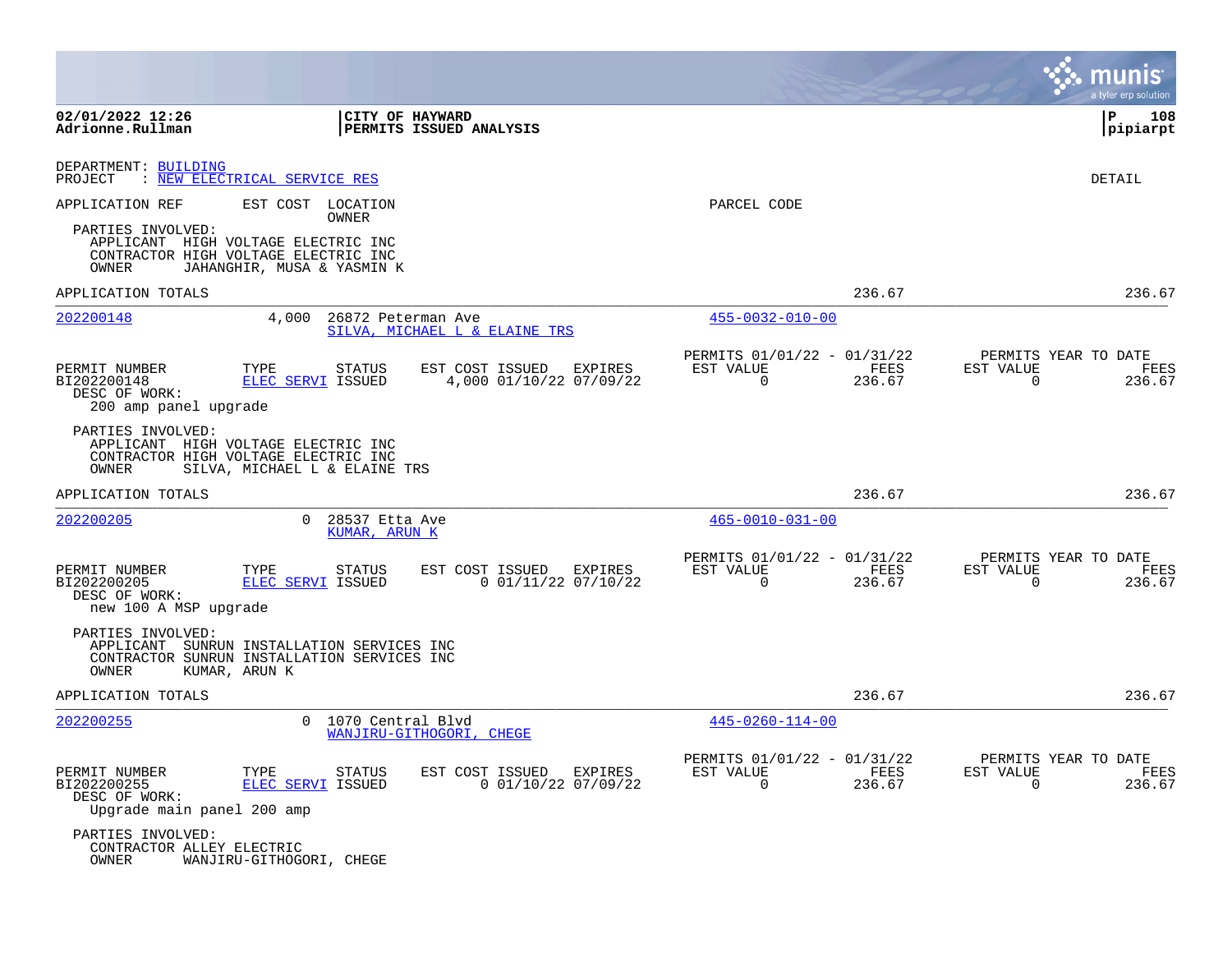02/01/2022 12:26
Adrionne.Rullman

CITY OF HAYWARD
PERMITS ISSUED ANALYSIS

pipiarpt

DEPARTMENT: BUILDING
PROJECT : NEW ELECTRICAL SERVICE RES

DETAIL

APPLICATION REF | EST COST | LOCATION / OWNER | PARCEL CODE

PARTIES INVOLVED:
APPLICANT HIGH VOLTAGE ELECTRIC INC
CONTRACTOR HIGH VOLTAGE ELECTRIC INC
OWNER JAHANGHIR, MUSA & YASMIN K

APPLICATION TOTALS 236.67 236.67

---

**202200148** | 4,000 | 26872 Peterman Ave | 455-0032-010-00
SILVA, MICHAEL L & ELAINE TRS

| PERMIT NUMBER | TYPE | STATUS | EST COST | ISSUED | EXPIRES | PERMITS 01/01/22 - 01/31/22 EST VALUE | FEES | PERMITS YEAR TO DATE EST VALUE | FEES |
|---|---|---|---|---|---|---|---|---|---|
| BI202200148 | ELEC SERVI | ISSUED | 4,000 | 01/10/22 | 07/09/22 | 0 | 236.67 | 0 | 236.67 |

DESC OF WORK:
200 amp panel upgrade

PARTIES INVOLVED:
APPLICANT HIGH VOLTAGE ELECTRIC INC
CONTRACTOR HIGH VOLTAGE ELECTRIC INC
OWNER SILVA, MICHAEL L & ELAINE TRS

APPLICATION TOTALS 236.67 236.67

---

**202200205** | 0 | 28537 Etta Ave | 465-0010-031-00
KUMAR, ARUN K

| PERMIT NUMBER | TYPE | STATUS | EST COST | ISSUED | EXPIRES | PERMITS 01/01/22 - 01/31/22 EST VALUE | FEES | PERMITS YEAR TO DATE EST VALUE | FEES |
|---|---|---|---|---|---|---|---|---|---|
| BI202200205 | ELEC SERVI | ISSUED | 0 | 01/11/22 | 07/10/22 | 0 | 236.67 | 0 | 236.67 |

DESC OF WORK:
new 100 A MSP upgrade

PARTIES INVOLVED:
APPLICANT SUNRUN INSTALLATION SERVICES INC
CONTRACTOR SUNRUN INSTALLATION SERVICES INC
OWNER KUMAR, ARUN K

APPLICATION TOTALS 236.67 236.67

---

**202200255** | 0 | 1070 Central Blvd | 445-0260-114-00
WANJIRU-GITHOGORI, CHEGE

| PERMIT NUMBER | TYPE | STATUS | EST COST | ISSUED | EXPIRES | PERMITS 01/01/22 - 01/31/22 EST VALUE | FEES | PERMITS YEAR TO DATE EST VALUE | FEES |
|---|---|---|---|---|---|---|---|---|---|
| BI202200255 | ELEC SERVI | ISSUED | 0 | 01/10/22 | 07/09/22 | 0 | 236.67 | 0 | 236.67 |

DESC OF WORK:
Upgrade main panel 200 amp

PARTIES INVOLVED:
CONTRACTOR ALLEY ELECTRIC
OWNER WANJIRU-GITHOGORI, CHEGE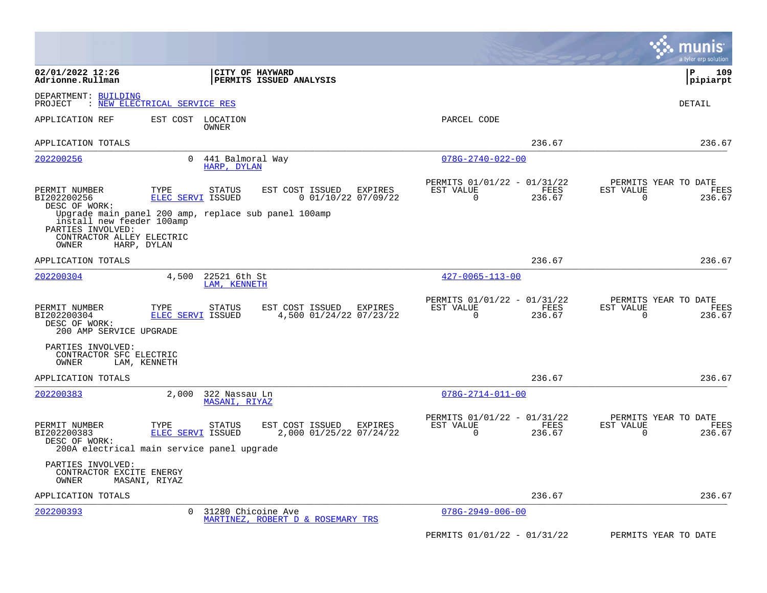**02/01/2022 12:26** | **CITY OF HAYWARD** | **P 109**
**Adrionne.Rullman** | **PERMITS ISSUED ANALYSIS** | **pipiarpt**

DEPARTMENT: BUILDING
PROJECT : NEW ELECTRICAL SERVICE RES

DETAIL

APPLICATION REF | EST COST | LOCATION / OWNER | PARCEL CODE

APPLICATION TOTALS — 236.67 — 236.67

---

**202200256** — 0 — 441 Balmoral Way — HARP, DYLAN — 078G-2740-022-00

| PERMIT NUMBER | TYPE | STATUS | EST COST | ISSUED | EXPIRES | PERMITS 01/01/22 - 01/31/22 EST VALUE | FEES | PERMITS YEAR TO DATE EST VALUE | FEES |
|---|---|---|---|---|---|---|---|---|---|
| BI202200256 | ELEC SERVI | ISSUED | 0 | 01/10/22 | 07/09/22 | 0 | 236.67 | 0 | 236.67 |

DESC OF WORK:
Upgrade main panel 200 amp, replace sub panel 100amp install new feeder 100amp

PARTIES INVOLVED:
CONTRACTOR ALLEY ELECTRIC
OWNER HARP, DYLAN

APPLICATION TOTALS — 236.67 — 236.67

---

**202200304** — 4,500 — 22521 6th St — LAM, KENNETH — 427-0065-113-00

| PERMIT NUMBER | TYPE | STATUS | EST COST | ISSUED | EXPIRES | PERMITS 01/01/22 - 01/31/22 EST VALUE | FEES | PERMITS YEAR TO DATE EST VALUE | FEES |
|---|---|---|---|---|---|---|---|---|---|
| BI202200304 | ELEC SERVI | ISSUED | 4,500 | 01/24/22 | 07/23/22 | 0 | 236.67 | 0 | 236.67 |

DESC OF WORK:
200 AMP SERVICE UPGRADE

PARTIES INVOLVED:
CONTRACTOR SFC ELECTRIC
OWNER LAM, KENNETH

APPLICATION TOTALS — 236.67 — 236.67

---

**202200383** — 2,000 — 322 Nassau Ln — MASANI, RIYAZ — 078G-2714-011-00

| PERMIT NUMBER | TYPE | STATUS | EST COST | ISSUED | EXPIRES | PERMITS 01/01/22 - 01/31/22 EST VALUE | FEES | PERMITS YEAR TO DATE EST VALUE | FEES |
|---|---|---|---|---|---|---|---|---|---|
| BI202200383 | ELEC SERVI | ISSUED | 2,000 | 01/25/22 | 07/24/22 | 0 | 236.67 | 0 | 236.67 |

DESC OF WORK:
200A electrical main service panel upgrade

PARTIES INVOLVED:
CONTRACTOR EXCITE ENERGY
OWNER MASANI, RIYAZ

APPLICATION TOTALS — 236.67 — 236.67

---

**202200393** — 0 — 31280 Chicoine Ave — MARTINEZ, ROBERT D & ROSEMARY TRS — 078G-2949-006-00

PERMITS 01/01/22 - 01/31/22 — PERMITS YEAR TO DATE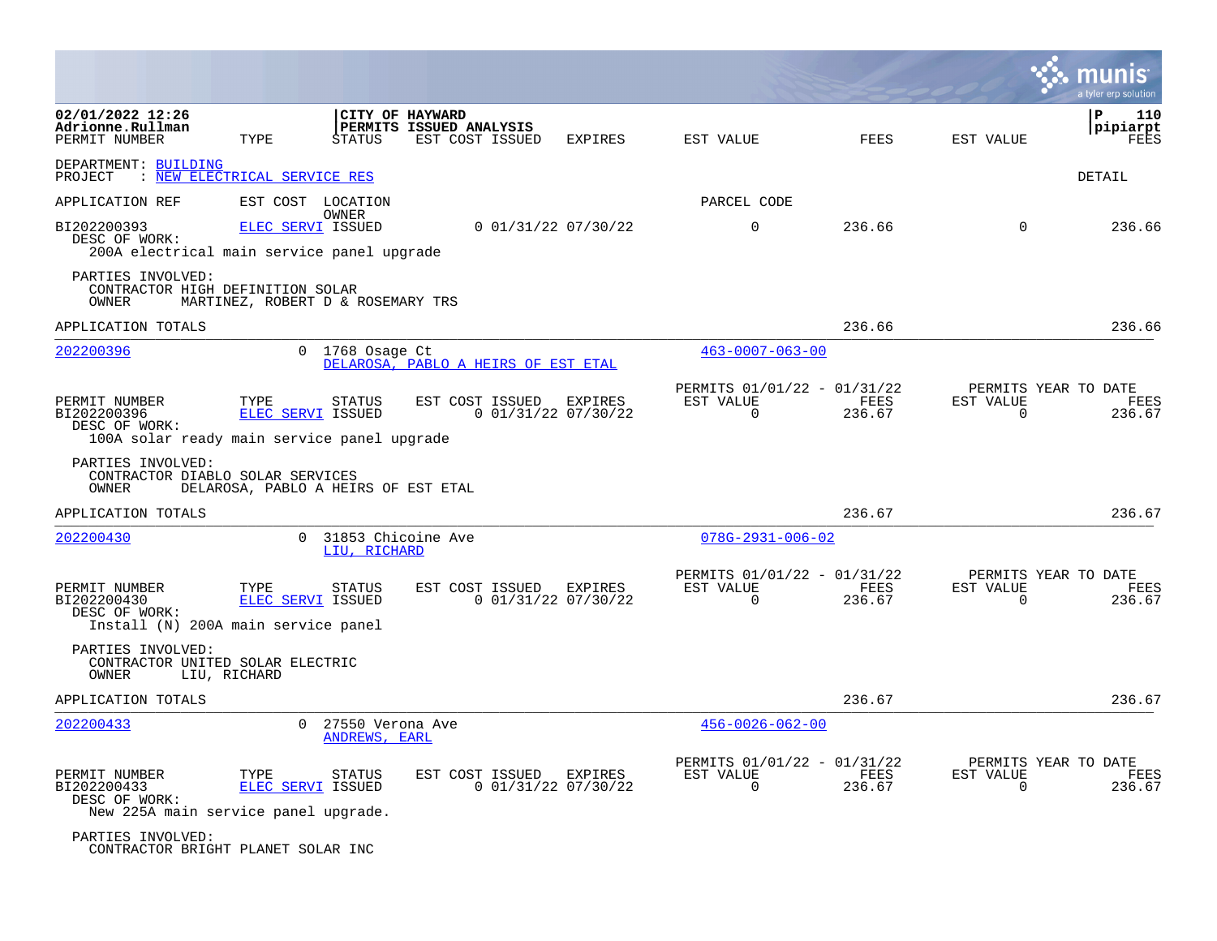02/01/2022 12:26
Adrionne.Rullman

**CITY OF HAYWARD**
**PERMITS ISSUED ANALYSIS**

pipiarpt

| PERMIT NUMBER | TYPE | STATUS | EST COST | ISSUED | EXPIRES | EST VALUE | FEES | EST VALUE | FEES |
|---|---|---|---|---|---|---|---|---|---|

DEPARTMENT: BUILDING
PROJECT : NEW ELECTRICAL SERVICE RES

DETAIL

| APPLICATION REF | EST COST | LOCATION / OWNER | PARCEL CODE |
|---|---|---|---|

| PERMIT NUMBER | TYPE | STATUS | EST COST | ISSUED | EXPIRES | EST VALUE | FEES | EST VALUE | FEES |
|---|---|---|---|---|---|---|---|---|---|
| BI202200393 | ELEC SERVI | ISSUED | 0 | 01/31/22 | 07/30/22 | 0 | 236.66 | 0 | 236.66 |

DESC OF WORK:
200A electrical main service panel upgrade

PARTIES INVOLVED:
CONTRACTOR HIGH DEFINITION SOLAR
OWNER MARTINEZ, ROBERT D & ROSEMARY TRS

APPLICATION TOTALS 236.66 236.66

---

202200396 | 0 | 1768 Osage Ct | 463-0007-063-00
DELAROSA, PABLO A HEIRS OF EST ETAL

| | | | | | | PERMITS 01/01/22 - 01/31/22 | | PERMITS YEAR TO DATE | |
|---|---|---|---|---|---|---|---|---|---|
| PERMIT NUMBER | TYPE | STATUS | EST COST | ISSUED | EXPIRES | EST VALUE | FEES | EST VALUE | FEES |
| BI202200396 | ELEC SERVI | ISSUED | 0 | 01/31/22 | 07/30/22 | 0 | 236.67 | 0 | 236.67 |

DESC OF WORK:
100A solar ready main service panel upgrade

PARTIES INVOLVED:
CONTRACTOR DIABLO SOLAR SERVICES
OWNER DELAROSA, PABLO A HEIRS OF EST ETAL

APPLICATION TOTALS 236.67 236.67

---

202200430 | 0 | 31853 Chicoine Ave | 078G-2931-006-02
LIU, RICHARD

| | | | | | | PERMITS 01/01/22 - 01/31/22 | | PERMITS YEAR TO DATE | |
|---|---|---|---|---|---|---|---|---|---|
| PERMIT NUMBER | TYPE | STATUS | EST COST | ISSUED | EXPIRES | EST VALUE | FEES | EST VALUE | FEES |
| BI202200430 | ELEC SERVI | ISSUED | 0 | 01/31/22 | 07/30/22 | 0 | 236.67 | 0 | 236.67 |

DESC OF WORK:
Install (N) 200A main service panel

PARTIES INVOLVED:
CONTRACTOR UNITED SOLAR ELECTRIC
OWNER LIU, RICHARD

APPLICATION TOTALS 236.67 236.67

---

202200433 | 0 | 27550 Verona Ave | 456-0026-062-00
ANDREWS, EARL

| | | | | | | PERMITS 01/01/22 - 01/31/22 | | PERMITS YEAR TO DATE | |
|---|---|---|---|---|---|---|---|---|---|
| PERMIT NUMBER | TYPE | STATUS | EST COST | ISSUED | EXPIRES | EST VALUE | FEES | EST VALUE | FEES |
| BI202200433 | ELEC SERVI | ISSUED | 0 | 01/31/22 | 07/30/22 | 0 | 236.67 | 0 | 236.67 |

DESC OF WORK:
New 225A main service panel upgrade.

PARTIES INVOLVED:
CONTRACTOR BRIGHT PLANET SOLAR INC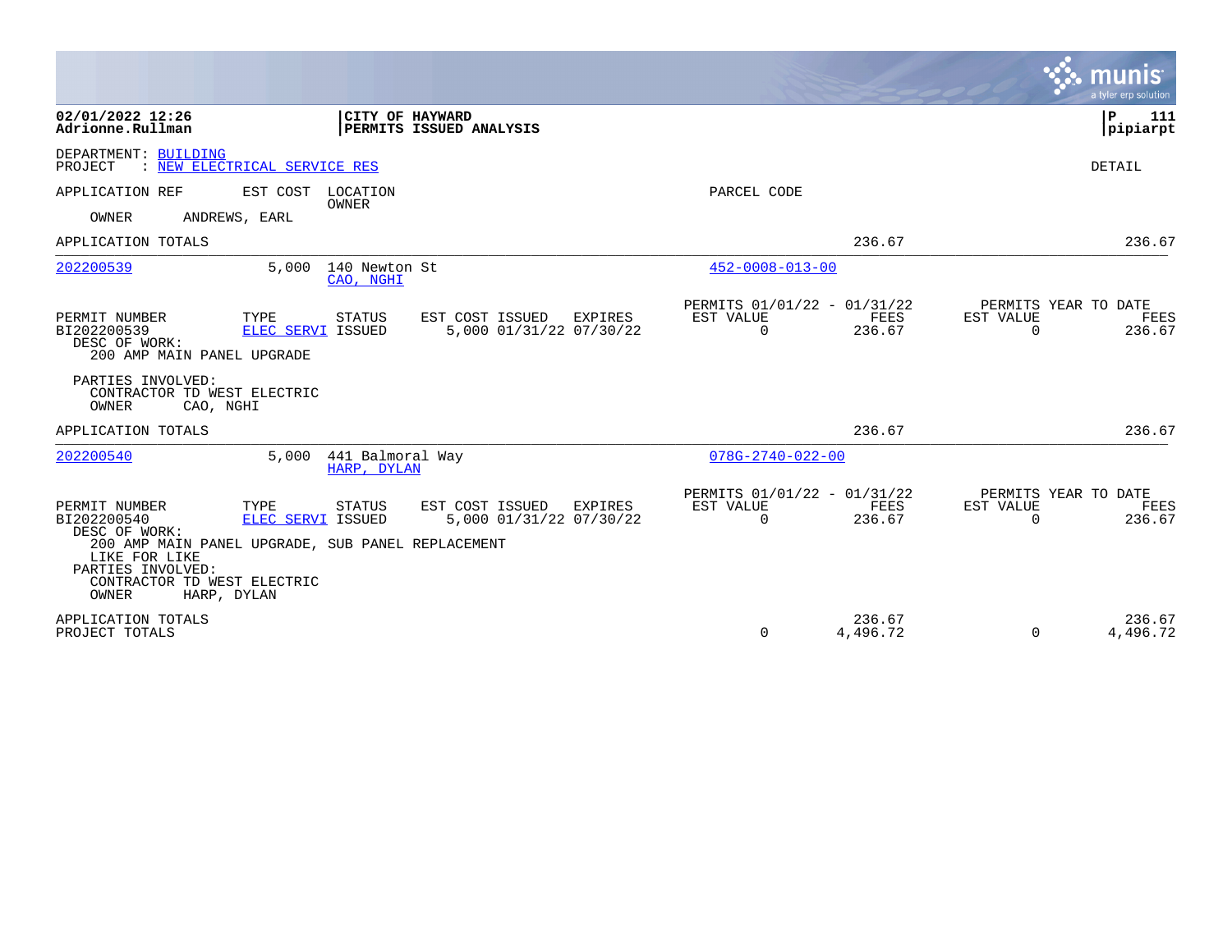**02/01/2022 12:26**
**Adrionne.Rullman**

**CITY OF HAYWARD**
**PERMITS ISSUED ANALYSIS**

**P 111**
**pipiarpt**

DEPARTMENT: BUILDING
PROJECT : NEW ELECTRICAL SERVICE RES

DETAIL

| APPLICATION REF | EST COST | LOCATION / OWNER | PARCEL CODE | | | |
|---|---|---|---|---|---|---|
| OWNER ANDREWS, EARL | | | | | | |
| APPLICATION TOTALS | | | | 236.67 | | 236.67 |
| 202200539 | 5,000 | 140 Newton St / CAO, NGHI | 452-0008-013-00 | | | |

| PERMIT NUMBER | TYPE | STATUS | EST COST | ISSUED | EXPIRES | PERMITS 01/01/22 - 01/31/22 EST VALUE | FEES | PERMITS YEAR TO DATE EST VALUE | FEES |
|---|---|---|---|---|---|---|---|---|---|
| BI202200539 | ELEC SERVI | ISSUED | 5,000 | 01/31/22 | 07/30/22 | 0 | 236.67 | 0 | 236.67 |

DESC OF WORK:
200 AMP MAIN PANEL UPGRADE

PARTIES INVOLVED:
CONTRACTOR TD WEST ELECTRIC
OWNER CAO, NGHI

| | | | | | |
|---|---|---|---|---|---|
| APPLICATION TOTALS | | | | 236.67 | 236.67 |
| 202200540 | 5,000 | 441 Balmoral Way / HARP, DYLAN | 078G-2740-022-00 | | |

| PERMIT NUMBER | TYPE | STATUS | EST COST | ISSUED | EXPIRES | PERMITS 01/01/22 - 01/31/22 EST VALUE | FEES | PERMITS YEAR TO DATE EST VALUE | FEES |
|---|---|---|---|---|---|---|---|---|---|
| BI202200540 | ELEC SERVI | ISSUED | 5,000 | 01/31/22 | 07/30/22 | 0 | 236.67 | 0 | 236.67 |

DESC OF WORK:
200 AMP MAIN PANEL UPGRADE, SUB PANEL REPLACEMENT
LIKE FOR LIKE

PARTIES INVOLVED:
CONTRACTOR TD WEST ELECTRIC
OWNER HARP, DYLAN

| | EST VALUE | FEES | EST VALUE | FEES |
|---|---|---|---|---|
| APPLICATION TOTALS | | 236.67 | | 236.67 |
| PROJECT TOTALS | 0 | 4,496.72 | 0 | 4,496.72 |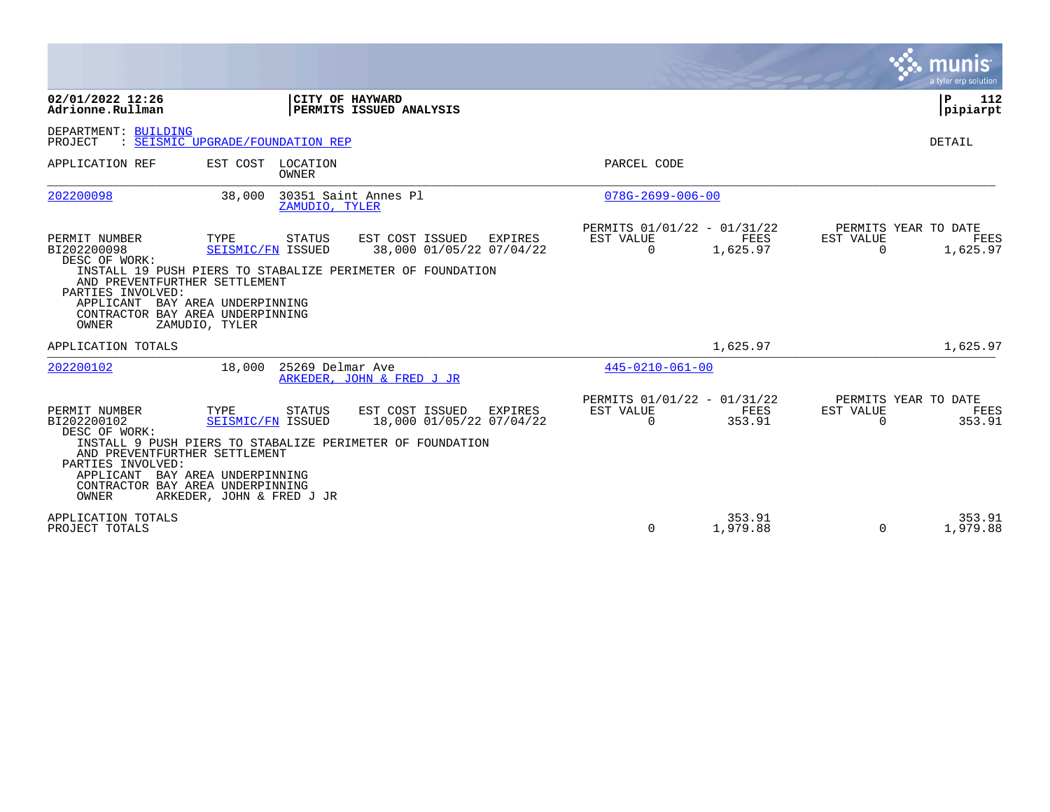**02/01/2022 12:26** | **CITY OF HAYWARD**
**Adrionne.Rullman** | **PERMITS ISSUED ANALYSIS**

P 112
pipiarpt

DEPARTMENT: BUILDING
PROJECT : SEISMIC UPGRADE/FOUNDATION REP

DETAIL

| APPLICATION REF | EST COST | LOCATION / OWNER | PARCEL CODE |
|---|---|---|---|
| 202200098 | 38,000 | 30351 Saint Annes Pl / ZAMUDIO, TYLER | 078G-2699-006-00 |

| PERMIT NUMBER | TYPE | STATUS | EST COST | ISSUED | EXPIRES | PERMITS 01/01/22 - 01/31/22 EST VALUE | FEES | PERMITS YEAR TO DATE EST VALUE | FEES |
|---|---|---|---|---|---|---|---|---|---|
| BI202200098 | SEISMIC/FN | ISSUED | 38,000 | 01/05/22 | 07/04/22 | 0 | 1,625.97 | 0 | 1,625.97 |

DESC OF WORK:
INSTALL 19 PUSH PIERS TO STABALIZE PERIMETER OF FOUNDATION
AND PREVENTFURTHER SETTLEMENT

PARTIES INVOLVED:
APPLICANT BAY AREA UNDERPINNING
CONTRACTOR BAY AREA UNDERPINNING
OWNER ZAMUDIO, TYLER

APPLICATION TOTALS 1,625.97 1,625.97

| APPLICATION REF | EST COST | LOCATION / OWNER | PARCEL CODE |
|---|---|---|---|
| 202200102 | 18,000 | 25269 Delmar Ave / ARKEDER, JOHN & FRED J JR | 445-0210-061-00 |

| PERMIT NUMBER | TYPE | STATUS | EST COST | ISSUED | EXPIRES | PERMITS 01/01/22 - 01/31/22 EST VALUE | FEES | PERMITS YEAR TO DATE EST VALUE | FEES |
|---|---|---|---|---|---|---|---|---|---|
| BI202200102 | SEISMIC/FN | ISSUED | 18,000 | 01/05/22 | 07/04/22 | 0 | 353.91 | 0 | 353.91 |

DESC OF WORK:
INSTALL 9 PUSH PIERS TO STABALIZE PERIMETER OF FOUNDATION
AND PREVENTFURTHER SETTLEMENT

PARTIES INVOLVED:
APPLICANT BAY AREA UNDERPINNING
CONTRACTOR BAY AREA UNDERPINNING
OWNER ARKEDER, JOHN & FRED J JR

| | EST VALUE | FEES | EST VALUE | FEES |
|---|---|---|---|---|
| APPLICATION TOTALS | | 353.91 | | 353.91 |
| PROJECT TOTALS | 0 | 1,979.88 | 0 | 1,979.88 |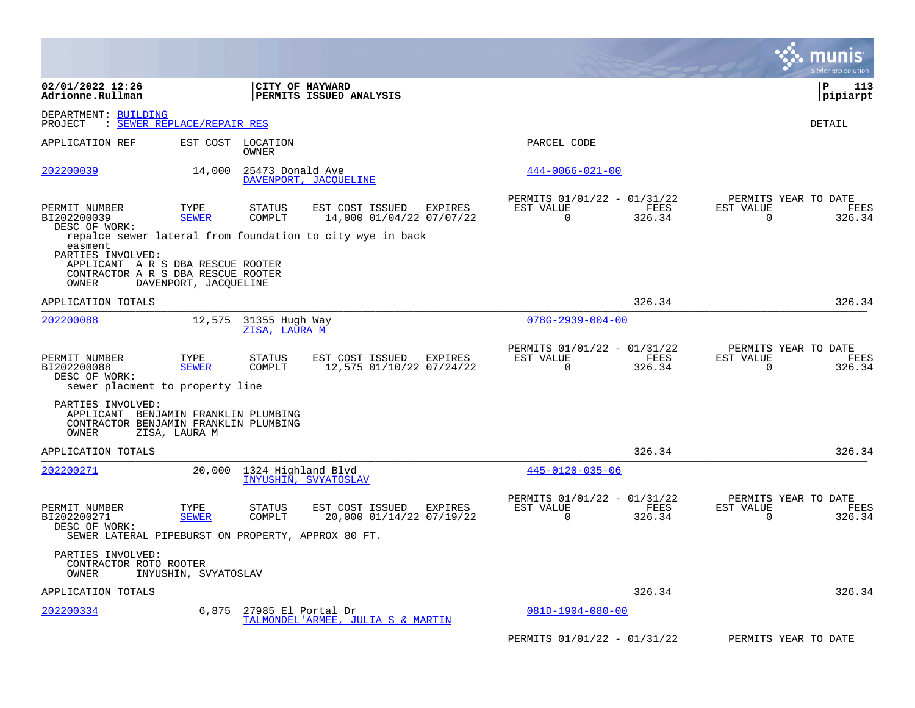**02/01/2022 12:26**
**Adrionne.Rullman**

**CITY OF HAYWARD**
**PERMITS ISSUED ANALYSIS**

**P 113**
**pipiarpt**

DEPARTMENT: BUILDING
PROJECT : SEWER REPLACE/REPAIR RES

DETAIL

| APPLICATION REF | EST COST | LOCATION / OWNER | PARCEL CODE |
|---|---|---|---|
| 202200039 | 14,000 | 25473 Donald Ave / DAVENPORT, JACQUELINE | 444-0066-021-00 |

| PERMIT NUMBER | TYPE | STATUS | EST COST | ISSUED | EXPIRES | PERMITS 01/01/22 - 01/31/22 EST VALUE | FEES | PERMITS YEAR TO DATE EST VALUE | FEES |
|---|---|---|---|---|---|---|---|---|---|
| BI202200039 | SEWER | COMPLT | 14,000 | 01/04/22 | 07/07/22 | 0 | 326.34 | 0 | 326.34 |

DESC OF WORK:
repalce sewer lateral from foundation to city wye in back easment

PARTIES INVOLVED:
APPLICANT A R S DBA RESCUE ROOTER
CONTRACTOR A R S DBA RESCUE ROOTER
OWNER DAVENPORT, JACQUELINE

APPLICATION TOTALS — 326.34 — 326.34

| APPLICATION REF | EST COST | LOCATION / OWNER | PARCEL CODE |
|---|---|---|---|
| 202200088 | 12,575 | 31355 Hugh Way / ZISA, LAURA M | 078G-2939-004-00 |

| PERMIT NUMBER | TYPE | STATUS | EST COST | ISSUED | EXPIRES | PERMITS 01/01/22 - 01/31/22 EST VALUE | FEES | PERMITS YEAR TO DATE EST VALUE | FEES |
|---|---|---|---|---|---|---|---|---|---|
| BI202200088 | SEWER | COMPLT | 12,575 | 01/10/22 | 07/24/22 | 0 | 326.34 | 0 | 326.34 |

DESC OF WORK:
sewer placment to property line

PARTIES INVOLVED:
APPLICANT BENJAMIN FRANKLIN PLUMBING
CONTRACTOR BENJAMIN FRANKLIN PLUMBING
OWNER ZISA, LAURA M

APPLICATION TOTALS — 326.34 — 326.34

| APPLICATION REF | EST COST | LOCATION / OWNER | PARCEL CODE |
|---|---|---|---|
| 202200271 | 20,000 | 1324 Highland Blvd / INYUSHIN, SVYATOSLAV | 445-0120-035-06 |

| PERMIT NUMBER | TYPE | STATUS | EST COST | ISSUED | EXPIRES | PERMITS 01/01/22 - 01/31/22 EST VALUE | FEES | PERMITS YEAR TO DATE EST VALUE | FEES |
|---|---|---|---|---|---|---|---|---|---|
| BI202200271 | SEWER | COMPLT | 20,000 | 01/14/22 | 07/19/22 | 0 | 326.34 | 0 | 326.34 |

DESC OF WORK:
SEWER LATERAL PIPEBURST ON PROPERTY, APPROX 80 FT.

PARTIES INVOLVED:
CONTRACTOR ROTO ROOTER
OWNER INYUSHIN, SVYATOSLAV

APPLICATION TOTALS — 326.34 — 326.34

| APPLICATION REF | EST COST | LOCATION / OWNER | PARCEL CODE |
|---|---|---|---|
| 202200334 | 6,875 | 27985 El Portal Dr / TALMONDEL'ARMEE, JULIA S & MARTIN | 081D-1904-080-00 |

PERMITS 01/01/22 - 01/31/22 — PERMITS YEAR TO DATE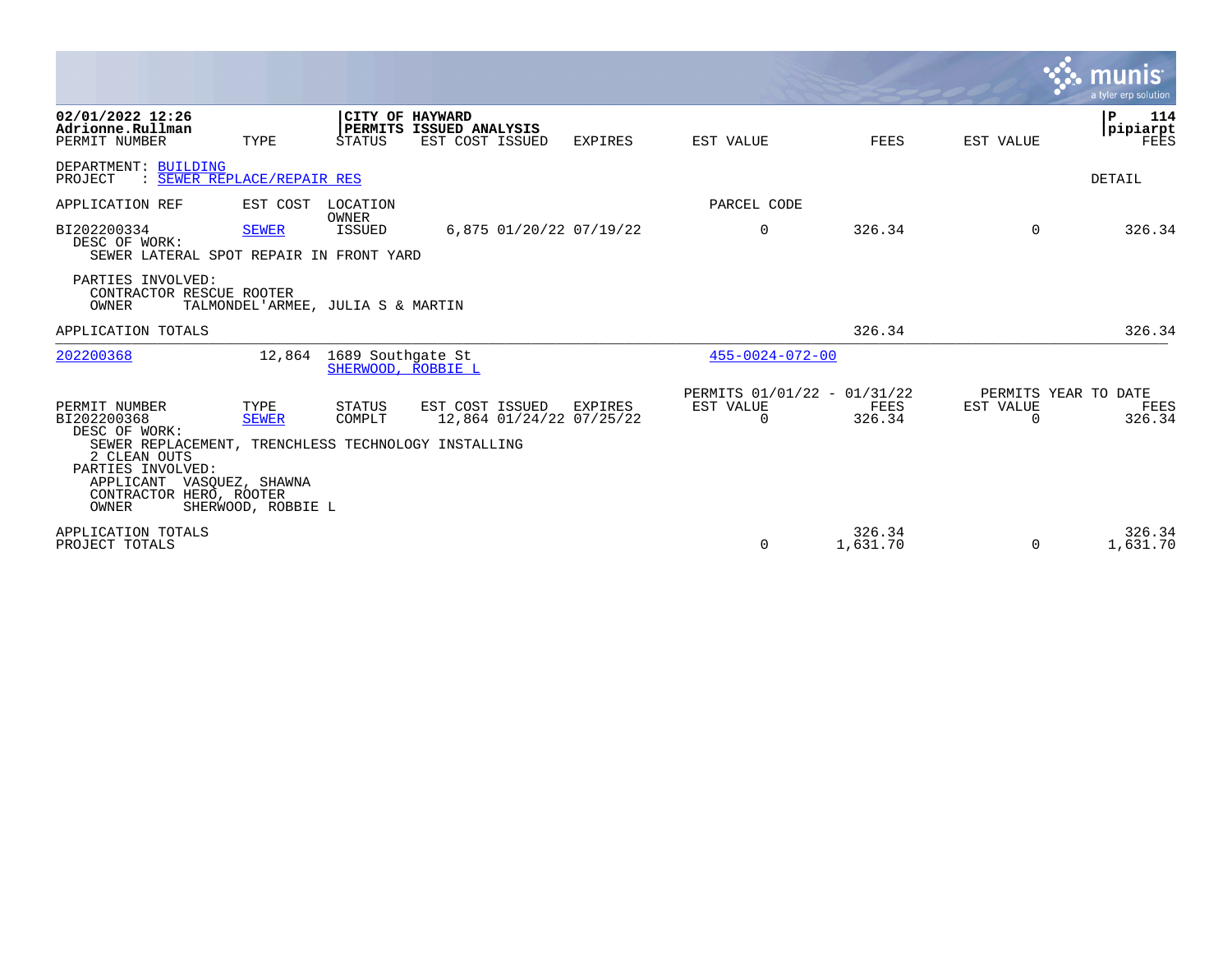**CITY OF HAYWARD**
**PERMITS ISSUED ANALYSIS**

02/01/2022 12:26
Adrionne.Rullman

| PERMIT NUMBER | TYPE | STATUS | EST COST | ISSUED | EXPIRES | EST VALUE | FEES | EST VALUE | FEES |
|---|---|---|---|---|---|---|---|---|---|

DEPARTMENT: BUILDING
PROJECT : SEWER REPLACE/REPAIR RES

DETAIL

| APPLICATION REF | EST COST | LOCATION / OWNER | | | | PARCEL CODE | | | |
|---|---|---|---|---|---|---|---|---|---|
| BI202200334 | SEWER | ISSUED | 6,875 | 01/20/22 | 07/19/22 | 0 | 326.34 | 0 | 326.34 |

DESC OF WORK:
SEWER LATERAL SPOT REPAIR IN FRONT YARD

PARTIES INVOLVED:
CONTRACTOR RESCUE ROOTER
OWNER TALMONDEL'ARMEE, JULIA S & MARTIN

APPLICATION TOTALS: 326.34 | 326.34

---

202200368 | 12,864 | 1689 Southgate St | SHERWOOD, ROBBIE L | 455-0024-072-00

| | | | | | | PERMITS 01/01/22 - 01/31/22 | | PERMITS YEAR TO DATE | |
|---|---|---|---|---|---|---|---|---|---|
| PERMIT NUMBER | TYPE | STATUS | EST COST | ISSUED | EXPIRES | EST VALUE | FEES | EST VALUE | FEES |
| BI202200368 | SEWER | COMPLT | 12,864 | 01/24/22 | 07/25/22 | 0 | 326.34 | 0 | 326.34 |

DESC OF WORK:
SEWER REPLACEMENT, TRENCHLESS TECHNOLOGY INSTALLING
2 CLEAN OUTS

PARTIES INVOLVED:
APPLICANT VASQUEZ, SHAWNA
CONTRACTOR HERO, ROOTER
OWNER SHERWOOD, ROBBIE L

| | EST VALUE | FEES | EST VALUE | FEES |
|---|---|---|---|---|
| APPLICATION TOTALS | | 326.34 | | 326.34 |
| PROJECT TOTALS | 0 | 1,631.70 | 0 | 1,631.70 |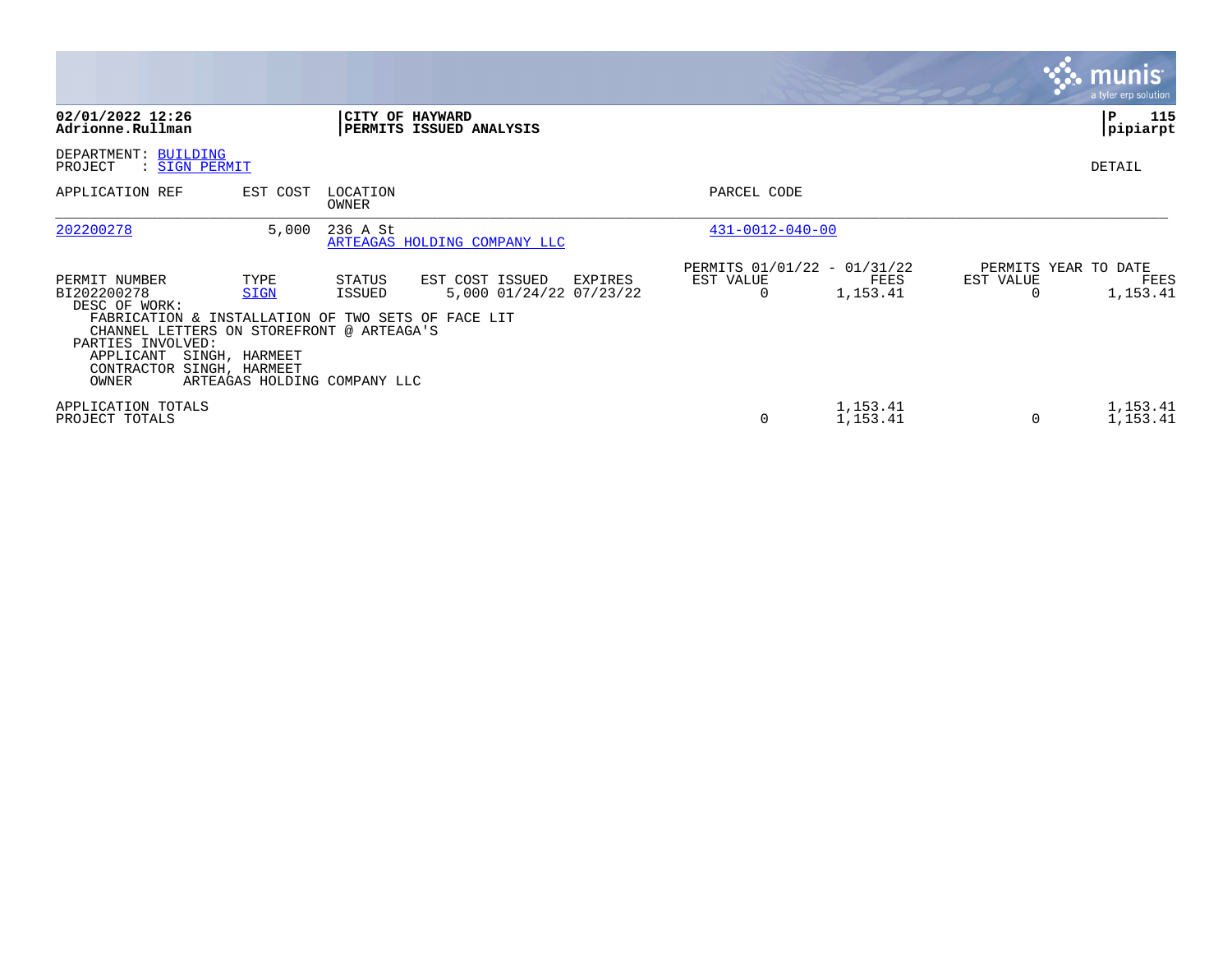**02/01/2022 12:26**
**Adrionne.Rullman**

**CITY OF HAYWARD**
**PERMITS ISSUED ANALYSIS**

**P 115**
**pipiarpt**

DEPARTMENT: BUILDING
PROJECT : SIGN PERMIT

DETAIL

| APPLICATION REF | EST COST | LOCATION / OWNER | PARCEL CODE |
|---|---|---|---|
| 202200278 | 5,000 | 236 A St / ARTEAGAS HOLDING COMPANY LLC | 431-0012-040-00 |

| PERMIT NUMBER | TYPE | STATUS | EST COST | ISSUED | EXPIRES | PERMITS 01/01/22 - 01/31/22 EST VALUE | FEES | PERMITS YEAR TO DATE EST VALUE | FEES |
|---|---|---|---|---|---|---|---|---|---|
| BI202200278 | SIGN | ISSUED | 5,000 | 01/24/22 | 07/23/22 | 0 | 1,153.41 | 0 | 1,153.41 |

DESC OF WORK:
FABRICATION & INSTALLATION OF TWO SETS OF FACE LIT CHANNEL LETTERS ON STOREFRONT @ ARTEAGA'S

PARTIES INVOLVED:
APPLICANT SINGH, HARMEET
CONTRACTOR SINGH, HARMEET
OWNER ARTEAGAS HOLDING COMPANY LLC

| | EST VALUE | FEES | EST VALUE | FEES |
|---|---|---|---|---|
| APPLICATION TOTALS | | 1,153.41 | | 1,153.41 |
| PROJECT TOTALS | 0 | 1,153.41 | 0 | 1,153.41 |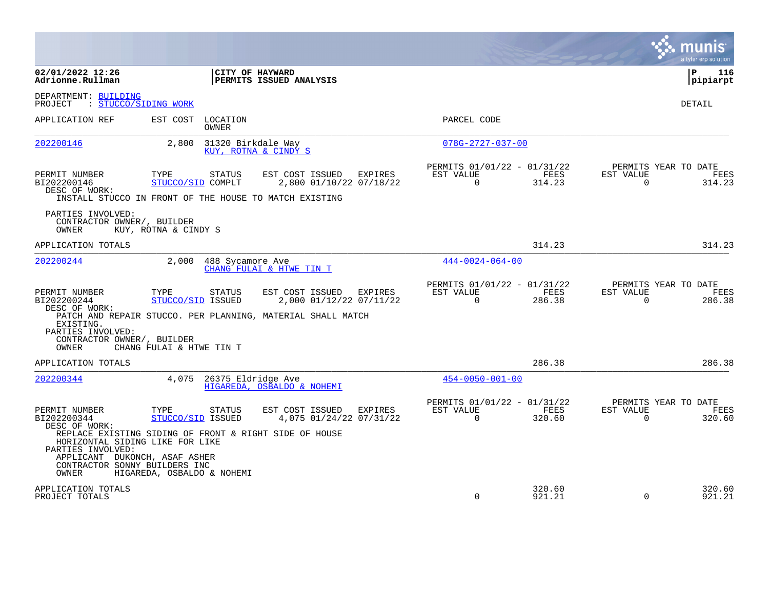**02/01/2022 12:26**
**Adrionne.Rullman**

**CITY OF HAYWARD**
**PERMITS ISSUED ANALYSIS**

**P 116**
**pipiarpt**

DEPARTMENT: BUILDING
PROJECT : STUCCO/SIDING WORK

DETAIL

| APPLICATION REF | EST COST | LOCATION / OWNER | PARCEL CODE |
|---|---|---|---|
| 202200146 | 2,800 | 31320 Birkdale Way / KUY, ROTNA & CINDY S | 078G-2727-037-00 |

| PERMIT NUMBER | TYPE | STATUS | EST COST | ISSUED | EXPIRES | PERMITS 01/01/22 - 01/31/22 EST VALUE | FEES | PERMITS YEAR TO DATE EST VALUE | FEES |
|---|---|---|---|---|---|---|---|---|---|
| BI202200146 | STUCCO/SID | COMPLT | 2,800 | 01/10/22 | 07/18/22 | 0 | 314.23 | 0 | 314.23 |

DESC OF WORK:
INSTALL STUCCO IN FRONT OF THE HOUSE TO MATCH EXISTING

PARTIES INVOLVED:
CONTRACTOR OWNER/, BUILDER
OWNER KUY, ROTNA & CINDY S

APPLICATION TOTALS — 314.23 — 314.23

| APPLICATION REF | EST COST | LOCATION / OWNER | PARCEL CODE |
|---|---|---|---|
| 202200244 | 2,000 | 488 Sycamore Ave / CHANG FULAI & HTWE TIN T | 444-0024-064-00 |

| PERMIT NUMBER | TYPE | STATUS | EST COST | ISSUED | EXPIRES | PERMITS 01/01/22 - 01/31/22 EST VALUE | FEES | PERMITS YEAR TO DATE EST VALUE | FEES |
|---|---|---|---|---|---|---|---|---|---|
| BI202200244 | STUCCO/SID | ISSUED | 2,000 | 01/12/22 | 07/11/22 | 0 | 286.38 | 0 | 286.38 |

DESC OF WORK:
PATCH AND REPAIR STUCCO. PER PLANNING, MATERIAL SHALL MATCH EXISTING.

PARTIES INVOLVED:
CONTRACTOR OWNER/, BUILDER
OWNER CHANG FULAI & HTWE TIN T

APPLICATION TOTALS — 286.38 — 286.38

| APPLICATION REF | EST COST | LOCATION / OWNER | PARCEL CODE |
|---|---|---|---|
| 202200344 | 4,075 | 26375 Eldridge Ave / HIGAREDA, OSBALDO & NOHEMI | 454-0050-001-00 |

| PERMIT NUMBER | TYPE | STATUS | EST COST | ISSUED | EXPIRES | PERMITS 01/01/22 - 01/31/22 EST VALUE | FEES | PERMITS YEAR TO DATE EST VALUE | FEES |
|---|---|---|---|---|---|---|---|---|---|
| BI202200344 | STUCCO/SID | ISSUED | 4,075 | 01/24/22 | 07/31/22 | 0 | 320.60 | 0 | 320.60 |

DESC OF WORK:
REPLACE EXISTING SIDING OF FRONT & RIGHT SIDE OF HOUSE HORIZONTAL SIDING LIKE FOR LIKE

PARTIES INVOLVED:
APPLICANT DUKONCH, ASAF ASHER
CONTRACTOR SONNY BUILDERS INC
OWNER HIGAREDA, OSBALDO & NOHEMI

| | EST VALUE | FEES | EST VALUE | FEES |
|---|---|---|---|---|
| APPLICATION TOTALS | | 320.60 | | 320.60 |
| PROJECT TOTALS | 0 | 921.21 | 0 | 921.21 |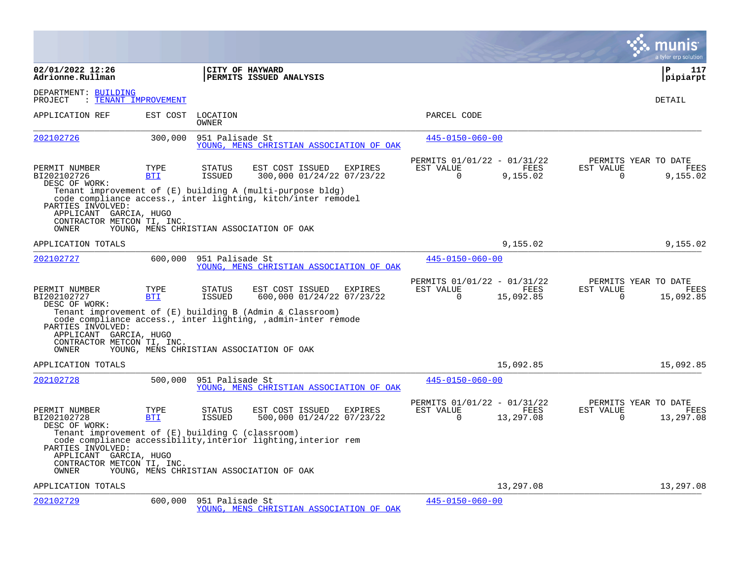**02/01/2022 12:26**
**Adrionne.Rullman**

**CITY OF HAYWARD**
**PERMITS ISSUED ANALYSIS**

DEPARTMENT: BUILDING
PROJECT : TENANT IMPROVEMENT

DETAIL

| APPLICATION REF | EST COST | LOCATION / OWNER | PARCEL CODE |
|---|---|---|---|
| 202102726 | 300,000 | 951 Palisade St / YOUNG, MENS CHRISTIAN ASSOCIATION OF OAK | 445-0150-060-00 |

| PERMIT NUMBER | TYPE | STATUS | EST COST | ISSUED | EXPIRES | PERMITS 01/01/22 - 01/31/22 EST VALUE | FEES | PERMITS YEAR TO DATE EST VALUE | FEES |
|---|---|---|---|---|---|---|---|---|---|
| BI202102726 | BTI | ISSUED | 300,000 | 01/24/22 | 07/23/22 | 0 | 9,155.02 | 0 | 9,155.02 |

DESC OF WORK:
Tenant improvement of (E) building A (multi-purpose bldg)
code compliance access., inter lighting, kitch/inter remodel

PARTIES INVOLVED:
APPLICANT GARCIA, HUGO
CONTRACTOR METCON TI, INC.
OWNER YOUNG, MENS CHRISTIAN ASSOCIATION OF OAK

APPLICATION TOTALS: 9,155.02 | 9,155.02

| APPLICATION REF | EST COST | LOCATION / OWNER | PARCEL CODE |
|---|---|---|---|
| 202102727 | 600,000 | 951 Palisade St / YOUNG, MENS CHRISTIAN ASSOCIATION OF OAK | 445-0150-060-00 |

| PERMIT NUMBER | TYPE | STATUS | EST COST | ISSUED | EXPIRES | PERMITS 01/01/22 - 01/31/22 EST VALUE | FEES | PERMITS YEAR TO DATE EST VALUE | FEES |
|---|---|---|---|---|---|---|---|---|---|
| BI202102727 | BTI | ISSUED | 600,000 | 01/24/22 | 07/23/22 | 0 | 15,092.85 | 0 | 15,092.85 |

DESC OF WORK:
Tenant improvement of (E) building B (Admin & Classroom)
code compliance access., inter lighting, ,admin-inter remode

PARTIES INVOLVED:
APPLICANT GARCIA, HUGO
CONTRACTOR METCON TI, INC.
OWNER YOUNG, MENS CHRISTIAN ASSOCIATION OF OAK

APPLICATION TOTALS: 15,092.85 | 15,092.85

| APPLICATION REF | EST COST | LOCATION / OWNER | PARCEL CODE |
|---|---|---|---|
| 202102728 | 500,000 | 951 Palisade St / YOUNG, MENS CHRISTIAN ASSOCIATION OF OAK | 445-0150-060-00 |

| PERMIT NUMBER | TYPE | STATUS | EST COST | ISSUED | EXPIRES | PERMITS 01/01/22 - 01/31/22 EST VALUE | FEES | PERMITS YEAR TO DATE EST VALUE | FEES |
|---|---|---|---|---|---|---|---|---|---|
| BI202102728 | BTI | ISSUED | 500,000 | 01/24/22 | 07/23/22 | 0 | 13,297.08 | 0 | 13,297.08 |

DESC OF WORK:
Tenant improvement of (E) building C (classroom)
code compliance accessibility,interior lighting,interior rem

PARTIES INVOLVED:
APPLICANT GARCIA, HUGO
CONTRACTOR METCON TI, INC.
OWNER YOUNG, MENS CHRISTIAN ASSOCIATION OF OAK

APPLICATION TOTALS: 13,297.08 | 13,297.08

| APPLICATION REF | EST COST | LOCATION / OWNER | PARCEL CODE |
|---|---|---|---|
| 202102729 | 600,000 | 951 Palisade St / YOUNG, MENS CHRISTIAN ASSOCIATION OF OAK | 445-0150-060-00 |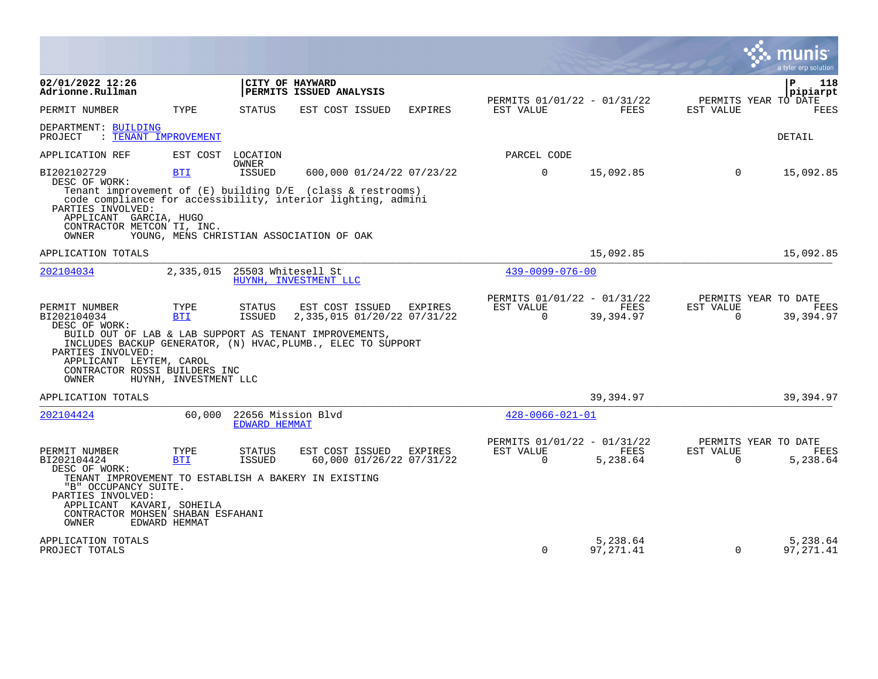**02/01/2022 12:26**
**Adrionne.Rullman**

**CITY OF HAYWARD**
**PERMITS ISSUED ANALYSIS**

**pipiarpt**

| PERMIT NUMBER | TYPE | STATUS | EST COST | ISSUED | EXPIRES | PERMITS 01/01/22 - 01/31/22 EST VALUE | FEES | PERMITS YEAR TO DATE EST VALUE | FEES |
|---|---|---|---|---|---|---|---|---|---|

DEPARTMENT: BUILDING
PROJECT : TENANT IMPROVEMENT

DETAIL

| APPLICATION REF | EST COST | LOCATION / OWNER | | | | PARCEL CODE | | | |
|---|---|---|---|---|---|---|---|---|---|
| BI202102729 | BTI | ISSUED | 600,000 | 01/24/22 | 07/23/22 | 0 | 15,092.85 | 0 | 15,092.85 |

DESC OF WORK:
Tenant improvement of (E) building D/E (class & restrooms) code compliance for accessibility, interior lighting, admini

PARTIES INVOLVED:
APPLICANT GARCIA, HUGO
CONTRACTOR METCON TI, INC.
OWNER YOUNG, MENS CHRISTIAN ASSOCIATION OF OAK

APPLICATION TOTALS — 15,092.85 — 15,092.85

---

**202104034** — 2,335,015 — 25503 Whitesell St — HUYNH, INVESTMENT LLC — 439-0099-076-00

| PERMIT NUMBER | TYPE | STATUS | EST COST | ISSUED | EXPIRES | PERMITS 01/01/22 - 01/31/22 EST VALUE | FEES | PERMITS YEAR TO DATE EST VALUE | FEES |
|---|---|---|---|---|---|---|---|---|---|
| BI202104034 | BTI | ISSUED | 2,335,015 | 01/20/22 | 07/31/22 | 0 | 39,394.97 | 0 | 39,394.97 |

DESC OF WORK:
BUILD OUT OF LAB & LAB SUPPORT AS TENANT IMPROVEMENTS, INCLUDES BACKUP GENERATOR, (N) HVAC,PLUMB., ELEC TO SUPPORT

PARTIES INVOLVED:
APPLICANT LEYTEM, CAROL
CONTRACTOR ROSSI BUILDERS INC
OWNER HUYNH, INVESTMENT LLC

APPLICATION TOTALS — 39,394.97 — 39,394.97

---

**202104424** — 60,000 — 22656 Mission Blvd — EDWARD HEMMAT — 428-0066-021-01

| PERMIT NUMBER | TYPE | STATUS | EST COST | ISSUED | EXPIRES | PERMITS 01/01/22 - 01/31/22 EST VALUE | FEES | PERMITS YEAR TO DATE EST VALUE | FEES |
|---|---|---|---|---|---|---|---|---|---|
| BI202104424 | BTI | ISSUED | 60,000 | 01/26/22 | 07/31/22 | 0 | 5,238.64 | 0 | 5,238.64 |

DESC OF WORK:
TENANT IMPROVEMENT TO ESTABLISH A BAKERY IN EXISTING "B" OCCUPANCY SUITE.

PARTIES INVOLVED:
APPLICANT KAVARI, SOHEILA
CONTRACTOR MOHSEN SHABAN ESFAHANI
OWNER EDWARD HEMMAT

| | EST VALUE | FEES | EST VALUE | FEES |
|---|---|---|---|---|
| APPLICATION TOTALS | | 5,238.64 | | 5,238.64 |
| PROJECT TOTALS | 0 | 97,271.41 | 0 | 97,271.41 |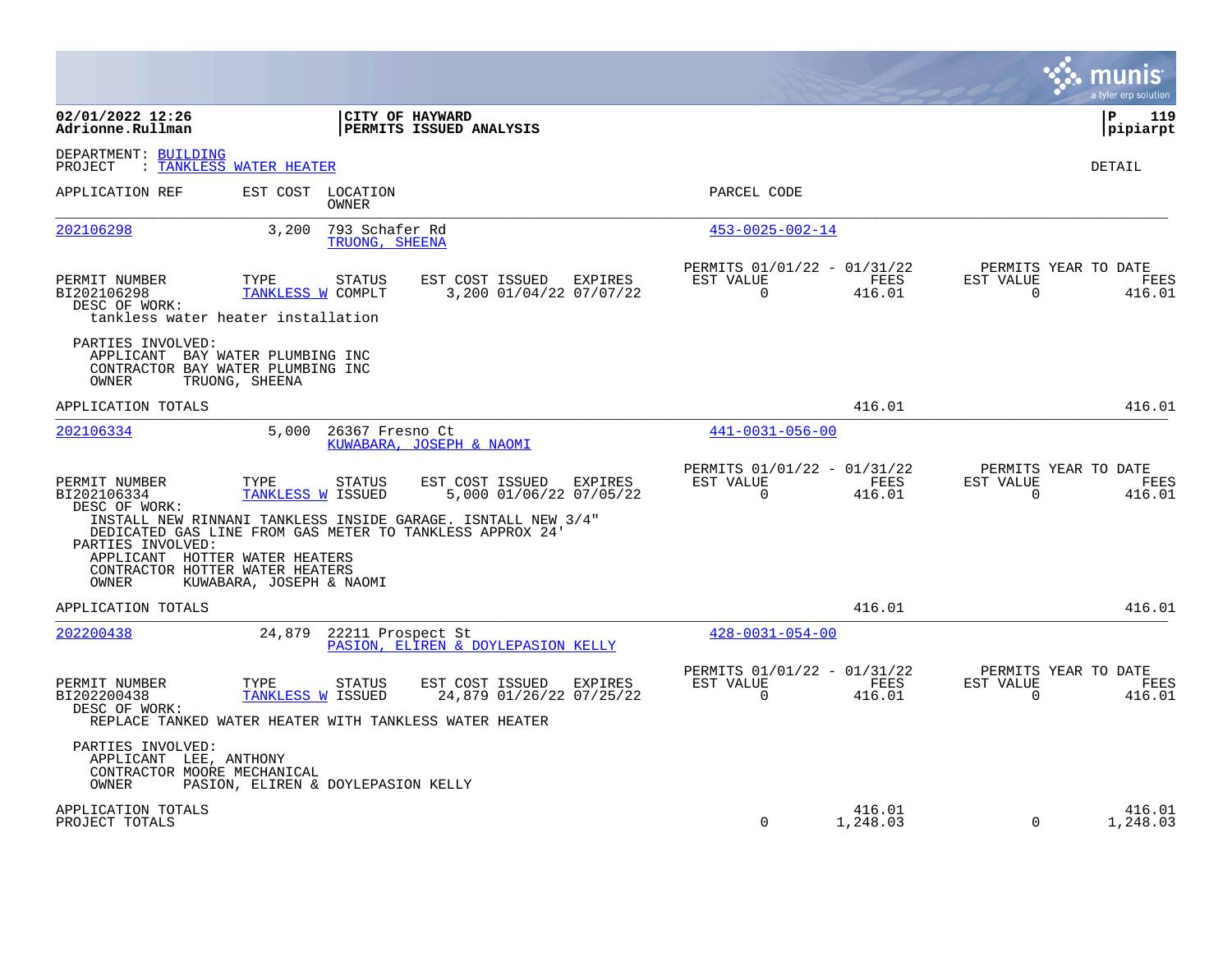02/01/2022 12:26
Adrionne.Rullman

**CITY OF HAYWARD**
**PERMITS ISSUED ANALYSIS**

pipiarpt

DEPARTMENT: BUILDING
PROJECT : TANKLESS WATER HEATER

DETAIL

| APPLICATION REF | EST COST | LOCATION / OWNER | PARCEL CODE |
|---|---|---|---|
| 202106298 | 3,200 | 793 Schafer Rd / TRUONG, SHEENA | 453-0025-002-14 |

| PERMIT NUMBER | TYPE | STATUS | EST COST | ISSUED | EXPIRES | PERMITS 01/01/22 - 01/31/22 EST VALUE | FEES | PERMITS YEAR TO DATE EST VALUE | FEES |
|---|---|---|---|---|---|---|---|---|---|
| BI202106298 | TANKLESS W | COMPLT | 3,200 | 01/04/22 | 07/07/22 | 0 | 416.01 | 0 | 416.01 |

DESC OF WORK:
tankless water heater installation

PARTIES INVOLVED:
APPLICANT BAY WATER PLUMBING INC
CONTRACTOR BAY WATER PLUMBING INC
OWNER TRUONG, SHEENA

APPLICATION TOTALS — 416.01 — 416.01

| APPLICATION REF | EST COST | LOCATION / OWNER | PARCEL CODE |
|---|---|---|---|
| 202106334 | 5,000 | 26367 Fresno Ct / KUWABARA, JOSEPH & NAOMI | 441-0031-056-00 |

| PERMIT NUMBER | TYPE | STATUS | EST COST | ISSUED | EXPIRES | PERMITS 01/01/22 - 01/31/22 EST VALUE | FEES | PERMITS YEAR TO DATE EST VALUE | FEES |
|---|---|---|---|---|---|---|---|---|---|
| BI202106334 | TANKLESS W | ISSUED | 5,000 | 01/06/22 | 07/05/22 | 0 | 416.01 | 0 | 416.01 |

DESC OF WORK:
INSTALL NEW RINNANI TANKLESS INSIDE GARAGE. ISNTALL NEW 3/4" DEDICATED GAS LINE FROM GAS METER TO TANKLESS APPROX 24'

PARTIES INVOLVED:
APPLICANT HOTTER WATER HEATERS
CONTRACTOR HOTTER WATER HEATERS
OWNER KUWABARA, JOSEPH & NAOMI

APPLICATION TOTALS — 416.01 — 416.01

| APPLICATION REF | EST COST | LOCATION / OWNER | PARCEL CODE |
|---|---|---|---|
| 202200438 | 24,879 | 22211 Prospect St / PASION, ELIREN & DOYLEPASION KELLY | 428-0031-054-00 |

| PERMIT NUMBER | TYPE | STATUS | EST COST | ISSUED | EXPIRES | PERMITS 01/01/22 - 01/31/22 EST VALUE | FEES | PERMITS YEAR TO DATE EST VALUE | FEES |
|---|---|---|---|---|---|---|---|---|---|
| BI202200438 | TANKLESS W | ISSUED | 24,879 | 01/26/22 | 07/25/22 | 0 | 416.01 | 0 | 416.01 |

DESC OF WORK:
REPLACE TANKED WATER HEATER WITH TANKLESS WATER HEATER

PARTIES INVOLVED:
APPLICANT LEE, ANTHONY
CONTRACTOR MOORE MECHANICAL
OWNER PASION, ELIREN & DOYLEPASION KELLY

| | EST VALUE | FEES | EST VALUE | FEES |
|---|---|---|---|---|
| APPLICATION TOTALS | | 416.01 | | 416.01 |
| PROJECT TOTALS | 0 | 1,248.03 | 0 | 1,248.03 |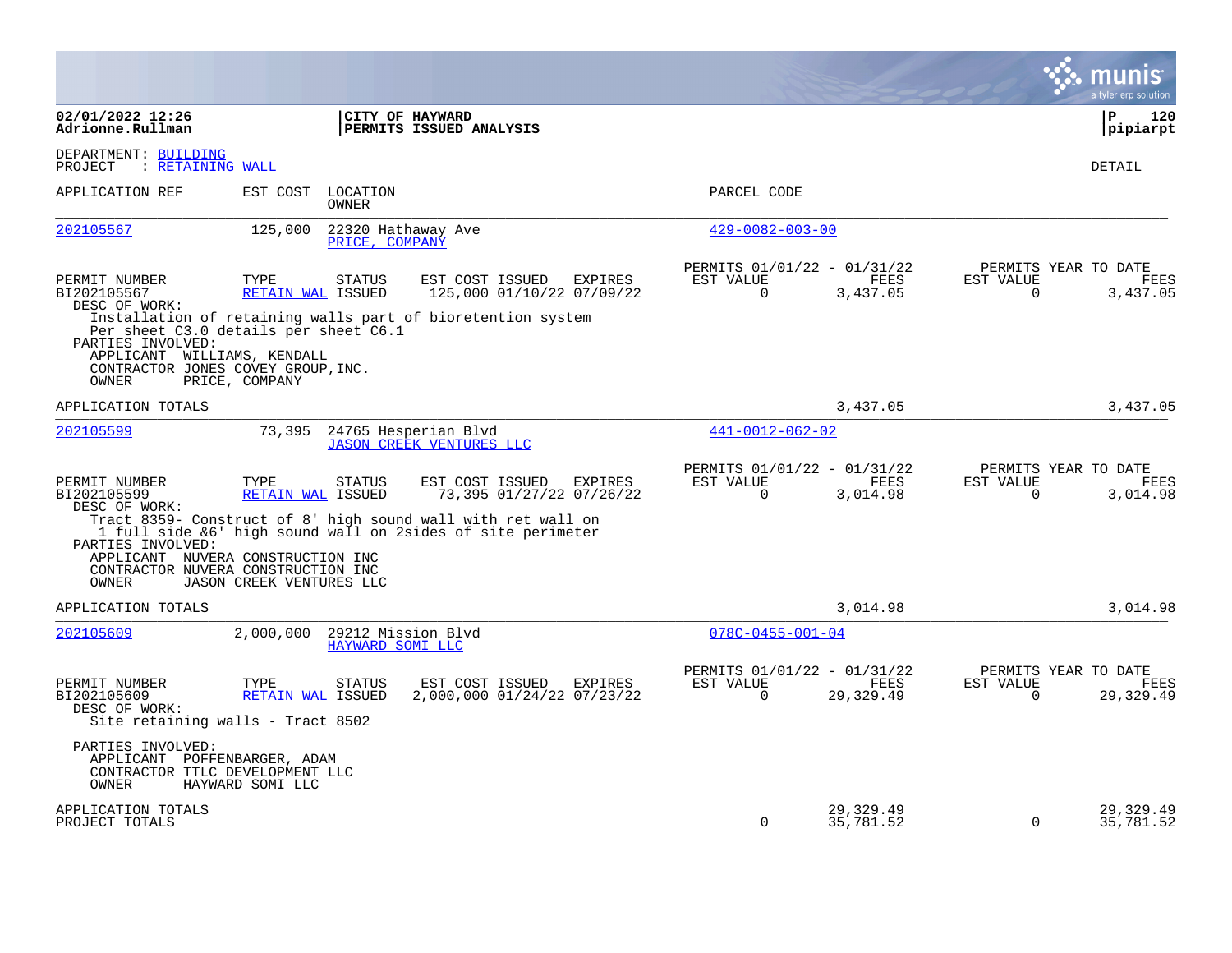**02/01/2022 12:26**
**Adrionne.Rullman**

**CITY OF HAYWARD**
**PERMITS ISSUED ANALYSIS**

**P 120**
**pipiarpt**

DEPARTMENT: BUILDING
PROJECT : RETAINING WALL

DETAIL

| APPLICATION REF | EST COST | LOCATION / OWNER | PARCEL CODE |
|---|---|---|---|
| 202105567 | 125,000 | 22320 Hathaway Ave / PRICE, COMPANY | 429-0082-003-00 |

| PERMIT NUMBER | TYPE | STATUS | EST COST | ISSUED | EXPIRES | PERMITS 01/01/22 - 01/31/22 EST VALUE | FEES | PERMITS YEAR TO DATE EST VALUE | FEES |
|---|---|---|---|---|---|---|---|---|---|
| BI202105567 | RETAIN WAL | ISSUED | 125,000 | 01/10/22 | 07/09/22 | 0 | 3,437.05 | 0 | 3,437.05 |

DESC OF WORK:
Installation of retaining walls part of bioretention system
Per sheet C3.0 details per sheet C6.1

PARTIES INVOLVED:
APPLICANT WILLIAMS, KENDALL
CONTRACTOR JONES COVEY GROUP, INC.
OWNER PRICE, COMPANY

APPLICATION TOTALS 3,437.05 3,437.05

| APPLICATION REF | EST COST | LOCATION / OWNER | PARCEL CODE |
|---|---|---|---|
| 202105599 | 73,395 | 24765 Hesperian Blvd / JASON CREEK VENTURES LLC | 441-0012-062-02 |

| PERMIT NUMBER | TYPE | STATUS | EST COST | ISSUED | EXPIRES | PERMITS 01/01/22 - 01/31/22 EST VALUE | FEES | PERMITS YEAR TO DATE EST VALUE | FEES |
|---|---|---|---|---|---|---|---|---|---|
| BI202105599 | RETAIN WAL | ISSUED | 73,395 | 01/27/22 | 07/26/22 | 0 | 3,014.98 | 0 | 3,014.98 |

DESC OF WORK:
Tract 8359- Construct of 8' high sound wall with ret wall on
1 full side &6' high sound wall on 2sides of site perimeter

PARTIES INVOLVED:
APPLICANT NUVERA CONSTRUCTION INC
CONTRACTOR NUVERA CONSTRUCTION INC
OWNER JASON CREEK VENTURES LLC

APPLICATION TOTALS 3,014.98 3,014.98

| APPLICATION REF | EST COST | LOCATION / OWNER | PARCEL CODE |
|---|---|---|---|
| 202105609 | 2,000,000 | 29212 Mission Blvd / HAYWARD SOMI LLC | 078C-0455-001-04 |

| PERMIT NUMBER | TYPE | STATUS | EST COST | ISSUED | EXPIRES | PERMITS 01/01/22 - 01/31/22 EST VALUE | FEES | PERMITS YEAR TO DATE EST VALUE | FEES |
|---|---|---|---|---|---|---|---|---|---|
| BI202105609 | RETAIN WAL | ISSUED | 2,000,000 | 01/24/22 | 07/23/22 | 0 | 29,329.49 | 0 | 29,329.49 |

DESC OF WORK:
Site retaining walls - Tract 8502

PARTIES INVOLVED:
APPLICANT POFFENBARGER, ADAM
CONTRACTOR TTLC DEVELOPMENT LLC
OWNER HAYWARD SOMI LLC

| | EST VALUE | FEES | EST VALUE | FEES |
|---|---|---|---|---|
| APPLICATION TOTALS | | 29,329.49 | | 29,329.49 |
| PROJECT TOTALS | 0 | 35,781.52 | 0 | 35,781.52 |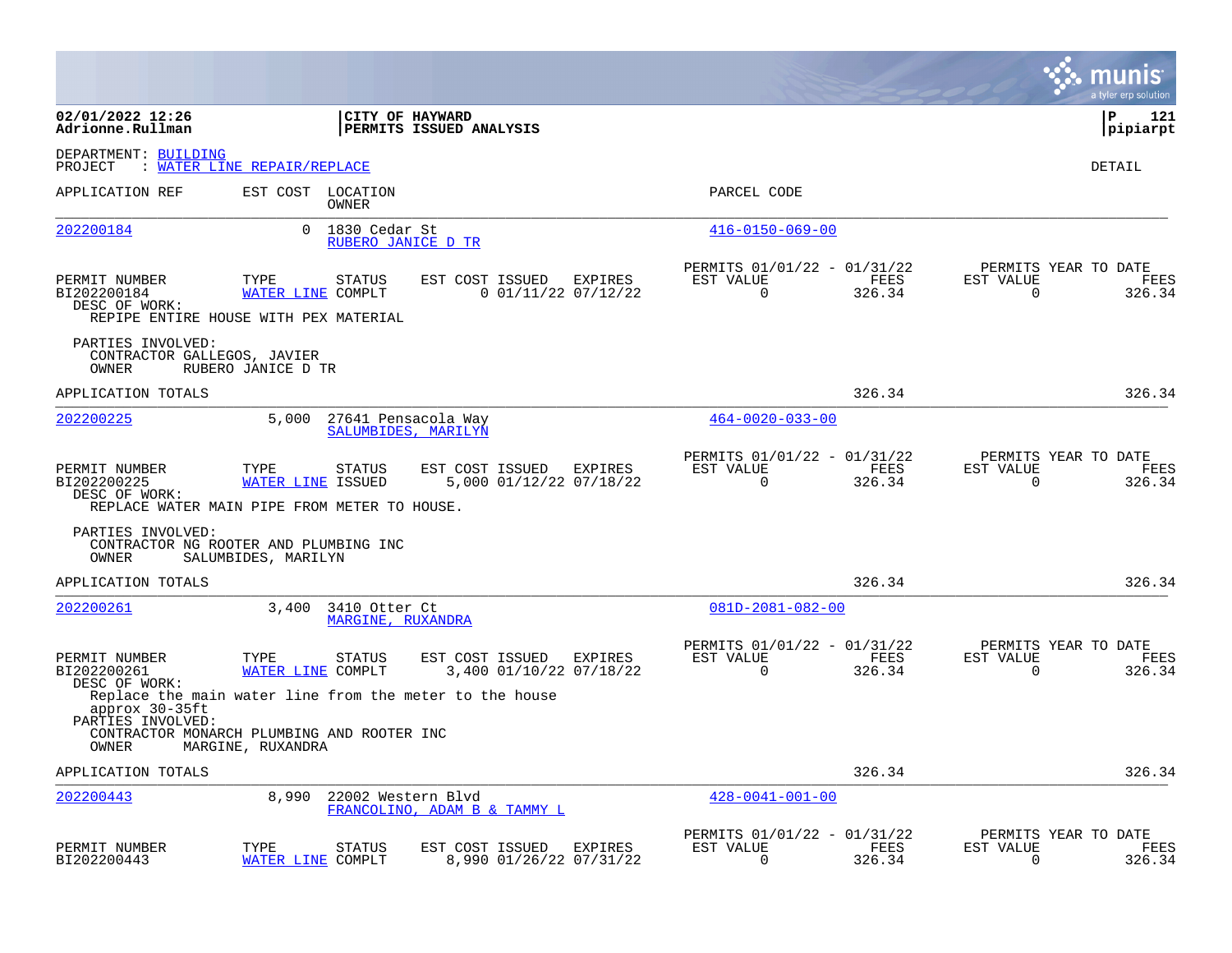02/01/2022 12:26 | CITY OF HAYWARD | P 121
Adrionne.Rullman | PERMITS ISSUED ANALYSIS | pipiarpt

DEPARTMENT: BUILDING
PROJECT : WATER LINE REPAIR/REPLACE

DETAIL

| APPLICATION REF | EST COST | LOCATION / OWNER | PARCEL CODE |
|---|---|---|---|
| 202200184 | 0 | 1830 Cedar St / RUBERO JANICE D TR | 416-0150-069-00 |

| PERMIT NUMBER | TYPE | STATUS | EST COST | ISSUED | EXPIRES | PERMITS 01/01/22 - 01/31/22 EST VALUE | FEES | PERMITS YEAR TO DATE EST VALUE | FEES |
|---|---|---|---|---|---|---|---|---|---|
| BI202200184 | WATER LINE | COMPLT | 0 | 01/11/22 | 07/12/22 | 0 | 326.34 | 0 | 326.34 |

DESC OF WORK:
REPIPE ENTIRE HOUSE WITH PEX MATERIAL

PARTIES INVOLVED:
CONTRACTOR GALLEGOS, JAVIER
OWNER RUBERO JANICE D TR

APPLICATION TOTALS 326.34 326.34

| APPLICATION REF | EST COST | LOCATION / OWNER | PARCEL CODE |
|---|---|---|---|
| 202200225 | 5,000 | 27641 Pensacola Way / SALUMBIDES, MARILYN | 464-0020-033-00 |

| PERMIT NUMBER | TYPE | STATUS | EST COST | ISSUED | EXPIRES | PERMITS 01/01/22 - 01/31/22 EST VALUE | FEES | PERMITS YEAR TO DATE EST VALUE | FEES |
|---|---|---|---|---|---|---|---|---|---|
| BI202200225 | WATER LINE | ISSUED | 5,000 | 01/12/22 | 07/18/22 | 0 | 326.34 | 0 | 326.34 |

DESC OF WORK:
REPLACE WATER MAIN PIPE FROM METER TO HOUSE.

PARTIES INVOLVED:
CONTRACTOR NG ROOTER AND PLUMBING INC
OWNER SALUMBIDES, MARILYN

APPLICATION TOTALS 326.34 326.34

| APPLICATION REF | EST COST | LOCATION / OWNER | PARCEL CODE |
|---|---|---|---|
| 202200261 | 3,400 | 3410 Otter Ct / MARGINE, RUXANDRA | 081D-2081-082-00 |

| PERMIT NUMBER | TYPE | STATUS | EST COST | ISSUED | EXPIRES | PERMITS 01/01/22 - 01/31/22 EST VALUE | FEES | PERMITS YEAR TO DATE EST VALUE | FEES |
|---|---|---|---|---|---|---|---|---|---|
| BI202200261 | WATER LINE | COMPLT | 3,400 | 01/10/22 | 07/18/22 | 0 | 326.34 | 0 | 326.34 |

DESC OF WORK:
Replace the main water line from the meter to the house
approx 30-35ft

PARTIES INVOLVED:
CONTRACTOR MONARCH PLUMBING AND ROOTER INC
OWNER MARGINE, RUXANDRA

APPLICATION TOTALS 326.34 326.34

| APPLICATION REF | EST COST | LOCATION / OWNER | PARCEL CODE |
|---|---|---|---|
| 202200443 | 8,990 | 22002 Western Blvd / FRANCOLINO, ADAM B & TAMMY L | 428-0041-001-00 |

| PERMIT NUMBER | TYPE | STATUS | EST COST | ISSUED | EXPIRES | PERMITS 01/01/22 - 01/31/22 EST VALUE | FEES | PERMITS YEAR TO DATE EST VALUE | FEES |
|---|---|---|---|---|---|---|---|---|---|
| BI202200443 | WATER LINE | COMPLT | 8,990 | 01/26/22 | 07/31/22 | 0 | 326.34 | 0 | 326.34 |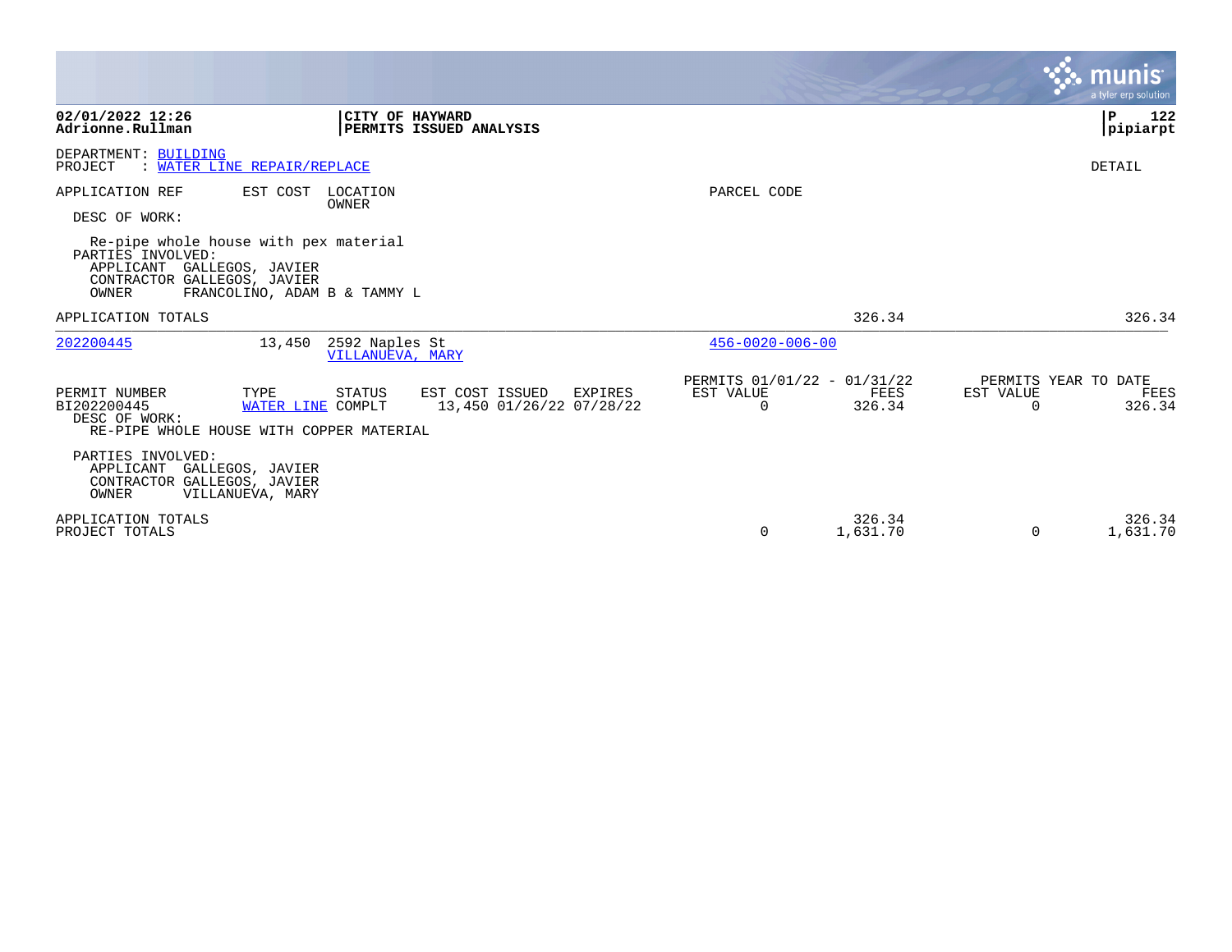**02/01/2022 12:26** **CITY OF HAYWARD**
**Adrionne.Rullman** **PERMITS ISSUED ANALYSIS** **pipiarpt**

DEPARTMENT: BUILDING
PROJECT : WATER LINE REPAIR/REPLACE

DETAIL

APPLICATION REF | EST COST | LOCATION / OWNER | PARCEL CODE

DESC OF WORK:

Re-pipe whole house with pex material

PARTIES INVOLVED:
APPLICANT GALLEGOS, JAVIER
CONTRACTOR GALLEGOS, JAVIER
OWNER FRANCOLINO, ADAM B & TAMMY L

APPLICATION TOTALS 326.34 326.34

---

| APPLICATION REF | EST COST | LOCATION / OWNER | PARCEL CODE |
|---|---|---|---|
| 202200445 | 13,450 | 2592 Naples St / VILLANUEVA, MARY | 456-0020-006-00 |

| PERMIT NUMBER | TYPE | STATUS | EST COST | ISSUED | EXPIRES | PERMITS 01/01/22 - 01/31/22 EST VALUE | FEES | PERMITS YEAR TO DATE EST VALUE | FEES |
|---|---|---|---|---|---|---|---|---|---|
| BI202200445 | WATER LINE | COMPLT | 13,450 | 01/26/22 | 07/28/22 | 0 | 326.34 | 0 | 326.34 |

DESC OF WORK:
RE-PIPE WHOLE HOUSE WITH COPPER MATERIAL

PARTIES INVOLVED:
APPLICANT GALLEGOS, JAVIER
CONTRACTOR GALLEGOS, JAVIER
OWNER VILLANUEVA, MARY

| | EST VALUE | FEES | EST VALUE | FEES |
|---|---|---|---|---|
| APPLICATION TOTALS | | 326.34 | | 326.34 |
| PROJECT TOTALS | 0 | 1,631.70 | 0 | 1,631.70 |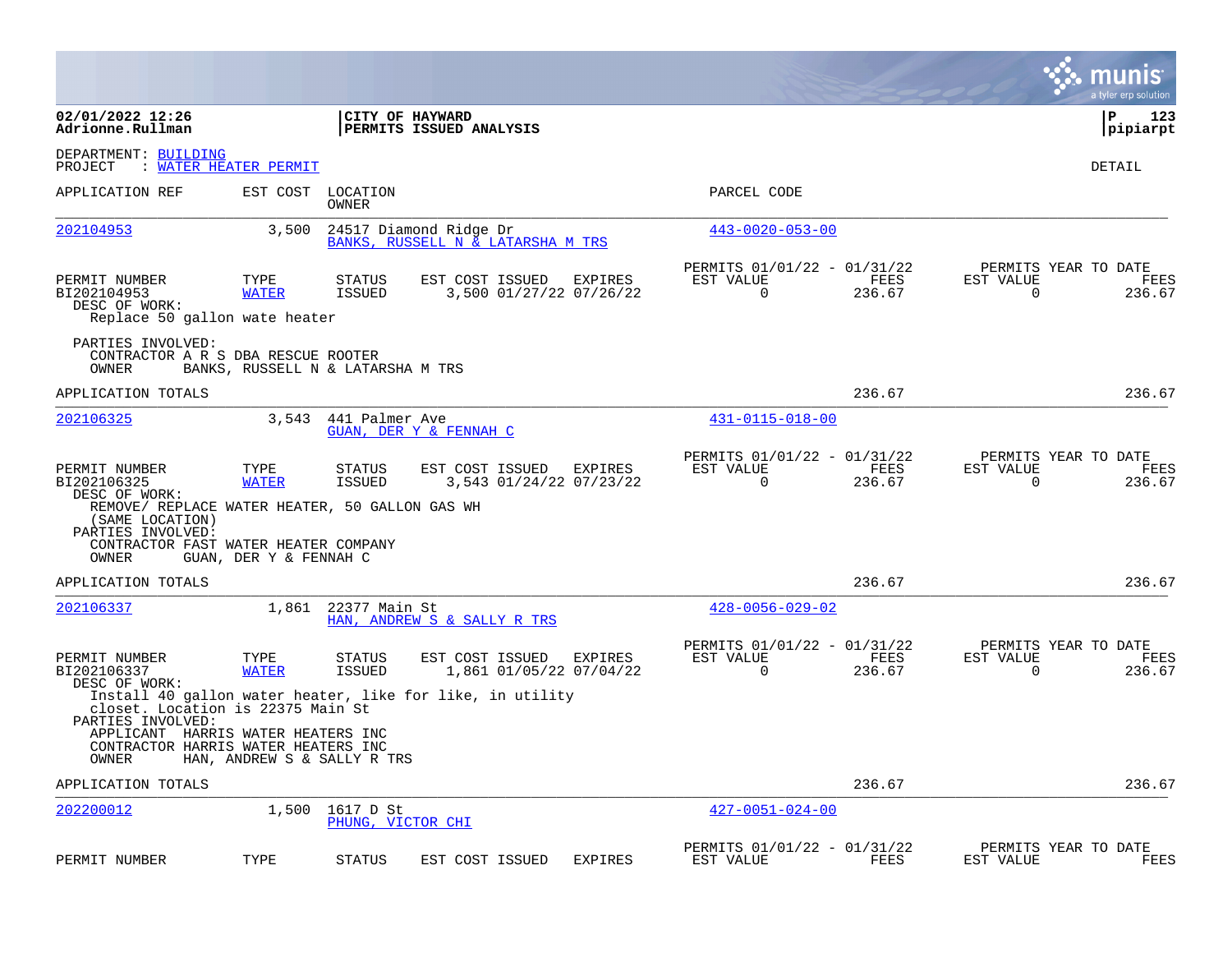**02/01/2022 12:26**
**Adrionne.Rullman**

**CITY OF HAYWARD**
**PERMITS ISSUED ANALYSIS**

**P 123**
**pipiarpt**

DEPARTMENT: BUILDING
PROJECT : WATER HEATER PERMIT

DETAIL

| APPLICATION REF | EST COST | LOCATION / OWNER | PARCEL CODE |
|---|---|---|---|
| 202104953 | 3,500 | 24517 Diamond Ridge Dr / BANKS, RUSSELL N & LATARSHA M TRS | 443-0020-053-00 |

| PERMIT NUMBER | TYPE | STATUS | EST COST | ISSUED | EXPIRES | PERMITS 01/01/22 - 01/31/22 EST VALUE | FEES | PERMITS YEAR TO DATE EST VALUE | FEES |
|---|---|---|---|---|---|---|---|---|---|
| BI202104953 | WATER | ISSUED | 3,500 | 01/27/22 | 07/26/22 | 0 | 236.67 | 0 | 236.67 |

DESC OF WORK:
Replace 50 gallon wate heater

PARTIES INVOLVED:
CONTRACTOR A R S DBA RESCUE ROOTER
OWNER BANKS, RUSSELL N & LATARSHA M TRS

APPLICATION TOTALS 236.67 236.67

| APPLICATION REF | EST COST | LOCATION / OWNER | PARCEL CODE |
|---|---|---|---|
| 202106325 | 3,543 | 441 Palmer Ave / GUAN, DER Y & FENNAH C | 431-0115-018-00 |

| PERMIT NUMBER | TYPE | STATUS | EST COST | ISSUED | EXPIRES | PERMITS 01/01/22 - 01/31/22 EST VALUE | FEES | PERMITS YEAR TO DATE EST VALUE | FEES |
|---|---|---|---|---|---|---|---|---|---|
| BI202106325 | WATER | ISSUED | 3,543 | 01/24/22 | 07/23/22 | 0 | 236.67 | 0 | 236.67 |

DESC OF WORK:
REMOVE/ REPLACE WATER HEATER, 50 GALLON GAS WH
(SAME LOCATION)

PARTIES INVOLVED:
CONTRACTOR FAST WATER HEATER COMPANY
OWNER GUAN, DER Y & FENNAH C

APPLICATION TOTALS 236.67 236.67

| APPLICATION REF | EST COST | LOCATION / OWNER | PARCEL CODE |
|---|---|---|---|
| 202106337 | 1,861 | 22377 Main St / HAN, ANDREW S & SALLY R TRS | 428-0056-029-02 |

| PERMIT NUMBER | TYPE | STATUS | EST COST | ISSUED | EXPIRES | PERMITS 01/01/22 - 01/31/22 EST VALUE | FEES | PERMITS YEAR TO DATE EST VALUE | FEES |
|---|---|---|---|---|---|---|---|---|---|
| BI202106337 | WATER | ISSUED | 1,861 | 01/05/22 | 07/04/22 | 0 | 236.67 | 0 | 236.67 |

DESC OF WORK:
Install 40 gallon water heater, like for like, in utility
closet. Location is 22375 Main St

PARTIES INVOLVED:
APPLICANT HARRIS WATER HEATERS INC
CONTRACTOR HARRIS WATER HEATERS INC
OWNER HAN, ANDREW S & SALLY R TRS

APPLICATION TOTALS 236.67 236.67

| APPLICATION REF | EST COST | LOCATION / OWNER | PARCEL CODE |
|---|---|---|---|
| 202200012 | 1,500 | 1617 D St / PHUNG, VICTOR CHI | 427-0051-024-00 |

| PERMIT NUMBER | TYPE | STATUS | EST COST | ISSUED | EXPIRES | PERMITS 01/01/22 - 01/31/22 EST VALUE | FEES | PERMITS YEAR TO DATE EST VALUE | FEES |
|---|---|---|---|---|---|---|---|---|---|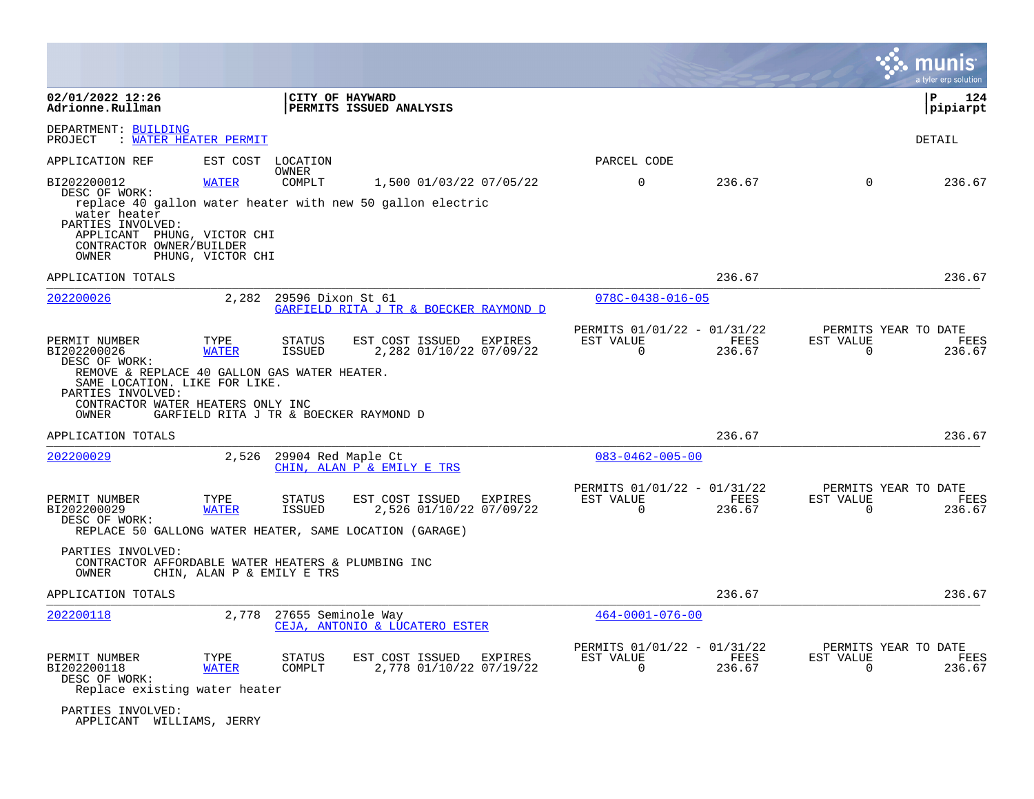**02/01/2022 12:26** | **CITY OF HAYWARD** | **P 124**
**Adrionne.Rullman** | **PERMITS ISSUED ANALYSIS** | **pipiarpt**

DEPARTMENT: BUILDING
PROJECT : WATER HEATER PERMIT

DETAIL

| APPLICATION REF | EST COST | LOCATION / OWNER | | | PARCEL CODE | | | |
|---|---|---|---|---|---|---|---|---|
| BI202200012 | WATER | COMPLT | 1,500 01/03/22 07/05/22 | | 0 | 236.67 | 0 | 236.67 |

DESC OF WORK:
replace 40 gallon water heater with new 50 gallon electric water heater
PARTIES INVOLVED:
APPLICANT PHUNG, VICTOR CHI
CONTRACTOR OWNER/BUILDER
OWNER PHUNG, VICTOR CHI

APPLICATION TOTALS 236.67 236.67

---

**202200026** 2,282 29596 Dixon St 61 — GARFIELD RITA J TR & BOECKER RAYMOND D — 078C-0438-016-05

| PERMIT NUMBER | TYPE | STATUS | EST COST | ISSUED | EXPIRES | PERMITS 01/01/22 - 01/31/22 EST VALUE | FEES | PERMITS YEAR TO DATE EST VALUE | FEES |
|---|---|---|---|---|---|---|---|---|---|
| BI202200026 | WATER | ISSUED | 2,282 | 01/10/22 | 07/09/22 | 0 | 236.67 | 0 | 236.67 |

DESC OF WORK:
REMOVE & REPLACE 40 GALLON GAS WATER HEATER. SAME LOCATION. LIKE FOR LIKE.
PARTIES INVOLVED:
CONTRACTOR WATER HEATERS ONLY INC
OWNER GARFIELD RITA J TR & BOECKER RAYMOND D

APPLICATION TOTALS 236.67 236.67

---

**202200029** 2,526 29904 Red Maple Ct — CHIN, ALAN P & EMILY E TRS — 083-0462-005-00

| PERMIT NUMBER | TYPE | STATUS | EST COST | ISSUED | EXPIRES | PERMITS 01/01/22 - 01/31/22 EST VALUE | FEES | PERMITS YEAR TO DATE EST VALUE | FEES |
|---|---|---|---|---|---|---|---|---|---|
| BI202200029 | WATER | ISSUED | 2,526 | 01/10/22 | 07/09/22 | 0 | 236.67 | 0 | 236.67 |

DESC OF WORK:
REPLACE 50 GALLONG WATER HEATER, SAME LOCATION (GARAGE)

PARTIES INVOLVED:
CONTRACTOR AFFORDABLE WATER HEATERS & PLUMBING INC
OWNER CHIN, ALAN P & EMILY E TRS

APPLICATION TOTALS 236.67 236.67

---

**202200118** 2,778 27655 Seminole Way — CEJA, ANTONIO & LUCATERO ESTER — 464-0001-076-00

| PERMIT NUMBER | TYPE | STATUS | EST COST | ISSUED | EXPIRES | PERMITS 01/01/22 - 01/31/22 EST VALUE | FEES | PERMITS YEAR TO DATE EST VALUE | FEES |
|---|---|---|---|---|---|---|---|---|---|
| BI202200118 | WATER | COMPLT | 2,778 | 01/10/22 | 07/19/22 | 0 | 236.67 | 0 | 236.67 |

DESC OF WORK:
Replace existing water heater

PARTIES INVOLVED:
APPLICANT WILLIAMS, JERRY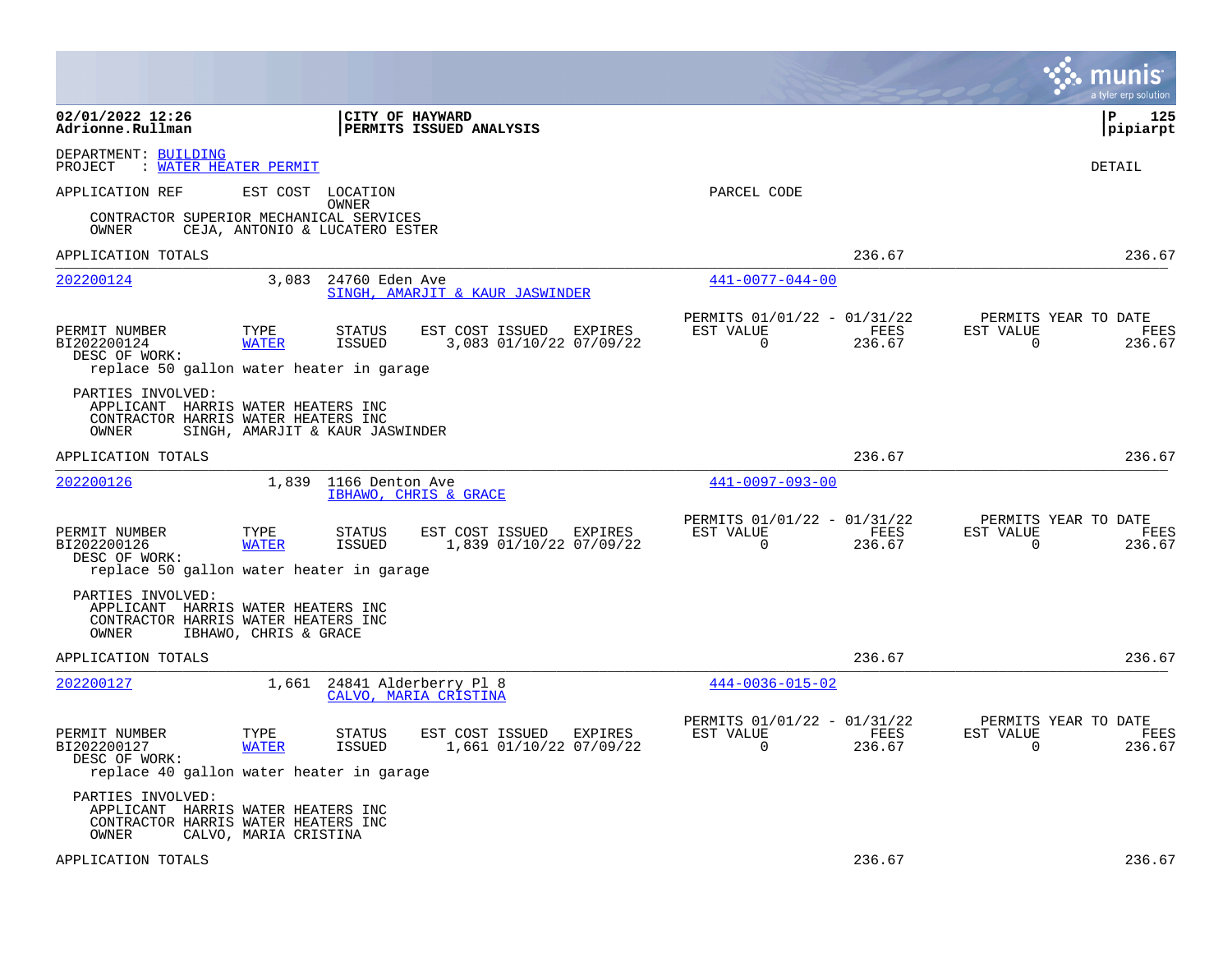DEPARTMENT: BUILDING
PROJECT : WATER HEATER PERMIT

DETAIL

APPLICATION REF EST COST LOCATION OWNER PARCEL CODE

CONTRACTOR SUPERIOR MECHANICAL SERVICES
OWNER CEJA, ANTONIO & LUCATERO ESTER

APPLICATION TOTALS 236.67 236.67

---

**202200124** 3,083 24760 Eden Ave — SINGH, AMARJIT & KAUR JASWINDER — 441-0077-044-00

| PERMIT NUMBER | TYPE | STATUS | EST COST | ISSUED | EXPIRES | PERMITS 01/01/22 - 01/31/22 EST VALUE | FEES | PERMITS YEAR TO DATE EST VALUE | FEES |
|---|---|---|---|---|---|---|---|---|---|
| BI202200124 | WATER | ISSUED | 3,083 | 01/10/22 | 07/09/22 | 0 | 236.67 | 0 | 236.67 |

DESC OF WORK:
replace 50 gallon water heater in garage

PARTIES INVOLVED:
APPLICANT HARRIS WATER HEATERS INC
CONTRACTOR HARRIS WATER HEATERS INC
OWNER SINGH, AMARJIT & KAUR JASWINDER

APPLICATION TOTALS 236.67 236.67

---

**202200126** 1,839 1166 Denton Ave — IBHAWO, CHRIS & GRACE — 441-0097-093-00

| PERMIT NUMBER | TYPE | STATUS | EST COST | ISSUED | EXPIRES | PERMITS 01/01/22 - 01/31/22 EST VALUE | FEES | PERMITS YEAR TO DATE EST VALUE | FEES |
|---|---|---|---|---|---|---|---|---|---|
| BI202200126 | WATER | ISSUED | 1,839 | 01/10/22 | 07/09/22 | 0 | 236.67 | 0 | 236.67 |

DESC OF WORK:
replace 50 gallon water heater in garage

PARTIES INVOLVED:
APPLICANT HARRIS WATER HEATERS INC
CONTRACTOR HARRIS WATER HEATERS INC
OWNER IBHAWO, CHRIS & GRACE

APPLICATION TOTALS 236.67 236.67

---

**202200127** 1,661 24841 Alderberry Pl 8 — CALVO, MARIA CRISTINA — 444-0036-015-02

| PERMIT NUMBER | TYPE | STATUS | EST COST | ISSUED | EXPIRES | PERMITS 01/01/22 - 01/31/22 EST VALUE | FEES | PERMITS YEAR TO DATE EST VALUE | FEES |
|---|---|---|---|---|---|---|---|---|---|
| BI202200127 | WATER | ISSUED | 1,661 | 01/10/22 | 07/09/22 | 0 | 236.67 | 0 | 236.67 |

DESC OF WORK:
replace 40 gallon water heater in garage

PARTIES INVOLVED:
APPLICANT HARRIS WATER HEATERS INC
CONTRACTOR HARRIS WATER HEATERS INC
OWNER CALVO, MARIA CRISTINA

APPLICATION TOTALS 236.67 236.67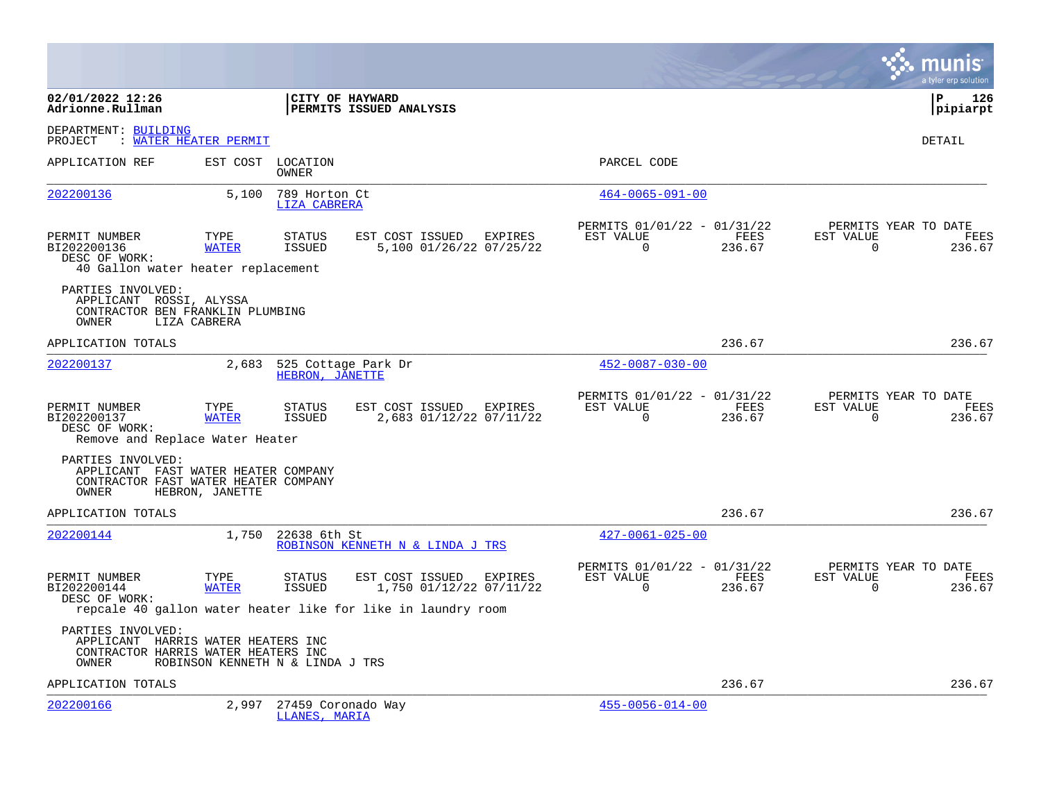**02/01/2022 12:26**
**Adrionne.Rullman**

**CITY OF HAYWARD**
**PERMITS ISSUED ANALYSIS**

**P 126**
**pipiarpt**

DEPARTMENT: BUILDING
PROJECT : WATER HEATER PERMIT

DETAIL

| APPLICATION REF | EST COST | LOCATION / OWNER | PARCEL CODE |
|---|---|---|---|
| 202200136 | 5,100 | 789 Horton Ct / LIZA CABRERA | 464-0065-091-00 |

| PERMIT NUMBER | TYPE | STATUS | EST COST | ISSUED | EXPIRES | PERMITS 01/01/22 - 01/31/22 EST VALUE | FEES | PERMITS YEAR TO DATE EST VALUE | FEES |
|---|---|---|---|---|---|---|---|---|---|
| BI202200136 | WATER | ISSUED | 5,100 | 01/26/22 | 07/25/22 | 0 | 236.67 | 0 | 236.67 |

DESC OF WORK:
40 Gallon water heater replacement

PARTIES INVOLVED:
APPLICANT ROSSI, ALYSSA
CONTRACTOR BEN FRANKLIN PLUMBING
OWNER LIZA CABRERA

APPLICATION TOTALS 236.67 236.67

| APPLICATION REF | EST COST | LOCATION / OWNER | PARCEL CODE |
|---|---|---|---|
| 202200137 | 2,683 | 525 Cottage Park Dr / HEBRON, JANETTE | 452-0087-030-00 |

| PERMIT NUMBER | TYPE | STATUS | EST COST | ISSUED | EXPIRES | PERMITS 01/01/22 - 01/31/22 EST VALUE | FEES | PERMITS YEAR TO DATE EST VALUE | FEES |
|---|---|---|---|---|---|---|---|---|---|
| BI202200137 | WATER | ISSUED | 2,683 | 01/12/22 | 07/11/22 | 0 | 236.67 | 0 | 236.67 |

DESC OF WORK:
Remove and Replace Water Heater

PARTIES INVOLVED:
APPLICANT FAST WATER HEATER COMPANY
CONTRACTOR FAST WATER HEATER COMPANY
OWNER HEBRON, JANETTE

APPLICATION TOTALS 236.67 236.67

| APPLICATION REF | EST COST | LOCATION / OWNER | PARCEL CODE |
|---|---|---|---|
| 202200144 | 1,750 | 22638 6th St / ROBINSON KENNETH N & LINDA J TRS | 427-0061-025-00 |

| PERMIT NUMBER | TYPE | STATUS | EST COST | ISSUED | EXPIRES | PERMITS 01/01/22 - 01/31/22 EST VALUE | FEES | PERMITS YEAR TO DATE EST VALUE | FEES |
|---|---|---|---|---|---|---|---|---|---|
| BI202200144 | WATER | ISSUED | 1,750 | 01/12/22 | 07/11/22 | 0 | 236.67 | 0 | 236.67 |

DESC OF WORK:
repcale 40 gallon water heater like for like in laundry room

PARTIES INVOLVED:
APPLICANT HARRIS WATER HEATERS INC
CONTRACTOR HARRIS WATER HEATERS INC
OWNER ROBINSON KENNETH N & LINDA J TRS

APPLICATION TOTALS 236.67 236.67

| APPLICATION REF | EST COST | LOCATION / OWNER | PARCEL CODE |
|---|---|---|---|
| 202200166 | 2,997 | 27459 Coronado Way / LLANES, MARIA | 455-0056-014-00 |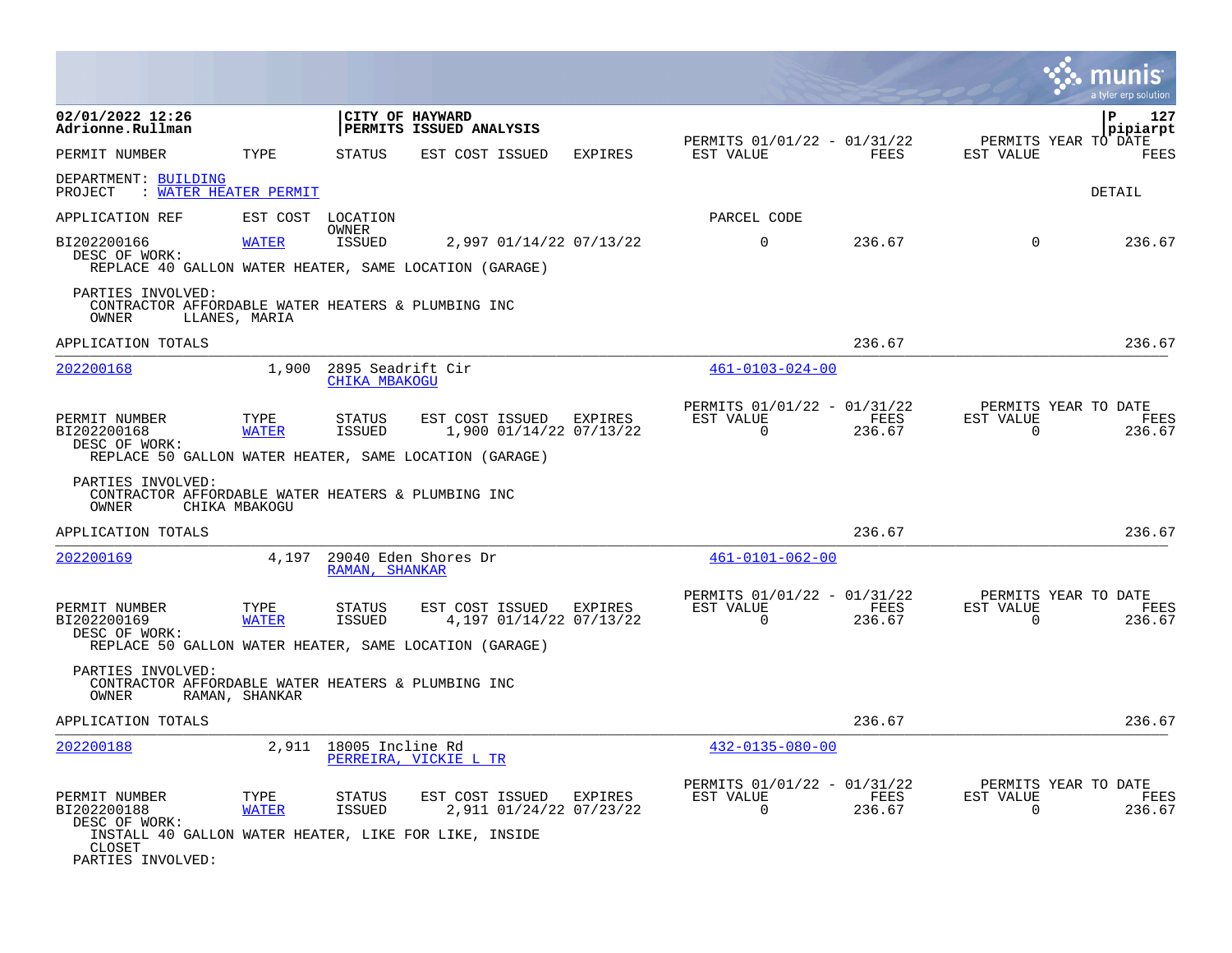02/01/2022 12:26
Adrionne.Rullman

CITY OF HAYWARD
PERMITS ISSUED ANALYSIS

pipiarpt

| PERMIT NUMBER | TYPE | STATUS | EST COST ISSUED | EXPIRES | PERMITS 01/01/22 - 01/31/22 EST VALUE | FEES | PERMITS YEAR TO DATE EST VALUE | FEES |
|---|---|---|---|---|---|---|---|---|

DEPARTMENT: BUILDING
PROJECT : WATER HEATER PERMIT

DETAIL

| APPLICATION REF | EST COST | LOCATION OWNER | | | PARCEL CODE | | | |
|---|---|---|---|---|---|---|---|---|
| BI202200166 | WATER | ISSUED | 2,997 01/14/22 | 07/13/22 | 0 | 236.67 | 0 | 236.67 |

DESC OF WORK:
REPLACE 40 GALLON WATER HEATER, SAME LOCATION (GARAGE)

PARTIES INVOLVED:
CONTRACTOR AFFORDABLE WATER HEATERS & PLUMBING INC
OWNER LLANES, MARIA

APPLICATION TOTALS 236.67 236.67

---

202200168 1,900 2895 Seadrift Cir 461-0103-024-00
CHIKA MBAKOGU

| PERMIT NUMBER | TYPE | STATUS | EST COST ISSUED | EXPIRES | PERMITS 01/01/22 - 01/31/22 EST VALUE | FEES | PERMITS YEAR TO DATE EST VALUE | FEES |
|---|---|---|---|---|---|---|---|---|
| BI202200168 | WATER | ISSUED | 1,900 01/14/22 | 07/13/22 | 0 | 236.67 | 0 | 236.67 |

DESC OF WORK:
REPLACE 50 GALLON WATER HEATER, SAME LOCATION (GARAGE)

PARTIES INVOLVED:
CONTRACTOR AFFORDABLE WATER HEATERS & PLUMBING INC
OWNER CHIKA MBAKOGU

APPLICATION TOTALS 236.67 236.67

---

202200169 4,197 29040 Eden Shores Dr 461-0101-062-00
RAMAN, SHANKAR

| PERMIT NUMBER | TYPE | STATUS | EST COST ISSUED | EXPIRES | PERMITS 01/01/22 - 01/31/22 EST VALUE | FEES | PERMITS YEAR TO DATE EST VALUE | FEES |
|---|---|---|---|---|---|---|---|---|
| BI202200169 | WATER | ISSUED | 4,197 01/14/22 | 07/13/22 | 0 | 236.67 | 0 | 236.67 |

DESC OF WORK:
REPLACE 50 GALLON WATER HEATER, SAME LOCATION (GARAGE)

PARTIES INVOLVED:
CONTRACTOR AFFORDABLE WATER HEATERS & PLUMBING INC
OWNER RAMAN, SHANKAR

APPLICATION TOTALS 236.67 236.67

---

202200188 2,911 18005 Incline Rd 432-0135-080-00
PERREIRA, VICKIE L TR

| PERMIT NUMBER | TYPE | STATUS | EST COST ISSUED | EXPIRES | PERMITS 01/01/22 - 01/31/22 EST VALUE | FEES | PERMITS YEAR TO DATE EST VALUE | FEES |
|---|---|---|---|---|---|---|---|---|
| BI202200188 | WATER | ISSUED | 2,911 01/24/22 | 07/23/22 | 0 | 236.67 | 0 | 236.67 |

DESC OF WORK:
INSTALL 40 GALLON WATER HEATER, LIKE FOR LIKE, INSIDE
CLOSET

PARTIES INVOLVED: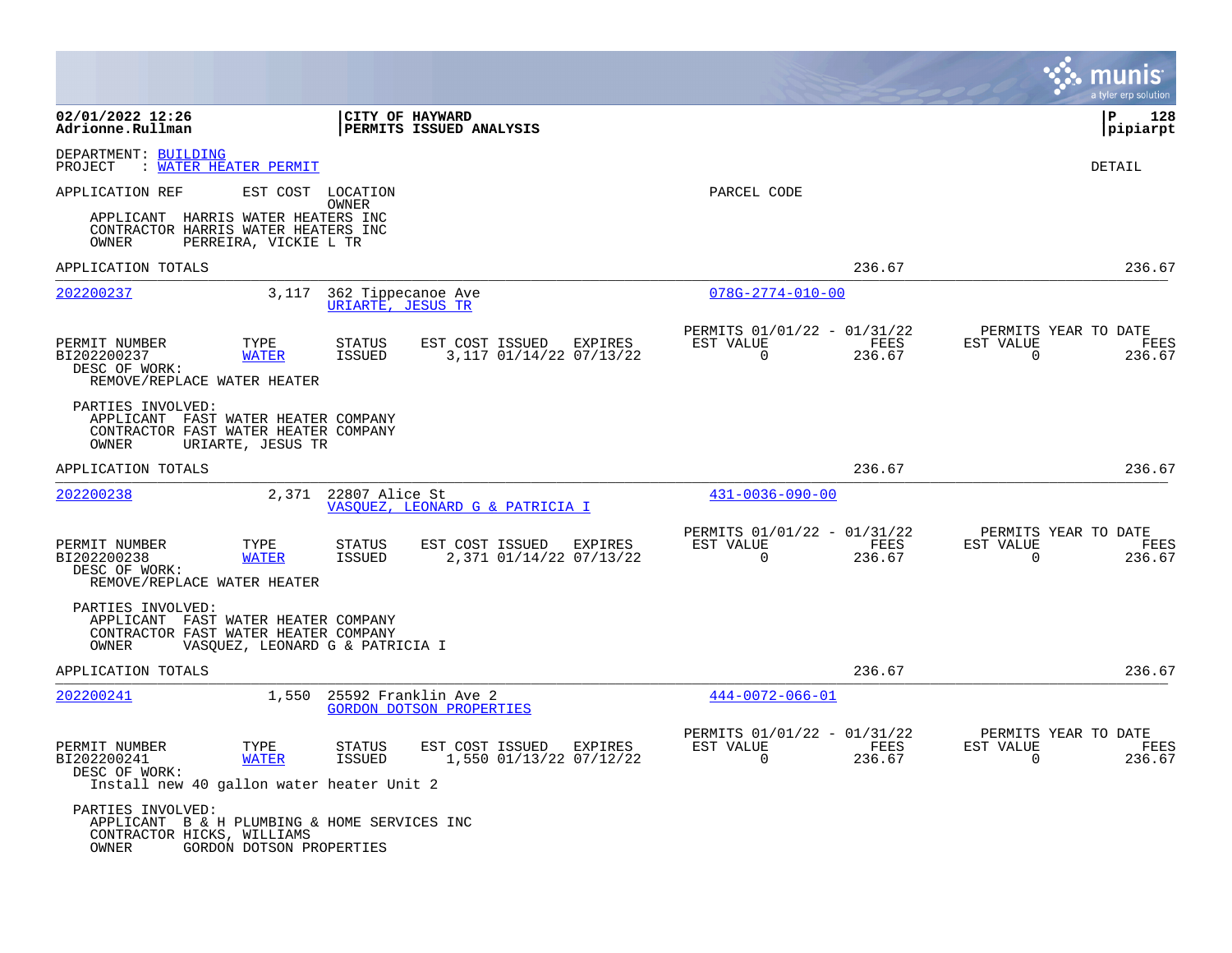**02/01/2022 12:26**
**Adrionne.Rullman**

**CITY OF HAYWARD**
**PERMITS ISSUED ANALYSIS**

**P 128**
**pipiarpt**

DEPARTMENT: BUILDING
PROJECT : WATER HEATER PERMIT

DETAIL

APPLICATION REF    EST COST    LOCATION / OWNER    PARCEL CODE

APPLICANT HARRIS WATER HEATERS INC
CONTRACTOR HARRIS WATER HEATERS INC
OWNER PERREIRA, VICKIE L TR

APPLICATION TOTALS 236.67 236.67

---

| APPLICATION REF | EST COST | LOCATION / OWNER | PARCEL CODE |
|---|---|---|---|
| 202200237 | 3,117 | 362 Tippecanoe Ave / URIARTE, JESUS TR | 078G-2774-010-00 |

| PERMIT NUMBER | TYPE | STATUS | EST COST | ISSUED | EXPIRES | PERMITS 01/01/22 - 01/31/22 EST VALUE | FEES | PERMITS YEAR TO DATE EST VALUE | FEES |
|---|---|---|---|---|---|---|---|---|---|
| BI202200237 | WATER | ISSUED | 3,117 | 01/14/22 | 07/13/22 | 0 | 236.67 | 0 | 236.67 |

DESC OF WORK:
REMOVE/REPLACE WATER HEATER

PARTIES INVOLVED:
APPLICANT FAST WATER HEATER COMPANY
CONTRACTOR FAST WATER HEATER COMPANY
OWNER URIARTE, JESUS TR

APPLICATION TOTALS 236.67 236.67

---

| APPLICATION REF | EST COST | LOCATION / OWNER | PARCEL CODE |
|---|---|---|---|
| 202200238 | 2,371 | 22807 Alice St / VASQUEZ, LEONARD G & PATRICIA I | 431-0036-090-00 |

| PERMIT NUMBER | TYPE | STATUS | EST COST | ISSUED | EXPIRES | PERMITS 01/01/22 - 01/31/22 EST VALUE | FEES | PERMITS YEAR TO DATE EST VALUE | FEES |
|---|---|---|---|---|---|---|---|---|---|
| BI202200238 | WATER | ISSUED | 2,371 | 01/14/22 | 07/13/22 | 0 | 236.67 | 0 | 236.67 |

DESC OF WORK:
REMOVE/REPLACE WATER HEATER

PARTIES INVOLVED:
APPLICANT FAST WATER HEATER COMPANY
CONTRACTOR FAST WATER HEATER COMPANY
OWNER VASQUEZ, LEONARD G & PATRICIA I

APPLICATION TOTALS 236.67 236.67

---

| APPLICATION REF | EST COST | LOCATION / OWNER | PARCEL CODE |
|---|---|---|---|
| 202200241 | 1,550 | 25592 Franklin Ave 2 / GORDON DOTSON PROPERTIES | 444-0072-066-01 |

| PERMIT NUMBER | TYPE | STATUS | EST COST | ISSUED | EXPIRES | PERMITS 01/01/22 - 01/31/22 EST VALUE | FEES | PERMITS YEAR TO DATE EST VALUE | FEES |
|---|---|---|---|---|---|---|---|---|---|
| BI202200241 | WATER | ISSUED | 1,550 | 01/13/22 | 07/12/22 | 0 | 236.67 | 0 | 236.67 |

DESC OF WORK:
Install new 40 gallon water heater Unit 2

PARTIES INVOLVED:
APPLICANT B & H PLUMBING & HOME SERVICES INC
CONTRACTOR HICKS, WILLIAMS
OWNER GORDON DOTSON PROPERTIES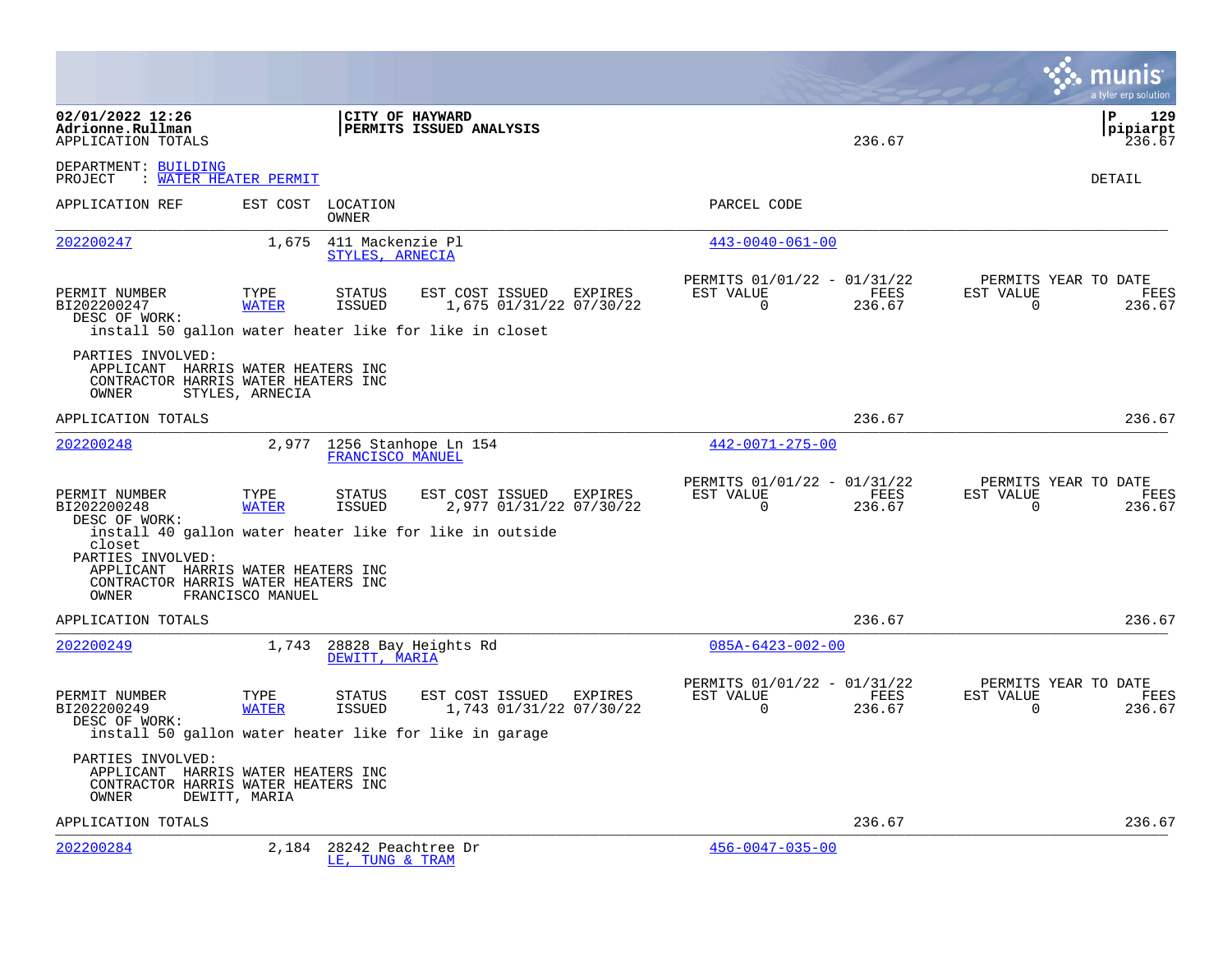02/01/2022 12:26
Adrionne.Rullman
APPLICATION TOTALS

**CITY OF HAYWARD**
**PERMITS ISSUED ANALYSIS**

236.67

P 129
pipiarpt
236.67

DEPARTMENT: BUILDING
PROJECT : WATER HEATER PERMIT

DETAIL

| APPLICATION REF | EST COST | LOCATION / OWNER | PARCEL CODE |
|---|---|---|---|
| 202200247 | 1,675 | 411 Mackenzie Pl / STYLES, ARNECIA | 443-0040-061-00 |

| PERMIT NUMBER | TYPE | STATUS | EST COST | ISSUED | EXPIRES | PERMITS 01/01/22 - 01/31/22 EST VALUE | FEES | PERMITS YEAR TO DATE EST VALUE | FEES |
|---|---|---|---|---|---|---|---|---|---|
| BI202200247 | WATER | ISSUED | 1,675 | 01/31/22 | 07/30/22 | 0 | 236.67 | 0 | 236.67 |

DESC OF WORK:
install 50 gallon water heater like for like in closet

PARTIES INVOLVED:
APPLICANT HARRIS WATER HEATERS INC
CONTRACTOR HARRIS WATER HEATERS INC
OWNER STYLES, ARNECIA

APPLICATION TOTALS 236.67 236.67

| APPLICATION REF | EST COST | LOCATION / OWNER | PARCEL CODE |
|---|---|---|---|
| 202200248 | 2,977 | 1256 Stanhope Ln 154 / FRANCISCO MANUEL | 442-0071-275-00 |

| PERMIT NUMBER | TYPE | STATUS | EST COST | ISSUED | EXPIRES | PERMITS 01/01/22 - 01/31/22 EST VALUE | FEES | PERMITS YEAR TO DATE EST VALUE | FEES |
|---|---|---|---|---|---|---|---|---|---|
| BI202200248 | WATER | ISSUED | 2,977 | 01/31/22 | 07/30/22 | 0 | 236.67 | 0 | 236.67 |

DESC OF WORK:
install 40 gallon water heater like for like in outside closet

PARTIES INVOLVED:
APPLICANT HARRIS WATER HEATERS INC
CONTRACTOR HARRIS WATER HEATERS INC
OWNER FRANCISCO MANUEL

APPLICATION TOTALS 236.67 236.67

| APPLICATION REF | EST COST | LOCATION / OWNER | PARCEL CODE |
|---|---|---|---|
| 202200249 | 1,743 | 28828 Bay Heights Rd / DEWITT, MARIA | 085A-6423-002-00 |

| PERMIT NUMBER | TYPE | STATUS | EST COST | ISSUED | EXPIRES | PERMITS 01/01/22 - 01/31/22 EST VALUE | FEES | PERMITS YEAR TO DATE EST VALUE | FEES |
|---|---|---|---|---|---|---|---|---|---|
| BI202200249 | WATER | ISSUED | 1,743 | 01/31/22 | 07/30/22 | 0 | 236.67 | 0 | 236.67 |

DESC OF WORK:
install 50 gallon water heater like for like in garage

PARTIES INVOLVED:
APPLICANT HARRIS WATER HEATERS INC
CONTRACTOR HARRIS WATER HEATERS INC
OWNER DEWITT, MARIA

APPLICATION TOTALS 236.67 236.67

| APPLICATION REF | EST COST | LOCATION / OWNER | PARCEL CODE |
|---|---|---|---|
| 202200284 | 2,184 | 28242 Peachtree Dr / LE, TUNG & TRAM | 456-0047-035-00 |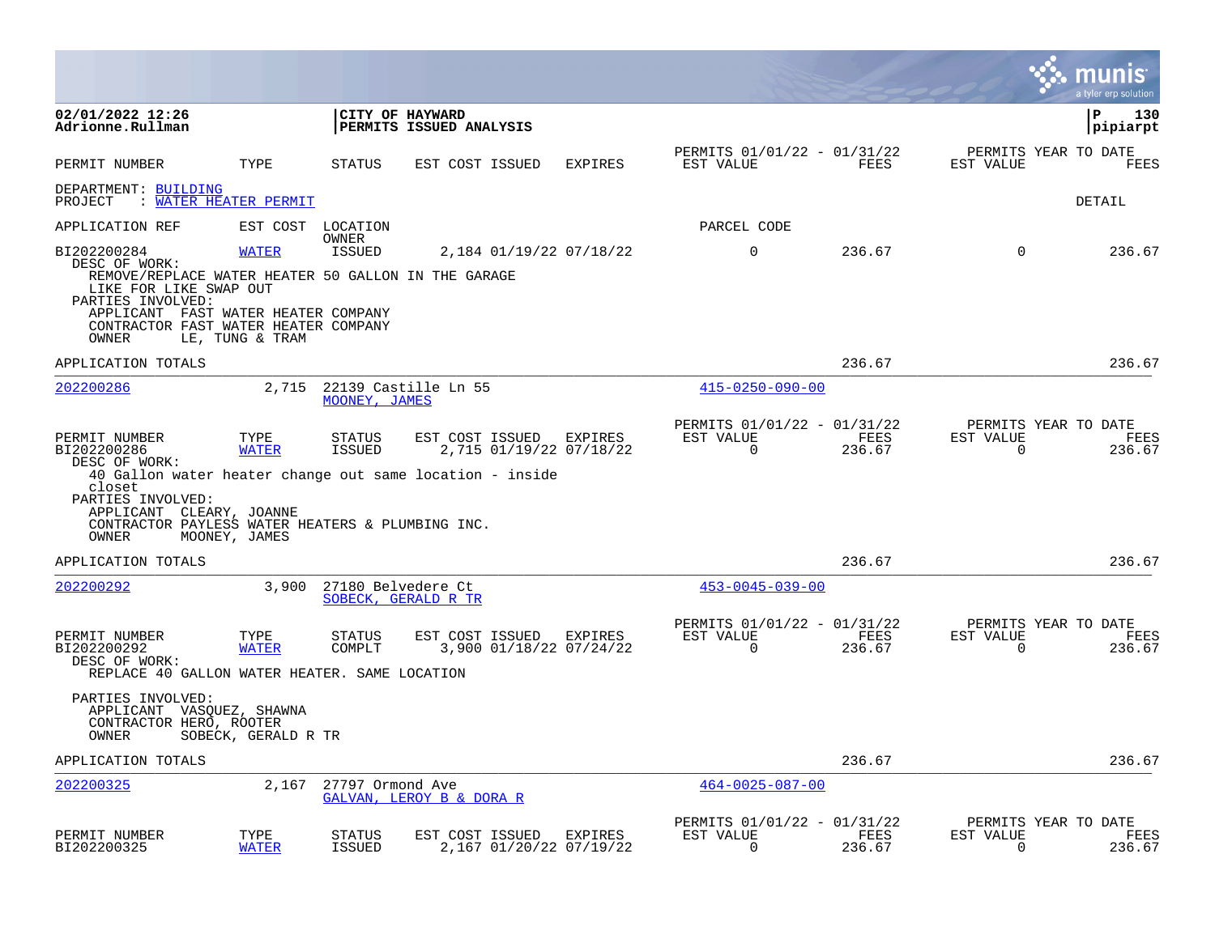**CITY OF HAYWARD**
**PERMITS ISSUED ANALYSIS**

02/01/2022 12:26
Adrionne.Rullman

P 130
pipiarpt

| PERMIT NUMBER | TYPE | STATUS | EST COST ISSUED | EXPIRES | PERMITS 01/01/22 - 01/31/22 EST VALUE | FEES | PERMITS YEAR TO DATE EST VALUE | FEES |
|---|---|---|---|---|---|---|---|---|

DEPARTMENT: BUILDING
PROJECT : WATER HEATER PERMIT

DETAIL

APPLICATION REF | EST COST | LOCATION / OWNER | PARCEL CODE

| PERMIT NUMBER | TYPE | STATUS | EST COST | ISSUED | EXPIRES | EST VALUE | FEES | EST VALUE | FEES |
|---|---|---|---|---|---|---|---|---|---|
| BI202200284 | WATER | ISSUED | 2,184 | 01/19/22 | 07/18/22 | 0 | 236.67 | 0 | 236.67 |

DESC OF WORK:
REMOVE/REPLACE WATER HEATER 50 GALLON IN THE GARAGE
LIKE FOR LIKE SWAP OUT
PARTIES INVOLVED:
APPLICANT FAST WATER HEATER COMPANY
CONTRACTOR FAST WATER HEATER COMPANY
OWNER LE, TUNG & TRAM

APPLICATION TOTALS 236.67 236.67

---

**202200286** | 2,715 | 22139 Castille Ln 55 / MOONEY, JAMES | 415-0250-090-00

| PERMIT NUMBER | TYPE | STATUS | EST COST | ISSUED | EXPIRES | EST VALUE | FEES | EST VALUE | FEES |
|---|---|---|---|---|---|---|---|---|---|
| BI202200286 | WATER | ISSUED | 2,715 | 01/19/22 | 07/18/22 | 0 | 236.67 | 0 | 236.67 |

DESC OF WORK:
40 Gallon water heater change out same location - inside closet
PARTIES INVOLVED:
APPLICANT CLEARY, JOANNE
CONTRACTOR PAYLESS WATER HEATERS & PLUMBING INC.
OWNER MOONEY, JAMES

APPLICATION TOTALS 236.67 236.67

---

**202200292** | 3,900 | 27180 Belvedere Ct / SOBECK, GERALD R TR | 453-0045-039-00

| PERMIT NUMBER | TYPE | STATUS | EST COST | ISSUED | EXPIRES | EST VALUE | FEES | EST VALUE | FEES |
|---|---|---|---|---|---|---|---|---|---|
| BI202200292 | WATER | COMPLT | 3,900 | 01/18/22 | 07/24/22 | 0 | 236.67 | 0 | 236.67 |

DESC OF WORK:
REPLACE 40 GALLON WATER HEATER. SAME LOCATION

PARTIES INVOLVED:
APPLICANT VASQUEZ, SHAWNA
CONTRACTOR HERO, ROOTER
OWNER SOBECK, GERALD R TR

APPLICATION TOTALS 236.67 236.67

---

**202200325** | 2,167 | 27797 Ormond Ave / GALVAN, LEROY B & DORA R | 464-0025-087-00

| PERMIT NUMBER | TYPE | STATUS | EST COST | ISSUED | EXPIRES | EST VALUE | FEES | EST VALUE | FEES |
|---|---|---|---|---|---|---|---|---|---|
| BI202200325 | WATER | ISSUED | 2,167 | 01/20/22 | 07/19/22 | 0 | 236.67 | 0 | 236.67 |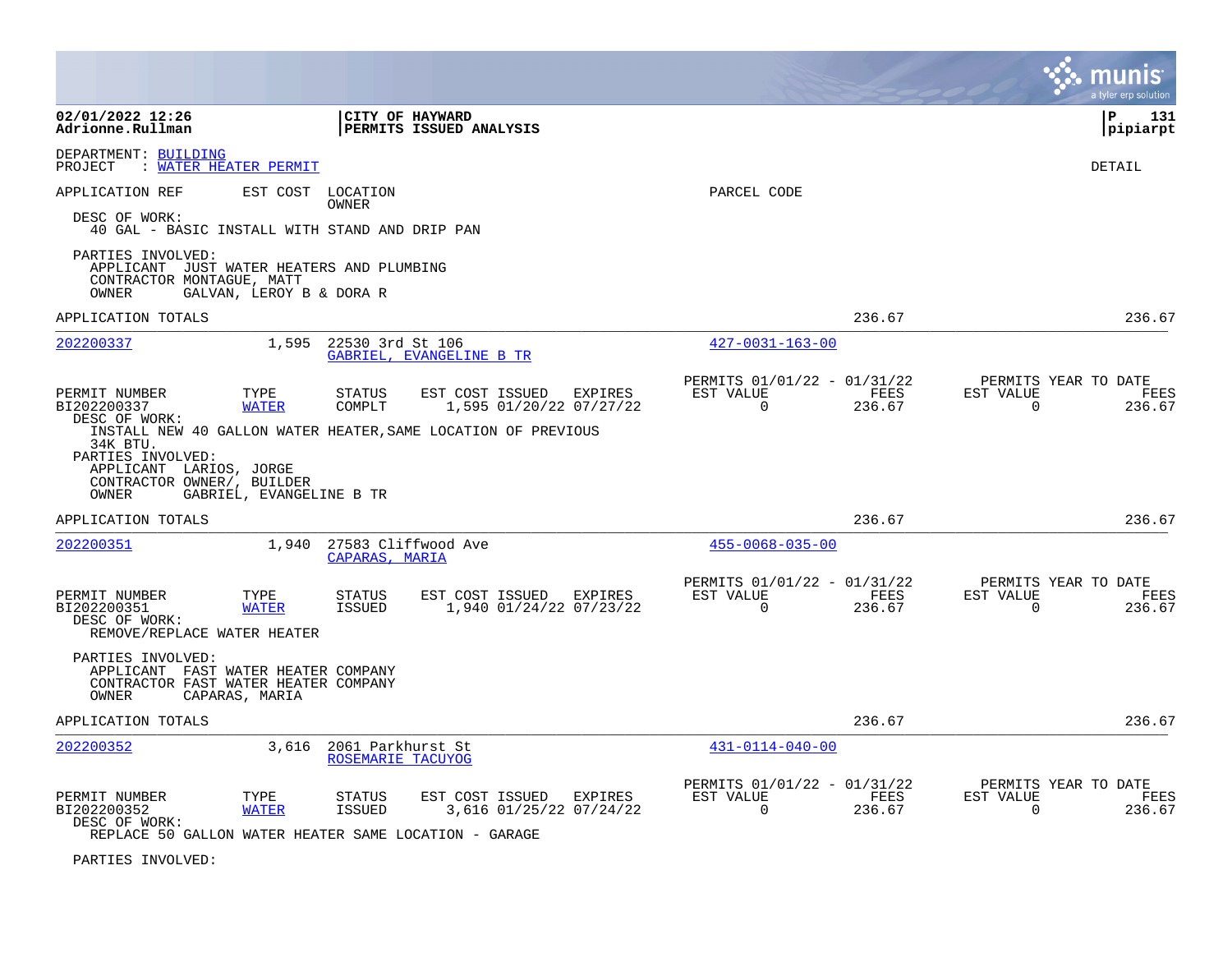DEPARTMENT: BUILDING
PROJECT : WATER HEATER PERMIT

DETAIL

APPLICATION REF | EST COST | LOCATION / OWNER | PARCEL CODE

DESC OF WORK:
40 GAL - BASIC INSTALL WITH STAND AND DRIP PAN

PARTIES INVOLVED:
APPLICANT JUST WATER HEATERS AND PLUMBING
CONTRACTOR MONTAGUE, MATT
OWNER GALVAN, LEROY B & DORA R

APPLICATION TOTALS 236.67 236.67

---

**202200337** | 1,595 | 22530 3rd St 106 / GABRIEL, EVANGELINE B TR | 427-0031-163-00

| PERMIT NUMBER | TYPE | STATUS | EST COST | ISSUED | EXPIRES | PERMITS 01/01/22 - 01/31/22 EST VALUE | FEES | PERMITS YEAR TO DATE EST VALUE | FEES |
|---|---|---|---|---|---|---|---|---|---|
| BI202200337 | WATER | COMPLT | 1,595 | 01/20/22 | 07/27/22 | 0 | 236.67 | 0 | 236.67 |

DESC OF WORK:
INSTALL NEW 40 GALLON WATER HEATER,SAME LOCATION OF PREVIOUS
34K BTU.

PARTIES INVOLVED:
APPLICANT LARIOS, JORGE
CONTRACTOR OWNER/, BUILDER
OWNER GABRIEL, EVANGELINE B TR

APPLICATION TOTALS 236.67 236.67

---

**202200351** | 1,940 | 27583 Cliffwood Ave / CAPARAS, MARIA | 455-0068-035-00

| PERMIT NUMBER | TYPE | STATUS | EST COST | ISSUED | EXPIRES | PERMITS 01/01/22 - 01/31/22 EST VALUE | FEES | PERMITS YEAR TO DATE EST VALUE | FEES |
|---|---|---|---|---|---|---|---|---|---|
| BI202200351 | WATER | ISSUED | 1,940 | 01/24/22 | 07/23/22 | 0 | 236.67 | 0 | 236.67 |

DESC OF WORK:
REMOVE/REPLACE WATER HEATER

PARTIES INVOLVED:
APPLICANT FAST WATER HEATER COMPANY
CONTRACTOR FAST WATER HEATER COMPANY
OWNER CAPARAS, MARIA

APPLICATION TOTALS 236.67 236.67

---

**202200352** | 3,616 | 2061 Parkhurst St / ROSEMARIE TACUYOG | 431-0114-040-00

| PERMIT NUMBER | TYPE | STATUS | EST COST | ISSUED | EXPIRES | PERMITS 01/01/22 - 01/31/22 EST VALUE | FEES | PERMITS YEAR TO DATE EST VALUE | FEES |
|---|---|---|---|---|---|---|---|---|---|
| BI202200352 | WATER | ISSUED | 3,616 | 01/25/22 | 07/24/22 | 0 | 236.67 | 0 | 236.67 |

DESC OF WORK:
REPLACE 50 GALLON WATER HEATER SAME LOCATION - GARAGE

PARTIES INVOLVED: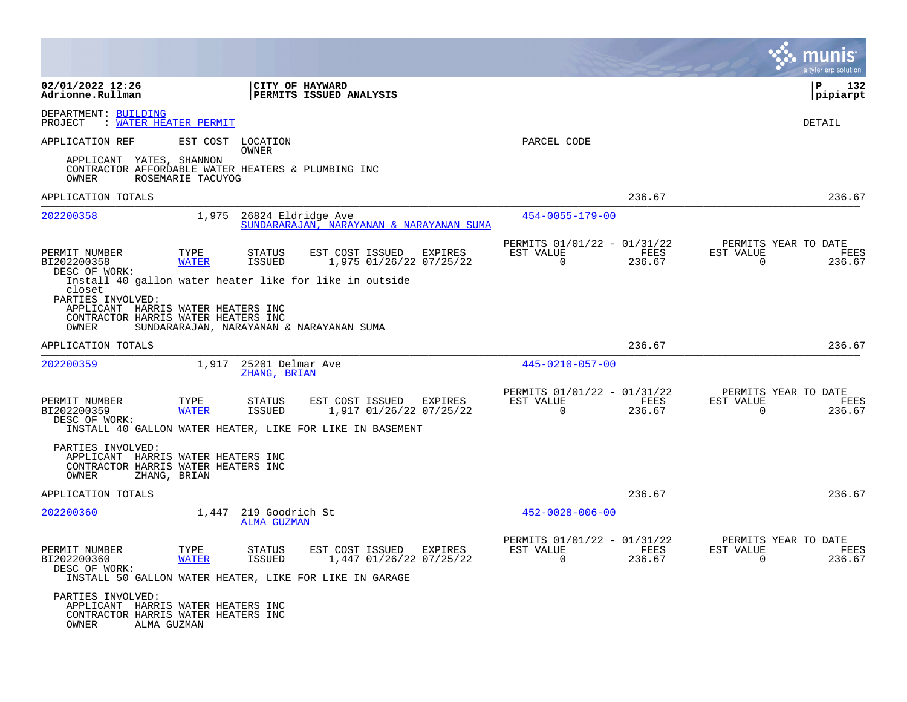02/01/2022 12:26
Adrionne.Rullman

**CITY OF HAYWARD**
**PERMITS ISSUED ANALYSIS**

P 132
pipiarpt

DEPARTMENT: BUILDING
PROJECT : WATER HEATER PERMIT

DETAIL

APPLICATION REF | EST COST | LOCATION / OWNER | PARCEL CODE

APPLICANT YATES, SHANNON
CONTRACTOR AFFORDABLE WATER HEATERS & PLUMBING INC
OWNER ROSEMARIE TACUYOG

APPLICATION TOTALS 236.67 236.67

---

**202200358** | 1,975 | 26824 Eldridge Ave | SUNDARARAJAN, NARAYANAN & NARAYANAN SUMA | 454-0055-179-00

| PERMIT NUMBER | TYPE | STATUS | EST COST | ISSUED | EXPIRES | PERMITS 01/01/22 - 01/31/22 EST VALUE | FEES | PERMITS YEAR TO DATE EST VALUE | FEES |
|---|---|---|---|---|---|---|---|---|---|
| BI202200358 | WATER | ISSUED | 1,975 | 01/26/22 | 07/25/22 | 0 | 236.67 | 0 | 236.67 |

DESC OF WORK:
Install 40 gallon water heater like for like in outside closet

PARTIES INVOLVED:
APPLICANT HARRIS WATER HEATERS INC
CONTRACTOR HARRIS WATER HEATERS INC
OWNER SUNDARARAJAN, NARAYANAN & NARAYANAN SUMA

APPLICATION TOTALS 236.67 236.67

---

**202200359** | 1,917 | 25201 Delmar Ave | ZHANG, BRIAN | 445-0210-057-00

| PERMIT NUMBER | TYPE | STATUS | EST COST | ISSUED | EXPIRES | PERMITS 01/01/22 - 01/31/22 EST VALUE | FEES | PERMITS YEAR TO DATE EST VALUE | FEES |
|---|---|---|---|---|---|---|---|---|---|
| BI202200359 | WATER | ISSUED | 1,917 | 01/26/22 | 07/25/22 | 0 | 236.67 | 0 | 236.67 |

DESC OF WORK:
INSTALL 40 GALLON WATER HEATER, LIKE FOR LIKE IN BASEMENT

PARTIES INVOLVED:
APPLICANT HARRIS WATER HEATERS INC
CONTRACTOR HARRIS WATER HEATERS INC
OWNER ZHANG, BRIAN

APPLICATION TOTALS 236.67 236.67

---

**202200360** | 1,447 | 219 Goodrich St | ALMA GUZMAN | 452-0028-006-00

| PERMIT NUMBER | TYPE | STATUS | EST COST | ISSUED | EXPIRES | PERMITS 01/01/22 - 01/31/22 EST VALUE | FEES | PERMITS YEAR TO DATE EST VALUE | FEES |
|---|---|---|---|---|---|---|---|---|---|
| BI202200360 | WATER | ISSUED | 1,447 | 01/26/22 | 07/25/22 | 0 | 236.67 | 0 | 236.67 |

DESC OF WORK:
INSTALL 50 GALLON WATER HEATER, LIKE FOR LIKE IN GARAGE

PARTIES INVOLVED:
APPLICANT HARRIS WATER HEATERS INC
CONTRACTOR HARRIS WATER HEATERS INC
OWNER ALMA GUZMAN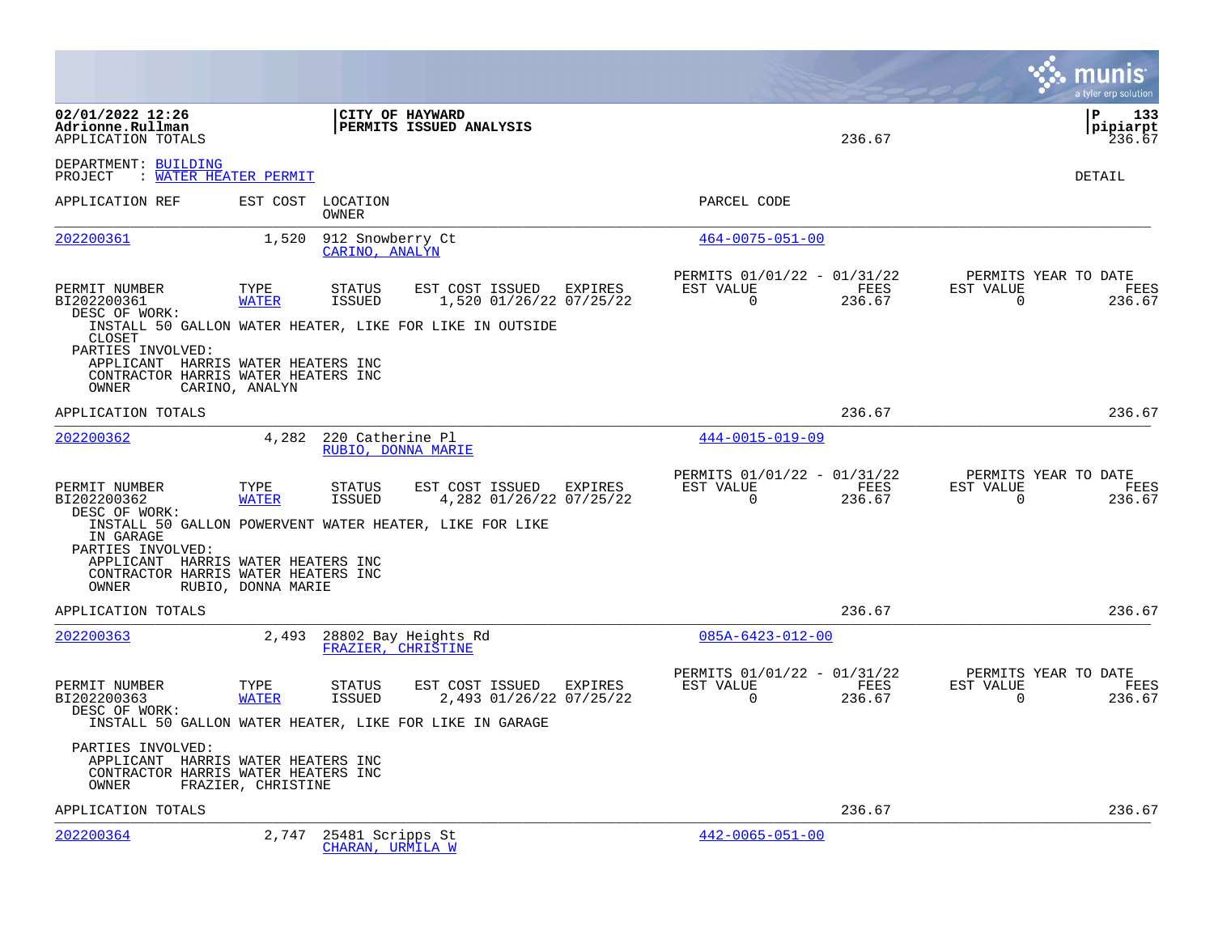02/01/2022 12:26
Adrionne.Rullman
APPLICATION TOTALS

**CITY OF HAYWARD**
**PERMITS ISSUED ANALYSIS**

236.67

P 133
pipiarpt
236.67

DEPARTMENT: BUILDING
PROJECT : WATER HEATER PERMIT

DETAIL

| APPLICATION REF | EST COST | LOCATION / OWNER | PARCEL CODE |
|---|---|---|---|
| 202200361 | 1,520 | 912 Snowberry Ct / CARINO, ANALYN | 464-0075-051-00 |

| PERMIT NUMBER | TYPE | STATUS | EST COST | ISSUED | EXPIRES | PERMITS 01/01/22 - 01/31/22 EST VALUE | FEES | PERMITS YEAR TO DATE EST VALUE | FEES |
|---|---|---|---|---|---|---|---|---|---|
| BI202200361 | WATER | ISSUED | 1,520 | 01/26/22 | 07/25/22 | 0 | 236.67 | 0 | 236.67 |

DESC OF WORK:
INSTALL 50 GALLON WATER HEATER, LIKE FOR LIKE IN OUTSIDE CLOSET

PARTIES INVOLVED:
APPLICANT HARRIS WATER HEATERS INC
CONTRACTOR HARRIS WATER HEATERS INC
OWNER CARINO, ANALYN

APPLICATION TOTALS 236.67 236.67

| APPLICATION REF | EST COST | LOCATION / OWNER | PARCEL CODE |
|---|---|---|---|
| 202200362 | 4,282 | 220 Catherine Pl / RUBIO, DONNA MARIE | 444-0015-019-09 |

| PERMIT NUMBER | TYPE | STATUS | EST COST | ISSUED | EXPIRES | PERMITS 01/01/22 - 01/31/22 EST VALUE | FEES | PERMITS YEAR TO DATE EST VALUE | FEES |
|---|---|---|---|---|---|---|---|---|---|
| BI202200362 | WATER | ISSUED | 4,282 | 01/26/22 | 07/25/22 | 0 | 236.67 | 0 | 236.67 |

DESC OF WORK:
INSTALL 50 GALLON POWERVENT WATER HEATER, LIKE FOR LIKE IN GARAGE

PARTIES INVOLVED:
APPLICANT HARRIS WATER HEATERS INC
CONTRACTOR HARRIS WATER HEATERS INC
OWNER RUBIO, DONNA MARIE

APPLICATION TOTALS 236.67 236.67

| APPLICATION REF | EST COST | LOCATION / OWNER | PARCEL CODE |
|---|---|---|---|
| 202200363 | 2,493 | 28802 Bay Heights Rd / FRAZIER, CHRISTINE | 085A-6423-012-00 |

| PERMIT NUMBER | TYPE | STATUS | EST COST | ISSUED | EXPIRES | PERMITS 01/01/22 - 01/31/22 EST VALUE | FEES | PERMITS YEAR TO DATE EST VALUE | FEES |
|---|---|---|---|---|---|---|---|---|---|
| BI202200363 | WATER | ISSUED | 2,493 | 01/26/22 | 07/25/22 | 0 | 236.67 | 0 | 236.67 |

DESC OF WORK:
INSTALL 50 GALLON WATER HEATER, LIKE FOR LIKE IN GARAGE

PARTIES INVOLVED:
APPLICANT HARRIS WATER HEATERS INC
CONTRACTOR HARRIS WATER HEATERS INC
OWNER FRAZIER, CHRISTINE

APPLICATION TOTALS 236.67 236.67

| APPLICATION REF | EST COST | LOCATION / OWNER | PARCEL CODE |
|---|---|---|---|
| 202200364 | 2,747 | 25481 Scripps St / CHARAN, URMILA W | 442-0065-051-00 |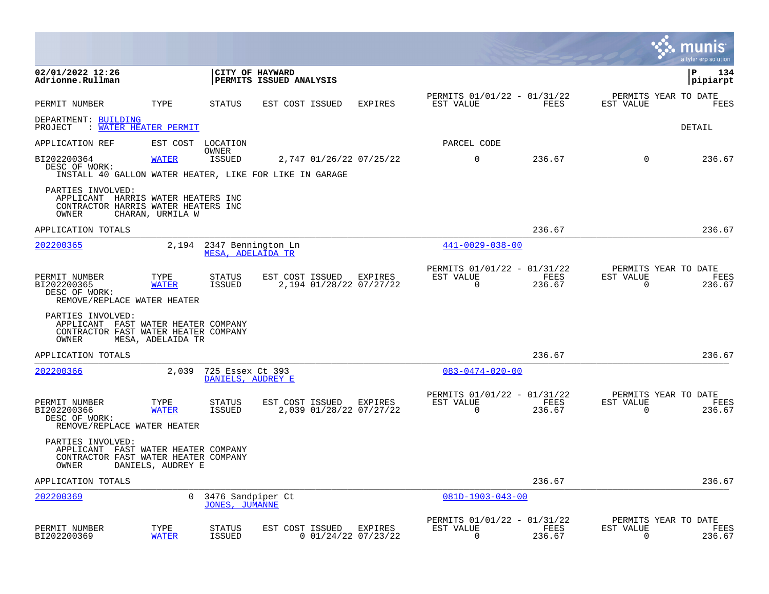**CITY OF HAYWARD**
**PERMITS ISSUED ANALYSIS**

02/01/2022 12:26
Adrionne.Rullman

P 134
pipiarpt

| PERMIT NUMBER | TYPE | STATUS | EST COST | ISSUED | EXPIRES | PERMITS 01/01/22 - 01/31/22 EST VALUE | FEES | PERMITS YEAR TO DATE EST VALUE | FEES |
|---|---|---|---|---|---|---|---|---|---|

DEPARTMENT: BUILDING
PROJECT : WATER HEATER PERMIT

DETAIL

APPLICATION REF | EST COST | LOCATION / OWNER | PARCEL CODE

| PERMIT NUMBER | TYPE | STATUS | EST COST | ISSUED | EXPIRES | EST VALUE | FEES | EST VALUE | FEES |
|---|---|---|---|---|---|---|---|---|---|
| BI202200364 | WATER | ISSUED | 2,747 | 01/26/22 | 07/25/22 | 0 | 236.67 | 0 | 236.67 |

DESC OF WORK:
INSTALL 40 GALLON WATER HEATER, LIKE FOR LIKE IN GARAGE

PARTIES INVOLVED:
APPLICANT HARRIS WATER HEATERS INC
CONTRACTOR HARRIS WATER HEATERS INC
OWNER CHARAN, URMILA W

APPLICATION TOTALS 236.67 236.67

---

202200365 | 2,194 | 2347 Bennington Ln, MESA, ADELAIDA TR | 441-0029-038-00

| PERMIT NUMBER | TYPE | STATUS | EST COST | ISSUED | EXPIRES | PERMITS 01/01/22 - 01/31/22 EST VALUE | FEES | PERMITS YEAR TO DATE EST VALUE | FEES |
|---|---|---|---|---|---|---|---|---|---|
| BI202200365 | WATER | ISSUED | 2,194 | 01/28/22 | 07/27/22 | 0 | 236.67 | 0 | 236.67 |

DESC OF WORK:
REMOVE/REPLACE WATER HEATER

PARTIES INVOLVED:
APPLICANT FAST WATER HEATER COMPANY
CONTRACTOR FAST WATER HEATER COMPANY
OWNER MESA, ADELAIDA TR

APPLICATION TOTALS 236.67 236.67

---

202200366 | 2,039 | 725 Essex Ct 393, DANIELS, AUDREY E | 083-0474-020-00

| PERMIT NUMBER | TYPE | STATUS | EST COST | ISSUED | EXPIRES | PERMITS 01/01/22 - 01/31/22 EST VALUE | FEES | PERMITS YEAR TO DATE EST VALUE | FEES |
|---|---|---|---|---|---|---|---|---|---|
| BI202200366 | WATER | ISSUED | 2,039 | 01/28/22 | 07/27/22 | 0 | 236.67 | 0 | 236.67 |

DESC OF WORK:
REMOVE/REPLACE WATER HEATER

PARTIES INVOLVED:
APPLICANT FAST WATER HEATER COMPANY
CONTRACTOR FAST WATER HEATER COMPANY
OWNER DANIELS, AUDREY E

APPLICATION TOTALS 236.67 236.67

---

202200369 | 0 | 3476 Sandpiper Ct, JONES, JUMANNE | 081D-1903-043-00

| PERMIT NUMBER | TYPE | STATUS | EST COST | ISSUED | EXPIRES | PERMITS 01/01/22 - 01/31/22 EST VALUE | FEES | PERMITS YEAR TO DATE EST VALUE | FEES |
|---|---|---|---|---|---|---|---|---|---|
| BI202200369 | WATER | ISSUED | 0 | 01/24/22 | 07/23/22 | 0 | 236.67 | 0 | 236.67 |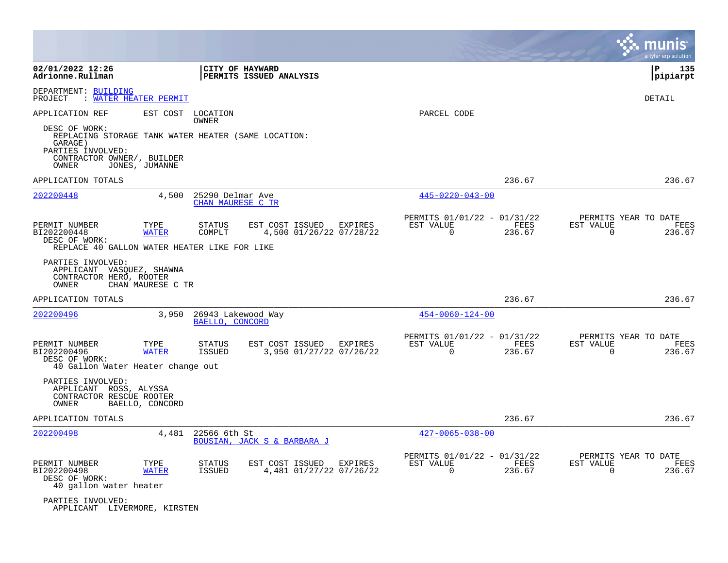CITY OF HAYWARD
PERMITS ISSUED ANALYSIS

02/01/2022 12:26
Adrionne.Rullman

DEPARTMENT: BUILDING
PROJECT : WATER HEATER PERMIT

DETAIL

APPLICATION REF | EST COST | LOCATION / OWNER | PARCEL CODE

DESC OF WORK:
REPLACING STORAGE TANK WATER HEATER (SAME LOCATION: GARAGE)

PARTIES INVOLVED:
CONTRACTOR OWNER/, BUILDER
OWNER JONES, JUMANNE

APPLICATION TOTALS 236.67 236.67

---

**202200448** | 4,500 | 25290 Delmar Ave / CHAN MAURESE C TR | 445-0220-043-00

| PERMIT NUMBER | TYPE | STATUS | EST COST | ISSUED | EXPIRES | PERMITS 01/01/22 - 01/31/22 EST VALUE | FEES | PERMITS YEAR TO DATE EST VALUE | FEES |
|---|---|---|---|---|---|---|---|---|---|
| BI202200448 | WATER | COMPLT | 4,500 | 01/26/22 | 07/28/22 | 0 | 236.67 | 0 | 236.67 |

DESC OF WORK:
REPLACE 40 GALLON WATER HEATER LIKE FOR LIKE

PARTIES INVOLVED:
APPLICANT VASQUEZ, SHAWNA
CONTRACTOR HERO, ROOTER
OWNER CHAN MAURESE C TR

APPLICATION TOTALS 236.67 236.67

---

**202200496** | 3,950 | 26943 Lakewood Way / BAELLO, CONCORD | 454-0060-124-00

| PERMIT NUMBER | TYPE | STATUS | EST COST | ISSUED | EXPIRES | PERMITS 01/01/22 - 01/31/22 EST VALUE | FEES | PERMITS YEAR TO DATE EST VALUE | FEES |
|---|---|---|---|---|---|---|---|---|---|
| BI202200496 | WATER | ISSUED | 3,950 | 01/27/22 | 07/26/22 | 0 | 236.67 | 0 | 236.67 |

DESC OF WORK:
40 Gallon Water Heater change out

PARTIES INVOLVED:
APPLICANT ROSS, ALYSSA
CONTRACTOR RESCUE ROOTER
OWNER BAELLO, CONCORD

APPLICATION TOTALS 236.67 236.67

---

**202200498** | 4,481 | 22566 6th St / BOUSIAN, JACK S & BARBARA J | 427-0065-038-00

| PERMIT NUMBER | TYPE | STATUS | EST COST | ISSUED | EXPIRES | PERMITS 01/01/22 - 01/31/22 EST VALUE | FEES | PERMITS YEAR TO DATE EST VALUE | FEES |
|---|---|---|---|---|---|---|---|---|---|
| BI202200498 | WATER | ISSUED | 4,481 | 01/27/22 | 07/26/22 | 0 | 236.67 | 0 | 236.67 |

DESC OF WORK:
40 gallon water heater

PARTIES INVOLVED:
APPLICANT LIVERMORE, KIRSTEN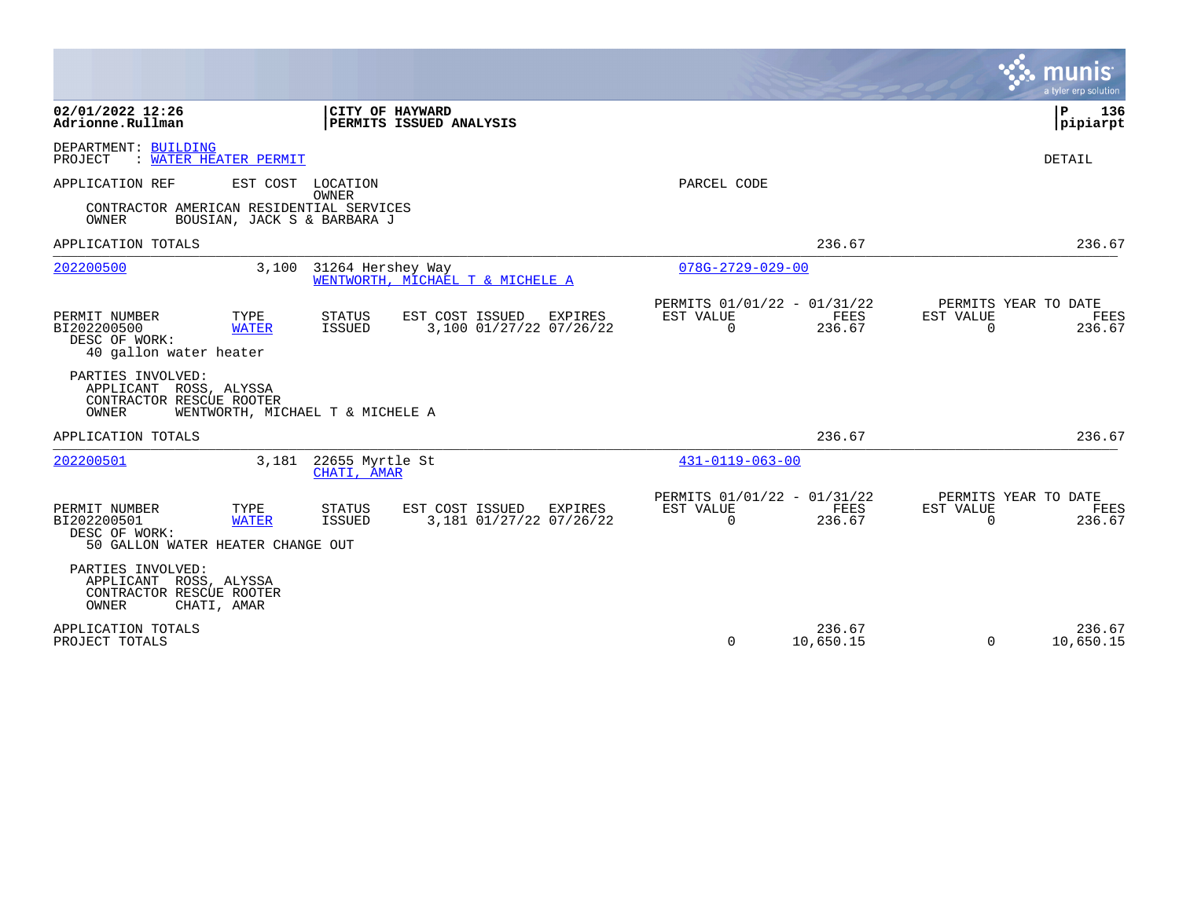02/01/2022 12:26
Adrionne.Rullman

**CITY OF HAYWARD**
**PERMITS ISSUED ANALYSIS**

P 136
pipiarpt

DEPARTMENT: BUILDING
PROJECT : WATER HEATER PERMIT

DETAIL

APPLICATION REF EST COST LOCATION
OWNER
PARCEL CODE

CONTRACTOR AMERICAN RESIDENTIAL SERVICES
OWNER BOUSIAN, JACK S & BARBARA J

APPLICATION TOTALS 236.67 236.67

---

202200500 3,100 31264 Hershey Way
WENTWORTH, MICHAEL T & MICHELE A
078G-2729-029-00

| PERMIT NUMBER | TYPE | STATUS | EST COST | ISSUED | EXPIRES | PERMITS 01/01/22 - 01/31/22 EST VALUE | FEES | PERMITS YEAR TO DATE EST VALUE | FEES |
|---|---|---|---|---|---|---|---|---|---|
| BI202200500 | WATER | ISSUED | 3,100 | 01/27/22 | 07/26/22 | 0 | 236.67 | 0 | 236.67 |

DESC OF WORK:
40 gallon water heater

PARTIES INVOLVED:
APPLICANT ROSS, ALYSSA
CONTRACTOR RESCUE ROOTER
OWNER WENTWORTH, MICHAEL T & MICHELE A

APPLICATION TOTALS 236.67 236.67

---

202200501 3,181 22655 Myrtle St
CHATI, AMAR
431-0119-063-00

| PERMIT NUMBER | TYPE | STATUS | EST COST | ISSUED | EXPIRES | PERMITS 01/01/22 - 01/31/22 EST VALUE | FEES | PERMITS YEAR TO DATE EST VALUE | FEES |
|---|---|---|---|---|---|---|---|---|---|
| BI202200501 | WATER | ISSUED | 3,181 | 01/27/22 | 07/26/22 | 0 | 236.67 | 0 | 236.67 |

DESC OF WORK:
50 GALLON WATER HEATER CHANGE OUT

PARTIES INVOLVED:
APPLICANT ROSS, ALYSSA
CONTRACTOR RESCUE ROOTER
OWNER CHATI, AMAR

| | EST VALUE | FEES | EST VALUE | FEES |
|---|---|---|---|---|
| APPLICATION TOTALS | | 236.67 | | 236.67 |
| PROJECT TOTALS | 0 | 10,650.15 | 0 | 10,650.15 |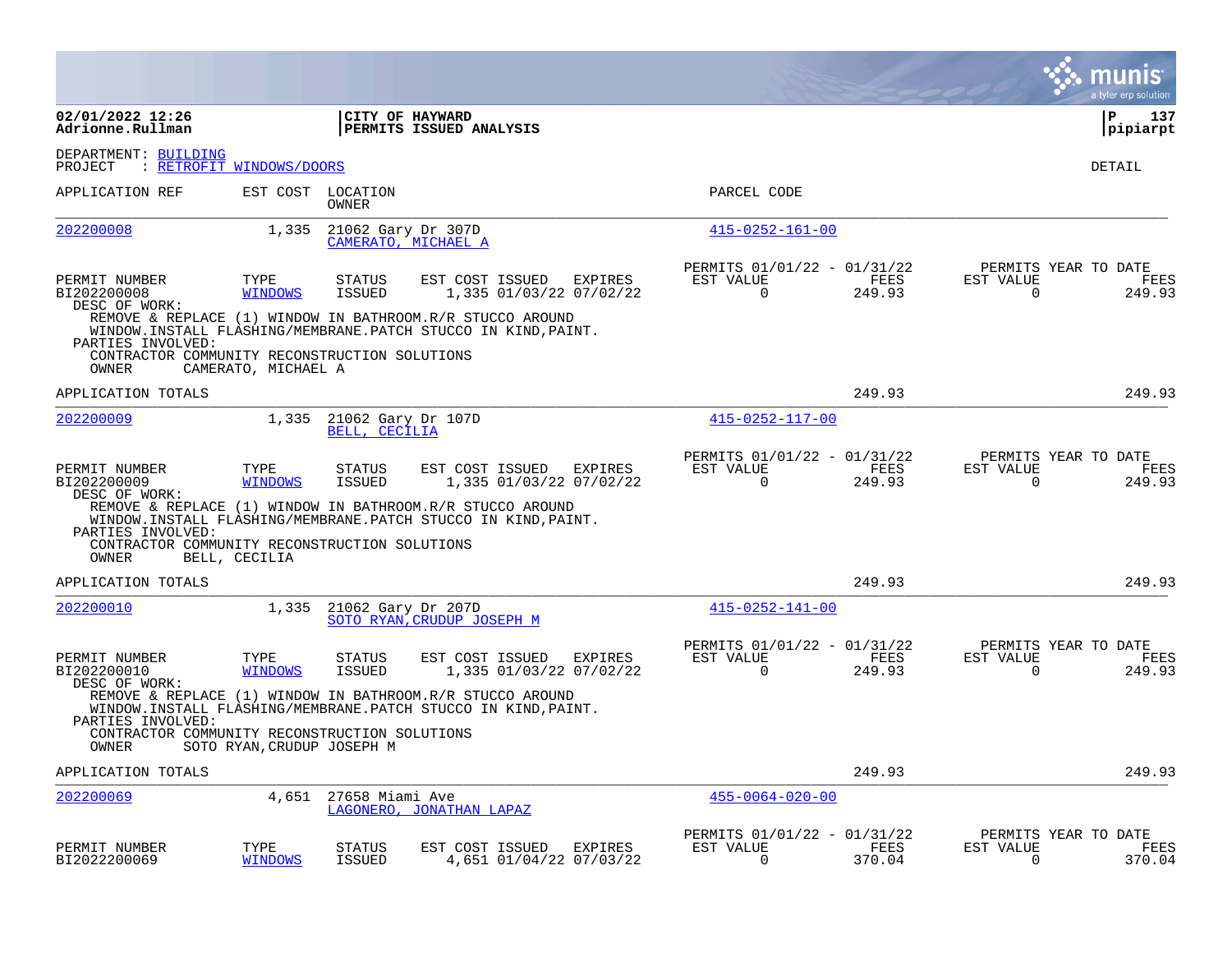**02/01/2022 12:26**
**Adrionne.Rullman**

**CITY OF HAYWARD**
**PERMITS ISSUED ANALYSIS**

**P 137**
**pipiarpt**

DEPARTMENT: BUILDING
PROJECT : RETROFIT WINDOWS/DOORS

DETAIL

| APPLICATION REF | EST COST | LOCATION / OWNER | PARCEL CODE |
|---|---|---|---|
| 202200008 | 1,335 | 21062 Gary Dr 307D / CAMERATO, MICHAEL A | 415-0252-161-00 |

| PERMIT NUMBER | TYPE | STATUS | EST COST | ISSUED | EXPIRES | PERMITS 01/01/22 - 01/31/22 EST VALUE | FEES | PERMITS YEAR TO DATE EST VALUE | FEES |
|---|---|---|---|---|---|---|---|---|---|
| BI202200008 | WINDOWS | ISSUED | 1,335 | 01/03/22 | 07/02/22 | 0 | 249.93 | 0 | 249.93 |

DESC OF WORK:
REMOVE & REPLACE (1) WINDOW IN BATHROOM.R/R STUCCO AROUND WINDOW.INSTALL FLASHING/MEMBRANE.PATCH STUCCO IN KIND,PAINT.
PARTIES INVOLVED:
CONTRACTOR COMMUNITY RECONSTRUCTION SOLUTIONS
OWNER CAMERATO, MICHAEL A

APPLICATION TOTALS — 249.93 — 249.93

| APPLICATION REF | EST COST | LOCATION / OWNER | PARCEL CODE |
|---|---|---|---|
| 202200009 | 1,335 | 21062 Gary Dr 107D / BELL, CECILIA | 415-0252-117-00 |

| PERMIT NUMBER | TYPE | STATUS | EST COST | ISSUED | EXPIRES | PERMITS 01/01/22 - 01/31/22 EST VALUE | FEES | PERMITS YEAR TO DATE EST VALUE | FEES |
|---|---|---|---|---|---|---|---|---|---|
| BI202200009 | WINDOWS | ISSUED | 1,335 | 01/03/22 | 07/02/22 | 0 | 249.93 | 0 | 249.93 |

DESC OF WORK:
REMOVE & REPLACE (1) WINDOW IN BATHROOM.R/R STUCCO AROUND WINDOW.INSTALL FLASHING/MEMBRANE.PATCH STUCCO IN KIND,PAINT.
PARTIES INVOLVED:
CONTRACTOR COMMUNITY RECONSTRUCTION SOLUTIONS
OWNER BELL, CECILIA

APPLICATION TOTALS — 249.93 — 249.93

| APPLICATION REF | EST COST | LOCATION / OWNER | PARCEL CODE |
|---|---|---|---|
| 202200010 | 1,335 | 21062 Gary Dr 207D / SOTO RYAN,CRUDUP JOSEPH M | 415-0252-141-00 |

| PERMIT NUMBER | TYPE | STATUS | EST COST | ISSUED | EXPIRES | PERMITS 01/01/22 - 01/31/22 EST VALUE | FEES | PERMITS YEAR TO DATE EST VALUE | FEES |
|---|---|---|---|---|---|---|---|---|---|
| BI202200010 | WINDOWS | ISSUED | 1,335 | 01/03/22 | 07/02/22 | 0 | 249.93 | 0 | 249.93 |

DESC OF WORK:
REMOVE & REPLACE (1) WINDOW IN BATHROOM.R/R STUCCO AROUND WINDOW.INSTALL FLASHING/MEMBRANE.PATCH STUCCO IN KIND,PAINT.
PARTIES INVOLVED:
CONTRACTOR COMMUNITY RECONSTRUCTION SOLUTIONS
OWNER SOTO RYAN,CRUDUP JOSEPH M

APPLICATION TOTALS — 249.93 — 249.93

| APPLICATION REF | EST COST | LOCATION / OWNER | PARCEL CODE |
|---|---|---|---|
| 202200069 | 4,651 | 27658 Miami Ave / LAGONERO, JONATHAN LAPAZ | 455-0064-020-00 |

| PERMIT NUMBER | TYPE | STATUS | EST COST | ISSUED | EXPIRES | PERMITS 01/01/22 - 01/31/22 EST VALUE | FEES | PERMITS YEAR TO DATE EST VALUE | FEES |
|---|---|---|---|---|---|---|---|---|---|
| BI2022200069 | WINDOWS | ISSUED | 4,651 | 01/04/22 | 07/03/22 | 0 | 370.04 | 0 | 370.04 |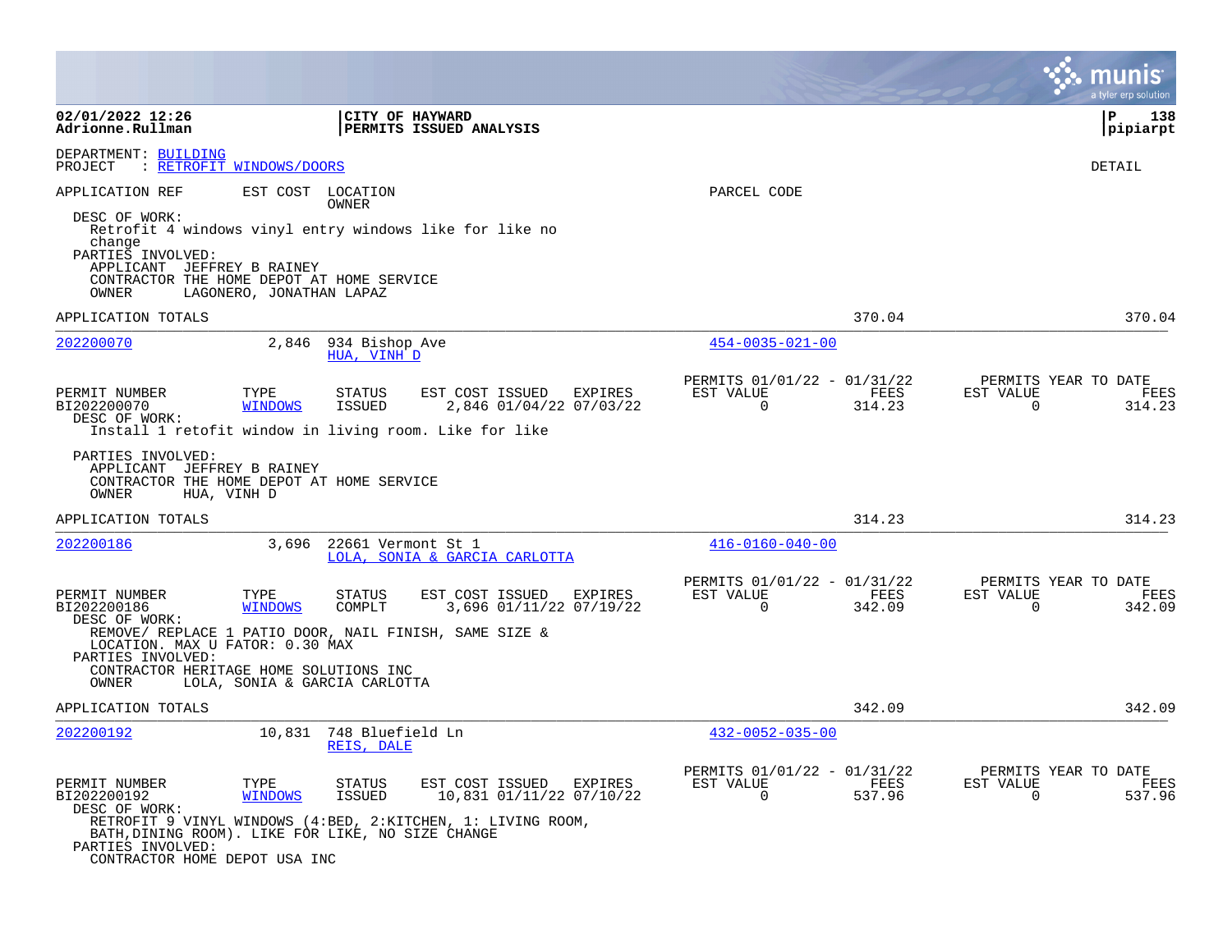02/01/2022 12:26 | CITY OF HAYWARD | P 138
Adrionne.Rullman | PERMITS ISSUED ANALYSIS | pipiarpt

DEPARTMENT: BUILDING
PROJECT : RETROFIT WINDOWS/DOORS

DETAIL

APPLICATION REF | EST COST | LOCATION / OWNER | PARCEL CODE

DESC OF WORK:
Retrofit 4 windows vinyl entry windows like for like no change
PARTIES INVOLVED:
APPLICANT JEFFREY B RAINEY
CONTRACTOR THE HOME DEPOT AT HOME SERVICE
OWNER LAGONERO, JONATHAN LAPAZ

APPLICATION TOTALS 370.04 370.04

---

**202200070** 2,846 934 Bishop Ave — HUA, VINH D — 454-0035-021-00

| PERMIT NUMBER | TYPE | STATUS | EST COST | ISSUED | EXPIRES | PERMITS 01/01/22 - 01/31/22 EST VALUE | FEES | PERMITS YEAR TO DATE EST VALUE | FEES |
|---|---|---|---|---|---|---|---|---|---|
| BI202200070 | WINDOWS | ISSUED | 2,846 | 01/04/22 | 07/03/22 | 0 | 314.23 | 0 | 314.23 |

DESC OF WORK:
Install 1 retofit window in living room. Like for like

PARTIES INVOLVED:
APPLICANT JEFFREY B RAINEY
CONTRACTOR THE HOME DEPOT AT HOME SERVICE
OWNER HUA, VINH D

APPLICATION TOTALS 314.23 314.23

---

**202200186** 3,696 22661 Vermont St 1 — LOLA, SONIA & GARCIA CARLOTTA — 416-0160-040-00

| PERMIT NUMBER | TYPE | STATUS | EST COST | ISSUED | EXPIRES | PERMITS 01/01/22 - 01/31/22 EST VALUE | FEES | PERMITS YEAR TO DATE EST VALUE | FEES |
|---|---|---|---|---|---|---|---|---|---|
| BI202200186 | WINDOWS | COMPLT | 3,696 | 01/11/22 | 07/19/22 | 0 | 342.09 | 0 | 342.09 |

DESC OF WORK:
REMOVE/ REPLACE 1 PATIO DOOR, NAIL FINISH, SAME SIZE & LOCATION. MAX U FATOR: 0.30 MAX
PARTIES INVOLVED:
CONTRACTOR HERITAGE HOME SOLUTIONS INC
OWNER LOLA, SONIA & GARCIA CARLOTTA

APPLICATION TOTALS 342.09 342.09

---

**202200192** 10,831 748 Bluefield Ln — REIS, DALE — 432-0052-035-00

| PERMIT NUMBER | TYPE | STATUS | EST COST | ISSUED | EXPIRES | PERMITS 01/01/22 - 01/31/22 EST VALUE | FEES | PERMITS YEAR TO DATE EST VALUE | FEES |
|---|---|---|---|---|---|---|---|---|---|
| BI202200192 | WINDOWS | ISSUED | 10,831 | 01/11/22 | 07/10/22 | 0 | 537.96 | 0 | 537.96 |

DESC OF WORK:
RETROFIT 9 VINYL WINDOWS (4:BED, 2:KITCHEN, 1: LIVING ROOM, BATH,DINING ROOM). LIKE FOR LIKE, NO SIZE CHANGE
PARTIES INVOLVED:
CONTRACTOR HOME DEPOT USA INC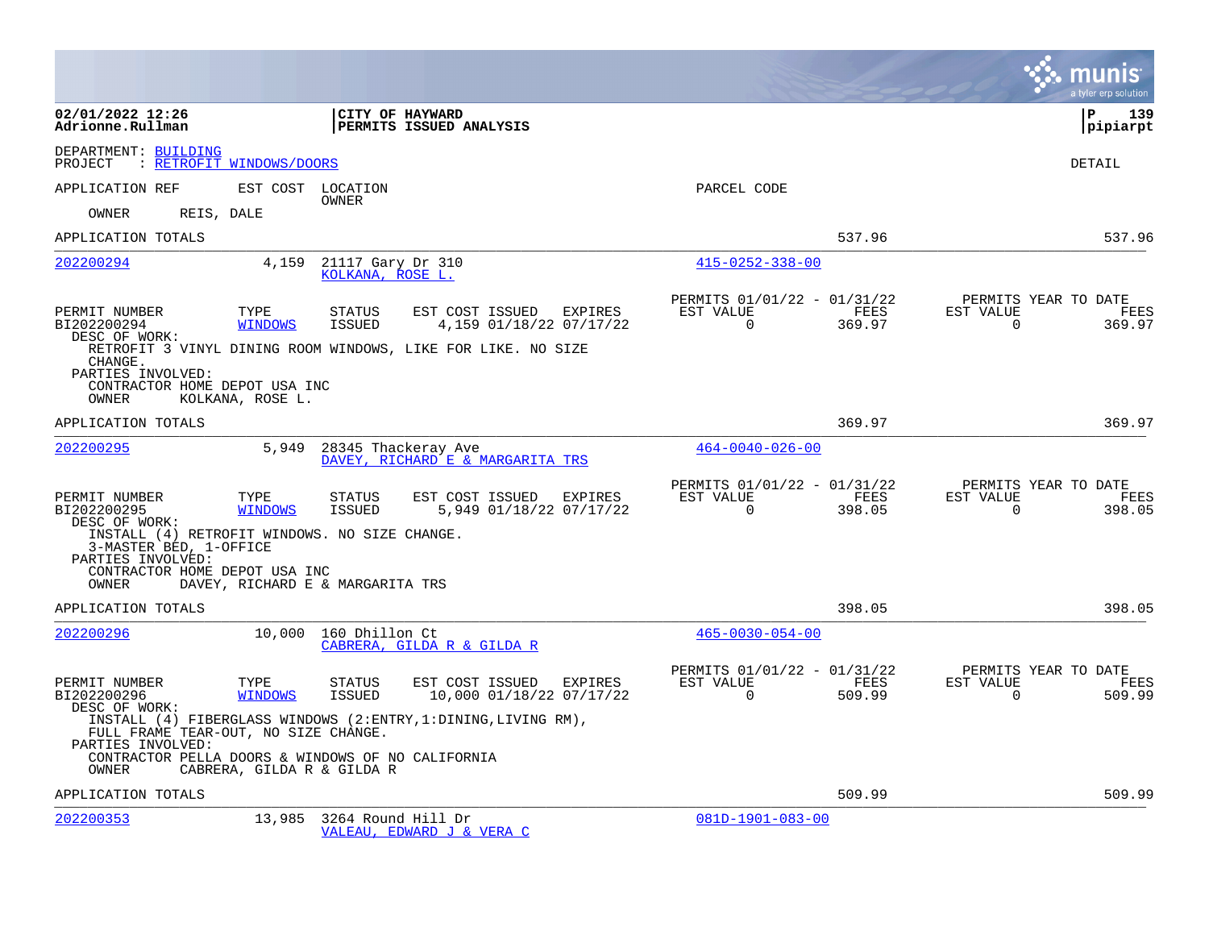**02/01/2022 12:26**
**Adrionne.Rullman**

**CITY OF HAYWARD**
**PERMITS ISSUED ANALYSIS**

**P 139**
**pipiarpt**

DEPARTMENT: BUILDING
PROJECT : RETROFIT WINDOWS/DOORS

DETAIL

APPLICATION REF | EST COST | LOCATION / OWNER | PARCEL CODE

OWNER REIS, DALE

APPLICATION TOTALS 537.96 537.96

---

**202200294** | 4,159 | 21117 Gary Dr 310 / KOLKANA, ROSE L. | 415-0252-338-00

| PERMIT NUMBER | TYPE | STATUS | EST COST | ISSUED | EXPIRES | PERMITS 01/01/22 - 01/31/22 EST VALUE | FEES | PERMITS YEAR TO DATE EST VALUE | FEES |
|---|---|---|---|---|---|---|---|---|---|
| BI202200294 | WINDOWS | ISSUED | 4,159 | 01/18/22 | 07/17/22 | 0 | 369.97 | 0 | 369.97 |

DESC OF WORK:
RETROFIT 3 VINYL DINING ROOM WINDOWS, LIKE FOR LIKE. NO SIZE CHANGE.
PARTIES INVOLVED:
CONTRACTOR HOME DEPOT USA INC
OWNER KOLKANA, ROSE L.

APPLICATION TOTALS 369.97 369.97

---

**202200295** | 5,949 | 28345 Thackeray Ave / DAVEY, RICHARD E & MARGARITA TRS | 464-0040-026-00

| PERMIT NUMBER | TYPE | STATUS | EST COST | ISSUED | EXPIRES | PERMITS 01/01/22 - 01/31/22 EST VALUE | FEES | PERMITS YEAR TO DATE EST VALUE | FEES |
|---|---|---|---|---|---|---|---|---|---|
| BI202200295 | WINDOWS | ISSUED | 5,949 | 01/18/22 | 07/17/22 | 0 | 398.05 | 0 | 398.05 |

DESC OF WORK:
INSTALL (4) RETROFIT WINDOWS. NO SIZE CHANGE.
3-MASTER BED, 1-OFFICE
PARTIES INVOLVED:
CONTRACTOR HOME DEPOT USA INC
OWNER DAVEY, RICHARD E & MARGARITA TRS

APPLICATION TOTALS 398.05 398.05

---

**202200296** | 10,000 | 160 Dhillon Ct / CABRERA, GILDA R & GILDA R | 465-0030-054-00

| PERMIT NUMBER | TYPE | STATUS | EST COST | ISSUED | EXPIRES | PERMITS 01/01/22 - 01/31/22 EST VALUE | FEES | PERMITS YEAR TO DATE EST VALUE | FEES |
|---|---|---|---|---|---|---|---|---|---|
| BI202200296 | WINDOWS | ISSUED | 10,000 | 01/18/22 | 07/17/22 | 0 | 509.99 | 0 | 509.99 |

DESC OF WORK:
INSTALL (4) FIBERGLASS WINDOWS (2:ENTRY,1:DINING,LIVING RM), FULL FRAME TEAR-OUT, NO SIZE CHANGE.
PARTIES INVOLVED:
CONTRACTOR PELLA DOORS & WINDOWS OF NO CALIFORNIA
OWNER CABRERA, GILDA R & GILDA R

APPLICATION TOTALS 509.99 509.99

---

**202200353** | 13,985 | 3264 Round Hill Dr / VALEAU, EDWARD J & VERA C | 081D-1901-083-00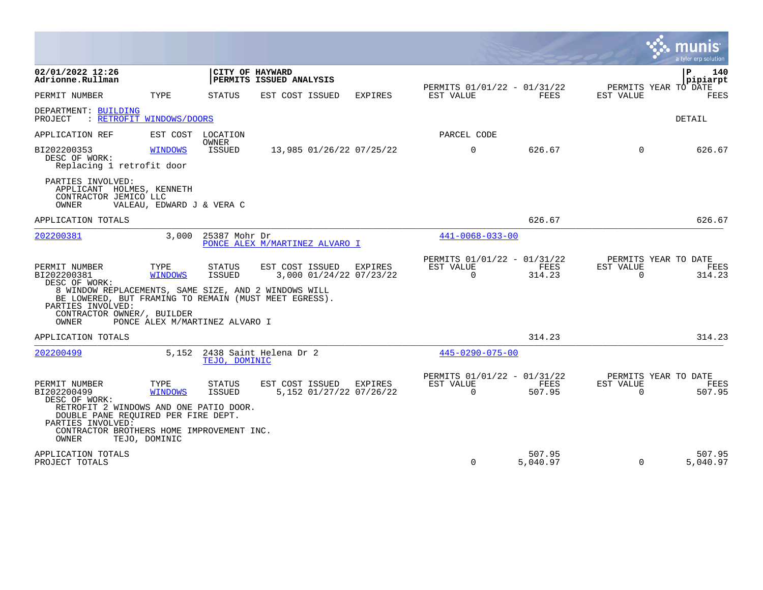**02/01/2022 12:26**
**Adrionne.Rullman**

**CITY OF HAYWARD**
**PERMITS ISSUED ANALYSIS**

**P 140**
**pipiarpt**

| PERMIT NUMBER | TYPE | STATUS | EST COST | ISSUED | EXPIRES | PERMITS 01/01/22 - 01/31/22 EST VALUE | FEES | PERMITS YEAR TO DATE EST VALUE | FEES |
|---|---|---|---|---|---|---|---|---|---|

DEPARTMENT: BUILDING
PROJECT : RETROFIT WINDOWS/DOORS

DETAIL

| APPLICATION REF | EST COST | LOCATION / OWNER | | | | PARCEL CODE | | | |
|---|---|---|---|---|---|---|---|---|---|
| BI202200353 | WINDOWS | ISSUED | 13,985 | 01/26/22 | 07/25/22 | 0 | 626.67 | 0 | 626.67 |

DESC OF WORK:
Replacing 1 retrofit door

PARTIES INVOLVED:
APPLICANT HOLMES, KENNETH
CONTRACTOR JEMICO LLC
OWNER VALEAU, EDWARD J & VERA C

APPLICATION TOTALS — 626.67 — 626.67

---

202200381 — 3,000 — 25387 Mohr Dr — PONCE ALEX M/MARTINEZ ALVARO I — 441-0068-033-00

| PERMIT NUMBER | TYPE | STATUS | EST COST | ISSUED | EXPIRES | PERMITS 01/01/22 - 01/31/22 EST VALUE | FEES | PERMITS YEAR TO DATE EST VALUE | FEES |
|---|---|---|---|---|---|---|---|---|---|
| BI202200381 | WINDOWS | ISSUED | 3,000 | 01/24/22 | 07/23/22 | 0 | 314.23 | 0 | 314.23 |

DESC OF WORK:
8 WINDOW REPLACEMENTS, SAME SIZE, AND 2 WINDOWS WILL BE LOWERED, BUT FRAMING TO REMAIN (MUST MEET EGRESS).
PARTIES INVOLVED:
CONTRACTOR OWNER/, BUILDER
OWNER PONCE ALEX M/MARTINEZ ALVARO I

APPLICATION TOTALS — 314.23 — 314.23

---

202200499 — 5,152 — 2438 Saint Helena Dr 2 — TEJO, DOMINIC — 445-0290-075-00

| PERMIT NUMBER | TYPE | STATUS | EST COST | ISSUED | EXPIRES | PERMITS 01/01/22 - 01/31/22 EST VALUE | FEES | PERMITS YEAR TO DATE EST VALUE | FEES |
|---|---|---|---|---|---|---|---|---|---|
| BI202200499 | WINDOWS | ISSUED | 5,152 | 01/27/22 | 07/26/22 | 0 | 507.95 | 0 | 507.95 |

DESC OF WORK:
RETROFIT 2 WINDOWS AND ONE PATIO DOOR.
DOUBLE PANE REQUIRED PER FIRE DEPT.
PARTIES INVOLVED:
CONTRACTOR BROTHERS HOME IMPROVEMENT INC.
OWNER TEJO, DOMINIC

| | EST VALUE | FEES | YTD EST VALUE | YTD FEES |
|---|---|---|---|---|
| APPLICATION TOTALS | | 507.95 | | 507.95 |
| PROJECT TOTALS | 0 | 5,040.97 | 0 | 5,040.97 |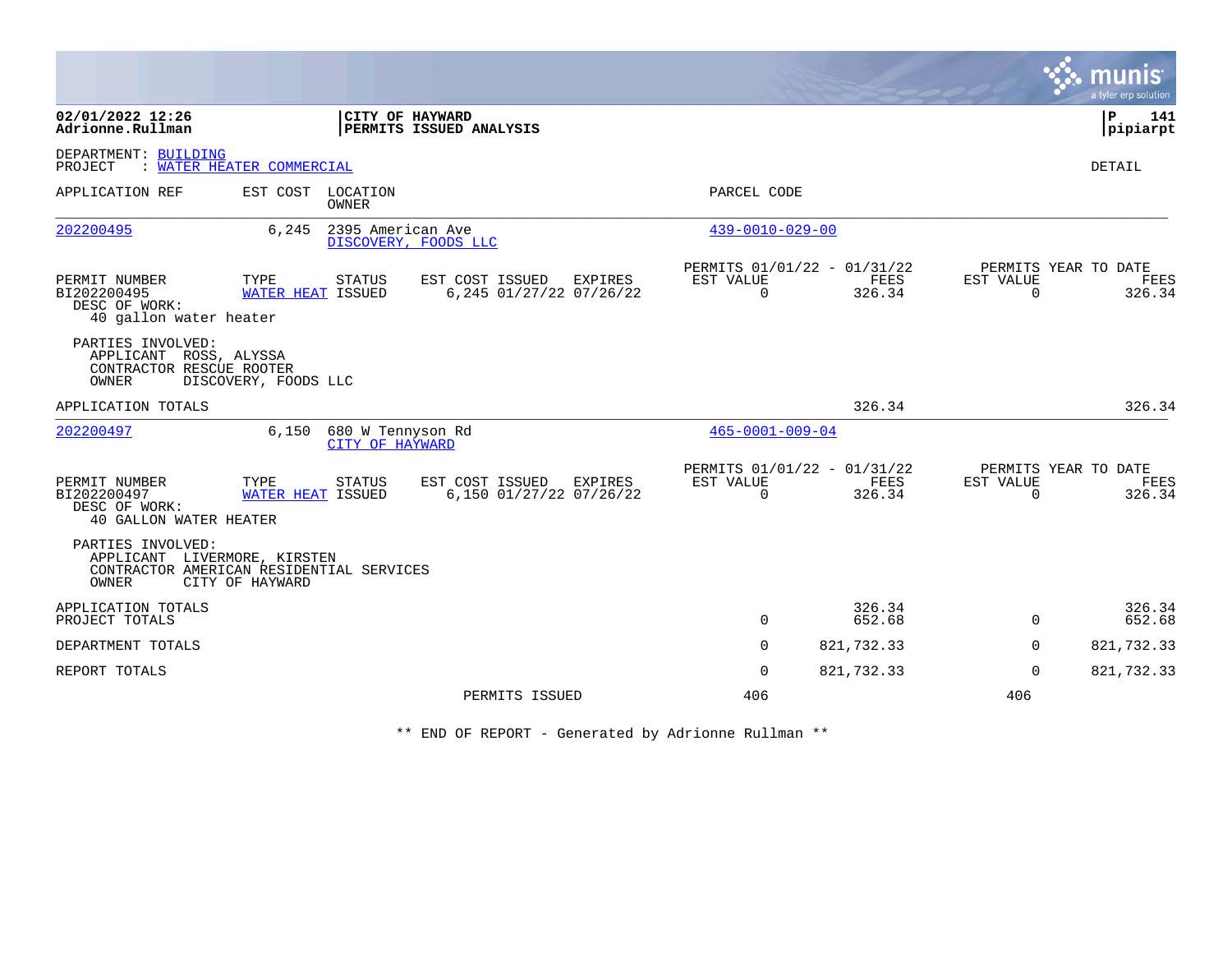**02/01/2022 12:26**
**Adrionne.Rullman**

**CITY OF HAYWARD**
**PERMITS ISSUED ANALYSIS**

DEPARTMENT: BUILDING
PROJECT : WATER HEATER COMMERCIAL

DETAIL

| APPLICATION REF | EST COST | LOCATION / OWNER | PARCEL CODE |
|---|---|---|---|
| 202200495 | 6,245 | 2395 American Ave / DISCOVERY, FOODS LLC | 439-0010-029-00 |

| PERMIT NUMBER | TYPE | STATUS | EST COST | ISSUED | EXPIRES | PERMITS 01/01/22 - 01/31/22 EST VALUE | FEES | PERMITS YEAR TO DATE EST VALUE | FEES |
|---|---|---|---|---|---|---|---|---|---|
| BI202200495 | WATER HEAT | ISSUED | 6,245 | 01/27/22 | 07/26/22 | 0 | 326.34 | 0 | 326.34 |

DESC OF WORK:
40 gallon water heater

PARTIES INVOLVED:
APPLICANT ROSS, ALYSSA
CONTRACTOR RESCUE ROOTER
OWNER DISCOVERY, FOODS LLC

APPLICATION TOTALS 326.34 326.34

| APPLICATION REF | EST COST | LOCATION / OWNER | PARCEL CODE |
|---|---|---|---|
| 202200497 | 6,150 | 680 W Tennyson Rd / CITY OF HAYWARD | 465-0001-009-04 |

| PERMIT NUMBER | TYPE | STATUS | EST COST | ISSUED | EXPIRES | PERMITS 01/01/22 - 01/31/22 EST VALUE | FEES | PERMITS YEAR TO DATE EST VALUE | FEES |
|---|---|---|---|---|---|---|---|---|---|
| BI202200497 | WATER HEAT | ISSUED | 6,150 | 01/27/22 | 07/26/22 | 0 | 326.34 | 0 | 326.34 |

DESC OF WORK:
40 GALLON WATER HEATER

PARTIES INVOLVED:
APPLICANT LIVERMORE, KIRSTEN
CONTRACTOR AMERICAN RESIDENTIAL SERVICES
OWNER CITY OF HAYWARD

| | EST VALUE | FEES | EST VALUE | FEES |
|---|---|---|---|---|
| APPLICATION TOTALS | | 326.34 | | 326.34 |
| PROJECT TOTALS | 0 | 652.68 | 0 | 652.68 |
| DEPARTMENT TOTALS | 0 | 821,732.33 | 0 | 821,732.33 |
| REPORT TOTALS | 0 | 821,732.33 | 0 | 821,732.33 |
| PERMITS ISSUED | 406 | | 406 | |

** END OF REPORT - Generated by Adrionne Rullman **